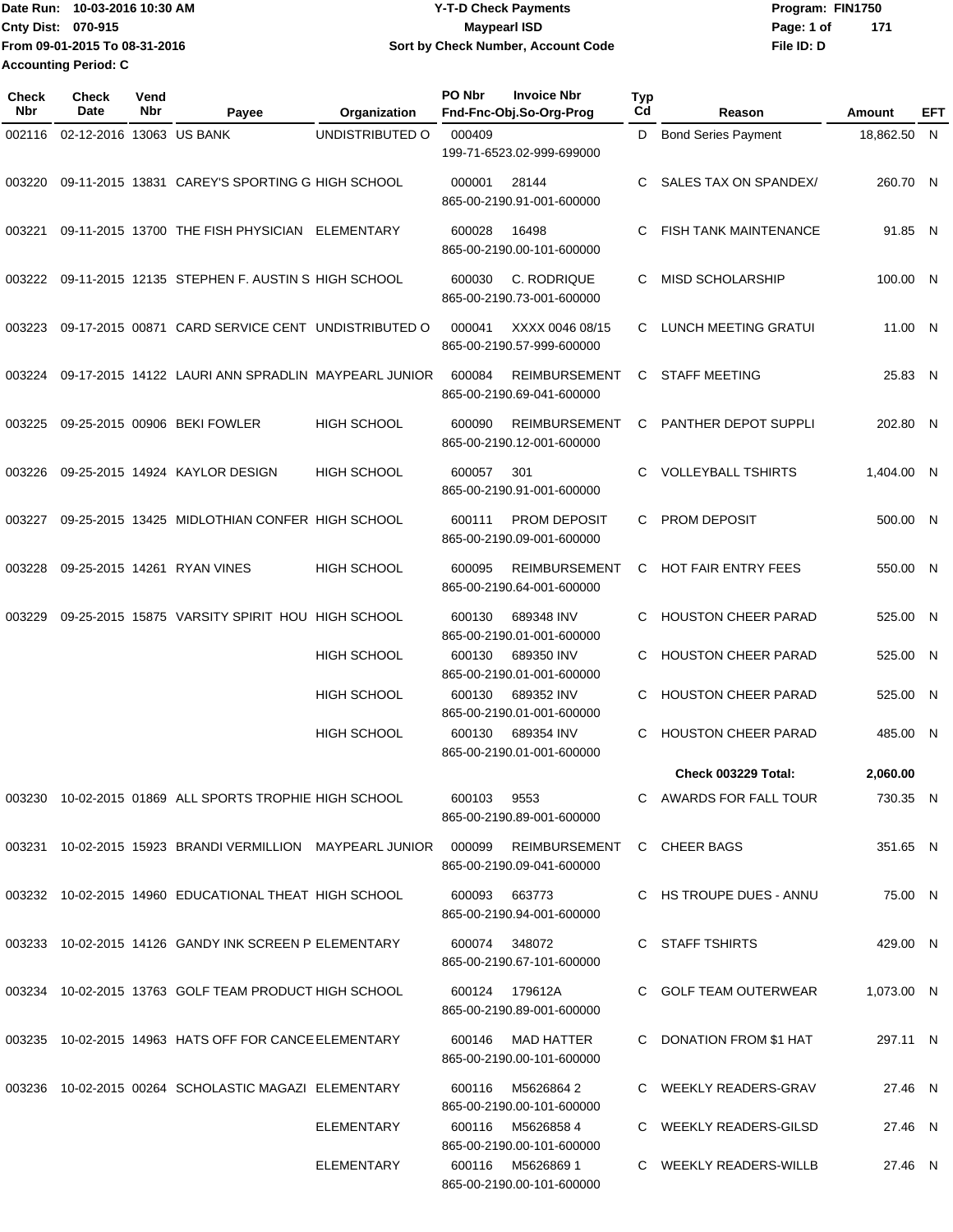Date Run: 10-03-2016 10:30 AM
Cnty Dist: 070-915
From 09-01-2015 To 08-31-2016
Accounting Period: C

# Y-T-D Check Payments
## Maypearl ISD
### Sort by Check Number, Account Code

Program: FIN1750
File ID: D

| Check Nbr | Check Date | Vend Nbr | Payee | Organization | PO Nbr | Invoice Nbr / Fnd-Fnc-Obj.So-Org-Prog | Typ Cd | Reason | Amount | EFT |
|---|---|---|---|---|---|---|---|---|---|---|
| 002116 | 02-12-2016 | 13063 | US BANK | UNDISTRIBUTED O | 000409 | 199-71-6523.02-999-699000 | D | Bond Series Payment | 18,862.50 | N |
| 003220 | 09-11-2015 | 13831 | CAREY'S SPORTING G | HIGH SCHOOL | 000001 | 28144 865-00-2190.91-001-600000 | C | SALES TAX ON SPANDEX/ | 260.70 | N |
| 003221 | 09-11-2015 | 13700 | THE FISH PHYSICIAN | ELEMENTARY | 600028 | 16498 865-00-2190.00-101-600000 | C | FISH TANK MAINTENANCE | 91.85 | N |
| 003222 | 09-11-2015 | 12135 | STEPHEN F. AUSTIN S | HIGH SCHOOL | 600030 | C. RODRIQUE 865-00-2190.73-001-600000 | C | MISD SCHOLARSHIP | 100.00 | N |
| 003223 | 09-17-2015 | 00871 | CARD SERVICE CENT | UNDISTRIBUTED O | 000041 | XXXX 0046 08/15 865-00-2190.57-999-600000 | C | LUNCH MEETING GRATUI | 11.00 | N |
| 003224 | 09-17-2015 | 14122 | LAURI ANN SPRADLIN | MAYPEARL JUNIOR | 600084 | REIMBURSEMENT 865-00-2190.69-041-600000 | C | STAFF MEETING | 25.83 | N |
| 003225 | 09-25-2015 | 00906 | BEKI FOWLER | HIGH SCHOOL | 600090 | REIMBURSEMENT 865-00-2190.12-001-600000 | C | PANTHER DEPOT SUPPLI | 202.80 | N |
| 003226 | 09-25-2015 | 14924 | KAYLOR DESIGN | HIGH SCHOOL | 600057 | 301 865-00-2190.91-001-600000 | C | VOLLEYBALL TSHIRTS | 1,404.00 | N |
| 003227 | 09-25-2015 | 13425 | MIDLOTHIAN CONFER | HIGH SCHOOL | 600111 | PROM DEPOSIT 865-00-2190.09-001-600000 | C | PROM DEPOSIT | 500.00 | N |
| 003228 | 09-25-2015 | 14261 | RYAN VINES | HIGH SCHOOL | 600095 | REIMBURSEMENT 865-00-2190.64-001-600000 | C | HOT FAIR ENTRY FEES | 550.00 | N |
| 003229 | 09-25-2015 | 15875 | VARSITY SPIRIT HOU | HIGH SCHOOL | 600130 | 689348 INV 865-00-2190.01-001-600000 | C | HOUSTON CHEER PARAD | 525.00 | N |
| | | | | HIGH SCHOOL | 600130 | 689350 INV 865-00-2190.01-001-600000 | C | HOUSTON CHEER PARAD | 525.00 | N |
| | | | | HIGH SCHOOL | 600130 | 689352 INV 865-00-2190.01-001-600000 | C | HOUSTON CHEER PARAD | 525.00 | N |
| | | | | HIGH SCHOOL | 600130 | 689354 INV 865-00-2190.01-001-600000 | C | HOUSTON CHEER PARAD | 485.00 | N |
| | | | | | | | | **Check 003229 Total:** | **2,060.00** | |
| 003230 | 10-02-2015 | 01869 | ALL SPORTS TROPHIE | HIGH SCHOOL | 600103 | 9553 865-00-2190.89-001-600000 | C | AWARDS FOR FALL TOUR | 730.35 | N |
| 003231 | 10-02-2015 | 15923 | BRANDI VERMILLION | MAYPEARL JUNIOR | 000099 | REIMBURSEMENT 865-00-2190.09-041-600000 | C | CHEER BAGS | 351.65 | N |
| 003232 | 10-02-2015 | 14960 | EDUCATIONAL THEAT | HIGH SCHOOL | 600093 | 663773 865-00-2190.94-001-600000 | C | HS TROUPE DUES - ANNU | 75.00 | N |
| 003233 | 10-02-2015 | 14126 | GANDY INK SCREEN P | ELEMENTARY | 600074 | 348072 865-00-2190.67-101-600000 | C | STAFF TSHIRTS | 429.00 | N |
| 003234 | 10-02-2015 | 13763 | GOLF TEAM PRODUCT | HIGH SCHOOL | 600124 | 179612A 865-00-2190.89-001-600000 | C | GOLF TEAM OUTERWEAR | 1,073.00 | N |
| 003235 | 10-02-2015 | 14963 | HATS OFF FOR CANCE | ELEMENTARY | 600146 | MAD HATTER 865-00-2190.00-101-600000 | C | DONATION FROM $1 HAT | 297.11 | N |
| 003236 | 10-02-2015 | 00264 | SCHOLASTIC MAGAZI | ELEMENTARY | 600116 | M5626864 2 865-00-2190.00-101-600000 | C | WEEKLY READERS-GRAV | 27.46 | N |
| | | | | ELEMENTARY | 600116 | M5626858 4 865-00-2190.00-101-600000 | C | WEEKLY READERS-GILSD | 27.46 | N |
| | | | | ELEMENTARY | 600116 | M5626869 1 865-00-2190.00-101-600000 | C | WEEKLY READERS-WILLB | 27.46 | N |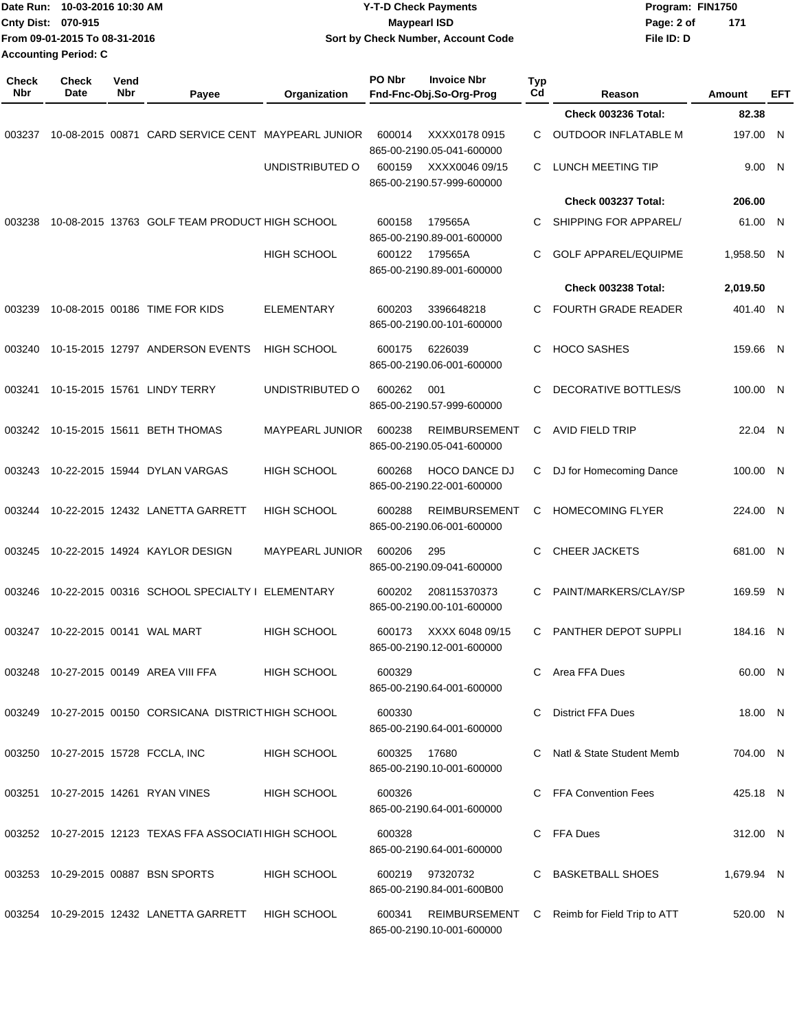Date Run: 10-03-2016 10:30 AM
Cnty Dist: 070-915
From 09-01-2015 To 08-31-2016
Accounting Period: C

**Y-T-D Check Payments**
**Maypearl ISD**
**Sort by Check Number, Account Code**

Program: FIN1750
File ID: D

| Check Nbr | Check Date | Vend Nbr | Payee | Organization | PO Nbr | Invoice Nbr / Fnd-Fnc-Obj.So-Org-Prog | Typ Cd | Reason | Amount | EFT |
|---|---|---|---|---|---|---|---|---|---|---|
| | | | | | | | | **Check 003236 Total:** | **82.38** | |
| 003237 | 10-08-2015 | 00871 | CARD SERVICE CENT | MAYPEARL JUNIOR | 600014 | XXXX0178 0915 / 865-00-2190.05-041-600000 | C | OUTDOOR INFLATABLE M | 197.00 | N |
| | | | | UNDISTRIBUTED O | 600159 | XXXX0046 09/15 / 865-00-2190.57-999-600000 | C | LUNCH MEETING TIP | 9.00 | N |
| | | | | | | | | **Check 003237 Total:** | **206.00** | |
| 003238 | 10-08-2015 | 13763 | GOLF TEAM PRODUCT | HIGH SCHOOL | 600158 | 179565A / 865-00-2190.89-001-600000 | C | SHIPPING FOR APPAREL/ | 61.00 | N |
| | | | | HIGH SCHOOL | 600122 | 179565A / 865-00-2190.89-001-600000 | C | GOLF APPAREL/EQUIPME | 1,958.50 | N |
| | | | | | | | | **Check 003238 Total:** | **2,019.50** | |
| 003239 | 10-08-2015 | 00186 | TIME FOR KIDS | ELEMENTARY | 600203 | 3396648218 / 865-00-2190.00-101-600000 | C | FOURTH GRADE READER | 401.40 | N |
| 003240 | 10-15-2015 | 12797 | ANDERSON EVENTS | HIGH SCHOOL | 600175 | 6226039 / 865-00-2190.06-001-600000 | C | HOCO SASHES | 159.66 | N |
| 003241 | 10-15-2015 | 15761 | LINDY TERRY | UNDISTRIBUTED O | 600262 | 001 / 865-00-2190.57-999-600000 | C | DECORATIVE BOTTLES/S | 100.00 | N |
| 003242 | 10-15-2015 | 15611 | BETH THOMAS | MAYPEARL JUNIOR | 600238 | REIMBURSEMENT / 865-00-2190.05-041-600000 | C | AVID FIELD TRIP | 22.04 | N |
| 003243 | 10-22-2015 | 15944 | DYLAN VARGAS | HIGH SCHOOL | 600268 | HOCO DANCE DJ / 865-00-2190.22-001-600000 | C | DJ for Homecoming Dance | 100.00 | N |
| 003244 | 10-22-2015 | 12432 | LANETTA GARRETT | HIGH SCHOOL | 600288 | REIMBURSEMENT / 865-00-2190.06-001-600000 | C | HOMECOMING FLYER | 224.00 | N |
| 003245 | 10-22-2015 | 14924 | KAYLOR DESIGN | MAYPEARL JUNIOR | 600206 | 295 / 865-00-2190.09-041-600000 | C | CHEER JACKETS | 681.00 | N |
| 003246 | 10-22-2015 | 00316 | SCHOOL SPECIALTY I | ELEMENTARY | 600202 | 208115370373 / 865-00-2190.00-101-600000 | C | PAINT/MARKERS/CLAY/SP | 169.59 | N |
| 003247 | 10-22-2015 | 00141 | WAL MART | HIGH SCHOOL | 600173 | XXXX 6048 09/15 / 865-00-2190.12-001-600000 | C | PANTHER DEPOT SUPPLI | 184.16 | N |
| 003248 | 10-27-2015 | 00149 | AREA VIII FFA | HIGH SCHOOL | 600329 | 865-00-2190.64-001-600000 | C | Area FFA Dues | 60.00 | N |
| 003249 | 10-27-2015 | 00150 | CORSICANA DISTRICT | HIGH SCHOOL | 600330 | 865-00-2190.64-001-600000 | C | District FFA Dues | 18.00 | N |
| 003250 | 10-27-2015 | 15728 | FCCLA, INC | HIGH SCHOOL | 600325 | 17680 / 865-00-2190.10-001-600000 | C | Natl & State Student Memb | 704.00 | N |
| 003251 | 10-27-2015 | 14261 | RYAN VINES | HIGH SCHOOL | 600326 | 865-00-2190.64-001-600000 | C | FFA Convention Fees | 425.18 | N |
| 003252 | 10-27-2015 | 12123 | TEXAS FFA ASSOCIATI | HIGH SCHOOL | 600328 | 865-00-2190.64-001-600000 | C | FFA Dues | 312.00 | N |
| 003253 | 10-29-2015 | 00887 | BSN SPORTS | HIGH SCHOOL | 600219 | 97320732 / 865-00-2190.84-001-600B00 | C | BASKETBALL SHOES | 1,679.94 | N |
| 003254 | 10-29-2015 | 12432 | LANETTA GARRETT | HIGH SCHOOL | 600341 | REIMBURSEMENT / 865-00-2190.10-001-600000 | C | Reimb for Field Trip to ATT | 520.00 | N |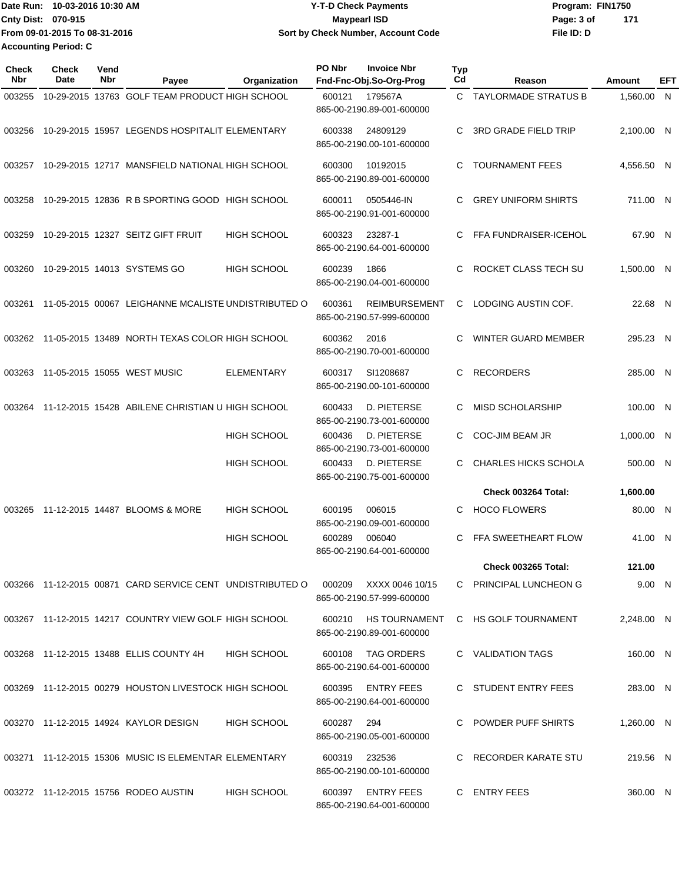Date Run: 10-03-2016 10:30 AM
Cnty Dist: 070-915
From 09-01-2015 To 08-31-2016
Accounting Period: C

**Y-T-D Check Payments**
**Maypearl ISD**
**Sort by Check Number, Account Code**

Program: FIN1750
File ID: D

| Check Nbr | Check Date | Vend Nbr | Payee | Organization | PO Nbr | Invoice Nbr / Fnd-Fnc-Obj.So-Org-Prog | Typ Cd | Reason | Amount | EFT |
|---|---|---|---|---|---|---|---|---|---|---|
| 003255 | 10-29-2015 | 13763 | GOLF TEAM PRODUCT | HIGH SCHOOL | 600121 | 179567A<br>865-00-2190.89-001-600000 | C | TAYLORMADE STRATUS B | 1,560.00 | N |
| 003256 | 10-29-2015 | 15957 | LEGENDS HOSPITALIT | ELEMENTARY | 600338 | 24809129<br>865-00-2190.00-101-600000 | C | 3RD GRADE FIELD TRIP | 2,100.00 | N |
| 003257 | 10-29-2015 | 12717 | MANSFIELD NATIONAL | HIGH SCHOOL | 600300 | 10192015<br>865-00-2190.89-001-600000 | C | TOURNAMENT FEES | 4,556.50 | N |
| 003258 | 10-29-2015 | 12836 | R B SPORTING GOOD | HIGH SCHOOL | 600011 | 0505446-IN<br>865-00-2190.91-001-600000 | C | GREY UNIFORM SHIRTS | 711.00 | N |
| 003259 | 10-29-2015 | 12327 | SEITZ GIFT FRUIT | HIGH SCHOOL | 600323 | 23287-1<br>865-00-2190.64-001-600000 | C | FFA FUNDRAISER-ICEHOL | 67.90 | N |
| 003260 | 10-29-2015 | 14013 | SYSTEMS GO | HIGH SCHOOL | 600239 | 1866<br>865-00-2190.04-001-600000 | C | ROCKET CLASS TECH SU | 1,500.00 | N |
| 003261 | 11-05-2015 | 00067 | LEIGHANNE MCALISTE | UNDISTRIBUTED O | 600361 | REIMBURSEMENT<br>865-00-2190.57-999-600000 | C | LODGING AUSTIN COF. | 22.68 | N |
| 003262 | 11-05-2015 | 13489 | NORTH TEXAS COLOR | HIGH SCHOOL | 600362 | 2016<br>865-00-2190.70-001-600000 | C | WINTER GUARD MEMBER | 295.23 | N |
| 003263 | 11-05-2015 | 15055 | WEST MUSIC | ELEMENTARY | 600317 | SI1208687<br>865-00-2190.00-101-600000 | C | RECORDERS | 285.00 | N |
| 003264 | 11-12-2015 | 15428 | ABILENE CHRISTIAN U | HIGH SCHOOL | 600433 | D. PIETERSE<br>865-00-2190.73-001-600000 | C | MISD SCHOLARSHIP | 100.00 | N |
| | | | | HIGH SCHOOL | 600436 | D. PIETERSE<br>865-00-2190.73-001-600000 | C | COC-JIM BEAM JR | 1,000.00 | N |
| | | | | HIGH SCHOOL | 600433 | D. PIETERSE<br>865-00-2190.75-001-600000 | C | CHARLES HICKS SCHOLA | 500.00 | N |
| | | | | | | | | **Check 003264 Total:** | **1,600.00** | |
| 003265 | 11-12-2015 | 14487 | BLOOMS & MORE | HIGH SCHOOL | 600195 | 006015<br>865-00-2190.09-001-600000 | C | HOCO FLOWERS | 80.00 | N |
| | | | | HIGH SCHOOL | 600289 | 006040<br>865-00-2190.64-001-600000 | C | FFA SWEETHEART FLOW | 41.00 | N |
| | | | | | | | | **Check 003265 Total:** | **121.00** | |
| 003266 | 11-12-2015 | 00871 | CARD SERVICE CENT | UNDISTRIBUTED O | 000209 | XXXX 0046 10/15<br>865-00-2190.57-999-600000 | C | PRINCIPAL LUNCHEON G | 9.00 | N |
| 003267 | 11-12-2015 | 14217 | COUNTRY VIEW GOLF | HIGH SCHOOL | 600210 | HS TOURNAMENT<br>865-00-2190.89-001-600000 | C | HS GOLF TOURNAMENT | 2,248.00 | N |
| 003268 | 11-12-2015 | 13488 | ELLIS COUNTY 4H | HIGH SCHOOL | 600108 | TAG ORDERS<br>865-00-2190.64-001-600000 | C | VALIDATION TAGS | 160.00 | N |
| 003269 | 11-12-2015 | 00279 | HOUSTON LIVESTOCK | HIGH SCHOOL | 600395 | ENTRY FEES<br>865-00-2190.64-001-600000 | C | STUDENT ENTRY FEES | 283.00 | N |
| 003270 | 11-12-2015 | 14924 | KAYLOR DESIGN | HIGH SCHOOL | 600287 | 294<br>865-00-2190.05-001-600000 | C | POWDER PUFF SHIRTS | 1,260.00 | N |
| 003271 | 11-12-2015 | 15306 | MUSIC IS ELEMENTAR | ELEMENTARY | 600319 | 232536<br>865-00-2190.00-101-600000 | C | RECORDER KARATE STU | 219.56 | N |
| 003272 | 11-12-2015 | 15756 | RODEO AUSTIN | HIGH SCHOOL | 600397 | ENTRY FEES<br>865-00-2190.64-001-600000 | C | ENTRY FEES | 360.00 | N |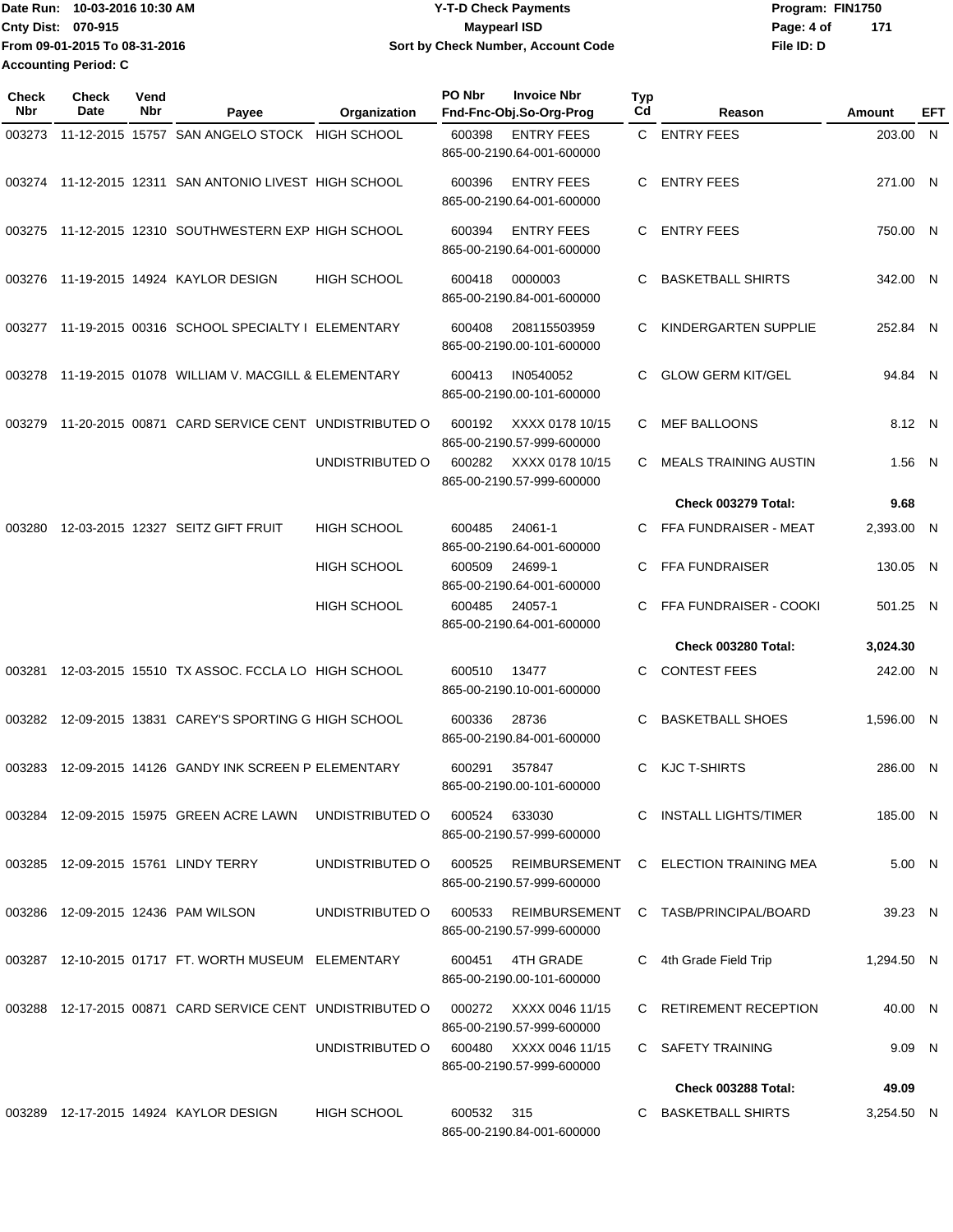Date Run: 10-03-2016 10:30 AM
Cnty Dist: 070-915
From 09-01-2015 To 08-31-2016
Accounting Period: C

# Y-T-D Check Payments
## Maypearl ISD
### Sort by Check Number, Account Code

Program: FIN1750
File ID: D

| Check Nbr | Check Date | Vend Nbr | Payee | Organization | PO Nbr | Invoice Nbr / Fnd-Fnc-Obj.So-Org-Prog | Typ Cd | Reason | Amount | EFT |
|---|---|---|---|---|---|---|---|---|---|---|
| 003273 | 11-12-2015 | 15757 | SAN ANGELO STOCK | HIGH SCHOOL | 600398 | ENTRY FEES<br>865-00-2190.64-001-600000 | C | ENTRY FEES | 203.00 | N |
| 003274 | 11-12-2015 | 12311 | SAN ANTONIO LIVEST | HIGH SCHOOL | 600396 | ENTRY FEES<br>865-00-2190.64-001-600000 | C | ENTRY FEES | 271.00 | N |
| 003275 | 11-12-2015 | 12310 | SOUTHWESTERN EXP | HIGH SCHOOL | 600394 | ENTRY FEES<br>865-00-2190.64-001-600000 | C | ENTRY FEES | 750.00 | N |
| 003276 | 11-19-2015 | 14924 | KAYLOR DESIGN | HIGH SCHOOL | 600418 | 0000003<br>865-00-2190.84-001-600000 | C | BASKETBALL SHIRTS | 342.00 | N |
| 003277 | 11-19-2015 | 00316 | SCHOOL SPECIALTY I | ELEMENTARY | 600408 | 208115503959<br>865-00-2190.00-101-600000 | C | KINDERGARTEN SUPPLIE | 252.84 | N |
| 003278 | 11-19-2015 | 01078 | WILLIAM V. MACGILL & | ELEMENTARY | 600413 | IN0540052<br>865-00-2190.00-101-600000 | C | GLOW GERM KIT/GEL | 94.84 | N |
| 003279 | 11-20-2015 | 00871 | CARD SERVICE CENT | UNDISTRIBUTED O | 600192 | XXXX 0178 10/15<br>865-00-2190.57-999-600000 | C | MEF BALLOONS | 8.12 | N |
| | | | | UNDISTRIBUTED O | 600282 | XXXX 0178 10/15<br>865-00-2190.57-999-600000 | C | MEALS TRAINING AUSTIN | 1.56 | N |
| | | | | | | | | **Check 003279 Total:** | **9.68** | |
| 003280 | 12-03-2015 | 12327 | SEITZ GIFT FRUIT | HIGH SCHOOL | 600485 | 24061-1<br>865-00-2190.64-001-600000 | C | FFA FUNDRAISER - MEAT | 2,393.00 | N |
| | | | | HIGH SCHOOL | 600509 | 24699-1<br>865-00-2190.64-001-600000 | C | FFA FUNDRAISER | 130.05 | N |
| | | | | HIGH SCHOOL | 600485 | 24057-1<br>865-00-2190.64-001-600000 | C | FFA FUNDRAISER - COOKI | 501.25 | N |
| | | | | | | | | **Check 003280 Total:** | **3,024.30** | |
| 003281 | 12-03-2015 | 15510 | TX ASSOC. FCCLA LO | HIGH SCHOOL | 600510 | 13477<br>865-00-2190.10-001-600000 | C | CONTEST FEES | 242.00 | N |
| 003282 | 12-09-2015 | 13831 | CAREY'S SPORTING G | HIGH SCHOOL | 600336 | 28736<br>865-00-2190.84-001-600000 | C | BASKETBALL SHOES | 1,596.00 | N |
| 003283 | 12-09-2015 | 14126 | GANDY INK SCREEN P | ELEMENTARY | 600291 | 357847<br>865-00-2190.00-101-600000 | C | KJC T-SHIRTS | 286.00 | N |
| 003284 | 12-09-2015 | 15975 | GREEN ACRE LAWN | UNDISTRIBUTED O | 600524 | 633030<br>865-00-2190.57-999-600000 | C | INSTALL LIGHTS/TIMER | 185.00 | N |
| 003285 | 12-09-2015 | 15761 | LINDY TERRY | UNDISTRIBUTED O | 600525 | REIMBURSEMENT<br>865-00-2190.57-999-600000 | C | ELECTION TRAINING MEA | 5.00 | N |
| 003286 | 12-09-2015 | 12436 | PAM WILSON | UNDISTRIBUTED O | 600533 | REIMBURSEMENT<br>865-00-2190.57-999-600000 | C | TASB/PRINCIPAL/BOARD | 39.23 | N |
| 003287 | 12-10-2015 | 01717 | FT. WORTH MUSEUM | ELEMENTARY | 600451 | 4TH GRADE<br>865-00-2190.00-101-600000 | C | 4th Grade Field Trip | 1,294.50 | N |
| 003288 | 12-17-2015 | 00871 | CARD SERVICE CENT | UNDISTRIBUTED O | 000272 | XXXX 0046 11/15<br>865-00-2190.57-999-600000 | C | RETIREMENT RECEPTION | 40.00 | N |
| | | | | UNDISTRIBUTED O | 600480 | XXXX 0046 11/15<br>865-00-2190.57-999-600000 | C | SAFETY TRAINING | 9.09 | N |
| | | | | | | | | **Check 003288 Total:** | **49.09** | |
| 003289 | 12-17-2015 | 14924 | KAYLOR DESIGN | HIGH SCHOOL | 600532 | 315<br>865-00-2190.84-001-600000 | C | BASKETBALL SHIRTS | 3,254.50 | N |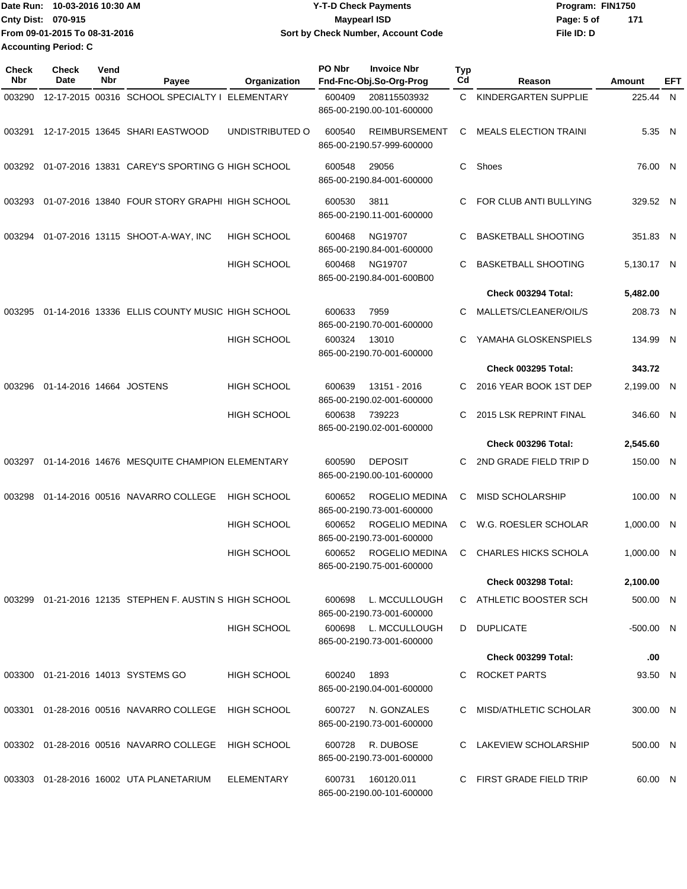Date Run: 10-03-2016 10:30 AM
Cnty Dist: 070-915
From 09-01-2015 To 08-31-2016
Accounting Period: C

# Y-T-D Check Payments
## Maypearl ISD
### Sort by Check Number, Account Code

Program: FIN1750
File ID: D

| Check Nbr | Check Date | Vend Nbr | Payee | Organization | PO Nbr | Invoice Nbr / Fnd-Fnc-Obj.So-Org-Prog | Typ Cd | Reason | Amount | EFT |
|---|---|---|---|---|---|---|---|---|---|---|
| 003290 | 12-17-2015 | 00316 | SCHOOL SPECIALTY I | ELEMENTARY | 600409 | 208115503932 865-00-2190.00-101-600000 | C | KINDERGARTEN SUPPLIE | 225.44 | N |
| 003291 | 12-17-2015 | 13645 | SHARI EASTWOOD | UNDISTRIBUTED O | 600540 | REIMBURSEMENT 865-00-2190.57-999-600000 | C | MEALS ELECTION TRAINI | 5.35 | N |
| 003292 | 01-07-2016 | 13831 | CAREY'S SPORTING G | HIGH SCHOOL | 600548 | 29056 865-00-2190.84-001-600000 | C | Shoes | 76.00 | N |
| 003293 | 01-07-2016 | 13840 | FOUR STORY GRAPHI | HIGH SCHOOL | 600530 | 3811 865-00-2190.11-001-600000 | C | FOR CLUB ANTI BULLYING | 329.52 | N |
| 003294 | 01-07-2016 | 13115 | SHOOT-A-WAY, INC | HIGH SCHOOL | 600468 | NG19707 865-00-2190.84-001-600000 | C | BASKETBALL SHOOTING | 351.83 | N |
| | | | | HIGH SCHOOL | 600468 | NG19707 865-00-2190.84-001-600B00 | C | BASKETBALL SHOOTING | 5,130.17 | N |
| | | | | | | | | **Check 003294 Total:** | **5,482.00** | |
| 003295 | 01-14-2016 | 13336 | ELLIS COUNTY MUSIC | HIGH SCHOOL | 600633 | 7959 865-00-2190.70-001-600000 | C | MALLETS/CLEANER/OIL/S | 208.73 | N |
| | | | | HIGH SCHOOL | 600324 | 13010 865-00-2190.70-001-600000 | C | YAMAHA GLOSKENSPIELS | 134.99 | N |
| | | | | | | | | **Check 003295 Total:** | **343.72** | |
| 003296 | 01-14-2016 | 14664 | JOSTENS | HIGH SCHOOL | 600639 | 13151 - 2016 865-00-2190.02-001-600000 | C | 2016 YEAR BOOK 1ST DEP | 2,199.00 | N |
| | | | | HIGH SCHOOL | 600638 | 739223 865-00-2190.02-001-600000 | C | 2015 LSK REPRINT FINAL | 346.60 | N |
| | | | | | | | | **Check 003296 Total:** | **2,545.60** | |
| 003297 | 01-14-2016 | 14676 | MESQUITE CHAMPION | ELEMENTARY | 600590 | DEPOSIT 865-00-2190.00-101-600000 | C | 2ND GRADE FIELD TRIP D | 150.00 | N |
| 003298 | 01-14-2016 | 00516 | NAVARRO COLLEGE | HIGH SCHOOL | 600652 | ROGELIO MEDINA 865-00-2190.73-001-600000 | C | MISD SCHOLARSHIP | 100.00 | N |
| | | | | HIGH SCHOOL | 600652 | ROGELIO MEDINA 865-00-2190.73-001-600000 | C | W.G. ROESLER SCHOLAR | 1,000.00 | N |
| | | | | HIGH SCHOOL | 600652 | ROGELIO MEDINA 865-00-2190.75-001-600000 | C | CHARLES HICKS SCHOLA | 1,000.00 | N |
| | | | | | | | | **Check 003298 Total:** | **2,100.00** | |
| 003299 | 01-21-2016 | 12135 | STEPHEN F. AUSTIN S | HIGH SCHOOL | 600698 | L. MCCULLOUGH 865-00-2190.73-001-600000 | C | ATHLETIC BOOSTER SCH | 500.00 | N |
| | | | | HIGH SCHOOL | 600698 | L. MCCULLOUGH 865-00-2190.73-001-600000 | D | DUPLICATE | -500.00 | N |
| | | | | | | | | **Check 003299 Total:** | **.00** | |
| 003300 | 01-21-2016 | 14013 | SYSTEMS GO | HIGH SCHOOL | 600240 | 1893 865-00-2190.04-001-600000 | C | ROCKET PARTS | 93.50 | N |
| 003301 | 01-28-2016 | 00516 | NAVARRO COLLEGE | HIGH SCHOOL | 600727 | N. GONZALES 865-00-2190.73-001-600000 | C | MISD/ATHLETIC SCHOLAR | 300.00 | N |
| 003302 | 01-28-2016 | 00516 | NAVARRO COLLEGE | HIGH SCHOOL | 600728 | R. DUBOSE 865-00-2190.73-001-600000 | C | LAKEVIEW SCHOLARSHIP | 500.00 | N |
| 003303 | 01-28-2016 | 16002 | UTA PLANETARIUM | ELEMENTARY | 600731 | 160120.011 865-00-2190.00-101-600000 | C | FIRST GRADE FIELD TRIP | 60.00 | N |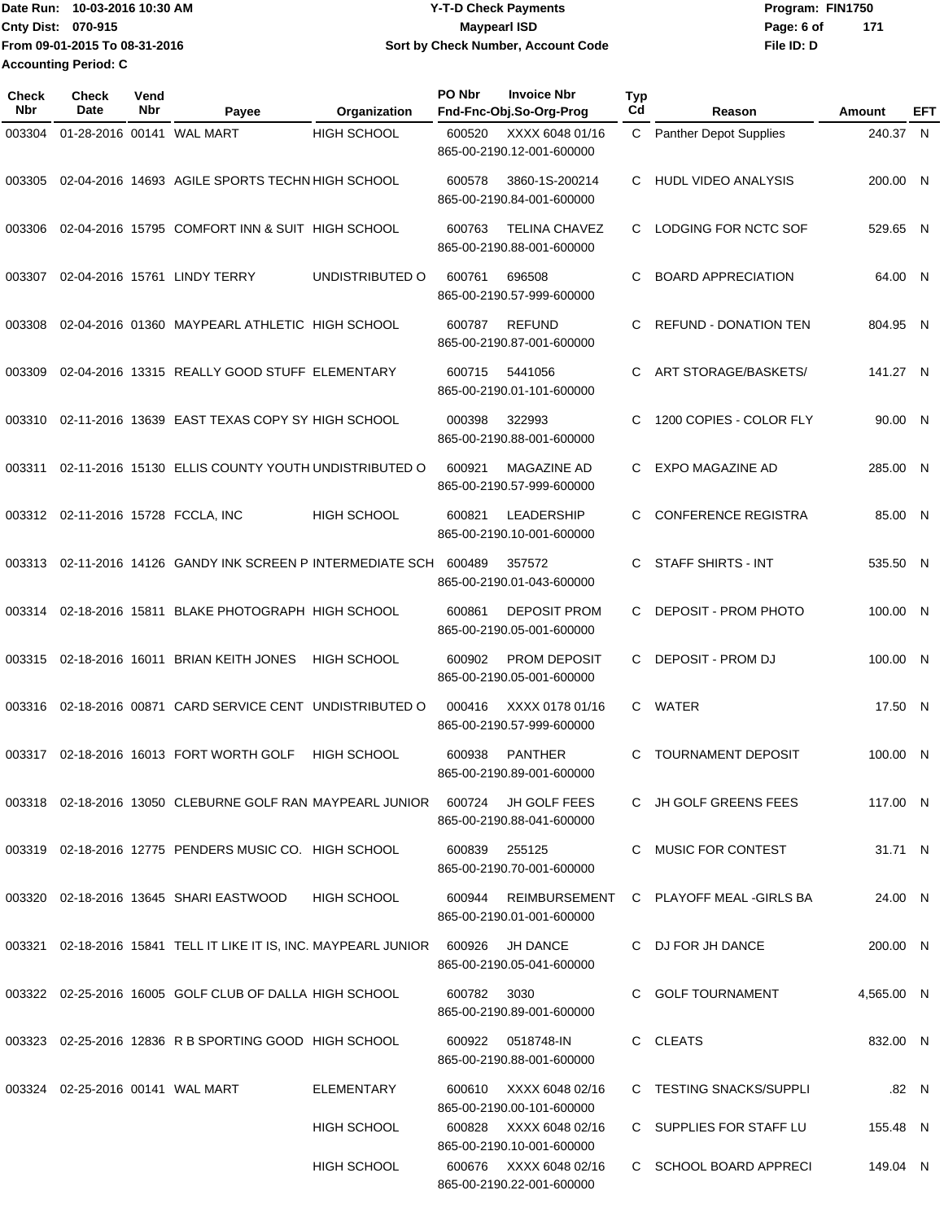Date Run: 10-03-2016 10:30 AM
Cnty Dist: 070-915
From 09-01-2015 To 08-31-2016
Accounting Period: C

**Y-T-D Check Payments**
**Maypearl ISD**
**Sort by Check Number, Account Code**

Program: FIN1750
File ID: D

| Check Nbr | Check Date | Vend Nbr | Payee | Organization | PO Nbr | Invoice Nbr / Fnd-Fnc-Obj.So-Org-Prog | Typ Cd | Reason | Amount | EFT |
|---|---|---|---|---|---|---|---|---|---|---|
| 003304 | 01-28-2016 | 00141 | WAL MART | HIGH SCHOOL | 600520 | XXXX 6048 01/16 865-00-2190.12-001-600000 | C | Panther Depot Supplies | 240.37 | N |
| 003305 | 02-04-2016 | 14693 | AGILE SPORTS TECHN | HIGH SCHOOL | 600578 | 3860-1S-200214 865-00-2190.84-001-600000 | C | HUDL VIDEO ANALYSIS | 200.00 | N |
| 003306 | 02-04-2016 | 15795 | COMFORT INN & SUIT | HIGH SCHOOL | 600763 | TELINA CHAVEZ 865-00-2190.88-001-600000 | C | LODGING FOR NCTC SOF | 529.65 | N |
| 003307 | 02-04-2016 | 15761 | LINDY TERRY | UNDISTRIBUTED O | 600761 | 696508 865-00-2190.57-999-600000 | C | BOARD APPRECIATION | 64.00 | N |
| 003308 | 02-04-2016 | 01360 | MAYPEARL ATHLETIC | HIGH SCHOOL | 600787 | REFUND 865-00-2190.87-001-600000 | C | REFUND - DONATION TEN | 804.95 | N |
| 003309 | 02-04-2016 | 13315 | REALLY GOOD STUFF | ELEMENTARY | 600715 | 5441056 865-00-2190.01-101-600000 | C | ART STORAGE/BASKETS/ | 141.27 | N |
| 003310 | 02-11-2016 | 13639 | EAST TEXAS COPY SY | HIGH SCHOOL | 000398 | 322993 865-00-2190.88-001-600000 | C | 1200 COPIES - COLOR FLY | 90.00 | N |
| 003311 | 02-11-2016 | 15130 | ELLIS COUNTY YOUTH | UNDISTRIBUTED O | 600921 | MAGAZINE AD 865-00-2190.57-999-600000 | C | EXPO MAGAZINE AD | 285.00 | N |
| 003312 | 02-11-2016 | 15728 | FCCLA, INC | HIGH SCHOOL | 600821 | LEADERSHIP 865-00-2190.10-001-600000 | C | CONFERENCE REGISTRA | 85.00 | N |
| 003313 | 02-11-2016 | 14126 | GANDY INK SCREEN P | INTERMEDIATE SCH | 600489 | 357572 865-00-2190.01-043-600000 | C | STAFF SHIRTS - INT | 535.50 | N |
| 003314 | 02-18-2016 | 15811 | BLAKE PHOTOGRAPH | HIGH SCHOOL | 600861 | DEPOSIT PROM 865-00-2190.05-001-600000 | C | DEPOSIT - PROM PHOTO | 100.00 | N |
| 003315 | 02-18-2016 | 16011 | BRIAN KEITH JONES | HIGH SCHOOL | 600902 | PROM DEPOSIT 865-00-2190.05-001-600000 | C | DEPOSIT - PROM DJ | 100.00 | N |
| 003316 | 02-18-2016 | 00871 | CARD SERVICE CENT | UNDISTRIBUTED O | 000416 | XXXX 0178 01/16 865-00-2190.57-999-600000 | C | WATER | 17.50 | N |
| 003317 | 02-18-2016 | 16013 | FORT WORTH GOLF | HIGH SCHOOL | 600938 | PANTHER 865-00-2190.89-001-600000 | C | TOURNAMENT DEPOSIT | 100.00 | N |
| 003318 | 02-18-2016 | 13050 | CLEBURNE GOLF RAN | MAYPEARL JUNIOR | 600724 | JH GOLF FEES 865-00-2190.88-041-600000 | C | JH GOLF GREENS FEES | 117.00 | N |
| 003319 | 02-18-2016 | 12775 | PENDERS MUSIC CO. | HIGH SCHOOL | 600839 | 255125 865-00-2190.70-001-600000 | C | MUSIC FOR CONTEST | 31.71 | N |
| 003320 | 02-18-2016 | 13645 | SHARI EASTWOOD | HIGH SCHOOL | 600944 | REIMBURSEMENT 865-00-2190.01-001-600000 | C | PLAYOFF MEAL -GIRLS BA | 24.00 | N |
| 003321 | 02-18-2016 | 15841 | TELL IT LIKE IT IS, INC. | MAYPEARL JUNIOR | 600926 | JH DANCE 865-00-2190.05-041-600000 | C | DJ FOR JH DANCE | 200.00 | N |
| 003322 | 02-25-2016 | 16005 | GOLF CLUB OF DALLA | HIGH SCHOOL | 600782 | 3030 865-00-2190.89-001-600000 | C | GOLF TOURNAMENT | 4,565.00 | N |
| 003323 | 02-25-2016 | 12836 | R B SPORTING GOOD | HIGH SCHOOL | 600922 | 0518748-IN 865-00-2190.88-001-600000 | C | CLEATS | 832.00 | N |
| 003324 | 02-25-2016 | 00141 | WAL MART | ELEMENTARY | 600610 | XXXX 6048 02/16 865-00-2190.00-101-600000 | C | TESTING SNACKS/SUPPLI | .82 | N |
| | | | | HIGH SCHOOL | 600828 | XXXX 6048 02/16 865-00-2190.10-001-600000 | C | SUPPLIES FOR STAFF LU | 155.48 | N |
| | | | | HIGH SCHOOL | 600676 | XXXX 6048 02/16 865-00-2190.22-001-600000 | C | SCHOOL BOARD APPRECI | 149.04 | N |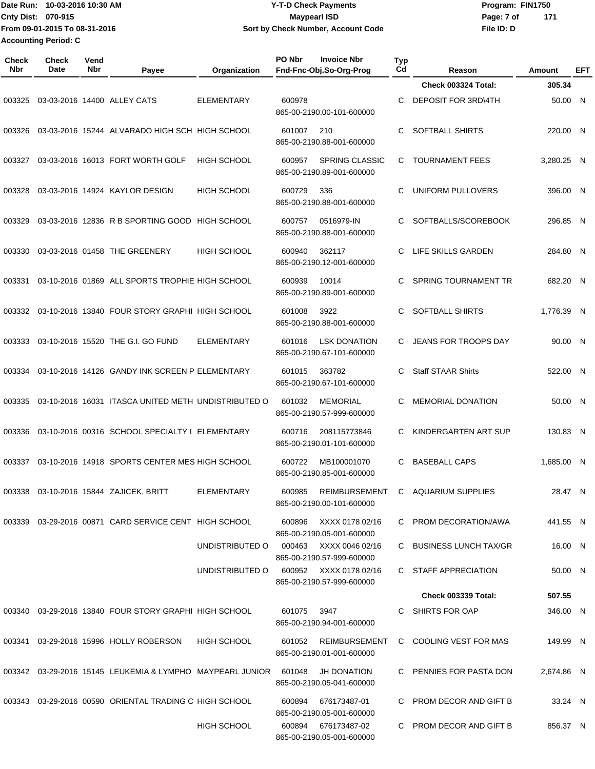Date Run: 10-03-2016 10:30 AM
Cnty Dist: 070-915
From 09-01-2015 To 08-31-2016
Accounting Period: C

**Y-T-D Check Payments**
**Maypearl ISD**
**Sort by Check Number, Account Code**

Program: FIN1750
File ID: D

| Check Nbr | Check Date | Vend Nbr | Payee | Organization | PO Nbr / Invoice Nbr / Fnd-Fnc-Obj.So-Org-Prog | Typ Cd | Reason | Amount | EFT |
|---|---|---|---|---|---|---|---|---|---|
| | | | | | | | Check 003324 Total: | 305.34 | |
| 003325 | 03-03-2016 | 14400 | ALLEY CATS | ELEMENTARY | 600978<br>865-00-2190.00-101-600000 | C | DEPOSIT FOR 3RD\4TH | 50.00 | N |
| 003326 | 03-03-2016 | 15244 | ALVARADO HIGH SCH | HIGH SCHOOL | 601007 210<br>865-00-2190.88-001-600000 | C | SOFTBALL SHIRTS | 220.00 | N |
| 003327 | 03-03-2016 | 16013 | FORT WORTH GOLF | HIGH SCHOOL | 600957 SPRING CLASSIC<br>865-00-2190.89-001-600000 | C | TOURNAMENT FEES | 3,280.25 | N |
| 003328 | 03-03-2016 | 14924 | KAYLOR DESIGN | HIGH SCHOOL | 600729 336<br>865-00-2190.88-001-600000 | C | UNIFORM PULLOVERS | 396.00 | N |
| 003329 | 03-03-2016 | 12836 | R B SPORTING GOOD | HIGH SCHOOL | 600757 0516979-IN<br>865-00-2190.88-001-600000 | C | SOFTBALLS/SCOREBOOK | 296.85 | N |
| 003330 | 03-03-2016 | 01458 | THE GREENERY | HIGH SCHOOL | 600940 362117<br>865-00-2190.12-001-600000 | C | LIFE SKILLS GARDEN | 284.80 | N |
| 003331 | 03-10-2016 | 01869 | ALL SPORTS TROPHIE | HIGH SCHOOL | 600939 10014<br>865-00-2190.89-001-600000 | C | SPRING TOURNAMENT TR | 682.20 | N |
| 003332 | 03-10-2016 | 13840 | FOUR STORY GRAPHI | HIGH SCHOOL | 601008 3922<br>865-00-2190.88-001-600000 | C | SOFTBALL SHIRTS | 1,776.39 | N |
| 003333 | 03-10-2016 | 15520 | THE G.I. GO FUND | ELEMENTARY | 601016 LSK DONATION<br>865-00-2190.67-101-600000 | C | JEANS FOR TROOPS DAY | 90.00 | N |
| 003334 | 03-10-2016 | 14126 | GANDY INK SCREEN P | ELEMENTARY | 601015 363782<br>865-00-2190.67-101-600000 | C | Staff STAAR Shirts | 522.00 | N |
| 003335 | 03-10-2016 | 16031 | ITASCA UNITED METH | UNDISTRIBUTED O | 601032 MEMORIAL<br>865-00-2190.57-999-600000 | C | MEMORIAL DONATION | 50.00 | N |
| 003336 | 03-10-2016 | 00316 | SCHOOL SPECIALTY I | ELEMENTARY | 600716 208115773846<br>865-00-2190.01-101-600000 | C | KINDERGARTEN ART SUP | 130.83 | N |
| 003337 | 03-10-2016 | 14918 | SPORTS CENTER MES | HIGH SCHOOL | 600722 MB100001070<br>865-00-2190.85-001-600000 | C | BASEBALL CAPS | 1,685.00 | N |
| 003338 | 03-10-2016 | 15844 | ZAJICEK, BRITT | ELEMENTARY | 600985 REIMBURSEMENT<br>865-00-2190.00-101-600000 | C | AQUARIUM SUPPLIES | 28.47 | N |
| 003339 | 03-29-2016 | 00871 | CARD SERVICE CENT | HIGH SCHOOL | 600896 XXXX 0178 02/16<br>865-00-2190.05-001-600000 | C | PROM DECORATION/AWA | 441.55 | N |
| | | | | UNDISTRIBUTED O | 000463 XXXX 0046 02/16<br>865-00-2190.57-999-600000 | C | BUSINESS LUNCH TAX/GR | 16.00 | N |
| | | | | UNDISTRIBUTED O | 600952 XXXX 0178 02/16<br>865-00-2190.57-999-600000 | C | STAFF APPRECIATION | 50.00 | N |
| | | | | | | | Check 003339 Total: | 507.55 | |
| 003340 | 03-29-2016 | 13840 | FOUR STORY GRAPHI | HIGH SCHOOL | 601075 3947<br>865-00-2190.94-001-600000 | C | SHIRTS FOR OAP | 346.00 | N |
| 003341 | 03-29-2016 | 15996 | HOLLY ROBERSON | HIGH SCHOOL | 601052 REIMBURSEMENT<br>865-00-2190.01-001-600000 | C | COOLING VEST FOR MAS | 149.99 | N |
| 003342 | 03-29-2016 | 15145 | LEUKEMIA & LYMPHO | MAYPEARL JUNIOR | 601048 JH DONATION<br>865-00-2190.05-041-600000 | C | PENNIES FOR PASTA DON | 2,674.86 | N |
| 003343 | 03-29-2016 | 00590 | ORIENTAL TRADING C | HIGH SCHOOL | 600894 676173487-01<br>865-00-2190.05-001-600000 | C | PROM DECOR AND GIFT B | 33.24 | N |
| | | | | HIGH SCHOOL | 600894 676173487-02<br>865-00-2190.05-001-600000 | C | PROM DECOR AND GIFT B | 856.37 | N |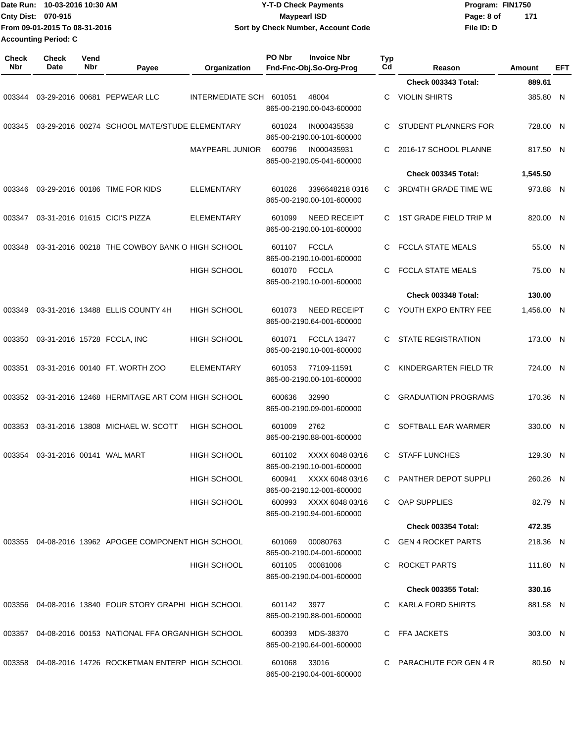Date Run: 10-03-2016 10:30 AM
Cnty Dist: 070-915
From 09-01-2015 To 08-31-2016
Accounting Period: C

**Y-T-D Check Payments**
**Maypearl ISD**
**Sort by Check Number, Account Code**

Program: FIN1750
File ID: D

| Check Nbr | Check Date | Vend Nbr | Payee | Organization | PO Nbr | Invoice Nbr / Fnd-Fnc-Obj.So-Org-Prog | Typ Cd | Reason | Amount | EFT |
|---|---|---|---|---|---|---|---|---|---|---|
| | | | | | | | | Check 003343 Total: | 889.61 | |
| 003344 | 03-29-2016 | 00681 | PEPWEAR LLC | INTERMEDIATE SCH | 601051 | 48004 / 865-00-2190.00-043-600000 | C | VIOLIN SHIRTS | 385.80 | N |
| 003345 | 03-29-2016 | 00274 | SCHOOL MATE/STUDE | ELEMENTARY | 601024 | IN000435538 / 865-00-2190.00-101-600000 | C | STUDENT PLANNERS FOR | 728.00 | N |
| | | | | MAYPEARL JUNIOR | 600796 | IN000435931 / 865-00-2190.05-041-600000 | C | 2016-17 SCHOOL PLANNE | 817.50 | N |
| | | | | | | | | Check 003345 Total: | 1,545.50 | |
| 003346 | 03-29-2016 | 00186 | TIME FOR KIDS | ELEMENTARY | 601026 | 3396648218 0316 / 865-00-2190.00-101-600000 | C | 3RD/4TH GRADE TIME WE | 973.88 | N |
| 003347 | 03-31-2016 | 01615 | CICI'S PIZZA | ELEMENTARY | 601099 | NEED RECEIPT / 865-00-2190.00-101-600000 | C | 1ST GRADE FIELD TRIP M | 820.00 | N |
| 003348 | 03-31-2016 | 00218 | THE COWBOY BANK O | HIGH SCHOOL | 601107 | FCCLA / 865-00-2190.10-001-600000 | C | FCCLA STATE MEALS | 55.00 | N |
| | | | | HIGH SCHOOL | 601070 | FCCLA / 865-00-2190.10-001-600000 | C | FCCLA STATE MEALS | 75.00 | N |
| | | | | | | | | Check 003348 Total: | 130.00 | |
| 003349 | 03-31-2016 | 13488 | ELLIS COUNTY 4H | HIGH SCHOOL | 601073 | NEED RECEIPT / 865-00-2190.64-001-600000 | C | YOUTH EXPO ENTRY FEE | 1,456.00 | N |
| 003350 | 03-31-2016 | 15728 | FCCLA, INC | HIGH SCHOOL | 601071 | FCCLA 13477 / 865-00-2190.10-001-600000 | C | STATE REGISTRATION | 173.00 | N |
| 003351 | 03-31-2016 | 00140 | FT. WORTH ZOO | ELEMENTARY | 601053 | 77109-11591 / 865-00-2190.00-101-600000 | C | KINDERGARTEN FIELD TR | 724.00 | N |
| 003352 | 03-31-2016 | 12468 | HERMITAGE ART COM | HIGH SCHOOL | 600636 | 32990 / 865-00-2190.09-001-600000 | C | GRADUATION PROGRAMS | 170.36 | N |
| 003353 | 03-31-2016 | 13808 | MICHAEL W. SCOTT | HIGH SCHOOL | 601009 | 2762 / 865-00-2190.88-001-600000 | C | SOFTBALL EAR WARMER | 330.00 | N |
| 003354 | 03-31-2016 | 00141 | WAL MART | HIGH SCHOOL | 601102 | XXXX 6048 03/16 / 865-00-2190.10-001-600000 | C | STAFF LUNCHES | 129.30 | N |
| | | | | HIGH SCHOOL | 600941 | XXXX 6048 03/16 / 865-00-2190.12-001-600000 | C | PANTHER DEPOT SUPPLI | 260.26 | N |
| | | | | HIGH SCHOOL | 600993 | XXXX 6048 03/16 / 865-00-2190.94-001-600000 | C | OAP SUPPLIES | 82.79 | N |
| | | | | | | | | Check 003354 Total: | 472.35 | |
| 003355 | 04-08-2016 | 13962 | APOGEE COMPONENT | HIGH SCHOOL | 601069 | 00080763 / 865-00-2190.04-001-600000 | C | GEN 4 ROCKET PARTS | 218.36 | N |
| | | | | HIGH SCHOOL | 601105 | 00081006 / 865-00-2190.04-001-600000 | C | ROCKET PARTS | 111.80 | N |
| | | | | | | | | Check 003355 Total: | 330.16 | |
| 003356 | 04-08-2016 | 13840 | FOUR STORY GRAPHI | HIGH SCHOOL | 601142 | 3977 / 865-00-2190.88-001-600000 | C | KARLA FORD SHIRTS | 881.58 | N |
| 003357 | 04-08-2016 | 00153 | NATIONAL FFA ORGAN | HIGH SCHOOL | 600393 | MDS-38370 / 865-00-2190.64-001-600000 | C | FFA JACKETS | 303.00 | N |
| 003358 | 04-08-2016 | 14726 | ROCKETMAN ENTERP | HIGH SCHOOL | 601068 | 33016 / 865-00-2190.04-001-600000 | C | PARACHUTE FOR GEN 4 R | 80.50 | N |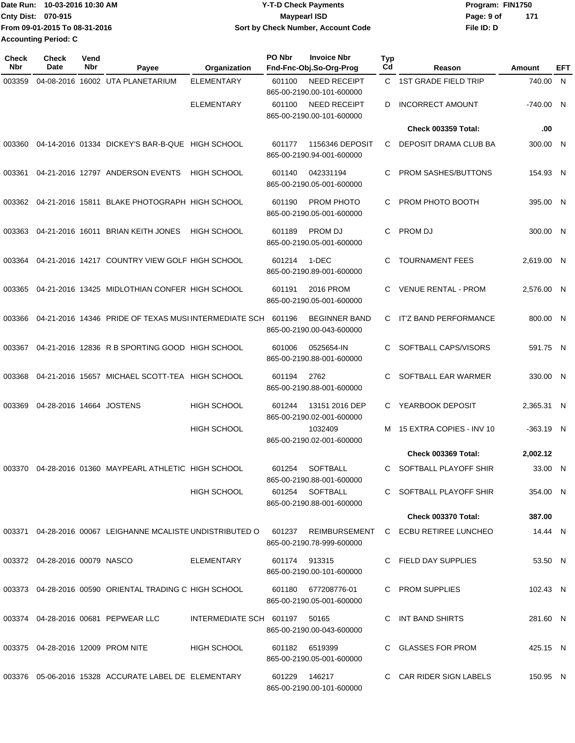Date Run: 10-03-2016 10:30 AM
Cnty Dist: 070-915
From 09-01-2015 To 08-31-2016
Accounting Period: C

**Y-T-D Check Payments**
**Maypearl ISD**
**Sort by Check Number, Account Code**

Program: FIN1750
File ID: D

| Check Nbr | Check Date | Vend Nbr | Payee | Organization | PO Nbr | Invoice Nbr / Fnd-Fnc-Obj.So-Org-Prog | Typ Cd | Reason | Amount | EFT |
|---|---|---|---|---|---|---|---|---|---|---|
| 003359 | 04-08-2016 | 16002 | UTA PLANETARIUM | ELEMENTARY | 601100 | NEED RECEIPT 865-00-2190.00-101-600000 | C | 1ST GRADE FIELD TRIP | 740.00 | N |
| | | | | ELEMENTARY | 601100 | NEED RECEIPT 865-00-2190.00-101-600000 | D | INCORRECT AMOUNT | -740.00 | N |
| | | | | | | | | **Check 003359 Total:** | **.00** | |
| 003360 | 04-14-2016 | 01334 | DICKEY'S BAR-B-QUE | HIGH SCHOOL | 601177 | 1156346 DEPOSIT 865-00-2190.94-001-600000 | C | DEPOSIT DRAMA CLUB BA | 300.00 | N |
| 003361 | 04-21-2016 | 12797 | ANDERSON EVENTS | HIGH SCHOOL | 601140 | 042331194 865-00-2190.05-001-600000 | C | PROM SASHES/BUTTONS | 154.93 | N |
| 003362 | 04-21-2016 | 15811 | BLAKE PHOTOGRAPH | HIGH SCHOOL | 601190 | PROM PHOTO 865-00-2190.05-001-600000 | C | PROM PHOTO BOOTH | 395.00 | N |
| 003363 | 04-21-2016 | 16011 | BRIAN KEITH JONES | HIGH SCHOOL | 601189 | PROM DJ 865-00-2190.05-001-600000 | C | PROM DJ | 300.00 | N |
| 003364 | 04-21-2016 | 14217 | COUNTRY VIEW GOLF | HIGH SCHOOL | 601214 | 1-DEC 865-00-2190.89-001-600000 | C | TOURNAMENT FEES | 2,619.00 | N |
| 003365 | 04-21-2016 | 13425 | MIDLOTHIAN CONFER | HIGH SCHOOL | 601191 | 2016 PROM 865-00-2190.05-001-600000 | C | VENUE RENTAL - PROM | 2,576.00 | N |
| 003366 | 04-21-2016 | 14346 | PRIDE OF TEXAS MUSI | INTERMEDIATE SCH | 601196 | BEGINNER BAND 865-00-2190.00-043-600000 | C | IT'Z BAND PERFORMANCE | 800.00 | N |
| 003367 | 04-21-2016 | 12836 | R B SPORTING GOOD | HIGH SCHOOL | 601006 | 0525654-IN 865-00-2190.88-001-600000 | C | SOFTBALL CAPS/VISORS | 591.75 | N |
| 003368 | 04-21-2016 | 15657 | MICHAEL SCOTT-TEA | HIGH SCHOOL | 601194 | 2762 865-00-2190.88-001-600000 | C | SOFTBALL EAR WARMER | 330.00 | N |
| 003369 | 04-28-2016 | 14664 | JOSTENS | HIGH SCHOOL | 601244 | 13151 2016 DEP 865-00-2190.02-001-600000 | C | YEARBOOK DEPOSIT | 2,365.31 | N |
| | | | | HIGH SCHOOL | | 1032409 865-00-2190.02-001-600000 | M | 15 EXTRA COPIES - INV 10 | -363.19 | N |
| | | | | | | | | **Check 003369 Total:** | **2,002.12** | |
| 003370 | 04-28-2016 | 01360 | MAYPEARL ATHLETIC | HIGH SCHOOL | 601254 | SOFTBALL 865-00-2190.88-001-600000 | C | SOFTBALL PLAYOFF SHIR | 33.00 | N |
| | | | | HIGH SCHOOL | 601254 | SOFTBALL 865-00-2190.88-001-600000 | C | SOFTBALL PLAYOFF SHIR | 354.00 | N |
| | | | | | | | | **Check 003370 Total:** | **387.00** | |
| 003371 | 04-28-2016 | 00067 | LEIGHANNE MCALISTE | UNDISTRIBUTED O | 601237 | REIMBURSEMENT 865-00-2190.78-999-600000 | C | ECBU RETIREE LUNCHEO | 14.44 | N |
| 003372 | 04-28-2016 | 00079 | NASCO | ELEMENTARY | 601174 | 913315 865-00-2190.00-101-600000 | C | FIELD DAY SUPPLIES | 53.50 | N |
| 003373 | 04-28-2016 | 00590 | ORIENTAL TRADING C | HIGH SCHOOL | 601180 | 677208776-01 865-00-2190.05-001-600000 | C | PROM SUPPLIES | 102.43 | N |
| 003374 | 04-28-2016 | 00681 | PEPWEAR LLC | INTERMEDIATE SCH | 601197 | 50165 865-00-2190.00-043-600000 | C | INT BAND SHIRTS | 281.60 | N |
| 003375 | 04-28-2016 | 12009 | PROM NITE | HIGH SCHOOL | 601182 | 6519399 865-00-2190.05-001-600000 | C | GLASSES FOR PROM | 425.15 | N |
| 003376 | 05-06-2016 | 15328 | ACCURATE LABEL DE | ELEMENTARY | 601229 | 146217 865-00-2190.00-101-600000 | C | CAR RIDER SIGN LABELS | 150.95 | N |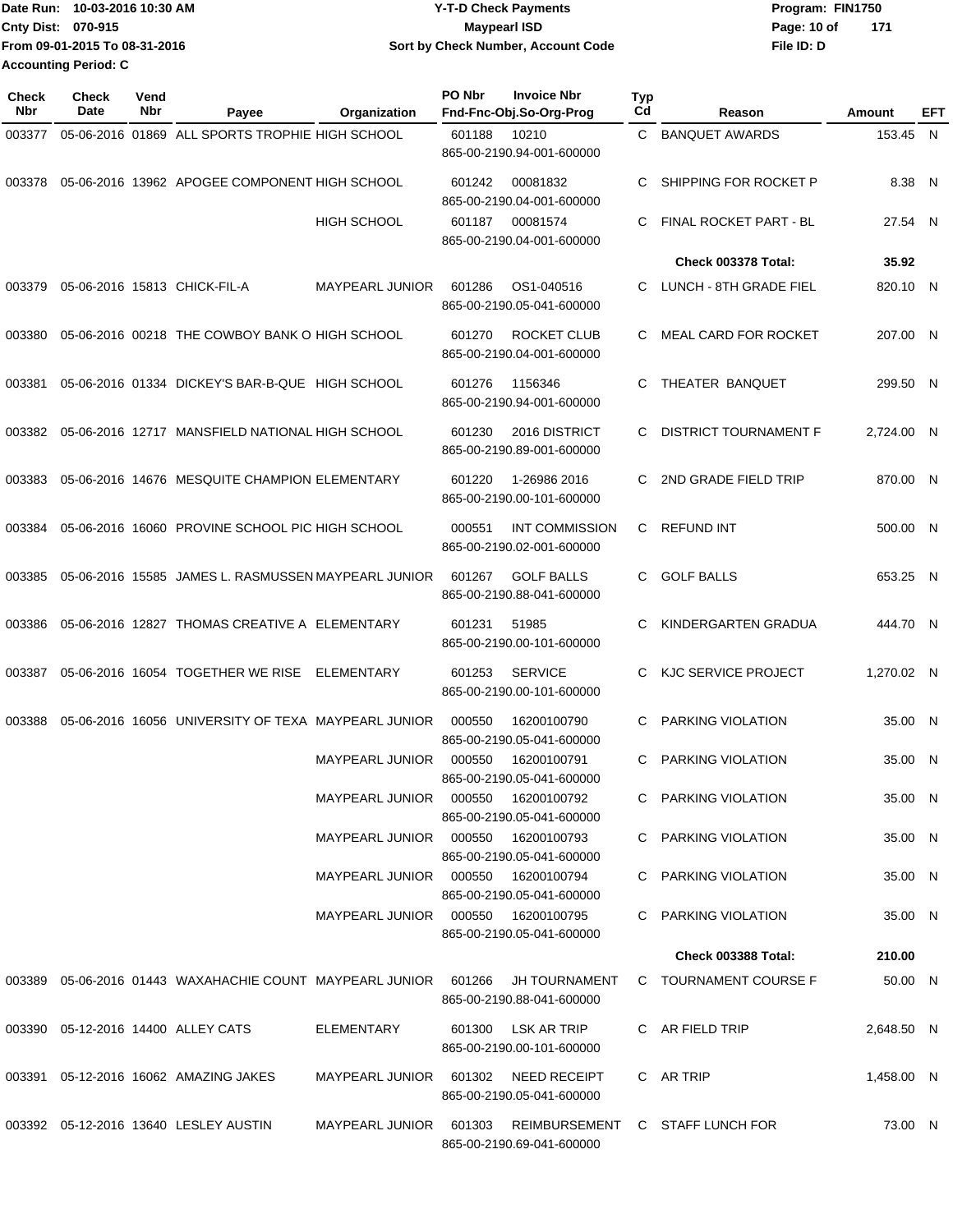Date Run: 10-03-2016 10:30 AM
Cnty Dist: 070-915
From 09-01-2015 To 08-31-2016
Accounting Period: C

**Y-T-D Check Payments**
**Maypearl ISD**
**Sort by Check Number, Account Code**

Program: FIN1750
File ID: D

| Check Nbr | Check Date | Vend Nbr | Payee | Organization | PO Nbr | Invoice Nbr / Fnd-Fnc-Obj.So-Org-Prog | Typ Cd | Reason | Amount | EFT |
|---|---|---|---|---|---|---|---|---|---|---|
| 003377 | 05-06-2016 | 01869 | ALL SPORTS TROPHIE | HIGH SCHOOL | 601188 | 10210 865-00-2190.94-001-600000 | C | BANQUET AWARDS | 153.45 | N |
| 003378 | 05-06-2016 | 13962 | APOGEE COMPONENT | HIGH SCHOOL | 601242 | 00081832 865-00-2190.04-001-600000 | C | SHIPPING FOR ROCKET P | 8.38 | N |
| | | | | HIGH SCHOOL | 601187 | 00081574 865-00-2190.04-001-600000 | C | FINAL ROCKET PART - BL | 27.54 | N |
| | | | | | | | | **Check 003378 Total:** | **35.92** | |
| 003379 | 05-06-2016 | 15813 | CHICK-FIL-A | MAYPEARL JUNIOR | 601286 | OS1-040516 865-00-2190.05-041-600000 | C | LUNCH - 8TH GRADE FIEL | 820.10 | N |
| 003380 | 05-06-2016 | 00218 | THE COWBOY BANK O | HIGH SCHOOL | 601270 | ROCKET CLUB 865-00-2190.04-001-600000 | C | MEAL CARD FOR ROCKET | 207.00 | N |
| 003381 | 05-06-2016 | 01334 | DICKEY'S BAR-B-QUE | HIGH SCHOOL | 601276 | 1156346 865-00-2190.94-001-600000 | C | THEATER BANQUET | 299.50 | N |
| 003382 | 05-06-2016 | 12717 | MANSFIELD NATIONAL | HIGH SCHOOL | 601230 | 2016 DISTRICT 865-00-2190.89-001-600000 | C | DISTRICT TOURNAMENT F | 2,724.00 | N |
| 003383 | 05-06-2016 | 14676 | MESQUITE CHAMPION | ELEMENTARY | 601220 | 1-26986 2016 865-00-2190.00-101-600000 | C | 2ND GRADE FIELD TRIP | 870.00 | N |
| 003384 | 05-06-2016 | 16060 | PROVINE SCHOOL PIC | HIGH SCHOOL | 000551 | INT COMMISSION 865-00-2190.02-001-600000 | C | REFUND INT | 500.00 | N |
| 003385 | 05-06-2016 | 15585 | JAMES L. RASMUSSEN | MAYPEARL JUNIOR | 601267 | GOLF BALLS 865-00-2190.88-041-600000 | C | GOLF BALLS | 653.25 | N |
| 003386 | 05-06-2016 | 12827 | THOMAS CREATIVE A | ELEMENTARY | 601231 | 51985 865-00-2190.00-101-600000 | C | KINDERGARTEN GRADUA | 444.70 | N |
| 003387 | 05-06-2016 | 16054 | TOGETHER WE RISE | ELEMENTARY | 601253 | SERVICE 865-00-2190.00-101-600000 | C | KJC SERVICE PROJECT | 1,270.02 | N |
| 003388 | 05-06-2016 | 16056 | UNIVERSITY OF TEXA | MAYPEARL JUNIOR | 000550 | 16200100790 865-00-2190.05-041-600000 | C | PARKING VIOLATION | 35.00 | N |
| | | | | MAYPEARL JUNIOR | 000550 | 16200100791 865-00-2190.05-041-600000 | C | PARKING VIOLATION | 35.00 | N |
| | | | | MAYPEARL JUNIOR | 000550 | 16200100792 865-00-2190.05-041-600000 | C | PARKING VIOLATION | 35.00 | N |
| | | | | MAYPEARL JUNIOR | 000550 | 16200100793 865-00-2190.05-041-600000 | C | PARKING VIOLATION | 35.00 | N |
| | | | | MAYPEARL JUNIOR | 000550 | 16200100794 865-00-2190.05-041-600000 | C | PARKING VIOLATION | 35.00 | N |
| | | | | MAYPEARL JUNIOR | 000550 | 16200100795 865-00-2190.05-041-600000 | C | PARKING VIOLATION | 35.00 | N |
| | | | | | | | | **Check 003388 Total:** | **210.00** | |
| 003389 | 05-06-2016 | 01443 | WAXAHACHIE COUNT | MAYPEARL JUNIOR | 601266 | JH TOURNAMENT 865-00-2190.88-041-600000 | C | TOURNAMENT COURSE F | 50.00 | N |
| 003390 | 05-12-2016 | 14400 | ALLEY CATS | ELEMENTARY | 601300 | LSK AR TRIP 865-00-2190.00-101-600000 | C | AR FIELD TRIP | 2,648.50 | N |
| 003391 | 05-12-2016 | 16062 | AMAZING JAKES | MAYPEARL JUNIOR | 601302 | NEED RECEIPT 865-00-2190.05-041-600000 | C | AR TRIP | 1,458.00 | N |
| 003392 | 05-12-2016 | 13640 | LESLEY AUSTIN | MAYPEARL JUNIOR | 601303 | REIMBURSEMENT 865-00-2190.69-041-600000 | C | STAFF LUNCH FOR | 73.00 | N |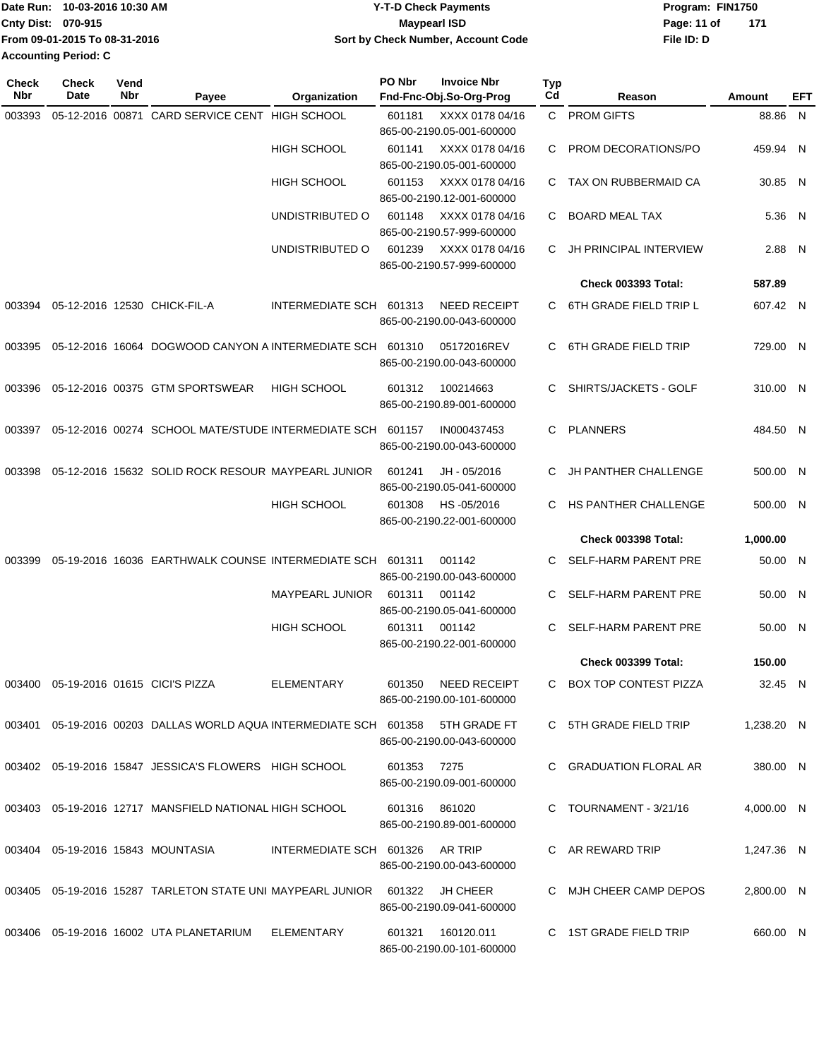Date Run: 10-03-2016 10:30 AM
Cnty Dist: 070-915
From 09-01-2015 To 08-31-2016
Accounting Period: C

**Y-T-D Check Payments**
**Maypearl ISD**
**Sort by Check Number, Account Code**

Program: FIN1750
File ID: D

| Check Nbr | Check Date | Vend Nbr | Payee | Organization | PO Nbr | Invoice Nbr / Fnd-Fnc-Obj.So-Org-Prog | Typ Cd | Reason | Amount | EFT |
|---|---|---|---|---|---|---|---|---|---|---|
| 003393 | 05-12-2016 | 00871 | CARD SERVICE CENT | HIGH SCHOOL | 601181 | XXXX 0178 04/16 865-00-2190.05-001-600000 | C | PROM GIFTS | 88.86 | N |
| | | | | HIGH SCHOOL | 601141 | XXXX 0178 04/16 865-00-2190.05-001-600000 | C | PROM DECORATIONS/PO | 459.94 | N |
| | | | | HIGH SCHOOL | 601153 | XXXX 0178 04/16 865-00-2190.12-001-600000 | C | TAX ON RUBBERMAID CA | 30.85 | N |
| | | | | UNDISTRIBUTED O | 601148 | XXXX 0178 04/16 865-00-2190.57-999-600000 | C | BOARD MEAL TAX | 5.36 | N |
| | | | | UNDISTRIBUTED O | 601239 | XXXX 0178 04/16 865-00-2190.57-999-600000 | C | JH PRINCIPAL INTERVIEW | 2.88 | N |
| | | | | | | | | **Check 003393 Total:** | **587.89** | |
| 003394 | 05-12-2016 | 12530 | CHICK-FIL-A | INTERMEDIATE SCH | 601313 | NEED RECEIPT 865-00-2190.00-043-600000 | C | 6TH GRADE FIELD TRIP L | 607.42 | N |
| 003395 | 05-12-2016 | 16064 | DOGWOOD CANYON A | INTERMEDIATE SCH | 601310 | 05172016REV 865-00-2190.00-043-600000 | C | 6TH GRADE FIELD TRIP | 729.00 | N |
| 003396 | 05-12-2016 | 00375 | GTM SPORTSWEAR | HIGH SCHOOL | 601312 | 100214663 865-00-2190.89-001-600000 | C | SHIRTS/JACKETS - GOLF | 310.00 | N |
| 003397 | 05-12-2016 | 00274 | SCHOOL MATE/STUDE | INTERMEDIATE SCH | 601157 | IN000437453 865-00-2190.00-043-600000 | C | PLANNERS | 484.50 | N |
| 003398 | 05-12-2016 | 15632 | SOLID ROCK RESOUR | MAYPEARL JUNIOR | 601241 | JH - 05/2016 865-00-2190.05-041-600000 | C | JH PANTHER CHALLENGE | 500.00 | N |
| | | | | HIGH SCHOOL | 601308 | HS -05/2016 865-00-2190.22-001-600000 | C | HS PANTHER CHALLENGE | 500.00 | N |
| | | | | | | | | **Check 003398 Total:** | **1,000.00** | |
| 003399 | 05-19-2016 | 16036 | EARTHWALK COUNSE | INTERMEDIATE SCH | 601311 | 001142 865-00-2190.00-043-600000 | C | SELF-HARM PARENT PRE | 50.00 | N |
| | | | | MAYPEARL JUNIOR | 601311 | 001142 865-00-2190.05-041-600000 | C | SELF-HARM PARENT PRE | 50.00 | N |
| | | | | HIGH SCHOOL | 601311 | 001142 865-00-2190.22-001-600000 | C | SELF-HARM PARENT PRE | 50.00 | N |
| | | | | | | | | **Check 003399 Total:** | **150.00** | |
| 003400 | 05-19-2016 | 01615 | CICI'S PIZZA | ELEMENTARY | 601350 | NEED RECEIPT 865-00-2190.00-101-600000 | C | BOX TOP CONTEST PIZZA | 32.45 | N |
| 003401 | 05-19-2016 | 00203 | DALLAS WORLD AQUA | INTERMEDIATE SCH | 601358 | 5TH GRADE FT 865-00-2190.00-043-600000 | C | 5TH GRADE FIELD TRIP | 1,238.20 | N |
| 003402 | 05-19-2016 | 15847 | JESSICA'S FLOWERS | HIGH SCHOOL | 601353 | 7275 865-00-2190.09-001-600000 | C | GRADUATION FLORAL AR | 380.00 | N |
| 003403 | 05-19-2016 | 12717 | MANSFIELD NATIONAL | HIGH SCHOOL | 601316 | 861020 865-00-2190.89-001-600000 | C | TOURNAMENT - 3/21/16 | 4,000.00 | N |
| 003404 | 05-19-2016 | 15843 | MOUNTASIA | INTERMEDIATE SCH | 601326 | AR TRIP 865-00-2190.00-043-600000 | C | AR REWARD TRIP | 1,247.36 | N |
| 003405 | 05-19-2016 | 15287 | TARLETON STATE UNI | MAYPEARL JUNIOR | 601322 | JH CHEER 865-00-2190.09-041-600000 | C | MJH CHEER CAMP DEPOS | 2,800.00 | N |
| 003406 | 05-19-2016 | 16002 | UTA PLANETARIUM | ELEMENTARY | 601321 | 160120.011 865-00-2190.00-101-600000 | C | 1ST GRADE FIELD TRIP | 660.00 | N |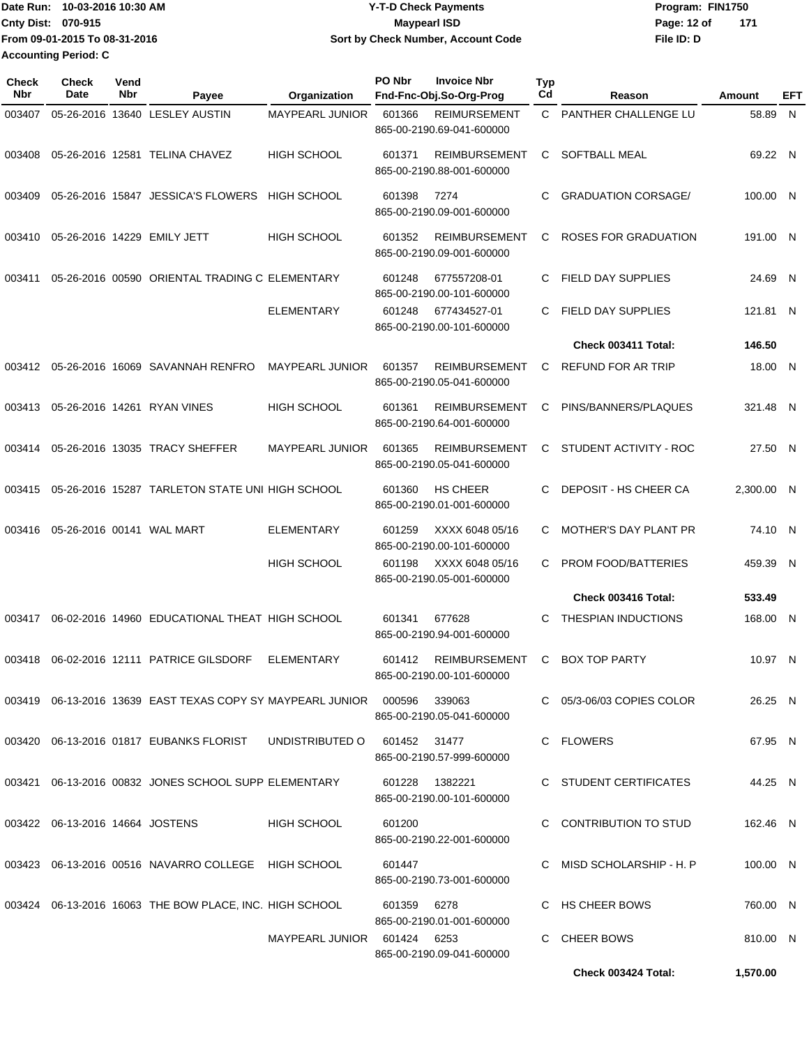Date Run: 10-03-2016 10:30 AM
Cnty Dist: 070-915
From 09-01-2015 To 08-31-2016
Accounting Period: C

**Y-T-D Check Payments**
**Maypearl ISD**
**Sort by Check Number, Account Code**

Program: FIN1750
File ID: D

| Check Nbr | Check Date | Vend Nbr | Payee | Organization | PO Nbr | Invoice Nbr / Fnd-Fnc-Obj.So-Org-Prog | Typ Cd | Reason | Amount | EFT |
|---|---|---|---|---|---|---|---|---|---|---|
| 003407 | 05-26-2016 | 13640 | LESLEY AUSTIN | MAYPEARL JUNIOR | 601366 | REIMURSEMENT 865-00-2190.69-041-600000 | C | PANTHER CHALLENGE LU | 58.89 | N |
| 003408 | 05-26-2016 | 12581 | TELINA CHAVEZ | HIGH SCHOOL | 601371 | REIMBURSEMENT 865-00-2190.88-001-600000 | C | SOFTBALL MEAL | 69.22 | N |
| 003409 | 05-26-2016 | 15847 | JESSICA'S FLOWERS | HIGH SCHOOL | 601398 | 7274 865-00-2190.09-001-600000 | C | GRADUATION CORSAGE/ | 100.00 | N |
| 003410 | 05-26-2016 | 14229 | EMILY JETT | HIGH SCHOOL | 601352 | REIMBURSEMENT 865-00-2190.09-001-600000 | C | ROSES FOR GRADUATION | 191.00 | N |
| 003411 | 05-26-2016 | 00590 | ORIENTAL TRADING C | ELEMENTARY | 601248 | 677557208-01 865-00-2190.00-101-600000 | C | FIELD DAY SUPPLIES | 24.69 | N |
| | | | | ELEMENTARY | 601248 | 677434527-01 865-00-2190.00-101-600000 | C | FIELD DAY SUPPLIES | 121.81 | N |
| | | | | | | | | **Check 003411 Total:** | **146.50** | |
| 003412 | 05-26-2016 | 16069 | SAVANNAH RENFRO | MAYPEARL JUNIOR | 601357 | REIMBURSEMENT 865-00-2190.05-041-600000 | C | REFUND FOR AR TRIP | 18.00 | N |
| 003413 | 05-26-2016 | 14261 | RYAN VINES | HIGH SCHOOL | 601361 | REIMBURSEMENT 865-00-2190.64-001-600000 | C | PINS/BANNERS/PLAQUES | 321.48 | N |
| 003414 | 05-26-2016 | 13035 | TRACY SHEFFER | MAYPEARL JUNIOR | 601365 | REIMBURSEMENT 865-00-2190.05-041-600000 | C | STUDENT ACTIVITY - ROC | 27.50 | N |
| 003415 | 05-26-2016 | 15287 | TARLETON STATE UNI | HIGH SCHOOL | 601360 | HS CHEER 865-00-2190.01-001-600000 | C | DEPOSIT - HS CHEER CA | 2,300.00 | N |
| 003416 | 05-26-2016 | 00141 | WAL MART | ELEMENTARY | 601259 | XXXX 6048 05/16 865-00-2190.00-101-600000 | C | MOTHER'S DAY PLANT PR | 74.10 | N |
| | | | | HIGH SCHOOL | 601198 | XXXX 6048 05/16 865-00-2190.05-001-600000 | C | PROM FOOD/BATTERIES | 459.39 | N |
| | | | | | | | | **Check 003416 Total:** | **533.49** | |
| 003417 | 06-02-2016 | 14960 | EDUCATIONAL THEAT | HIGH SCHOOL | 601341 | 677628 865-00-2190.94-001-600000 | C | THESPIAN INDUCTIONS | 168.00 | N |
| 003418 | 06-02-2016 | 12111 | PATRICE GILSDORF | ELEMENTARY | 601412 | REIMBURSEMENT 865-00-2190.00-101-600000 | C | BOX TOP PARTY | 10.97 | N |
| 003419 | 06-13-2016 | 13639 | EAST TEXAS COPY SY | MAYPEARL JUNIOR | 000596 | 339063 865-00-2190.05-041-600000 | C | 05/3-06/03 COPIES COLOR | 26.25 | N |
| 003420 | 06-13-2016 | 01817 | EUBANKS FLORIST | UNDISTRIBUTED O | 601452 | 31477 865-00-2190.57-999-600000 | C | FLOWERS | 67.95 | N |
| 003421 | 06-13-2016 | 00832 | JONES SCHOOL SUPP | ELEMENTARY | 601228 | 1382221 865-00-2190.00-101-600000 | C | STUDENT CERTIFICATES | 44.25 | N |
| 003422 | 06-13-2016 | 14664 | JOSTENS | HIGH SCHOOL | 601200 | 865-00-2190.22-001-600000 | C | CONTRIBUTION TO STUD | 162.46 | N |
| 003423 | 06-13-2016 | 00516 | NAVARRO COLLEGE | HIGH SCHOOL | 601447 | 865-00-2190.73-001-600000 | C | MISD SCHOLARSHIP - H. P | 100.00 | N |
| 003424 | 06-13-2016 | 16063 | THE BOW PLACE, INC. | HIGH SCHOOL | 601359 | 6278 865-00-2190.01-001-600000 | C | HS CHEER BOWS | 760.00 | N |
| | | | | MAYPEARL JUNIOR | 601424 | 6253 865-00-2190.09-041-600000 | C | CHEER BOWS | 810.00 | N |
| | | | | | | | | **Check 003424 Total:** | **1,570.00** | |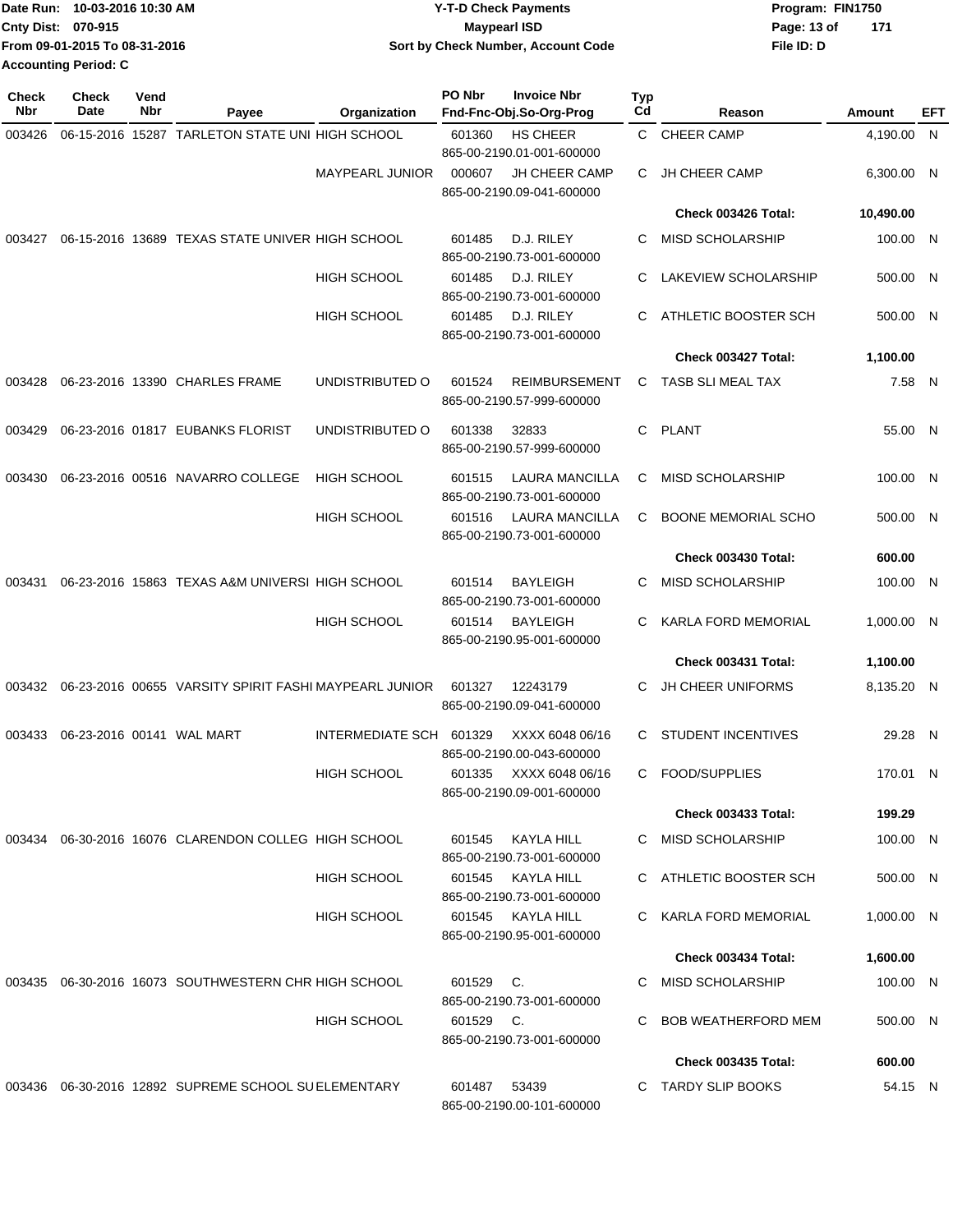Date Run: 10-03-2016 10:30 AM
Cnty Dist: 070-915
From 09-01-2015 To 08-31-2016
Accounting Period: C

# Y-T-D Check Payments
## Maypearl ISD
### Sort by Check Number, Account Code

Program: FIN1750
File ID: D

| Check Nbr | Check Date | Vend Nbr | Payee | Organization | PO Nbr | Invoice Nbr / Fnd-Fnc-Obj.So-Org-Prog | Typ Cd | Reason | Amount | EFT |
|---|---|---|---|---|---|---|---|---|---|---|
| 003426 | 06-15-2016 | 15287 | TARLETON STATE UNI | HIGH SCHOOL | 601360 | HS CHEER 865-00-2190.01-001-600000 | C | CHEER CAMP | 4,190.00 | N |
| | | | | MAYPEARL JUNIOR | 000607 | JH CHEER CAMP 865-00-2190.09-041-600000 | C | JH CHEER CAMP | 6,300.00 | N |
| | | | | | | | | **Check 003426 Total:** | **10,490.00** | |
| 003427 | 06-15-2016 | 13689 | TEXAS STATE UNIVER | HIGH SCHOOL | 601485 | D.J. RILEY 865-00-2190.73-001-600000 | C | MISD SCHOLARSHIP | 100.00 | N |
| | | | | HIGH SCHOOL | 601485 | D.J. RILEY 865-00-2190.73-001-600000 | C | LAKEVIEW SCHOLARSHIP | 500.00 | N |
| | | | | HIGH SCHOOL | 601485 | D.J. RILEY 865-00-2190.73-001-600000 | C | ATHLETIC BOOSTER SCH | 500.00 | N |
| | | | | | | | | **Check 003427 Total:** | **1,100.00** | |
| 003428 | 06-23-2016 | 13390 | CHARLES FRAME | UNDISTRIBUTED O | 601524 | REIMBURSEMENT 865-00-2190.57-999-600000 | C | TASB SLI MEAL TAX | 7.58 | N |
| 003429 | 06-23-2016 | 01817 | EUBANKS FLORIST | UNDISTRIBUTED O | 601338 | 32833 865-00-2190.57-999-600000 | C | PLANT | 55.00 | N |
| 003430 | 06-23-2016 | 00516 | NAVARRO COLLEGE | HIGH SCHOOL | 601515 | LAURA MANCILLA 865-00-2190.73-001-600000 | C | MISD SCHOLARSHIP | 100.00 | N |
| | | | | HIGH SCHOOL | 601516 | LAURA MANCILLA 865-00-2190.73-001-600000 | C | BOONE MEMORIAL SCHO | 500.00 | N |
| | | | | | | | | **Check 003430 Total:** | **600.00** | |
| 003431 | 06-23-2016 | 15863 | TEXAS A&M UNIVERSI | HIGH SCHOOL | 601514 | BAYLEIGH 865-00-2190.73-001-600000 | C | MISD SCHOLARSHIP | 100.00 | N |
| | | | | HIGH SCHOOL | 601514 | BAYLEIGH 865-00-2190.95-001-600000 | C | KARLA FORD MEMORIAL | 1,000.00 | N |
| | | | | | | | | **Check 003431 Total:** | **1,100.00** | |
| 003432 | 06-23-2016 | 00655 | VARSITY SPIRIT FASHI | MAYPEARL JUNIOR | 601327 | 12243179 865-00-2190.09-041-600000 | C | JH CHEER UNIFORMS | 8,135.20 | N |
| 003433 | 06-23-2016 | 00141 | WAL MART | INTERMEDIATE SCH | 601329 | XXXX 6048 06/16 865-00-2190.00-043-600000 | C | STUDENT INCENTIVES | 29.28 | N |
| | | | | HIGH SCHOOL | 601335 | XXXX 6048 06/16 865-00-2190.09-001-600000 | C | FOOD/SUPPLIES | 170.01 | N |
| | | | | | | | | **Check 003433 Total:** | **199.29** | |
| 003434 | 06-30-2016 | 16076 | CLARENDON COLLEG | HIGH SCHOOL | 601545 | KAYLA HILL 865-00-2190.73-001-600000 | C | MISD SCHOLARSHIP | 100.00 | N |
| | | | | HIGH SCHOOL | 601545 | KAYLA HILL 865-00-2190.73-001-600000 | C | ATHLETIC BOOSTER SCH | 500.00 | N |
| | | | | HIGH SCHOOL | 601545 | KAYLA HILL 865-00-2190.95-001-600000 | C | KARLA FORD MEMORIAL | 1,000.00 | N |
| | | | | | | | | **Check 003434 Total:** | **1,600.00** | |
| 003435 | 06-30-2016 | 16073 | SOUTHWESTERN CHR | HIGH SCHOOL | 601529 | C. 865-00-2190.73-001-600000 | C | MISD SCHOLARSHIP | 100.00 | N |
| | | | | HIGH SCHOOL | 601529 | C. 865-00-2190.73-001-600000 | C | BOB WEATHERFORD MEM | 500.00 | N |
| | | | | | | | | **Check 003435 Total:** | **600.00** | |
| 003436 | 06-30-2016 | 12892 | SUPREME SCHOOL SU | ELEMENTARY | 601487 | 53439 865-00-2190.00-101-600000 | C | TARDY SLIP BOOKS | 54.15 | N |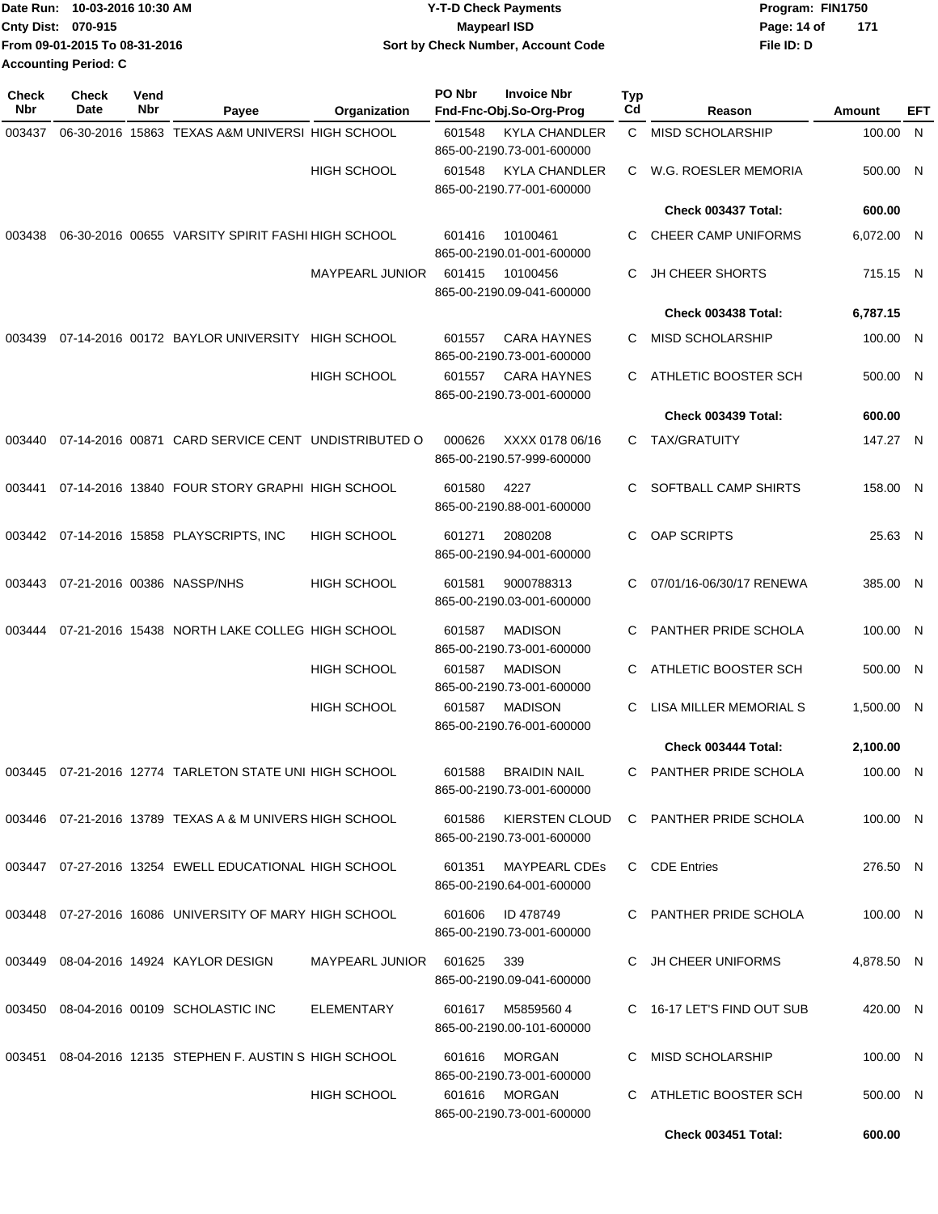Date Run: 10-03-2016 10:30 AM
Cnty Dist: 070-915
From 09-01-2015 To 08-31-2016
Accounting Period: C

**Y-T-D Check Payments**
**Maypearl ISD**
**Sort by Check Number, Account Code**

Program: FIN1750
File ID: D

| Check Nbr | Check Date | Vend Nbr | Payee | Organization | PO Nbr | Invoice Nbr / Fnd-Fnc-Obj.So-Org-Prog | Typ Cd | Reason | Amount | EFT |
|---|---|---|---|---|---|---|---|---|---|---|
| 003437 | 06-30-2016 | 15863 | TEXAS A&M UNIVERSI | HIGH SCHOOL | 601548 | KYLA CHANDLER 865-00-2190.73-001-600000 | C | MISD SCHOLARSHIP | 100.00 | N |
| | | | | HIGH SCHOOL | 601548 | KYLA CHANDLER 865-00-2190.77-001-600000 | C | W.G. ROESLER MEMORIA | 500.00 | N |
| | | | | | | | | **Check 003437 Total:** | **600.00** | |
| 003438 | 06-30-2016 | 00655 | VARSITY SPIRIT FASHI | HIGH SCHOOL | 601416 | 10100461 865-00-2190.01-001-600000 | C | CHEER CAMP UNIFORMS | 6,072.00 | N |
| | | | | MAYPEARL JUNIOR | 601415 | 10100456 865-00-2190.09-041-600000 | C | JH CHEER SHORTS | 715.15 | N |
| | | | | | | | | **Check 003438 Total:** | **6,787.15** | |
| 003439 | 07-14-2016 | 00172 | BAYLOR UNIVERSITY | HIGH SCHOOL | 601557 | CARA HAYNES 865-00-2190.73-001-600000 | C | MISD SCHOLARSHIP | 100.00 | N |
| | | | | HIGH SCHOOL | 601557 | CARA HAYNES 865-00-2190.73-001-600000 | C | ATHLETIC BOOSTER SCH | 500.00 | N |
| | | | | | | | | **Check 003439 Total:** | **600.00** | |
| 003440 | 07-14-2016 | 00871 | CARD SERVICE CENT | UNDISTRIBUTED O | 000626 | XXXX 0178 06/16 865-00-2190.57-999-600000 | C | TAX/GRATUITY | 147.27 | N |
| 003441 | 07-14-2016 | 13840 | FOUR STORY GRAPHI | HIGH SCHOOL | 601580 | 4227 865-00-2190.88-001-600000 | C | SOFTBALL CAMP SHIRTS | 158.00 | N |
| 003442 | 07-14-2016 | 15858 | PLAYSCRIPTS, INC | HIGH SCHOOL | 601271 | 2080208 865-00-2190.94-001-600000 | C | OAP SCRIPTS | 25.63 | N |
| 003443 | 07-21-2016 | 00386 | NASSP/NHS | HIGH SCHOOL | 601581 | 9000788313 865-00-2190.03-001-600000 | C | 07/01/16-06/30/17 RENEWA | 385.00 | N |
| 003444 | 07-21-2016 | 15438 | NORTH LAKE COLLEG | HIGH SCHOOL | 601587 | MADISON 865-00-2190.73-001-600000 | C | PANTHER PRIDE SCHOLA | 100.00 | N |
| | | | | HIGH SCHOOL | 601587 | MADISON 865-00-2190.73-001-600000 | C | ATHLETIC BOOSTER SCH | 500.00 | N |
| | | | | HIGH SCHOOL | 601587 | MADISON 865-00-2190.76-001-600000 | C | LISA MILLER MEMORIAL S | 1,500.00 | N |
| | | | | | | | | **Check 003444 Total:** | **2,100.00** | |
| 003445 | 07-21-2016 | 12774 | TARLETON STATE UNI | HIGH SCHOOL | 601588 | BRAIDIN NAIL 865-00-2190.73-001-600000 | C | PANTHER PRIDE SCHOLA | 100.00 | N |
| 003446 | 07-21-2016 | 13789 | TEXAS A & M UNIVERS | HIGH SCHOOL | 601586 | KIERSTEN CLOUD 865-00-2190.73-001-600000 | C | PANTHER PRIDE SCHOLA | 100.00 | N |
| 003447 | 07-27-2016 | 13254 | EWELL EDUCATIONAL | HIGH SCHOOL | 601351 | MAYPEARL CDEs 865-00-2190.64-001-600000 | C | CDE Entries | 276.50 | N |
| 003448 | 07-27-2016 | 16086 | UNIVERSITY OF MARY | HIGH SCHOOL | 601606 | ID 478749 865-00-2190.73-001-600000 | C | PANTHER PRIDE SCHOLA | 100.00 | N |
| 003449 | 08-04-2016 | 14924 | KAYLOR DESIGN | MAYPEARL JUNIOR | 601625 | 339 865-00-2190.09-041-600000 | C | JH CHEER UNIFORMS | 4,878.50 | N |
| 003450 | 08-04-2016 | 00109 | SCHOLASTIC INC | ELEMENTARY | 601617 | M5859560 4 865-00-2190.00-101-600000 | C | 16-17 LET'S FIND OUT SUB | 420.00 | N |
| 003451 | 08-04-2016 | 12135 | STEPHEN F. AUSTIN S | HIGH SCHOOL | 601616 | MORGAN 865-00-2190.73-001-600000 | C | MISD SCHOLARSHIP | 100.00 | N |
| | | | | HIGH SCHOOL | 601616 | MORGAN 865-00-2190.73-001-600000 | C | ATHLETIC BOOSTER SCH | 500.00 | N |
| | | | | | | | | **Check 003451 Total:** | **600.00** | |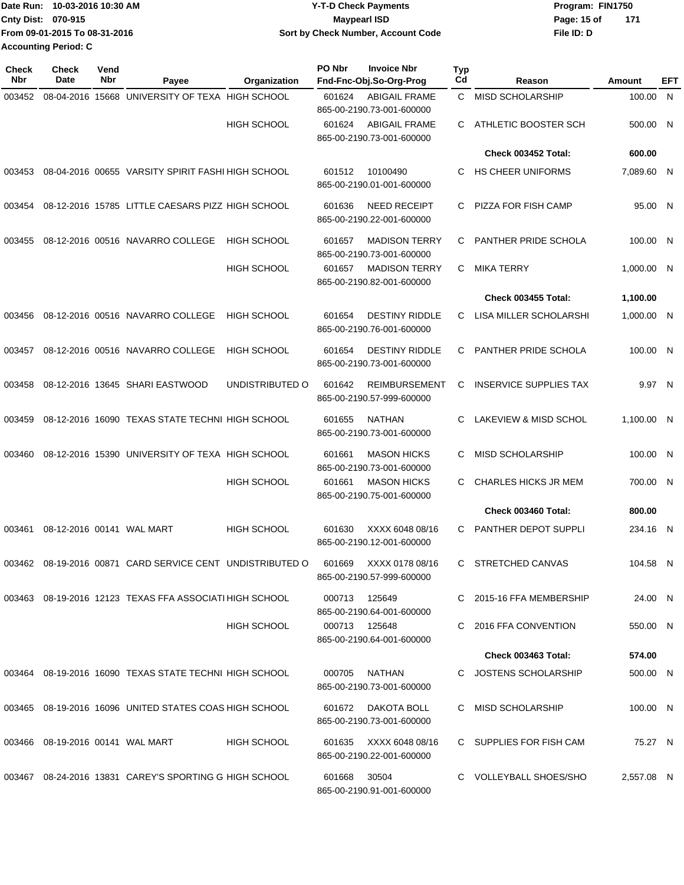Date Run: 10-03-2016 10:30 AM
Cnty Dist: 070-915
From 09-01-2015 To 08-31-2016
Accounting Period: C

**Y-T-D Check Payments**
**Maypearl ISD**
**Sort by Check Number, Account Code**

Program: FIN1750
File ID: D

| Check Nbr | Check Date | Vend Nbr | Payee | Organization | PO Nbr | Invoice Nbr / Fnd-Fnc-Obj.So-Org-Prog | Typ Cd | Reason | Amount | EFT |
|---|---|---|---|---|---|---|---|---|---|---|
| 003452 | 08-04-2016 | 15668 | UNIVERSITY OF TEXA | HIGH SCHOOL | 601624 | ABIGAIL FRAME 865-00-2190.73-001-600000 | C | MISD SCHOLARSHIP | 100.00 | N |
| | | | | HIGH SCHOOL | 601624 | ABIGAIL FRAME 865-00-2190.73-001-600000 | C | ATHLETIC BOOSTER SCH | 500.00 | N |
| | | | | | | | | **Check 003452 Total:** | **600.00** | |
| 003453 | 08-04-2016 | 00655 | VARSITY SPIRIT FASHI | HIGH SCHOOL | 601512 | 10100490 865-00-2190.01-001-600000 | C | HS CHEER UNIFORMS | 7,089.60 | N |
| 003454 | 08-12-2016 | 15785 | LITTLE CAESARS PIZZ | HIGH SCHOOL | 601636 | NEED RECEIPT 865-00-2190.22-001-600000 | C | PIZZA FOR FISH CAMP | 95.00 | N |
| 003455 | 08-12-2016 | 00516 | NAVARRO COLLEGE | HIGH SCHOOL | 601657 | MADISON TERRY 865-00-2190.73-001-600000 | C | PANTHER PRIDE SCHOLA | 100.00 | N |
| | | | | HIGH SCHOOL | 601657 | MADISON TERRY 865-00-2190.82-001-600000 | C | MIKA TERRY | 1,000.00 | N |
| | | | | | | | | **Check 003455 Total:** | **1,100.00** | |
| 003456 | 08-12-2016 | 00516 | NAVARRO COLLEGE | HIGH SCHOOL | 601654 | DESTINY RIDDLE 865-00-2190.76-001-600000 | C | LISA MILLER SCHOLARSHI | 1,000.00 | N |
| 003457 | 08-12-2016 | 00516 | NAVARRO COLLEGE | HIGH SCHOOL | 601654 | DESTINY RIDDLE 865-00-2190.73-001-600000 | C | PANTHER PRIDE SCHOLA | 100.00 | N |
| 003458 | 08-12-2016 | 13645 | SHARI EASTWOOD | UNDISTRIBUTED O | 601642 | REIMBURSEMENT 865-00-2190.57-999-600000 | C | INSERVICE SUPPLIES TAX | 9.97 | N |
| 003459 | 08-12-2016 | 16090 | TEXAS STATE TECHNI | HIGH SCHOOL | 601655 | NATHAN 865-00-2190.73-001-600000 | C | LAKEVIEW & MISD SCHOL | 1,100.00 | N |
| 003460 | 08-12-2016 | 15390 | UNIVERSITY OF TEXA | HIGH SCHOOL | 601661 | MASON HICKS 865-00-2190.73-001-600000 | C | MISD SCHOLARSHIP | 100.00 | N |
| | | | | HIGH SCHOOL | 601661 | MASON HICKS 865-00-2190.75-001-600000 | C | CHARLES HICKS JR MEM | 700.00 | N |
| | | | | | | | | **Check 003460 Total:** | **800.00** | |
| 003461 | 08-12-2016 | 00141 | WAL MART | HIGH SCHOOL | 601630 | XXXX 6048 08/16 865-00-2190.12-001-600000 | C | PANTHER DEPOT SUPPLI | 234.16 | N |
| 003462 | 08-19-2016 | 00871 | CARD SERVICE CENT | UNDISTRIBUTED O | 601669 | XXXX 0178 08/16 865-00-2190.57-999-600000 | C | STRETCHED CANVAS | 104.58 | N |
| 003463 | 08-19-2016 | 12123 | TEXAS FFA ASSOCIATI | HIGH SCHOOL | 000713 | 125649 865-00-2190.64-001-600000 | C | 2015-16 FFA MEMBERSHIP | 24.00 | N |
| | | | | HIGH SCHOOL | 000713 | 125648 865-00-2190.64-001-600000 | C | 2016 FFA CONVENTION | 550.00 | N |
| | | | | | | | | **Check 003463 Total:** | **574.00** | |
| 003464 | 08-19-2016 | 16090 | TEXAS STATE TECHNI | HIGH SCHOOL | 000705 | NATHAN 865-00-2190.73-001-600000 | C | JOSTENS SCHOLARSHIP | 500.00 | N |
| 003465 | 08-19-2016 | 16096 | UNITED STATES COAS | HIGH SCHOOL | 601672 | DAKOTA BOLL 865-00-2190.73-001-600000 | C | MISD SCHOLARSHIP | 100.00 | N |
| 003466 | 08-19-2016 | 00141 | WAL MART | HIGH SCHOOL | 601635 | XXXX 6048 08/16 865-00-2190.22-001-600000 | C | SUPPLIES FOR FISH CAM | 75.27 | N |
| 003467 | 08-24-2016 | 13831 | CAREY'S SPORTING G | HIGH SCHOOL | 601668 | 30504 865-00-2190.91-001-600000 | C | VOLLEYBALL SHOES/SHO | 2,557.08 | N |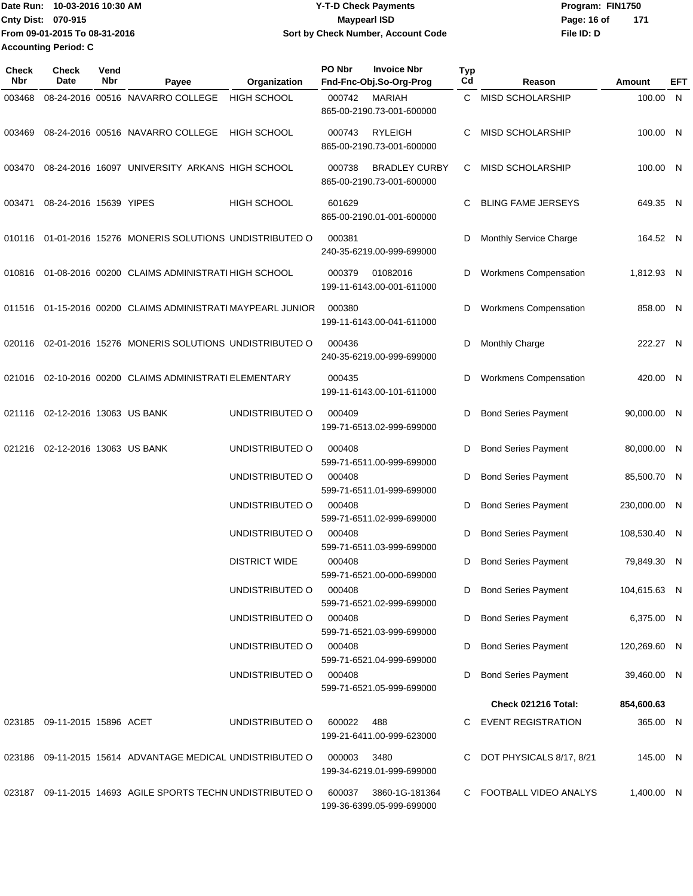Date Run: 10-03-2016 10:30 AM
Cnty Dist: 070-915
From 09-01-2015 To 08-31-2016
Accounting Period: C

# Y-T-D Check Payments
## Maypearl ISD
### Sort by Check Number, Account Code

Program: FIN1750
File ID: D

| Check Nbr | Check Date | Vend Nbr | Payee | Organization | PO Nbr | Invoice Nbr / Fnd-Fnc-Obj.So-Org-Prog | Typ Cd | Reason | Amount | EFT |
|---|---|---|---|---|---|---|---|---|---|---|
| 003468 | 08-24-2016 | 00516 | NAVARRO COLLEGE | HIGH SCHOOL | 000742 | MARIAH 865-00-2190.73-001-600000 | C | MISD SCHOLARSHIP | 100.00 | N |
| 003469 | 08-24-2016 | 00516 | NAVARRO COLLEGE | HIGH SCHOOL | 000743 | RYLEIGH 865-00-2190.73-001-600000 | C | MISD SCHOLARSHIP | 100.00 | N |
| 003470 | 08-24-2016 | 16097 | UNIVERSITY ARKANS | HIGH SCHOOL | 000738 | BRADLEY CURBY 865-00-2190.73-001-600000 | C | MISD SCHOLARSHIP | 100.00 | N |
| 003471 | 08-24-2016 | 15639 | YIPES | HIGH SCHOOL | 601629 | 865-00-2190.01-001-600000 | C | BLING FAME JERSEYS | 649.35 | N |
| 010116 | 01-01-2016 | 15276 | MONERIS SOLUTIONS | UNDISTRIBUTED O | 000381 | 240-35-6219.00-999-699000 | D | Monthly Service Charge | 164.52 | N |
| 010816 | 01-08-2016 | 00200 | CLAIMS ADMINISTRATI | HIGH SCHOOL | 000379 | 01082016 199-11-6143.00-001-611000 | D | Workmens Compensation | 1,812.93 | N |
| 011516 | 01-15-2016 | 00200 | CLAIMS ADMINISTRATI | MAYPEARL JUNIOR | 000380 | 199-11-6143.00-041-611000 | D | Workmens Compensation | 858.00 | N |
| 020116 | 02-01-2016 | 15276 | MONERIS SOLUTIONS | UNDISTRIBUTED O | 000436 | 240-35-6219.00-999-699000 | D | Monthly Charge | 222.27 | N |
| 021016 | 02-10-2016 | 00200 | CLAIMS ADMINISTRATI | ELEMENTARY | 000435 | 199-11-6143.00-101-611000 | D | Workmens Compensation | 420.00 | N |
| 021116 | 02-12-2016 | 13063 | US BANK | UNDISTRIBUTED O | 000409 | 199-71-6513.02-999-699000 | D | Bond Series Payment | 90,000.00 | N |
| 021216 | 02-12-2016 | 13063 | US BANK | UNDISTRIBUTED O | 000408 | 599-71-6511.00-999-699000 | D | Bond Series Payment | 80,000.00 | N |
| | | | | UNDISTRIBUTED O | 000408 | 599-71-6511.01-999-699000 | D | Bond Series Payment | 85,500.70 | N |
| | | | | UNDISTRIBUTED O | 000408 | 599-71-6511.02-999-699000 | D | Bond Series Payment | 230,000.00 | N |
| | | | | UNDISTRIBUTED O | 000408 | 599-71-6511.03-999-699000 | D | Bond Series Payment | 108,530.40 | N |
| | | | | DISTRICT WIDE | 000408 | 599-71-6521.00-000-699000 | D | Bond Series Payment | 79,849.30 | N |
| | | | | UNDISTRIBUTED O | 000408 | 599-71-6521.02-999-699000 | D | Bond Series Payment | 104,615.63 | N |
| | | | | UNDISTRIBUTED O | 000408 | 599-71-6521.03-999-699000 | D | Bond Series Payment | 6,375.00 | N |
| | | | | UNDISTRIBUTED O | 000408 | 599-71-6521.04-999-699000 | D | Bond Series Payment | 120,269.60 | N |
| | | | | UNDISTRIBUTED O | 000408 | 599-71-6521.05-999-699000 | D | Bond Series Payment | 39,460.00 | N |
| | | | | | | | | **Check 021216 Total:** | **854,600.63** | |
| 023185 | 09-11-2015 | 15896 | ACET | UNDISTRIBUTED O | 600022 | 488 199-21-6411.00-999-623000 | C | EVENT REGISTRATION | 365.00 | N |
| 023186 | 09-11-2015 | 15614 | ADVANTAGE MEDICAL | UNDISTRIBUTED O | 000003 | 3480 199-34-6219.01-999-699000 | C | DOT PHYSICALS 8/17, 8/21 | 145.00 | N |
| 023187 | 09-11-2015 | 14693 | AGILE SPORTS TECHN | UNDISTRIBUTED O | 600037 | 3860-1G-181364 199-36-6399.05-999-699000 | C | FOOTBALL VIDEO ANALYS | 1,400.00 | N |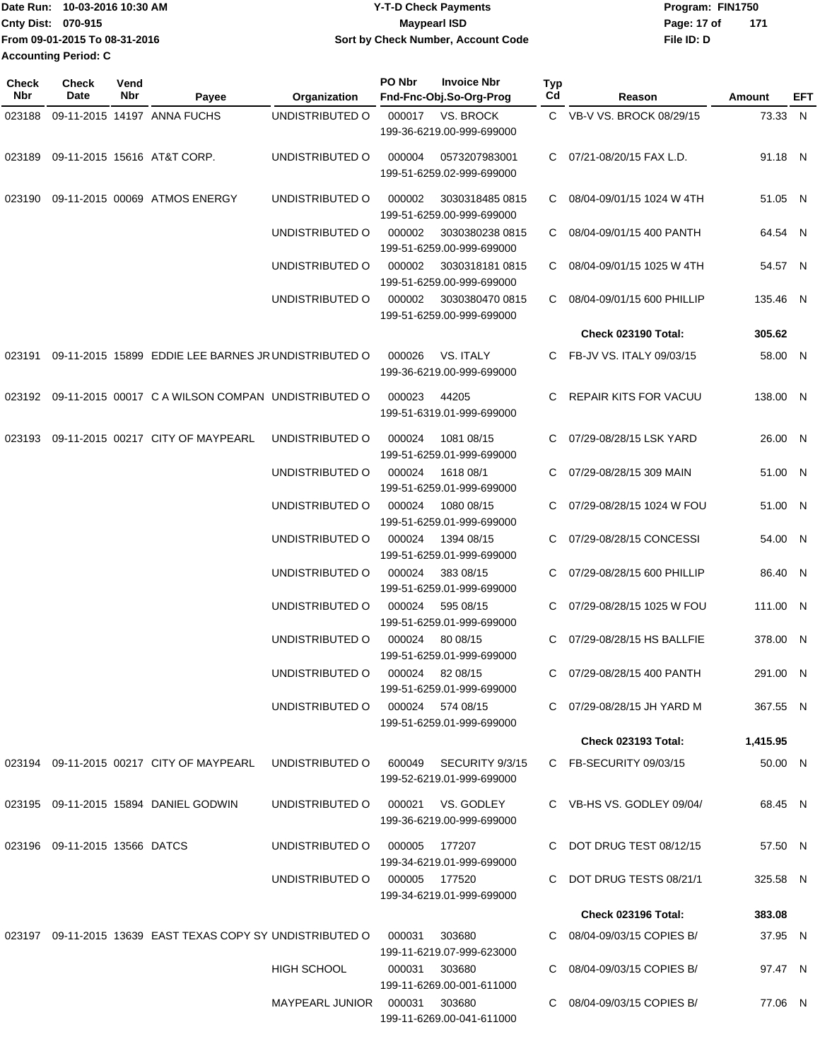Date Run: 10-03-2016 10:30 AM
Cnty Dist: 070-915
From 09-01-2015 To 08-31-2016
Accounting Period: C

# Y-T-D Check Payments
## Maypearl ISD
### Sort by Check Number, Account Code

Program: FIN1750
File ID: D

| Check Nbr | Check Date | Vend Nbr | Payee | Organization | PO Nbr | Invoice Nbr / Fnd-Fnc-Obj.So-Org-Prog | Typ Cd | Reason | Amount | EFT |
|---|---|---|---|---|---|---|---|---|---|---|
| 023188 | 09-11-2015 | 14197 | ANNA FUCHS | UNDISTRIBUTED O | 000017 | VS. BROCK 199-36-6219.00-999-699000 | C | VB-V VS. BROCK 08/29/15 | 73.33 | N |
| 023189 | 09-11-2015 | 15616 | AT&T CORP. | UNDISTRIBUTED O | 000004 | 0573207983001 199-51-6259.02-999-699000 | C | 07/21-08/20/15 FAX L.D. | 91.18 | N |
| 023190 | 09-11-2015 | 00069 | ATMOS ENERGY | UNDISTRIBUTED O | 000002 | 3030318485 0815 199-51-6259.00-999-699000 | C | 08/04-09/01/15 1024 W 4TH | 51.05 | N |
| | | | | UNDISTRIBUTED O | 000002 | 3030380238 0815 199-51-6259.00-999-699000 | C | 08/04-09/01/15 400 PANTH | 64.54 | N |
| | | | | UNDISTRIBUTED O | 000002 | 3030318181 0815 199-51-6259.00-999-699000 | C | 08/04-09/01/15 1025 W 4TH | 54.57 | N |
| | | | | UNDISTRIBUTED O | 000002 | 3030380470 0815 199-51-6259.00-999-699000 | C | 08/04-09/01/15 600 PHILLIP | 135.46 | N |
| | | | | | | | | **Check 023190 Total:** | **305.62** | |
| 023191 | 09-11-2015 | 15899 | EDDIE LEE BARNES JR | UNDISTRIBUTED O | 000026 | VS. ITALY 199-36-6219.00-999-699000 | C | FB-JV VS. ITALY 09/03/15 | 58.00 | N |
| 023192 | 09-11-2015 | 00017 | C A WILSON COMPAN | UNDISTRIBUTED O | 000023 | 44205 199-51-6319.01-999-699000 | C | REPAIR KITS FOR VACUU | 138.00 | N |
| 023193 | 09-11-2015 | 00217 | CITY OF MAYPEARL | UNDISTRIBUTED O | 000024 | 1081 08/15 199-51-6259.01-999-699000 | C | 07/29-08/28/15 LSK YARD | 26.00 | N |
| | | | | UNDISTRIBUTED O | 000024 | 1618 08/1 199-51-6259.01-999-699000 | C | 07/29-08/28/15 309 MAIN | 51.00 | N |
| | | | | UNDISTRIBUTED O | 000024 | 1080 08/15 199-51-6259.01-999-699000 | C | 07/29-08/28/15 1024 W FOU | 51.00 | N |
| | | | | UNDISTRIBUTED O | 000024 | 1394 08/15 199-51-6259.01-999-699000 | C | 07/29-08/28/15 CONCESSI | 54.00 | N |
| | | | | UNDISTRIBUTED O | 000024 | 383 08/15 199-51-6259.01-999-699000 | C | 07/29-08/28/15 600 PHILLIP | 86.40 | N |
| | | | | UNDISTRIBUTED O | 000024 | 595 08/15 199-51-6259.01-999-699000 | C | 07/29-08/28/15 1025 W FOU | 111.00 | N |
| | | | | UNDISTRIBUTED O | 000024 | 80 08/15 199-51-6259.01-999-699000 | C | 07/29-08/28/15 HS BALLFIE | 378.00 | N |
| | | | | UNDISTRIBUTED O | 000024 | 82 08/15 199-51-6259.01-999-699000 | C | 07/29-08/28/15 400 PANTH | 291.00 | N |
| | | | | UNDISTRIBUTED O | 000024 | 574 08/15 199-51-6259.01-999-699000 | C | 07/29-08/28/15 JH YARD M | 367.55 | N |
| | | | | | | | | **Check 023193 Total:** | **1,415.95** | |
| 023194 | 09-11-2015 | 00217 | CITY OF MAYPEARL | UNDISTRIBUTED O | 600049 | SECURITY 9/3/15 199-52-6219.01-999-699000 | C | FB-SECURITY 09/03/15 | 50.00 | N |
| 023195 | 09-11-2015 | 15894 | DANIEL GODWIN | UNDISTRIBUTED O | 000021 | VS. GODLEY 199-36-6219.00-999-699000 | C | VB-HS VS. GODLEY 09/04/ | 68.45 | N |
| 023196 | 09-11-2015 | 13566 | DATCS | UNDISTRIBUTED O | 000005 | 177207 199-34-6219.01-999-699000 | C | DOT DRUG TEST 08/12/15 | 57.50 | N |
| | | | | UNDISTRIBUTED O | 000005 | 177520 199-34-6219.01-999-699000 | C | DOT DRUG TESTS 08/21/1 | 325.58 | N |
| | | | | | | | | **Check 023196 Total:** | **383.08** | |
| 023197 | 09-11-2015 | 13639 | EAST TEXAS COPY SY | UNDISTRIBUTED O | 000031 | 303680 199-11-6219.07-999-623000 | C | 08/04-09/03/15 COPIES B/ | 37.95 | N |
| | | | | HIGH SCHOOL | 000031 | 303680 199-11-6269.00-001-611000 | C | 08/04-09/03/15 COPIES B/ | 97.47 | N |
| | | | | MAYPEARL JUNIOR | 000031 | 303680 199-11-6269.00-041-611000 | C | 08/04-09/03/15 COPIES B/ | 77.06 | N |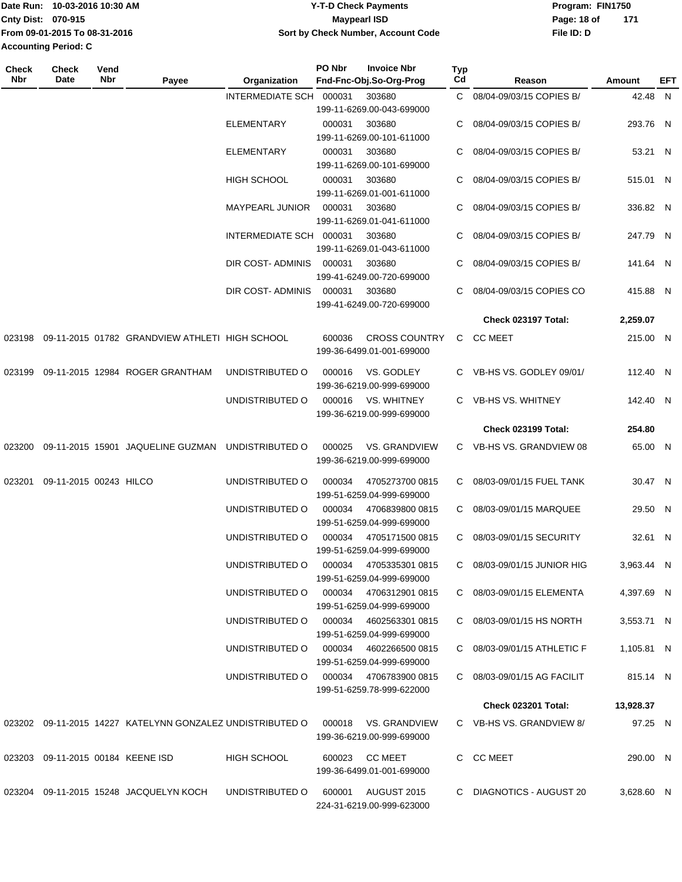Date Run: 10-03-2016 10:30 AM
Cnty Dist: 070-915
From 09-01-2015 To 08-31-2016
Accounting Period: C

**Y-T-D Check Payments**
**Maypearl ISD**
**Sort by Check Number, Account Code**

Program: FIN1750
File ID: D

| Check Nbr | Check Date | Vend Nbr | Payee | Organization | PO Nbr | Invoice Nbr / Fnd-Fnc-Obj.So-Org-Prog | Typ Cd | Reason | Amount | EFT |
|---|---|---|---|---|---|---|---|---|---|---|
| | | | | INTERMEDIATE SCH | 000031 | 303680 199-11-6269.00-043-699000 | C | 08/04-09/03/15 COPIES B/ | 42.48 | N |
| | | | | ELEMENTARY | 000031 | 303680 199-11-6269.00-101-611000 | C | 08/04-09/03/15 COPIES B/ | 293.76 | N |
| | | | | ELEMENTARY | 000031 | 303680 199-11-6269.00-101-699000 | C | 08/04-09/03/15 COPIES B/ | 53.21 | N |
| | | | | HIGH SCHOOL | 000031 | 303680 199-11-6269.01-001-611000 | C | 08/04-09/03/15 COPIES B/ | 515.01 | N |
| | | | | MAYPEARL JUNIOR | 000031 | 303680 199-11-6269.01-041-611000 | C | 08/04-09/03/15 COPIES B/ | 336.82 | N |
| | | | | INTERMEDIATE SCH | 000031 | 303680 199-11-6269.01-043-611000 | C | 08/04-09/03/15 COPIES B/ | 247.79 | N |
| | | | | DIR COST- ADMINIS | 000031 | 303680 199-41-6249.00-720-699000 | C | 08/04-09/03/15 COPIES B/ | 141.64 | N |
| | | | | DIR COST- ADMINIS | 000031 | 303680 199-41-6249.00-720-699000 | C | 08/04-09/03/15 COPIES CO | 415.88 | N |
| | | | | | | | | **Check 023197 Total:** | **2,259.07** | |
| 023198 | 09-11-2015 | 01782 | GRANDVIEW ATHLETI | HIGH SCHOOL | 600036 | CROSS COUNTRY 199-36-6499.01-001-699000 | C | CC MEET | 215.00 | N |
| 023199 | 09-11-2015 | 12984 | ROGER GRANTHAM | UNDISTRIBUTED O | 000016 | VS. GODLEY 199-36-6219.00-999-699000 | C | VB-HS VS. GODLEY 09/01/ | 112.40 | N |
| | | | | UNDISTRIBUTED O | 000016 | VS. WHITNEY 199-36-6219.00-999-699000 | C | VB-HS VS. WHITNEY | 142.40 | N |
| | | | | | | | | **Check 023199 Total:** | **254.80** | |
| 023200 | 09-11-2015 | 15901 | JAQUELINE GUZMAN | UNDISTRIBUTED O | 000025 | VS. GRANDVIEW 199-36-6219.00-999-699000 | C | VB-HS VS. GRANDVIEW 08 | 65.00 | N |
| 023201 | 09-11-2015 | 00243 | HILCO | UNDISTRIBUTED O | 000034 | 4705273700 0815 199-51-6259.04-999-699000 | C | 08/03-09/01/15 FUEL TANK | 30.47 | N |
| | | | | UNDISTRIBUTED O | 000034 | 4706839800 0815 199-51-6259.04-999-699000 | C | 08/03-09/01/15 MARQUEE | 29.50 | N |
| | | | | UNDISTRIBUTED O | 000034 | 4705171500 0815 199-51-6259.04-999-699000 | C | 08/03-09/01/15 SECURITY | 32.61 | N |
| | | | | UNDISTRIBUTED O | 000034 | 4705335301 0815 199-51-6259.04-999-699000 | C | 08/03-09/01/15 JUNIOR HIG | 3,963.44 | N |
| | | | | UNDISTRIBUTED O | 000034 | 4706312901 0815 199-51-6259.04-999-699000 | C | 08/03-09/01/15 ELEMENTA | 4,397.69 | N |
| | | | | UNDISTRIBUTED O | 000034 | 4602563301 0815 199-51-6259.04-999-699000 | C | 08/03-09/01/15 HS NORTH | 3,553.71 | N |
| | | | | UNDISTRIBUTED O | 000034 | 4602266500 0815 199-51-6259.04-999-699000 | C | 08/03-09/01/15 ATHLETIC F | 1,105.81 | N |
| | | | | UNDISTRIBUTED O | 000034 | 4706783900 0815 199-51-6259.78-999-622000 | C | 08/03-09/01/15 AG FACILIT | 815.14 | N |
| | | | | | | | | **Check 023201 Total:** | **13,928.37** | |
| 023202 | 09-11-2015 | 14227 | KATELYNN GONZALEZ | UNDISTRIBUTED O | 000018 | VS. GRANDVIEW 199-36-6219.00-999-699000 | C | VB-HS VS. GRANDVIEW 8/ | 97.25 | N |
| 023203 | 09-11-2015 | 00184 | KEENE ISD | HIGH SCHOOL | 600023 | CC MEET 199-36-6499.01-001-699000 | C | CC MEET | 290.00 | N |
| 023204 | 09-11-2015 | 15248 | JACQUELYN KOCH | UNDISTRIBUTED O | 600001 | AUGUST 2015 224-31-6219.00-999-623000 | C | DIAGNOTICS - AUGUST 20 | 3,628.60 | N |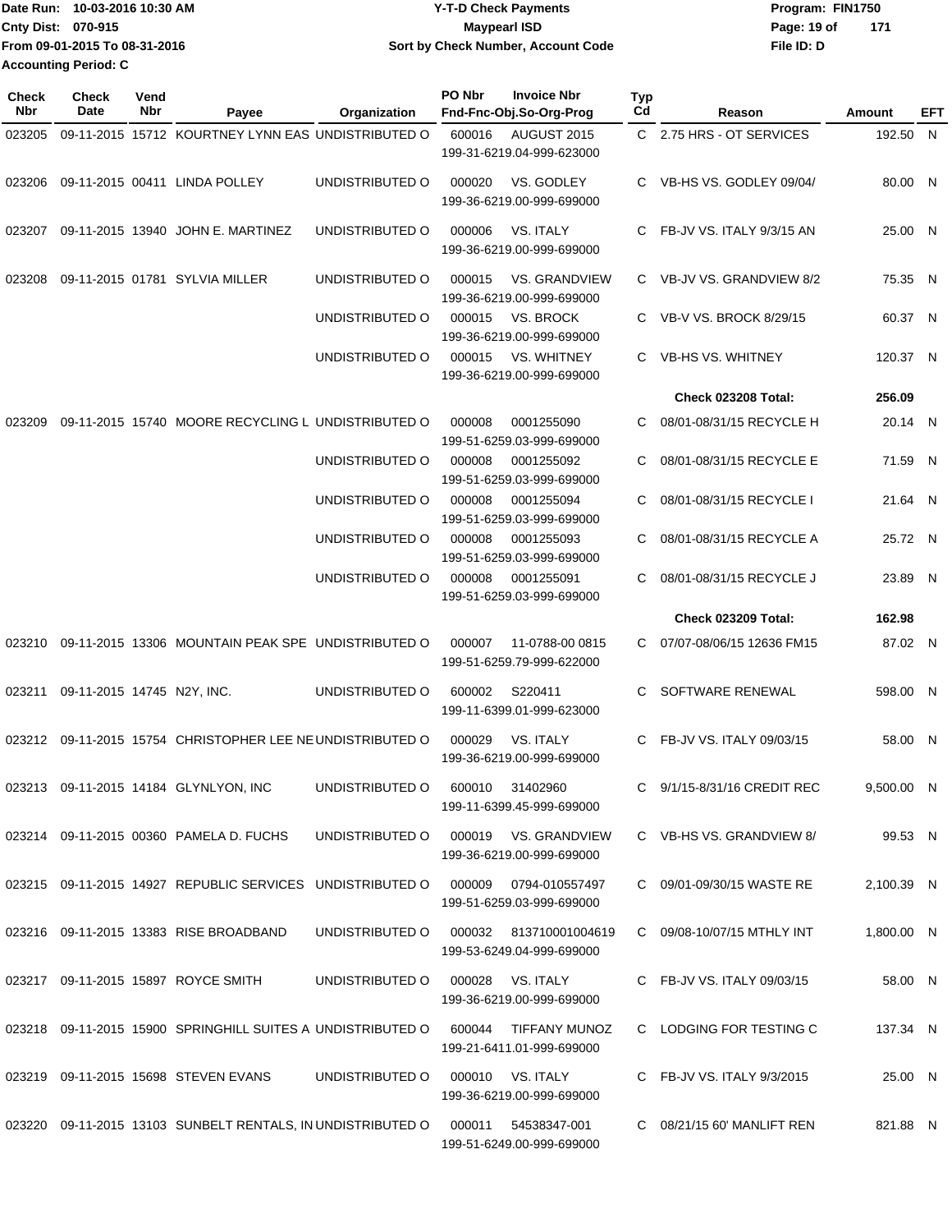Date Run: 10-03-2016 10:30 AM
Cnty Dist: 070-915
From 09-01-2015 To 08-31-2016
Accounting Period: C

**Y-T-D Check Payments**
**Maypearl ISD**
**Sort by Check Number, Account Code**

Program: FIN1750
File ID: D

| Check Nbr | Check Date | Vend Nbr | Payee | Organization | PO Nbr | Invoice Nbr / Fnd-Fnc-Obj.So-Org-Prog | Typ Cd | Reason | Amount | EFT |
|---|---|---|---|---|---|---|---|---|---|---|
| 023205 | 09-11-2015 | 15712 | KOURTNEY LYNN EAS | UNDISTRIBUTED O | 600016 | AUGUST 2015 199-31-6219.04-999-623000 | C | 2.75 HRS - OT SERVICES | 192.50 | N |
| 023206 | 09-11-2015 | 00411 | LINDA POLLEY | UNDISTRIBUTED O | 000020 | VS. GODLEY 199-36-6219.00-999-699000 | C | VB-HS VS. GODLEY 09/04/ | 80.00 | N |
| 023207 | 09-11-2015 | 13940 | JOHN E. MARTINEZ | UNDISTRIBUTED O | 000006 | VS. ITALY 199-36-6219.00-999-699000 | C | FB-JV VS. ITALY 9/3/15 AN | 25.00 | N |
| 023208 | 09-11-2015 | 01781 | SYLVIA MILLER | UNDISTRIBUTED O | 000015 | VS. GRANDVIEW 199-36-6219.00-999-699000 | C | VB-JV VS. GRANDVIEW 8/2 | 75.35 | N |
| | | | | UNDISTRIBUTED O | 000015 | VS. BROCK 199-36-6219.00-999-699000 | C | VB-V VS. BROCK 8/29/15 | 60.37 | N |
| | | | | UNDISTRIBUTED O | 000015 | VS. WHITNEY 199-36-6219.00-999-699000 | C | VB-HS VS. WHITNEY | 120.37 | N |
| | | | | | | | | **Check 023208 Total:** | **256.09** | |
| 023209 | 09-11-2015 | 15740 | MOORE RECYCLING L | UNDISTRIBUTED O | 000008 | 0001255090 199-51-6259.03-999-699000 | C | 08/01-08/31/15 RECYCLE H | 20.14 | N |
| | | | | UNDISTRIBUTED O | 000008 | 0001255092 199-51-6259.03-999-699000 | C | 08/01-08/31/15 RECYCLE E | 71.59 | N |
| | | | | UNDISTRIBUTED O | 000008 | 0001255094 199-51-6259.03-999-699000 | C | 08/01-08/31/15 RECYCLE I | 21.64 | N |
| | | | | UNDISTRIBUTED O | 000008 | 0001255093 199-51-6259.03-999-699000 | C | 08/01-08/31/15 RECYCLE A | 25.72 | N |
| | | | | UNDISTRIBUTED O | 000008 | 0001255091 199-51-6259.03-999-699000 | C | 08/01-08/31/15 RECYCLE J | 23.89 | N |
| | | | | | | | | **Check 023209 Total:** | **162.98** | |
| 023210 | 09-11-2015 | 13306 | MOUNTAIN PEAK SPE | UNDISTRIBUTED O | 000007 | 11-0788-00 0815 199-51-6259.79-999-622000 | C | 07/07-08/06/15 12636 FM15 | 87.02 | N |
| 023211 | 09-11-2015 | 14745 | N2Y, INC. | UNDISTRIBUTED O | 600002 | S220411 199-11-6399.01-999-623000 | C | SOFTWARE RENEWAL | 598.00 | N |
| 023212 | 09-11-2015 | 15754 | CHRISTOPHER LEE NE | UNDISTRIBUTED O | 000029 | VS. ITALY 199-36-6219.00-999-699000 | C | FB-JV VS. ITALY 09/03/15 | 58.00 | N |
| 023213 | 09-11-2015 | 14184 | GLYNLYON, INC | UNDISTRIBUTED O | 600010 | 31402960 199-11-6399.45-999-699000 | C | 9/1/15-8/31/16 CREDIT REC | 9,500.00 | N |
| 023214 | 09-11-2015 | 00360 | PAMELA D. FUCHS | UNDISTRIBUTED O | 000019 | VS. GRANDVIEW 199-36-6219.00-999-699000 | C | VB-HS VS. GRANDVIEW 8/ | 99.53 | N |
| 023215 | 09-11-2015 | 14927 | REPUBLIC SERVICES | UNDISTRIBUTED O | 000009 | 0794-010557497 199-51-6259.03-999-699000 | C | 09/01-09/30/15 WASTE RE | 2,100.39 | N |
| 023216 | 09-11-2015 | 13383 | RISE BROADBAND | UNDISTRIBUTED O | 000032 | 813710001004619 199-53-6249.04-999-699000 | C | 09/08-10/07/15 MTHLY INT | 1,800.00 | N |
| 023217 | 09-11-2015 | 15897 | ROYCE SMITH | UNDISTRIBUTED O | 000028 | VS. ITALY 199-36-6219.00-999-699000 | C | FB-JV VS. ITALY 09/03/15 | 58.00 | N |
| 023218 | 09-11-2015 | 15900 | SPRINGHILL SUITES A | UNDISTRIBUTED O | 600044 | TIFFANY MUNOZ 199-21-6411.01-999-699000 | C | LODGING FOR TESTING C | 137.34 | N |
| 023219 | 09-11-2015 | 15698 | STEVEN EVANS | UNDISTRIBUTED O | 000010 | VS. ITALY 199-36-6219.00-999-699000 | C | FB-JV VS. ITALY 9/3/2015 | 25.00 | N |
| 023220 | 09-11-2015 | 13103 | SUNBELT RENTALS, IN | UNDISTRIBUTED O | 000011 | 54538347-001 199-51-6249.00-999-699000 | C | 08/21/15 60' MANLIFT REN | 821.88 | N |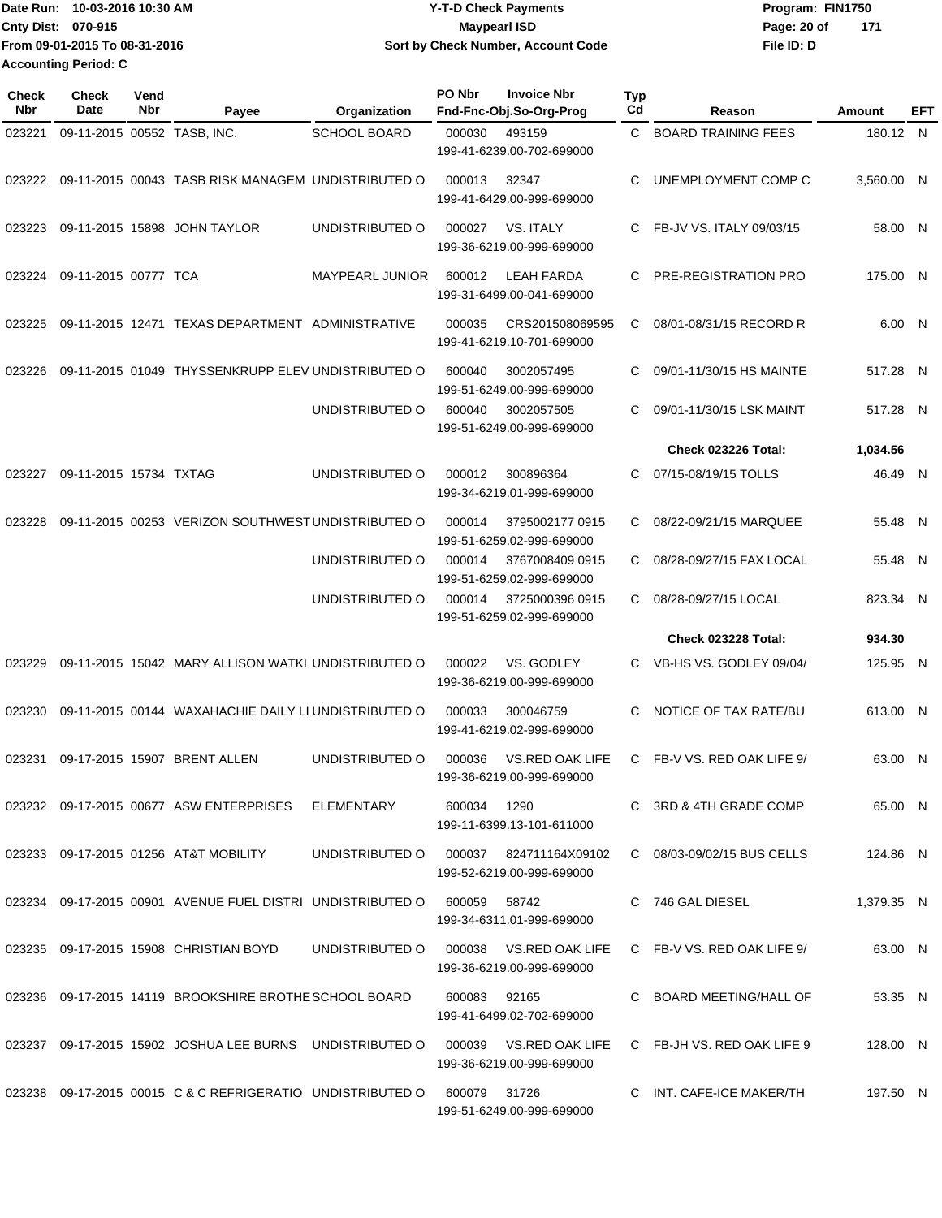Date Run: 10-03-2016 10:30 AM
Cnty Dist: 070-915
From 09-01-2015 To 08-31-2016
Accounting Period: C

**Y-T-D Check Payments**
**Maypearl ISD**
**Sort by Check Number, Account Code**

Program: FIN1750
File ID: D

| Check Nbr | Check Date | Vend Nbr | Payee | Organization | PO Nbr | Invoice Nbr / Fnd-Fnc-Obj.So-Org-Prog | Typ Cd | Reason | Amount | EFT |
|---|---|---|---|---|---|---|---|---|---|---|
| 023221 | 09-11-2015 | 00552 | TASB, INC. | SCHOOL BOARD | 000030 | 493159 / 199-41-6239.00-702-699000 | C | BOARD TRAINING FEES | 180.12 | N |
| 023222 | 09-11-2015 | 00043 | TASB RISK MANAGEM | UNDISTRIBUTED O | 000013 | 32347 / 199-41-6429.00-999-699000 | C | UNEMPLOYMENT COMP C | 3,560.00 | N |
| 023223 | 09-11-2015 | 15898 | JOHN TAYLOR | UNDISTRIBUTED O | 000027 | VS. ITALY / 199-36-6219.00-999-699000 | C | FB-JV VS. ITALY 09/03/15 | 58.00 | N |
| 023224 | 09-11-2015 | 00777 | TCA | MAYPEARL JUNIOR | 600012 | LEAH FARDA / 199-31-6499.00-041-699000 | C | PRE-REGISTRATION PRO | 175.00 | N |
| 023225 | 09-11-2015 | 12471 | TEXAS DEPARTMENT | ADMINISTRATIVE | 000035 | CRS201508069595 / 199-41-6219.10-701-699000 | C | 08/01-08/31/15 RECORD R | 6.00 | N |
| 023226 | 09-11-2015 | 01049 | THYSSENKRUPP ELEV | UNDISTRIBUTED O | 600040 | 3002057495 / 199-51-6249.00-999-699000 | C | 09/01-11/30/15 HS MAINTE | 517.28 | N |
| | | | | UNDISTRIBUTED O | 600040 | 3002057505 / 199-51-6249.00-999-699000 | C | 09/01-11/30/15 LSK MAINT | 517.28 | N |
| | | | | | | | | **Check 023226 Total:** | **1,034.56** | |
| 023227 | 09-11-2015 | 15734 | TXTAG | UNDISTRIBUTED O | 000012 | 300896364 / 199-34-6219.01-999-699000 | C | 07/15-08/19/15 TOLLS | 46.49 | N |
| 023228 | 09-11-2015 | 00253 | VERIZON SOUTHWEST | UNDISTRIBUTED O | 000014 | 3795002177 0915 / 199-51-6259.02-999-699000 | C | 08/22-09/21/15 MARQUEE | 55.48 | N |
| | | | | UNDISTRIBUTED O | 000014 | 3767008409 0915 / 199-51-6259.02-999-699000 | C | 08/28-09/27/15 FAX LOCAL | 55.48 | N |
| | | | | UNDISTRIBUTED O | 000014 | 3725000396 0915 / 199-51-6259.02-999-699000 | C | 08/28-09/27/15 LOCAL | 823.34 | N |
| | | | | | | | | **Check 023228 Total:** | **934.30** | |
| 023229 | 09-11-2015 | 15042 | MARY ALLISON WATKI | UNDISTRIBUTED O | 000022 | VS. GODLEY / 199-36-6219.00-999-699000 | C | VB-HS VS. GODLEY 09/04/ | 125.95 | N |
| 023230 | 09-11-2015 | 00144 | WAXAHACHIE DAILY LI | UNDISTRIBUTED O | 000033 | 300046759 / 199-41-6219.02-999-699000 | C | NOTICE OF TAX RATE/BU | 613.00 | N |
| 023231 | 09-17-2015 | 15907 | BRENT ALLEN | UNDISTRIBUTED O | 000036 | VS.RED OAK LIFE / 199-36-6219.00-999-699000 | C | FB-V VS. RED OAK LIFE 9/ | 63.00 | N |
| 023232 | 09-17-2015 | 00677 | ASW ENTERPRISES | ELEMENTARY | 600034 | 1290 / 199-11-6399.13-101-611000 | C | 3RD & 4TH GRADE COMP | 65.00 | N |
| 023233 | 09-17-2015 | 01256 | AT&T MOBILITY | UNDISTRIBUTED O | 000037 | 824711164X09102 / 199-52-6219.00-999-699000 | C | 08/03-09/02/15 BUS CELLS | 124.86 | N |
| 023234 | 09-17-2015 | 00901 | AVENUE FUEL DISTRI | UNDISTRIBUTED O | 600059 | 58742 / 199-34-6311.01-999-699000 | C | 746 GAL DIESEL | 1,379.35 | N |
| 023235 | 09-17-2015 | 15908 | CHRISTIAN BOYD | UNDISTRIBUTED O | 000038 | VS.RED OAK LIFE / 199-36-6219.00-999-699000 | C | FB-V VS. RED OAK LIFE 9/ | 63.00 | N |
| 023236 | 09-17-2015 | 14119 | BROOKSHIRE BROTHE | SCHOOL BOARD | 600083 | 92165 / 199-41-6499.02-702-699000 | C | BOARD MEETING/HALL OF | 53.35 | N |
| 023237 | 09-17-2015 | 15902 | JOSHUA LEE BURNS | UNDISTRIBUTED O | 000039 | VS.RED OAK LIFE / 199-36-6219.00-999-699000 | C | FB-JH VS. RED OAK LIFE 9 | 128.00 | N |
| 023238 | 09-17-2015 | 00015 | C & C REFRIGERATIO | UNDISTRIBUTED O | 600079 | 31726 / 199-51-6249.00-999-699000 | C | INT. CAFE-ICE MAKER/TH | 197.50 | N |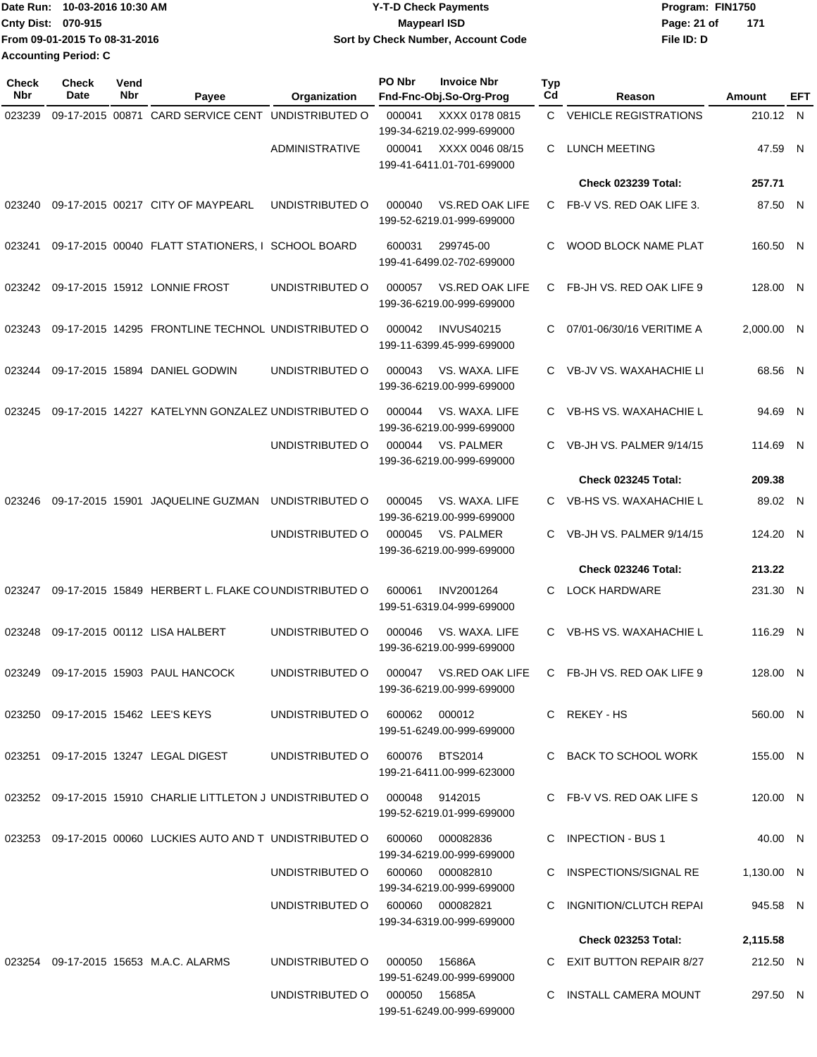Date Run: 10-03-2016 10:30 AM
Cnty Dist: 070-915
From 09-01-2015 To 08-31-2016
Accounting Period: C

**Y-T-D Check Payments**
**Maypearl ISD**
**Sort by Check Number, Account Code**

Program: FIN1750
File ID: D

| Check Nbr | Check Date | Vend Nbr | Payee | Organization | PO Nbr | Invoice Nbr / Fnd-Fnc-Obj.So-Org-Prog | Typ Cd | Reason | Amount | EFT |
|---|---|---|---|---|---|---|---|---|---|---|
| 023239 | 09-17-2015 | 00871 | CARD SERVICE CENT | UNDISTRIBUTED O | 000041 | XXXX 0178 0815 / 199-34-6219.02-999-699000 | C | VEHICLE REGISTRATIONS | 210.12 | N |
| | | | | ADMINISTRATIVE | 000041 | XXXX 0046 08/15 / 199-41-6411.01-701-699000 | C | LUNCH MEETING | 47.59 | N |
| | | | | | | | | **Check 023239 Total:** | **257.71** | |
| 023240 | 09-17-2015 | 00217 | CITY OF MAYPEARL | UNDISTRIBUTED O | 000040 | VS.RED OAK LIFE / 199-52-6219.01-999-699000 | C | FB-V VS. RED OAK LIFE 3. | 87.50 | N |
| 023241 | 09-17-2015 | 00040 | FLATT STATIONERS, I | SCHOOL BOARD | 600031 | 299745-00 / 199-41-6499.02-702-699000 | C | WOOD BLOCK NAME PLAT | 160.50 | N |
| 023242 | 09-17-2015 | 15912 | LONNIE FROST | UNDISTRIBUTED O | 000057 | VS.RED OAK LIFE / 199-36-6219.00-999-699000 | C | FB-JH VS. RED OAK LIFE 9 | 128.00 | N |
| 023243 | 09-17-2015 | 14295 | FRONTLINE TECHNOL | UNDISTRIBUTED O | 000042 | INVUS40215 / 199-11-6399.45-999-699000 | C | 07/01-06/30/16 VERITIME A | 2,000.00 | N |
| 023244 | 09-17-2015 | 15894 | DANIEL GODWIN | UNDISTRIBUTED O | 000043 | VS. WAXA. LIFE / 199-36-6219.00-999-699000 | C | VB-JV VS. WAXAHACHIE LI | 68.56 | N |
| 023245 | 09-17-2015 | 14227 | KATELYNN GONZALEZ | UNDISTRIBUTED O | 000044 | VS. WAXA. LIFE / 199-36-6219.00-999-699000 | C | VB-HS VS. WAXAHACHIE L | 94.69 | N |
| | | | | UNDISTRIBUTED O | 000044 | VS. PALMER / 199-36-6219.00-999-699000 | C | VB-JH VS. PALMER 9/14/15 | 114.69 | N |
| | | | | | | | | **Check 023245 Total:** | **209.38** | |
| 023246 | 09-17-2015 | 15901 | JAQUELINE GUZMAN | UNDISTRIBUTED O | 000045 | VS. WAXA. LIFE / 199-36-6219.00-999-699000 | C | VB-HS VS. WAXAHACHIE L | 89.02 | N |
| | | | | UNDISTRIBUTED O | 000045 | VS. PALMER / 199-36-6219.00-999-699000 | C | VB-JH VS. PALMER 9/14/15 | 124.20 | N |
| | | | | | | | | **Check 023246 Total:** | **213.22** | |
| 023247 | 09-17-2015 | 15849 | HERBERT L. FLAKE CO | UNDISTRIBUTED O | 600061 | INV2001264 / 199-51-6319.04-999-699000 | C | LOCK HARDWARE | 231.30 | N |
| 023248 | 09-17-2015 | 00112 | LISA HALBERT | UNDISTRIBUTED O | 000046 | VS. WAXA. LIFE / 199-36-6219.00-999-699000 | C | VB-HS VS. WAXAHACHIE L | 116.29 | N |
| 023249 | 09-17-2015 | 15903 | PAUL HANCOCK | UNDISTRIBUTED O | 000047 | VS.RED OAK LIFE / 199-36-6219.00-999-699000 | C | FB-JH VS. RED OAK LIFE 9 | 128.00 | N |
| 023250 | 09-17-2015 | 15462 | LEE'S KEYS | UNDISTRIBUTED O | 600062 | 000012 / 199-51-6249.00-999-699000 | C | REKEY - HS | 560.00 | N |
| 023251 | 09-17-2015 | 13247 | LEGAL DIGEST | UNDISTRIBUTED O | 600076 | BTS2014 / 199-21-6411.00-999-623000 | C | BACK TO SCHOOL WORK | 155.00 | N |
| 023252 | 09-17-2015 | 15910 | CHARLIE LITTLETON J | UNDISTRIBUTED O | 000048 | 9142015 / 199-52-6219.01-999-699000 | C | FB-V VS. RED OAK LIFE S | 120.00 | N |
| 023253 | 09-17-2015 | 00060 | LUCKIES AUTO AND T | UNDISTRIBUTED O | 600060 | 000082836 / 199-34-6219.00-999-699000 | C | INPECTION - BUS 1 | 40.00 | N |
| | | | | UNDISTRIBUTED O | 600060 | 000082810 / 199-34-6219.00-999-699000 | C | INSPECTIONS/SIGNAL RE | 1,130.00 | N |
| | | | | UNDISTRIBUTED O | 600060 | 000082821 / 199-34-6319.00-999-699000 | C | INGNITION/CLUTCH REPAI | 945.58 | N |
| | | | | | | | | **Check 023253 Total:** | **2,115.58** | |
| 023254 | 09-17-2015 | 15653 | M.A.C. ALARMS | UNDISTRIBUTED O | 000050 | 15686A / 199-51-6249.00-999-699000 | C | EXIT BUTTON REPAIR 8/27 | 212.50 | N |
| | | | | UNDISTRIBUTED O | 000050 | 15685A / 199-51-6249.00-999-699000 | C | INSTALL CAMERA MOUNT | 297.50 | N |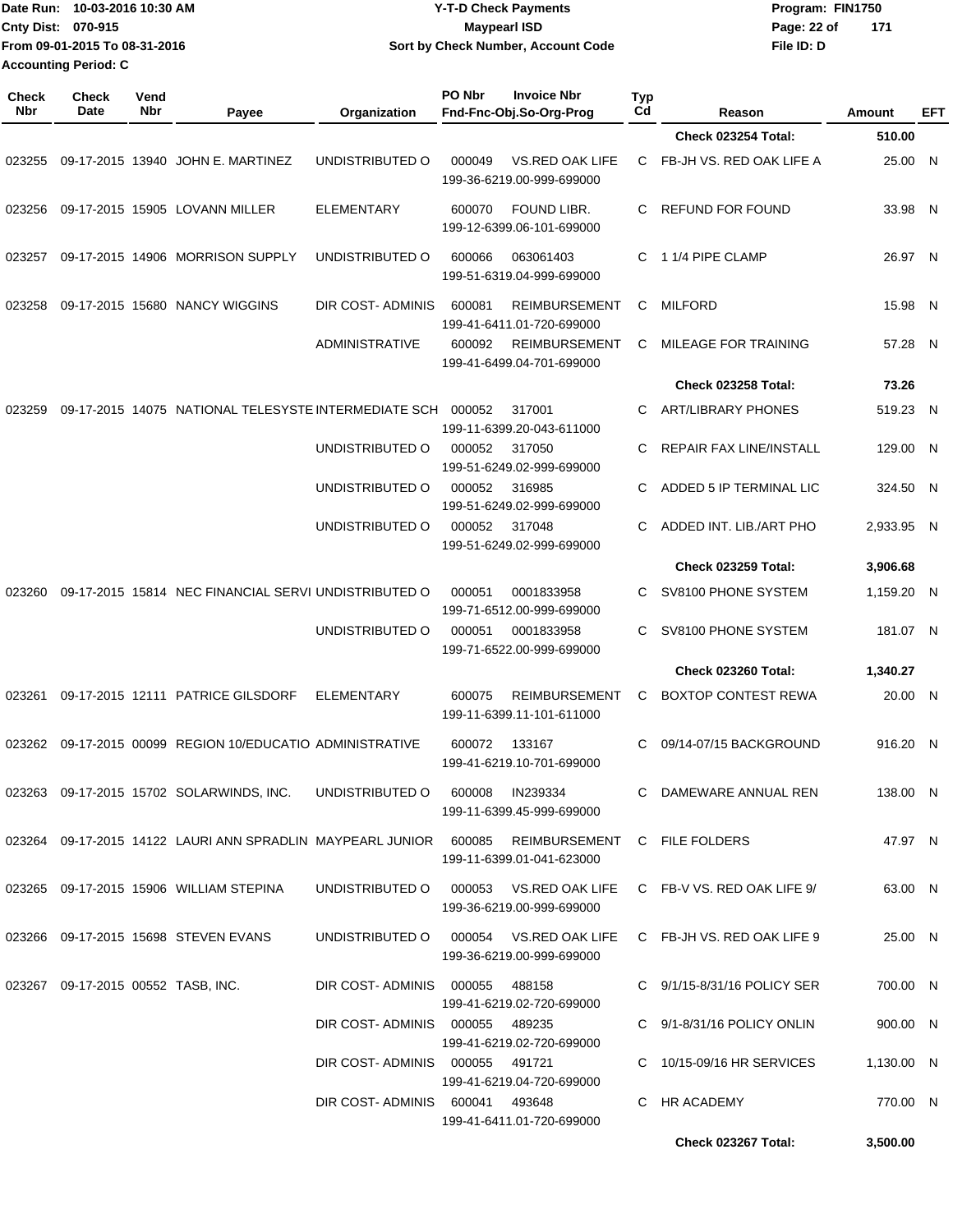Date Run: 10-03-2016 10:30 AM
Cnty Dist: 070-915
From 09-01-2015 To 08-31-2016
Accounting Period: C

**Y-T-D Check Payments**
**Maypearl ISD**
**Sort by Check Number, Account Code**

Program: FIN1750
File ID: D

| Check Nbr | Check Date | Vend Nbr | Payee | Organization | PO Nbr | Invoice Nbr / Fnd-Fnc-Obj.So-Org-Prog | Typ Cd | Reason | Amount | EFT |
|---|---|---|---|---|---|---|---|---|---|---|
| | | | | | | | | **Check 023254 Total:** | **510.00** | |
| 023255 | 09-17-2015 | 13940 | JOHN E. MARTINEZ | UNDISTRIBUTED O | 000049 | VS.RED OAK LIFE 199-36-6219.00-999-699000 | C | FB-JH VS. RED OAK LIFE A | 25.00 | N |
| 023256 | 09-17-2015 | 15905 | LOVANN MILLER | ELEMENTARY | 600070 | FOUND LIBR. 199-12-6399.06-101-699000 | C | REFUND FOR FOUND | 33.98 | N |
| 023257 | 09-17-2015 | 14906 | MORRISON SUPPLY | UNDISTRIBUTED O | 600066 | 063061403 199-51-6319.04-999-699000 | C | 1 1/4 PIPE CLAMP | 26.97 | N |
| 023258 | 09-17-2015 | 15680 | NANCY WIGGINS | DIR COST- ADMINIS | 600081 | REIMBURSEMENT 199-41-6411.01-720-699000 | C | MILFORD | 15.98 | N |
| | | | | ADMINISTRATIVE | 600092 | REIMBURSEMENT 199-41-6499.04-701-699000 | C | MILEAGE FOR TRAINING | 57.28 | N |
| | | | | | | | | **Check 023258 Total:** | **73.26** | |
| 023259 | 09-17-2015 | 14075 | NATIONAL TELESYSTE | INTERMEDIATE SCH | 000052 | 317001 199-11-6399.20-043-611000 | C | ART/LIBRARY PHONES | 519.23 | N |
| | | | | UNDISTRIBUTED O | 000052 | 317050 199-51-6249.02-999-699000 | C | REPAIR FAX LINE/INSTALL | 129.00 | N |
| | | | | UNDISTRIBUTED O | 000052 | 316985 199-51-6249.02-999-699000 | C | ADDED 5 IP TERMINAL LIC | 324.50 | N |
| | | | | UNDISTRIBUTED O | 000052 | 317048 199-51-6249.02-999-699000 | C | ADDED INT. LIB./ART PHO | 2,933.95 | N |
| | | | | | | | | **Check 023259 Total:** | **3,906.68** | |
| 023260 | 09-17-2015 | 15814 | NEC FINANCIAL SERVI | UNDISTRIBUTED O | 000051 | 0001833958 199-71-6512.00-999-699000 | C | SV8100 PHONE SYSTEM | 1,159.20 | N |
| | | | | UNDISTRIBUTED O | 000051 | 0001833958 199-71-6522.00-999-699000 | C | SV8100 PHONE SYSTEM | 181.07 | N |
| | | | | | | | | **Check 023260 Total:** | **1,340.27** | |
| 023261 | 09-17-2015 | 12111 | PATRICE GILSDORF | ELEMENTARY | 600075 | REIMBURSEMENT 199-11-6399.11-101-611000 | C | BOXTOP CONTEST REWA | 20.00 | N |
| 023262 | 09-17-2015 | 00099 | REGION 10/EDUCATIO | ADMINISTRATIVE | 600072 | 133167 199-41-6219.10-701-699000 | C | 09/14-07/15 BACKGROUND | 916.20 | N |
| 023263 | 09-17-2015 | 15702 | SOLARWINDS, INC. | UNDISTRIBUTED O | 600008 | IN239334 199-11-6399.45-999-699000 | C | DAMEWARE ANNUAL REN | 138.00 | N |
| 023264 | 09-17-2015 | 14122 | LAURI ANN SPRADLIN | MAYPEARL JUNIOR | 600085 | REIMBURSEMENT 199-11-6399.01-041-623000 | C | FILE FOLDERS | 47.97 | N |
| 023265 | 09-17-2015 | 15906 | WILLIAM STEPINA | UNDISTRIBUTED O | 000053 | VS.RED OAK LIFE 199-36-6219.00-999-699000 | C | FB-V VS. RED OAK LIFE 9/ | 63.00 | N |
| 023266 | 09-17-2015 | 15698 | STEVEN EVANS | UNDISTRIBUTED O | 000054 | VS.RED OAK LIFE 199-36-6219.00-999-699000 | C | FB-JH VS. RED OAK LIFE 9 | 25.00 | N |
| 023267 | 09-17-2015 | 00552 | TASB, INC. | DIR COST- ADMINIS | 000055 | 488158 199-41-6219.02-720-699000 | C | 9/1/15-8/31/16 POLICY SER | 700.00 | N |
| | | | | DIR COST- ADMINIS | 000055 | 489235 199-41-6219.02-720-699000 | C | 9/1-8/31/16 POLICY ONLIN | 900.00 | N |
| | | | | DIR COST- ADMINIS | 000055 | 491721 199-41-6219.04-720-699000 | C | 10/15-09/16 HR SERVICES | 1,130.00 | N |
| | | | | DIR COST- ADMINIS | 600041 | 493648 199-41-6411.01-720-699000 | C | HR ACADEMY | 770.00 | N |
| | | | | | | | | **Check 023267 Total:** | **3,500.00** | |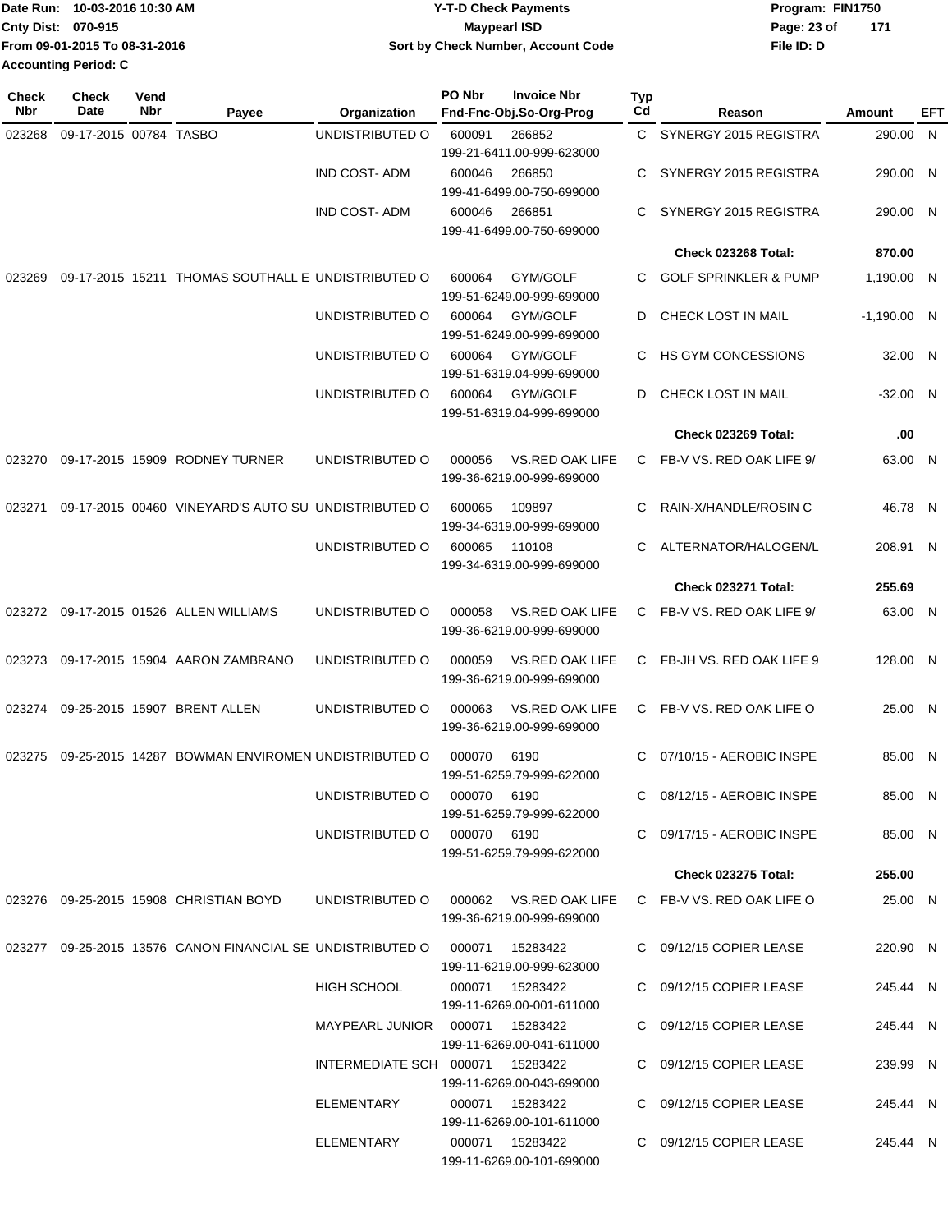Date Run: 10-03-2016 10:30 AM
Cnty Dist: 070-915
From 09-01-2015 To 08-31-2016
Accounting Period: C

**Y-T-D Check Payments**
**Maypearl ISD**
**Sort by Check Number, Account Code**

Program: FIN1750
File ID: D

| Check Nbr | Check Date | Vend Nbr | Payee | Organization | PO Nbr | Invoice Nbr / Fnd-Fnc-Obj.So-Org-Prog | Typ Cd | Reason | Amount | EFT |
|---|---|---|---|---|---|---|---|---|---|---|
| 023268 | 09-17-2015 | 00784 | TASBO | UNDISTRIBUTED O | 600091 | 266852 199-21-6411.00-999-623000 | C | SYNERGY 2015 REGISTRA | 290.00 | N |
| | | | | IND COST- ADM | 600046 | 266850 199-41-6499.00-750-699000 | C | SYNERGY 2015 REGISTRA | 290.00 | N |
| | | | | IND COST- ADM | 600046 | 266851 199-41-6499.00-750-699000 | C | SYNERGY 2015 REGISTRA | 290.00 | N |
| | | | | | | | | **Check 023268 Total:** | **870.00** | |
| 023269 | 09-17-2015 | 15211 | THOMAS SOUTHALL E | UNDISTRIBUTED O | 600064 | GYM/GOLF 199-51-6249.00-999-699000 | C | GOLF SPRINKLER & PUMP | 1,190.00 | N |
| | | | | UNDISTRIBUTED O | 600064 | GYM/GOLF 199-51-6249.00-999-699000 | D | CHECK LOST IN MAIL | -1,190.00 | N |
| | | | | UNDISTRIBUTED O | 600064 | GYM/GOLF 199-51-6319.04-999-699000 | C | HS GYM CONCESSIONS | 32.00 | N |
| | | | | UNDISTRIBUTED O | 600064 | GYM/GOLF 199-51-6319.04-999-699000 | D | CHECK LOST IN MAIL | -32.00 | N |
| | | | | | | | | **Check 023269 Total:** | **.00** | |
| 023270 | 09-17-2015 | 15909 | RODNEY TURNER | UNDISTRIBUTED O | 000056 | VS.RED OAK LIFE 199-36-6219.00-999-699000 | C | FB-V VS. RED OAK LIFE 9/ | 63.00 | N |
| 023271 | 09-17-2015 | 00460 | VINEYARD'S AUTO SU | UNDISTRIBUTED O | 600065 | 109897 199-34-6319.00-999-699000 | C | RAIN-X/HANDLE/ROSIN C | 46.78 | N |
| | | | | UNDISTRIBUTED O | 600065 | 110108 199-34-6319.00-999-699000 | C | ALTERNATOR/HALOGEN/L | 208.91 | N |
| | | | | | | | | **Check 023271 Total:** | **255.69** | |
| 023272 | 09-17-2015 | 01526 | ALLEN WILLIAMS | UNDISTRIBUTED O | 000058 | VS.RED OAK LIFE 199-36-6219.00-999-699000 | C | FB-V VS. RED OAK LIFE 9/ | 63.00 | N |
| 023273 | 09-17-2015 | 15904 | AARON ZAMBRANO | UNDISTRIBUTED O | 000059 | VS.RED OAK LIFE 199-36-6219.00-999-699000 | C | FB-JH VS. RED OAK LIFE 9 | 128.00 | N |
| 023274 | 09-25-2015 | 15907 | BRENT ALLEN | UNDISTRIBUTED O | 000063 | VS.RED OAK LIFE 199-36-6219.00-999-699000 | C | FB-V VS. RED OAK LIFE O | 25.00 | N |
| 023275 | 09-25-2015 | 14287 | BOWMAN ENVIROMEN | UNDISTRIBUTED O | 000070 | 6190 199-51-6259.79-999-622000 | C | 07/10/15 - AEROBIC INSPE | 85.00 | N |
| | | | | UNDISTRIBUTED O | 000070 | 6190 199-51-6259.79-999-622000 | C | 08/12/15 - AEROBIC INSPE | 85.00 | N |
| | | | | UNDISTRIBUTED O | 000070 | 6190 199-51-6259.79-999-622000 | C | 09/17/15 - AEROBIC INSPE | 85.00 | N |
| | | | | | | | | **Check 023275 Total:** | **255.00** | |
| 023276 | 09-25-2015 | 15908 | CHRISTIAN BOYD | UNDISTRIBUTED O | 000062 | VS.RED OAK LIFE 199-36-6219.00-999-699000 | C | FB-V VS. RED OAK LIFE O | 25.00 | N |
| 023277 | 09-25-2015 | 13576 | CANON FINANCIAL SE | UNDISTRIBUTED O | 000071 | 15283422 199-11-6219.00-999-623000 | C | 09/12/15 COPIER LEASE | 220.90 | N |
| | | | | HIGH SCHOOL | 000071 | 15283422 199-11-6269.00-001-611000 | C | 09/12/15 COPIER LEASE | 245.44 | N |
| | | | | MAYPEARL JUNIOR | 000071 | 15283422 199-11-6269.00-041-611000 | C | 09/12/15 COPIER LEASE | 245.44 | N |
| | | | | INTERMEDIATE SCH | 000071 | 15283422 199-11-6269.00-043-699000 | C | 09/12/15 COPIER LEASE | 239.99 | N |
| | | | | ELEMENTARY | 000071 | 15283422 199-11-6269.00-101-611000 | C | 09/12/15 COPIER LEASE | 245.44 | N |
| | | | | ELEMENTARY | 000071 | 15283422 199-11-6269.00-101-699000 | C | 09/12/15 COPIER LEASE | 245.44 | N |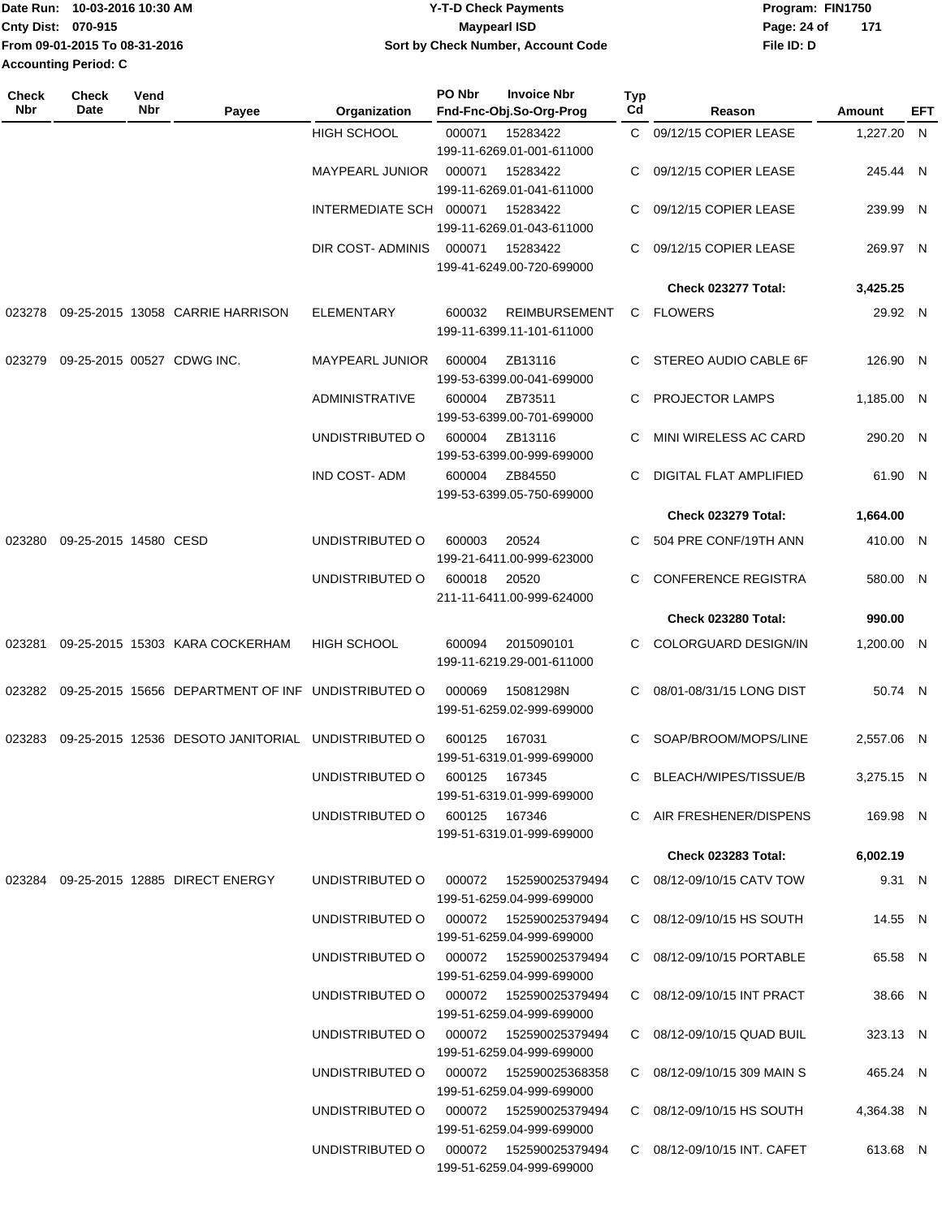Date Run: 10-03-2016 10:30 AM
Cnty Dist: 070-915
From 09-01-2015 To 08-31-2016
Accounting Period: C

# Y-T-D Check Payments
## Maypearl ISD
### Sort by Check Number, Account Code

Program: FIN1750
File ID: D

| Check Nbr | Check Date | Vend Nbr | Payee | Organization | PO Nbr / Invoice Nbr / Fnd-Fnc-Obj.So-Org-Prog | Typ Cd | Reason | Amount | EFT |
|---|---|---|---|---|---|---|---|---|---|
| | | | | HIGH SCHOOL | 000071 15283422 199-11-6269.01-001-611000 | C | 09/12/15 COPIER LEASE | 1,227.20 | N |
| | | | | MAYPEARL JUNIOR | 000071 15283422 199-11-6269.01-041-611000 | C | 09/12/15 COPIER LEASE | 245.44 | N |
| | | | | INTERMEDIATE SCH | 000071 15283422 199-11-6269.01-043-611000 | C | 09/12/15 COPIER LEASE | 239.99 | N |
| | | | | DIR COST- ADMINIS | 000071 15283422 199-41-6249.00-720-699000 | C | 09/12/15 COPIER LEASE | 269.97 | N |
| | | | | | | | **Check 023277 Total:** | **3,425.25** | |
| 023278 | 09-25-2015 | 13058 | CARRIE HARRISON | ELEMENTARY | 600032 REIMBURSEMENT 199-11-6399.11-101-611000 | C | FLOWERS | 29.92 | N |
| 023279 | 09-25-2015 | 00527 | CDWG INC. | MAYPEARL JUNIOR | 600004 ZB13116 199-53-6399.00-041-699000 | C | STEREO AUDIO CABLE 6F | 126.90 | N |
| | | | | ADMINISTRATIVE | 600004 ZB73511 199-53-6399.00-701-699000 | C | PROJECTOR LAMPS | 1,185.00 | N |
| | | | | UNDISTRIBUTED O | 600004 ZB13116 199-53-6399.00-999-699000 | C | MINI WIRELESS AC CARD | 290.20 | N |
| | | | | IND COST- ADM | 600004 ZB84550 199-53-6399.05-750-699000 | C | DIGITAL FLAT AMPLIFIED | 61.90 | N |
| | | | | | | | **Check 023279 Total:** | **1,664.00** | |
| 023280 | 09-25-2015 | 14580 | CESD | UNDISTRIBUTED O | 600003 20524 199-21-6411.00-999-623000 | C | 504 PRE CONF/19TH ANN | 410.00 | N |
| | | | | UNDISTRIBUTED O | 600018 20520 211-11-6411.00-999-624000 | C | CONFERENCE REGISTRA | 580.00 | N |
| | | | | | | | **Check 023280 Total:** | **990.00** | |
| 023281 | 09-25-2015 | 15303 | KARA COCKERHAM | HIGH SCHOOL | 600094 2015090101 199-11-6219.29-001-611000 | C | COLORGUARD DESIGN/IN | 1,200.00 | N |
| 023282 | 09-25-2015 | 15656 | DEPARTMENT OF INF | UNDISTRIBUTED O | 000069 15081298N 199-51-6259.02-999-699000 | C | 08/01-08/31/15 LONG DIST | 50.74 | N |
| 023283 | 09-25-2015 | 12536 | DESOTO JANITORIAL | UNDISTRIBUTED O | 600125 167031 199-51-6319.01-999-699000 | C | SOAP/BROOM/MOPS/LINE | 2,557.06 | N |
| | | | | UNDISTRIBUTED O | 600125 167345 199-51-6319.01-999-699000 | C | BLEACH/WIPES/TISSUE/B | 3,275.15 | N |
| | | | | UNDISTRIBUTED O | 600125 167346 199-51-6319.01-999-699000 | C | AIR FRESHENER/DISPENS | 169.98 | N |
| | | | | | | | **Check 023283 Total:** | **6,002.19** | |
| 023284 | 09-25-2015 | 12885 | DIRECT ENERGY | UNDISTRIBUTED O | 000072 152590025379494 199-51-6259.04-999-699000 | C | 08/12-09/10/15 CATV TOW | 9.31 | N |
| | | | | UNDISTRIBUTED O | 000072 152590025379494 199-51-6259.04-999-699000 | C | 08/12-09/10/15 HS SOUTH | 14.55 | N |
| | | | | UNDISTRIBUTED O | 000072 152590025379494 199-51-6259.04-999-699000 | C | 08/12-09/10/15 PORTABLE | 65.58 | N |
| | | | | UNDISTRIBUTED O | 000072 152590025379494 199-51-6259.04-999-699000 | C | 08/12-09/10/15 INT PRACT | 38.66 | N |
| | | | | UNDISTRIBUTED O | 000072 152590025379494 199-51-6259.04-999-699000 | C | 08/12-09/10/15 QUAD BUIL | 323.13 | N |
| | | | | UNDISTRIBUTED O | 000072 152590025368358 199-51-6259.04-999-699000 | C | 08/12-09/10/15 309 MAIN S | 465.24 | N |
| | | | | UNDISTRIBUTED O | 000072 152590025379494 199-51-6259.04-999-699000 | C | 08/12-09/10/15 HS SOUTH | 4,364.38 | N |
| | | | | UNDISTRIBUTED O | 000072 152590025379494 199-51-6259.04-999-699000 | C | 08/12-09/10/15 INT. CAFET | 613.68 | N |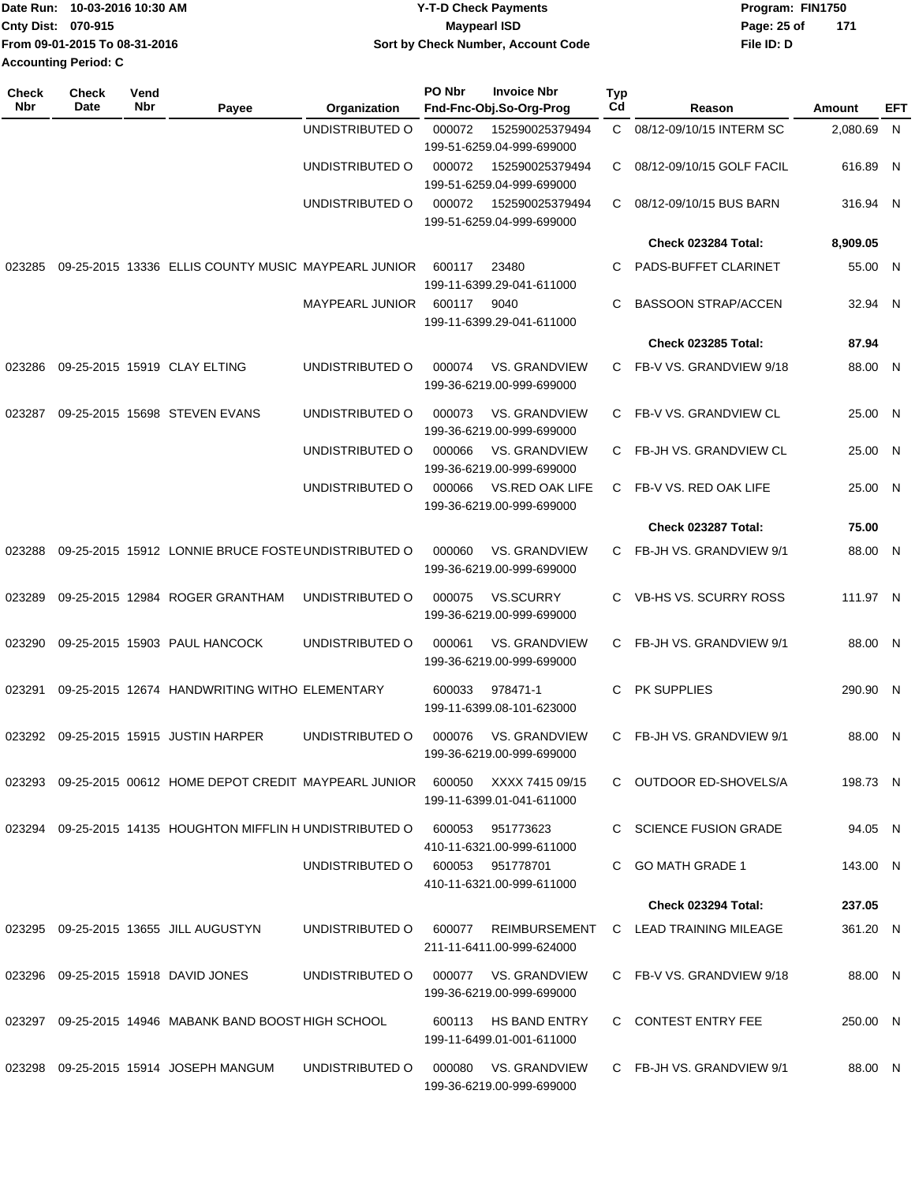Date Run: 10-03-2016 10:30 AM
Cnty Dist: 070-915
From 09-01-2015 To 08-31-2016
Accounting Period: C

**Y-T-D Check Payments**
**Maypearl ISD**
**Sort by Check Number, Account Code**

Program: FIN1750
File ID: D

| Check Nbr | Check Date | Vend Nbr | Payee | Organization | PO Nbr / Fnd-Fnc-Obj.So-Org-Prog | Invoice Nbr | Typ Cd | Reason | Amount | EFT |
|---|---|---|---|---|---|---|---|---|---|---|
| | | | | UNDISTRIBUTED O | 000072 199-51-6259.04-999-699000 | 152590025379494 | C | 08/12-09/10/15 INTERM SC | 2,080.69 | N |
| | | | | UNDISTRIBUTED O | 000072 199-51-6259.04-999-699000 | 152590025379494 | C | 08/12-09/10/15 GOLF FACIL | 616.89 | N |
| | | | | UNDISTRIBUTED O | 000072 199-51-6259.04-999-699000 | 152590025379494 | C | 08/12-09/10/15 BUS BARN | 316.94 | N |
| | | | | | | | | **Check 023284 Total:** | **8,909.05** | |
| 023285 | 09-25-2015 | 13336 | ELLIS COUNTY MUSIC | MAYPEARL JUNIOR | 600117 199-11-6399.29-041-611000 | 23480 | C | PADS-BUFFET CLARINET | 55.00 | N |
| | | | | MAYPEARL JUNIOR | 600117 199-11-6399.29-041-611000 | 9040 | C | BASSOON STRAP/ACCEN | 32.94 | N |
| | | | | | | | | **Check 023285 Total:** | **87.94** | |
| 023286 | 09-25-2015 | 15919 | CLAY ELTING | UNDISTRIBUTED O | 000074 199-36-6219.00-999-699000 | VS. GRANDVIEW | C | FB-V VS. GRANDVIEW 9/18 | 88.00 | N |
| 023287 | 09-25-2015 | 15698 | STEVEN EVANS | UNDISTRIBUTED O | 000073 199-36-6219.00-999-699000 | VS. GRANDVIEW | C | FB-V VS. GRANDVIEW CL | 25.00 | N |
| | | | | UNDISTRIBUTED O | 000066 199-36-6219.00-999-699000 | VS. GRANDVIEW | C | FB-JH VS. GRANDVIEW CL | 25.00 | N |
| | | | | UNDISTRIBUTED O | 000066 199-36-6219.00-999-699000 | VS.RED OAK LIFE | C | FB-V VS. RED OAK LIFE | 25.00 | N |
| | | | | | | | | **Check 023287 Total:** | **75.00** | |
| 023288 | 09-25-2015 | 15912 | LONNIE BRUCE FOSTE | UNDISTRIBUTED O | 000060 199-36-6219.00-999-699000 | VS. GRANDVIEW | C | FB-JH VS. GRANDVIEW 9/1 | 88.00 | N |
| 023289 | 09-25-2015 | 12984 | ROGER GRANTHAM | UNDISTRIBUTED O | 000075 199-36-6219.00-999-699000 | VS.SCURRY | C | VB-HS VS. SCURRY ROSS | 111.97 | N |
| 023290 | 09-25-2015 | 15903 | PAUL HANCOCK | UNDISTRIBUTED O | 000061 199-36-6219.00-999-699000 | VS. GRANDVIEW | C | FB-JH VS. GRANDVIEW 9/1 | 88.00 | N |
| 023291 | 09-25-2015 | 12674 | HANDWRITING WITHO | ELEMENTARY | 600033 199-11-6399.08-101-623000 | 978471-1 | C | PK SUPPLIES | 290.90 | N |
| 023292 | 09-25-2015 | 15915 | JUSTIN HARPER | UNDISTRIBUTED O | 000076 199-36-6219.00-999-699000 | VS. GRANDVIEW | C | FB-JH VS. GRANDVIEW 9/1 | 88.00 | N |
| 023293 | 09-25-2015 | 00612 | HOME DEPOT CREDIT | MAYPEARL JUNIOR | 600050 199-11-6399.01-041-611000 | XXXX 7415 09/15 | C | OUTDOOR ED-SHOVELS/A | 198.73 | N |
| 023294 | 09-25-2015 | 14135 | HOUGHTON MIFFLIN H | UNDISTRIBUTED O | 600053 410-11-6321.00-999-611000 | 951773623 | C | SCIENCE FUSION GRADE | 94.05 | N |
| | | | | UNDISTRIBUTED O | 600053 410-11-6321.00-999-611000 | 951778701 | C | GO MATH GRADE 1 | 143.00 | N |
| | | | | | | | | **Check 023294 Total:** | **237.05** | |
| 023295 | 09-25-2015 | 13655 | JILL AUGUSTYN | UNDISTRIBUTED O | 600077 211-11-6411.00-999-624000 | REIMBURSEMENT | C | LEAD TRAINING MILEAGE | 361.20 | N |
| 023296 | 09-25-2015 | 15918 | DAVID JONES | UNDISTRIBUTED O | 000077 199-36-6219.00-999-699000 | VS. GRANDVIEW | C | FB-V VS. GRANDVIEW 9/18 | 88.00 | N |
| 023297 | 09-25-2015 | 14946 | MABANK BAND BOOST | HIGH SCHOOL | 600113 199-11-6499.01-001-611000 | HS BAND ENTRY | C | CONTEST ENTRY FEE | 250.00 | N |
| 023298 | 09-25-2015 | 15914 | JOSEPH MANGUM | UNDISTRIBUTED O | 000080 199-36-6219.00-999-699000 | VS. GRANDVIEW | C | FB-JH VS. GRANDVIEW 9/1 | 88.00 | N |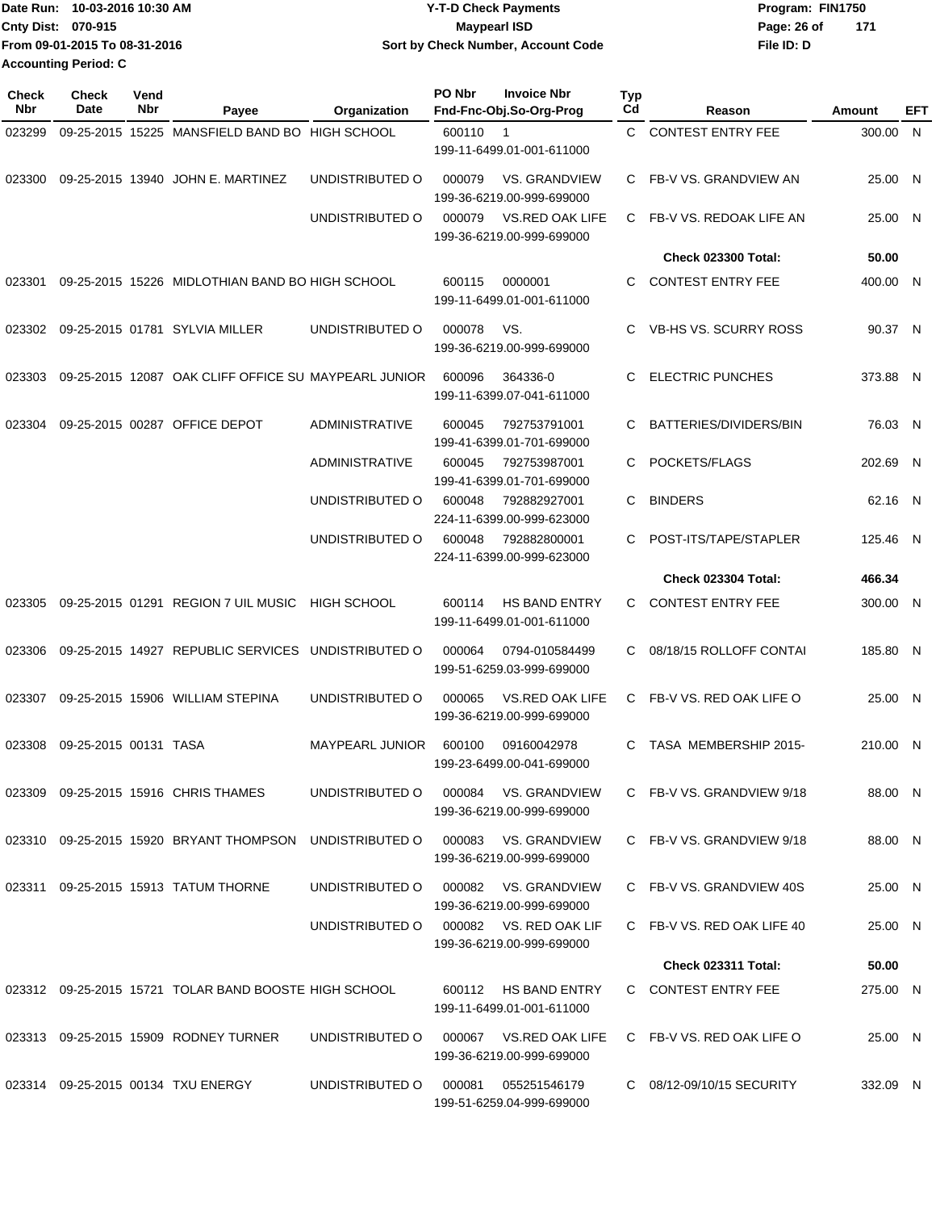Date Run: 10-03-2016 10:30 AM
Cnty Dist: 070-915
From 09-01-2015 To 08-31-2016
Accounting Period: C

**Y-T-D Check Payments**
**Maypearl ISD**
**Sort by Check Number, Account Code**

Program: FIN1750
File ID: D

| Check Nbr | Check Date | Vend Nbr | Payee | Organization | PO Nbr | Invoice Nbr Fnd-Fnc-Obj.So-Org-Prog | Typ Cd | Reason | Amount | EFT |
|---|---|---|---|---|---|---|---|---|---|---|
| 023299 | 09-25-2015 | 15225 | MANSFIELD BAND BO | HIGH SCHOOL | 600110 | 1 199-11-6499.01-001-611000 | C | CONTEST ENTRY FEE | 300.00 | N |
| 023300 | 09-25-2015 | 13940 | JOHN E. MARTINEZ | UNDISTRIBUTED O | 000079 | VS. GRANDVIEW 199-36-6219.00-999-699000 | C | FB-V VS. GRANDVIEW AN | 25.00 | N |
| | | | | UNDISTRIBUTED O | 000079 | VS.RED OAK LIFE 199-36-6219.00-999-699000 | C | FB-V VS. REDOAK LIFE AN | 25.00 | N |
| | | | | | | | | **Check 023300 Total:** | **50.00** | |
| 023301 | 09-25-2015 | 15226 | MIDLOTHIAN BAND BO | HIGH SCHOOL | 600115 | 0000001 199-11-6499.01-001-611000 | C | CONTEST ENTRY FEE | 400.00 | N |
| 023302 | 09-25-2015 | 01781 | SYLVIA MILLER | UNDISTRIBUTED O | 000078 | VS. 199-36-6219.00-999-699000 | C | VB-HS VS. SCURRY ROSS | 90.37 | N |
| 023303 | 09-25-2015 | 12087 | OAK CLIFF OFFICE SU | MAYPEARL JUNIOR | 600096 | 364336-0 199-11-6399.07-041-611000 | C | ELECTRIC PUNCHES | 373.88 | N |
| 023304 | 09-25-2015 | 00287 | OFFICE DEPOT | ADMINISTRATIVE | 600045 | 792753791001 199-41-6399.01-701-699000 | C | BATTERIES/DIVIDERS/BIN | 76.03 | N |
| | | | | ADMINISTRATIVE | 600045 | 792753987001 199-41-6399.01-701-699000 | C | POCKETS/FLAGS | 202.69 | N |
| | | | | UNDISTRIBUTED O | 600048 | 792882927001 224-11-6399.00-999-623000 | C | BINDERS | 62.16 | N |
| | | | | UNDISTRIBUTED O | 600048 | 792882800001 224-11-6399.00-999-623000 | C | POST-ITS/TAPE/STAPLER | 125.46 | N |
| | | | | | | | | **Check 023304 Total:** | **466.34** | |
| 023305 | 09-25-2015 | 01291 | REGION 7 UIL MUSIC | HIGH SCHOOL | 600114 | HS BAND ENTRY 199-11-6499.01-001-611000 | C | CONTEST ENTRY FEE | 300.00 | N |
| 023306 | 09-25-2015 | 14927 | REPUBLIC SERVICES | UNDISTRIBUTED O | 000064 | 0794-010584499 199-51-6259.03-999-699000 | C | 08/18/15 ROLLOFF CONTAI | 185.80 | N |
| 023307 | 09-25-2015 | 15906 | WILLIAM STEPINA | UNDISTRIBUTED O | 000065 | VS.RED OAK LIFE 199-36-6219.00-999-699000 | C | FB-V VS. RED OAK LIFE O | 25.00 | N |
| 023308 | 09-25-2015 | 00131 | TASA | MAYPEARL JUNIOR | 600100 | 09160042978 199-23-6499.00-041-699000 | C | TASA MEMBERSHIP 2015- | 210.00 | N |
| 023309 | 09-25-2015 | 15916 | CHRIS THAMES | UNDISTRIBUTED O | 000084 | VS. GRANDVIEW 199-36-6219.00-999-699000 | C | FB-V VS. GRANDVIEW 9/18 | 88.00 | N |
| 023310 | 09-25-2015 | 15920 | BRYANT THOMPSON | UNDISTRIBUTED O | 000083 | VS. GRANDVIEW 199-36-6219.00-999-699000 | C | FB-V VS. GRANDVIEW 9/18 | 88.00 | N |
| 023311 | 09-25-2015 | 15913 | TATUM THORNE | UNDISTRIBUTED O | 000082 | VS. GRANDVIEW 199-36-6219.00-999-699000 | C | FB-V VS. GRANDVIEW 40S | 25.00 | N |
| | | | | UNDISTRIBUTED O | 000082 | VS. RED OAK LIF 199-36-6219.00-999-699000 | C | FB-V VS. RED OAK LIFE 40 | 25.00 | N |
| | | | | | | | | **Check 023311 Total:** | **50.00** | |
| 023312 | 09-25-2015 | 15721 | TOLAR BAND BOOSTE | HIGH SCHOOL | 600112 | HS BAND ENTRY 199-11-6499.01-001-611000 | C | CONTEST ENTRY FEE | 275.00 | N |
| 023313 | 09-25-2015 | 15909 | RODNEY TURNER | UNDISTRIBUTED O | 000067 | VS.RED OAK LIFE 199-36-6219.00-999-699000 | C | FB-V VS. RED OAK LIFE O | 25.00 | N |
| 023314 | 09-25-2015 | 00134 | TXU ENERGY | UNDISTRIBUTED O | 000081 | 055251546179 199-51-6259.04-999-699000 | C | 08/12-09/10/15 SECURITY | 332.09 | N |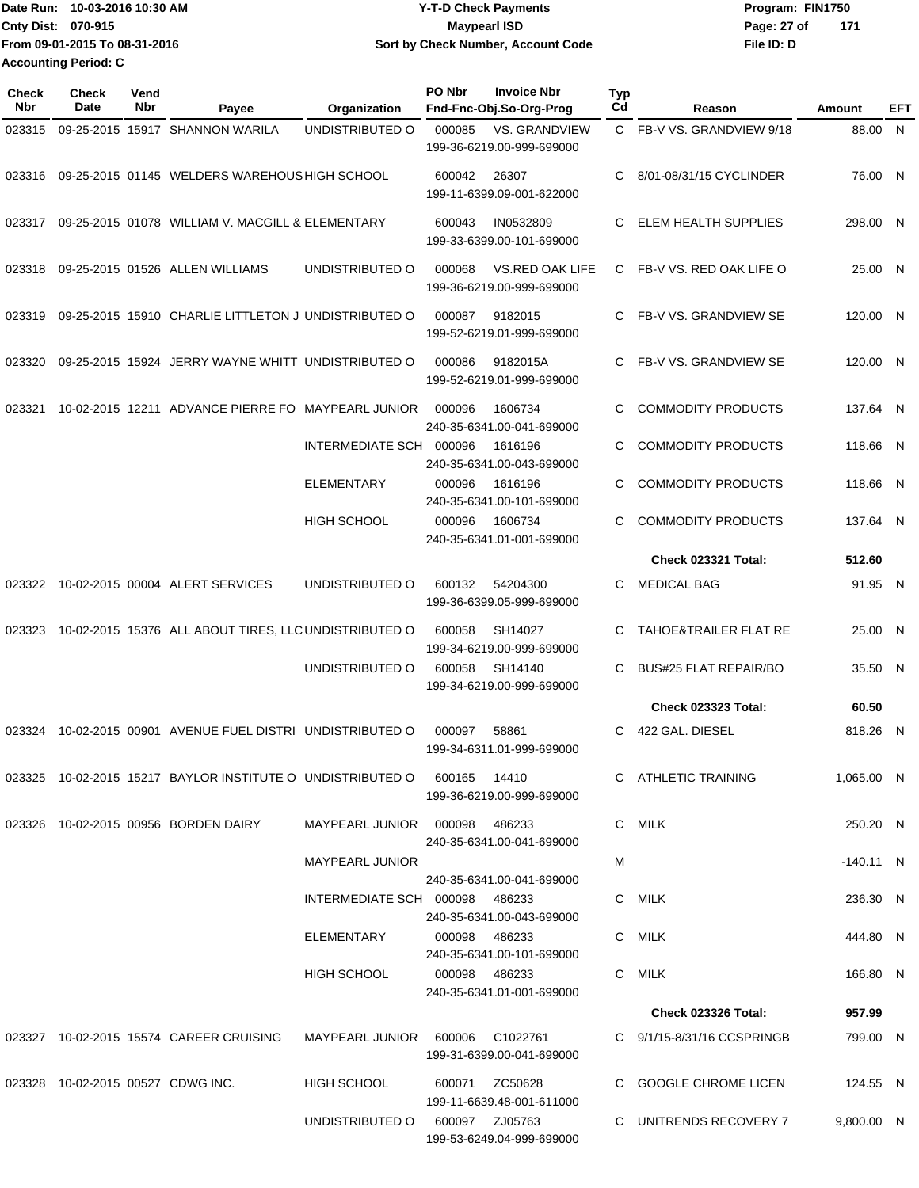Date Run: 10-03-2016 10:30 AM
Cnty Dist: 070-915
From 09-01-2015 To 08-31-2016
Accounting Period: C

# Y-T-D Check Payments
## Maypearl ISD
### Sort by Check Number, Account Code

Program: FIN1750
File ID: D

| Check Nbr | Check Date | Vend Nbr | Payee | Organization | PO Nbr | Invoice Nbr / Fnd-Fnc-Obj.So-Org-Prog | Typ Cd | Reason | Amount | EFT |
|---|---|---|---|---|---|---|---|---|---|---|
| 023315 | 09-25-2015 | 15917 | SHANNON WARILA | UNDISTRIBUTED O | 000085 | VS. GRANDVIEW 199-36-6219.00-999-699000 | C | FB-V VS. GRANDVIEW 9/18 | 88.00 | N |
| 023316 | 09-25-2015 | 01145 | WELDERS WAREHOUS | HIGH SCHOOL | 600042 | 26307 199-11-6399.09-001-622000 | C | 8/01-08/31/15 CYCLINDER | 76.00 | N |
| 023317 | 09-25-2015 | 01078 | WILLIAM V. MACGILL & | ELEMENTARY | 600043 | IN0532809 199-33-6399.00-101-699000 | C | ELEM HEALTH SUPPLIES | 298.00 | N |
| 023318 | 09-25-2015 | 01526 | ALLEN WILLIAMS | UNDISTRIBUTED O | 000068 | VS.RED OAK LIFE 199-36-6219.00-999-699000 | C | FB-V VS. RED OAK LIFE O | 25.00 | N |
| 023319 | 09-25-2015 | 15910 | CHARLIE LITTLETON J | UNDISTRIBUTED O | 000087 | 9182015 199-52-6219.01-999-699000 | C | FB-V VS. GRANDVIEW SE | 120.00 | N |
| 023320 | 09-25-2015 | 15924 | JERRY WAYNE WHITT | UNDISTRIBUTED O | 000086 | 9182015A 199-52-6219.01-999-699000 | C | FB-V VS. GRANDVIEW SE | 120.00 | N |
| 023321 | 10-02-2015 | 12211 | ADVANCE PIERRE FO | MAYPEARL JUNIOR | 000096 | 1606734 240-35-6341.00-041-699000 | C | COMMODITY PRODUCTS | 137.64 | N |
| | | | | INTERMEDIATE SCH | 000096 | 1616196 240-35-6341.00-043-699000 | C | COMMODITY PRODUCTS | 118.66 | N |
| | | | | ELEMENTARY | 000096 | 1616196 240-35-6341.00-101-699000 | C | COMMODITY PRODUCTS | 118.66 | N |
| | | | | HIGH SCHOOL | 000096 | 1606734 240-35-6341.01-001-699000 | C | COMMODITY PRODUCTS | 137.64 | N |
| | | | | | | | | **Check 023321 Total:** | **512.60** | |
| 023322 | 10-02-2015 | 00004 | ALERT SERVICES | UNDISTRIBUTED O | 600132 | 54204300 199-36-6399.05-999-699000 | C | MEDICAL BAG | 91.95 | N |
| 023323 | 10-02-2015 | 15376 | ALL ABOUT TIRES, LLC | UNDISTRIBUTED O | 600058 | SH14027 199-34-6219.00-999-699000 | C | TAHOE&TRAILER FLAT RE | 25.00 | N |
| | | | | UNDISTRIBUTED O | 600058 | SH14140 199-34-6219.00-999-699000 | C | BUS#25 FLAT REPAIR/BO | 35.50 | N |
| | | | | | | | | **Check 023323 Total:** | **60.50** | |
| 023324 | 10-02-2015 | 00901 | AVENUE FUEL DISTRI | UNDISTRIBUTED O | 000097 | 58861 199-34-6311.01-999-699000 | C | 422 GAL. DIESEL | 818.26 | N |
| 023325 | 10-02-2015 | 15217 | BAYLOR INSTITUTE O | UNDISTRIBUTED O | 600165 | 14410 199-36-6219.00-999-699000 | C | ATHLETIC TRAINING | 1,065.00 | N |
| 023326 | 10-02-2015 | 00956 | BORDEN DAIRY | MAYPEARL JUNIOR | 000098 | 486233 240-35-6341.00-041-699000 | C | MILK | 250.20 | N |
| | | | | MAYPEARL JUNIOR | | 240-35-6341.00-041-699000 | M | | -140.11 | N |
| | | | | INTERMEDIATE SCH | 000098 | 486233 240-35-6341.00-043-699000 | C | MILK | 236.30 | N |
| | | | | ELEMENTARY | 000098 | 486233 240-35-6341.00-101-699000 | C | MILK | 444.80 | N |
| | | | | HIGH SCHOOL | 000098 | 486233 240-35-6341.01-001-699000 | C | MILK | 166.80 | N |
| | | | | | | | | **Check 023326 Total:** | **957.99** | |
| 023327 | 10-02-2015 | 15574 | CAREER CRUISING | MAYPEARL JUNIOR | 600006 | C1022761 199-31-6399.00-041-699000 | C | 9/1/15-8/31/16 CCSPRINGB | 799.00 | N |
| 023328 | 10-02-2015 | 00527 | CDWG INC. | HIGH SCHOOL | 600071 | ZC50628 199-11-6639.48-001-611000 | C | GOOGLE CHROME LICEN | 124.55 | N |
| | | | | UNDISTRIBUTED O | 600097 | ZJ05763 199-53-6249.04-999-699000 | C | UNITRENDS RECOVERY 7 | 9,800.00 | N |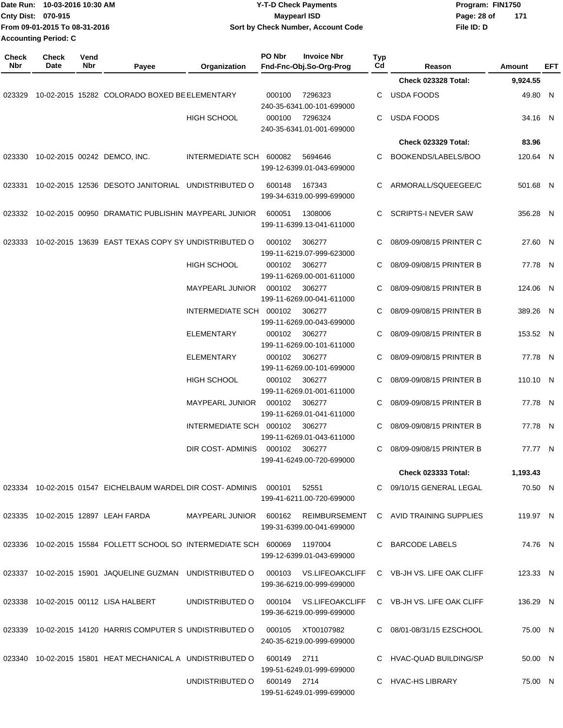Date Run: 10-03-2016 10:30 AM
Cnty Dist: 070-915
From 09-01-2015 To 08-31-2016
Accounting Period: C

# Y-T-D Check Payments
## Maypearl ISD
### Sort by Check Number, Account Code

Program: FIN1750
File ID: D

| Check Nbr | Check Date | Vend Nbr | Payee | Organization | PO Nbr | Invoice Nbr / Fnd-Fnc-Obj.So-Org-Prog | Typ Cd | Reason | Amount | EFT |
|---|---|---|---|---|---|---|---|---|---|---|
| | | | | | | | | Check 023328 Total: | 9,924.55 | |
| 023329 | 10-02-2015 | 15282 | COLORADO BOXED BE | ELEMENTARY | 000100 | 7296323 / 240-35-6341.00-101-699000 | C | USDA FOODS | 49.80 | N |
| | | | | HIGH SCHOOL | 000100 | 7296324 / 240-35-6341.01-001-699000 | C | USDA FOODS | 34.16 | N |
| | | | | | | | | Check 023329 Total: | 83.96 | |
| 023330 | 10-02-2015 | 00242 | DEMCO, INC. | INTERMEDIATE SCH | 600082 | 5694646 / 199-12-6399.01-043-699000 | C | BOOKENDS/LABELS/BOO | 120.64 | N |
| 023331 | 10-02-2015 | 12536 | DESOTO JANITORIAL | UNDISTRIBUTED O | 600148 | 167343 / 199-34-6319.00-999-699000 | C | ARMORALL/SQUEEGEE/C | 501.68 | N |
| 023332 | 10-02-2015 | 00950 | DRAMATIC PUBLISHIN | MAYPEARL JUNIOR | 600051 | 1308006 / 199-11-6399.13-041-611000 | C | SCRIPTS-I NEVER SAW | 356.28 | N |
| 023333 | 10-02-2015 | 13639 | EAST TEXAS COPY SY | UNDISTRIBUTED O | 000102 | 306277 / 199-11-6219.07-999-623000 | C | 08/09-09/08/15 PRINTER C | 27.60 | N |
| | | | | HIGH SCHOOL | 000102 | 306277 / 199-11-6269.00-001-611000 | C | 08/09-09/08/15 PRINTER B | 77.78 | N |
| | | | | MAYPEARL JUNIOR | 000102 | 306277 / 199-11-6269.00-041-611000 | C | 08/09-09/08/15 PRINTER B | 124.06 | N |
| | | | | INTERMEDIATE SCH | 000102 | 306277 / 199-11-6269.00-043-699000 | C | 08/09-09/08/15 PRINTER B | 389.26 | N |
| | | | | ELEMENTARY | 000102 | 306277 / 199-11-6269.00-101-611000 | C | 08/09-09/08/15 PRINTER B | 153.52 | N |
| | | | | ELEMENTARY | 000102 | 306277 / 199-11-6269.00-101-699000 | C | 08/09-09/08/15 PRINTER B | 77.78 | N |
| | | | | HIGH SCHOOL | 000102 | 306277 / 199-11-6269.01-001-611000 | C | 08/09-09/08/15 PRINTER B | 110.10 | N |
| | | | | MAYPEARL JUNIOR | 000102 | 306277 / 199-11-6269.01-041-611000 | C | 08/09-09/08/15 PRINTER B | 77.78 | N |
| | | | | INTERMEDIATE SCH | 000102 | 306277 / 199-11-6269.01-043-611000 | C | 08/09-09/08/15 PRINTER B | 77.78 | N |
| | | | | DIR COST- ADMINIS | 000102 | 306277 / 199-41-6249.00-720-699000 | C | 08/09-09/08/15 PRINTER B | 77.77 | N |
| | | | | | | | | Check 023333 Total: | 1,193.43 | |
| 023334 | 10-02-2015 | 01547 | EICHELBAUM WARDEL | DIR COST- ADMINIS | 000101 | 52551 / 199-41-6211.00-720-699000 | C | 09/10/15 GENERAL LEGAL | 70.50 | N |
| 023335 | 10-02-2015 | 12897 | LEAH FARDA | MAYPEARL JUNIOR | 600162 | REIMBURSEMENT / 199-31-6399.00-041-699000 | C | AVID TRAINING SUPPLIES | 119.97 | N |
| 023336 | 10-02-2015 | 15584 | FOLLETT SCHOOL SO | INTERMEDIATE SCH | 600069 | 1197004 / 199-12-6399.01-043-699000 | C | BARCODE LABELS | 74.76 | N |
| 023337 | 10-02-2015 | 15901 | JAQUELINE GUZMAN | UNDISTRIBUTED O | 000103 | VS.LIFEOAKCLIFF / 199-36-6219.00-999-699000 | C | VB-JH VS. LIFE OAK CLIFF | 123.33 | N |
| 023338 | 10-02-2015 | 00112 | LISA HALBERT | UNDISTRIBUTED O | 000104 | VS.LIFEOAKCLIFF / 199-36-6219.00-999-699000 | C | VB-JH VS. LIFE OAK CLIFF | 136.29 | N |
| 023339 | 10-02-2015 | 14120 | HARRIS COMPUTER S | UNDISTRIBUTED O | 000105 | XT00107982 / 240-35-6219.00-999-699000 | C | 08/01-08/31/15 EZSCHOOL | 75.00 | N |
| 023340 | 10-02-2015 | 15801 | HEAT MECHANICAL A | UNDISTRIBUTED O | 600149 | 2711 / 199-51-6249.01-999-699000 | C | HVAC-QUAD BUILDING/SP | 50.00 | N |
| | | | | UNDISTRIBUTED O | 600149 | 2714 / 199-51-6249.01-999-699000 | C | HVAC-HS LIBRARY | 75.00 | N |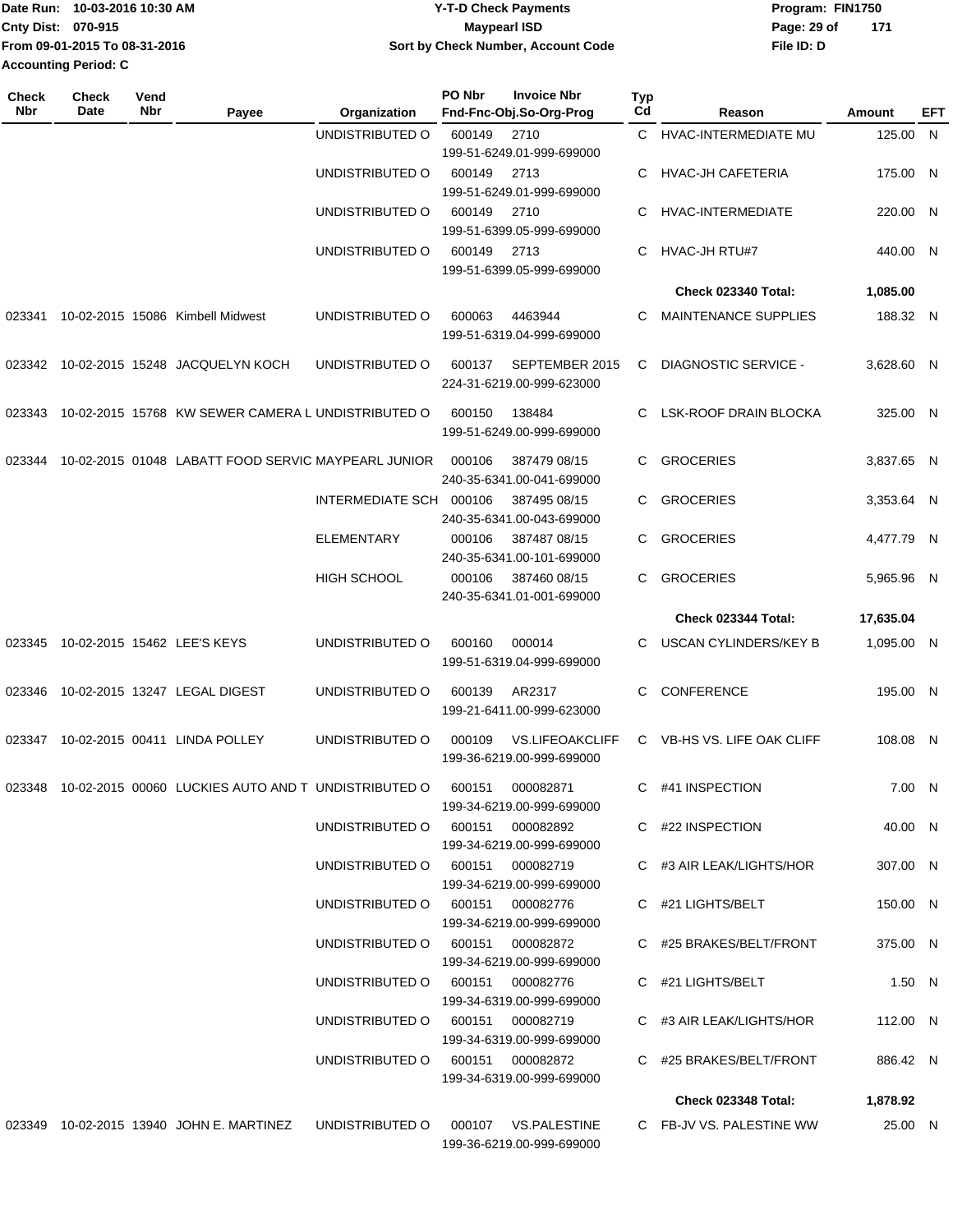Date Run: 10-03-2016 10:30 AM
Cnty Dist: 070-915
From 09-01-2015 To 08-31-2016
Accounting Period: C

**Y-T-D Check Payments**
**Maypearl ISD**
**Sort by Check Number, Account Code**

Program: FIN1750
File ID: D

| Check Nbr | Check Date | Vend Nbr | Payee | Organization | PO Nbr | Invoice Nbr / Fnd-Fnc-Obj.So-Org-Prog | Typ Cd | Reason | Amount | EFT |
|---|---|---|---|---|---|---|---|---|---|---|
| | | | | UNDISTRIBUTED O | 600149 | 2710 / 199-51-6249.01-999-699000 | C | HVAC-INTERMEDIATE MU | 125.00 | N |
| | | | | UNDISTRIBUTED O | 600149 | 2713 / 199-51-6249.01-999-699000 | C | HVAC-JH CAFETERIA | 175.00 | N |
| | | | | UNDISTRIBUTED O | 600149 | 2710 / 199-51-6399.05-999-699000 | C | HVAC-INTERMEDIATE | 220.00 | N |
| | | | | UNDISTRIBUTED O | 600149 | 2713 / 199-51-6399.05-999-699000 | C | HVAC-JH RTU#7 | 440.00 | N |
| | | | | | | | | **Check 023340 Total:** | **1,085.00** | |
| 023341 | 10-02-2015 | 15086 | Kimbell Midwest | UNDISTRIBUTED O | 600063 | 4463944 / 199-51-6319.04-999-699000 | C | MAINTENANCE SUPPLIES | 188.32 | N |
| 023342 | 10-02-2015 | 15248 | JACQUELYN KOCH | UNDISTRIBUTED O | 600137 | SEPTEMBER 2015 / 224-31-6219.00-999-623000 | C | DIAGNOSTIC SERVICE - | 3,628.60 | N |
| 023343 | 10-02-2015 | 15768 | KW SEWER CAMERA L | UNDISTRIBUTED O | 600150 | 138484 / 199-51-6249.00-999-699000 | C | LSK-ROOF DRAIN BLOCKA | 325.00 | N |
| 023344 | 10-02-2015 | 01048 | LABATT FOOD SERVIC | MAYPEARL JUNIOR | 000106 | 387479 08/15 / 240-35-6341.00-041-699000 | C | GROCERIES | 3,837.65 | N |
| | | | | INTERMEDIATE SCH | 000106 | 387495 08/15 / 240-35-6341.00-043-699000 | C | GROCERIES | 3,353.64 | N |
| | | | | ELEMENTARY | 000106 | 387487 08/15 / 240-35-6341.00-101-699000 | C | GROCERIES | 4,477.79 | N |
| | | | | HIGH SCHOOL | 000106 | 387460 08/15 / 240-35-6341.01-001-699000 | C | GROCERIES | 5,965.96 | N |
| | | | | | | | | **Check 023344 Total:** | **17,635.04** | |
| 023345 | 10-02-2015 | 15462 | LEE'S KEYS | UNDISTRIBUTED O | 600160 | 000014 / 199-51-6319.04-999-699000 | C | USCAN CYLINDERS/KEY B | 1,095.00 | N |
| 023346 | 10-02-2015 | 13247 | LEGAL DIGEST | UNDISTRIBUTED O | 600139 | AR2317 / 199-21-6411.00-999-623000 | C | CONFERENCE | 195.00 | N |
| 023347 | 10-02-2015 | 00411 | LINDA POLLEY | UNDISTRIBUTED O | 000109 | VS.LIFEOAKCLIFF / 199-36-6219.00-999-699000 | C | VB-HS VS. LIFE OAK CLIFF | 108.08 | N |
| 023348 | 10-02-2015 | 00060 | LUCKIES AUTO AND T | UNDISTRIBUTED O | 600151 | 000082871 / 199-34-6219.00-999-699000 | C | #41 INSPECTION | 7.00 | N |
| | | | | UNDISTRIBUTED O | 600151 | 000082892 / 199-34-6219.00-999-699000 | C | #22 INSPECTION | 40.00 | N |
| | | | | UNDISTRIBUTED O | 600151 | 000082719 / 199-34-6219.00-999-699000 | C | #3 AIR LEAK/LIGHTS/HOR | 307.00 | N |
| | | | | UNDISTRIBUTED O | 600151 | 000082776 / 199-34-6219.00-999-699000 | C | #21 LIGHTS/BELT | 150.00 | N |
| | | | | UNDISTRIBUTED O | 600151 | 000082872 / 199-34-6219.00-999-699000 | C | #25 BRAKES/BELT/FRONT | 375.00 | N |
| | | | | UNDISTRIBUTED O | 600151 | 000082776 / 199-34-6319.00-999-699000 | C | #21 LIGHTS/BELT | 1.50 | N |
| | | | | UNDISTRIBUTED O | 600151 | 000082719 / 199-34-6319.00-999-699000 | C | #3 AIR LEAK/LIGHTS/HOR | 112.00 | N |
| | | | | UNDISTRIBUTED O | 600151 | 000082872 / 199-34-6319.00-999-699000 | C | #25 BRAKES/BELT/FRONT | 886.42 | N |
| | | | | | | | | **Check 023348 Total:** | **1,878.92** | |
| 023349 | 10-02-2015 | 13940 | JOHN E. MARTINEZ | UNDISTRIBUTED O | 000107 | VS.PALESTINE / 199-36-6219.00-999-699000 | C | FB-JV VS. PALESTINE WW | 25.00 | N |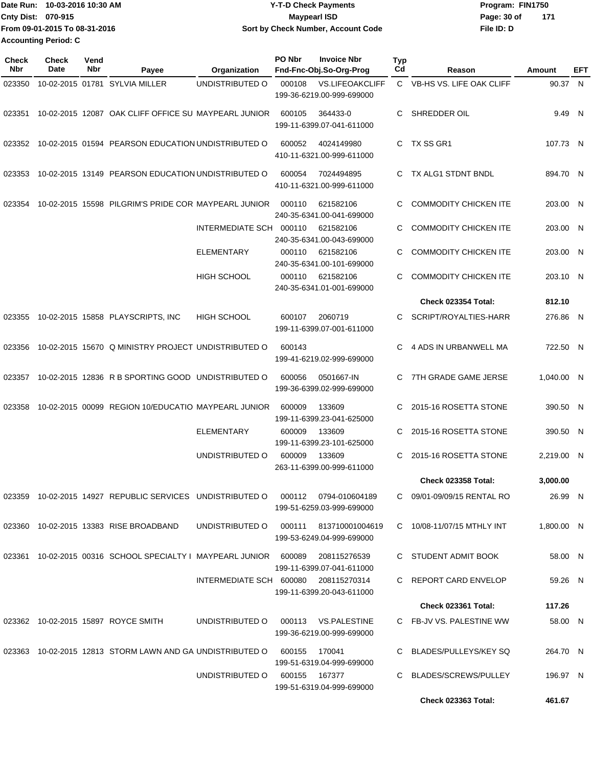Date Run: 10-03-2016 10:30 AM
Cnty Dist: 070-915
From 09-01-2015 To 08-31-2016
Accounting Period: C

# Y-T-D Check Payments
## Maypearl ISD
### Sort by Check Number, Account Code

Program: FIN1750
File ID: D

| Check Nbr | Check Date | Vend Nbr | Payee | Organization | PO Nbr | Invoice Nbr / Fnd-Fnc-Obj.So-Org-Prog | Typ Cd | Reason | Amount | EFT |
|---|---|---|---|---|---|---|---|---|---|---|
| 023350 | 10-02-2015 | 01781 | SYLVIA MILLER | UNDISTRIBUTED O | 000108 | VS.LIFEOAKCLIFF 199-36-6219.00-999-699000 | C | VB-HS VS. LIFE OAK CLIFF | 90.37 | N |
| 023351 | 10-02-2015 | 12087 | OAK CLIFF OFFICE SU | MAYPEARL JUNIOR | 600105 | 364433-0 199-11-6399.07-041-611000 | C | SHREDDER OIL | 9.49 | N |
| 023352 | 10-02-2015 | 01594 | PEARSON EDUCATION | UNDISTRIBUTED O | 600052 | 4024149980 410-11-6321.00-999-611000 | C | TX SS GR1 | 107.73 | N |
| 023353 | 10-02-2015 | 13149 | PEARSON EDUCATION | UNDISTRIBUTED O | 600054 | 7024494895 410-11-6321.00-999-611000 | C | TX ALG1 STDNT BNDL | 894.70 | N |
| 023354 | 10-02-2015 | 15598 | PILGRIM'S PRIDE COR | MAYPEARL JUNIOR | 000110 | 621582106 240-35-6341.00-041-699000 | C | COMMODITY CHICKEN ITE | 203.00 | N |
| | | | | INTERMEDIATE SCH | 000110 | 621582106 240-35-6341.00-043-699000 | C | COMMODITY CHICKEN ITE | 203.00 | N |
| | | | | ELEMENTARY | 000110 | 621582106 240-35-6341.00-101-699000 | C | COMMODITY CHICKEN ITE | 203.00 | N |
| | | | | HIGH SCHOOL | 000110 | 621582106 240-35-6341.01-001-699000 | C | COMMODITY CHICKEN ITE | 203.10 | N |
| | | | | | | | | **Check 023354 Total:** | **812.10** | |
| 023355 | 10-02-2015 | 15858 | PLAYSCRIPTS, INC | HIGH SCHOOL | 600107 | 2060719 199-11-6399.07-001-611000 | C | SCRIPT/ROYALTIES-HARR | 276.86 | N |
| 023356 | 10-02-2015 | 15670 | Q MINISTRY PROJECT | UNDISTRIBUTED O | 600143 | 199-41-6219.02-999-699000 | C | 4 ADS IN URBANWELL MA | 722.50 | N |
| 023357 | 10-02-2015 | 12836 | R B SPORTING GOOD | UNDISTRIBUTED O | 600056 | 0501667-IN 199-36-6399.02-999-699000 | C | 7TH GRADE GAME JERSE | 1,040.00 | N |
| 023358 | 10-02-2015 | 00099 | REGION 10/EDUCATIO | MAYPEARL JUNIOR | 600009 | 133609 199-11-6399.23-041-625000 | C | 2015-16 ROSETTA STONE | 390.50 | N |
| | | | | ELEMENTARY | 600009 | 133609 199-11-6399.23-101-625000 | C | 2015-16 ROSETTA STONE | 390.50 | N |
| | | | | UNDISTRIBUTED O | 600009 | 133609 263-11-6399.00-999-611000 | C | 2015-16 ROSETTA STONE | 2,219.00 | N |
| | | | | | | | | **Check 023358 Total:** | **3,000.00** | |
| 023359 | 10-02-2015 | 14927 | REPUBLIC SERVICES | UNDISTRIBUTED O | 000112 | 0794-010604189 199-51-6259.03-999-699000 | C | 09/01-09/09/15 RENTAL RO | 26.99 | N |
| 023360 | 10-02-2015 | 13383 | RISE BROADBAND | UNDISTRIBUTED O | 000111 | 813710001004619 199-53-6249.04-999-699000 | C | 10/08-11/07/15 MTHLY INT | 1,800.00 | N |
| 023361 | 10-02-2015 | 00316 | SCHOOL SPECIALTY I | MAYPEARL JUNIOR | 600089 | 208115276539 199-11-6399.07-041-611000 | C | STUDENT ADMIT BOOK | 58.00 | N |
| | | | | INTERMEDIATE SCH | 600080 | 208115270314 199-11-6399.20-043-611000 | C | REPORT CARD ENVELOP | 59.26 | N |
| | | | | | | | | **Check 023361 Total:** | **117.26** | |
| 023362 | 10-02-2015 | 15897 | ROYCE SMITH | UNDISTRIBUTED O | 000113 | VS.PALESTINE 199-36-6219.00-999-699000 | C | FB-JV VS. PALESTINE WW | 58.00 | N |
| 023363 | 10-02-2015 | 12813 | STORM LAWN AND GA | UNDISTRIBUTED O | 600155 | 170041 199-51-6319.04-999-699000 | C | BLADES/PULLEYS/KEY SQ | 264.70 | N |
| | | | | UNDISTRIBUTED O | 600155 | 167377 199-51-6319.04-999-699000 | C | BLADES/SCREWS/PULLEY | 196.97 | N |
| | | | | | | | | **Check 023363 Total:** | **461.67** | |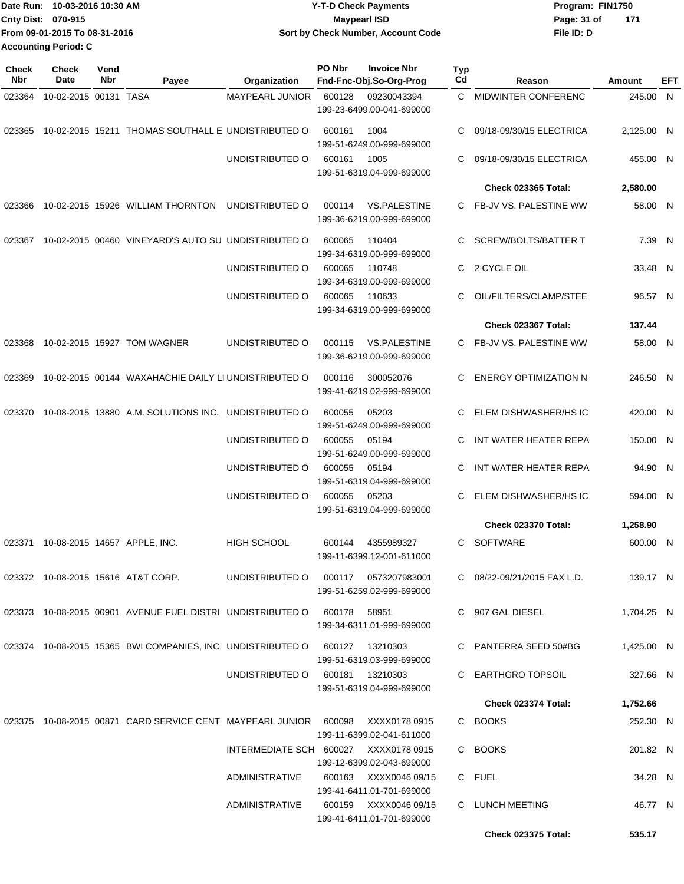Date Run: 10-03-2016 10:30 AM
Cnty Dist: 070-915
From 09-01-2015 To 08-31-2016
Accounting Period: C

**Y-T-D Check Payments**
**Maypearl ISD**
**Sort by Check Number, Account Code**

Program: FIN1750
File ID: D

| Check Nbr | Check Date | Vend Nbr | Payee | Organization | PO Nbr | Invoice Nbr / Fnd-Fnc-Obj.So-Org-Prog | Typ Cd | Reason | Amount | EFT |
|---|---|---|---|---|---|---|---|---|---|---|
| 023364 | 10-02-2015 | 00131 | TASA | MAYPEARL JUNIOR | 600128 | 09230043394 199-23-6499.00-041-699000 | C | MIDWINTER CONFERENC | 245.00 | N |
| 023365 | 10-02-2015 | 15211 | THOMAS SOUTHALL E | UNDISTRIBUTED O | 600161 | 1004 199-51-6249.00-999-699000 | C | 09/18-09/30/15 ELECTRICA | 2,125.00 | N |
| | | | | UNDISTRIBUTED O | 600161 | 1005 199-51-6319.04-999-699000 | C | 09/18-09/30/15 ELECTRICA | 455.00 | N |
| | | | | | | | | **Check 023365 Total:** | **2,580.00** | |
| 023366 | 10-02-2015 | 15926 | WILLIAM THORNTON | UNDISTRIBUTED O | 000114 | VS.PALESTINE 199-36-6219.00-999-699000 | C | FB-JV VS. PALESTINE WW | 58.00 | N |
| 023367 | 10-02-2015 | 00460 | VINEYARD'S AUTO SU | UNDISTRIBUTED O | 600065 | 110404 199-34-6319.00-999-699000 | C | SCREW/BOLTS/BATTER T | 7.39 | N |
| | | | | UNDISTRIBUTED O | 600065 | 110748 199-34-6319.00-999-699000 | C | 2 CYCLE OIL | 33.48 | N |
| | | | | UNDISTRIBUTED O | 600065 | 110633 199-34-6319.00-999-699000 | C | OIL/FILTERS/CLAMP/STEE | 96.57 | N |
| | | | | | | | | **Check 023367 Total:** | **137.44** | |
| 023368 | 10-02-2015 | 15927 | TOM WAGNER | UNDISTRIBUTED O | 000115 | VS.PALESTINE 199-36-6219.00-999-699000 | C | FB-JV VS. PALESTINE WW | 58.00 | N |
| 023369 | 10-02-2015 | 00144 | WAXAHACHIE DAILY LI | UNDISTRIBUTED O | 000116 | 300052076 199-41-6219.02-999-699000 | C | ENERGY OPTIMIZATION N | 246.50 | N |
| 023370 | 10-08-2015 | 13880 | A.M. SOLUTIONS INC. | UNDISTRIBUTED O | 600055 | 05203 199-51-6249.00-999-699000 | C | ELEM DISHWASHER/HS IC | 420.00 | N |
| | | | | UNDISTRIBUTED O | 600055 | 05194 199-51-6249.00-999-699000 | C | INT WATER HEATER REPA | 150.00 | N |
| | | | | UNDISTRIBUTED O | 600055 | 05194 199-51-6319.04-999-699000 | C | INT WATER HEATER REPA | 94.90 | N |
| | | | | UNDISTRIBUTED O | 600055 | 05203 199-51-6319.04-999-699000 | C | ELEM DISHWASHER/HS IC | 594.00 | N |
| | | | | | | | | **Check 023370 Total:** | **1,258.90** | |
| 023371 | 10-08-2015 | 14657 | APPLE, INC. | HIGH SCHOOL | 600144 | 4355989327 199-11-6399.12-001-611000 | C | SOFTWARE | 600.00 | N |
| 023372 | 10-08-2015 | 15616 | AT&T CORP. | UNDISTRIBUTED O | 000117 | 0573207983001 199-51-6259.02-999-699000 | C | 08/22-09/21/2015 FAX L.D. | 139.17 | N |
| 023373 | 10-08-2015 | 00901 | AVENUE FUEL DISTRI | UNDISTRIBUTED O | 600178 | 58951 199-34-6311.01-999-699000 | C | 907 GAL DIESEL | 1,704.25 | N |
| 023374 | 10-08-2015 | 15365 | BWI COMPANIES, INC | UNDISTRIBUTED O | 600127 | 13210303 199-51-6319.03-999-699000 | C | PANTERRA SEED 50#BG | 1,425.00 | N |
| | | | | UNDISTRIBUTED O | 600181 | 13210303 199-51-6319.04-999-699000 | C | EARTHGRO TOPSOIL | 327.66 | N |
| | | | | | | | | **Check 023374 Total:** | **1,752.66** | |
| 023375 | 10-08-2015 | 00871 | CARD SERVICE CENT | MAYPEARL JUNIOR | 600098 | XXXX0178 0915 199-11-6399.02-041-611000 | C | BOOKS | 252.30 | N |
| | | | | INTERMEDIATE SCH | 600027 | XXXX0178 0915 199-12-6399.02-043-699000 | C | BOOKS | 201.82 | N |
| | | | | ADMINISTRATIVE | 600163 | XXXX0046 09/15 199-41-6411.01-701-699000 | C | FUEL | 34.28 | N |
| | | | | ADMINISTRATIVE | 600159 | XXXX0046 09/15 199-41-6411.01-701-699000 | C | LUNCH MEETING | 46.77 | N |
| | | | | | | | | **Check 023375 Total:** | **535.17** | |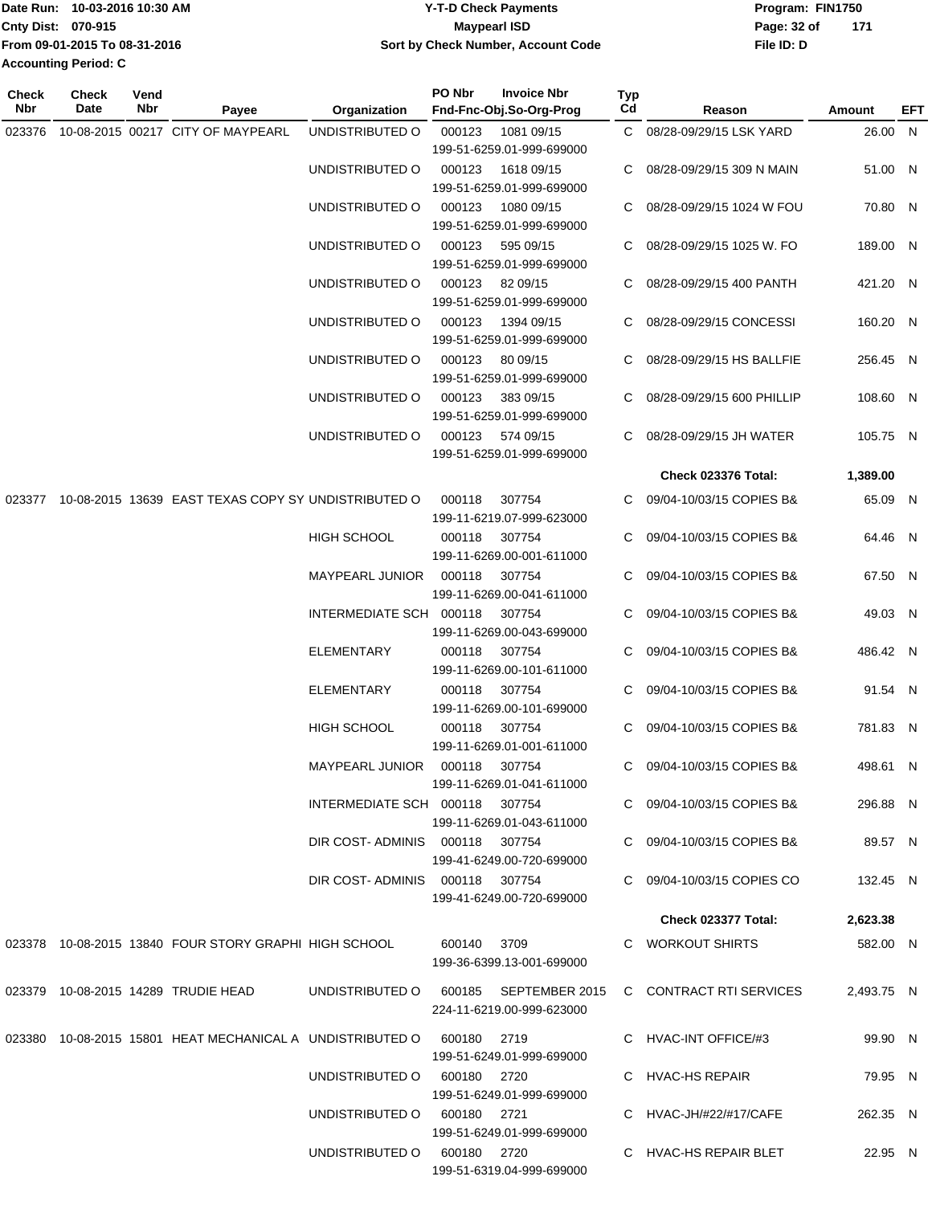Date Run: 10-03-2016 10:30 AM
Cnty Dist: 070-915
From 09-01-2015 To 08-31-2016
Accounting Period: C

# Y-T-D Check Payments
## Maypearl ISD
### Sort by Check Number, Account Code

Program: FIN1750
File ID: D

| Check Nbr | Check Date | Vend Nbr | Payee | Organization | PO Nbr | Invoice Nbr / Fnd-Fnc-Obj.So-Org-Prog | Typ Cd | Reason | Amount | EFT |
|---|---|---|---|---|---|---|---|---|---|---|
| 023376 | 10-08-2015 | 00217 | CITY OF MAYPEARL | UNDISTRIBUTED O | 000123 | 1081 09/15 199-51-6259.01-999-699000 | C | 08/28-09/29/15 LSK YARD | 26.00 | N |
| | | | | UNDISTRIBUTED O | 000123 | 1618 09/15 199-51-6259.01-999-699000 | C | 08/28-09/29/15 309 N MAIN | 51.00 | N |
| | | | | UNDISTRIBUTED O | 000123 | 1080 09/15 199-51-6259.01-999-699000 | C | 08/28-09/29/15 1024 W FOU | 70.80 | N |
| | | | | UNDISTRIBUTED O | 000123 | 595 09/15 199-51-6259.01-999-699000 | C | 08/28-09/29/15 1025 W. FO | 189.00 | N |
| | | | | UNDISTRIBUTED O | 000123 | 82 09/15 199-51-6259.01-999-699000 | C | 08/28-09/29/15 400 PANTH | 421.20 | N |
| | | | | UNDISTRIBUTED O | 000123 | 1394 09/15 199-51-6259.01-999-699000 | C | 08/28-09/29/15 CONCESSI | 160.20 | N |
| | | | | UNDISTRIBUTED O | 000123 | 80 09/15 199-51-6259.01-999-699000 | C | 08/28-09/29/15 HS BALLFIE | 256.45 | N |
| | | | | UNDISTRIBUTED O | 000123 | 383 09/15 199-51-6259.01-999-699000 | C | 08/28-09/29/15 600 PHILLIP | 108.60 | N |
| | | | | UNDISTRIBUTED O | 000123 | 574 09/15 199-51-6259.01-999-699000 | C | 08/28-09/29/15 JH WATER | 105.75 | N |
| | | | | | | | | **Check 023376 Total:** | **1,389.00** | |
| 023377 | 10-08-2015 | 13639 | EAST TEXAS COPY SY | UNDISTRIBUTED O | 000118 | 307754 199-11-6219.07-999-623000 | C | 09/04-10/03/15 COPIES B& | 65.09 | N |
| | | | | HIGH SCHOOL | 000118 | 307754 199-11-6269.00-001-611000 | C | 09/04-10/03/15 COPIES B& | 64.46 | N |
| | | | | MAYPEARL JUNIOR | 000118 | 307754 199-11-6269.00-041-611000 | C | 09/04-10/03/15 COPIES B& | 67.50 | N |
| | | | | INTERMEDIATE SCH | 000118 | 307754 199-11-6269.00-043-699000 | C | 09/04-10/03/15 COPIES B& | 49.03 | N |
| | | | | ELEMENTARY | 000118 | 307754 199-11-6269.00-101-611000 | C | 09/04-10/03/15 COPIES B& | 486.42 | N |
| | | | | ELEMENTARY | 000118 | 307754 199-11-6269.00-101-699000 | C | 09/04-10/03/15 COPIES B& | 91.54 | N |
| | | | | HIGH SCHOOL | 000118 | 307754 199-11-6269.01-001-611000 | C | 09/04-10/03/15 COPIES B& | 781.83 | N |
| | | | | MAYPEARL JUNIOR | 000118 | 307754 199-11-6269.01-041-611000 | C | 09/04-10/03/15 COPIES B& | 498.61 | N |
| | | | | INTERMEDIATE SCH | 000118 | 307754 199-11-6269.01-043-611000 | C | 09/04-10/03/15 COPIES B& | 296.88 | N |
| | | | | DIR COST- ADMINIS | 000118 | 307754 199-41-6249.00-720-699000 | C | 09/04-10/03/15 COPIES B& | 89.57 | N |
| | | | | DIR COST- ADMINIS | 000118 | 307754 199-41-6249.00-720-699000 | C | 09/04-10/03/15 COPIES CO | 132.45 | N |
| | | | | | | | | **Check 023377 Total:** | **2,623.38** | |
| 023378 | 10-08-2015 | 13840 | FOUR STORY GRAPHI | HIGH SCHOOL | 600140 | 3709 199-36-6399.13-001-699000 | C | WORKOUT SHIRTS | 582.00 | N |
| 023379 | 10-08-2015 | 14289 | TRUDIE HEAD | UNDISTRIBUTED O | 600185 | SEPTEMBER 2015 224-11-6219.00-999-623000 | C | CONTRACT RTI SERVICES | 2,493.75 | N |
| 023380 | 10-08-2015 | 15801 | HEAT MECHANICAL A | UNDISTRIBUTED O | 600180 | 2719 199-51-6249.01-999-699000 | C | HVAC-INT OFFICE/#3 | 99.90 | N |
| | | | | UNDISTRIBUTED O | 600180 | 2720 199-51-6249.01-999-699000 | C | HVAC-HS REPAIR | 79.95 | N |
| | | | | UNDISTRIBUTED O | 600180 | 2721 199-51-6249.01-999-699000 | C | HVAC-JH/#22/#17/CAFE | 262.35 | N |
| | | | | UNDISTRIBUTED O | 600180 | 2720 199-51-6319.04-999-699000 | C | HVAC-HS REPAIR BLET | 22.95 | N |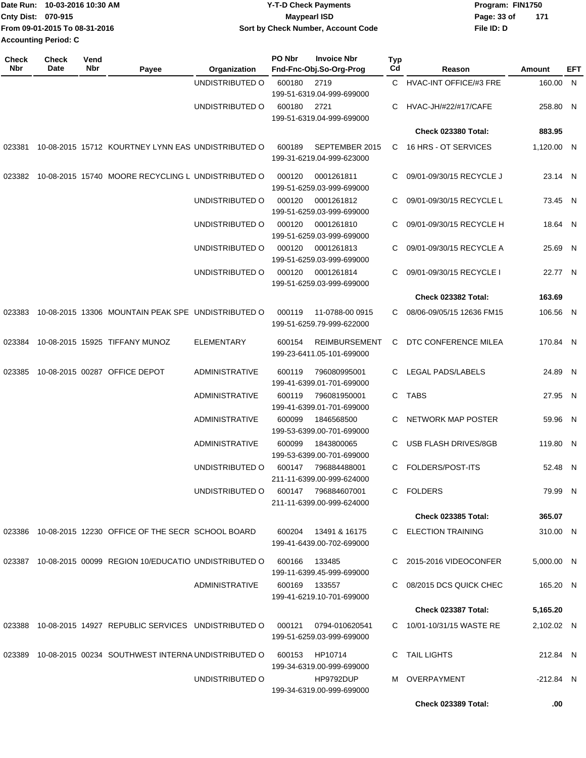Date Run: 10-03-2016 10:30 AM
Cnty Dist: 070-915
From 09-01-2015 To 08-31-2016
Accounting Period: C

**Y-T-D Check Payments**
**Maypearl ISD**
**Sort by Check Number, Account Code**

Program: FIN1750
File ID: D

| Check Nbr | Check Date | Vend Nbr | Payee | Organization | PO Nbr | Invoice Nbr / Fnd-Fnc-Obj.So-Org-Prog | Typ Cd | Reason | Amount | EFT |
|---|---|---|---|---|---|---|---|---|---|---|
| | | | | UNDISTRIBUTED O | 600180 | 2719<br>199-51-6319.04-999-699000 | C | HVAC-INT OFFICE/#3 FRE | 160.00 | N |
| | | | | UNDISTRIBUTED O | 600180 | 2721<br>199-51-6319.04-999-699000 | C | HVAC-JH/#22/#17/CAFE | 258.80 | N |
| | | | | | | | | **Check 023380 Total:** | **883.95** | |
| 023381 | 10-08-2015 | 15712 | KOURTNEY LYNN EAS | UNDISTRIBUTED O | 600189 | SEPTEMBER 2015<br>199-31-6219.04-999-623000 | C | 16 HRS - OT SERVICES | 1,120.00 | N |
| 023382 | 10-08-2015 | 15740 | MOORE RECYCLING L | UNDISTRIBUTED O | 000120 | 0001261811<br>199-51-6259.03-999-699000 | C | 09/01-09/30/15 RECYCLE J | 23.14 | N |
| | | | | UNDISTRIBUTED O | 000120 | 0001261812<br>199-51-6259.03-999-699000 | C | 09/01-09/30/15 RECYCLE L | 73.45 | N |
| | | | | UNDISTRIBUTED O | 000120 | 0001261810<br>199-51-6259.03-999-699000 | C | 09/01-09/30/15 RECYCLE H | 18.64 | N |
| | | | | UNDISTRIBUTED O | 000120 | 0001261813<br>199-51-6259.03-999-699000 | C | 09/01-09/30/15 RECYCLE A | 25.69 | N |
| | | | | UNDISTRIBUTED O | 000120 | 0001261814<br>199-51-6259.03-999-699000 | C | 09/01-09/30/15 RECYCLE I | 22.77 | N |
| | | | | | | | | **Check 023382 Total:** | **163.69** | |
| 023383 | 10-08-2015 | 13306 | MOUNTAIN PEAK SPE | UNDISTRIBUTED O | 000119 | 11-0788-00 0915<br>199-51-6259.79-999-622000 | C | 08/06-09/05/15 12636 FM15 | 106.56 | N |
| 023384 | 10-08-2015 | 15925 | TIFFANY MUNOZ | ELEMENTARY | 600154 | REIMBURSEMENT<br>199-23-6411.05-101-699000 | C | DTC CONFERENCE MILEA | 170.84 | N |
| 023385 | 10-08-2015 | 00287 | OFFICE DEPOT | ADMINISTRATIVE | 600119 | 796080995001<br>199-41-6399.01-701-699000 | C | LEGAL PADS/LABELS | 24.89 | N |
| | | | | ADMINISTRATIVE | 600119 | 796081950001<br>199-41-6399.01-701-699000 | C | TABS | 27.95 | N |
| | | | | ADMINISTRATIVE | 600099 | 1846568500<br>199-53-6399.00-701-699000 | C | NETWORK MAP POSTER | 59.96 | N |
| | | | | ADMINISTRATIVE | 600099 | 1843800065<br>199-53-6399.00-701-699000 | C | USB FLASH DRIVES/8GB | 119.80 | N |
| | | | | UNDISTRIBUTED O | 600147 | 796884488001<br>211-11-6399.00-999-624000 | C | FOLDERS/POST-ITS | 52.48 | N |
| | | | | UNDISTRIBUTED O | 600147 | 796884607001<br>211-11-6399.00-999-624000 | C | FOLDERS | 79.99 | N |
| | | | | | | | | **Check 023385 Total:** | **365.07** | |
| 023386 | 10-08-2015 | 12230 | OFFICE OF THE SECR | SCHOOL BOARD | 600204 | 13491 & 16175<br>199-41-6439.00-702-699000 | C | ELECTION TRAINING | 310.00 | N |
| 023387 | 10-08-2015 | 00099 | REGION 10/EDUCATIO | UNDISTRIBUTED O | 600166 | 133485<br>199-11-6399.45-999-699000 | C | 2015-2016 VIDEOCONFER | 5,000.00 | N |
| | | | | ADMINISTRATIVE | 600169 | 133557<br>199-41-6219.10-701-699000 | C | 08/2015 DCS QUICK CHEC | 165.20 | N |
| | | | | | | | | **Check 023387 Total:** | **5,165.20** | |
| 023388 | 10-08-2015 | 14927 | REPUBLIC SERVICES | UNDISTRIBUTED O | 000121 | 0794-010620541<br>199-51-6259.03-999-699000 | C | 10/01-10/31/15 WASTE RE | 2,102.02 | N |
| 023389 | 10-08-2015 | 00234 | SOUTHWEST INTERNA | UNDISTRIBUTED O | 600153 | HP10714<br>199-34-6319.00-999-699000 | C | TAIL LIGHTS | 212.84 | N |
| | | | | UNDISTRIBUTED O | | HP9792DUP<br>199-34-6319.00-999-699000 | M | OVERPAYMENT | -212.84 | N |
| | | | | | | | | **Check 023389 Total:** | **.00** | |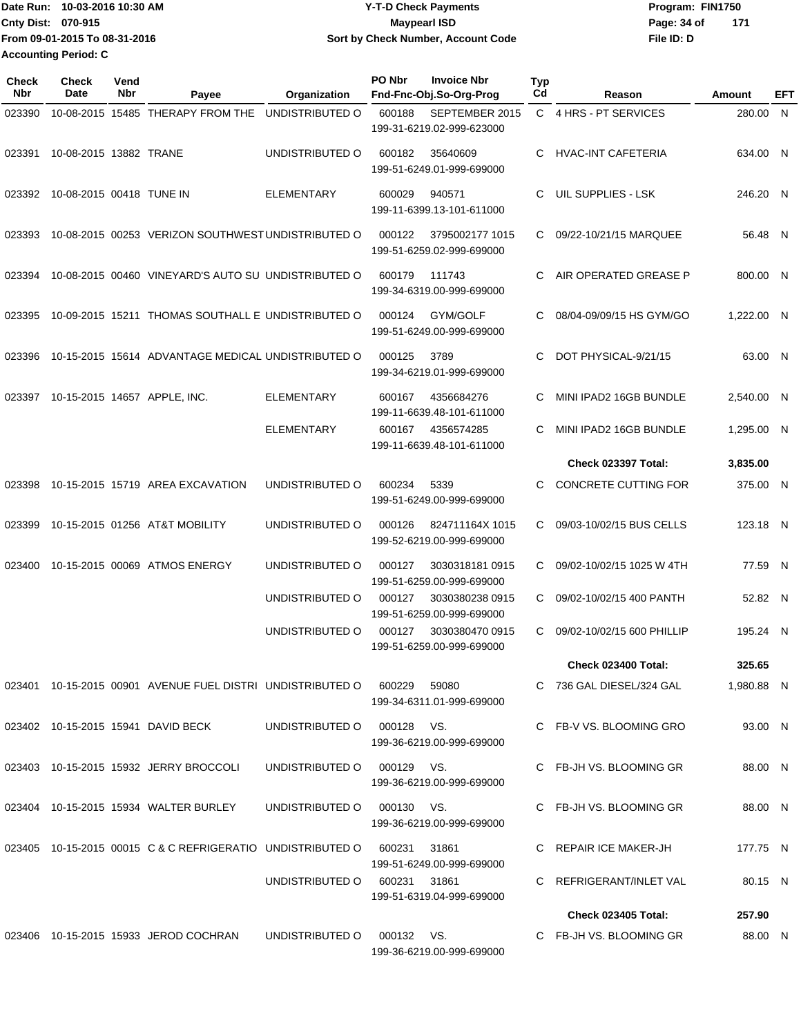Date Run: 10-03-2016 10:30 AM
Cnty Dist: 070-915
From 09-01-2015 To 08-31-2016
Accounting Period: C

**Y-T-D Check Payments**
**Maypearl ISD**
**Sort by Check Number, Account Code**

Program: FIN1750
File ID: D

| Check Nbr | Check Date | Vend Nbr | Payee | Organization | PO Nbr | Invoice Nbr / Fnd-Fnc-Obj.So-Org-Prog | Typ Cd | Reason | Amount | EFT |
|---|---|---|---|---|---|---|---|---|---|---|
| 023390 | 10-08-2015 | 15485 | THERAPY FROM THE | UNDISTRIBUTED O | 600188 | SEPTEMBER 2015 199-31-6219.02-999-623000 | C | 4 HRS - PT SERVICES | 280.00 | N |
| 023391 | 10-08-2015 | 13882 | TRANE | UNDISTRIBUTED O | 600182 | 35640609 199-51-6249.01-999-699000 | C | HVAC-INT CAFETERIA | 634.00 | N |
| 023392 | 10-08-2015 | 00418 | TUNE IN | ELEMENTARY | 600029 | 940571 199-11-6399.13-101-611000 | C | UIL SUPPLIES - LSK | 246.20 | N |
| 023393 | 10-08-2015 | 00253 | VERIZON SOUTHWEST | UNDISTRIBUTED O | 000122 | 3795002177 1015 199-51-6259.02-999-699000 | C | 09/22-10/21/15 MARQUEE | 56.48 | N |
| 023394 | 10-08-2015 | 00460 | VINEYARD'S AUTO SU | UNDISTRIBUTED O | 600179 | 111743 199-34-6319.00-999-699000 | C | AIR OPERATED GREASE P | 800.00 | N |
| 023395 | 10-09-2015 | 15211 | THOMAS SOUTHALL E | UNDISTRIBUTED O | 000124 | GYM/GOLF 199-51-6249.00-999-699000 | C | 08/04-09/09/15 HS GYM/GO | 1,222.00 | N |
| 023396 | 10-15-2015 | 15614 | ADVANTAGE MEDICAL | UNDISTRIBUTED O | 000125 | 3789 199-34-6219.01-999-699000 | C | DOT PHYSICAL-9/21/15 | 63.00 | N |
| 023397 | 10-15-2015 | 14657 | APPLE, INC. | ELEMENTARY | 600167 | 4356684276 199-11-6639.48-101-611000 | C | MINI IPAD2 16GB BUNDLE | 2,540.00 | N |
| | | | | ELEMENTARY | 600167 | 4356574285 199-11-6639.48-101-611000 | C | MINI IPAD2 16GB BUNDLE | 1,295.00 | N |
| | | | | | | | | **Check 023397 Total:** | **3,835.00** | |
| 023398 | 10-15-2015 | 15719 | AREA EXCAVATION | UNDISTRIBUTED O | 600234 | 5339 199-51-6249.00-999-699000 | C | CONCRETE CUTTING FOR | 375.00 | N |
| 023399 | 10-15-2015 | 01256 | AT&T MOBILITY | UNDISTRIBUTED O | 000126 | 824711164X 1015 199-52-6219.00-999-699000 | C | 09/03-10/02/15 BUS CELLS | 123.18 | N |
| 023400 | 10-15-2015 | 00069 | ATMOS ENERGY | UNDISTRIBUTED O | 000127 | 3030318181 0915 199-51-6259.00-999-699000 | C | 09/02-10/02/15 1025 W 4TH | 77.59 | N |
| | | | | UNDISTRIBUTED O | 000127 | 3030380238 0915 199-51-6259.00-999-699000 | C | 09/02-10/02/15 400 PANTH | 52.82 | N |
| | | | | UNDISTRIBUTED O | 000127 | 3030380470 0915 199-51-6259.00-999-699000 | C | 09/02-10/02/15 600 PHILLIP | 195.24 | N |
| | | | | | | | | **Check 023400 Total:** | **325.65** | |
| 023401 | 10-15-2015 | 00901 | AVENUE FUEL DISTRI | UNDISTRIBUTED O | 600229 | 59080 199-34-6311.01-999-699000 | C | 736 GAL DIESEL/324 GAL | 1,980.88 | N |
| 023402 | 10-15-2015 | 15941 | DAVID BECK | UNDISTRIBUTED O | 000128 | VS. 199-36-6219.00-999-699000 | C | FB-V VS. BLOOMING GRO | 93.00 | N |
| 023403 | 10-15-2015 | 15932 | JERRY BROCCOLI | UNDISTRIBUTED O | 000129 | VS. 199-36-6219.00-999-699000 | C | FB-JH VS. BLOOMING GR | 88.00 | N |
| 023404 | 10-15-2015 | 15934 | WALTER BURLEY | UNDISTRIBUTED O | 000130 | VS. 199-36-6219.00-999-699000 | C | FB-JH VS. BLOOMING GR | 88.00 | N |
| 023405 | 10-15-2015 | 00015 | C & C REFRIGERATIO | UNDISTRIBUTED O | 600231 | 31861 199-51-6249.00-999-699000 | C | REPAIR ICE MAKER-JH | 177.75 | N |
| | | | | UNDISTRIBUTED O | 600231 | 31861 199-51-6319.04-999-699000 | C | REFRIGERANT/INLET VAL | 80.15 | N |
| | | | | | | | | **Check 023405 Total:** | **257.90** | |
| 023406 | 10-15-2015 | 15933 | JEROD COCHRAN | UNDISTRIBUTED O | 000132 | VS. 199-36-6219.00-999-699000 | C | FB-JH VS. BLOOMING GR | 88.00 | N |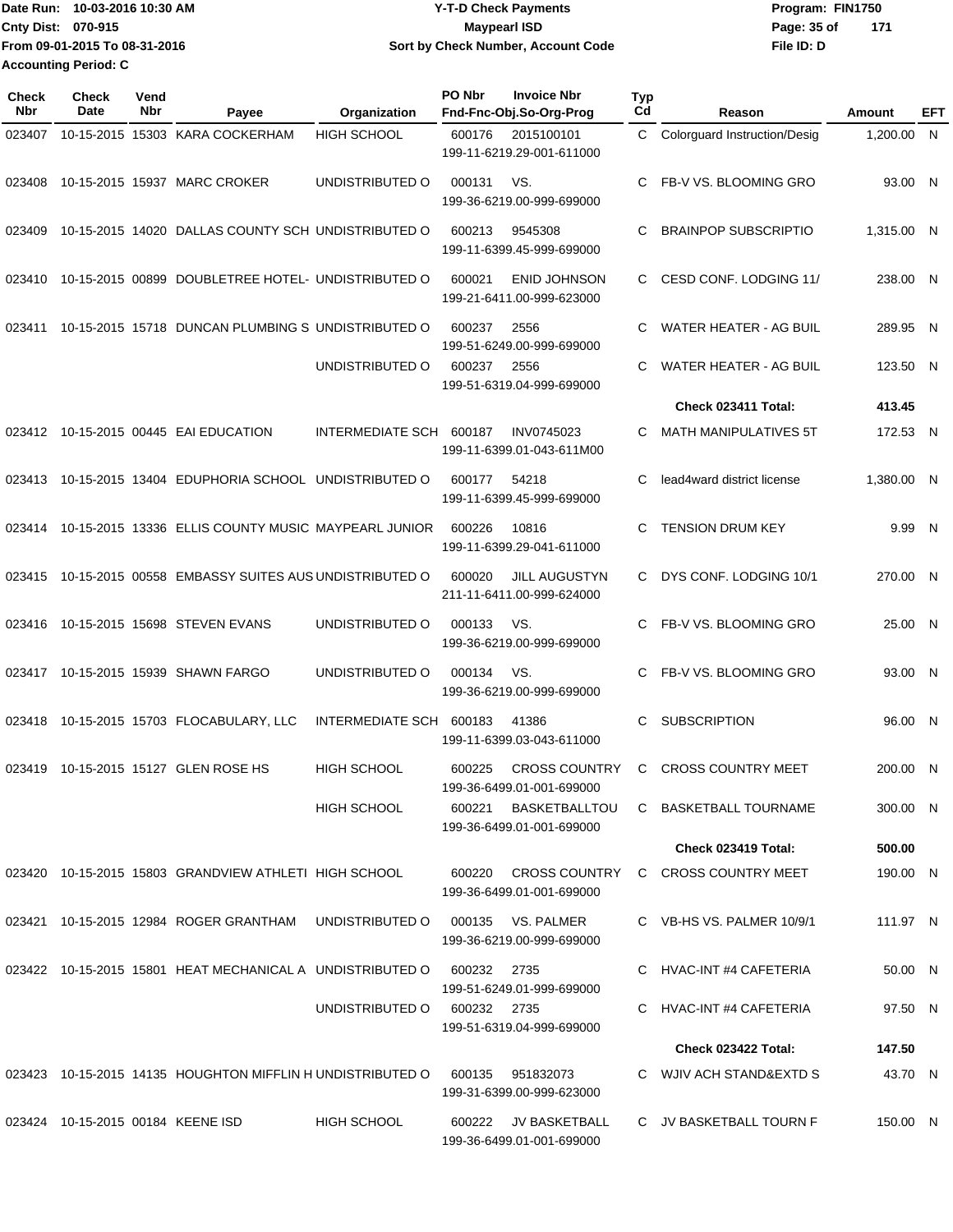Date Run: 10-03-2016 10:30 AM
Cnty Dist: 070-915
From 09-01-2015 To 08-31-2016
Accounting Period: C

**Y-T-D Check Payments**
**Maypearl ISD**
**Sort by Check Number, Account Code**

Program: FIN1750
File ID: D

| Check Nbr | Check Date | Vend Nbr | Payee | Organization | PO Nbr | Invoice Nbr / Fnd-Fnc-Obj.So-Org-Prog | Typ Cd | Reason | Amount | EFT |
|---|---|---|---|---|---|---|---|---|---|---|
| 023407 | 10-15-2015 | 15303 | KARA COCKERHAM | HIGH SCHOOL | 600176 | 2015100101 199-11-6219.29-001-611000 | C | Colorguard Instruction/Desig | 1,200.00 | N |
| 023408 | 10-15-2015 | 15937 | MARC CROKER | UNDISTRIBUTED O | 000131 | VS. 199-36-6219.00-999-699000 | C | FB-V VS. BLOOMING GRO | 93.00 | N |
| 023409 | 10-15-2015 | 14020 | DALLAS COUNTY SCH | UNDISTRIBUTED O | 600213 | 9545308 199-11-6399.45-999-699000 | C | BRAINPOP SUBSCRIPTIO | 1,315.00 | N |
| 023410 | 10-15-2015 | 00899 | DOUBLETREE HOTEL- | UNDISTRIBUTED O | 600021 | ENID JOHNSON 199-21-6411.00-999-623000 | C | CESD CONF. LODGING 11/ | 238.00 | N |
| 023411 | 10-15-2015 | 15718 | DUNCAN PLUMBING S | UNDISTRIBUTED O | 600237 | 2556 199-51-6249.00-999-699000 | C | WATER HEATER - AG BUIL | 289.95 | N |
| | | | | UNDISTRIBUTED O | 600237 | 2556 199-51-6319.04-999-699000 | C | WATER HEATER - AG BUIL | 123.50 | N |
| | | | | | | | | **Check 023411 Total:** | **413.45** | |
| 023412 | 10-15-2015 | 00445 | EAI EDUCATION | INTERMEDIATE SCH | 600187 | INV0745023 199-11-6399.01-043-611M00 | C | MATH MANIPULATIVES 5T | 172.53 | N |
| 023413 | 10-15-2015 | 13404 | EDUPHORIA SCHOOL | UNDISTRIBUTED O | 600177 | 54218 199-11-6399.45-999-699000 | C | lead4ward district license | 1,380.00 | N |
| 023414 | 10-15-2015 | 13336 | ELLIS COUNTY MUSIC | MAYPEARL JUNIOR | 600226 | 10816 199-11-6399.29-041-611000 | C | TENSION DRUM KEY | 9.99 | N |
| 023415 | 10-15-2015 | 00558 | EMBASSY SUITES AUS | UNDISTRIBUTED O | 600020 | JILL AUGUSTYN 211-11-6411.00-999-624000 | C | DYS CONF. LODGING 10/1 | 270.00 | N |
| 023416 | 10-15-2015 | 15698 | STEVEN EVANS | UNDISTRIBUTED O | 000133 | VS. 199-36-6219.00-999-699000 | C | FB-V VS. BLOOMING GRO | 25.00 | N |
| 023417 | 10-15-2015 | 15939 | SHAWN FARGO | UNDISTRIBUTED O | 000134 | VS. 199-36-6219.00-999-699000 | C | FB-V VS. BLOOMING GRO | 93.00 | N |
| 023418 | 10-15-2015 | 15703 | FLOCABULARY, LLC | INTERMEDIATE SCH | 600183 | 41386 199-11-6399.03-043-611000 | C | SUBSCRIPTION | 96.00 | N |
| 023419 | 10-15-2015 | 15127 | GLEN ROSE HS | HIGH SCHOOL | 600225 | CROSS COUNTRY 199-36-6499.01-001-699000 | C | CROSS COUNTRY MEET | 200.00 | N |
| | | | | HIGH SCHOOL | 600221 | BASKETBALLTOU 199-36-6499.01-001-699000 | C | BASKETBALL TOURNAME | 300.00 | N |
| | | | | | | | | **Check 023419 Total:** | **500.00** | |
| 023420 | 10-15-2015 | 15803 | GRANDVIEW ATHLETI | HIGH SCHOOL | 600220 | CROSS COUNTRY 199-36-6499.01-001-699000 | C | CROSS COUNTRY MEET | 190.00 | N |
| 023421 | 10-15-2015 | 12984 | ROGER GRANTHAM | UNDISTRIBUTED O | 000135 | VS. PALMER 199-36-6219.00-999-699000 | C | VB-HS VS. PALMER 10/9/1 | 111.97 | N |
| 023422 | 10-15-2015 | 15801 | HEAT MECHANICAL A | UNDISTRIBUTED O | 600232 | 2735 199-51-6249.01-999-699000 | C | HVAC-INT #4 CAFETERIA | 50.00 | N |
| | | | | UNDISTRIBUTED O | 600232 | 2735 199-51-6319.04-999-699000 | C | HVAC-INT #4 CAFETERIA | 97.50 | N |
| | | | | | | | | **Check 023422 Total:** | **147.50** | |
| 023423 | 10-15-2015 | 14135 | HOUGHTON MIFFLIN H | UNDISTRIBUTED O | 600135 | 951832073 199-31-6399.00-999-623000 | C | WJIV ACH STAND&EXTD S | 43.70 | N |
| 023424 | 10-15-2015 | 00184 | KEENE ISD | HIGH SCHOOL | 600222 | JV BASKETBALL 199-36-6499.01-001-699000 | C | JV BASKETBALL TOURN F | 150.00 | N |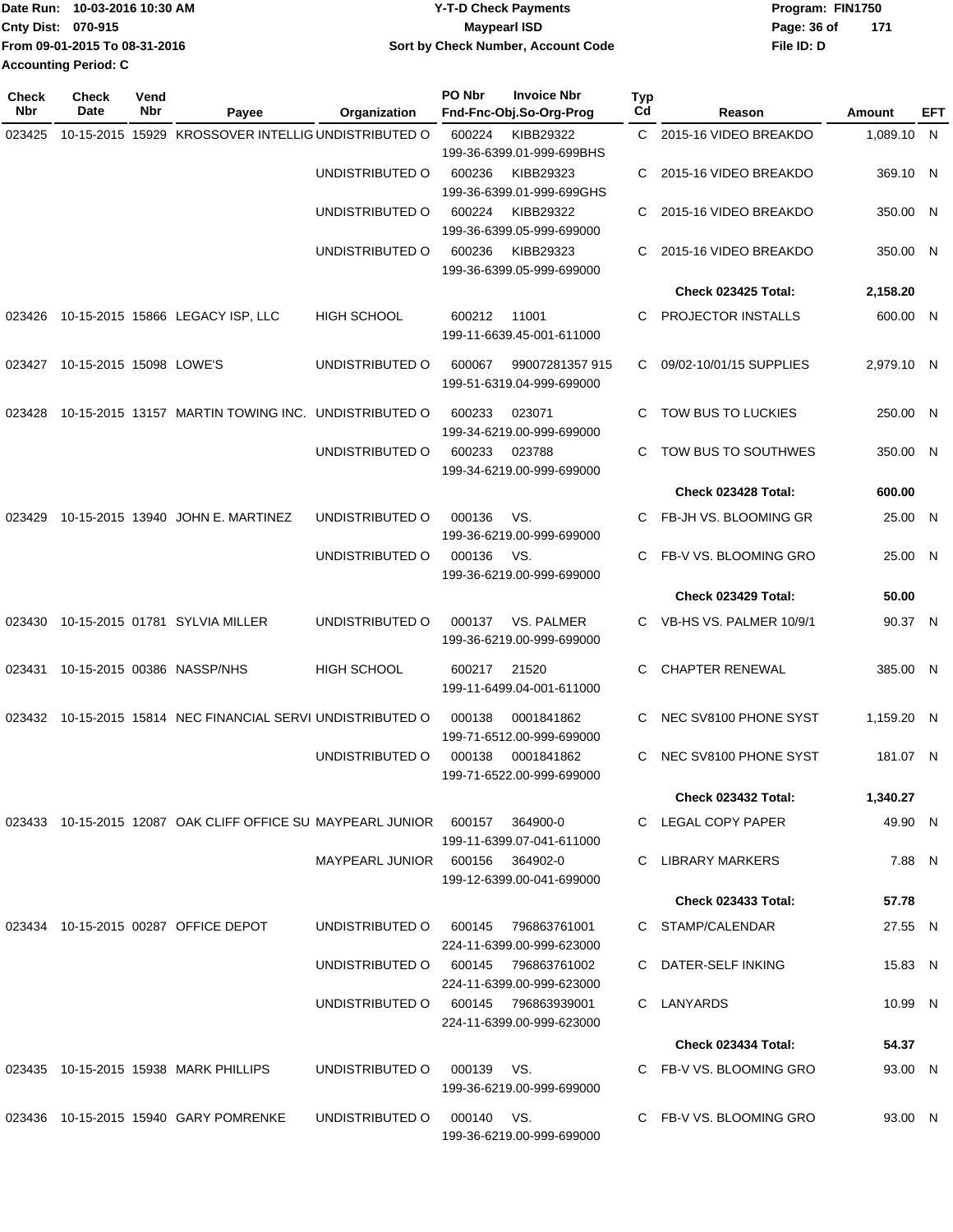Date Run: 10-03-2016 10:30 AM
Cnty Dist: 070-915
From 09-01-2015 To 08-31-2016
Accounting Period: C

# Y-T-D Check Payments
## Maypearl ISD
### Sort by Check Number, Account Code

Program: FIN1750
File ID: D

| Check Nbr | Check Date | Vend Nbr | Payee | Organization | PO Nbr | Invoice Nbr / Fnd-Fnc-Obj.So-Org-Prog | Typ Cd | Reason | Amount | EFT |
|---|---|---|---|---|---|---|---|---|---|---|
| 023425 | 10-15-2015 | 15929 | KROSSOVER INTELLIG | UNDISTRIBUTED O | 600224 | KIBB29322 199-36-6399.01-999-699BHS | C | 2015-16 VIDEO BREAKDO | 1,089.10 | N |
| | | | | UNDISTRIBUTED O | 600236 | KIBB29323 199-36-6399.01-999-699GHS | C | 2015-16 VIDEO BREAKDO | 369.10 | N |
| | | | | UNDISTRIBUTED O | 600224 | KIBB29322 199-36-6399.05-999-699000 | C | 2015-16 VIDEO BREAKDO | 350.00 | N |
| | | | | UNDISTRIBUTED O | 600236 | KIBB29323 199-36-6399.05-999-699000 | C | 2015-16 VIDEO BREAKDO | 350.00 | N |
| | | | | | | | | **Check 023425 Total:** | **2,158.20** | |
| 023426 | 10-15-2015 | 15866 | LEGACY ISP, LLC | HIGH SCHOOL | 600212 | 11001 199-11-6639.45-001-611000 | C | PROJECTOR INSTALLS | 600.00 | N |
| 023427 | 10-15-2015 | 15098 | LOWE'S | UNDISTRIBUTED O | 600067 | 99007281357 915 199-51-6319.04-999-699000 | C | 09/02-10/01/15 SUPPLIES | 2,979.10 | N |
| 023428 | 10-15-2015 | 13157 | MARTIN TOWING INC. | UNDISTRIBUTED O | 600233 | 023071 199-34-6219.00-999-699000 | C | TOW BUS TO LUCKIES | 250.00 | N |
| | | | | UNDISTRIBUTED O | 600233 | 023788 199-34-6219.00-999-699000 | C | TOW BUS TO SOUTHWES | 350.00 | N |
| | | | | | | | | **Check 023428 Total:** | **600.00** | |
| 023429 | 10-15-2015 | 13940 | JOHN E. MARTINEZ | UNDISTRIBUTED O | 000136 | VS. 199-36-6219.00-999-699000 | C | FB-JH VS. BLOOMING GR | 25.00 | N |
| | | | | UNDISTRIBUTED O | 000136 | VS. 199-36-6219.00-999-699000 | C | FB-V VS. BLOOMING GRO | 25.00 | N |
| | | | | | | | | **Check 023429 Total:** | **50.00** | |
| 023430 | 10-15-2015 | 01781 | SYLVIA MILLER | UNDISTRIBUTED O | 000137 | VS. PALMER 199-36-6219.00-999-699000 | C | VB-HS VS. PALMER 10/9/1 | 90.37 | N |
| 023431 | 10-15-2015 | 00386 | NASSP/NHS | HIGH SCHOOL | 600217 | 21520 199-11-6499.04-001-611000 | C | CHAPTER RENEWAL | 385.00 | N |
| 023432 | 10-15-2015 | 15814 | NEC FINANCIAL SERVI | UNDISTRIBUTED O | 000138 | 0001841862 199-71-6512.00-999-699000 | C | NEC SV8100 PHONE SYST | 1,159.20 | N |
| | | | | UNDISTRIBUTED O | 000138 | 0001841862 199-71-6522.00-999-699000 | C | NEC SV8100 PHONE SYST | 181.07 | N |
| | | | | | | | | **Check 023432 Total:** | **1,340.27** | |
| 023433 | 10-15-2015 | 12087 | OAK CLIFF OFFICE SU | MAYPEARL JUNIOR | 600157 | 364900-0 199-11-6399.07-041-611000 | C | LEGAL COPY PAPER | 49.90 | N |
| | | | | MAYPEARL JUNIOR | 600156 | 364902-0 199-12-6399.00-041-699000 | C | LIBRARY MARKERS | 7.88 | N |
| | | | | | | | | **Check 023433 Total:** | **57.78** | |
| 023434 | 10-15-2015 | 00287 | OFFICE DEPOT | UNDISTRIBUTED O | 600145 | 796863761001 224-11-6399.00-999-623000 | C | STAMP/CALENDAR | 27.55 | N |
| | | | | UNDISTRIBUTED O | 600145 | 796863761002 224-11-6399.00-999-623000 | C | DATER-SELF INKING | 15.83 | N |
| | | | | UNDISTRIBUTED O | 600145 | 796863939001 224-11-6399.00-999-623000 | C | LANYARDS | 10.99 | N |
| | | | | | | | | **Check 023434 Total:** | **54.37** | |
| 023435 | 10-15-2015 | 15938 | MARK PHILLIPS | UNDISTRIBUTED O | 000139 | VS. 199-36-6219.00-999-699000 | C | FB-V VS. BLOOMING GRO | 93.00 | N |
| 023436 | 10-15-2015 | 15940 | GARY POMRENKE | UNDISTRIBUTED O | 000140 | VS. 199-36-6219.00-999-699000 | C | FB-V VS. BLOOMING GRO | 93.00 | N |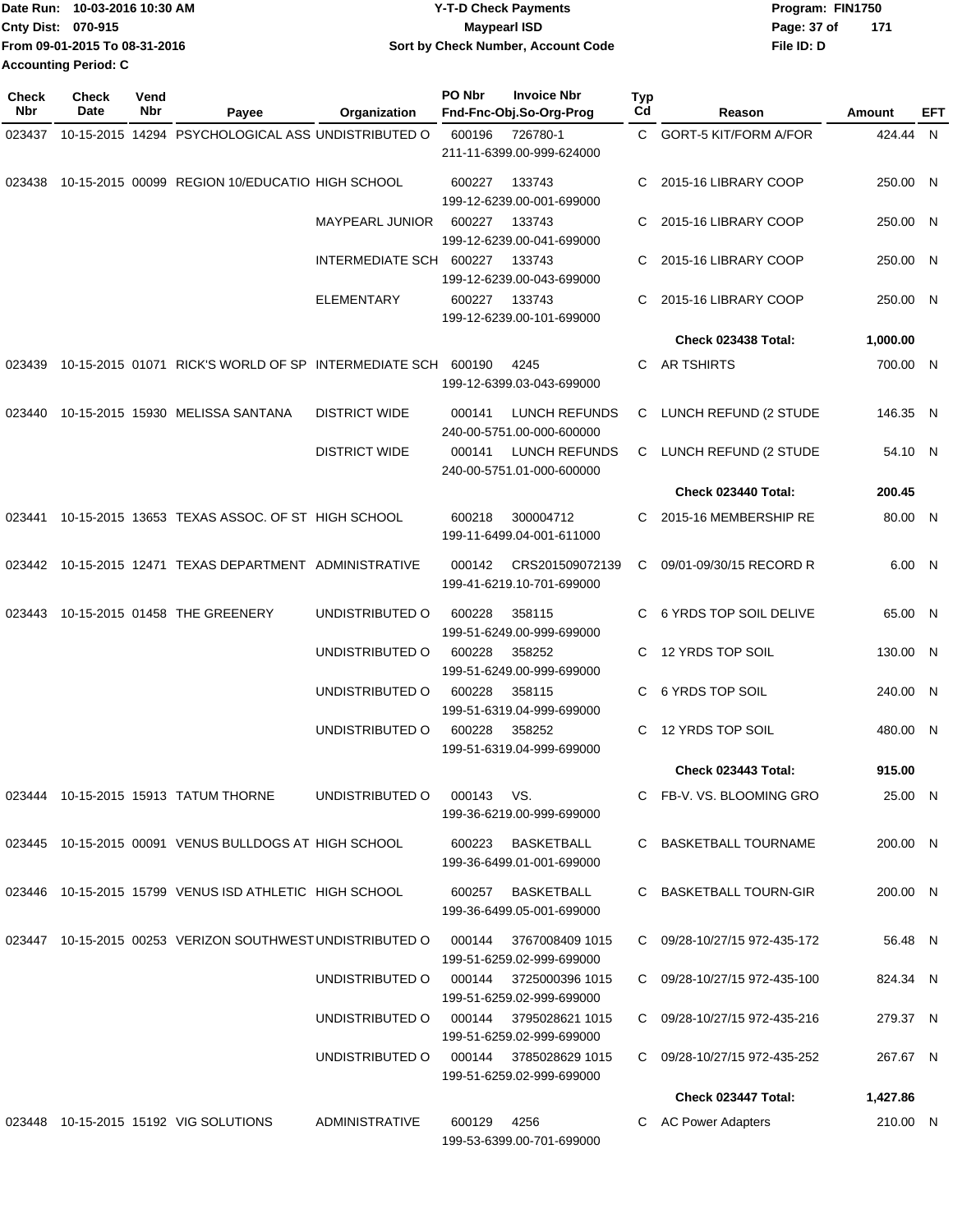Date Run: 10-03-2016 10:30 AM
Cnty Dist: 070-915
From 09-01-2015 To 08-31-2016
Accounting Period: C

# Y-T-D Check Payments
## Maypearl ISD
### Sort by Check Number, Account Code

Program: FIN1750
File ID: D

| Check Nbr | Check Date | Vend Nbr | Payee | Organization | PO Nbr | Invoice Nbr / Fnd-Fnc-Obj.So-Org-Prog | Typ Cd | Reason | Amount | EFT |
|---|---|---|---|---|---|---|---|---|---|---|
| 023437 | 10-15-2015 | 14294 | PSYCHOLOGICAL ASS | UNDISTRIBUTED O | 600196 | 726780-1 211-11-6399.00-999-624000 | C | GORT-5 KIT/FORM A/FOR | 424.44 | N |
| 023438 | 10-15-2015 | 00099 | REGION 10/EDUCATIO | HIGH SCHOOL | 600227 | 133743 199-12-6239.00-001-699000 | C | 2015-16 LIBRARY COOP | 250.00 | N |
| | | | | MAYPEARL JUNIOR | 600227 | 133743 199-12-6239.00-041-699000 | C | 2015-16 LIBRARY COOP | 250.00 | N |
| | | | | INTERMEDIATE SCH | 600227 | 133743 199-12-6239.00-043-699000 | C | 2015-16 LIBRARY COOP | 250.00 | N |
| | | | | ELEMENTARY | 600227 | 133743 199-12-6239.00-101-699000 | C | 2015-16 LIBRARY COOP | 250.00 | N |
| | | | | | | | | **Check 023438 Total:** | **1,000.00** | |
| 023439 | 10-15-2015 | 01071 | RICK'S WORLD OF SP | INTERMEDIATE SCH | 600190 | 4245 199-12-6399.03-043-699000 | C | AR TSHIRTS | 700.00 | N |
| 023440 | 10-15-2015 | 15930 | MELISSA SANTANA | DISTRICT WIDE | 000141 | LUNCH REFUNDS 240-00-5751.00-000-600000 | C | LUNCH REFUND (2 STUDE | 146.35 | N |
| | | | | DISTRICT WIDE | 000141 | LUNCH REFUNDS 240-00-5751.01-000-600000 | C | LUNCH REFUND (2 STUDE | 54.10 | N |
| | | | | | | | | **Check 023440 Total:** | **200.45** | |
| 023441 | 10-15-2015 | 13653 | TEXAS ASSOC. OF ST | HIGH SCHOOL | 600218 | 300004712 199-11-6499.04-001-611000 | C | 2015-16 MEMBERSHIP RE | 80.00 | N |
| 023442 | 10-15-2015 | 12471 | TEXAS DEPARTMENT | ADMINISTRATIVE | 000142 | CRS201509072139 199-41-6219.10-701-699000 | C | 09/01-09/30/15 RECORD R | 6.00 | N |
| 023443 | 10-15-2015 | 01458 | THE GREENERY | UNDISTRIBUTED O | 600228 | 358115 199-51-6249.00-999-699000 | C | 6 YRDS TOP SOIL DELIVE | 65.00 | N |
| | | | | UNDISTRIBUTED O | 600228 | 358252 199-51-6249.00-999-699000 | C | 12 YRDS TOP SOIL | 130.00 | N |
| | | | | UNDISTRIBUTED O | 600228 | 358115 199-51-6319.04-999-699000 | C | 6 YRDS TOP SOIL | 240.00 | N |
| | | | | UNDISTRIBUTED O | 600228 | 358252 199-51-6319.04-999-699000 | C | 12 YRDS TOP SOIL | 480.00 | N |
| | | | | | | | | **Check 023443 Total:** | **915.00** | |
| 023444 | 10-15-2015 | 15913 | TATUM THORNE | UNDISTRIBUTED O | 000143 | VS. 199-36-6219.00-999-699000 | C | FB-V. VS. BLOOMING GRO | 25.00 | N |
| 023445 | 10-15-2015 | 00091 | VENUS BULLDOGS AT | HIGH SCHOOL | 600223 | BASKETBALL 199-36-6499.01-001-699000 | C | BASKETBALL TOURNAME | 200.00 | N |
| 023446 | 10-15-2015 | 15799 | VENUS ISD ATHLETIC | HIGH SCHOOL | 600257 | BASKETBALL 199-36-6499.05-001-699000 | C | BASKETBALL TOURN-GIR | 200.00 | N |
| 023447 | 10-15-2015 | 00253 | VERIZON SOUTHWEST | UNDISTRIBUTED O | 000144 | 3767008409 1015 199-51-6259.02-999-699000 | C | 09/28-10/27/15 972-435-172 | 56.48 | N |
| | | | | UNDISTRIBUTED O | 000144 | 3725000396 1015 199-51-6259.02-999-699000 | C | 09/28-10/27/15 972-435-100 | 824.34 | N |
| | | | | UNDISTRIBUTED O | 000144 | 3795028621 1015 199-51-6259.02-999-699000 | C | 09/28-10/27/15 972-435-216 | 279.37 | N |
| | | | | UNDISTRIBUTED O | 000144 | 3785028629 1015 199-51-6259.02-999-699000 | C | 09/28-10/27/15 972-435-252 | 267.67 | N |
| | | | | | | | | **Check 023447 Total:** | **1,427.86** | |
| 023448 | 10-15-2015 | 15192 | VIG SOLUTIONS | ADMINISTRATIVE | 600129 | 4256 199-53-6399.00-701-699000 | C | AC Power Adapters | 210.00 | N |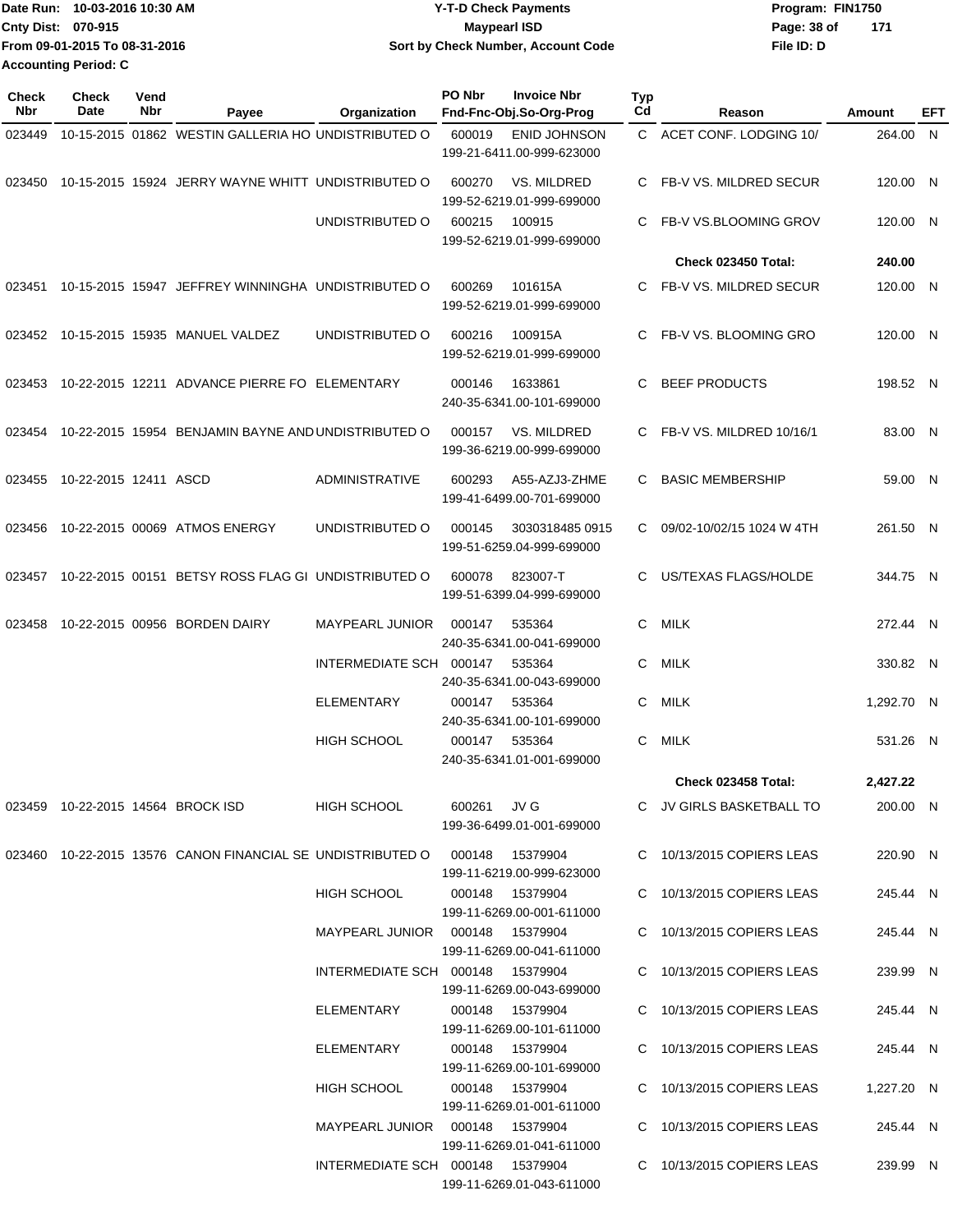Date Run: 10-03-2016 10:30 AM
Cnty Dist: 070-915
From 09-01-2015 To 08-31-2016
Accounting Period: C

# Y-T-D Check Payments
## Maypearl ISD
### Sort by Check Number, Account Code

Program: FIN1750
File ID: D

| Check Nbr | Check Date | Vend Nbr | Payee | Organization | PO Nbr | Invoice Nbr / Fnd-Fnc-Obj.So-Org-Prog | Typ Cd | Reason | Amount | EFT |
|---|---|---|---|---|---|---|---|---|---|---|
| 023449 | 10-15-2015 | 01862 | WESTIN GALLERIA HO | UNDISTRIBUTED O | 600019 | ENID JOHNSON 199-21-6411.00-999-623000 | C | ACET CONF. LODGING 10/ | 264.00 | N |
| 023450 | 10-15-2015 | 15924 | JERRY WAYNE WHITT | UNDISTRIBUTED O | 600270 | VS. MILDRED 199-52-6219.01-999-699000 | C | FB-V VS. MILDRED SECUR | 120.00 | N |
| | | | | UNDISTRIBUTED O | 600215 | 100915 199-52-6219.01-999-699000 | C | FB-V VS.BLOOMING GROV | 120.00 | N |
| | | | | | | | | **Check 023450 Total:** | **240.00** | |
| 023451 | 10-15-2015 | 15947 | JEFFREY WINNINGHA | UNDISTRIBUTED O | 600269 | 101615A 199-52-6219.01-999-699000 | C | FB-V VS. MILDRED SECUR | 120.00 | N |
| 023452 | 10-15-2015 | 15935 | MANUEL VALDEZ | UNDISTRIBUTED O | 600216 | 100915A 199-52-6219.01-999-699000 | C | FB-V VS. BLOOMING GRO | 120.00 | N |
| 023453 | 10-22-2015 | 12211 | ADVANCE PIERRE FO | ELEMENTARY | 000146 | 1633861 240-35-6341.00-101-699000 | C | BEEF PRODUCTS | 198.52 | N |
| 023454 | 10-22-2015 | 15954 | BENJAMIN BAYNE AND | UNDISTRIBUTED O | 000157 | VS. MILDRED 199-36-6219.00-999-699000 | C | FB-V VS. MILDRED 10/16/1 | 83.00 | N |
| 023455 | 10-22-2015 | 12411 | ASCD | ADMINISTRATIVE | 600293 | A55-AZJ3-ZHME 199-41-6499.00-701-699000 | C | BASIC MEMBERSHIP | 59.00 | N |
| 023456 | 10-22-2015 | 00069 | ATMOS ENERGY | UNDISTRIBUTED O | 000145 | 3030318485 0915 199-51-6259.04-999-699000 | C | 09/02-10/02/15 1024 W 4TH | 261.50 | N |
| 023457 | 10-22-2015 | 00151 | BETSY ROSS FLAG GI | UNDISTRIBUTED O | 600078 | 823007-T 199-51-6399.04-999-699000 | C | US/TEXAS FLAGS/HOLDE | 344.75 | N |
| 023458 | 10-22-2015 | 00956 | BORDEN DAIRY | MAYPEARL JUNIOR | 000147 | 535364 240-35-6341.00-041-699000 | C | MILK | 272.44 | N |
| | | | | INTERMEDIATE SCH | 000147 | 535364 240-35-6341.00-043-699000 | C | MILK | 330.82 | N |
| | | | | ELEMENTARY | 000147 | 535364 240-35-6341.00-101-699000 | C | MILK | 1,292.70 | N |
| | | | | HIGH SCHOOL | 000147 | 535364 240-35-6341.01-001-699000 | C | MILK | 531.26 | N |
| | | | | | | | | **Check 023458 Total:** | **2,427.22** | |
| 023459 | 10-22-2015 | 14564 | BROCK ISD | HIGH SCHOOL | 600261 | JV G 199-36-6499.01-001-699000 | C | JV GIRLS BASKETBALL TO | 200.00 | N |
| 023460 | 10-22-2015 | 13576 | CANON FINANCIAL SE | UNDISTRIBUTED O | 000148 | 15379904 199-11-6219.00-999-623000 | C | 10/13/2015 COPIERS LEAS | 220.90 | N |
| | | | | HIGH SCHOOL | 000148 | 15379904 199-11-6269.00-001-611000 | C | 10/13/2015 COPIERS LEAS | 245.44 | N |
| | | | | MAYPEARL JUNIOR | 000148 | 15379904 199-11-6269.00-041-611000 | C | 10/13/2015 COPIERS LEAS | 245.44 | N |
| | | | | INTERMEDIATE SCH | 000148 | 15379904 199-11-6269.00-043-699000 | C | 10/13/2015 COPIERS LEAS | 239.99 | N |
| | | | | ELEMENTARY | 000148 | 15379904 199-11-6269.00-101-611000 | C | 10/13/2015 COPIERS LEAS | 245.44 | N |
| | | | | ELEMENTARY | 000148 | 15379904 199-11-6269.00-101-699000 | C | 10/13/2015 COPIERS LEAS | 245.44 | N |
| | | | | HIGH SCHOOL | 000148 | 15379904 199-11-6269.01-001-611000 | C | 10/13/2015 COPIERS LEAS | 1,227.20 | N |
| | | | | MAYPEARL JUNIOR | 000148 | 15379904 199-11-6269.01-041-611000 | C | 10/13/2015 COPIERS LEAS | 245.44 | N |
| | | | | INTERMEDIATE SCH | 000148 | 15379904 199-11-6269.01-043-611000 | C | 10/13/2015 COPIERS LEAS | 239.99 | N |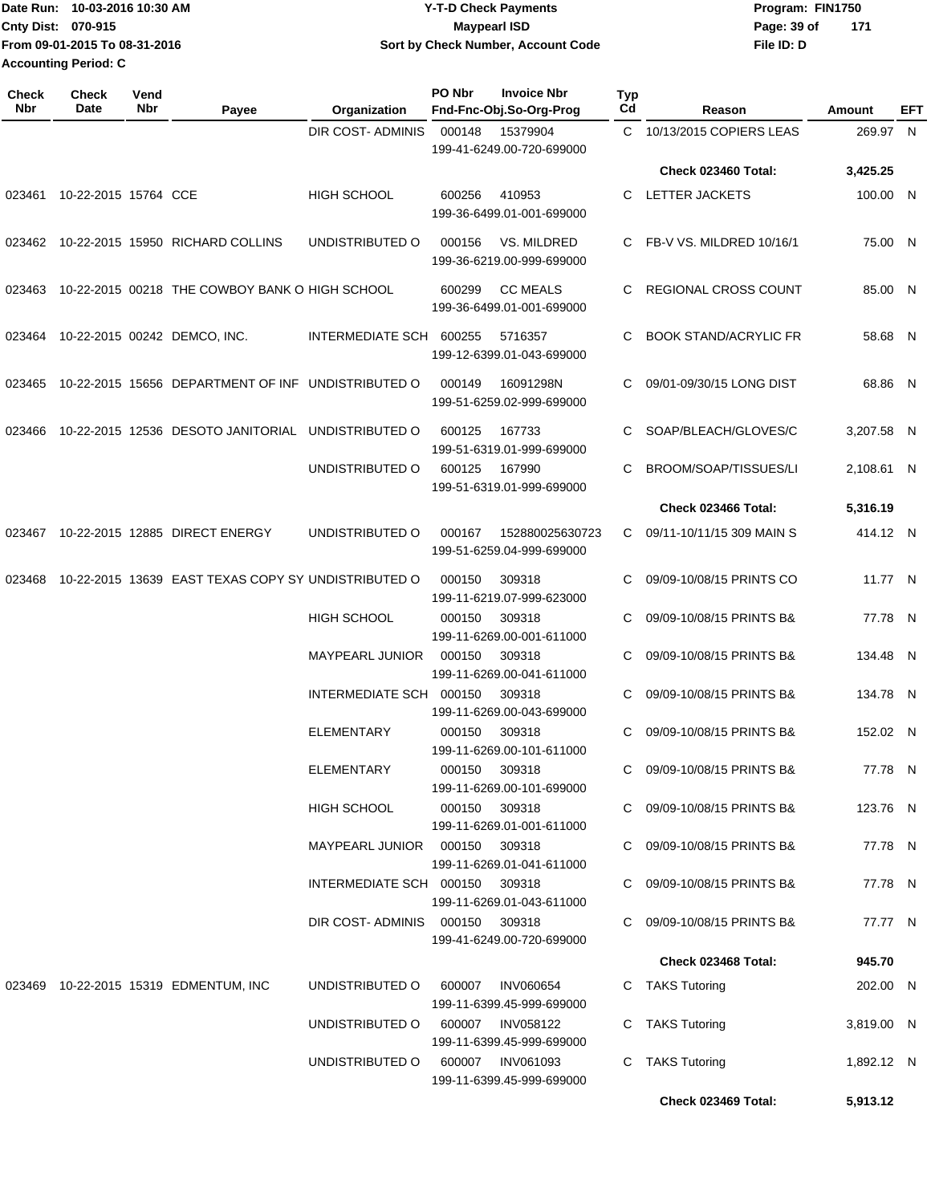Date Run: 10-03-2016 10:30 AM
Cnty Dist: 070-915
From 09-01-2015 To 08-31-2016
Accounting Period: C

# Y-T-D Check Payments
## Maypearl ISD
### Sort by Check Number, Account Code

Program: FIN1750
File ID: D

| Check Nbr | Check Date | Vend Nbr | Payee | Organization | PO Nbr | Invoice Nbr / Fnd-Fnc-Obj.So-Org-Prog | Typ Cd | Reason | Amount | EFT |
|---|---|---|---|---|---|---|---|---|---|---|
| | | | | DIR COST- ADMINIS | 000148 | 15379904 / 199-41-6249.00-720-699000 | C | 10/13/2015 COPIERS LEAS | 269.97 | N |
| | | | | | | | | **Check 023460 Total:** | **3,425.25** | |
| 023461 | 10-22-2015 | 15764 | CCE | HIGH SCHOOL | 600256 | 410953 / 199-36-6499.01-001-699000 | C | LETTER JACKETS | 100.00 | N |
| 023462 | 10-22-2015 | 15950 | RICHARD COLLINS | UNDISTRIBUTED O | 000156 | VS. MILDRED / 199-36-6219.00-999-699000 | C | FB-V VS. MILDRED 10/16/1 | 75.00 | N |
| 023463 | 10-22-2015 | 00218 | THE COWBOY BANK O | HIGH SCHOOL | 600299 | CC MEALS / 199-36-6499.01-001-699000 | C | REGIONAL CROSS COUNT | 85.00 | N |
| 023464 | 10-22-2015 | 00242 | DEMCO, INC. | INTERMEDIATE SCH | 600255 | 5716357 / 199-12-6399.01-043-699000 | C | BOOK STAND/ACRYLIC FR | 58.68 | N |
| 023465 | 10-22-2015 | 15656 | DEPARTMENT OF INF | UNDISTRIBUTED O | 000149 | 16091298N / 199-51-6259.02-999-699000 | C | 09/01-09/30/15 LONG DIST | 68.86 | N |
| 023466 | 10-22-2015 | 12536 | DESOTO JANITORIAL | UNDISTRIBUTED O | 600125 | 167733 / 199-51-6319.01-999-699000 | C | SOAP/BLEACH/GLOVES/C | 3,207.58 | N |
| | | | | UNDISTRIBUTED O | 600125 | 167990 / 199-51-6319.01-999-699000 | C | BROOM/SOAP/TISSUES/LI | 2,108.61 | N |
| | | | | | | | | **Check 023466 Total:** | **5,316.19** | |
| 023467 | 10-22-2015 | 12885 | DIRECT ENERGY | UNDISTRIBUTED O | 000167 | 152880025630723 / 199-51-6259.04-999-699000 | C | 09/11-10/11/15 309 MAIN S | 414.12 | N |
| 023468 | 10-22-2015 | 13639 | EAST TEXAS COPY SY | UNDISTRIBUTED O | 000150 | 309318 / 199-11-6219.07-999-623000 | C | 09/09-10/08/15 PRINTS CO | 11.77 | N |
| | | | | HIGH SCHOOL | 000150 | 309318 / 199-11-6269.00-001-611000 | C | 09/09-10/08/15 PRINTS B& | 77.78 | N |
| | | | | MAYPEARL JUNIOR | 000150 | 309318 / 199-11-6269.00-041-611000 | C | 09/09-10/08/15 PRINTS B& | 134.48 | N |
| | | | | INTERMEDIATE SCH | 000150 | 309318 / 199-11-6269.00-043-699000 | C | 09/09-10/08/15 PRINTS B& | 134.78 | N |
| | | | | ELEMENTARY | 000150 | 309318 / 199-11-6269.00-101-611000 | C | 09/09-10/08/15 PRINTS B& | 152.02 | N |
| | | | | ELEMENTARY | 000150 | 309318 / 199-11-6269.00-101-699000 | C | 09/09-10/08/15 PRINTS B& | 77.78 | N |
| | | | | HIGH SCHOOL | 000150 | 309318 / 199-11-6269.01-001-611000 | C | 09/09-10/08/15 PRINTS B& | 123.76 | N |
| | | | | MAYPEARL JUNIOR | 000150 | 309318 / 199-11-6269.01-041-611000 | C | 09/09-10/08/15 PRINTS B& | 77.78 | N |
| | | | | INTERMEDIATE SCH | 000150 | 309318 / 199-11-6269.01-043-611000 | C | 09/09-10/08/15 PRINTS B& | 77.78 | N |
| | | | | DIR COST- ADMINIS | 000150 | 309318 / 199-41-6249.00-720-699000 | C | 09/09-10/08/15 PRINTS B& | 77.77 | N |
| | | | | | | | | **Check 023468 Total:** | **945.70** | |
| 023469 | 10-22-2015 | 15319 | EDMENTUM, INC | UNDISTRIBUTED O | 600007 | INV060654 / 199-11-6399.45-999-699000 | C | TAKS Tutoring | 202.00 | N |
| | | | | UNDISTRIBUTED O | 600007 | INV058122 / 199-11-6399.45-999-699000 | C | TAKS Tutoring | 3,819.00 | N |
| | | | | UNDISTRIBUTED O | 600007 | INV061093 / 199-11-6399.45-999-699000 | C | TAKS Tutoring | 1,892.12 | N |
| | | | | | | | | **Check 023469 Total:** | **5,913.12** | |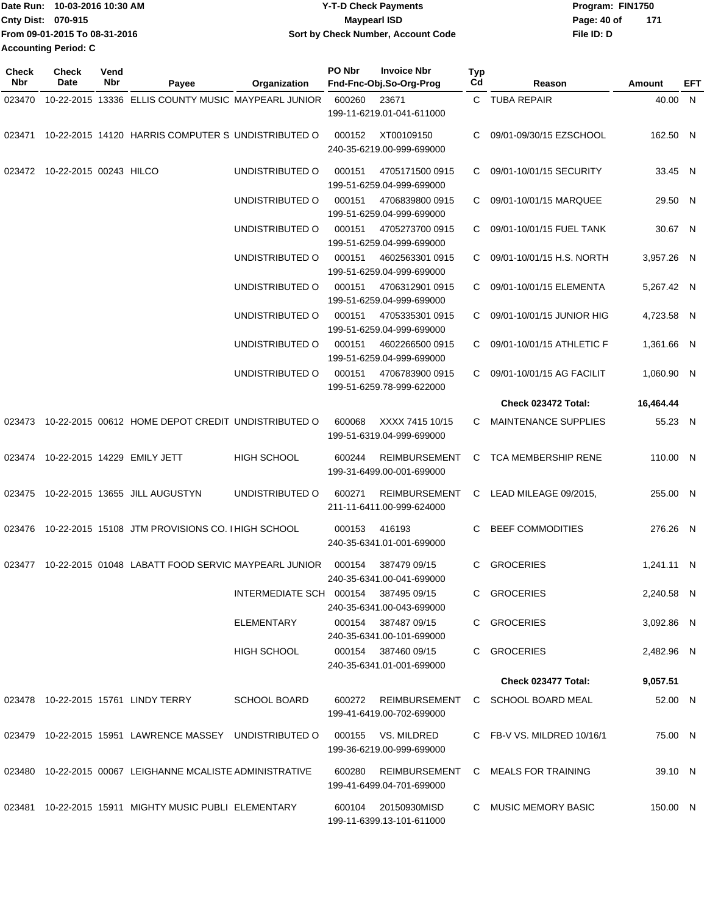Date Run: 10-03-2016 10:30 AM
Cnty Dist: 070-915
From 09-01-2015 To 08-31-2016
Accounting Period: C

# Y-T-D Check Payments
## Maypearl ISD
### Sort by Check Number, Account Code

Program: FIN1750
File ID: D

| Check Nbr | Check Date | Vend Nbr | Payee | Organization | PO Nbr | Invoice Nbr / Fnd-Fnc-Obj.So-Org-Prog | Typ Cd | Reason | Amount | EFT |
|---|---|---|---|---|---|---|---|---|---|---|
| 023470 | 10-22-2015 | 13336 | ELLIS COUNTY MUSIC | MAYPEARL JUNIOR | 600260 | 23671 / 199-11-6219.01-041-611000 | C | TUBA REPAIR | 40.00 | N |
| 023471 | 10-22-2015 | 14120 | HARRIS COMPUTER S | UNDISTRIBUTED O | 000152 | XT00109150 / 240-35-6219.00-999-699000 | C | 09/01-09/30/15 EZSCHOOL | 162.50 | N |
| 023472 | 10-22-2015 | 00243 | HILCO | UNDISTRIBUTED O | 000151 | 4705171500 0915 / 199-51-6259.04-999-699000 | C | 09/01-10/01/15 SECURITY | 33.45 | N |
| | | | | UNDISTRIBUTED O | 000151 | 4706839800 0915 / 199-51-6259.04-999-699000 | C | 09/01-10/01/15 MARQUEE | 29.50 | N |
| | | | | UNDISTRIBUTED O | 000151 | 4705273700 0915 / 199-51-6259.04-999-699000 | C | 09/01-10/01/15 FUEL TANK | 30.67 | N |
| | | | | UNDISTRIBUTED O | 000151 | 4602563301 0915 / 199-51-6259.04-999-699000 | C | 09/01-10/01/15 H.S. NORTH | 3,957.26 | N |
| | | | | UNDISTRIBUTED O | 000151 | 4706312901 0915 / 199-51-6259.04-999-699000 | C | 09/01-10/01/15 ELEMENTA | 5,267.42 | N |
| | | | | UNDISTRIBUTED O | 000151 | 4705335301 0915 / 199-51-6259.04-999-699000 | C | 09/01-10/01/15 JUNIOR HIG | 4,723.58 | N |
| | | | | UNDISTRIBUTED O | 000151 | 4602266500 0915 / 199-51-6259.04-999-699000 | C | 09/01-10/01/15 ATHLETIC F | 1,361.66 | N |
| | | | | UNDISTRIBUTED O | 000151 | 4706783900 0915 / 199-51-6259.78-999-622000 | C | 09/01-10/01/15 AG FACILIT | 1,060.90 | N |
| | | | | | | | | **Check 023472 Total:** | **16,464.44** | |
| 023473 | 10-22-2015 | 00612 | HOME DEPOT CREDIT | UNDISTRIBUTED O | 600068 | XXXX 7415 10/15 / 199-51-6319.04-999-699000 | C | MAINTENANCE SUPPLIES | 55.23 | N |
| 023474 | 10-22-2015 | 14229 | EMILY JETT | HIGH SCHOOL | 600244 | REIMBURSEMENT / 199-31-6499.00-001-699000 | C | TCA MEMBERSHIP RENE | 110.00 | N |
| 023475 | 10-22-2015 | 13655 | JILL AUGUSTYN | UNDISTRIBUTED O | 600271 | REIMBURSEMENT / 211-11-6411.00-999-624000 | C | LEAD MILEAGE 09/2015, | 255.00 | N |
| 023476 | 10-22-2015 | 15108 | JTM PROVISIONS CO. I | HIGH SCHOOL | 000153 | 416193 / 240-35-6341.01-001-699000 | C | BEEF COMMODITIES | 276.26 | N |
| 023477 | 10-22-2015 | 01048 | LABATT FOOD SERVIC | MAYPEARL JUNIOR | 000154 | 387479 09/15 / 240-35-6341.00-041-699000 | C | GROCERIES | 1,241.11 | N |
| | | | | INTERMEDIATE SCH | 000154 | 387495 09/15 / 240-35-6341.00-043-699000 | C | GROCERIES | 2,240.58 | N |
| | | | | ELEMENTARY | 000154 | 387487 09/15 / 240-35-6341.00-101-699000 | C | GROCERIES | 3,092.86 | N |
| | | | | HIGH SCHOOL | 000154 | 387460 09/15 / 240-35-6341.01-001-699000 | C | GROCERIES | 2,482.96 | N |
| | | | | | | | | **Check 023477 Total:** | **9,057.51** | |
| 023478 | 10-22-2015 | 15761 | LINDY TERRY | SCHOOL BOARD | 600272 | REIMBURSEMENT / 199-41-6419.00-702-699000 | C | SCHOOL BOARD MEAL | 52.00 | N |
| 023479 | 10-22-2015 | 15951 | LAWRENCE MASSEY | UNDISTRIBUTED O | 000155 | VS. MILDRED / 199-36-6219.00-999-699000 | C | FB-V VS. MILDRED 10/16/1 | 75.00 | N |
| 023480 | 10-22-2015 | 00067 | LEIGHANNE MCALISTE | ADMINISTRATIVE | 600280 | REIMBURSEMENT / 199-41-6499.04-701-699000 | C | MEALS FOR TRAINING | 39.10 | N |
| 023481 | 10-22-2015 | 15911 | MIGHTY MUSIC PUBLI | ELEMENTARY | 600104 | 20150930MISD / 199-11-6399.13-101-611000 | C | MUSIC MEMORY BASIC | 150.00 | N |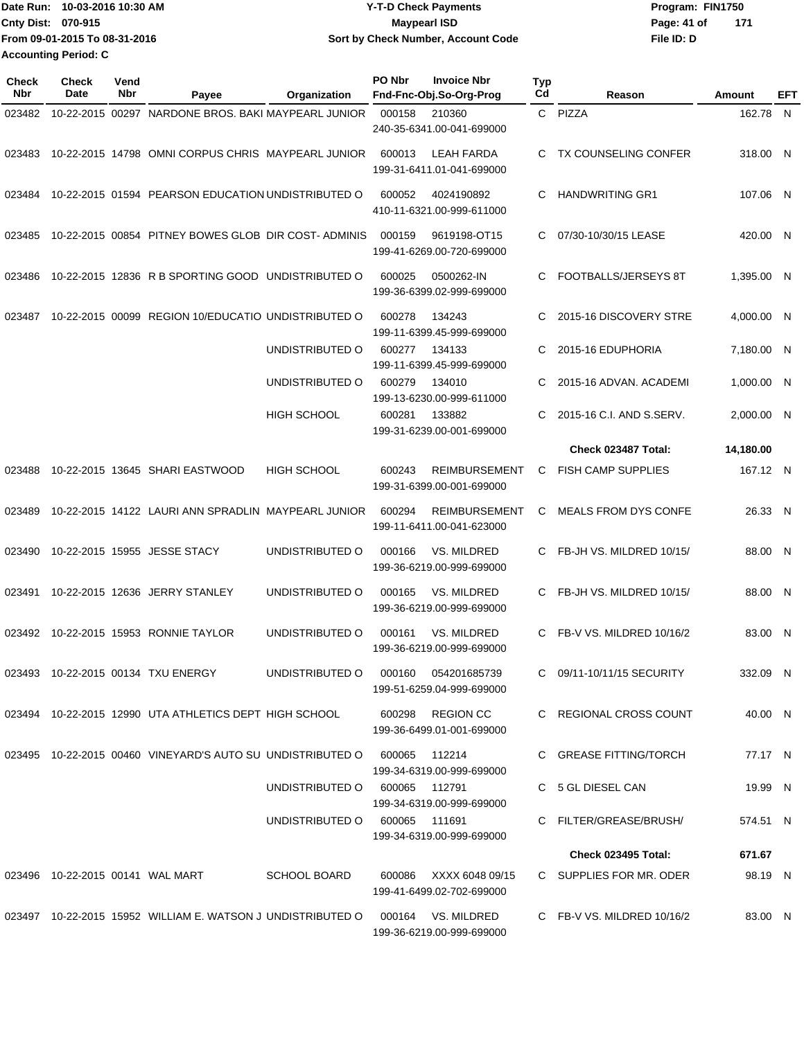Date Run: 10-03-2016 10:30 AM
Cnty Dist: 070-915
From 09-01-2015 To 08-31-2016
Accounting Period: C

**Y-T-D Check Payments**
**Maypearl ISD**
**Sort by Check Number, Account Code**

Program: FIN1750
File ID: D

| Check Nbr | Check Date | Vend Nbr | Payee | Organization | PO Nbr | Invoice Nbr / Fnd-Fnc-Obj.So-Org-Prog | Typ Cd | Reason | Amount | EFT |
|---|---|---|---|---|---|---|---|---|---|---|
| 023482 | 10-22-2015 | 00297 | NARDONE BROS. BAKI | MAYPEARL JUNIOR | 000158 | 210360 240-35-6341.00-041-699000 | C | PIZZA | 162.78 | N |
| 023483 | 10-22-2015 | 14798 | OMNI CORPUS CHRIS | MAYPEARL JUNIOR | 600013 | LEAH FARDA 199-31-6411.01-041-699000 | C | TX COUNSELING CONFER | 318.00 | N |
| 023484 | 10-22-2015 | 01594 | PEARSON EDUCATION | UNDISTRIBUTED O | 600052 | 4024190892 410-11-6321.00-999-611000 | C | HANDWRITING GR1 | 107.06 | N |
| 023485 | 10-22-2015 | 00854 | PITNEY BOWES GLOB | DIR COST- ADMINIS | 000159 | 9619198-OT15 199-41-6269.00-720-699000 | C | 07/30-10/30/15 LEASE | 420.00 | N |
| 023486 | 10-22-2015 | 12836 | R B SPORTING GOOD | UNDISTRIBUTED O | 600025 | 0500262-IN 199-36-6399.02-999-699000 | C | FOOTBALLS/JERSEYS 8T | 1,395.00 | N |
| 023487 | 10-22-2015 | 00099 | REGION 10/EDUCATIO | UNDISTRIBUTED O | 600278 | 134243 199-11-6399.45-999-699000 | C | 2015-16 DISCOVERY STRE | 4,000.00 | N |
| | | | | UNDISTRIBUTED O | 600277 | 134133 199-11-6399.45-999-699000 | C | 2015-16 EDUPHORIA | 7,180.00 | N |
| | | | | UNDISTRIBUTED O | 600279 | 134010 199-13-6230.00-999-611000 | C | 2015-16 ADVAN. ACADEMI | 1,000.00 | N |
| | | | | HIGH SCHOOL | 600281 | 133882 199-31-6239.00-001-699000 | C | 2015-16 C.I. AND S.SERV. | 2,000.00 | N |
| | | | | | | | | **Check 023487 Total:** | **14,180.00** | |
| 023488 | 10-22-2015 | 13645 | SHARI EASTWOOD | HIGH SCHOOL | 600243 | REIMBURSEMENT 199-31-6399.00-001-699000 | C | FISH CAMP SUPPLIES | 167.12 | N |
| 023489 | 10-22-2015 | 14122 | LAURI ANN SPRADLIN | MAYPEARL JUNIOR | 600294 | REIMBURSEMENT 199-11-6411.00-041-623000 | C | MEALS FROM DYS CONFE | 26.33 | N |
| 023490 | 10-22-2015 | 15955 | JESSE STACY | UNDISTRIBUTED O | 000166 | VS. MILDRED 199-36-6219.00-999-699000 | C | FB-JH VS. MILDRED 10/15/ | 88.00 | N |
| 023491 | 10-22-2015 | 12636 | JERRY STANLEY | UNDISTRIBUTED O | 000165 | VS. MILDRED 199-36-6219.00-999-699000 | C | FB-JH VS. MILDRED 10/15/ | 88.00 | N |
| 023492 | 10-22-2015 | 15953 | RONNIE TAYLOR | UNDISTRIBUTED O | 000161 | VS. MILDRED 199-36-6219.00-999-699000 | C | FB-V VS. MILDRED 10/16/2 | 83.00 | N |
| 023493 | 10-22-2015 | 00134 | TXU ENERGY | UNDISTRIBUTED O | 000160 | 054201685739 199-51-6259.04-999-699000 | C | 09/11-10/11/15 SECURITY | 332.09 | N |
| 023494 | 10-22-2015 | 12990 | UTA ATHLETICS DEPT | HIGH SCHOOL | 600298 | REGION CC 199-36-6499.01-001-699000 | C | REGIONAL CROSS COUNT | 40.00 | N |
| 023495 | 10-22-2015 | 00460 | VINEYARD'S AUTO SU | UNDISTRIBUTED O | 600065 | 112214 199-34-6319.00-999-699000 | C | GREASE FITTING/TORCH | 77.17 | N |
| | | | | UNDISTRIBUTED O | 600065 | 112791 199-34-6319.00-999-699000 | C | 5 GL DIESEL CAN | 19.99 | N |
| | | | | UNDISTRIBUTED O | 600065 | 111691 199-34-6319.00-999-699000 | C | FILTER/GREASE/BRUSH/ | 574.51 | N |
| | | | | | | | | **Check 023495 Total:** | **671.67** | |
| 023496 | 10-22-2015 | 00141 | WAL MART | SCHOOL BOARD | 600086 | XXXX 6048 09/15 199-41-6499.02-702-699000 | C | SUPPLIES FOR MR. ODER | 98.19 | N |
| 023497 | 10-22-2015 | 15952 | WILLIAM E. WATSON J | UNDISTRIBUTED O | 000164 | VS. MILDRED 199-36-6219.00-999-699000 | C | FB-V VS. MILDRED 10/16/2 | 83.00 | N |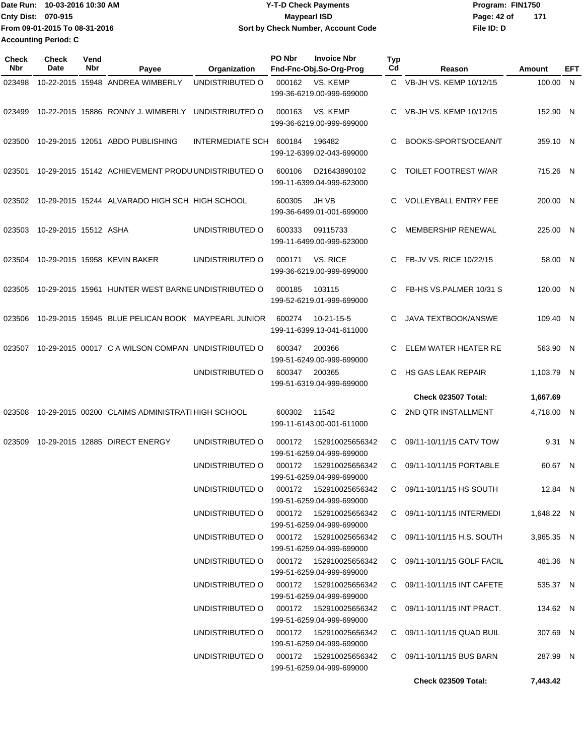Date Run: 10-03-2016 10:30 AM
Cnty Dist: 070-915
From 09-01-2015 To 08-31-2016
Accounting Period: C

# Y-T-D Check Payments
## Maypearl ISD
### Sort by Check Number, Account Code

Program: FIN1750
File ID: D

| Check Nbr | Check Date | Vend Nbr | Payee | Organization | PO Nbr | Invoice Nbr / Fnd-Fnc-Obj.So-Org-Prog | Typ Cd | Reason | Amount | EFT |
|---|---|---|---|---|---|---|---|---|---|---|
| 023498 | 10-22-2015 | 15948 | ANDREA WIMBERLY | UNDISTRIBUTED O | 000162 | VS. KEMP 199-36-6219.00-999-699000 | C | VB-JH VS. KEMP 10/12/15 | 100.00 | N |
| 023499 | 10-22-2015 | 15886 | RONNY J. WIMBERLY | UNDISTRIBUTED O | 000163 | VS. KEMP 199-36-6219.00-999-699000 | C | VB-JH VS. KEMP 10/12/15 | 152.90 | N |
| 023500 | 10-29-2015 | 12051 | ABDO PUBLISHING | INTERMEDIATE SCH | 600184 | 196482 199-12-6399.02-043-699000 | C | BOOKS-SPORTS/OCEAN/T | 359.10 | N |
| 023501 | 10-29-2015 | 15142 | ACHIEVEMENT PRODU | UNDISTRIBUTED O | 600106 | D21643890102 199-11-6399.04-999-623000 | C | TOILET FOOTREST W/AR | 715.26 | N |
| 023502 | 10-29-2015 | 15244 | ALVARADO HIGH SCH | HIGH SCHOOL | 600305 | JH VB 199-36-6499.01-001-699000 | C | VOLLEYBALL ENTRY FEE | 200.00 | N |
| 023503 | 10-29-2015 | 15512 | ASHA | UNDISTRIBUTED O | 600333 | 09115733 199-11-6499.00-999-623000 | C | MEMBERSHIP RENEWAL | 225.00 | N |
| 023504 | 10-29-2015 | 15958 | KEVIN BAKER | UNDISTRIBUTED O | 000171 | VS. RICE 199-36-6219.00-999-699000 | C | FB-JV VS. RICE 10/22/15 | 58.00 | N |
| 023505 | 10-29-2015 | 15961 | HUNTER WEST BARNE | UNDISTRIBUTED O | 000185 | 103115 199-52-6219.01-999-699000 | C | FB-HS VS.PALMER 10/31 S | 120.00 | N |
| 023506 | 10-29-2015 | 15945 | BLUE PELICAN BOOK | MAYPEARL JUNIOR | 600274 | 10-21-15-5 199-11-6399.13-041-611000 | C | JAVA TEXTBOOK/ANSWE | 109.40 | N |
| 023507 | 10-29-2015 | 00017 | C A WILSON COMPAN | UNDISTRIBUTED O | 600347 | 200366 199-51-6249.00-999-699000 | C | ELEM WATER HEATER RE | 563.90 | N |
| | | | | UNDISTRIBUTED O | 600347 | 200365 199-51-6319.04-999-699000 | C | HS GAS LEAK REPAIR | 1,103.79 | N |
| | | | | | | | | **Check 023507 Total:** | **1,667.69** | |
| 023508 | 10-29-2015 | 00200 | CLAIMS ADMINISTRATI | HIGH SCHOOL | 600302 | 11542 199-11-6143.00-001-611000 | C | 2ND QTR INSTALLMENT | 4,718.00 | N |
| 023509 | 10-29-2015 | 12885 | DIRECT ENERGY | UNDISTRIBUTED O | 000172 | 152910025656342 199-51-6259.04-999-699000 | C | 09/11-10/11/15 CATV TOW | 9.31 | N |
| | | | | UNDISTRIBUTED O | 000172 | 152910025656342 199-51-6259.04-999-699000 | C | 09/11-10/11/15 PORTABLE | 60.67 | N |
| | | | | UNDISTRIBUTED O | 000172 | 152910025656342 199-51-6259.04-999-699000 | C | 09/11-10/11/15 HS SOUTH | 12.84 | N |
| | | | | UNDISTRIBUTED O | 000172 | 152910025656342 199-51-6259.04-999-699000 | C | 09/11-10/11/15 INTERMEDI | 1,648.22 | N |
| | | | | UNDISTRIBUTED O | 000172 | 152910025656342 199-51-6259.04-999-699000 | C | 09/11-10/11/15 H.S. SOUTH | 3,965.35 | N |
| | | | | UNDISTRIBUTED O | 000172 | 152910025656342 199-51-6259.04-999-699000 | C | 09/11-10/11/15 GOLF FACIL | 481.36 | N |
| | | | | UNDISTRIBUTED O | 000172 | 152910025656342 199-51-6259.04-999-699000 | C | 09/11-10/11/15 INT CAFETE | 535.37 | N |
| | | | | UNDISTRIBUTED O | 000172 | 152910025656342 199-51-6259.04-999-699000 | C | 09/11-10/11/15 INT PRACT. | 134.62 | N |
| | | | | UNDISTRIBUTED O | 000172 | 152910025656342 199-51-6259.04-999-699000 | C | 09/11-10/11/15 QUAD BUIL | 307.69 | N |
| | | | | UNDISTRIBUTED O | 000172 | 152910025656342 199-51-6259.04-999-699000 | C | 09/11-10/11/15 BUS BARN | 287.99 | N |
| | | | | | | | | **Check 023509 Total:** | **7,443.42** | |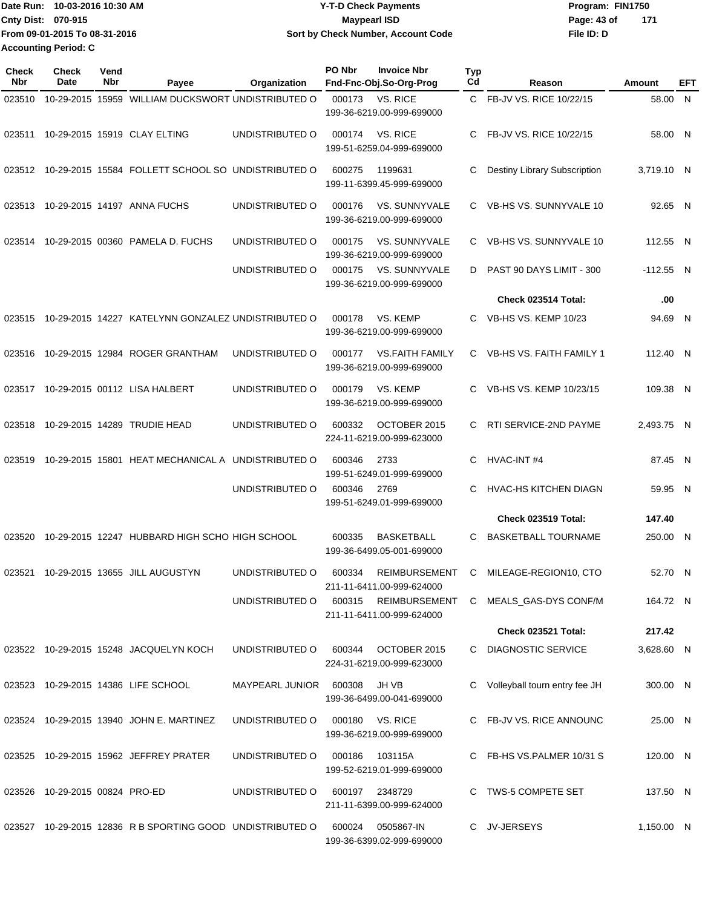Date Run: 10-03-2016 10:30 AM
Cnty Dist: 070-915
From 09-01-2015 To 08-31-2016
Accounting Period: C

# Y-T-D Check Payments
## Maypearl ISD
### Sort by Check Number, Account Code

Program: FIN1750
File ID: D

| Check Nbr | Check Date | Vend Nbr | Payee | Organization | PO Nbr | Invoice Nbr / Fnd-Fnc-Obj.So-Org-Prog | Typ Cd | Reason | Amount | EFT |
|---|---|---|---|---|---|---|---|---|---|---|
| 023510 | 10-29-2015 | 15959 | WILLIAM DUCKSWORT | UNDISTRIBUTED O | 000173 | VS. RICE 199-36-6219.00-999-699000 | C | FB-JV VS. RICE 10/22/15 | 58.00 | N |
| 023511 | 10-29-2015 | 15919 | CLAY ELTING | UNDISTRIBUTED O | 000174 | VS. RICE 199-51-6259.04-999-699000 | C | FB-JV VS. RICE 10/22/15 | 58.00 | N |
| 023512 | 10-29-2015 | 15584 | FOLLETT SCHOOL SO | UNDISTRIBUTED O | 600275 | 1199631 199-11-6399.45-999-699000 | C | Destiny Library Subscription | 3,719.10 | N |
| 023513 | 10-29-2015 | 14197 | ANNA FUCHS | UNDISTRIBUTED O | 000176 | VS. SUNNYVALE 199-36-6219.00-999-699000 | C | VB-HS VS. SUNNYVALE 10 | 92.65 | N |
| 023514 | 10-29-2015 | 00360 | PAMELA D. FUCHS | UNDISTRIBUTED O | 000175 | VS. SUNNYVALE 199-36-6219.00-999-699000 | C | VB-HS VS. SUNNYVALE 10 | 112.55 | N |
| | | | | UNDISTRIBUTED O | 000175 | VS. SUNNYVALE 199-36-6219.00-999-699000 | D | PAST 90 DAYS LIMIT - 300 | -112.55 | N |
| | | | | | | | | **Check 023514 Total:** | **.00** | |
| 023515 | 10-29-2015 | 14227 | KATELYNN GONZALEZ | UNDISTRIBUTED O | 000178 | VS. KEMP 199-36-6219.00-999-699000 | C | VB-HS VS. KEMP 10/23 | 94.69 | N |
| 023516 | 10-29-2015 | 12984 | ROGER GRANTHAM | UNDISTRIBUTED O | 000177 | VS.FAITH FAMILY 199-36-6219.00-999-699000 | C | VB-HS VS. FAITH FAMILY 1 | 112.40 | N |
| 023517 | 10-29-2015 | 00112 | LISA HALBERT | UNDISTRIBUTED O | 000179 | VS. KEMP 199-36-6219.00-999-699000 | C | VB-HS VS. KEMP 10/23/15 | 109.38 | N |
| 023518 | 10-29-2015 | 14289 | TRUDIE HEAD | UNDISTRIBUTED O | 600332 | OCTOBER 2015 224-11-6219.00-999-623000 | C | RTI SERVICE-2ND PAYME | 2,493.75 | N |
| 023519 | 10-29-2015 | 15801 | HEAT MECHANICAL A | UNDISTRIBUTED O | 600346 | 2733 199-51-6249.01-999-699000 | C | HVAC-INT #4 | 87.45 | N |
| | | | | UNDISTRIBUTED O | 600346 | 2769 199-51-6249.01-999-699000 | C | HVAC-HS KITCHEN DIAGN | 59.95 | N |
| | | | | | | | | **Check 023519 Total:** | **147.40** | |
| 023520 | 10-29-2015 | 12247 | HUBBARD HIGH SCHO | HIGH SCHOOL | 600335 | BASKETBALL 199-36-6499.05-001-699000 | C | BASKETBALL TOURNAME | 250.00 | N |
| 023521 | 10-29-2015 | 13655 | JILL AUGUSTYN | UNDISTRIBUTED O | 600334 | REIMBURSEMENT 211-11-6411.00-999-624000 | C | MILEAGE-REGION10, CTO | 52.70 | N |
| | | | | UNDISTRIBUTED O | 600315 | REIMBURSEMENT 211-11-6411.00-999-624000 | C | MEALS_GAS-DYS CONF/M | 164.72 | N |
| | | | | | | | | **Check 023521 Total:** | **217.42** | |
| 023522 | 10-29-2015 | 15248 | JACQUELYN KOCH | UNDISTRIBUTED O | 600344 | OCTOBER 2015 224-31-6219.00-999-623000 | C | DIAGNOSTIC SERVICE | 3,628.60 | N |
| 023523 | 10-29-2015 | 14386 | LIFE SCHOOL | MAYPEARL JUNIOR | 600308 | JH VB 199-36-6499.00-041-699000 | C | Volleyball tourn entry fee JH | 300.00 | N |
| 023524 | 10-29-2015 | 13940 | JOHN E. MARTINEZ | UNDISTRIBUTED O | 000180 | VS. RICE 199-36-6219.00-999-699000 | C | FB-JV VS. RICE ANNOUNC | 25.00 | N |
| 023525 | 10-29-2015 | 15962 | JEFFREY PRATER | UNDISTRIBUTED O | 000186 | 103115A 199-52-6219.01-999-699000 | C | FB-HS VS.PALMER 10/31 S | 120.00 | N |
| 023526 | 10-29-2015 | 00824 | PRO-ED | UNDISTRIBUTED O | 600197 | 2348729 211-11-6399.00-999-624000 | C | TWS-5 COMPETE SET | 137.50 | N |
| 023527 | 10-29-2015 | 12836 | R B SPORTING GOOD | UNDISTRIBUTED O | 600024 | 0505867-IN 199-36-6399.02-999-699000 | C | JV-JERSEYS | 1,150.00 | N |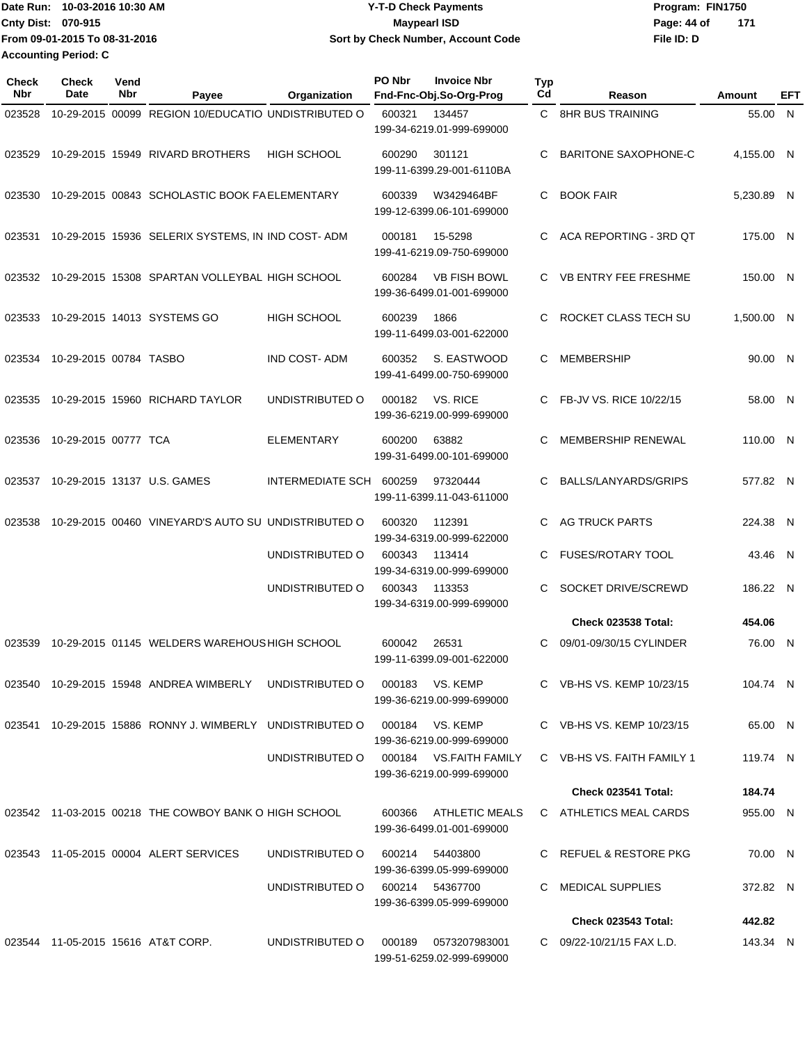Date Run: 10-03-2016 10:30 AM
Cnty Dist: 070-915
From 09-01-2015 To 08-31-2016
Accounting Period: C

**Y-T-D Check Payments**
**Maypearl ISD**
**Sort by Check Number, Account Code**

Program: FIN1750
File ID: D

| Check Nbr | Check Date | Vend Nbr | Payee | Organization | PO Nbr | Invoice Nbr / Fnd-Fnc-Obj.So-Org-Prog | Typ Cd | Reason | Amount | EFT |
|---|---|---|---|---|---|---|---|---|---|---|
| 023528 | 10-29-2015 | 00099 | REGION 10/EDUCATIO | UNDISTRIBUTED O | 600321 | 134457 / 199-34-6219.01-999-699000 | C | 8HR BUS TRAINING | 55.00 | N |
| 023529 | 10-29-2015 | 15949 | RIVARD BROTHERS | HIGH SCHOOL | 600290 | 301121 / 199-11-6399.29-001-6110BA | C | BARITONE SAXOPHONE-C | 4,155.00 | N |
| 023530 | 10-29-2015 | 00843 | SCHOLASTIC BOOK FA | ELEMENTARY | 600339 | W3429464BF / 199-12-6399.06-101-699000 | C | BOOK FAIR | 5,230.89 | N |
| 023531 | 10-29-2015 | 15936 | SELERIX SYSTEMS, IN | IND COST- ADM | 000181 | 15-5298 / 199-41-6219.09-750-699000 | C | ACA REPORTING - 3RD QT | 175.00 | N |
| 023532 | 10-29-2015 | 15308 | SPARTAN VOLLEYBAL | HIGH SCHOOL | 600284 | VB FISH BOWL / 199-36-6499.01-001-699000 | C | VB ENTRY FEE FRESHME | 150.00 | N |
| 023533 | 10-29-2015 | 14013 | SYSTEMS GO | HIGH SCHOOL | 600239 | 1866 / 199-11-6499.03-001-622000 | C | ROCKET CLASS TECH SU | 1,500.00 | N |
| 023534 | 10-29-2015 | 00784 | TASBO | IND COST- ADM | 600352 | S. EASTWOOD / 199-41-6499.00-750-699000 | C | MEMBERSHIP | 90.00 | N |
| 023535 | 10-29-2015 | 15960 | RICHARD TAYLOR | UNDISTRIBUTED O | 000182 | VS. RICE / 199-36-6219.00-999-699000 | C | FB-JV VS. RICE 10/22/15 | 58.00 | N |
| 023536 | 10-29-2015 | 00777 | TCA | ELEMENTARY | 600200 | 63882 / 199-31-6499.00-101-699000 | C | MEMBERSHIP RENEWAL | 110.00 | N |
| 023537 | 10-29-2015 | 13137 | U.S. GAMES | INTERMEDIATE SCH | 600259 | 97320444 / 199-11-6399.11-043-611000 | C | BALLS/LANYARDS/GRIPS | 577.82 | N |
| 023538 | 10-29-2015 | 00460 | VINEYARD'S AUTO SU | UNDISTRIBUTED O | 600320 | 112391 / 199-34-6319.00-999-622000 | C | AG TRUCK PARTS | 224.38 | N |
| | | | | UNDISTRIBUTED O | 600343 | 113414 / 199-34-6319.00-999-699000 | C | FUSES/ROTARY TOOL | 43.46 | N |
| | | | | UNDISTRIBUTED O | 600343 | 113353 / 199-34-6319.00-999-699000 | C | SOCKET DRIVE/SCREWD | 186.22 | N |
| | | | | | | | | **Check 023538 Total:** | **454.06** | |
| 023539 | 10-29-2015 | 01145 | WELDERS WAREHOUS | HIGH SCHOOL | 600042 | 26531 / 199-11-6399.09-001-622000 | C | 09/01-09/30/15 CYLINDER | 76.00 | N |
| 023540 | 10-29-2015 | 15948 | ANDREA WIMBERLY | UNDISTRIBUTED O | 000183 | VS. KEMP / 199-36-6219.00-999-699000 | C | VB-HS VS. KEMP 10/23/15 | 104.74 | N |
| 023541 | 10-29-2015 | 15886 | RONNY J. WIMBERLY | UNDISTRIBUTED O | 000184 | VS. KEMP / 199-36-6219.00-999-699000 | C | VB-HS VS. KEMP 10/23/15 | 65.00 | N |
| | | | | UNDISTRIBUTED O | 000184 | VS.FAITH FAMILY / 199-36-6219.00-999-699000 | C | VB-HS VS. FAITH FAMILY 1 | 119.74 | N |
| | | | | | | | | **Check 023541 Total:** | **184.74** | |
| 023542 | 11-03-2015 | 00218 | THE COWBOY BANK O | HIGH SCHOOL | 600366 | ATHLETIC MEALS / 199-36-6499.01-001-699000 | C | ATHLETICS MEAL CARDS | 955.00 | N |
| 023543 | 11-05-2015 | 00004 | ALERT SERVICES | UNDISTRIBUTED O | 600214 | 54403800 / 199-36-6399.05-999-699000 | C | REFUEL & RESTORE PKG | 70.00 | N |
| | | | | UNDISTRIBUTED O | 600214 | 54367700 / 199-36-6399.05-999-699000 | C | MEDICAL SUPPLIES | 372.82 | N |
| | | | | | | | | **Check 023543 Total:** | **442.82** | |
| 023544 | 11-05-2015 | 15616 | AT&T CORP. | UNDISTRIBUTED O | 000189 | 0573207983001 / 199-51-6259.02-999-699000 | C | 09/22-10/21/15 FAX L.D. | 143.34 | N |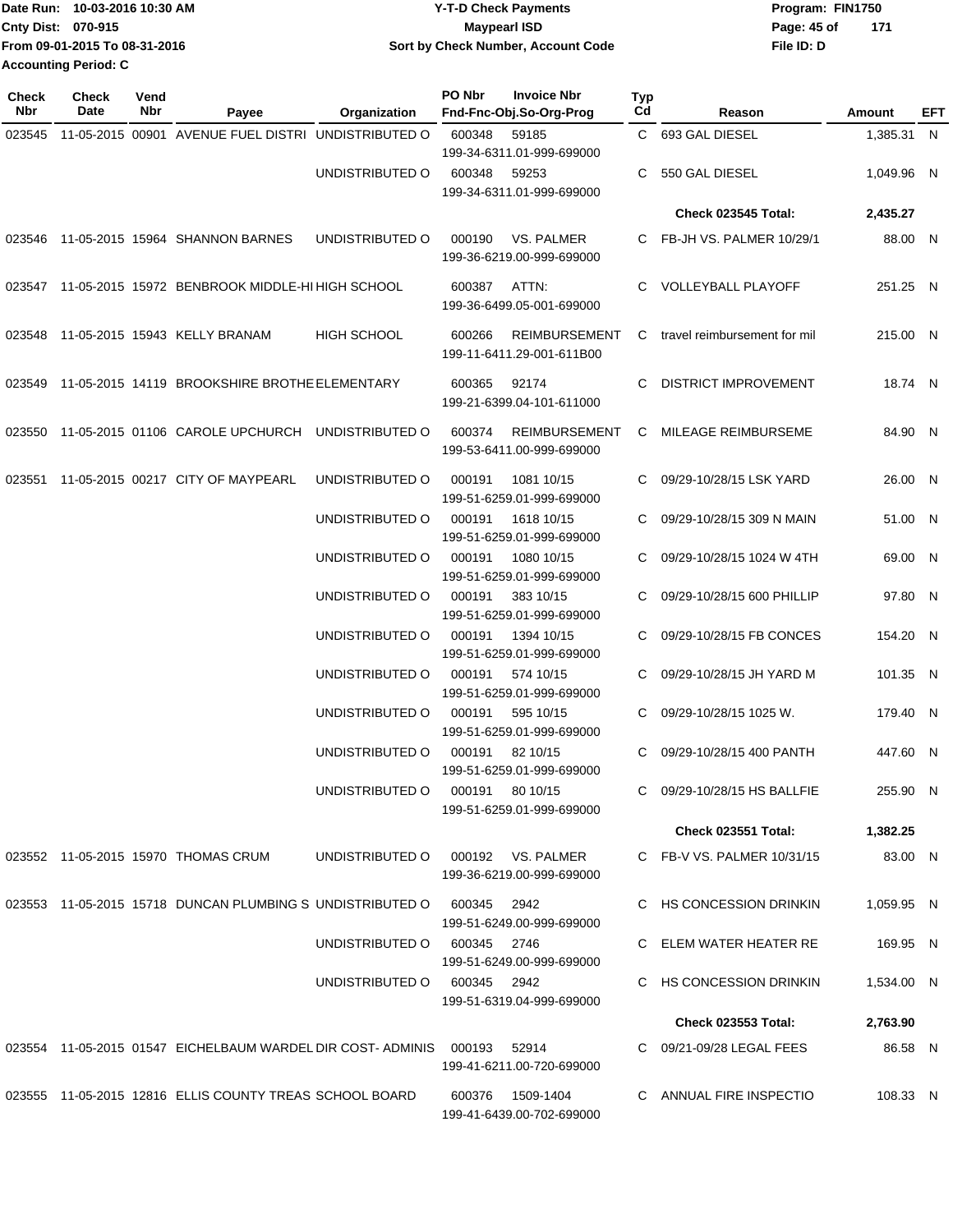Date Run: 10-03-2016 10:30 AM
Cnty Dist: 070-915
From 09-01-2015 To 08-31-2016
Accounting Period: C

**Y-T-D Check Payments**
**Maypearl ISD**
**Sort by Check Number, Account Code**

Program: FIN1750
File ID: D

| Check Nbr | Check Date | Vend Nbr | Payee | Organization | PO Nbr | Invoice Nbr / Fnd-Fnc-Obj.So-Org-Prog | Typ Cd | Reason | Amount | EFT |
|---|---|---|---|---|---|---|---|---|---|---|
| 023545 | 11-05-2015 | 00901 | AVENUE FUEL DISTRI | UNDISTRIBUTED O | 600348 | 59185 199-34-6311.01-999-699000 | C | 693 GAL DIESEL | 1,385.31 | N |
| | | | | UNDISTRIBUTED O | 600348 | 59253 199-34-6311.01-999-699000 | C | 550 GAL DIESEL | 1,049.96 | N |
| | | | | | | | | **Check 023545 Total:** | **2,435.27** | |
| 023546 | 11-05-2015 | 15964 | SHANNON BARNES | UNDISTRIBUTED O | 000190 | VS. PALMER 199-36-6219.00-999-699000 | C | FB-JH VS. PALMER 10/29/1 | 88.00 | N |
| 023547 | 11-05-2015 | 15972 | BENBROOK MIDDLE-HI | HIGH SCHOOL | 600387 | ATTN: 199-36-6499.05-001-699000 | C | VOLLEYBALL PLAYOFF | 251.25 | N |
| 023548 | 11-05-2015 | 15943 | KELLY BRANAM | HIGH SCHOOL | 600266 | REIMBURSEMENT 199-11-6411.29-001-611B00 | C | travel reimbursement for mil | 215.00 | N |
| 023549 | 11-05-2015 | 14119 | BROOKSHIRE BROTHE | ELEMENTARY | 600365 | 92174 199-21-6399.04-101-611000 | C | DISTRICT IMPROVEMENT | 18.74 | N |
| 023550 | 11-05-2015 | 01106 | CAROLE UPCHURCH | UNDISTRIBUTED O | 600374 | REIMBURSEMENT 199-53-6411.00-999-699000 | C | MILEAGE REIMBURSEME | 84.90 | N |
| 023551 | 11-05-2015 | 00217 | CITY OF MAYPEARL | UNDISTRIBUTED O | 000191 | 1081 10/15 199-51-6259.01-999-699000 | C | 09/29-10/28/15 LSK YARD | 26.00 | N |
| | | | | UNDISTRIBUTED O | 000191 | 1618 10/15 199-51-6259.01-999-699000 | C | 09/29-10/28/15 309 N MAIN | 51.00 | N |
| | | | | UNDISTRIBUTED O | 000191 | 1080 10/15 199-51-6259.01-999-699000 | C | 09/29-10/28/15 1024 W 4TH | 69.00 | N |
| | | | | UNDISTRIBUTED O | 000191 | 383 10/15 199-51-6259.01-999-699000 | C | 09/29-10/28/15 600 PHILLIP | 97.80 | N |
| | | | | UNDISTRIBUTED O | 000191 | 1394 10/15 199-51-6259.01-999-699000 | C | 09/29-10/28/15 FB CONCES | 154.20 | N |
| | | | | UNDISTRIBUTED O | 000191 | 574 10/15 199-51-6259.01-999-699000 | C | 09/29-10/28/15 JH YARD M | 101.35 | N |
| | | | | UNDISTRIBUTED O | 000191 | 595 10/15 199-51-6259.01-999-699000 | C | 09/29-10/28/15 1025 W. | 179.40 | N |
| | | | | UNDISTRIBUTED O | 000191 | 82 10/15 199-51-6259.01-999-699000 | C | 09/29-10/28/15 400 PANTH | 447.60 | N |
| | | | | UNDISTRIBUTED O | 000191 | 80 10/15 199-51-6259.01-999-699000 | C | 09/29-10/28/15 HS BALLFIE | 255.90 | N |
| | | | | | | | | **Check 023551 Total:** | **1,382.25** | |
| 023552 | 11-05-2015 | 15970 | THOMAS CRUM | UNDISTRIBUTED O | 000192 | VS. PALMER 199-36-6219.00-999-699000 | C | FB-V VS. PALMER 10/31/15 | 83.00 | N |
| 023553 | 11-05-2015 | 15718 | DUNCAN PLUMBING S | UNDISTRIBUTED O | 600345 | 2942 199-51-6249.00-999-699000 | C | HS CONCESSION DRINKIN | 1,059.95 | N |
| | | | | UNDISTRIBUTED O | 600345 | 2746 199-51-6249.00-999-699000 | C | ELEM WATER HEATER RE | 169.95 | N |
| | | | | UNDISTRIBUTED O | 600345 | 2942 199-51-6319.04-999-699000 | C | HS CONCESSION DRINKIN | 1,534.00 | N |
| | | | | | | | | **Check 023553 Total:** | **2,763.90** | |
| 023554 | 11-05-2015 | 01547 | EICHELBAUM WARDEL | DIR COST- ADMINIS | 000193 | 52914 199-41-6211.00-720-699000 | C | 09/21-09/28 LEGAL FEES | 86.58 | N |
| 023555 | 11-05-2015 | 12816 | ELLIS COUNTY TREAS | SCHOOL BOARD | 600376 | 1509-1404 199-41-6439.00-702-699000 | C | ANNUAL FIRE INSPECTIO | 108.33 | N |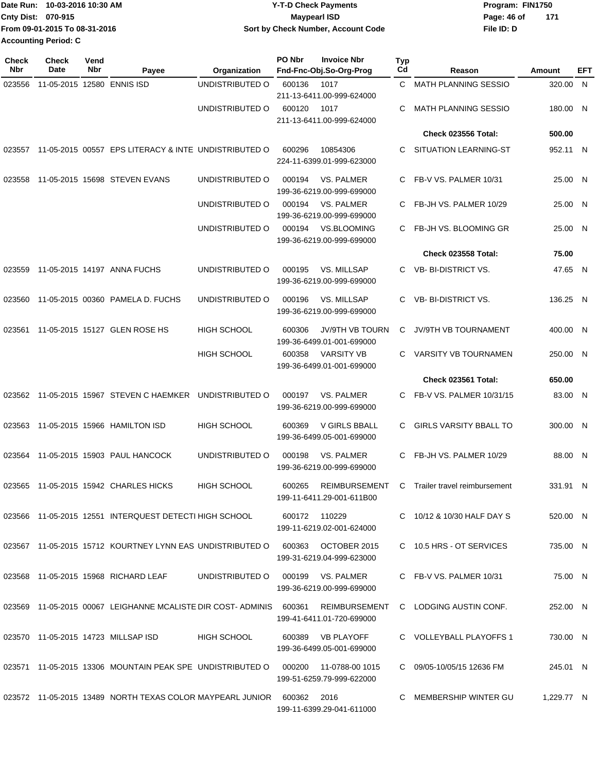Date Run: 10-03-2016 10:30 AM
Cnty Dist: 070-915
From 09-01-2015 To 08-31-2016
Accounting Period: C

# Y-T-D Check Payments
## Maypearl ISD
### Sort by Check Number, Account Code

Program: FIN1750
File ID: D

| Check Nbr | Check Date | Vend Nbr | Payee | Organization | PO Nbr | Invoice Nbr / Fnd-Fnc-Obj.So-Org-Prog | Typ Cd | Reason | Amount | EFT |
|---|---|---|---|---|---|---|---|---|---|---|
| 023556 | 11-05-2015 | 12580 | ENNIS ISD | UNDISTRIBUTED O | 600136 | 1017 211-13-6411.00-999-624000 | C | MATH PLANNING SESSIO | 320.00 | N |
| | | | | UNDISTRIBUTED O | 600120 | 1017 211-13-6411.00-999-624000 | C | MATH PLANNING SESSIO | 180.00 | N |
| | | | | | | | | **Check 023556 Total:** | **500.00** | |
| 023557 | 11-05-2015 | 00557 | EPS LITERACY & INTE | UNDISTRIBUTED O | 600296 | 10854306 224-11-6399.01-999-623000 | C | SITUATION LEARNING-ST | 952.11 | N |
| 023558 | 11-05-2015 | 15698 | STEVEN EVANS | UNDISTRIBUTED O | 000194 | VS. PALMER 199-36-6219.00-999-699000 | C | FB-V VS. PALMER 10/31 | 25.00 | N |
| | | | | UNDISTRIBUTED O | 000194 | VS. PALMER 199-36-6219.00-999-699000 | C | FB-JH VS. PALMER 10/29 | 25.00 | N |
| | | | | UNDISTRIBUTED O | 000194 | VS.BLOOMING 199-36-6219.00-999-699000 | C | FB-JH VS. BLOOMING GR | 25.00 | N |
| | | | | | | | | **Check 023558 Total:** | **75.00** | |
| 023559 | 11-05-2015 | 14197 | ANNA FUCHS | UNDISTRIBUTED O | 000195 | VS. MILLSAP 199-36-6219.00-999-699000 | C | VB- BI-DISTRICT VS. | 47.65 | N |
| 023560 | 11-05-2015 | 00360 | PAMELA D. FUCHS | UNDISTRIBUTED O | 000196 | VS. MILLSAP 199-36-6219.00-999-699000 | C | VB- BI-DISTRICT VS. | 136.25 | N |
| 023561 | 11-05-2015 | 15127 | GLEN ROSE HS | HIGH SCHOOL | 600306 | JV/9TH VB TOURN 199-36-6499.01-001-699000 | C | JV/9TH VB TOURNAMENT | 400.00 | N |
| | | | | HIGH SCHOOL | 600358 | VARSITY VB 199-36-6499.01-001-699000 | C | VARSITY VB TOURNAMEN | 250.00 | N |
| | | | | | | | | **Check 023561 Total:** | **650.00** | |
| 023562 | 11-05-2015 | 15967 | STEVEN C HAEMKER | UNDISTRIBUTED O | 000197 | VS. PALMER 199-36-6219.00-999-699000 | C | FB-V VS. PALMER 10/31/15 | 83.00 | N |
| 023563 | 11-05-2015 | 15966 | HAMILTON ISD | HIGH SCHOOL | 600369 | V GIRLS BBALL 199-36-6499.05-001-699000 | C | GIRLS VARSITY BBALL TO | 300.00 | N |
| 023564 | 11-05-2015 | 15903 | PAUL HANCOCK | UNDISTRIBUTED O | 000198 | VS. PALMER 199-36-6219.00-999-699000 | C | FB-JH VS. PALMER 10/29 | 88.00 | N |
| 023565 | 11-05-2015 | 15942 | CHARLES HICKS | HIGH SCHOOL | 600265 | REIMBURSEMENT 199-11-6411.29-001-611B00 | C | Trailer travel reimbursement | 331.91 | N |
| 023566 | 11-05-2015 | 12551 | INTERQUEST DETECTI | HIGH SCHOOL | 600172 | 110229 199-11-6219.02-001-624000 | C | 10/12 & 10/30 HALF DAY S | 520.00 | N |
| 023567 | 11-05-2015 | 15712 | KOURTNEY LYNN EAS | UNDISTRIBUTED O | 600363 | OCTOBER 2015 199-31-6219.04-999-623000 | C | 10.5 HRS - OT SERVICES | 735.00 | N |
| 023568 | 11-05-2015 | 15968 | RICHARD LEAF | UNDISTRIBUTED O | 000199 | VS. PALMER 199-36-6219.00-999-699000 | C | FB-V VS. PALMER 10/31 | 75.00 | N |
| 023569 | 11-05-2015 | 00067 | LEIGHANNE MCALISTE | DIR COST- ADMINIS | 600361 | REIMBURSEMENT 199-41-6411.01-720-699000 | C | LODGING AUSTIN CONF. | 252.00 | N |
| 023570 | 11-05-2015 | 14723 | MILLSAP ISD | HIGH SCHOOL | 600389 | VB PLAYOFF 199-36-6499.05-001-699000 | C | VOLLEYBALL PLAYOFFS 1 | 730.00 | N |
| 023571 | 11-05-2015 | 13306 | MOUNTAIN PEAK SPE | UNDISTRIBUTED O | 000200 | 11-0788-00 1015 199-51-6259.79-999-622000 | C | 09/05-10/05/15 12636 FM | 245.01 | N |
| 023572 | 11-05-2015 | 13489 | NORTH TEXAS COLOR | MAYPEARL JUNIOR | 600362 | 2016 199-11-6399.29-041-611000 | C | MEMBERSHIP WINTER GU | 1,229.77 | N |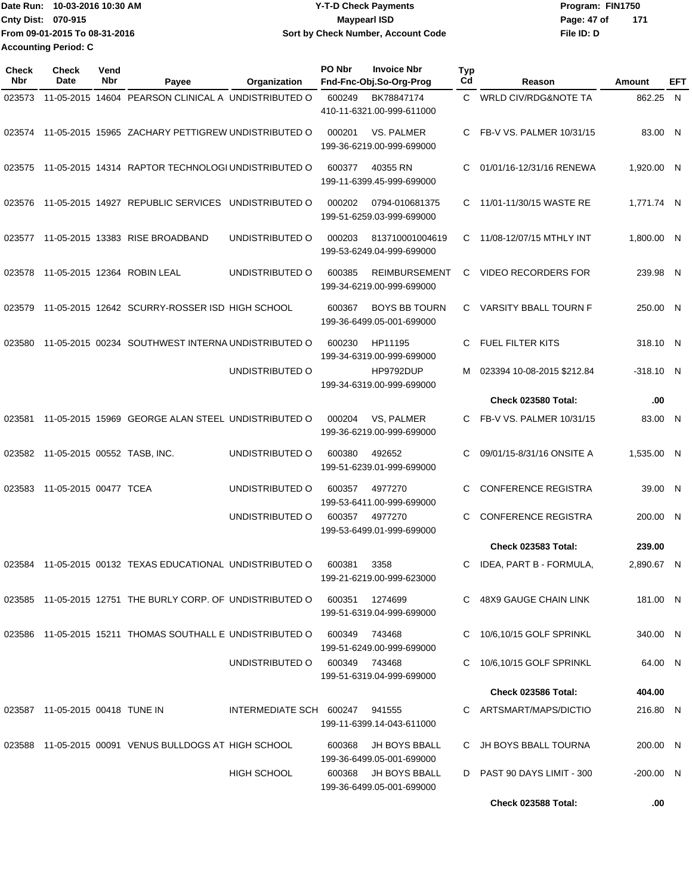Date Run: 10-03-2016 10:30 AM
Cnty Dist: 070-915
From 09-01-2015 To 08-31-2016
Accounting Period: C

**Y-T-D Check Payments**
**Maypearl ISD**
**Sort by Check Number, Account Code**

Program: FIN1750
File ID: D

| Check Nbr | Check Date | Vend Nbr | Payee | Organization | PO Nbr | Invoice Nbr / Fnd-Fnc-Obj.So-Org-Prog | Typ Cd | Reason | Amount | EFT |
|---|---|---|---|---|---|---|---|---|---|---|
| 023573 | 11-05-2015 | 14604 | PEARSON CLINICAL A | UNDISTRIBUTED O | 600249 | BK78847174 410-11-6321.00-999-611000 | C | WRLD CIV/RDG&NOTE TA | 862.25 | N |
| 023574 | 11-05-2015 | 15965 | ZACHARY PETTIGREW | UNDISTRIBUTED O | 000201 | VS. PALMER 199-36-6219.00-999-699000 | C | FB-V VS. PALMER 10/31/15 | 83.00 | N |
| 023575 | 11-05-2015 | 14314 | RAPTOR TECHNOLOGI | UNDISTRIBUTED O | 600377 | 40355 RN 199-11-6399.45-999-699000 | C | 01/01/16-12/31/16 RENEWA | 1,920.00 | N |
| 023576 | 11-05-2015 | 14927 | REPUBLIC SERVICES | UNDISTRIBUTED O | 000202 | 0794-010681375 199-51-6259.03-999-699000 | C | 11/01-11/30/15 WASTE RE | 1,771.74 | N |
| 023577 | 11-05-2015 | 13383 | RISE BROADBAND | UNDISTRIBUTED O | 000203 | 813710001004619 199-53-6249.04-999-699000 | C | 11/08-12/07/15 MTHLY INT | 1,800.00 | N |
| 023578 | 11-05-2015 | 12364 | ROBIN LEAL | UNDISTRIBUTED O | 600385 | REIMBURSEMENT 199-34-6219.00-999-699000 | C | VIDEO RECORDERS FOR | 239.98 | N |
| 023579 | 11-05-2015 | 12642 | SCURRY-ROSSER ISD | HIGH SCHOOL | 600367 | BOYS BB TOURN 199-36-6499.05-001-699000 | C | VARSITY BBALL TOURN F | 250.00 | N |
| 023580 | 11-05-2015 | 00234 | SOUTHWEST INTERNA | UNDISTRIBUTED O | 600230 | HP11195 199-34-6319.00-999-699000 | C | FUEL FILTER KITS | 318.10 | N |
| | | | | UNDISTRIBUTED O | | HP9792DUP 199-34-6319.00-999-699000 | M | 023394 10-08-2015 $212.84 | -318.10 | N |
| | | | | | | | | **Check 023580 Total:** | **.00** | |
| 023581 | 11-05-2015 | 15969 | GEORGE ALAN STEEL | UNDISTRIBUTED O | 000204 | VS, PALMER 199-36-6219.00-999-699000 | C | FB-V VS. PALMER 10/31/15 | 83.00 | N |
| 023582 | 11-05-2015 | 00552 | TASB, INC. | UNDISTRIBUTED O | 600380 | 492652 199-51-6239.01-999-699000 | C | 09/01/15-8/31/16 ONSITE A | 1,535.00 | N |
| 023583 | 11-05-2015 | 00477 | TCEA | UNDISTRIBUTED O | 600357 | 4977270 199-53-6411.00-999-699000 | C | CONFERENCE REGISTRA | 39.00 | N |
| | | | | UNDISTRIBUTED O | 600357 | 4977270 199-53-6499.01-999-699000 | C | CONFERENCE REGISTRA | 200.00 | N |
| | | | | | | | | **Check 023583 Total:** | **239.00** | |
| 023584 | 11-05-2015 | 00132 | TEXAS EDUCATIONAL | UNDISTRIBUTED O | 600381 | 3358 199-21-6219.00-999-623000 | C | IDEA, PART B - FORMULA, | 2,890.67 | N |
| 023585 | 11-05-2015 | 12751 | THE BURLY CORP. OF | UNDISTRIBUTED O | 600351 | 1274699 199-51-6319.04-999-699000 | C | 48X9 GAUGE CHAIN LINK | 181.00 | N |
| 023586 | 11-05-2015 | 15211 | THOMAS SOUTHALL E | UNDISTRIBUTED O | 600349 | 743468 199-51-6249.00-999-699000 | C | 10/6,10/15 GOLF SPRINKL | 340.00 | N |
| | | | | UNDISTRIBUTED O | 600349 | 743468 199-51-6319.04-999-699000 | C | 10/6,10/15 GOLF SPRINKL | 64.00 | N |
| | | | | | | | | **Check 023586 Total:** | **404.00** | |
| 023587 | 11-05-2015 | 00418 | TUNE IN | INTERMEDIATE SCH | 600247 | 941555 199-11-6399.14-043-611000 | C | ARTSMART/MAPS/DICTIO | 216.80 | N |
| 023588 | 11-05-2015 | 00091 | VENUS BULLDOGS AT | HIGH SCHOOL | 600368 | JH BOYS BBALL 199-36-6499.05-001-699000 | C | JH BOYS BBALL TOURNA | 200.00 | N |
| | | | | HIGH SCHOOL | 600368 | JH BOYS BBALL 199-36-6499.05-001-699000 | D | PAST 90 DAYS LIMIT - 300 | -200.00 | N |
| | | | | | | | | **Check 023588 Total:** | **.00** | |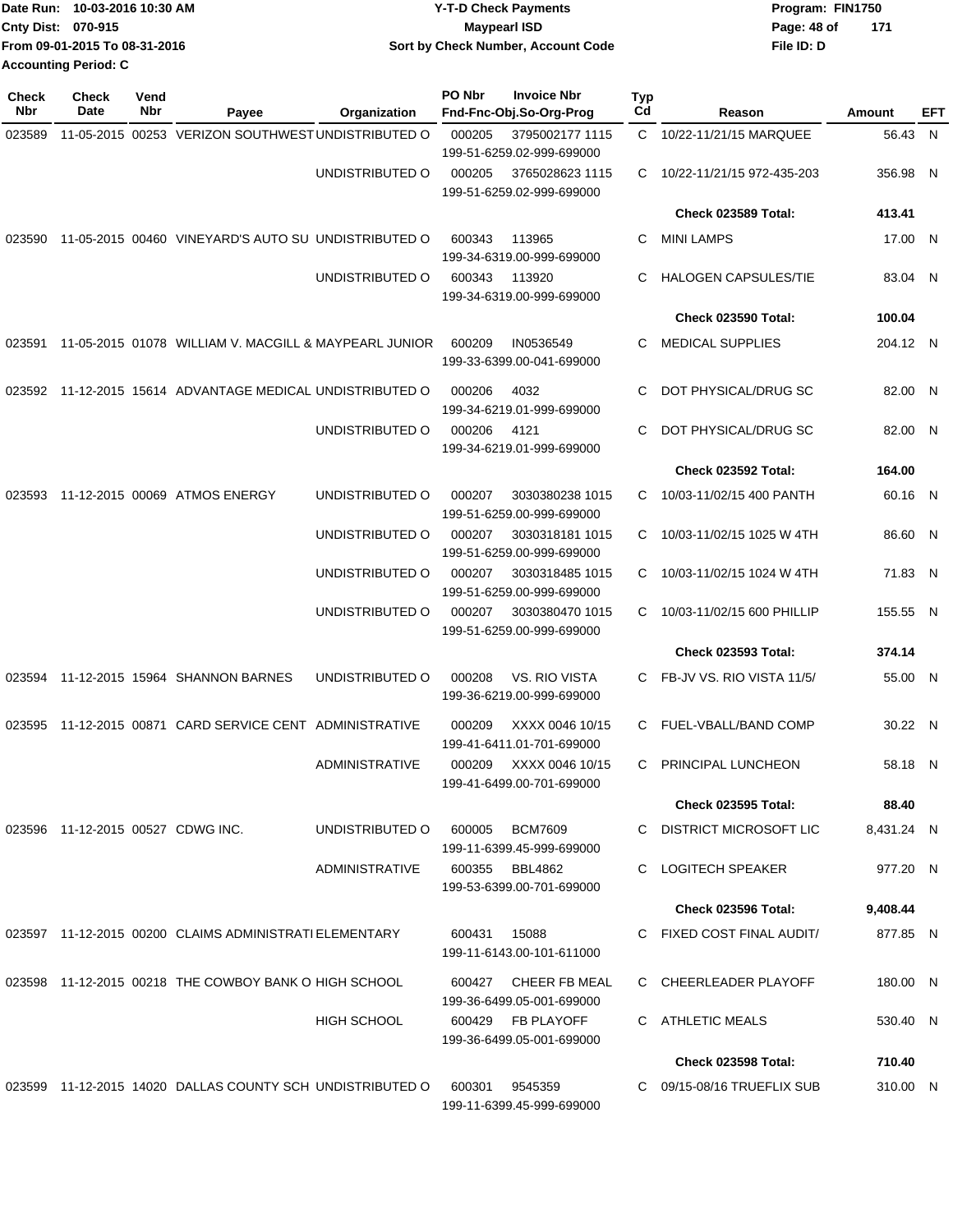Date Run: 10-03-2016 10:30 AM
Cnty Dist: 070-915
From 09-01-2015 To 08-31-2016
Accounting Period: C

**Y-T-D Check Payments**
**Maypearl ISD**
**Sort by Check Number, Account Code**

Program: FIN1750
File ID: D

| Check Nbr | Check Date | Vend Nbr | Payee | Organization | PO Nbr | Invoice Nbr / Fnd-Fnc-Obj.So-Org-Prog | Typ Cd | Reason | Amount | EFT |
|---|---|---|---|---|---|---|---|---|---|---|
| 023589 | 11-05-2015 | 00253 | VERIZON SOUTHWEST | UNDISTRIBUTED O | 000205 | 3795002177 1115 199-51-6259.02-999-699000 | C | 10/22-11/21/15 MARQUEE | 56.43 | N |
| | | | | UNDISTRIBUTED O | 000205 | 3765028623 1115 199-51-6259.02-999-699000 | C | 10/22-11/21/15 972-435-203 | 356.98 | N |
| | | | | | | | | **Check 023589 Total:** | **413.41** | |
| 023590 | 11-05-2015 | 00460 | VINEYARD'S AUTO SU | UNDISTRIBUTED O | 600343 | 113965 199-34-6319.00-999-699000 | C | MINI LAMPS | 17.00 | N |
| | | | | UNDISTRIBUTED O | 600343 | 113920 199-34-6319.00-999-699000 | C | HALOGEN CAPSULES/TIE | 83.04 | N |
| | | | | | | | | **Check 023590 Total:** | **100.04** | |
| 023591 | 11-05-2015 | 01078 | WILLIAM V. MACGILL & | MAYPEARL JUNIOR | 600209 | IN0536549 199-33-6399.00-041-699000 | C | MEDICAL SUPPLIES | 204.12 | N |
| 023592 | 11-12-2015 | 15614 | ADVANTAGE MEDICAL | UNDISTRIBUTED O | 000206 | 4032 199-34-6219.01-999-699000 | C | DOT PHYSICAL/DRUG SC | 82.00 | N |
| | | | | UNDISTRIBUTED O | 000206 | 4121 199-34-6219.01-999-699000 | C | DOT PHYSICAL/DRUG SC | 82.00 | N |
| | | | | | | | | **Check 023592 Total:** | **164.00** | |
| 023593 | 11-12-2015 | 00069 | ATMOS ENERGY | UNDISTRIBUTED O | 000207 | 3030380238 1015 199-51-6259.00-999-699000 | C | 10/03-11/02/15 400 PANTH | 60.16 | N |
| | | | | UNDISTRIBUTED O | 000207 | 3030318181 1015 199-51-6259.00-999-699000 | C | 10/03-11/02/15 1025 W 4TH | 86.60 | N |
| | | | | UNDISTRIBUTED O | 000207 | 3030318485 1015 199-51-6259.00-999-699000 | C | 10/03-11/02/15 1024 W 4TH | 71.83 | N |
| | | | | UNDISTRIBUTED O | 000207 | 3030380470 1015 199-51-6259.00-999-699000 | C | 10/03-11/02/15 600 PHILLIP | 155.55 | N |
| | | | | | | | | **Check 023593 Total:** | **374.14** | |
| 023594 | 11-12-2015 | 15964 | SHANNON BARNES | UNDISTRIBUTED O | 000208 | VS. RIO VISTA 199-36-6219.00-999-699000 | C | FB-JV VS. RIO VISTA 11/5/ | 55.00 | N |
| 023595 | 11-12-2015 | 00871 | CARD SERVICE CENT | ADMINISTRATIVE | 000209 | XXXX 0046 10/15 199-41-6411.01-701-699000 | C | FUEL-VBALL/BAND COMP | 30.22 | N |
| | | | | ADMINISTRATIVE | 000209 | XXXX 0046 10/15 199-41-6499.00-701-699000 | C | PRINCIPAL LUNCHEON | 58.18 | N |
| | | | | | | | | **Check 023595 Total:** | **88.40** | |
| 023596 | 11-12-2015 | 00527 | CDWG INC. | UNDISTRIBUTED O | 600005 | BCM7609 199-11-6399.45-999-699000 | C | DISTRICT MICROSOFT LIC | 8,431.24 | N |
| | | | | ADMINISTRATIVE | 600355 | BBL4862 199-53-6399.00-701-699000 | C | LOGITECH SPEAKER | 977.20 | N |
| | | | | | | | | **Check 023596 Total:** | **9,408.44** | |
| 023597 | 11-12-2015 | 00200 | CLAIMS ADMINISTRATI | ELEMENTARY | 600431 | 15088 199-11-6143.00-101-611000 | C | FIXED COST FINAL AUDIT/ | 877.85 | N |
| 023598 | 11-12-2015 | 00218 | THE COWBOY BANK O | HIGH SCHOOL | 600427 | CHEER FB MEAL 199-36-6499.05-001-699000 | C | CHEERLEADER PLAYOFF | 180.00 | N |
| | | | | HIGH SCHOOL | 600429 | FB PLAYOFF 199-36-6499.05-001-699000 | C | ATHLETIC MEALS | 530.40 | N |
| | | | | | | | | **Check 023598 Total:** | **710.40** | |
| 023599 | 11-12-2015 | 14020 | DALLAS COUNTY SCH | UNDISTRIBUTED O | 600301 | 9545359 199-11-6399.45-999-699000 | C | 09/15-08/16 TRUEFLIX SUB | 310.00 | N |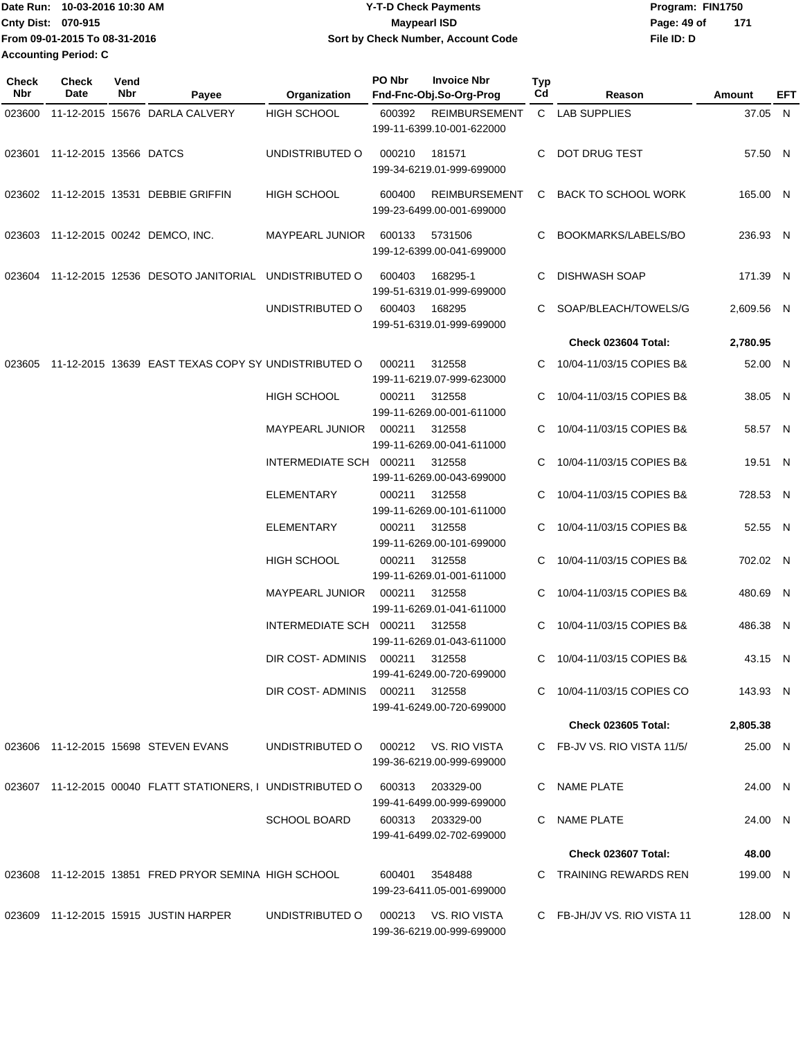Date Run: 10-03-2016 10:30 AM
Cnty Dist: 070-915
From 09-01-2015 To 08-31-2016
Accounting Period: C

# Y-T-D Check Payments
## Maypearl ISD
### Sort by Check Number, Account Code

Program: FIN1750
File ID: D

| Check Nbr | Check Date | Vend Nbr | Payee | Organization | PO Nbr | Invoice Nbr / Fnd-Fnc-Obj.So-Org-Prog | Typ Cd | Reason | Amount | EFT |
|---|---|---|---|---|---|---|---|---|---|---|
| 023600 | 11-12-2015 | 15676 | DARLA CALVERY | HIGH SCHOOL | 600392 | REIMBURSEMENT 199-11-6399.10-001-622000 | C | LAB SUPPLIES | 37.05 | N |
| 023601 | 11-12-2015 | 13566 | DATCS | UNDISTRIBUTED O | 000210 | 181571 199-34-6219.01-999-699000 | C | DOT DRUG TEST | 57.50 | N |
| 023602 | 11-12-2015 | 13531 | DEBBIE GRIFFIN | HIGH SCHOOL | 600400 | REIMBURSEMENT 199-23-6499.00-001-699000 | C | BACK TO SCHOOL WORK | 165.00 | N |
| 023603 | 11-12-2015 | 00242 | DEMCO, INC. | MAYPEARL JUNIOR | 600133 | 5731506 199-12-6399.00-041-699000 | C | BOOKMARKS/LABELS/BO | 236.93 | N |
| 023604 | 11-12-2015 | 12536 | DESOTO JANITORIAL | UNDISTRIBUTED O | 600403 | 168295-1 199-51-6319.01-999-699000 | C | DISHWASH SOAP | 171.39 | N |
| | | | | UNDISTRIBUTED O | 600403 | 168295 199-51-6319.01-999-699000 | C | SOAP/BLEACH/TOWELS/G | 2,609.56 | N |
| | | | | | | | | **Check 023604 Total:** | **2,780.95** | |
| 023605 | 11-12-2015 | 13639 | EAST TEXAS COPY SY | UNDISTRIBUTED O | 000211 | 312558 199-11-6219.07-999-623000 | C | 10/04-11/03/15 COPIES B& | 52.00 | N |
| | | | | HIGH SCHOOL | 000211 | 312558 199-11-6269.00-001-611000 | C | 10/04-11/03/15 COPIES B& | 38.05 | N |
| | | | | MAYPEARL JUNIOR | 000211 | 312558 199-11-6269.00-041-611000 | C | 10/04-11/03/15 COPIES B& | 58.57 | N |
| | | | | INTERMEDIATE SCH | 000211 | 312558 199-11-6269.00-043-699000 | C | 10/04-11/03/15 COPIES B& | 19.51 | N |
| | | | | ELEMENTARY | 000211 | 312558 199-11-6269.00-101-611000 | C | 10/04-11/03/15 COPIES B& | 728.53 | N |
| | | | | ELEMENTARY | 000211 | 312558 199-11-6269.00-101-699000 | C | 10/04-11/03/15 COPIES B& | 52.55 | N |
| | | | | HIGH SCHOOL | 000211 | 312558 199-11-6269.01-001-611000 | C | 10/04-11/03/15 COPIES B& | 702.02 | N |
| | | | | MAYPEARL JUNIOR | 000211 | 312558 199-11-6269.01-041-611000 | C | 10/04-11/03/15 COPIES B& | 480.69 | N |
| | | | | INTERMEDIATE SCH | 000211 | 312558 199-11-6269.01-043-611000 | C | 10/04-11/03/15 COPIES B& | 486.38 | N |
| | | | | DIR COST- ADMINIS | 000211 | 312558 199-41-6249.00-720-699000 | C | 10/04-11/03/15 COPIES B& | 43.15 | N |
| | | | | DIR COST- ADMINIS | 000211 | 312558 199-41-6249.00-720-699000 | C | 10/04-11/03/15 COPIES CO | 143.93 | N |
| | | | | | | | | **Check 023605 Total:** | **2,805.38** | |
| 023606 | 11-12-2015 | 15698 | STEVEN EVANS | UNDISTRIBUTED O | 000212 | VS. RIO VISTA 199-36-6219.00-999-699000 | C | FB-JV VS. RIO VISTA 11/5/ | 25.00 | N |
| 023607 | 11-12-2015 | 00040 | FLATT STATIONERS, I | UNDISTRIBUTED O | 600313 | 203329-00 199-41-6499.00-999-699000 | C | NAME PLATE | 24.00 | N |
| | | | | SCHOOL BOARD | 600313 | 203329-00 199-41-6499.02-702-699000 | C | NAME PLATE | 24.00 | N |
| | | | | | | | | **Check 023607 Total:** | **48.00** | |
| 023608 | 11-12-2015 | 13851 | FRED PRYOR SEMINA | HIGH SCHOOL | 600401 | 3548488 199-23-6411.05-001-699000 | C | TRAINING REWARDS REN | 199.00 | N |
| 023609 | 11-12-2015 | 15915 | JUSTIN HARPER | UNDISTRIBUTED O | 000213 | VS. RIO VISTA 199-36-6219.00-999-699000 | C | FB-JH/JV VS. RIO VISTA 11 | 128.00 | N |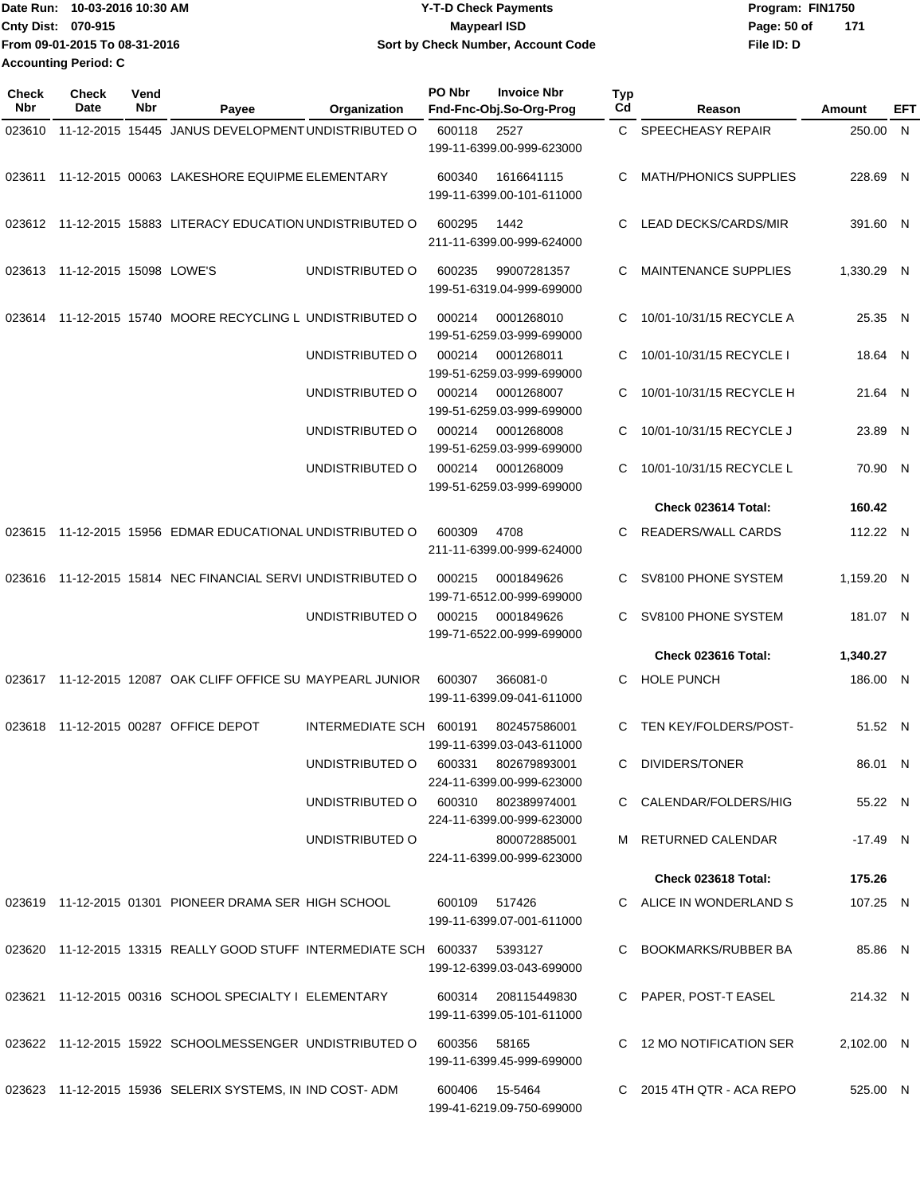Date Run: 10-03-2016 10:30 AM
Cnty Dist: 070-915
From 09-01-2015 To 08-31-2016
Accounting Period: C

**Y-T-D Check Payments**
**Maypearl ISD**
**Sort by Check Number, Account Code**

Program: FIN1750
File ID: D

| Check Nbr | Check Date | Vend Nbr | Payee | Organization | PO Nbr | Invoice Nbr / Fnd-Fnc-Obj.So-Org-Prog | Typ Cd | Reason | Amount | EFT |
|---|---|---|---|---|---|---|---|---|---|---|
| 023610 | 11-12-2015 | 15445 | JANUS DEVELOPMENT | UNDISTRIBUTED O | 600118 | 2527<br>199-11-6399.00-999-623000 | C | SPEECHEASY REPAIR | 250.00 | N |
| 023611 | 11-12-2015 | 00063 | LAKESHORE EQUIPME | ELEMENTARY | 600340 | 1616641115<br>199-11-6399.00-101-611000 | C | MATH/PHONICS SUPPLIES | 228.69 | N |
| 023612 | 11-12-2015 | 15883 | LITERACY EDUCATION | UNDISTRIBUTED O | 600295 | 1442<br>211-11-6399.00-999-624000 | C | LEAD DECKS/CARDS/MIR | 391.60 | N |
| 023613 | 11-12-2015 | 15098 | LOWE'S | UNDISTRIBUTED O | 600235 | 99007281357<br>199-51-6319.04-999-699000 | C | MAINTENANCE SUPPLIES | 1,330.29 | N |
| 023614 | 11-12-2015 | 15740 | MOORE RECYCLING L | UNDISTRIBUTED O | 000214 | 0001268010<br>199-51-6259.03-999-699000 | C | 10/01-10/31/15 RECYCLE A | 25.35 | N |
| | | | | UNDISTRIBUTED O | 000214 | 0001268011<br>199-51-6259.03-999-699000 | C | 10/01-10/31/15 RECYCLE I | 18.64 | N |
| | | | | UNDISTRIBUTED O | 000214 | 0001268007<br>199-51-6259.03-999-699000 | C | 10/01-10/31/15 RECYCLE H | 21.64 | N |
| | | | | UNDISTRIBUTED O | 000214 | 0001268008<br>199-51-6259.03-999-699000 | C | 10/01-10/31/15 RECYCLE J | 23.89 | N |
| | | | | UNDISTRIBUTED O | 000214 | 0001268009<br>199-51-6259.03-999-699000 | C | 10/01-10/31/15 RECYCLE L | 70.90 | N |
| | | | | | | | | **Check 023614 Total:** | **160.42** | |
| 023615 | 11-12-2015 | 15956 | EDMAR EDUCATIONAL | UNDISTRIBUTED O | 600309 | 4708<br>211-11-6399.00-999-624000 | C | READERS/WALL CARDS | 112.22 | N |
| 023616 | 11-12-2015 | 15814 | NEC FINANCIAL SERVI | UNDISTRIBUTED O | 000215 | 0001849626<br>199-71-6512.00-999-699000 | C | SV8100 PHONE SYSTEM | 1,159.20 | N |
| | | | | UNDISTRIBUTED O | 000215 | 0001849626<br>199-71-6522.00-999-699000 | C | SV8100 PHONE SYSTEM | 181.07 | N |
| | | | | | | | | **Check 023616 Total:** | **1,340.27** | |
| 023617 | 11-12-2015 | 12087 | OAK CLIFF OFFICE SU | MAYPEARL JUNIOR | 600307 | 366081-0<br>199-11-6399.09-041-611000 | C | HOLE PUNCH | 186.00 | N |
| 023618 | 11-12-2015 | 00287 | OFFICE DEPOT | INTERMEDIATE SCH | 600191 | 802457586001<br>199-11-6399.03-043-611000 | C | TEN KEY/FOLDERS/POST- | 51.52 | N |
| | | | | UNDISTRIBUTED O | 600331 | 802679893001<br>224-11-6399.00-999-623000 | C | DIVIDERS/TONER | 86.01 | N |
| | | | | UNDISTRIBUTED O | 600310 | 802389974001<br>224-11-6399.00-999-623000 | C | CALENDAR/FOLDERS/HIG | 55.22 | N |
| | | | | UNDISTRIBUTED O | | 800072885001<br>224-11-6399.00-999-623000 | M | RETURNED CALENDAR | -17.49 | N |
| | | | | | | | | **Check 023618 Total:** | **175.26** | |
| 023619 | 11-12-2015 | 01301 | PIONEER DRAMA SER | HIGH SCHOOL | 600109 | 517426<br>199-11-6399.07-001-611000 | C | ALICE IN WONDERLAND S | 107.25 | N |
| 023620 | 11-12-2015 | 13315 | REALLY GOOD STUFF | INTERMEDIATE SCH | 600337 | 5393127<br>199-12-6399.03-043-699000 | C | BOOKMARKS/RUBBER BA | 85.86 | N |
| 023621 | 11-12-2015 | 00316 | SCHOOL SPECIALTY I | ELEMENTARY | 600314 | 208115449830<br>199-11-6399.05-101-611000 | C | PAPER, POST-T EASEL | 214.32 | N |
| 023622 | 11-12-2015 | 15922 | SCHOOLMESSENGER | UNDISTRIBUTED O | 600356 | 58165<br>199-11-6399.45-999-699000 | C | 12 MO NOTIFICATION SER | 2,102.00 | N |
| 023623 | 11-12-2015 | 15936 | SELERIX SYSTEMS, IN | IND COST- ADM | 600406 | 15-5464<br>199-41-6219.09-750-699000 | C | 2015 4TH QTR - ACA REPO | 525.00 | N |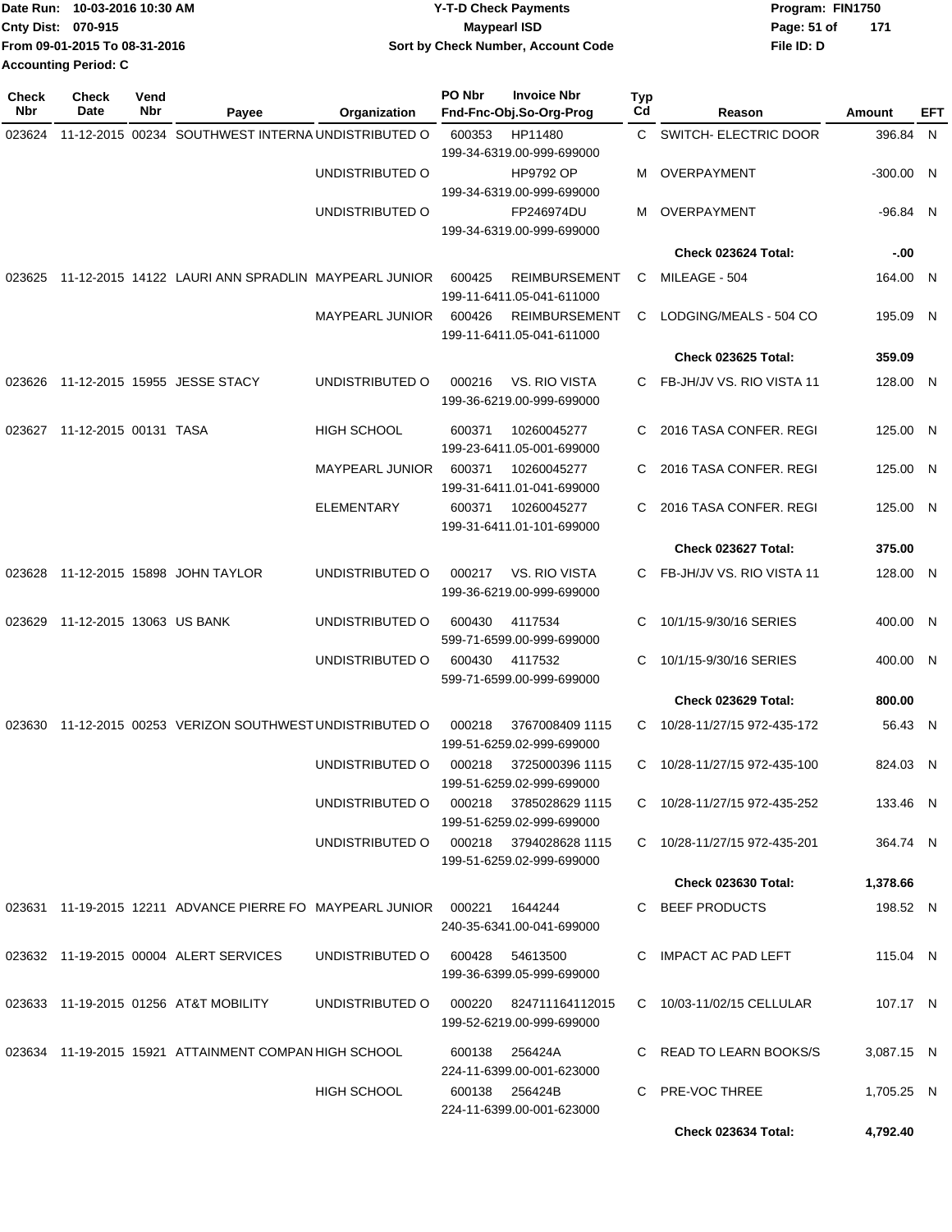Date Run: 10-03-2016 10:30 AM
Cnty Dist: 070-915
From 09-01-2015 To 08-31-2016
Accounting Period: C

**Y-T-D Check Payments**
**Maypearl ISD**
**Sort by Check Number, Account Code**

Program: FIN1750
File ID: D

| Check Nbr | Check Date | Vend Nbr | Payee | Organization | PO Nbr | Invoice Nbr / Fnd-Fnc-Obj.So-Org-Prog | Typ Cd | Reason | Amount | EFT |
|---|---|---|---|---|---|---|---|---|---|---|
| 023624 | 11-12-2015 | 00234 | SOUTHWEST INTERNA | UNDISTRIBUTED O | 600353 | HP11480 199-34-6319.00-999-699000 | C | SWITCH- ELECTRIC DOOR | 396.84 | N |
| | | | | UNDISTRIBUTED O | | HP9792 OP 199-34-6319.00-999-699000 | M | OVERPAYMENT | -300.00 | N |
| | | | | UNDISTRIBUTED O | | FP246974DU 199-34-6319.00-999-699000 | M | OVERPAYMENT | -96.84 | N |
| | | | | | | | | **Check 023624 Total:** | **-.00** | |
| 023625 | 11-12-2015 | 14122 | LAURI ANN SPRADLIN | MAYPEARL JUNIOR | 600425 | REIMBURSEMENT 199-11-6411.05-041-611000 | C | MILEAGE - 504 | 164.00 | N |
| | | | | MAYPEARL JUNIOR | 600426 | REIMBURSEMENT 199-11-6411.05-041-611000 | C | LODGING/MEALS - 504 CO | 195.09 | N |
| | | | | | | | | **Check 023625 Total:** | **359.09** | |
| 023626 | 11-12-2015 | 15955 | JESSE STACY | UNDISTRIBUTED O | 000216 | VS. RIO VISTA 199-36-6219.00-999-699000 | C | FB-JH/JV VS. RIO VISTA 11 | 128.00 | N |
| 023627 | 11-12-2015 | 00131 | TASA | HIGH SCHOOL | 600371 | 10260045277 199-23-6411.05-001-699000 | C | 2016 TASA CONFER. REGI | 125.00 | N |
| | | | | MAYPEARL JUNIOR | 600371 | 10260045277 199-31-6411.01-041-699000 | C | 2016 TASA CONFER. REGI | 125.00 | N |
| | | | | ELEMENTARY | 600371 | 10260045277 199-31-6411.01-101-699000 | C | 2016 TASA CONFER. REGI | 125.00 | N |
| | | | | | | | | **Check 023627 Total:** | **375.00** | |
| 023628 | 11-12-2015 | 15898 | JOHN TAYLOR | UNDISTRIBUTED O | 000217 | VS. RIO VISTA 199-36-6219.00-999-699000 | C | FB-JH/JV VS. RIO VISTA 11 | 128.00 | N |
| 023629 | 11-12-2015 | 13063 | US BANK | UNDISTRIBUTED O | 600430 | 4117534 599-71-6599.00-999-699000 | C | 10/1/15-9/30/16 SERIES | 400.00 | N |
| | | | | UNDISTRIBUTED O | 600430 | 4117532 599-71-6599.00-999-699000 | C | 10/1/15-9/30/16 SERIES | 400.00 | N |
| | | | | | | | | **Check 023629 Total:** | **800.00** | |
| 023630 | 11-12-2015 | 00253 | VERIZON SOUTHWEST | UNDISTRIBUTED O | 000218 | 3767008409 1115 199-51-6259.02-999-699000 | C | 10/28-11/27/15 972-435-172 | 56.43 | N |
| | | | | UNDISTRIBUTED O | 000218 | 3725000396 1115 199-51-6259.02-999-699000 | C | 10/28-11/27/15 972-435-100 | 824.03 | N |
| | | | | UNDISTRIBUTED O | 000218 | 3785028629 1115 199-51-6259.02-999-699000 | C | 10/28-11/27/15 972-435-252 | 133.46 | N |
| | | | | UNDISTRIBUTED O | 000218 | 3794028628 1115 199-51-6259.02-999-699000 | C | 10/28-11/27/15 972-435-201 | 364.74 | N |
| | | | | | | | | **Check 023630 Total:** | **1,378.66** | |
| 023631 | 11-19-2015 | 12211 | ADVANCE PIERRE FO | MAYPEARL JUNIOR | 000221 | 1644244 240-35-6341.00-041-699000 | C | BEEF PRODUCTS | 198.52 | N |
| 023632 | 11-19-2015 | 00004 | ALERT SERVICES | UNDISTRIBUTED O | 600428 | 54613500 199-36-6399.05-999-699000 | C | IMPACT AC PAD LEFT | 115.04 | N |
| 023633 | 11-19-2015 | 01256 | AT&T MOBILITY | UNDISTRIBUTED O | 000220 | 824711164112015 199-52-6219.00-999-699000 | C | 10/03-11/02/15 CELLULAR | 107.17 | N |
| 023634 | 11-19-2015 | 15921 | ATTAINMENT COMPAN | HIGH SCHOOL | 600138 | 256424A 224-11-6399.00-001-623000 | C | READ TO LEARN BOOKS/S | 3,087.15 | N |
| | | | | HIGH SCHOOL | 600138 | 256424B 224-11-6399.00-001-623000 | C | PRE-VOC THREE | 1,705.25 | N |
| | | | | | | | | **Check 023634 Total:** | **4,792.40** | |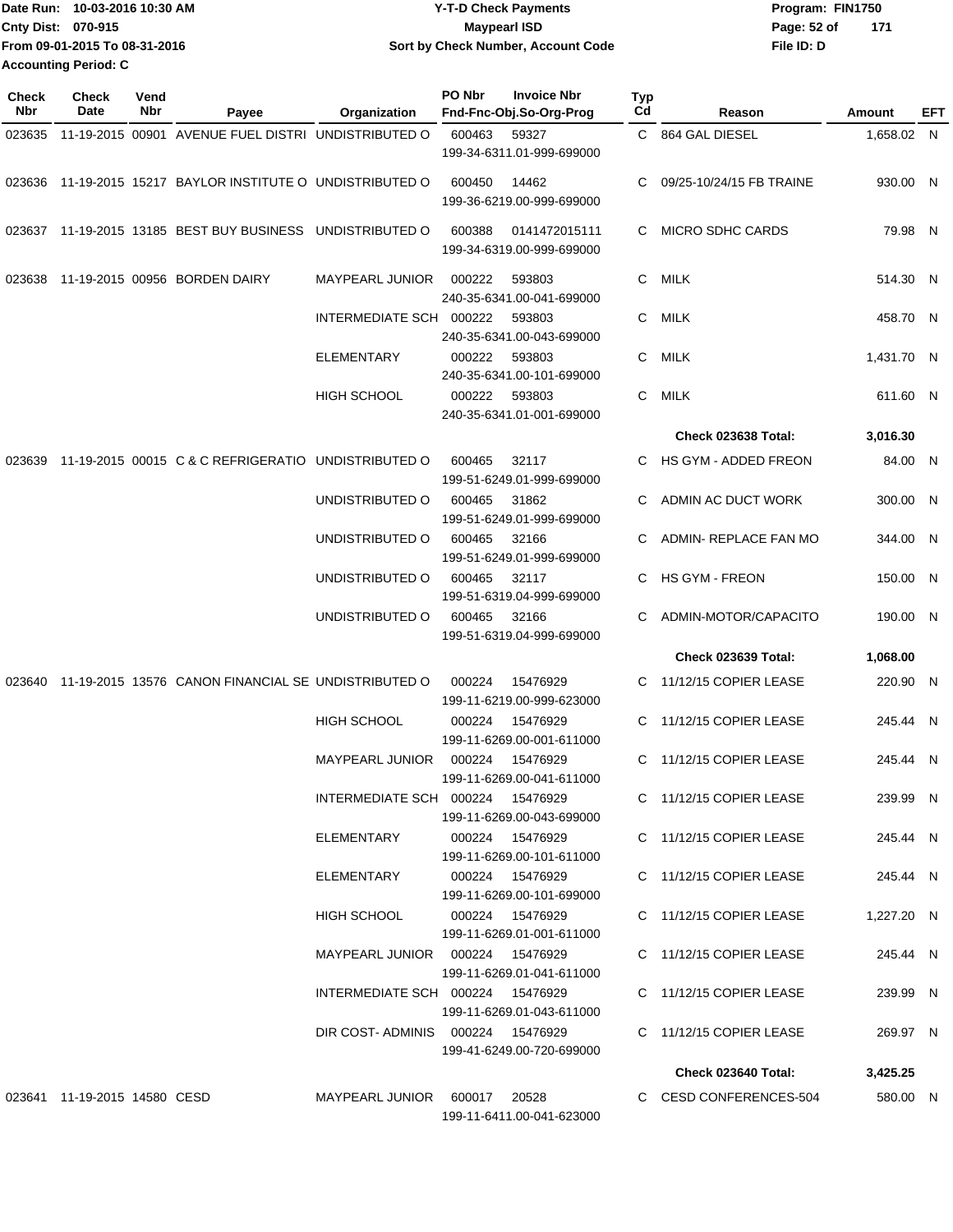Date Run: 10-03-2016 10:30 AM
Cnty Dist: 070-915
From 09-01-2015 To 08-31-2016
Accounting Period: C

# Y-T-D Check Payments
## Maypearl ISD
### Sort by Check Number, Account Code

Program: FIN1750
File ID: D

| Check Nbr | Check Date | Vend Nbr | Payee | Organization | PO Nbr | Invoice Nbr / Fnd-Fnc-Obj.So-Org-Prog | Typ Cd | Reason | Amount | EFT |
|---|---|---|---|---|---|---|---|---|---|---|
| 023635 | 11-19-2015 | 00901 | AVENUE FUEL DISTRI | UNDISTRIBUTED O | 600463 | 59327 199-34-6311.01-999-699000 | C | 864 GAL DIESEL | 1,658.02 | N |
| 023636 | 11-19-2015 | 15217 | BAYLOR INSTITUTE O | UNDISTRIBUTED O | 600450 | 14462 199-36-6219.00-999-699000 | C | 09/25-10/24/15 FB TRAINE | 930.00 | N |
| 023637 | 11-19-2015 | 13185 | BEST BUY BUSINESS | UNDISTRIBUTED O | 600388 | 0141472015111 199-34-6319.00-999-699000 | C | MICRO SDHC CARDS | 79.98 | N |
| 023638 | 11-19-2015 | 00956 | BORDEN DAIRY | MAYPEARL JUNIOR | 000222 | 593803 240-35-6341.00-041-699000 | C | MILK | 514.30 | N |
| | | | | INTERMEDIATE SCH | 000222 | 593803 240-35-6341.00-043-699000 | C | MILK | 458.70 | N |
| | | | | ELEMENTARY | 000222 | 593803 240-35-6341.00-101-699000 | C | MILK | 1,431.70 | N |
| | | | | HIGH SCHOOL | 000222 | 593803 240-35-6341.01-001-699000 | C | MILK | 611.60 | N |
| | | | | | | | | **Check 023638 Total:** | **3,016.30** | |
| 023639 | 11-19-2015 | 00015 | C & C REFRIGERATIO | UNDISTRIBUTED O | 600465 | 32117 199-51-6249.01-999-699000 | C | HS GYM - ADDED FREON | 84.00 | N |
| | | | | UNDISTRIBUTED O | 600465 | 31862 199-51-6249.01-999-699000 | C | ADMIN AC DUCT WORK | 300.00 | N |
| | | | | UNDISTRIBUTED O | 600465 | 32166 199-51-6249.01-999-699000 | C | ADMIN- REPLACE FAN MO | 344.00 | N |
| | | | | UNDISTRIBUTED O | 600465 | 32117 199-51-6319.04-999-699000 | C | HS GYM - FREON | 150.00 | N |
| | | | | UNDISTRIBUTED O | 600465 | 32166 199-51-6319.04-999-699000 | C | ADMIN-MOTOR/CAPACITO | 190.00 | N |
| | | | | | | | | **Check 023639 Total:** | **1,068.00** | |
| 023640 | 11-19-2015 | 13576 | CANON FINANCIAL SE | UNDISTRIBUTED O | 000224 | 15476929 199-11-6219.00-999-623000 | C | 11/12/15 COPIER LEASE | 220.90 | N |
| | | | | HIGH SCHOOL | 000224 | 15476929 199-11-6269.00-001-611000 | C | 11/12/15 COPIER LEASE | 245.44 | N |
| | | | | MAYPEARL JUNIOR | 000224 | 15476929 199-11-6269.00-041-611000 | C | 11/12/15 COPIER LEASE | 245.44 | N |
| | | | | INTERMEDIATE SCH | 000224 | 15476929 199-11-6269.00-043-699000 | C | 11/12/15 COPIER LEASE | 239.99 | N |
| | | | | ELEMENTARY | 000224 | 15476929 199-11-6269.00-101-611000 | C | 11/12/15 COPIER LEASE | 245.44 | N |
| | | | | ELEMENTARY | 000224 | 15476929 199-11-6269.00-101-699000 | C | 11/12/15 COPIER LEASE | 245.44 | N |
| | | | | HIGH SCHOOL | 000224 | 15476929 199-11-6269.01-001-611000 | C | 11/12/15 COPIER LEASE | 1,227.20 | N |
| | | | | MAYPEARL JUNIOR | 000224 | 15476929 199-11-6269.01-041-611000 | C | 11/12/15 COPIER LEASE | 245.44 | N |
| | | | | INTERMEDIATE SCH | 000224 | 15476929 199-11-6269.01-043-611000 | C | 11/12/15 COPIER LEASE | 239.99 | N |
| | | | | DIR COST- ADMINIS | 000224 | 15476929 199-41-6249.00-720-699000 | C | 11/12/15 COPIER LEASE | 269.97 | N |
| | | | | | | | | **Check 023640 Total:** | **3,425.25** | |
| 023641 | 11-19-2015 | 14580 | CESD | MAYPEARL JUNIOR | 600017 | 20528 199-11-6411.00-041-623000 | C | CESD CONFERENCES-504 | 580.00 | N |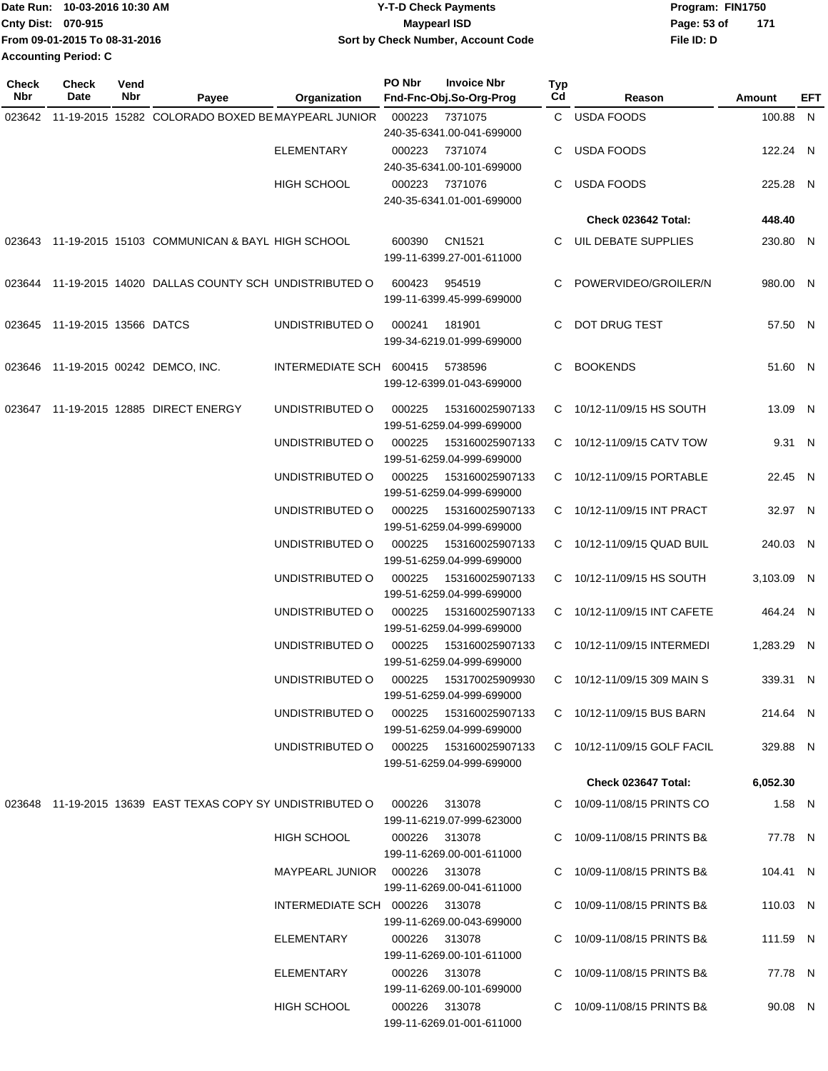Date Run: 10-03-2016 10:30 AM
Cnty Dist: 070-915
From 09-01-2015 To 08-31-2016
Accounting Period: C

**Y-T-D Check Payments**
**Maypearl ISD**
**Sort by Check Number, Account Code**

Program: FIN1750
File ID: D

| Check Nbr | Check Date | Vend Nbr | Payee | Organization | PO Nbr | Invoice Nbr / Fnd-Fnc-Obj.So-Org-Prog | Typ Cd | Reason | Amount | EFT |
|---|---|---|---|---|---|---|---|---|---|---|
| 023642 | 11-19-2015 | 15282 | COLORADO BOXED BE | MAYPEARL JUNIOR | 000223 | 7371075 / 240-35-6341.00-041-699000 | C | USDA FOODS | 100.88 | N |
| | | | | ELEMENTARY | 000223 | 7371074 / 240-35-6341.00-101-699000 | C | USDA FOODS | 122.24 | N |
| | | | | HIGH SCHOOL | 000223 | 7371076 / 240-35-6341.01-001-699000 | C | USDA FOODS | 225.28 | N |
| | | | | | | | | **Check 023642 Total:** | **448.40** | |
| 023643 | 11-19-2015 | 15103 | COMMUNICAN & BAYL | HIGH SCHOOL | 600390 | CN1521 / 199-11-6399.27-001-611000 | C | UIL DEBATE SUPPLIES | 230.80 | N |
| 023644 | 11-19-2015 | 14020 | DALLAS COUNTY SCH | UNDISTRIBUTED O | 600423 | 954519 / 199-11-6399.45-999-699000 | C | POWERVIDEO/GROILER/N | 980.00 | N |
| 023645 | 11-19-2015 | 13566 | DATCS | UNDISTRIBUTED O | 000241 | 181901 / 199-34-6219.01-999-699000 | C | DOT DRUG TEST | 57.50 | N |
| 023646 | 11-19-2015 | 00242 | DEMCO, INC. | INTERMEDIATE SCH | 600415 | 5738596 / 199-12-6399.01-043-699000 | C | BOOKENDS | 51.60 | N |
| 023647 | 11-19-2015 | 12885 | DIRECT ENERGY | UNDISTRIBUTED O | 000225 | 153160025907133 / 199-51-6259.04-999-699000 | C | 10/12-11/09/15 HS SOUTH | 13.09 | N |
| | | | | UNDISTRIBUTED O | 000225 | 153160025907133 / 199-51-6259.04-999-699000 | C | 10/12-11/09/15 CATV TOW | 9.31 | N |
| | | | | UNDISTRIBUTED O | 000225 | 153160025907133 / 199-51-6259.04-999-699000 | C | 10/12-11/09/15 PORTABLE | 22.45 | N |
| | | | | UNDISTRIBUTED O | 000225 | 153160025907133 / 199-51-6259.04-999-699000 | C | 10/12-11/09/15 INT PRACT | 32.97 | N |
| | | | | UNDISTRIBUTED O | 000225 | 153160025907133 / 199-51-6259.04-999-699000 | C | 10/12-11/09/15 QUAD BUIL | 240.03 | N |
| | | | | UNDISTRIBUTED O | 000225 | 153160025907133 / 199-51-6259.04-999-699000 | C | 10/12-11/09/15 HS SOUTH | 3,103.09 | N |
| | | | | UNDISTRIBUTED O | 000225 | 153160025907133 / 199-51-6259.04-999-699000 | C | 10/12-11/09/15 INT CAFETE | 464.24 | N |
| | | | | UNDISTRIBUTED O | 000225 | 153160025907133 / 199-51-6259.04-999-699000 | C | 10/12-11/09/15 INTERMEDI | 1,283.29 | N |
| | | | | UNDISTRIBUTED O | 000225 | 153170025909930 / 199-51-6259.04-999-699000 | C | 10/12-11/09/15 309 MAIN S | 339.31 | N |
| | | | | UNDISTRIBUTED O | 000225 | 153160025907133 / 199-51-6259.04-999-699000 | C | 10/12-11/09/15 BUS BARN | 214.64 | N |
| | | | | UNDISTRIBUTED O | 000225 | 153160025907133 / 199-51-6259.04-999-699000 | C | 10/12-11/09/15 GOLF FACIL | 329.88 | N |
| | | | | | | | | **Check 023647 Total:** | **6,052.30** | |
| 023648 | 11-19-2015 | 13639 | EAST TEXAS COPY SY | UNDISTRIBUTED O | 000226 | 313078 / 199-11-6219.07-999-623000 | C | 10/09-11/08/15 PRINTS CO | 1.58 | N |
| | | | | HIGH SCHOOL | 000226 | 313078 / 199-11-6269.00-001-611000 | C | 10/09-11/08/15 PRINTS B& | 77.78 | N |
| | | | | MAYPEARL JUNIOR | 000226 | 313078 / 199-11-6269.00-041-611000 | C | 10/09-11/08/15 PRINTS B& | 104.41 | N |
| | | | | INTERMEDIATE SCH | 000226 | 313078 / 199-11-6269.00-043-699000 | C | 10/09-11/08/15 PRINTS B& | 110.03 | N |
| | | | | ELEMENTARY | 000226 | 313078 / 199-11-6269.00-101-611000 | C | 10/09-11/08/15 PRINTS B& | 111.59 | N |
| | | | | ELEMENTARY | 000226 | 313078 / 199-11-6269.00-101-699000 | C | 10/09-11/08/15 PRINTS B& | 77.78 | N |
| | | | | HIGH SCHOOL | 000226 | 313078 / 199-11-6269.01-001-611000 | C | 10/09-11/08/15 PRINTS B& | 90.08 | N |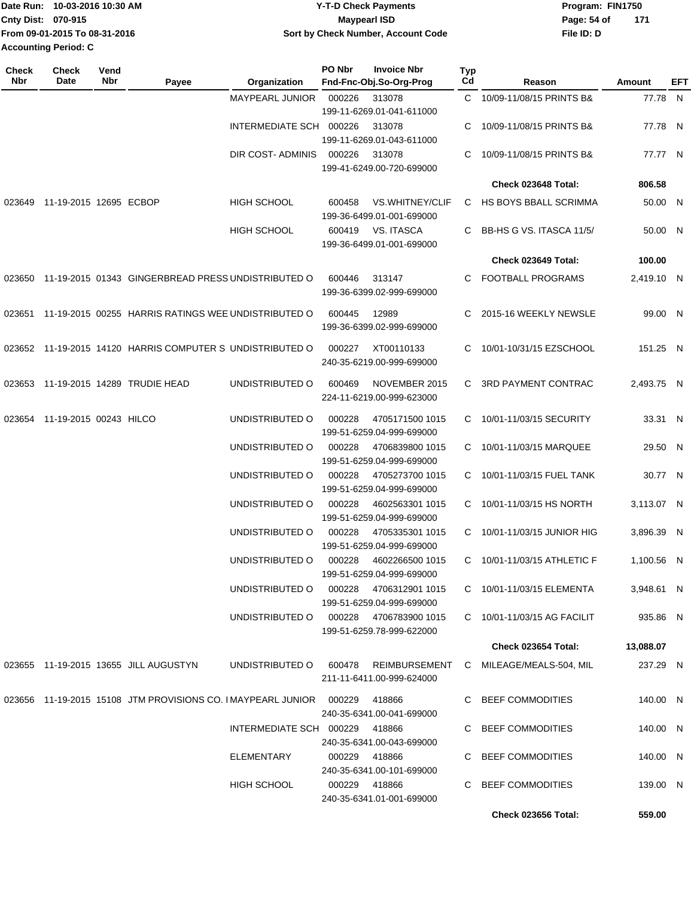Date Run: 10-03-2016 10:30 AM
Cnty Dist: 070-915
From 09-01-2015 To 08-31-2016
Accounting Period: C

**Y-T-D Check Payments**
**Maypearl ISD**
**Sort by Check Number, Account Code**

Program: FIN1750
File ID: D

| Check Nbr | Check Date | Vend Nbr | Payee | Organization | PO Nbr | Invoice Nbr / Fnd-Fnc-Obj.So-Org-Prog | Typ Cd | Reason | Amount | EFT |
|---|---|---|---|---|---|---|---|---|---|---|
| | | | | MAYPEARL JUNIOR | 000226 | 313078 / 199-11-6269.01-041-611000 | C | 10/09-11/08/15 PRINTS B& | 77.78 | N |
| | | | | INTERMEDIATE SCH | 000226 | 313078 / 199-11-6269.01-043-611000 | C | 10/09-11/08/15 PRINTS B& | 77.78 | N |
| | | | | DIR COST- ADMINIS | 000226 | 313078 / 199-41-6249.00-720-699000 | C | 10/09-11/08/15 PRINTS B& | 77.77 | N |
| | | | | | | | | **Check 023648 Total:** | **806.58** | |
| 023649 | 11-19-2015 | 12695 | ECBOP | HIGH SCHOOL | 600458 | VS.WHITNEY/CLIF / 199-36-6499.01-001-699000 | C | HS BOYS BBALL SCRIMMA | 50.00 | N |
| | | | | HIGH SCHOOL | 600419 | VS. ITASCA / 199-36-6499.01-001-699000 | C | BB-HS G VS. ITASCA 11/5/ | 50.00 | N |
| | | | | | | | | **Check 023649 Total:** | **100.00** | |
| 023650 | 11-19-2015 | 01343 | GINGERBREAD PRESS | UNDISTRIBUTED O | 600446 | 313147 / 199-36-6399.02-999-699000 | C | FOOTBALL PROGRAMS | 2,419.10 | N |
| 023651 | 11-19-2015 | 00255 | HARRIS RATINGS WEE | UNDISTRIBUTED O | 600445 | 12989 / 199-36-6399.02-999-699000 | C | 2015-16 WEEKLY NEWSLE | 99.00 | N |
| 023652 | 11-19-2015 | 14120 | HARRIS COMPUTER S | UNDISTRIBUTED O | 000227 | XT00110133 / 240-35-6219.00-999-699000 | C | 10/01-10/31/15 EZSCHOOL | 151.25 | N |
| 023653 | 11-19-2015 | 14289 | TRUDIE HEAD | UNDISTRIBUTED O | 600469 | NOVEMBER 2015 / 224-11-6219.00-999-623000 | C | 3RD PAYMENT CONTRAC | 2,493.75 | N |
| 023654 | 11-19-2015 | 00243 | HILCO | UNDISTRIBUTED O | 000228 | 4705171500 1015 / 199-51-6259.04-999-699000 | C | 10/01-11/03/15 SECURITY | 33.31 | N |
| | | | | UNDISTRIBUTED O | 000228 | 4706839800 1015 / 199-51-6259.04-999-699000 | C | 10/01-11/03/15 MARQUEE | 29.50 | N |
| | | | | UNDISTRIBUTED O | 000228 | 4705273700 1015 / 199-51-6259.04-999-699000 | C | 10/01-11/03/15 FUEL TANK | 30.77 | N |
| | | | | UNDISTRIBUTED O | 000228 | 4602563301 1015 / 199-51-6259.04-999-699000 | C | 10/01-11/03/15 HS NORTH | 3,113.07 | N |
| | | | | UNDISTRIBUTED O | 000228 | 4705335301 1015 / 199-51-6259.04-999-699000 | C | 10/01-11/03/15 JUNIOR HIG | 3,896.39 | N |
| | | | | UNDISTRIBUTED O | 000228 | 4602266500 1015 / 199-51-6259.04-999-699000 | C | 10/01-11/03/15 ATHLETIC F | 1,100.56 | N |
| | | | | UNDISTRIBUTED O | 000228 | 4706312901 1015 / 199-51-6259.04-999-699000 | C | 10/01-11/03/15 ELEMENTA | 3,948.61 | N |
| | | | | UNDISTRIBUTED O | 000228 | 4706783900 1015 / 199-51-6259.78-999-622000 | C | 10/01-11/03/15 AG FACILIT | 935.86 | N |
| | | | | | | | | **Check 023654 Total:** | **13,088.07** | |
| 023655 | 11-19-2015 | 13655 | JILL AUGUSTYN | UNDISTRIBUTED O | 600478 | REIMBURSEMENT / 211-11-6411.00-999-624000 | C | MILEAGE/MEALS-504, MIL | 237.29 | N |
| 023656 | 11-19-2015 | 15108 | JTM PROVISIONS CO. I | MAYPEARL JUNIOR | 000229 | 418866 / 240-35-6341.00-041-699000 | C | BEEF COMMODITIES | 140.00 | N |
| | | | | INTERMEDIATE SCH | 000229 | 418866 / 240-35-6341.00-043-699000 | C | BEEF COMMODITIES | 140.00 | N |
| | | | | ELEMENTARY | 000229 | 418866 / 240-35-6341.00-101-699000 | C | BEEF COMMODITIES | 140.00 | N |
| | | | | HIGH SCHOOL | 000229 | 418866 / 240-35-6341.01-001-699000 | C | BEEF COMMODITIES | 139.00 | N |
| | | | | | | | | **Check 023656 Total:** | **559.00** | |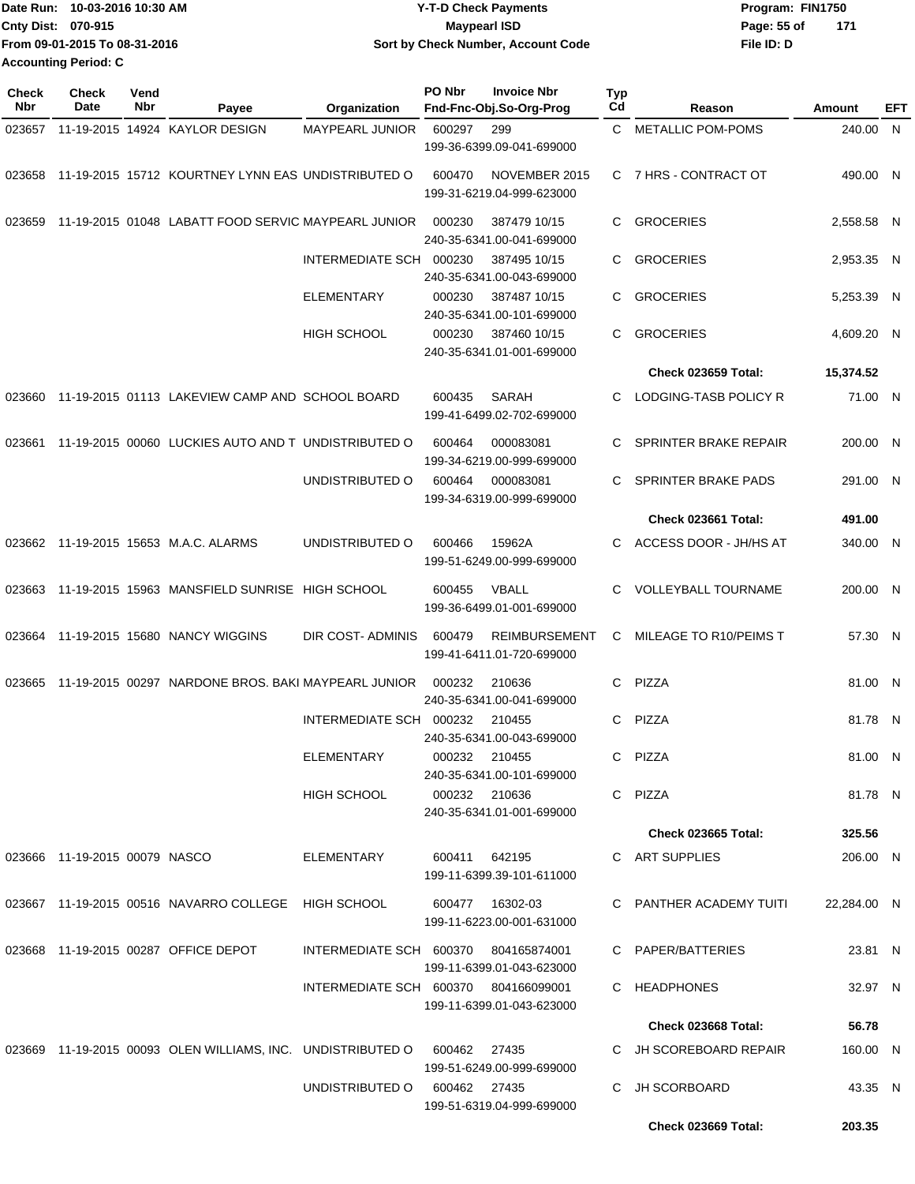Date Run: 10-03-2016 10:30 AM
Cnty Dist: 070-915
From 09-01-2015 To 08-31-2016
Accounting Period: C

# Y-T-D Check Payments
## Maypearl ISD
### Sort by Check Number, Account Code

Program: FIN1750
File ID: D

| Check Nbr | Check Date | Vend Nbr | Payee | Organization | PO Nbr | Invoice Nbr / Fnd-Fnc-Obj.So-Org-Prog | Typ Cd | Reason | Amount | EFT |
|---|---|---|---|---|---|---|---|---|---|---|
| 023657 | 11-19-2015 | 14924 | KAYLOR DESIGN | MAYPEARL JUNIOR | 600297 | 299 / 199-36-6399.09-041-699000 | C | METALLIC POM-POMS | 240.00 | N |
| 023658 | 11-19-2015 | 15712 | KOURTNEY LYNN EAS | UNDISTRIBUTED O | 600470 | NOVEMBER 2015 / 199-31-6219.04-999-623000 | C | 7 HRS - CONTRACT OT | 490.00 | N |
| 023659 | 11-19-2015 | 01048 | LABATT FOOD SERVIC | MAYPEARL JUNIOR | 000230 | 387479 10/15 / 240-35-6341.00-041-699000 | C | GROCERIES | 2,558.58 | N |
| | | | | INTERMEDIATE SCH | 000230 | 387495 10/15 / 240-35-6341.00-043-699000 | C | GROCERIES | 2,953.35 | N |
| | | | | ELEMENTARY | 000230 | 387487 10/15 / 240-35-6341.00-101-699000 | C | GROCERIES | 5,253.39 | N |
| | | | | HIGH SCHOOL | 000230 | 387460 10/15 / 240-35-6341.01-001-699000 | C | GROCERIES | 4,609.20 | N |
| | | | | | | | | **Check 023659 Total:** | **15,374.52** | |
| 023660 | 11-19-2015 | 01113 | LAKEVIEW CAMP AND | SCHOOL BOARD | 600435 | SARAH / 199-41-6499.02-702-699000 | C | LODGING-TASB POLICY R | 71.00 | N |
| 023661 | 11-19-2015 | 00060 | LUCKIES AUTO AND T | UNDISTRIBUTED O | 600464 | 000083081 / 199-34-6219.00-999-699000 | C | SPRINTER BRAKE REPAIR | 200.00 | N |
| | | | | UNDISTRIBUTED O | 600464 | 000083081 / 199-34-6319.00-999-699000 | C | SPRINTER BRAKE PADS | 291.00 | N |
| | | | | | | | | **Check 023661 Total:** | **491.00** | |
| 023662 | 11-19-2015 | 15653 | M.A.C. ALARMS | UNDISTRIBUTED O | 600466 | 15962A / 199-51-6249.00-999-699000 | C | ACCESS DOOR - JH/HS AT | 340.00 | N |
| 023663 | 11-19-2015 | 15963 | MANSFIELD SUNRISE | HIGH SCHOOL | 600455 | VBALL / 199-36-6499.01-001-699000 | C | VOLLEYBALL TOURNAME | 200.00 | N |
| 023664 | 11-19-2015 | 15680 | NANCY WIGGINS | DIR COST- ADMINIS | 600479 | REIMBURSEMENT / 199-41-6411.01-720-699000 | C | MILEAGE TO R10/PEIMS T | 57.30 | N |
| 023665 | 11-19-2015 | 00297 | NARDONE BROS. BAKI | MAYPEARL JUNIOR | 000232 | 210636 / 240-35-6341.00-041-699000 | C | PIZZA | 81.00 | N |
| | | | | INTERMEDIATE SCH | 000232 | 210455 / 240-35-6341.00-043-699000 | C | PIZZA | 81.78 | N |
| | | | | ELEMENTARY | 000232 | 210455 / 240-35-6341.00-101-699000 | C | PIZZA | 81.00 | N |
| | | | | HIGH SCHOOL | 000232 | 210636 / 240-35-6341.01-001-699000 | C | PIZZA | 81.78 | N |
| | | | | | | | | **Check 023665 Total:** | **325.56** | |
| 023666 | 11-19-2015 | 00079 | NASCO | ELEMENTARY | 600411 | 642195 / 199-11-6399.39-101-611000 | C | ART SUPPLIES | 206.00 | N |
| 023667 | 11-19-2015 | 00516 | NAVARRO COLLEGE | HIGH SCHOOL | 600477 | 16302-03 / 199-11-6223.00-001-631000 | C | PANTHER ACADEMY TUITI | 22,284.00 | N |
| 023668 | 11-19-2015 | 00287 | OFFICE DEPOT | INTERMEDIATE SCH | 600370 | 804165874001 / 199-11-6399.01-043-623000 | C | PAPER/BATTERIES | 23.81 | N |
| | | | | INTERMEDIATE SCH | 600370 | 804166099001 / 199-11-6399.01-043-623000 | C | HEADPHONES | 32.97 | N |
| | | | | | | | | **Check 023668 Total:** | **56.78** | |
| 023669 | 11-19-2015 | 00093 | OLEN WILLIAMS, INC. | UNDISTRIBUTED O | 600462 | 27435 / 199-51-6249.00-999-699000 | C | JH SCOREBOARD REPAIR | 160.00 | N |
| | | | | UNDISTRIBUTED O | 600462 | 27435 / 199-51-6319.04-999-699000 | C | JH SCORBOARD | 43.35 | N |
| | | | | | | | | **Check 023669 Total:** | **203.35** | |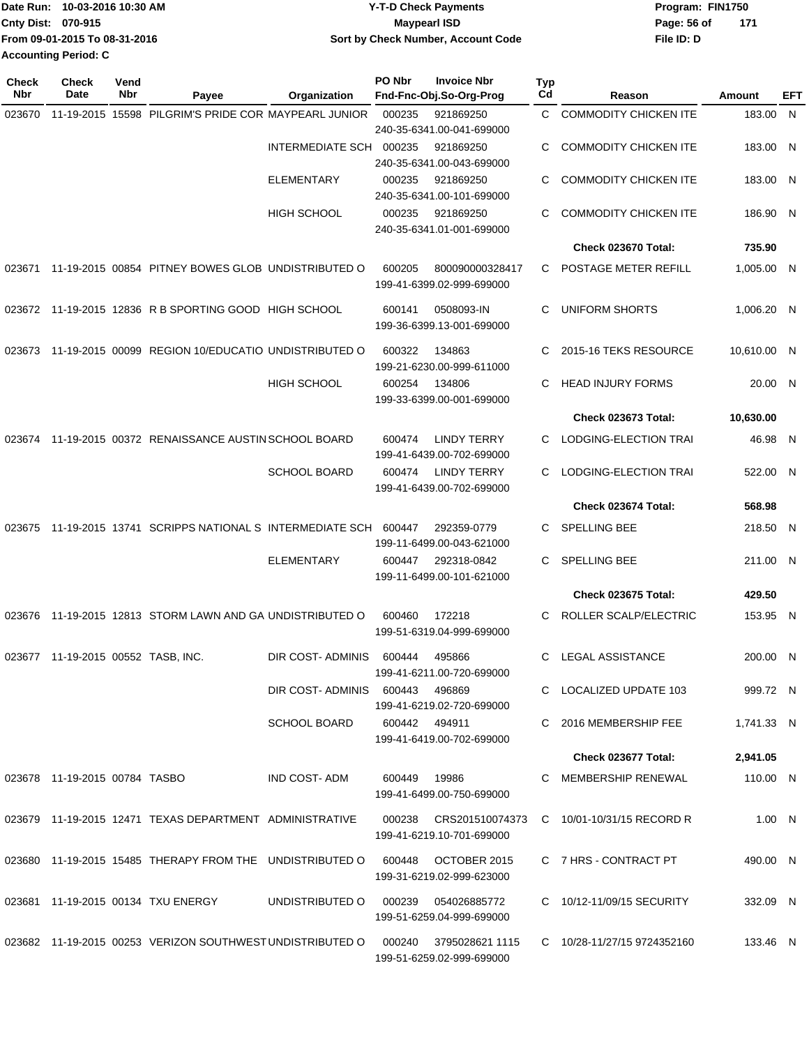Date Run: 10-03-2016 10:30 AM
Cnty Dist: 070-915
From 09-01-2015 To 08-31-2016
Accounting Period: C

**Y-T-D Check Payments**
**Maypearl ISD**
**Sort by Check Number, Account Code**

Program: FIN1750
File ID: D

| Check Nbr | Check Date | Vend Nbr | Payee | Organization | PO Nbr | Invoice Nbr / Fnd-Fnc-Obj.So-Org-Prog | Typ Cd | Reason | Amount | EFT |
|---|---|---|---|---|---|---|---|---|---|---|
| 023670 | 11-19-2015 | 15598 | PILGRIM'S PRIDE COR | MAYPEARL JUNIOR | 000235 | 921869250 / 240-35-6341.00-041-699000 | C | COMMODITY CHICKEN ITE | 183.00 | N |
| | | | | INTERMEDIATE SCH | 000235 | 921869250 / 240-35-6341.00-043-699000 | C | COMMODITY CHICKEN ITE | 183.00 | N |
| | | | | ELEMENTARY | 000235 | 921869250 / 240-35-6341.00-101-699000 | C | COMMODITY CHICKEN ITE | 183.00 | N |
| | | | | HIGH SCHOOL | 000235 | 921869250 / 240-35-6341.01-001-699000 | C | COMMODITY CHICKEN ITE | 186.90 | N |
| | | | | | | | | **Check 023670 Total:** | **735.90** | |
| 023671 | 11-19-2015 | 00854 | PITNEY BOWES GLOB | UNDISTRIBUTED O | 600205 | 800090000328417 / 199-41-6399.02-999-699000 | C | POSTAGE METER REFILL | 1,005.00 | N |
| 023672 | 11-19-2015 | 12836 | R B SPORTING GOOD | HIGH SCHOOL | 600141 | 0508093-IN / 199-36-6399.13-001-699000 | C | UNIFORM SHORTS | 1,006.20 | N |
| 023673 | 11-19-2015 | 00099 | REGION 10/EDUCATIO | UNDISTRIBUTED O | 600322 | 134863 / 199-21-6230.00-999-611000 | C | 2015-16 TEKS RESOURCE | 10,610.00 | N |
| | | | | HIGH SCHOOL | 600254 | 134806 / 199-33-6399.00-001-699000 | C | HEAD INJURY FORMS | 20.00 | N |
| | | | | | | | | **Check 023673 Total:** | **10,630.00** | |
| 023674 | 11-19-2015 | 00372 | RENAISSANCE AUSTIN | SCHOOL BOARD | 600474 | LINDY TERRY / 199-41-6439.00-702-699000 | C | LODGING-ELECTION TRAI | 46.98 | N |
| | | | | SCHOOL BOARD | 600474 | LINDY TERRY / 199-41-6439.00-702-699000 | C | LODGING-ELECTION TRAI | 522.00 | N |
| | | | | | | | | **Check 023674 Total:** | **568.98** | |
| 023675 | 11-19-2015 | 13741 | SCRIPPS NATIONAL S | INTERMEDIATE SCH | 600447 | 292359-0779 / 199-11-6499.00-043-621000 | C | SPELLING BEE | 218.50 | N |
| | | | | ELEMENTARY | 600447 | 292318-0842 / 199-11-6499.00-101-621000 | C | SPELLING BEE | 211.00 | N |
| | | | | | | | | **Check 023675 Total:** | **429.50** | |
| 023676 | 11-19-2015 | 12813 | STORM LAWN AND GA | UNDISTRIBUTED O | 600460 | 172218 / 199-51-6319.04-999-699000 | C | ROLLER SCALP/ELECTRIC | 153.95 | N |
| 023677 | 11-19-2015 | 00552 | TASB, INC. | DIR COST- ADMINIS | 600444 | 495866 / 199-41-6211.00-720-699000 | C | LEGAL ASSISTANCE | 200.00 | N |
| | | | | DIR COST- ADMINIS | 600443 | 496869 / 199-41-6219.02-720-699000 | C | LOCALIZED UPDATE 103 | 999.72 | N |
| | | | | SCHOOL BOARD | 600442 | 494911 / 199-41-6419.00-702-699000 | C | 2016 MEMBERSHIP FEE | 1,741.33 | N |
| | | | | | | | | **Check 023677 Total:** | **2,941.05** | |
| 023678 | 11-19-2015 | 00784 | TASBO | IND COST- ADM | 600449 | 19986 / 199-41-6499.00-750-699000 | C | MEMBERSHIP RENEWAL | 110.00 | N |
| 023679 | 11-19-2015 | 12471 | TEXAS DEPARTMENT | ADMINISTRATIVE | 000238 | CRS201510074373 / 199-41-6219.10-701-699000 | C | 10/01-10/31/15 RECORD R | 1.00 | N |
| 023680 | 11-19-2015 | 15485 | THERAPY FROM THE | UNDISTRIBUTED O | 600448 | OCTOBER 2015 / 199-31-6219.02-999-623000 | C | 7 HRS - CONTRACT PT | 490.00 | N |
| 023681 | 11-19-2015 | 00134 | TXU ENERGY | UNDISTRIBUTED O | 000239 | 054026885772 / 199-51-6259.04-999-699000 | C | 10/12-11/09/15 SECURITY | 332.09 | N |
| 023682 | 11-19-2015 | 00253 | VERIZON SOUTHWEST | UNDISTRIBUTED O | 000240 | 3795028621 1115 / 199-51-6259.02-999-699000 | C | 10/28-11/27/15 9724352160 | 133.46 | N |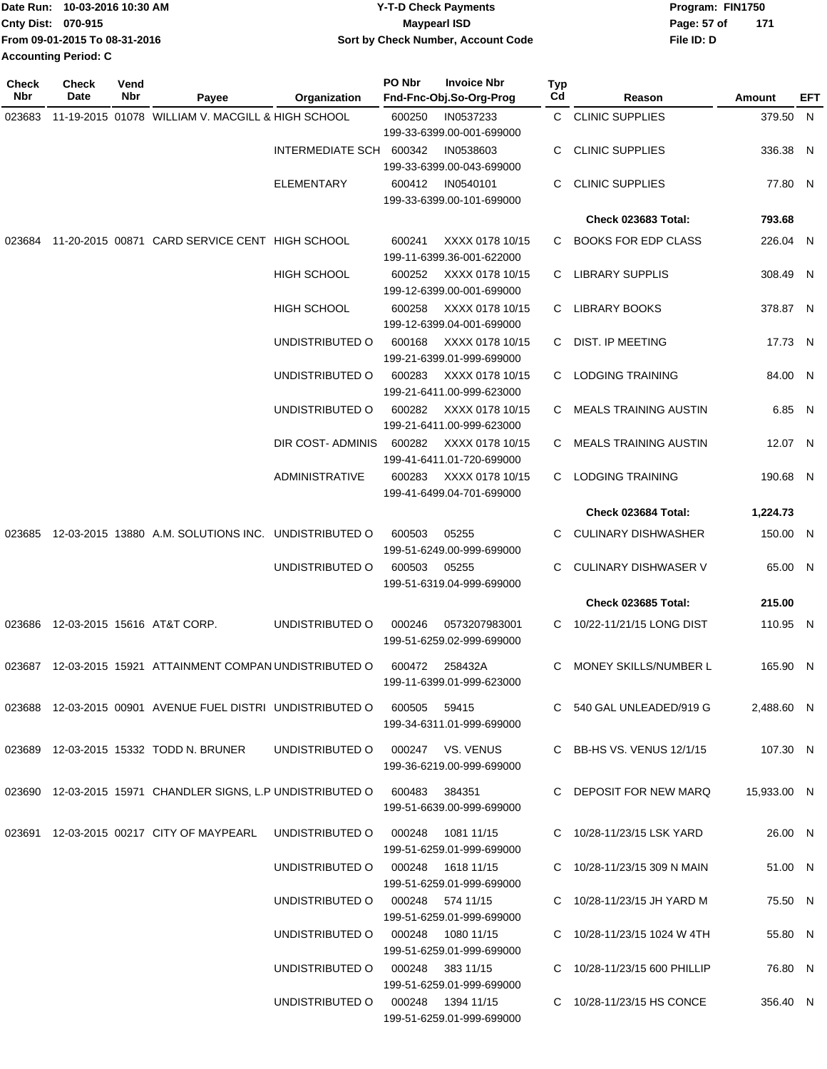Date Run: 10-03-2016 10:30 AM
Cnty Dist: 070-915
From 09-01-2015 To 08-31-2016
Accounting Period: C

# Y-T-D Check Payments
## Maypearl ISD
### Sort by Check Number, Account Code

Program: FIN1750
File ID: D

| Check Nbr | Check Date | Vend Nbr | Payee | Organization | PO Nbr | Invoice Nbr / Fnd-Fnc-Obj.So-Org-Prog | Typ Cd | Reason | Amount | EFT |
|---|---|---|---|---|---|---|---|---|---|---|
| 023683 | 11-19-2015 | 01078 | WILLIAM V. MACGILL & | HIGH SCHOOL | 600250 | IN0537233 199-33-6399.00-001-699000 | C | CLINIC SUPPLIES | 379.50 | N |
| | | | | INTERMEDIATE SCH | 600342 | IN0538603 199-33-6399.00-043-699000 | C | CLINIC SUPPLIES | 336.38 | N |
| | | | | ELEMENTARY | 600412 | IN0540101 199-33-6399.00-101-699000 | C | CLINIC SUPPLIES | 77.80 | N |
| | | | | | | | | **Check 023683 Total:** | **793.68** | |
| 023684 | 11-20-2015 | 00871 | CARD SERVICE CENT | HIGH SCHOOL | 600241 | XXXX 0178 10/15 199-11-6399.36-001-622000 | C | BOOKS FOR EDP CLASS | 226.04 | N |
| | | | | HIGH SCHOOL | 600252 | XXXX 0178 10/15 199-12-6399.00-001-699000 | C | LIBRARY SUPPLIS | 308.49 | N |
| | | | | HIGH SCHOOL | 600258 | XXXX 0178 10/15 199-12-6399.04-001-699000 | C | LIBRARY BOOKS | 378.87 | N |
| | | | | UNDISTRIBUTED O | 600168 | XXXX 0178 10/15 199-21-6399.01-999-699000 | C | DIST. IP MEETING | 17.73 | N |
| | | | | UNDISTRIBUTED O | 600283 | XXXX 0178 10/15 199-21-6411.00-999-623000 | C | LODGING TRAINING | 84.00 | N |
| | | | | UNDISTRIBUTED O | 600282 | XXXX 0178 10/15 199-21-6411.00-999-623000 | C | MEALS TRAINING AUSTIN | 6.85 | N |
| | | | | DIR COST- ADMINIS | 600282 | XXXX 0178 10/15 199-41-6411.01-720-699000 | C | MEALS TRAINING AUSTIN | 12.07 | N |
| | | | | ADMINISTRATIVE | 600283 | XXXX 0178 10/15 199-41-6499.04-701-699000 | C | LODGING TRAINING | 190.68 | N |
| | | | | | | | | **Check 023684 Total:** | **1,224.73** | |
| 023685 | 12-03-2015 | 13880 | A.M. SOLUTIONS INC. | UNDISTRIBUTED O | 600503 | 05255 199-51-6249.00-999-699000 | C | CULINARY DISHWASHER | 150.00 | N |
| | | | | UNDISTRIBUTED O | 600503 | 05255 199-51-6319.04-999-699000 | C | CULINARY DISHWASER V | 65.00 | N |
| | | | | | | | | **Check 023685 Total:** | **215.00** | |
| 023686 | 12-03-2015 | 15616 | AT&T CORP. | UNDISTRIBUTED O | 000246 | 0573207983001 199-51-6259.02-999-699000 | C | 10/22-11/21/15 LONG DIST | 110.95 | N |
| 023687 | 12-03-2015 | 15921 | ATTAINMENT COMPAN | UNDISTRIBUTED O | 600472 | 258432A 199-11-6399.01-999-623000 | C | MONEY SKILLS/NUMBER L | 165.90 | N |
| 023688 | 12-03-2015 | 00901 | AVENUE FUEL DISTRI | UNDISTRIBUTED O | 600505 | 59415 199-34-6311.01-999-699000 | C | 540 GAL UNLEADED/919 G | 2,488.60 | N |
| 023689 | 12-03-2015 | 15332 | TODD N. BRUNER | UNDISTRIBUTED O | 000247 | VS. VENUS 199-36-6219.00-999-699000 | C | BB-HS VS. VENUS 12/1/15 | 107.30 | N |
| 023690 | 12-03-2015 | 15971 | CHANDLER SIGNS, L.P | UNDISTRIBUTED O | 600483 | 384351 199-51-6639.00-999-699000 | C | DEPOSIT FOR NEW MARQ | 15,933.00 | N |
| 023691 | 12-03-2015 | 00217 | CITY OF MAYPEARL | UNDISTRIBUTED O | 000248 | 1081 11/15 199-51-6259.01-999-699000 | C | 10/28-11/23/15 LSK YARD | 26.00 | N |
| | | | | UNDISTRIBUTED O | 000248 | 1618 11/15 199-51-6259.01-999-699000 | C | 10/28-11/23/15 309 N MAIN | 51.00 | N |
| | | | | UNDISTRIBUTED O | 000248 | 574 11/15 199-51-6259.01-999-699000 | C | 10/28-11/23/15 JH YARD M | 75.50 | N |
| | | | | UNDISTRIBUTED O | 000248 | 1080 11/15 199-51-6259.01-999-699000 | C | 10/28-11/23/15 1024 W 4TH | 55.80 | N |
| | | | | UNDISTRIBUTED O | 000248 | 383 11/15 199-51-6259.01-999-699000 | C | 10/28-11/23/15 600 PHILLIP | 76.80 | N |
| | | | | UNDISTRIBUTED O | 000248 | 1394 11/15 199-51-6259.01-999-699000 | C | 10/28-11/23/15 HS CONCE | 356.40 | N |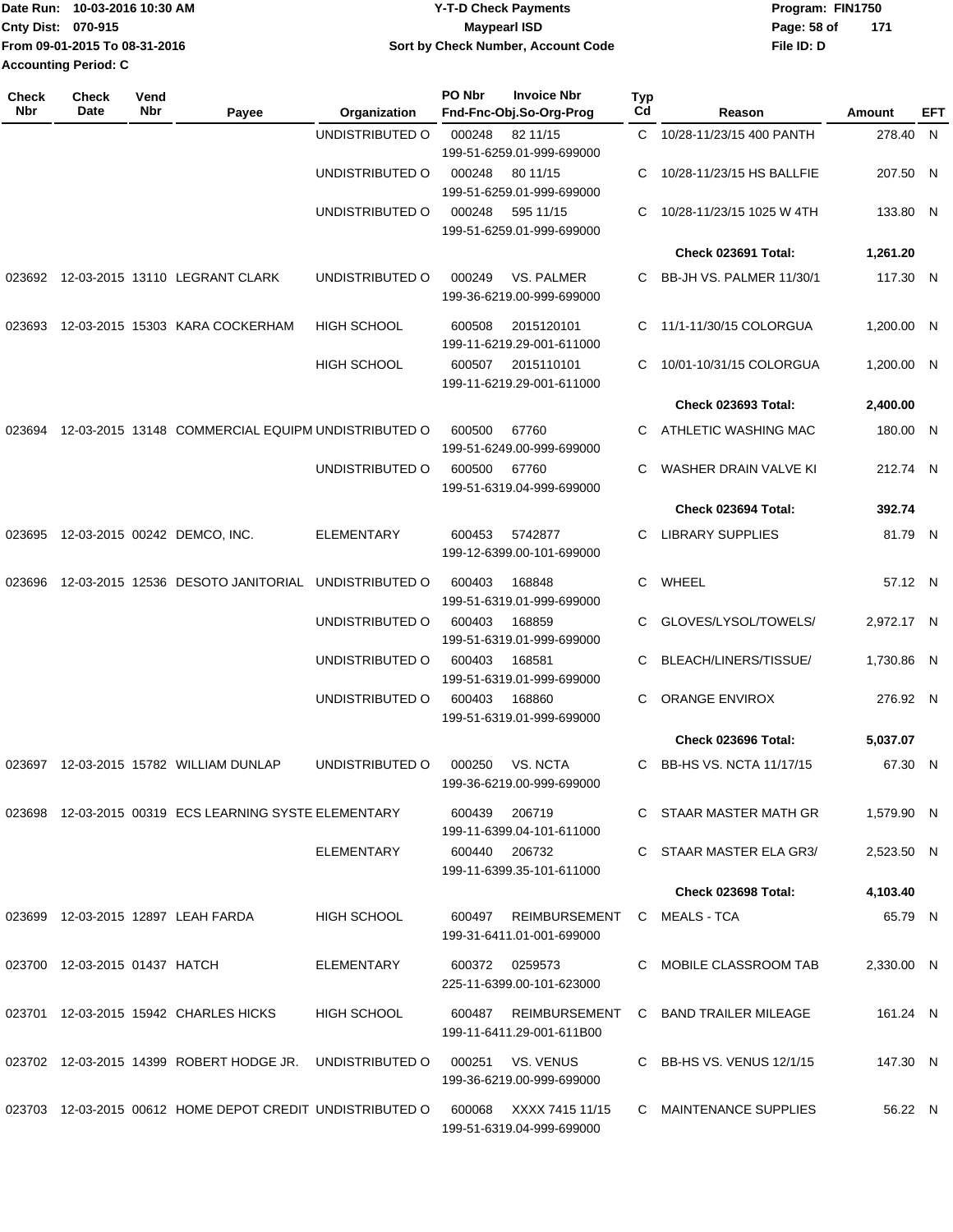Date Run: 10-03-2016 10:30 AM
Cnty Dist: 070-915
From 09-01-2015 To 08-31-2016
Accounting Period: C

**Y-T-D Check Payments**
**Maypearl ISD**
**Sort by Check Number, Account Code**

Program: FIN1750
File ID: D

| Check Nbr | Check Date | Vend Nbr | Payee | Organization | PO Nbr | Invoice Nbr / Fnd-Fnc-Obj.So-Org-Prog | Typ Cd | Reason | Amount | EFT |
|---|---|---|---|---|---|---|---|---|---|---|
| | | | | UNDISTRIBUTED O | 000248 | 82 11/15 / 199-51-6259.01-999-699000 | C | 10/28-11/23/15 400 PANTH | 278.40 | N |
| | | | | UNDISTRIBUTED O | 000248 | 80 11/15 / 199-51-6259.01-999-699000 | C | 10/28-11/23/15 HS BALLFIE | 207.50 | N |
| | | | | UNDISTRIBUTED O | 000248 | 595 11/15 / 199-51-6259.01-999-699000 | C | 10/28-11/23/15 1025 W 4TH | 133.80 | N |
| | | | | | | | | **Check 023691 Total:** | **1,261.20** | |
| 023692 | 12-03-2015 | 13110 | LEGRANT CLARK | UNDISTRIBUTED O | 000249 | VS. PALMER / 199-36-6219.00-999-699000 | C | BB-JH VS. PALMER 11/30/1 | 117.30 | N |
| 023693 | 12-03-2015 | 15303 | KARA COCKERHAM | HIGH SCHOOL | 600508 | 2015120101 / 199-11-6219.29-001-611000 | C | 11/1-11/30/15 COLORGUA | 1,200.00 | N |
| | | | | HIGH SCHOOL | 600507 | 2015110101 / 199-11-6219.29-001-611000 | C | 10/01-10/31/15 COLORGUA | 1,200.00 | N |
| | | | | | | | | **Check 023693 Total:** | **2,400.00** | |
| 023694 | 12-03-2015 | 13148 | COMMERCIAL EQUIPM | UNDISTRIBUTED O | 600500 | 67760 / 199-51-6249.00-999-699000 | C | ATHLETIC WASHING MAC | 180.00 | N |
| | | | | UNDISTRIBUTED O | 600500 | 67760 / 199-51-6319.04-999-699000 | C | WASHER DRAIN VALVE KI | 212.74 | N |
| | | | | | | | | **Check 023694 Total:** | **392.74** | |
| 023695 | 12-03-2015 | 00242 | DEMCO, INC. | ELEMENTARY | 600453 | 5742877 / 199-12-6399.00-101-699000 | C | LIBRARY SUPPLIES | 81.79 | N |
| 023696 | 12-03-2015 | 12536 | DESOTO JANITORIAL | UNDISTRIBUTED O | 600403 | 168848 / 199-51-6319.01-999-699000 | C | WHEEL | 57.12 | N |
| | | | | UNDISTRIBUTED O | 600403 | 168859 / 199-51-6319.01-999-699000 | C | GLOVES/LYSOL/TOWELS/ | 2,972.17 | N |
| | | | | UNDISTRIBUTED O | 600403 | 168581 / 199-51-6319.01-999-699000 | C | BLEACH/LINERS/TISSUE/ | 1,730.86 | N |
| | | | | UNDISTRIBUTED O | 600403 | 168860 / 199-51-6319.01-999-699000 | C | ORANGE ENVIROX | 276.92 | N |
| | | | | | | | | **Check 023696 Total:** | **5,037.07** | |
| 023697 | 12-03-2015 | 15782 | WILLIAM DUNLAP | UNDISTRIBUTED O | 000250 | VS. NCTA / 199-36-6219.00-999-699000 | C | BB-HS VS. NCTA 11/17/15 | 67.30 | N |
| 023698 | 12-03-2015 | 00319 | ECS LEARNING SYSTE | ELEMENTARY | 600439 | 206719 / 199-11-6399.04-101-611000 | C | STAAR MASTER MATH GR | 1,579.90 | N |
| | | | | ELEMENTARY | 600440 | 206732 / 199-11-6399.35-101-611000 | C | STAAR MASTER ELA GR3/ | 2,523.50 | N |
| | | | | | | | | **Check 023698 Total:** | **4,103.40** | |
| 023699 | 12-03-2015 | 12897 | LEAH FARDA | HIGH SCHOOL | 600497 | REIMBURSEMENT / 199-31-6411.01-001-699000 | C | MEALS - TCA | 65.79 | N |
| 023700 | 12-03-2015 | 01437 | HATCH | ELEMENTARY | 600372 | 0259573 / 225-11-6399.00-101-623000 | C | MOBILE CLASSROOM TAB | 2,330.00 | N |
| 023701 | 12-03-2015 | 15942 | CHARLES HICKS | HIGH SCHOOL | 600487 | REIMBURSEMENT / 199-11-6411.29-001-611B00 | C | BAND TRAILER MILEAGE | 161.24 | N |
| 023702 | 12-03-2015 | 14399 | ROBERT HODGE JR. | UNDISTRIBUTED O | 000251 | VS. VENUS / 199-36-6219.00-999-699000 | C | BB-HS VS. VENUS 12/1/15 | 147.30 | N |
| 023703 | 12-03-2015 | 00612 | HOME DEPOT CREDIT | UNDISTRIBUTED O | 600068 | XXXX 7415 11/15 / 199-51-6319.04-999-699000 | C | MAINTENANCE SUPPLIES | 56.22 | N |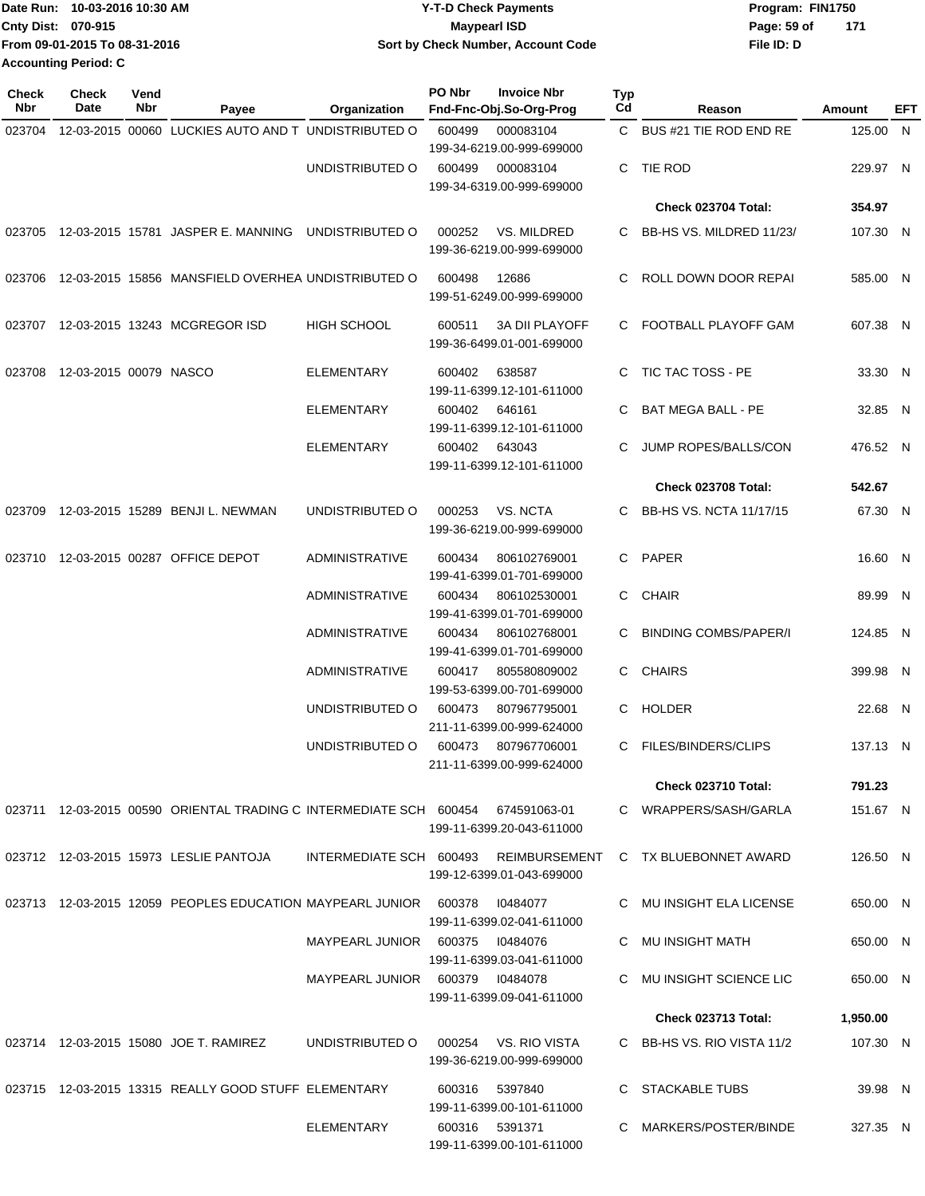Date Run: 10-03-2016 10:30 AM
Cnty Dist: 070-915
From 09-01-2015 To 08-31-2016
Accounting Period: C

**Y-T-D Check Payments**
**Maypearl ISD**
**Sort by Check Number, Account Code**

Program: FIN1750
File ID: D

| Check Nbr | Check Date | Vend Nbr | Payee | Organization | PO Nbr | Invoice Nbr / Fnd-Fnc-Obj.So-Org-Prog | Typ Cd | Reason | Amount | EFT |
|---|---|---|---|---|---|---|---|---|---|---|
| 023704 | 12-03-2015 | 00060 | LUCKIES AUTO AND T | UNDISTRIBUTED O | 600499 | 000083104 199-34-6219.00-999-699000 | C | BUS #21 TIE ROD END RE | 125.00 | N |
| | | | | UNDISTRIBUTED O | 600499 | 000083104 199-34-6319.00-999-699000 | C | TIE ROD | 229.97 | N |
| | | | | | | | | **Check 023704 Total:** | **354.97** | |
| 023705 | 12-03-2015 | 15781 | JASPER E. MANNING | UNDISTRIBUTED O | 000252 | VS. MILDRED 199-36-6219.00-999-699000 | C | BB-HS VS. MILDRED 11/23/ | 107.30 | N |
| 023706 | 12-03-2015 | 15856 | MANSFIELD OVERHEA | UNDISTRIBUTED O | 600498 | 12686 199-51-6249.00-999-699000 | C | ROLL DOWN DOOR REPAI | 585.00 | N |
| 023707 | 12-03-2015 | 13243 | MCGREGOR ISD | HIGH SCHOOL | 600511 | 3A DII PLAYOFF 199-36-6499.01-001-699000 | C | FOOTBALL PLAYOFF GAM | 607.38 | N |
| 023708 | 12-03-2015 | 00079 | NASCO | ELEMENTARY | 600402 | 638587 199-11-6399.12-101-611000 | C | TIC TAC TOSS - PE | 33.30 | N |
| | | | | ELEMENTARY | 600402 | 646161 199-11-6399.12-101-611000 | C | BAT MEGA BALL - PE | 32.85 | N |
| | | | | ELEMENTARY | 600402 | 643043 199-11-6399.12-101-611000 | C | JUMP ROPES/BALLS/CON | 476.52 | N |
| | | | | | | | | **Check 023708 Total:** | **542.67** | |
| 023709 | 12-03-2015 | 15289 | BENJI L. NEWMAN | UNDISTRIBUTED O | 000253 | VS. NCTA 199-36-6219.00-999-699000 | C | BB-HS VS. NCTA 11/17/15 | 67.30 | N |
| 023710 | 12-03-2015 | 00287 | OFFICE DEPOT | ADMINISTRATIVE | 600434 | 806102769001 199-41-6399.01-701-699000 | C | PAPER | 16.60 | N |
| | | | | ADMINISTRATIVE | 600434 | 806102530001 199-41-6399.01-701-699000 | C | CHAIR | 89.99 | N |
| | | | | ADMINISTRATIVE | 600434 | 806102768001 199-41-6399.01-701-699000 | C | BINDING COMBS/PAPER/I | 124.85 | N |
| | | | | ADMINISTRATIVE | 600417 | 805580809002 199-53-6399.00-701-699000 | C | CHAIRS | 399.98 | N |
| | | | | UNDISTRIBUTED O | 600473 | 807967795001 211-11-6399.00-999-624000 | C | HOLDER | 22.68 | N |
| | | | | UNDISTRIBUTED O | 600473 | 807967706001 211-11-6399.00-999-624000 | C | FILES/BINDERS/CLIPS | 137.13 | N |
| | | | | | | | | **Check 023710 Total:** | **791.23** | |
| 023711 | 12-03-2015 | 00590 | ORIENTAL TRADING C | INTERMEDIATE SCH | 600454 | 674591063-01 199-11-6399.20-043-611000 | C | WRAPPERS/SASH/GARLA | 151.67 | N |
| 023712 | 12-03-2015 | 15973 | LESLIE PANTOJA | INTERMEDIATE SCH | 600493 | REIMBURSEMENT 199-12-6399.01-043-699000 | C | TX BLUEBONNET AWARD | 126.50 | N |
| 023713 | 12-03-2015 | 12059 | PEOPLES EDUCATION | MAYPEARL JUNIOR | 600378 | I0484077 199-11-6399.02-041-611000 | C | MU INSIGHT ELA LICENSE | 650.00 | N |
| | | | | MAYPEARL JUNIOR | 600375 | I0484076 199-11-6399.03-041-611000 | C | MU INSIGHT MATH | 650.00 | N |
| | | | | MAYPEARL JUNIOR | 600379 | I0484078 199-11-6399.09-041-611000 | C | MU INSIGHT SCIENCE LIC | 650.00 | N |
| | | | | | | | | **Check 023713 Total:** | **1,950.00** | |
| 023714 | 12-03-2015 | 15080 | JOE T. RAMIREZ | UNDISTRIBUTED O | 000254 | VS. RIO VISTA 199-36-6219.00-999-699000 | C | BB-HS VS. RIO VISTA 11/2 | 107.30 | N |
| 023715 | 12-03-2015 | 13315 | REALLY GOOD STUFF | ELEMENTARY | 600316 | 5397840 199-11-6399.00-101-611000 | C | STACKABLE TUBS | 39.98 | N |
| | | | | ELEMENTARY | 600316 | 5391371 199-11-6399.00-101-611000 | C | MARKERS/POSTER/BINDE | 327.35 | N |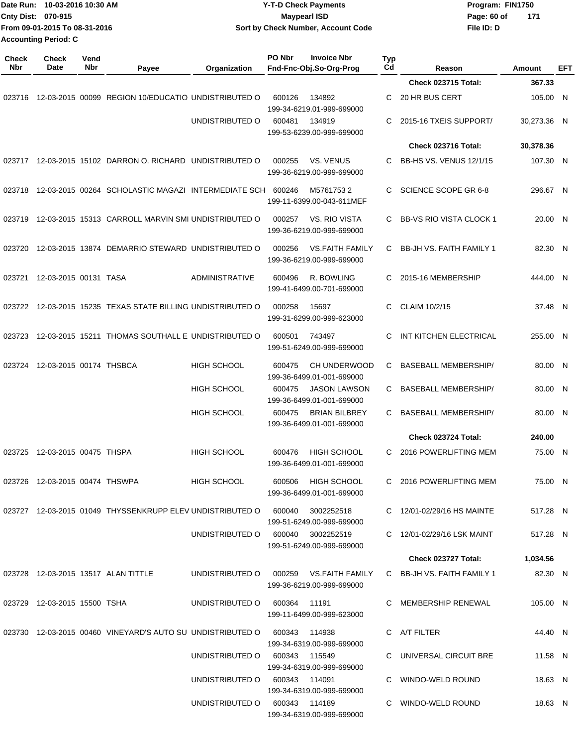Date Run: 10-03-2016 10:30 AM
Cnty Dist: 070-915
From 09-01-2015 To 08-31-2016
Accounting Period: C

# Y-T-D Check Payments
## Maypearl ISD
### Sort by Check Number, Account Code

Program: FIN1750
File ID: D

| Check Nbr | Check Date | Vend Nbr | Payee | Organization | PO Nbr | Invoice Nbr / Fnd-Fnc-Obj.So-Org-Prog | Typ Cd | Reason | Amount | EFT |
|---|---|---|---|---|---|---|---|---|---|---|
| | | | | | | | | Check 023715 Total: | 367.33 | |
| 023716 | 12-03-2015 | 00099 | REGION 10/EDUCATIO | UNDISTRIBUTED O | 600126 | 134892 199-34-6219.01-999-699000 | C | 20 HR BUS CERT | 105.00 | N |
| | | | | UNDISTRIBUTED O | 600481 | 134919 199-53-6239.00-999-699000 | C | 2015-16 TXEIS SUPPORT/ | 30,273.36 | N |
| | | | | | | | | Check 023716 Total: | 30,378.36 | |
| 023717 | 12-03-2015 | 15102 | DARRON O. RICHARD | UNDISTRIBUTED O | 000255 | VS. VENUS 199-36-6219.00-999-699000 | C | BB-HS VS. VENUS 12/1/15 | 107.30 | N |
| 023718 | 12-03-2015 | 00264 | SCHOLASTIC MAGAZI | INTERMEDIATE SCH | 600246 | M5761753 2 199-11-6399.00-043-611MEF | C | SCIENCE SCOPE GR 6-8 | 296.67 | N |
| 023719 | 12-03-2015 | 15313 | CARROLL MARVIN SMI | UNDISTRIBUTED O | 000257 | VS. RIO VISTA 199-36-6219.00-999-699000 | C | BB-VS RIO VISTA CLOCK 1 | 20.00 | N |
| 023720 | 12-03-2015 | 13874 | DEMARRIO STEWARD | UNDISTRIBUTED O | 000256 | VS.FAITH FAMILY 199-36-6219.00-999-699000 | C | BB-JH VS. FAITH FAMILY 1 | 82.30 | N |
| 023721 | 12-03-2015 | 00131 | TASA | ADMINISTRATIVE | 600496 | R. BOWLING 199-41-6499.00-701-699000 | C | 2015-16 MEMBERSHIP | 444.00 | N |
| 023722 | 12-03-2015 | 15235 | TEXAS STATE BILLING | UNDISTRIBUTED O | 000258 | 15697 199-31-6299.00-999-623000 | C | CLAIM 10/2/15 | 37.48 | N |
| 023723 | 12-03-2015 | 15211 | THOMAS SOUTHALL E | UNDISTRIBUTED O | 600501 | 743497 199-51-6249.00-999-699000 | C | INT KITCHEN ELECTRICAL | 255.00 | N |
| 023724 | 12-03-2015 | 00174 | THSBCA | HIGH SCHOOL | 600475 | CH UNDERWOOD 199-36-6499.01-001-699000 | C | BASEBALL MEMBERSHIP/ | 80.00 | N |
| | | | | HIGH SCHOOL | 600475 | JASON LAWSON 199-36-6499.01-001-699000 | C | BASEBALL MEMBERSHIP/ | 80.00 | N |
| | | | | HIGH SCHOOL | 600475 | BRIAN BILBREY 199-36-6499.01-001-699000 | C | BASEBALL MEMBERSHIP/ | 80.00 | N |
| | | | | | | | | Check 023724 Total: | 240.00 | |
| 023725 | 12-03-2015 | 00475 | THSPA | HIGH SCHOOL | 600476 | HIGH SCHOOL 199-36-6499.01-001-699000 | C | 2016 POWERLIFTING MEM | 75.00 | N |
| 023726 | 12-03-2015 | 00474 | THSWPA | HIGH SCHOOL | 600506 | HIGH SCHOOL 199-36-6499.01-001-699000 | C | 2016 POWERLIFTING MEM | 75.00 | N |
| 023727 | 12-03-2015 | 01049 | THYSSENKRUPP ELEV | UNDISTRIBUTED O | 600040 | 3002252518 199-51-6249.00-999-699000 | C | 12/01-02/29/16 HS MAINTE | 517.28 | N |
| | | | | UNDISTRIBUTED O | 600040 | 3002252519 199-51-6249.00-999-699000 | C | 12/01-02/29/16 LSK MAINT | 517.28 | N |
| | | | | | | | | Check 023727 Total: | 1,034.56 | |
| 023728 | 12-03-2015 | 13517 | ALAN TITTLE | UNDISTRIBUTED O | 000259 | VS.FAITH FAMILY 199-36-6219.00-999-699000 | C | BB-JH VS. FAITH FAMILY 1 | 82.30 | N |
| 023729 | 12-03-2015 | 15500 | TSHA | UNDISTRIBUTED O | 600364 | 11191 199-11-6499.00-999-623000 | C | MEMBERSHIP RENEWAL | 105.00 | N |
| 023730 | 12-03-2015 | 00460 | VINEYARD'S AUTO SU | UNDISTRIBUTED O | 600343 | 114938 199-34-6319.00-999-699000 | C | A/T FILTER | 44.40 | N |
| | | | | UNDISTRIBUTED O | 600343 | 115549 199-34-6319.00-999-699000 | C | UNIVERSAL CIRCUIT BRE | 11.58 | N |
| | | | | UNDISTRIBUTED O | 600343 | 114091 199-34-6319.00-999-699000 | C | WINDO-WELD ROUND | 18.63 | N |
| | | | | UNDISTRIBUTED O | 600343 | 114189 199-34-6319.00-999-699000 | C | WINDO-WELD ROUND | 18.63 | N |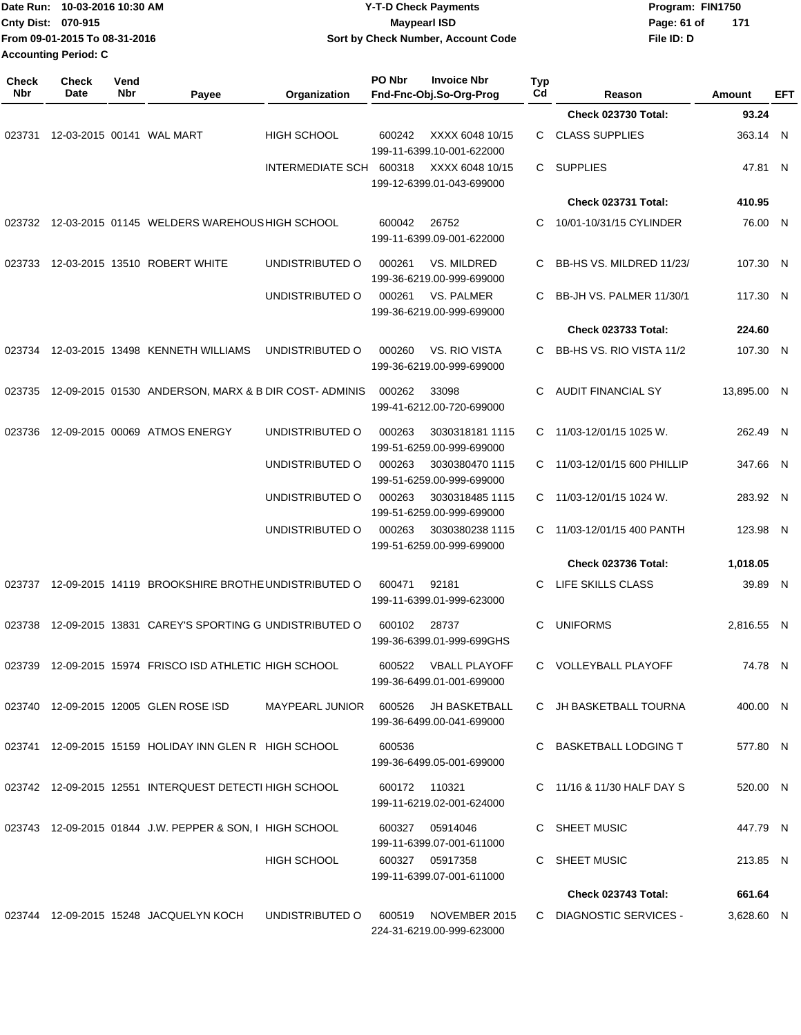Date Run: 10-03-2016 10:30 AM
Cnty Dist: 070-915
From 09-01-2015 To 08-31-2016
Accounting Period: C

**Y-T-D Check Payments**
**Maypearl ISD**
**Sort by Check Number, Account Code**

Program: FIN1750
File ID: D

| Check Nbr | Check Date | Vend Nbr | Payee | Organization | PO Nbr | Invoice Nbr / Fnd-Fnc-Obj.So-Org-Prog | Typ Cd | Reason | Amount | EFT |
|---|---|---|---|---|---|---|---|---|---|---|
| | | | | | | | | **Check 023730 Total:** | **93.24** | |
| 023731 | 12-03-2015 | 00141 | WAL MART | HIGH SCHOOL | 600242 | XXXX 6048 10/15 199-11-6399.10-001-622000 | C | CLASS SUPPLIES | 363.14 | N |
| | | | | INTERMEDIATE SCH | 600318 | XXXX 6048 10/15 199-12-6399.01-043-699000 | C | SUPPLIES | 47.81 | N |
| | | | | | | | | **Check 023731 Total:** | **410.95** | |
| 023732 | 12-03-2015 | 01145 | WELDERS WAREHOUS | HIGH SCHOOL | 600042 | 26752 199-11-6399.09-001-622000 | C | 10/01-10/31/15 CYLINDER | 76.00 | N |
| 023733 | 12-03-2015 | 13510 | ROBERT WHITE | UNDISTRIBUTED O | 000261 | VS. MILDRED 199-36-6219.00-999-699000 | C | BB-HS VS. MILDRED 11/23/ | 107.30 | N |
| | | | | UNDISTRIBUTED O | 000261 | VS. PALMER 199-36-6219.00-999-699000 | C | BB-JH VS. PALMER 11/30/1 | 117.30 | N |
| | | | | | | | | **Check 023733 Total:** | **224.60** | |
| 023734 | 12-03-2015 | 13498 | KENNETH WILLIAMS | UNDISTRIBUTED O | 000260 | VS. RIO VISTA 199-36-6219.00-999-699000 | C | BB-HS VS. RIO VISTA 11/2 | 107.30 | N |
| 023735 | 12-09-2015 | 01530 | ANDERSON, MARX & B | DIR COST- ADMINIS | 000262 | 33098 199-41-6212.00-720-699000 | C | AUDIT FINANCIAL SY | 13,895.00 | N |
| 023736 | 12-09-2015 | 00069 | ATMOS ENERGY | UNDISTRIBUTED O | 000263 | 3030318181 1115 199-51-6259.00-999-699000 | C | 11/03-12/01/15 1025 W. | 262.49 | N |
| | | | | UNDISTRIBUTED O | 000263 | 3030380470 1115 199-51-6259.00-999-699000 | C | 11/03-12/01/15 600 PHILLIP | 347.66 | N |
| | | | | UNDISTRIBUTED O | 000263 | 3030318485 1115 199-51-6259.00-999-699000 | C | 11/03-12/01/15 1024 W. | 283.92 | N |
| | | | | UNDISTRIBUTED O | 000263 | 3030380238 1115 199-51-6259.00-999-699000 | C | 11/03-12/01/15 400 PANTH | 123.98 | N |
| | | | | | | | | **Check 023736 Total:** | **1,018.05** | |
| 023737 | 12-09-2015 | 14119 | BROOKSHIRE BROTHE | UNDISTRIBUTED O | 600471 | 92181 199-11-6399.01-999-623000 | C | LIFE SKILLS CLASS | 39.89 | N |
| 023738 | 12-09-2015 | 13831 | CAREY'S SPORTING G | UNDISTRIBUTED O | 600102 | 28737 199-36-6399.01-999-699GHS | C | UNIFORMS | 2,816.55 | N |
| 023739 | 12-09-2015 | 15974 | FRISCO ISD ATHLETIC | HIGH SCHOOL | 600522 | VBALL PLAYOFF 199-36-6499.01-001-699000 | C | VOLLEYBALL PLAYOFF | 74.78 | N |
| 023740 | 12-09-2015 | 12005 | GLEN ROSE ISD | MAYPEARL JUNIOR | 600526 | JH BASKETBALL 199-36-6499.00-041-699000 | C | JH BASKETBALL TOURNA | 400.00 | N |
| 023741 | 12-09-2015 | 15159 | HOLIDAY INN GLEN R | HIGH SCHOOL | 600536 | 199-36-6499.05-001-699000 | C | BASKETBALL LODGING T | 577.80 | N |
| 023742 | 12-09-2015 | 12551 | INTERQUEST DETECTI | HIGH SCHOOL | 600172 | 110321 199-11-6219.02-001-624000 | C | 11/16 & 11/30 HALF DAY S | 520.00 | N |
| 023743 | 12-09-2015 | 01844 | J.W. PEPPER & SON, I | HIGH SCHOOL | 600327 | 05914046 199-11-6399.07-001-611000 | C | SHEET MUSIC | 447.79 | N |
| | | | | HIGH SCHOOL | 600327 | 05917358 199-11-6399.07-001-611000 | C | SHEET MUSIC | 213.85 | N |
| | | | | | | | | **Check 023743 Total:** | **661.64** | |
| 023744 | 12-09-2015 | 15248 | JACQUELYN KOCH | UNDISTRIBUTED O | 600519 | NOVEMBER 2015 224-31-6219.00-999-623000 | C | DIAGNOSTIC SERVICES - | 3,628.60 | N |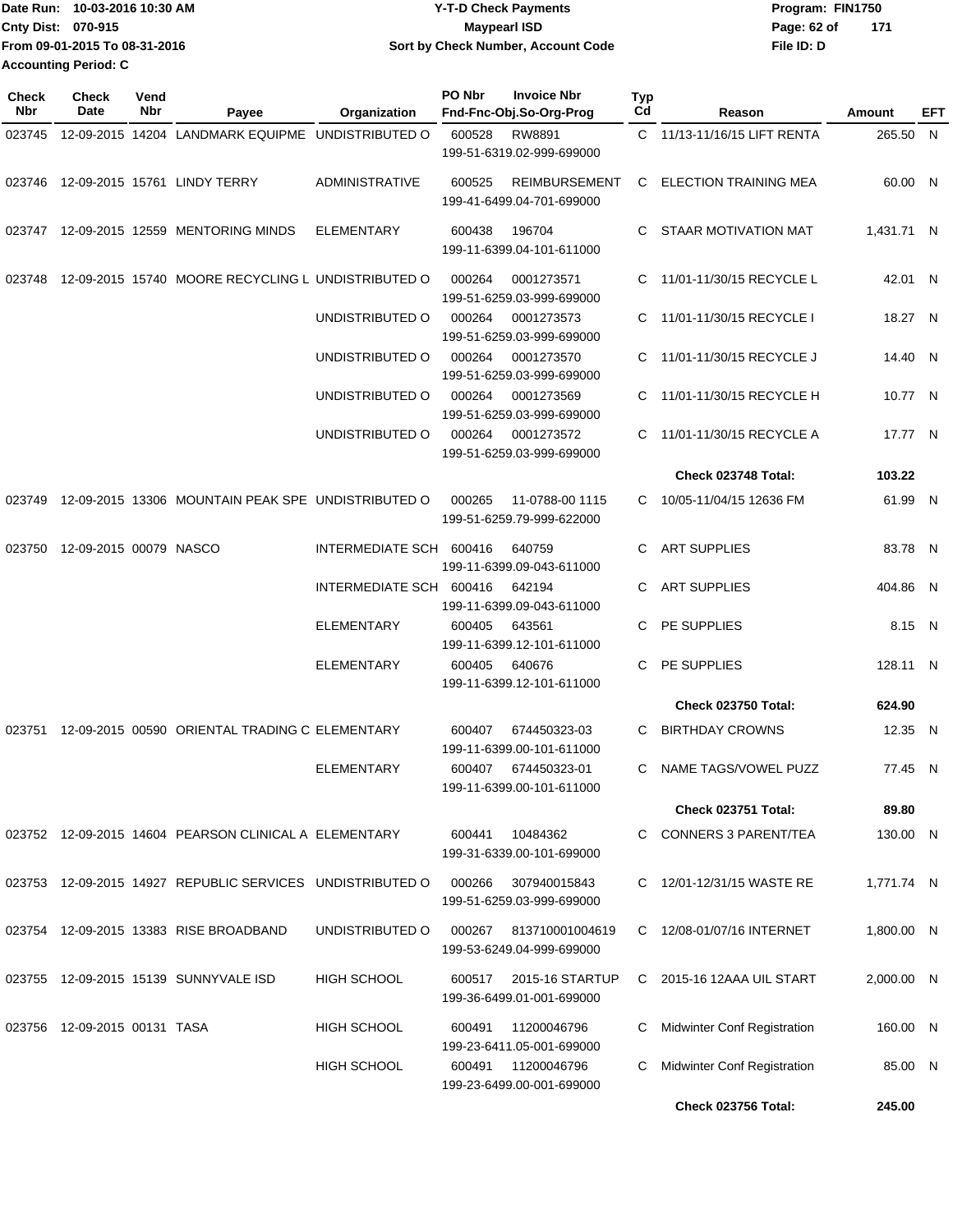Date Run: 10-03-2016 10:30 AM
Cnty Dist: 070-915
From 09-01-2015 To 08-31-2016
Accounting Period: C

**Y-T-D Check Payments**
**Maypearl ISD**
**Sort by Check Number, Account Code**

Program: FIN1750
File ID: D

| Check Nbr | Check Date | Vend Nbr | Payee | Organization | PO Nbr | Invoice Nbr / Fnd-Fnc-Obj.So-Org-Prog | Typ Cd | Reason | Amount | EFT |
|---|---|---|---|---|---|---|---|---|---|---|
| 023745 | 12-09-2015 | 14204 | LANDMARK EQUIPME | UNDISTRIBUTED O | 600528 | RW8891 199-51-6319.02-999-699000 | C | 11/13-11/16/15 LIFT RENTA | 265.50 | N |
| 023746 | 12-09-2015 | 15761 | LINDY TERRY | ADMINISTRATIVE | 600525 | REIMBURSEMENT 199-41-6499.04-701-699000 | C | ELECTION TRAINING MEA | 60.00 | N |
| 023747 | 12-09-2015 | 12559 | MENTORING MINDS | ELEMENTARY | 600438 | 196704 199-11-6399.04-101-611000 | C | STAAR MOTIVATION MAT | 1,431.71 | N |
| 023748 | 12-09-2015 | 15740 | MOORE RECYCLING L | UNDISTRIBUTED O | 000264 | 0001273571 199-51-6259.03-999-699000 | C | 11/01-11/30/15 RECYCLE L | 42.01 | N |
| | | | | UNDISTRIBUTED O | 000264 | 0001273573 199-51-6259.03-999-699000 | C | 11/01-11/30/15 RECYCLE I | 18.27 | N |
| | | | | UNDISTRIBUTED O | 000264 | 0001273570 199-51-6259.03-999-699000 | C | 11/01-11/30/15 RECYCLE J | 14.40 | N |
| | | | | UNDISTRIBUTED O | 000264 | 0001273569 199-51-6259.03-999-699000 | C | 11/01-11/30/15 RECYCLE H | 10.77 | N |
| | | | | UNDISTRIBUTED O | 000264 | 0001273572 199-51-6259.03-999-699000 | C | 11/01-11/30/15 RECYCLE A | 17.77 | N |
| | | | | | | | | **Check 023748 Total:** | **103.22** | |
| 023749 | 12-09-2015 | 13306 | MOUNTAIN PEAK SPE | UNDISTRIBUTED O | 000265 | 11-0788-00 1115 199-51-6259.79-999-622000 | C | 10/05-11/04/15 12636 FM | 61.99 | N |
| 023750 | 12-09-2015 | 00079 | NASCO | INTERMEDIATE SCH | 600416 | 640759 199-11-6399.09-043-611000 | C | ART SUPPLIES | 83.78 | N |
| | | | | INTERMEDIATE SCH | 600416 | 642194 199-11-6399.09-043-611000 | C | ART SUPPLIES | 404.86 | N |
| | | | | ELEMENTARY | 600405 | 643561 199-11-6399.12-101-611000 | C | PE SUPPLIES | 8.15 | N |
| | | | | ELEMENTARY | 600405 | 640676 199-11-6399.12-101-611000 | C | PE SUPPLIES | 128.11 | N |
| | | | | | | | | **Check 023750 Total:** | **624.90** | |
| 023751 | 12-09-2015 | 00590 | ORIENTAL TRADING C | ELEMENTARY | 600407 | 674450323-03 199-11-6399.00-101-611000 | C | BIRTHDAY CROWNS | 12.35 | N |
| | | | | ELEMENTARY | 600407 | 674450323-01 199-11-6399.00-101-611000 | C | NAME TAGS/VOWEL PUZZ | 77.45 | N |
| | | | | | | | | **Check 023751 Total:** | **89.80** | |
| 023752 | 12-09-2015 | 14604 | PEARSON CLINICAL A | ELEMENTARY | 600441 | 10484362 199-31-6339.00-101-699000 | C | CONNERS 3 PARENT/TEA | 130.00 | N |
| 023753 | 12-09-2015 | 14927 | REPUBLIC SERVICES | UNDISTRIBUTED O | 000266 | 307940015843 199-51-6259.03-999-699000 | C | 12/01-12/31/15 WASTE RE | 1,771.74 | N |
| 023754 | 12-09-2015 | 13383 | RISE BROADBAND | UNDISTRIBUTED O | 000267 | 813710001004619 199-53-6249.04-999-699000 | C | 12/08-01/07/16 INTERNET | 1,800.00 | N |
| 023755 | 12-09-2015 | 15139 | SUNNYVALE ISD | HIGH SCHOOL | 600517 | 2015-16 STARTUP 199-36-6499.01-001-699000 | C | 2015-16 12AAA UIL START | 2,000.00 | N |
| 023756 | 12-09-2015 | 00131 | TASA | HIGH SCHOOL | 600491 | 11200046796 199-23-6411.05-001-699000 | C | Midwinter Conf Registration | 160.00 | N |
| | | | | HIGH SCHOOL | 600491 | 11200046796 199-23-6499.00-001-699000 | C | Midwinter Conf Registration | 85.00 | N |
| | | | | | | | | **Check 023756 Total:** | **245.00** | |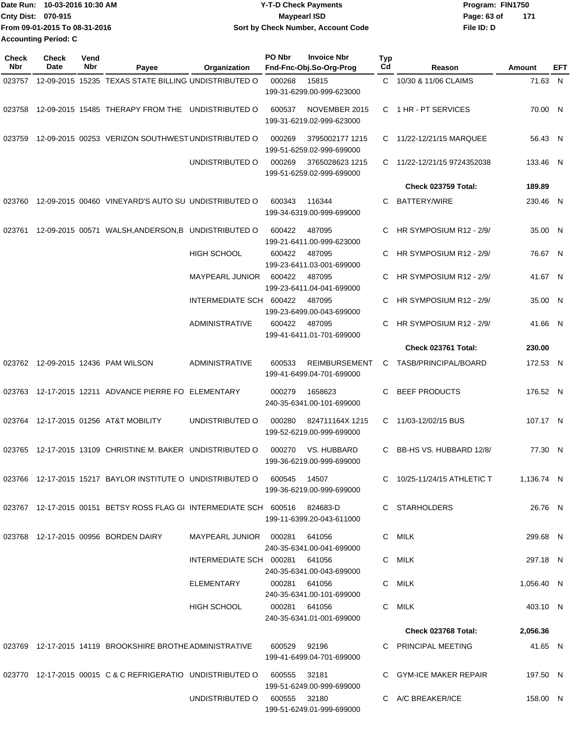Date Run: 10-03-2016 10:30 AM
Cnty Dist: 070-915
From 09-01-2015 To 08-31-2016
Accounting Period: C

# Y-T-D Check Payments
## Maypearl ISD
### Sort by Check Number, Account Code

Program: FIN1750
File ID: D

| Check Nbr | Check Date | Vend Nbr | Payee | Organization | PO Nbr | Invoice Nbr / Fnd-Fnc-Obj.So-Org-Prog | Typ Cd | Reason | Amount | EFT |
|---|---|---|---|---|---|---|---|---|---|---|
| 023757 | 12-09-2015 | 15235 | TEXAS STATE BILLING | UNDISTRIBUTED O | 000268 | 15815 199-31-6299.00-999-623000 | C | 10/30 & 11/06 CLAIMS | 71.63 | N |
| 023758 | 12-09-2015 | 15485 | THERAPY FROM THE | UNDISTRIBUTED O | 600537 | NOVEMBER 2015 199-31-6219.02-999-623000 | C | 1 HR - PT SERVICES | 70.00 | N |
| 023759 | 12-09-2015 | 00253 | VERIZON SOUTHWEST | UNDISTRIBUTED O | 000269 | 3795002177 1215 199-51-6259.02-999-699000 | C | 11/22-12/21/15 MARQUEE | 56.43 | N |
| | | | | UNDISTRIBUTED O | 000269 | 3765028623 1215 199-51-6259.02-999-699000 | C | 11/22-12/21/15 9724352038 | 133.46 | N |
| | | | | | | | | **Check 023759 Total:** | **189.89** | |
| 023760 | 12-09-2015 | 00460 | VINEYARD'S AUTO SU | UNDISTRIBUTED O | 600343 | 116344 199-34-6319.00-999-699000 | C | BATTERY/WIRE | 230.46 | N |
| 023761 | 12-09-2015 | 00571 | WALSH,ANDERSON,B | UNDISTRIBUTED O | 600422 | 487095 199-21-6411.00-999-623000 | C | HR SYMPOSIUM R12 - 2/9/ | 35.00 | N |
| | | | | HIGH SCHOOL | 600422 | 487095 199-23-6411.03-001-699000 | C | HR SYMPOSIUM R12 - 2/9/ | 76.67 | N |
| | | | | MAYPEARL JUNIOR | 600422 | 487095 199-23-6411.04-041-699000 | C | HR SYMPOSIUM R12 - 2/9/ | 41.67 | N |
| | | | | INTERMEDIATE SCH | 600422 | 487095 199-23-6499.00-043-699000 | C | HR SYMPOSIUM R12 - 2/9/ | 35.00 | N |
| | | | | ADMINISTRATIVE | 600422 | 487095 199-41-6411.01-701-699000 | C | HR SYMPOSIUM R12 - 2/9/ | 41.66 | N |
| | | | | | | | | **Check 023761 Total:** | **230.00** | |
| 023762 | 12-09-2015 | 12436 | PAM WILSON | ADMINISTRATIVE | 600533 | REIMBURSEMENT 199-41-6499.04-701-699000 | C | TASB/PRINCIPAL/BOARD | 172.53 | N |
| 023763 | 12-17-2015 | 12211 | ADVANCE PIERRE FO | ELEMENTARY | 000279 | 1658623 240-35-6341.00-101-699000 | C | BEEF PRODUCTS | 176.52 | N |
| 023764 | 12-17-2015 | 01256 | AT&T MOBILITY | UNDISTRIBUTED O | 000280 | 824711164X 1215 199-52-6219.00-999-699000 | C | 11/03-12/02/15 BUS | 107.17 | N |
| 023765 | 12-17-2015 | 13109 | CHRISTINE M. BAKER | UNDISTRIBUTED O | 000270 | VS. HUBBARD 199-36-6219.00-999-699000 | C | BB-HS VS. HUBBARD 12/8/ | 77.30 | N |
| 023766 | 12-17-2015 | 15217 | BAYLOR INSTITUTE O | UNDISTRIBUTED O | 600545 | 14507 199-36-6219.00-999-699000 | C | 10/25-11/24/15 ATHLETIC T | 1,136.74 | N |
| 023767 | 12-17-2015 | 00151 | BETSY ROSS FLAG GI | INTERMEDIATE SCH | 600516 | 824683-D 199-11-6399.20-043-611000 | C | STARHOLDERS | 26.76 | N |
| 023768 | 12-17-2015 | 00956 | BORDEN DAIRY | MAYPEARL JUNIOR | 000281 | 641056 240-35-6341.00-041-699000 | C | MILK | 299.68 | N |
| | | | | INTERMEDIATE SCH | 000281 | 641056 240-35-6341.00-043-699000 | C | MILK | 297.18 | N |
| | | | | ELEMENTARY | 000281 | 641056 240-35-6341.00-101-699000 | C | MILK | 1,056.40 | N |
| | | | | HIGH SCHOOL | 000281 | 641056 240-35-6341.01-001-699000 | C | MILK | 403.10 | N |
| | | | | | | | | **Check 023768 Total:** | **2,056.36** | |
| 023769 | 12-17-2015 | 14119 | BROOKSHIRE BROTHE | ADMINISTRATIVE | 600529 | 92196 199-41-6499.04-701-699000 | C | PRINCIPAL MEETING | 41.65 | N |
| 023770 | 12-17-2015 | 00015 | C & C REFRIGERATIO | UNDISTRIBUTED O | 600555 | 32181 199-51-6249.00-999-699000 | C | GYM-ICE MAKER REPAIR | 197.50 | N |
| | | | | UNDISTRIBUTED O | 600555 | 32180 199-51-6249.01-999-699000 | C | A/C BREAKER/ICE | 158.00 | N |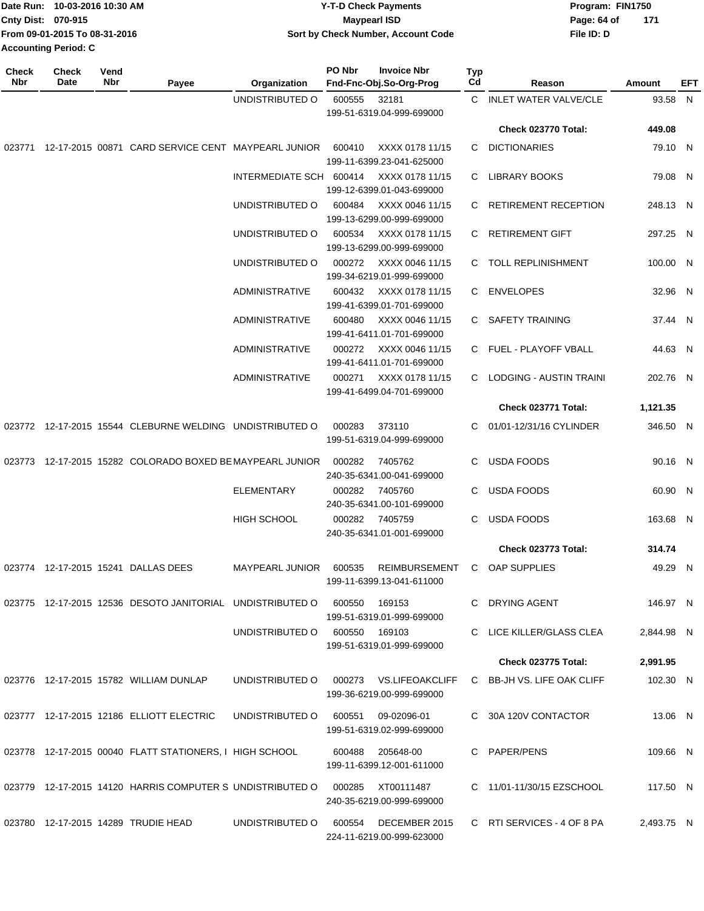Date Run: 10-03-2016 10:30 AM
Cnty Dist: 070-915
From 09-01-2015 To 08-31-2016
Accounting Period: C

**Y-T-D Check Payments**
**Maypearl ISD**
**Sort by Check Number, Account Code**

Program: FIN1750
File ID: D

| Check Nbr | Check Date | Vend Nbr | Payee | Organization | PO Nbr | Invoice Nbr / Fnd-Fnc-Obj.So-Org-Prog | Typ Cd | Reason | Amount | EFT |
|---|---|---|---|---|---|---|---|---|---|---|
| | | | | UNDISTRIBUTED O | 600555 | 32181 / 199-51-6319.04-999-699000 | C | INLET WATER VALVE/CLE | 93.58 | N |
| | | | | | | | | **Check 023770 Total:** | **449.08** | |
| 023771 | 12-17-2015 | 00871 | CARD SERVICE CENT | MAYPEARL JUNIOR | 600410 | XXXX 0178 11/15 / 199-11-6399.23-041-625000 | C | DICTIONARIES | 79.10 | N |
| | | | | INTERMEDIATE SCH | 600414 | XXXX 0178 11/15 / 199-12-6399.01-043-699000 | C | LIBRARY BOOKS | 79.08 | N |
| | | | | UNDISTRIBUTED O | 600484 | XXXX 0046 11/15 / 199-13-6299.00-999-699000 | C | RETIREMENT RECEPTION | 248.13 | N |
| | | | | UNDISTRIBUTED O | 600534 | XXXX 0178 11/15 / 199-13-6299.00-999-699000 | C | RETIREMENT GIFT | 297.25 | N |
| | | | | UNDISTRIBUTED O | 000272 | XXXX 0046 11/15 / 199-34-6219.01-999-699000 | C | TOLL REPLINISHMENT | 100.00 | N |
| | | | | ADMINISTRATIVE | 600432 | XXXX 0178 11/15 / 199-41-6399.01-701-699000 | C | ENVELOPES | 32.96 | N |
| | | | | ADMINISTRATIVE | 600480 | XXXX 0046 11/15 / 199-41-6411.01-701-699000 | C | SAFETY TRAINING | 37.44 | N |
| | | | | ADMINISTRATIVE | 000272 | XXXX 0046 11/15 / 199-41-6411.01-701-699000 | C | FUEL - PLAYOFF VBALL | 44.63 | N |
| | | | | ADMINISTRATIVE | 000271 | XXXX 0178 11/15 / 199-41-6499.04-701-699000 | C | LODGING - AUSTIN TRAINI | 202.76 | N |
| | | | | | | | | **Check 023771 Total:** | **1,121.35** | |
| 023772 | 12-17-2015 | 15544 | CLEBURNE WELDING | UNDISTRIBUTED O | 000283 | 373110 / 199-51-6319.04-999-699000 | C | 01/01-12/31/16 CYLINDER | 346.50 | N |
| 023773 | 12-17-2015 | 15282 | COLORADO BOXED BE | MAYPEARL JUNIOR | 000282 | 7405762 / 240-35-6341.00-041-699000 | C | USDA FOODS | 90.16 | N |
| | | | | ELEMENTARY | 000282 | 7405760 / 240-35-6341.00-101-699000 | C | USDA FOODS | 60.90 | N |
| | | | | HIGH SCHOOL | 000282 | 7405759 / 240-35-6341.01-001-699000 | C | USDA FOODS | 163.68 | N |
| | | | | | | | | **Check 023773 Total:** | **314.74** | |
| 023774 | 12-17-2015 | 15241 | DALLAS DEES | MAYPEARL JUNIOR | 600535 | REIMBURSEMENT / 199-11-6399.13-041-611000 | C | OAP SUPPLIES | 49.29 | N |
| 023775 | 12-17-2015 | 12536 | DESOTO JANITORIAL | UNDISTRIBUTED O | 600550 | 169153 / 199-51-6319.01-999-699000 | C | DRYING AGENT | 146.97 | N |
| | | | | UNDISTRIBUTED O | 600550 | 169103 / 199-51-6319.01-999-699000 | C | LICE KILLER/GLASS CLEA | 2,844.98 | N |
| | | | | | | | | **Check 023775 Total:** | **2,991.95** | |
| 023776 | 12-17-2015 | 15782 | WILLIAM DUNLAP | UNDISTRIBUTED O | 000273 | VS.LIFEOAKCLIFF / 199-36-6219.00-999-699000 | C | BB-JH VS. LIFE OAK CLIFF | 102.30 | N |
| 023777 | 12-17-2015 | 12186 | ELLIOTT ELECTRIC | UNDISTRIBUTED O | 600551 | 09-02096-01 / 199-51-6319.02-999-699000 | C | 30A 120V CONTACTOR | 13.06 | N |
| 023778 | 12-17-2015 | 00040 | FLATT STATIONERS, I | HIGH SCHOOL | 600488 | 205648-00 / 199-11-6399.12-001-611000 | C | PAPER/PENS | 109.66 | N |
| 023779 | 12-17-2015 | 14120 | HARRIS COMPUTER S | UNDISTRIBUTED O | 000285 | XT00111487 / 240-35-6219.00-999-699000 | C | 11/01-11/30/15 EZSCHOOL | 117.50 | N |
| 023780 | 12-17-2015 | 14289 | TRUDIE HEAD | UNDISTRIBUTED O | 600554 | DECEMBER 2015 / 224-11-6219.00-999-623000 | C | RTI SERVICES - 4 OF 8 PA | 2,493.75 | N |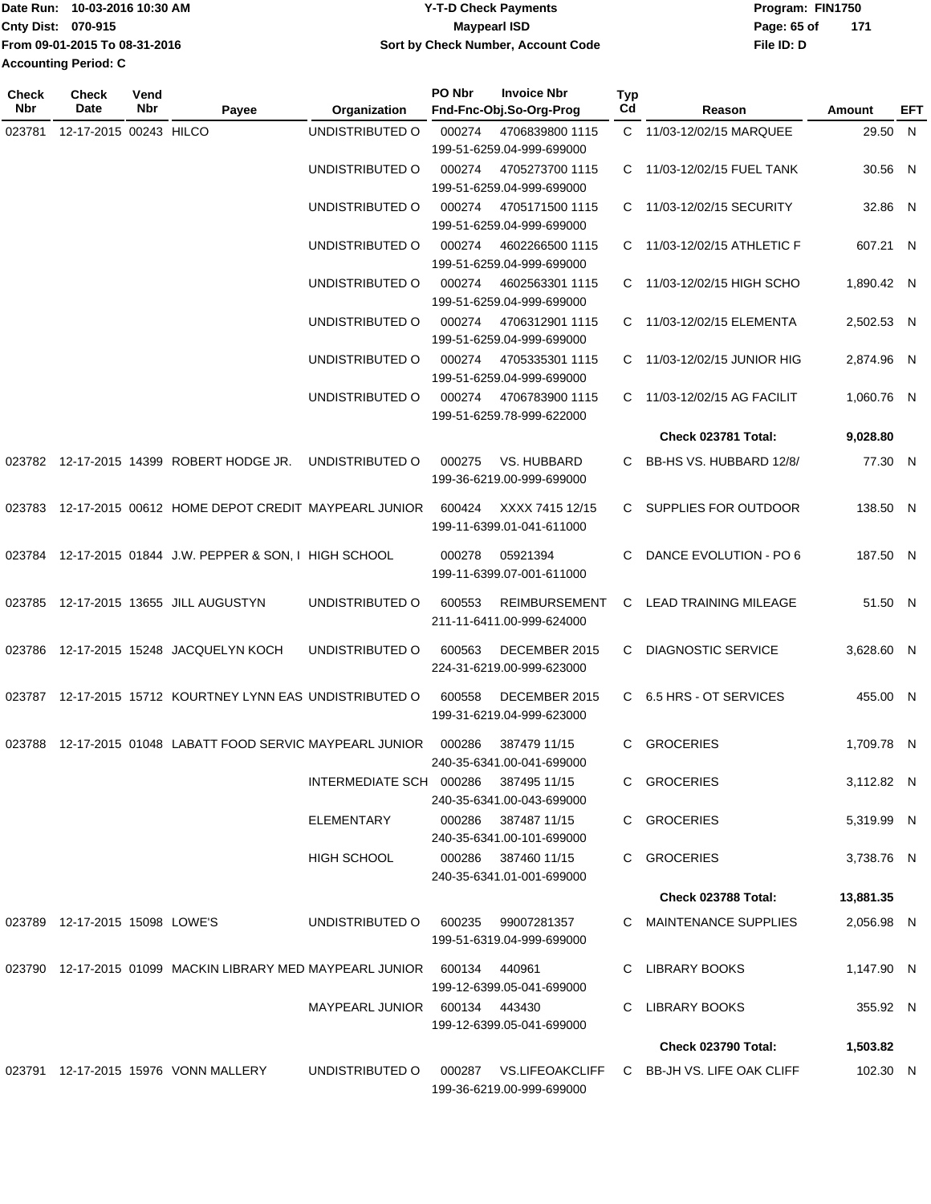Date Run: 10-03-2016 10:30 AM
Cnty Dist: 070-915
From 09-01-2015 To 08-31-2016
Accounting Period: C

**Y-T-D Check Payments**
**Maypearl ISD**
**Sort by Check Number, Account Code**

Program: FIN1750
File ID: D

| Check Nbr | Check Date | Vend Nbr | Payee | Organization | PO Nbr | Invoice Nbr Fnd-Fnc-Obj.So-Org-Prog | Typ Cd | Reason | Amount | EFT |
|---|---|---|---|---|---|---|---|---|---|---|
| 023781 | 12-17-2015 | 00243 | HILCO | UNDISTRIBUTED O | 000274 | 4706839800 1115 199-51-6259.04-999-699000 | C | 11/03-12/02/15 MARQUEE | 29.50 | N |
| | | | | UNDISTRIBUTED O | 000274 | 4705273700 1115 199-51-6259.04-999-699000 | C | 11/03-12/02/15 FUEL TANK | 30.56 | N |
| | | | | UNDISTRIBUTED O | 000274 | 4705171500 1115 199-51-6259.04-999-699000 | C | 11/03-12/02/15 SECURITY | 32.86 | N |
| | | | | UNDISTRIBUTED O | 000274 | 4602266500 1115 199-51-6259.04-999-699000 | C | 11/03-12/02/15 ATHLETIC F | 607.21 | N |
| | | | | UNDISTRIBUTED O | 000274 | 4602563301 1115 199-51-6259.04-999-699000 | C | 11/03-12/02/15 HIGH SCHO | 1,890.42 | N |
| | | | | UNDISTRIBUTED O | 000274 | 4706312901 1115 199-51-6259.04-999-699000 | C | 11/03-12/02/15 ELEMENTA | 2,502.53 | N |
| | | | | UNDISTRIBUTED O | 000274 | 4705335301 1115 199-51-6259.04-999-699000 | C | 11/03-12/02/15 JUNIOR HIG | 2,874.96 | N |
| | | | | UNDISTRIBUTED O | 000274 | 4706783900 1115 199-51-6259.78-999-622000 | C | 11/03-12/02/15 AG FACILIT | 1,060.76 | N |
| | | | | | | | | **Check 023781 Total:** | **9,028.80** | |
| 023782 | 12-17-2015 | 14399 | ROBERT HODGE JR. | UNDISTRIBUTED O | 000275 | VS. HUBBARD 199-36-6219.00-999-699000 | C | BB-HS VS. HUBBARD 12/8/ | 77.30 | N |
| 023783 | 12-17-2015 | 00612 | HOME DEPOT CREDIT | MAYPEARL JUNIOR | 600424 | XXXX 7415 12/15 199-11-6399.01-041-611000 | C | SUPPLIES FOR OUTDOOR | 138.50 | N |
| 023784 | 12-17-2015 | 01844 | J.W. PEPPER & SON, I | HIGH SCHOOL | 000278 | 05921394 199-11-6399.07-001-611000 | C | DANCE EVOLUTION - PO 6 | 187.50 | N |
| 023785 | 12-17-2015 | 13655 | JILL AUGUSTYN | UNDISTRIBUTED O | 600553 | REIMBURSEMENT 211-11-6411.00-999-624000 | C | LEAD TRAINING MILEAGE | 51.50 | N |
| 023786 | 12-17-2015 | 15248 | JACQUELYN KOCH | UNDISTRIBUTED O | 600563 | DECEMBER 2015 224-31-6219.00-999-623000 | C | DIAGNOSTIC SERVICE | 3,628.60 | N |
| 023787 | 12-17-2015 | 15712 | KOURTNEY LYNN EAS | UNDISTRIBUTED O | 600558 | DECEMBER 2015 199-31-6219.04-999-623000 | C | 6.5 HRS - OT SERVICES | 455.00 | N |
| 023788 | 12-17-2015 | 01048 | LABATT FOOD SERVIC | MAYPEARL JUNIOR | 000286 | 387479 11/15 240-35-6341.00-041-699000 | C | GROCERIES | 1,709.78 | N |
| | | | | INTERMEDIATE SCH | 000286 | 387495 11/15 240-35-6341.00-043-699000 | C | GROCERIES | 3,112.82 | N |
| | | | | ELEMENTARY | 000286 | 387487 11/15 240-35-6341.00-101-699000 | C | GROCERIES | 5,319.99 | N |
| | | | | HIGH SCHOOL | 000286 | 387460 11/15 240-35-6341.01-001-699000 | C | GROCERIES | 3,738.76 | N |
| | | | | | | | | **Check 023788 Total:** | **13,881.35** | |
| 023789 | 12-17-2015 | 15098 | LOWE'S | UNDISTRIBUTED O | 600235 | 99007281357 199-51-6319.04-999-699000 | C | MAINTENANCE SUPPLIES | 2,056.98 | N |
| 023790 | 12-17-2015 | 01099 | MACKIN LIBRARY MED | MAYPEARL JUNIOR | 600134 | 440961 199-12-6399.05-041-699000 | C | LIBRARY BOOKS | 1,147.90 | N |
| | | | | MAYPEARL JUNIOR | 600134 | 443430 199-12-6399.05-041-699000 | C | LIBRARY BOOKS | 355.92 | N |
| | | | | | | | | **Check 023790 Total:** | **1,503.82** | |
| 023791 | 12-17-2015 | 15976 | VONN MALLERY | UNDISTRIBUTED O | 000287 | VS.LIFEOAKCLIFF 199-36-6219.00-999-699000 | C | BB-JH VS. LIFE OAK CLIFF | 102.30 | N |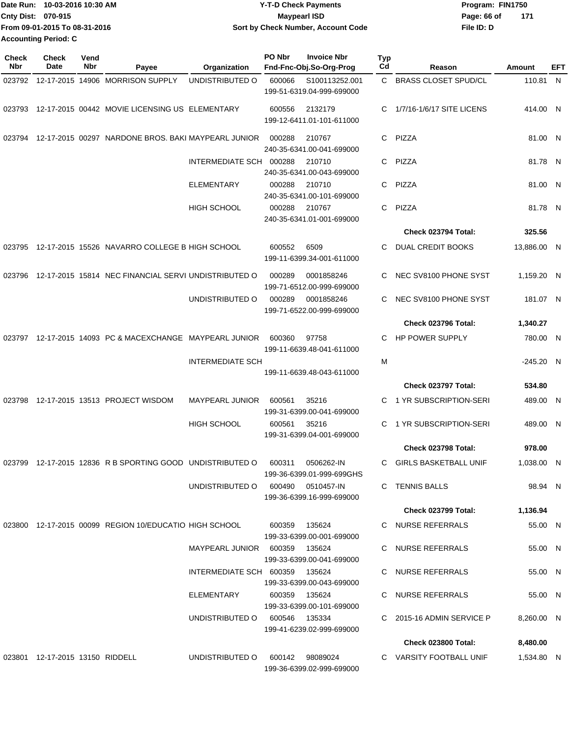Date Run: 10-03-2016 10:30 AM
Cnty Dist: 070-915
From 09-01-2015 To 08-31-2016
Accounting Period: C

**Y-T-D Check Payments**
**Maypearl ISD**
**Sort by Check Number, Account Code**

Program: FIN1750
File ID: D

| Check Nbr | Check Date | Vend Nbr | Payee | Organization | PO Nbr | Invoice Nbr / Fnd-Fnc-Obj.So-Org-Prog | Typ Cd | Reason | Amount | EFT |
|---|---|---|---|---|---|---|---|---|---|---|
| 023792 | 12-17-2015 | 14906 | MORRISON SUPPLY | UNDISTRIBUTED O | 600066 | S100113252.001 199-51-6319.04-999-699000 | C | BRASS CLOSET SPUD/CL | 110.81 | N |
| 023793 | 12-17-2015 | 00442 | MOVIE LICENSING US | ELEMENTARY | 600556 | 2132179 199-12-6411.01-101-611000 | C | 1/7/16-1/6/17 SITE LICENS | 414.00 | N |
| 023794 | 12-17-2015 | 00297 | NARDONE BROS. BAKI | MAYPEARL JUNIOR | 000288 | 210767 240-35-6341.00-041-699000 | C | PIZZA | 81.00 | N |
| | | | | INTERMEDIATE SCH | 000288 | 210710 240-35-6341.00-043-699000 | C | PIZZA | 81.78 | N |
| | | | | ELEMENTARY | 000288 | 210710 240-35-6341.00-101-699000 | C | PIZZA | 81.00 | N |
| | | | | HIGH SCHOOL | 000288 | 210767 240-35-6341.01-001-699000 | C | PIZZA | 81.78 | N |
| | | | | | | | | **Check 023794 Total:** | **325.56** | |
| 023795 | 12-17-2015 | 15526 | NAVARRO COLLEGE B | HIGH SCHOOL | 600552 | 6509 199-11-6399.34-001-611000 | C | DUAL CREDIT BOOKS | 13,886.00 | N |
| 023796 | 12-17-2015 | 15814 | NEC FINANCIAL SERVI | UNDISTRIBUTED O | 000289 | 0001858246 199-71-6512.00-999-699000 | C | NEC SV8100 PHONE SYST | 1,159.20 | N |
| | | | | UNDISTRIBUTED O | 000289 | 0001858246 199-71-6522.00-999-699000 | C | NEC SV8100 PHONE SYST | 181.07 | N |
| | | | | | | | | **Check 023796 Total:** | **1,340.27** | |
| 023797 | 12-17-2015 | 14093 | PC & MACEXCHANGE | MAYPEARL JUNIOR | 600360 | 97758 199-11-6639.48-041-611000 | C | HP POWER SUPPLY | 780.00 | N |
| | | | | INTERMEDIATE SCH | | 199-11-6639.48-043-611000 | M | | -245.20 | N |
| | | | | | | | | **Check 023797 Total:** | **534.80** | |
| 023798 | 12-17-2015 | 13513 | PROJECT WISDOM | MAYPEARL JUNIOR | 600561 | 35216 199-31-6399.00-041-699000 | C | 1 YR SUBSCRIPTION-SERI | 489.00 | N |
| | | | | HIGH SCHOOL | 600561 | 35216 199-31-6399.04-001-699000 | C | 1 YR SUBSCRIPTION-SERI | 489.00 | N |
| | | | | | | | | **Check 023798 Total:** | **978.00** | |
| 023799 | 12-17-2015 | 12836 | R B SPORTING GOOD | UNDISTRIBUTED O | 600311 | 0506262-IN 199-36-6399.01-999-699GHS | C | GIRLS BASKETBALL UNIF | 1,038.00 | N |
| | | | | UNDISTRIBUTED O | 600490 | 0510457-IN 199-36-6399.16-999-699000 | C | TENNIS BALLS | 98.94 | N |
| | | | | | | | | **Check 023799 Total:** | **1,136.94** | |
| 023800 | 12-17-2015 | 00099 | REGION 10/EDUCATIO | HIGH SCHOOL | 600359 | 135624 199-33-6399.00-001-699000 | C | NURSE REFERRALS | 55.00 | N |
| | | | | MAYPEARL JUNIOR | 600359 | 135624 199-33-6399.00-041-699000 | C | NURSE REFERRALS | 55.00 | N |
| | | | | INTERMEDIATE SCH | 600359 | 135624 199-33-6399.00-043-699000 | C | NURSE REFERRALS | 55.00 | N |
| | | | | ELEMENTARY | 600359 | 135624 199-33-6399.00-101-699000 | C | NURSE REFERRALS | 55.00 | N |
| | | | | UNDISTRIBUTED O | 600546 | 135334 199-41-6239.02-999-699000 | C | 2015-16 ADMIN SERVICE P | 8,260.00 | N |
| | | | | | | | | **Check 023800 Total:** | **8,480.00** | |
| 023801 | 12-17-2015 | 13150 | RIDDELL | UNDISTRIBUTED O | 600142 | 98089024 199-36-6399.02-999-699000 | C | VARSITY FOOTBALL UNIF | 1,534.80 | N |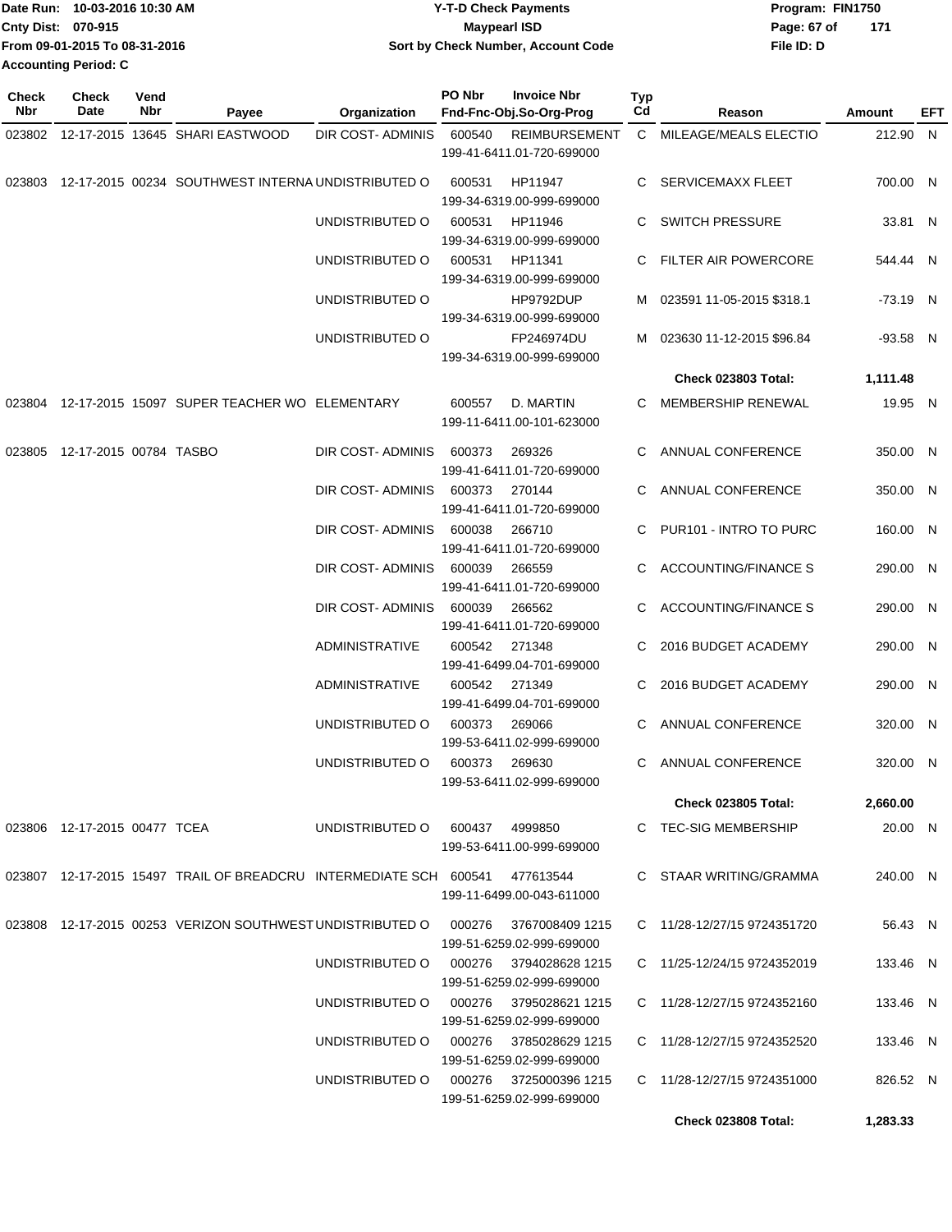Date Run: 10-03-2016 10:30 AM
Cnty Dist: 070-915
From 09-01-2015 To 08-31-2016
Accounting Period: C

**Y-T-D Check Payments**
**Maypearl ISD**
**Sort by Check Number, Account Code**

Program: FIN1750
File ID: D

| Check Nbr | Check Date | Vend Nbr | Payee | Organization | PO Nbr | Invoice Nbr / Fnd-Fnc-Obj.So-Org-Prog | Typ Cd | Reason | Amount | EFT |
|---|---|---|---|---|---|---|---|---|---|---|
| 023802 | 12-17-2015 | 13645 | SHARI EASTWOOD | DIR COST- ADMINIS | 600540 | REIMBURSEMENT 199-41-6411.01-720-699000 | C | MILEAGE/MEALS ELECTIO | 212.90 | N |
| 023803 | 12-17-2015 | 00234 | SOUTHWEST INTERNA | UNDISTRIBUTED O | 600531 | HP11947 199-34-6319.00-999-699000 | C | SERVICEMAXX FLEET | 700.00 | N |
| | | | | UNDISTRIBUTED O | 600531 | HP11946 199-34-6319.00-999-699000 | C | SWITCH PRESSURE | 33.81 | N |
| | | | | UNDISTRIBUTED O | 600531 | HP11341 199-34-6319.00-999-699000 | C | FILTER AIR POWERCORE | 544.44 | N |
| | | | | UNDISTRIBUTED O | | HP9792DUP 199-34-6319.00-999-699000 | M | 023591 11-05-2015 $318.1 | -73.19 | N |
| | | | | UNDISTRIBUTED O | | FP246974DU 199-34-6319.00-999-699000 | M | 023630 11-12-2015 $96.84 | -93.58 | N |
| | | | | | | | | **Check 023803 Total:** | **1,111.48** | |
| 023804 | 12-17-2015 | 15097 | SUPER TEACHER WO | ELEMENTARY | 600557 | D. MARTIN 199-11-6411.00-101-623000 | C | MEMBERSHIP RENEWAL | 19.95 | N |
| 023805 | 12-17-2015 | 00784 | TASBO | DIR COST- ADMINIS | 600373 | 269326 199-41-6411.01-720-699000 | C | ANNUAL CONFERENCE | 350.00 | N |
| | | | | DIR COST- ADMINIS | 600373 | 270144 199-41-6411.01-720-699000 | C | ANNUAL CONFERENCE | 350.00 | N |
| | | | | DIR COST- ADMINIS | 600038 | 266710 199-41-6411.01-720-699000 | C | PUR101 - INTRO TO PURC | 160.00 | N |
| | | | | DIR COST- ADMINIS | 600039 | 266559 199-41-6411.01-720-699000 | C | ACCOUNTING/FINANCE S | 290.00 | N |
| | | | | DIR COST- ADMINIS | 600039 | 266562 199-41-6411.01-720-699000 | C | ACCOUNTING/FINANCE S | 290.00 | N |
| | | | | ADMINISTRATIVE | 600542 | 271348 199-41-6499.04-701-699000 | C | 2016 BUDGET ACADEMY | 290.00 | N |
| | | | | ADMINISTRATIVE | 600542 | 271349 199-41-6499.04-701-699000 | C | 2016 BUDGET ACADEMY | 290.00 | N |
| | | | | UNDISTRIBUTED O | 600373 | 269066 199-53-6411.02-999-699000 | C | ANNUAL CONFERENCE | 320.00 | N |
| | | | | UNDISTRIBUTED O | 600373 | 269630 199-53-6411.02-999-699000 | C | ANNUAL CONFERENCE | 320.00 | N |
| | | | | | | | | **Check 023805 Total:** | **2,660.00** | |
| 023806 | 12-17-2015 | 00477 | TCEA | UNDISTRIBUTED O | 600437 | 4999850 199-53-6411.00-999-699000 | C | TEC-SIG MEMBERSHIP | 20.00 | N |
| 023807 | 12-17-2015 | 15497 | TRAIL OF BREADCRU | INTERMEDIATE SCH | 600541 | 477613544 199-11-6499.00-043-611000 | C | STAAR WRITING/GRAMMA | 240.00 | N |
| 023808 | 12-17-2015 | 00253 | VERIZON SOUTHWEST | UNDISTRIBUTED O | 000276 | 3767008409 1215 199-51-6259.02-999-699000 | C | 11/28-12/27/15 9724351720 | 56.43 | N |
| | | | | UNDISTRIBUTED O | 000276 | 3794028628 1215 199-51-6259.02-999-699000 | C | 11/25-12/24/15 9724352019 | 133.46 | N |
| | | | | UNDISTRIBUTED O | 000276 | 3795028621 1215 199-51-6259.02-999-699000 | C | 11/28-12/27/15 9724352160 | 133.46 | N |
| | | | | UNDISTRIBUTED O | 000276 | 3785028629 1215 199-51-6259.02-999-699000 | C | 11/28-12/27/15 9724352520 | 133.46 | N |
| | | | | UNDISTRIBUTED O | 000276 | 3725000396 1215 199-51-6259.02-999-699000 | C | 11/28-12/27/15 9724351000 | 826.52 | N |
| | | | | | | | | **Check 023808 Total:** | **1,283.33** | |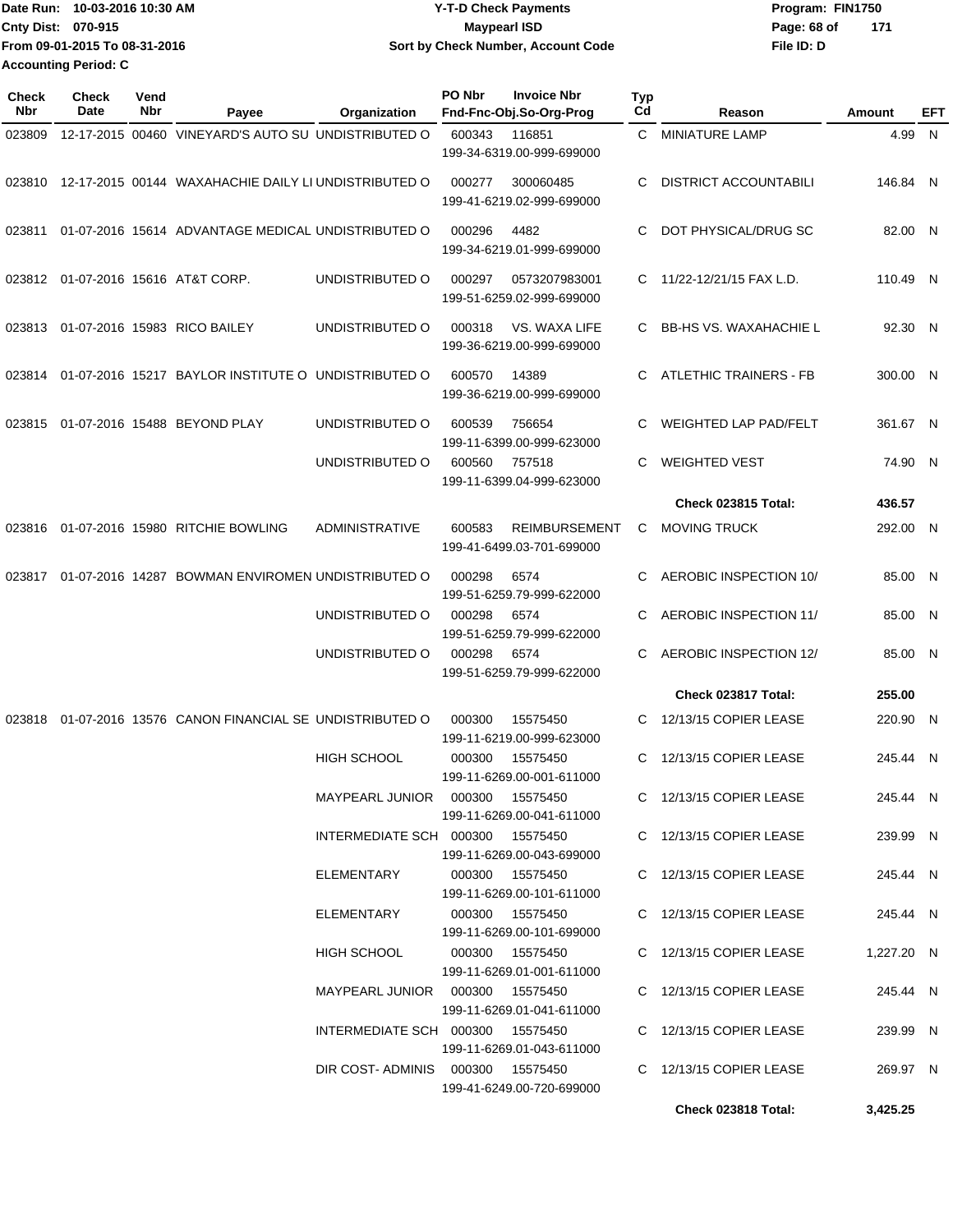Date Run: 10-03-2016 10:30 AM
Cnty Dist: 070-915
From 09-01-2015 To 08-31-2016
Accounting Period: C

**Y-T-D Check Payments**
**Maypearl ISD**
**Sort by Check Number, Account Code**

Program: FIN1750
File ID: D

| Check Nbr | Check Date | Vend Nbr | Payee | Organization | PO Nbr | Invoice Nbr / Fnd-Fnc-Obj.So-Org-Prog | Typ Cd | Reason | Amount | EFT |
|---|---|---|---|---|---|---|---|---|---|---|
| 023809 | 12-17-2015 | 00460 | VINEYARD'S AUTO SU | UNDISTRIBUTED O | 600343 | 116851 / 199-34-6319.00-999-699000 | C | MINIATURE LAMP | 4.99 | N |
| 023810 | 12-17-2015 | 00144 | WAXAHACHIE DAILY LI | UNDISTRIBUTED O | 000277 | 300060485 / 199-41-6219.02-999-699000 | C | DISTRICT ACCOUNTABILI | 146.84 | N |
| 023811 | 01-07-2016 | 15614 | ADVANTAGE MEDICAL | UNDISTRIBUTED O | 000296 | 4482 / 199-34-6219.01-999-699000 | C | DOT PHYSICAL/DRUG SC | 82.00 | N |
| 023812 | 01-07-2016 | 15616 | AT&T CORP. | UNDISTRIBUTED O | 000297 | 0573207983001 / 199-51-6259.02-999-699000 | C | 11/22-12/21/15 FAX L.D. | 110.49 | N |
| 023813 | 01-07-2016 | 15983 | RICO BAILEY | UNDISTRIBUTED O | 000318 | VS. WAXA LIFE / 199-36-6219.00-999-699000 | C | BB-HS VS. WAXAHACHIE L | 92.30 | N |
| 023814 | 01-07-2016 | 15217 | BAYLOR INSTITUTE O | UNDISTRIBUTED O | 600570 | 14389 / 199-36-6219.00-999-699000 | C | ATLETHIC TRAINERS - FB | 300.00 | N |
| 023815 | 01-07-2016 | 15488 | BEYOND PLAY | UNDISTRIBUTED O | 600539 | 756654 / 199-11-6399.00-999-623000 | C | WEIGHTED LAP PAD/FELT | 361.67 | N |
| | | | | UNDISTRIBUTED O | 600560 | 757518 / 199-11-6399.04-999-623000 | C | WEIGHTED VEST | 74.90 | N |
| | | | | | | | | **Check 023815 Total:** | **436.57** | |
| 023816 | 01-07-2016 | 15980 | RITCHIE BOWLING | ADMINISTRATIVE | 600583 | REIMBURSEMENT / 199-41-6499.03-701-699000 | C | MOVING TRUCK | 292.00 | N |
| 023817 | 01-07-2016 | 14287 | BOWMAN ENVIROMEN | UNDISTRIBUTED O | 000298 | 6574 / 199-51-6259.79-999-622000 | C | AEROBIC INSPECTION 10/ | 85.00 | N |
| | | | | UNDISTRIBUTED O | 000298 | 6574 / 199-51-6259.79-999-622000 | C | AEROBIC INSPECTION 11/ | 85.00 | N |
| | | | | UNDISTRIBUTED O | 000298 | 6574 / 199-51-6259.79-999-622000 | C | AEROBIC INSPECTION 12/ | 85.00 | N |
| | | | | | | | | **Check 023817 Total:** | **255.00** | |
| 023818 | 01-07-2016 | 13576 | CANON FINANCIAL SE | UNDISTRIBUTED O | 000300 | 15575450 / 199-11-6219.00-999-623000 | C | 12/13/15 COPIER LEASE | 220.90 | N |
| | | | | HIGH SCHOOL | 000300 | 15575450 / 199-11-6269.00-001-611000 | C | 12/13/15 COPIER LEASE | 245.44 | N |
| | | | | MAYPEARL JUNIOR | 000300 | 15575450 / 199-11-6269.00-041-611000 | C | 12/13/15 COPIER LEASE | 245.44 | N |
| | | | | INTERMEDIATE SCH | 000300 | 15575450 / 199-11-6269.00-043-699000 | C | 12/13/15 COPIER LEASE | 239.99 | N |
| | | | | ELEMENTARY | 000300 | 15575450 / 199-11-6269.00-101-611000 | C | 12/13/15 COPIER LEASE | 245.44 | N |
| | | | | ELEMENTARY | 000300 | 15575450 / 199-11-6269.00-101-699000 | C | 12/13/15 COPIER LEASE | 245.44 | N |
| | | | | HIGH SCHOOL | 000300 | 15575450 / 199-11-6269.01-001-611000 | C | 12/13/15 COPIER LEASE | 1,227.20 | N |
| | | | | MAYPEARL JUNIOR | 000300 | 15575450 / 199-11-6269.01-041-611000 | C | 12/13/15 COPIER LEASE | 245.44 | N |
| | | | | INTERMEDIATE SCH | 000300 | 15575450 / 199-11-6269.01-043-611000 | C | 12/13/15 COPIER LEASE | 239.99 | N |
| | | | | DIR COST- ADMINIS | 000300 | 15575450 / 199-41-6249.00-720-699000 | C | 12/13/15 COPIER LEASE | 269.97 | N |
| | | | | | | | | **Check 023818 Total:** | **3,425.25** | |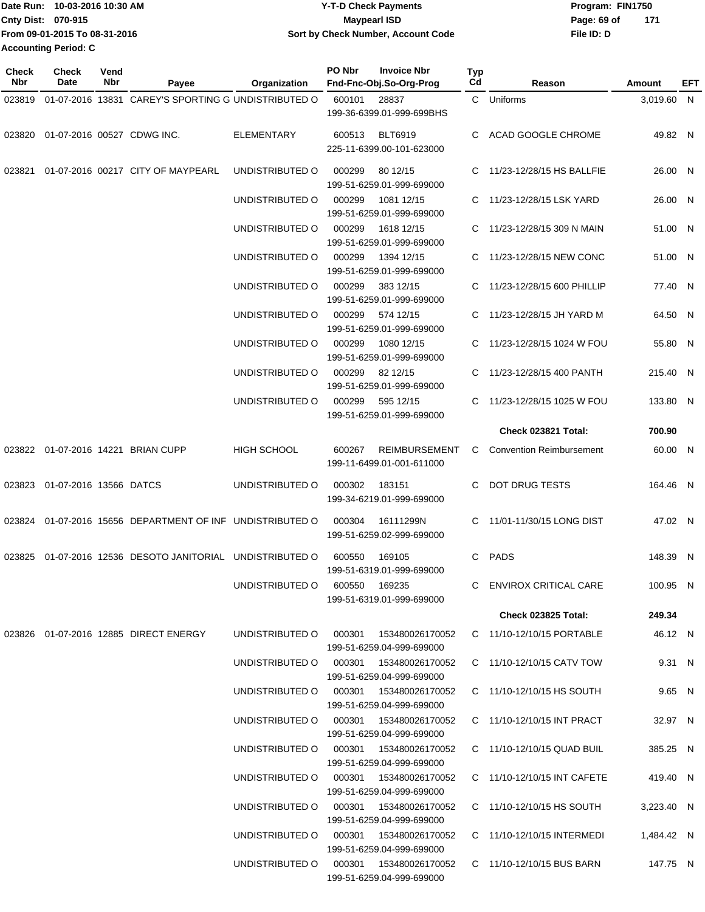Date Run: 10-03-2016 10:30 AM
Cnty Dist: 070-915
From 09-01-2015 To 08-31-2016
Accounting Period: C

**Y-T-D Check Payments**
**Maypearl ISD**
**Sort by Check Number, Account Code**

Program: FIN1750
File ID: D

| Check Nbr | Check Date | Vend Nbr | Payee | Organization | PO Nbr | Invoice Nbr / Fnd-Fnc-Obj.So-Org-Prog | Typ Cd | Reason | Amount | EFT |
|---|---|---|---|---|---|---|---|---|---|---|
| 023819 | 01-07-2016 | 13831 | CAREY'S SPORTING G | UNDISTRIBUTED O | 600101 | 28837 199-36-6399.01-999-699BHS | C | Uniforms | 3,019.60 | N |
| 023820 | 01-07-2016 | 00527 | CDWG INC. | ELEMENTARY | 600513 | BLT6919 225-11-6399.00-101-623000 | C | ACAD GOOGLE CHROME | 49.82 | N |
| 023821 | 01-07-2016 | 00217 | CITY OF MAYPEARL | UNDISTRIBUTED O | 000299 | 80 12/15 199-51-6259.01-999-699000 | C | 11/23-12/28/15 HS BALLFIE | 26.00 | N |
| | | | | UNDISTRIBUTED O | 000299 | 1081 12/15 199-51-6259.01-999-699000 | C | 11/23-12/28/15 LSK YARD | 26.00 | N |
| | | | | UNDISTRIBUTED O | 000299 | 1618 12/15 199-51-6259.01-999-699000 | C | 11/23-12/28/15 309 N MAIN | 51.00 | N |
| | | | | UNDISTRIBUTED O | 000299 | 1394 12/15 199-51-6259.01-999-699000 | C | 11/23-12/28/15 NEW CONC | 51.00 | N |
| | | | | UNDISTRIBUTED O | 000299 | 383 12/15 199-51-6259.01-999-699000 | C | 11/23-12/28/15 600 PHILLIP | 77.40 | N |
| | | | | UNDISTRIBUTED O | 000299 | 574 12/15 199-51-6259.01-999-699000 | C | 11/23-12/28/15 JH YARD M | 64.50 | N |
| | | | | UNDISTRIBUTED O | 000299 | 1080 12/15 199-51-6259.01-999-699000 | C | 11/23-12/28/15 1024 W FOU | 55.80 | N |
| | | | | UNDISTRIBUTED O | 000299 | 82 12/15 199-51-6259.01-999-699000 | C | 11/23-12/28/15 400 PANTH | 215.40 | N |
| | | | | UNDISTRIBUTED O | 000299 | 595 12/15 199-51-6259.01-999-699000 | C | 11/23-12/28/15 1025 W FOU | 133.80 | N |
| | | | | | | | | **Check 023821 Total:** | **700.90** | |
| 023822 | 01-07-2016 | 14221 | BRIAN CUPP | HIGH SCHOOL | 600267 | REIMBURSEMENT 199-11-6499.01-001-611000 | C | Convention Reimbursement | 60.00 | N |
| 023823 | 01-07-2016 | 13566 | DATCS | UNDISTRIBUTED O | 000302 | 183151 199-34-6219.01-999-699000 | C | DOT DRUG TESTS | 164.46 | N |
| 023824 | 01-07-2016 | 15656 | DEPARTMENT OF INF | UNDISTRIBUTED O | 000304 | 16111299N 199-51-6259.02-999-699000 | C | 11/01-11/30/15 LONG DIST | 47.02 | N |
| 023825 | 01-07-2016 | 12536 | DESOTO JANITORIAL | UNDISTRIBUTED O | 600550 | 169105 199-51-6319.01-999-699000 | C | PADS | 148.39 | N |
| | | | | UNDISTRIBUTED O | 600550 | 169235 199-51-6319.01-999-699000 | C | ENVIROX CRITICAL CARE | 100.95 | N |
| | | | | | | | | **Check 023825 Total:** | **249.34** | |
| 023826 | 01-07-2016 | 12885 | DIRECT ENERGY | UNDISTRIBUTED O | 000301 | 153480026170052 199-51-6259.04-999-699000 | C | 11/10-12/10/15 PORTABLE | 46.12 | N |
| | | | | UNDISTRIBUTED O | 000301 | 153480026170052 199-51-6259.04-999-699000 | C | 11/10-12/10/15 CATV TOW | 9.31 | N |
| | | | | UNDISTRIBUTED O | 000301 | 153480026170052 199-51-6259.04-999-699000 | C | 11/10-12/10/15 HS SOUTH | 9.65 | N |
| | | | | UNDISTRIBUTED O | 000301 | 153480026170052 199-51-6259.04-999-699000 | C | 11/10-12/10/15 INT PRACT | 32.97 | N |
| | | | | UNDISTRIBUTED O | 000301 | 153480026170052 199-51-6259.04-999-699000 | C | 11/10-12/10/15 QUAD BUIL | 385.25 | N |
| | | | | UNDISTRIBUTED O | 000301 | 153480026170052 199-51-6259.04-999-699000 | C | 11/10-12/10/15 INT CAFETE | 419.40 | N |
| | | | | UNDISTRIBUTED O | 000301 | 153480026170052 199-51-6259.04-999-699000 | C | 11/10-12/10/15 HS SOUTH | 3,223.40 | N |
| | | | | UNDISTRIBUTED O | 000301 | 153480026170052 199-51-6259.04-999-699000 | C | 11/10-12/10/15 INTERMEDI | 1,484.42 | N |
| | | | | UNDISTRIBUTED O | 000301 | 153480026170052 199-51-6259.04-999-699000 | C | 11/10-12/10/15 BUS BARN | 147.75 | N |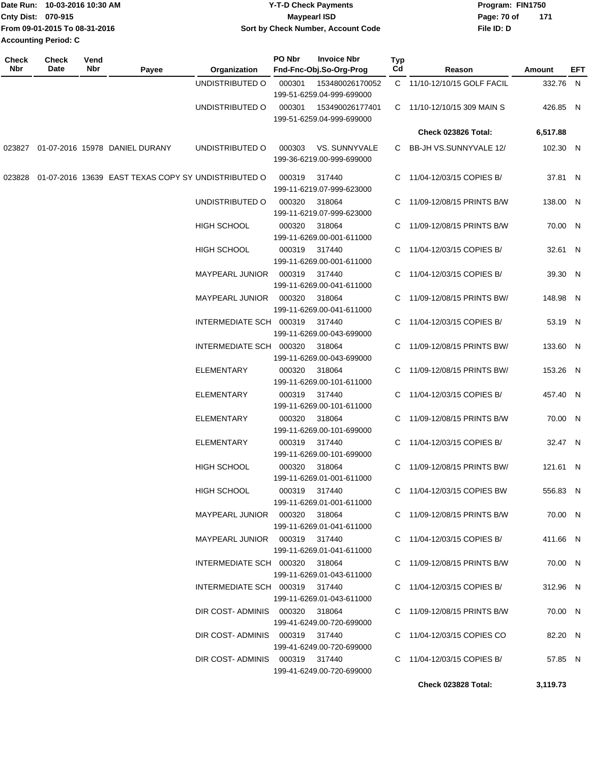| Check Nbr | Check Date | Vend Nbr | Payee | Organization | PO Nbr | Invoice Nbr Fnd-Fnc-Obj.So-Org-Prog | Typ Cd | Reason | Amount | EFT |
|---|---|---|---|---|---|---|---|---|---|---|
| | | | | UNDISTRIBUTED O | 000301 | 153480026170052 199-51-6259.04-999-699000 | C | 11/10-12/10/15 GOLF FACIL | 332.76 | N |
| | | | | UNDISTRIBUTED O | 000301 | 153490026177401 199-51-6259.04-999-699000 | C | 11/10-12/10/15 309 MAIN S | 426.85 | N |
| | | | | | | | | **Check 023826 Total:** | **6,517.88** | |
| 023827 | 01-07-2016 | 15978 | DANIEL DURANY | UNDISTRIBUTED O | 000303 | VS. SUNNYVALE 199-36-6219.00-999-699000 | C | BB-JH VS.SUNNYVALE 12/ | 102.30 | N |
| 023828 | 01-07-2016 | 13639 | EAST TEXAS COPY SY | UNDISTRIBUTED O | 000319 | 317440 199-11-6219.07-999-623000 | C | 11/04-12/03/15 COPIES B/ | 37.81 | N |
| | | | | UNDISTRIBUTED O | 000320 | 318064 199-11-6219.07-999-623000 | C | 11/09-12/08/15 PRINTS B/W | 138.00 | N |
| | | | | HIGH SCHOOL | 000320 | 318064 199-11-6269.00-001-611000 | C | 11/09-12/08/15 PRINTS B/W | 70.00 | N |
| | | | | HIGH SCHOOL | 000319 | 317440 199-11-6269.00-001-611000 | C | 11/04-12/03/15 COPIES B/ | 32.61 | N |
| | | | | MAYPEARL JUNIOR | 000319 | 317440 199-11-6269.00-041-611000 | C | 11/04-12/03/15 COPIES B/ | 39.30 | N |
| | | | | MAYPEARL JUNIOR | 000320 | 318064 199-11-6269.00-041-611000 | C | 11/09-12/08/15 PRINTS BW/ | 148.98 | N |
| | | | | INTERMEDIATE SCH | 000319 | 317440 199-11-6269.00-043-699000 | C | 11/04-12/03/15 COPIES B/ | 53.19 | N |
| | | | | INTERMEDIATE SCH | 000320 | 318064 199-11-6269.00-043-699000 | C | 11/09-12/08/15 PRINTS BW/ | 133.60 | N |
| | | | | ELEMENTARY | 000320 | 318064 199-11-6269.00-101-611000 | C | 11/09-12/08/15 PRINTS BW/ | 153.26 | N |
| | | | | ELEMENTARY | 000319 | 317440 199-11-6269.00-101-611000 | C | 11/04-12/03/15 COPIES B/ | 457.40 | N |
| | | | | ELEMENTARY | 000320 | 318064 199-11-6269.00-101-699000 | C | 11/09-12/08/15 PRINTS B/W | 70.00 | N |
| | | | | ELEMENTARY | 000319 | 317440 199-11-6269.00-101-699000 | C | 11/04-12/03/15 COPIES B/ | 32.47 | N |
| | | | | HIGH SCHOOL | 000320 | 318064 199-11-6269.01-001-611000 | C | 11/09-12/08/15 PRINTS BW/ | 121.61 | N |
| | | | | HIGH SCHOOL | 000319 | 317440 199-11-6269.01-001-611000 | C | 11/04-12/03/15 COPIES BW | 556.83 | N |
| | | | | MAYPEARL JUNIOR | 000320 | 318064 199-11-6269.01-041-611000 | C | 11/09-12/08/15 PRINTS B/W | 70.00 | N |
| | | | | MAYPEARL JUNIOR | 000319 | 317440 199-11-6269.01-041-611000 | C | 11/04-12/03/15 COPIES B/ | 411.66 | N |
| | | | | INTERMEDIATE SCH | 000320 | 318064 199-11-6269.01-043-611000 | C | 11/09-12/08/15 PRINTS B/W | 70.00 | N |
| | | | | INTERMEDIATE SCH | 000319 | 317440 199-11-6269.01-043-611000 | C | 11/04-12/03/15 COPIES B/ | 312.96 | N |
| | | | | DIR COST- ADMINIS | 000320 | 318064 199-41-6249.00-720-699000 | C | 11/09-12/08/15 PRINTS B/W | 70.00 | N |
| | | | | DIR COST- ADMINIS | 000319 | 317440 199-41-6249.00-720-699000 | C | 11/04-12/03/15 COPIES CO | 82.20 | N |
| | | | | DIR COST- ADMINIS | 000319 | 317440 199-41-6249.00-720-699000 | C | 11/04-12/03/15 COPIES B/ | 57.85 | N |
| | | | | | | | | **Check 023828 Total:** | **3,119.73** | |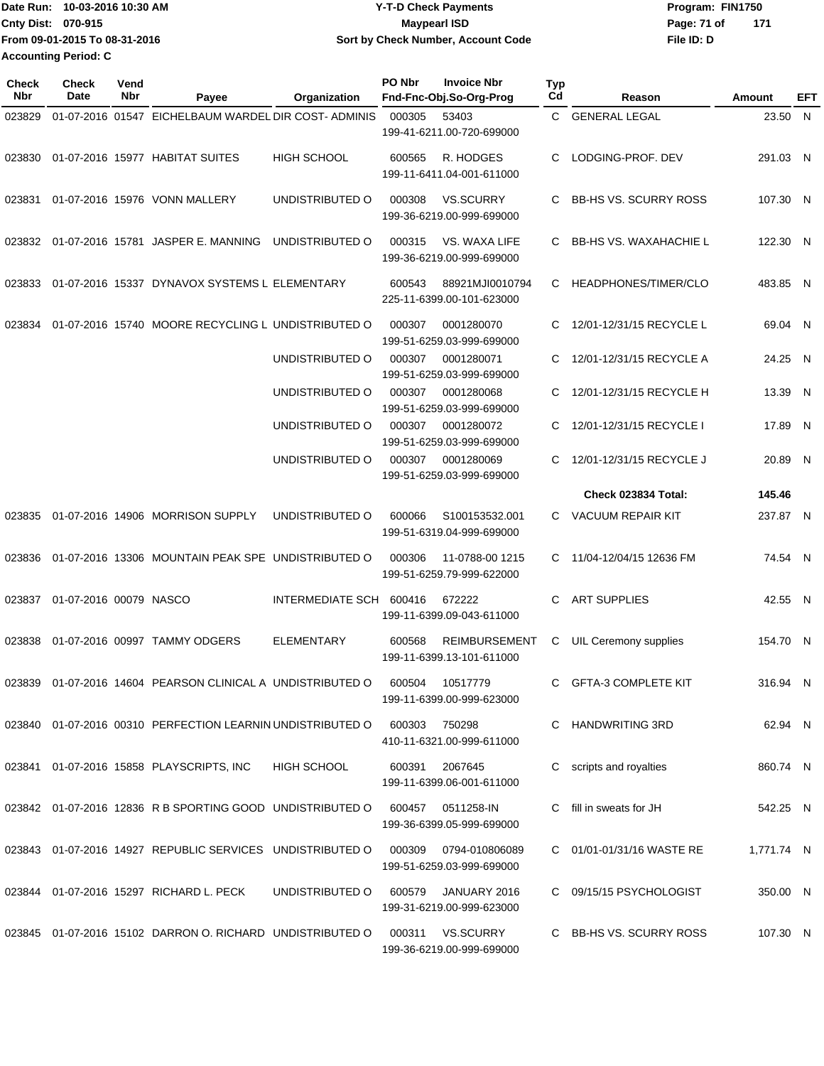Date Run: 10-03-2016 10:30 AM
Cnty Dist: 070-915
From 09-01-2015 To 08-31-2016
Accounting Period: C

# Y-T-D Check Payments
## Maypearl ISD
### Sort by Check Number, Account Code

Program: FIN1750
File ID: D

| Check Nbr | Check Date | Vend Nbr | Payee | Organization | PO Nbr | Invoice Nbr / Fnd-Fnc-Obj.So-Org-Prog | Typ Cd | Reason | Amount | EFT |
|---|---|---|---|---|---|---|---|---|---|---|
| 023829 | 01-07-2016 | 01547 | EICHELBAUM WARDEL | DIR COST- ADMINIS | 000305 | 53403 / 199-41-6211.00-720-699000 | C | GENERAL LEGAL | 23.50 | N |
| 023830 | 01-07-2016 | 15977 | HABITAT SUITES | HIGH SCHOOL | 600565 | R. HODGES / 199-11-6411.04-001-611000 | C | LODGING-PROF. DEV | 291.03 | N |
| 023831 | 01-07-2016 | 15976 | VONN MALLERY | UNDISTRIBUTED O | 000308 | VS.SCURRY / 199-36-6219.00-999-699000 | C | BB-HS VS. SCURRY ROSS | 107.30 | N |
| 023832 | 01-07-2016 | 15781 | JASPER E. MANNING | UNDISTRIBUTED O | 000315 | VS. WAXA LIFE / 199-36-6219.00-999-699000 | C | BB-HS VS. WAXAHACHIE L | 122.30 | N |
| 023833 | 01-07-2016 | 15337 | DYNAVOX SYSTEMS L | ELEMENTARY | 600543 | 88921MJI0010794 / 225-11-6399.00-101-623000 | C | HEADPHONES/TIMER/CLO | 483.85 | N |
| 023834 | 01-07-2016 | 15740 | MOORE RECYCLING L | UNDISTRIBUTED O | 000307 | 0001280070 / 199-51-6259.03-999-699000 | C | 12/01-12/31/15 RECYCLE L | 69.04 | N |
| | | | | UNDISTRIBUTED O | 000307 | 0001280071 / 199-51-6259.03-999-699000 | C | 12/01-12/31/15 RECYCLE A | 24.25 | N |
| | | | | UNDISTRIBUTED O | 000307 | 0001280068 / 199-51-6259.03-999-699000 | C | 12/01-12/31/15 RECYCLE H | 13.39 | N |
| | | | | UNDISTRIBUTED O | 000307 | 0001280072 / 199-51-6259.03-999-699000 | C | 12/01-12/31/15 RECYCLE I | 17.89 | N |
| | | | | UNDISTRIBUTED O | 000307 | 0001280069 / 199-51-6259.03-999-699000 | C | 12/01-12/31/15 RECYCLE J | 20.89 | N |
| | | | | | | | | **Check 023834 Total:** | **145.46** | |
| 023835 | 01-07-2016 | 14906 | MORRISON SUPPLY | UNDISTRIBUTED O | 600066 | S100153532.001 / 199-51-6319.04-999-699000 | C | VACUUM REPAIR KIT | 237.87 | N |
| 023836 | 01-07-2016 | 13306 | MOUNTAIN PEAK SPE | UNDISTRIBUTED O | 000306 | 11-0788-00 1215 / 199-51-6259.79-999-622000 | C | 11/04-12/04/15 12636 FM | 74.54 | N |
| 023837 | 01-07-2016 | 00079 | NASCO | INTERMEDIATE SCH | 600416 | 672222 / 199-11-6399.09-043-611000 | C | ART SUPPLIES | 42.55 | N |
| 023838 | 01-07-2016 | 00997 | TAMMY ODGERS | ELEMENTARY | 600568 | REIMBURSEMENT / 199-11-6399.13-101-611000 | C | UIL Ceremony supplies | 154.70 | N |
| 023839 | 01-07-2016 | 14604 | PEARSON CLINICAL A | UNDISTRIBUTED O | 600504 | 10517779 / 199-11-6399.00-999-623000 | C | GFTA-3 COMPLETE KIT | 316.94 | N |
| 023840 | 01-07-2016 | 00310 | PERFECTION LEARNIN | UNDISTRIBUTED O | 600303 | 750298 / 410-11-6321.00-999-611000 | C | HANDWRITING 3RD | 62.94 | N |
| 023841 | 01-07-2016 | 15858 | PLAYSCRIPTS, INC | HIGH SCHOOL | 600391 | 2067645 / 199-11-6399.06-001-611000 | C | scripts and royalties | 860.74 | N |
| 023842 | 01-07-2016 | 12836 | R B SPORTING GOOD | UNDISTRIBUTED O | 600457 | 0511258-IN / 199-36-6399.05-999-699000 | C | fill in sweats for JH | 542.25 | N |
| 023843 | 01-07-2016 | 14927 | REPUBLIC SERVICES | UNDISTRIBUTED O | 000309 | 0794-010806089 / 199-51-6259.03-999-699000 | C | 01/01-01/31/16 WASTE RE | 1,771.74 | N |
| 023844 | 01-07-2016 | 15297 | RICHARD L. PECK | UNDISTRIBUTED O | 600579 | JANUARY 2016 / 199-31-6219.00-999-623000 | C | 09/15/15 PSYCHOLOGIST | 350.00 | N |
| 023845 | 01-07-2016 | 15102 | DARRON O. RICHARD | UNDISTRIBUTED O | 000311 | VS.SCURRY / 199-36-6219.00-999-699000 | C | BB-HS VS. SCURRY ROSS | 107.30 | N |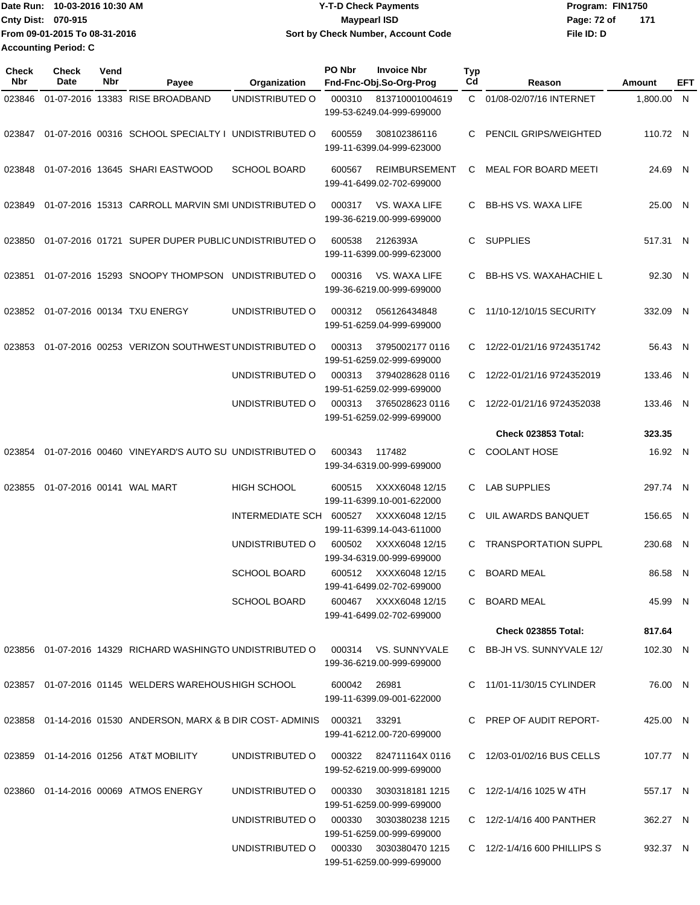Date Run: 10-03-2016 10:30 AM
Cnty Dist: 070-915
From 09-01-2015 To 08-31-2016
Accounting Period: C

**Y-T-D Check Payments**
**Maypearl ISD**
**Sort by Check Number, Account Code**

Program: FIN1750
File ID: D

| Check Nbr | Check Date | Vend Nbr | Payee | Organization | PO Nbr | Invoice Nbr / Fnd-Fnc-Obj.So-Org-Prog | Typ Cd | Reason | Amount | EFT |
|---|---|---|---|---|---|---|---|---|---|---|
| 023846 | 01-07-2016 | 13383 | RISE BROADBAND | UNDISTRIBUTED O | 000310 | 813710001004619 199-53-6249.04-999-699000 | C | 01/08-02/07/16 INTERNET | 1,800.00 | N |
| 023847 | 01-07-2016 | 00316 | SCHOOL SPECIALTY I | UNDISTRIBUTED O | 600559 | 308102386116 199-11-6399.04-999-623000 | C | PENCIL GRIPS/WEIGHTED | 110.72 | N |
| 023848 | 01-07-2016 | 13645 | SHARI EASTWOOD | SCHOOL BOARD | 600567 | REIMBURSEMENT 199-41-6499.02-702-699000 | C | MEAL FOR BOARD MEETI | 24.69 | N |
| 023849 | 01-07-2016 | 15313 | CARROLL MARVIN SMI | UNDISTRIBUTED O | 000317 | VS. WAXA LIFE 199-36-6219.00-999-699000 | C | BB-HS VS. WAXA LIFE | 25.00 | N |
| 023850 | 01-07-2016 | 01721 | SUPER DUPER PUBLIC | UNDISTRIBUTED O | 600538 | 2126393A 199-11-6399.00-999-623000 | C | SUPPLIES | 517.31 | N |
| 023851 | 01-07-2016 | 15293 | SNOOPY THOMPSON | UNDISTRIBUTED O | 000316 | VS. WAXA LIFE 199-36-6219.00-999-699000 | C | BB-HS VS. WAXAHACHIE L | 92.30 | N |
| 023852 | 01-07-2016 | 00134 | TXU ENERGY | UNDISTRIBUTED O | 000312 | 056126434848 199-51-6259.04-999-699000 | C | 11/10-12/10/15 SECURITY | 332.09 | N |
| 023853 | 01-07-2016 | 00253 | VERIZON SOUTHWEST | UNDISTRIBUTED O | 000313 | 3795002177 0116 199-51-6259.02-999-699000 | C | 12/22-01/21/16 9724351742 | 56.43 | N |
| | | | | UNDISTRIBUTED O | 000313 | 3794028628 0116 199-51-6259.02-999-699000 | C | 12/22-01/21/16 9724352019 | 133.46 | N |
| | | | | UNDISTRIBUTED O | 000313 | 3765028623 0116 199-51-6259.02-999-699000 | C | 12/22-01/21/16 9724352038 | 133.46 | N |
| | | | | | | | | **Check 023853 Total:** | **323.35** | |
| 023854 | 01-07-2016 | 00460 | VINEYARD'S AUTO SU | UNDISTRIBUTED O | 600343 | 117482 199-34-6319.00-999-699000 | C | COOLANT HOSE | 16.92 | N |
| 023855 | 01-07-2016 | 00141 | WAL MART | HIGH SCHOOL | 600515 | XXXX6048 12/15 199-11-6399.10-001-622000 | C | LAB SUPPLIES | 297.74 | N |
| | | | | INTERMEDIATE SCH | 600527 | XXXX6048 12/15 199-11-6399.14-043-611000 | C | UIL AWARDS BANQUET | 156.65 | N |
| | | | | UNDISTRIBUTED O | 600502 | XXXX6048 12/15 199-34-6319.00-999-699000 | C | TRANSPORTATION SUPPL | 230.68 | N |
| | | | | SCHOOL BOARD | 600512 | XXXX6048 12/15 199-41-6499.02-702-699000 | C | BOARD MEAL | 86.58 | N |
| | | | | SCHOOL BOARD | 600467 | XXXX6048 12/15 199-41-6499.02-702-699000 | C | BOARD MEAL | 45.99 | N |
| | | | | | | | | **Check 023855 Total:** | **817.64** | |
| 023856 | 01-07-2016 | 14329 | RICHARD WASHINGTO | UNDISTRIBUTED O | 000314 | VS. SUNNYVALE 199-36-6219.00-999-699000 | C | BB-JH VS. SUNNYVALE 12/ | 102.30 | N |
| 023857 | 01-07-2016 | 01145 | WELDERS WAREHOUS | HIGH SCHOOL | 600042 | 26981 199-11-6399.09-001-622000 | C | 11/01-11/30/15 CYLINDER | 76.00 | N |
| 023858 | 01-14-2016 | 01530 | ANDERSON, MARX & B | DIR COST- ADMINIS | 000321 | 33291 199-41-6212.00-720-699000 | C | PREP OF AUDIT REPORT- | 425.00 | N |
| 023859 | 01-14-2016 | 01256 | AT&T MOBILITY | UNDISTRIBUTED O | 000322 | 824711164X 0116 199-52-6219.00-999-699000 | C | 12/03-01/02/16 BUS CELLS | 107.77 | N |
| 023860 | 01-14-2016 | 00069 | ATMOS ENERGY | UNDISTRIBUTED O | 000330 | 3030318181 1215 199-51-6259.00-999-699000 | C | 12/2-1/4/16 1025 W 4TH | 557.17 | N |
| | | | | UNDISTRIBUTED O | 000330 | 3030380238 1215 199-51-6259.00-999-699000 | C | 12/2-1/4/16 400 PANTHER | 362.27 | N |
| | | | | UNDISTRIBUTED O | 000330 | 3030380470 1215 199-51-6259.00-999-699000 | C | 12/2-1/4/16 600 PHILLIPS S | 932.37 | N |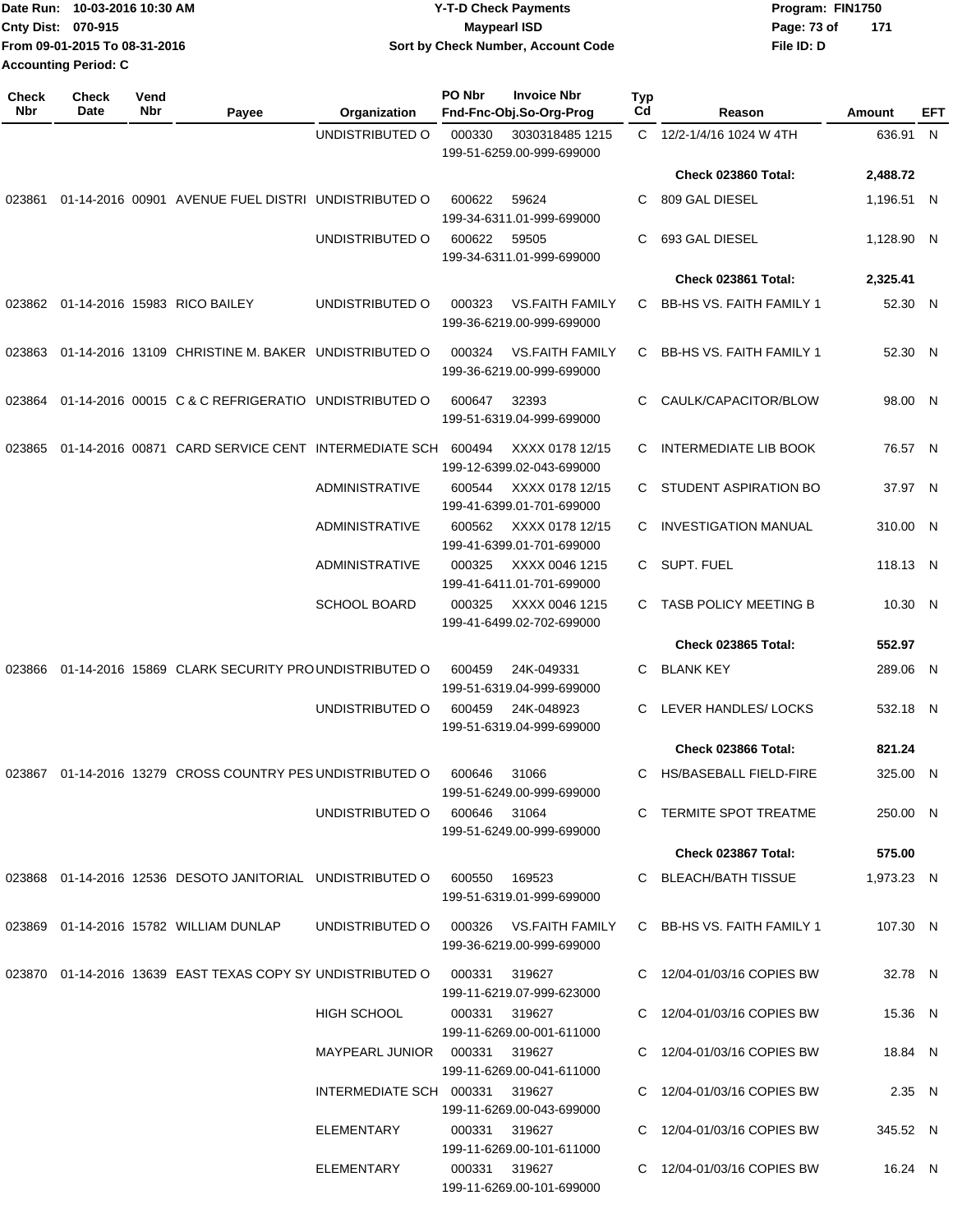Date Run: 10-03-2016 10:30 AM
Cnty Dist: 070-915
From 09-01-2015 To 08-31-2016
Accounting Period: C

# Y-T-D Check Payments
## Maypearl ISD
### Sort by Check Number, Account Code

Program: FIN1750
File ID: D

| Check Nbr | Check Date | Vend Nbr | Payee | Organization | PO Nbr / Fnd-Fnc-Obj.So-Org-Prog | Invoice Nbr | Typ Cd | Reason | Amount | EFT |
|---|---|---|---|---|---|---|---|---|---|---|
| | | | | UNDISTRIBUTED O | 000330 199-51-6259.00-999-699000 | 3030318485 1215 | C | 12/2-1/4/16 1024 W 4TH | 636.91 | N |
| | | | | | | | | Check 023860 Total: | 2,488.72 | |
| 023861 | 01-14-2016 | 00901 | AVENUE FUEL DISTRI | UNDISTRIBUTED O | 600622 199-34-6311.01-999-699000 | 59624 | C | 809 GAL DIESEL | 1,196.51 | N |
| | | | | UNDISTRIBUTED O | 600622 199-34-6311.01-999-699000 | 59505 | C | 693 GAL DIESEL | 1,128.90 | N |
| | | | | | | | | Check 023861 Total: | 2,325.41 | |
| 023862 | 01-14-2016 | 15983 | RICO BAILEY | UNDISTRIBUTED O | 000323 199-36-6219.00-999-699000 | VS.FAITH FAMILY | C | BB-HS VS. FAITH FAMILY 1 | 52.30 | N |
| 023863 | 01-14-2016 | 13109 | CHRISTINE M. BAKER | UNDISTRIBUTED O | 000324 199-36-6219.00-999-699000 | VS.FAITH FAMILY | C | BB-HS VS. FAITH FAMILY 1 | 52.30 | N |
| 023864 | 01-14-2016 | 00015 | C & C REFRIGERATIO | UNDISTRIBUTED O | 600647 199-51-6319.04-999-699000 | 32393 | C | CAULK/CAPACITOR/BLOW | 98.00 | N |
| 023865 | 01-14-2016 | 00871 | CARD SERVICE CENT | INTERMEDIATE SCH | 600494 199-12-6399.02-043-699000 | XXXX 0178 12/15 | C | INTERMEDIATE LIB BOOK | 76.57 | N |
| | | | | ADMINISTRATIVE | 600544 199-41-6399.01-701-699000 | XXXX 0178 12/15 | C | STUDENT ASPIRATION BO | 37.97 | N |
| | | | | ADMINISTRATIVE | 600562 199-41-6399.01-701-699000 | XXXX 0178 12/15 | C | INVESTIGATION MANUAL | 310.00 | N |
| | | | | ADMINISTRATIVE | 000325 199-41-6411.01-701-699000 | XXXX 0046 1215 | C | SUPT. FUEL | 118.13 | N |
| | | | | SCHOOL BOARD | 000325 199-41-6499.02-702-699000 | XXXX 0046 1215 | C | TASB POLICY MEETING B | 10.30 | N |
| | | | | | | | | Check 023865 Total: | 552.97 | |
| 023866 | 01-14-2016 | 15869 | CLARK SECURITY PRO | UNDISTRIBUTED O | 600459 199-51-6319.04-999-699000 | 24K-049331 | C | BLANK KEY | 289.06 | N |
| | | | | UNDISTRIBUTED O | 600459 199-51-6319.04-999-699000 | 24K-048923 | C | LEVER HANDLES/ LOCKS | 532.18 | N |
| | | | | | | | | Check 023866 Total: | 821.24 | |
| 023867 | 01-14-2016 | 13279 | CROSS COUNTRY PES | UNDISTRIBUTED O | 600646 199-51-6249.00-999-699000 | 31066 | C | HS/BASEBALL FIELD-FIRE | 325.00 | N |
| | | | | UNDISTRIBUTED O | 600646 199-51-6249.00-999-699000 | 31064 | C | TERMITE SPOT TREATME | 250.00 | N |
| | | | | | | | | Check 023867 Total: | 575.00 | |
| 023868 | 01-14-2016 | 12536 | DESOTO JANITORIAL | UNDISTRIBUTED O | 600550 199-51-6319.01-999-699000 | 169523 | C | BLEACH/BATH TISSUE | 1,973.23 | N |
| 023869 | 01-14-2016 | 15782 | WILLIAM DUNLAP | UNDISTRIBUTED O | 000326 199-36-6219.00-999-699000 | VS.FAITH FAMILY | C | BB-HS VS. FAITH FAMILY 1 | 107.30 | N |
| 023870 | 01-14-2016 | 13639 | EAST TEXAS COPY SY | UNDISTRIBUTED O | 000331 199-11-6219.07-999-623000 | 319627 | C | 12/04-01/03/16 COPIES BW | 32.78 | N |
| | | | | HIGH SCHOOL | 000331 199-11-6269.00-001-611000 | 319627 | C | 12/04-01/03/16 COPIES BW | 15.36 | N |
| | | | | MAYPEARL JUNIOR | 000331 199-11-6269.00-041-611000 | 319627 | C | 12/04-01/03/16 COPIES BW | 18.84 | N |
| | | | | INTERMEDIATE SCH | 000331 199-11-6269.00-043-699000 | 319627 | C | 12/04-01/03/16 COPIES BW | 2.35 | N |
| | | | | ELEMENTARY | 000331 199-11-6269.00-101-611000 | 319627 | C | 12/04-01/03/16 COPIES BW | 345.52 | N |
| | | | | ELEMENTARY | 000331 199-11-6269.00-101-699000 | 319627 | C | 12/04-01/03/16 COPIES BW | 16.24 | N |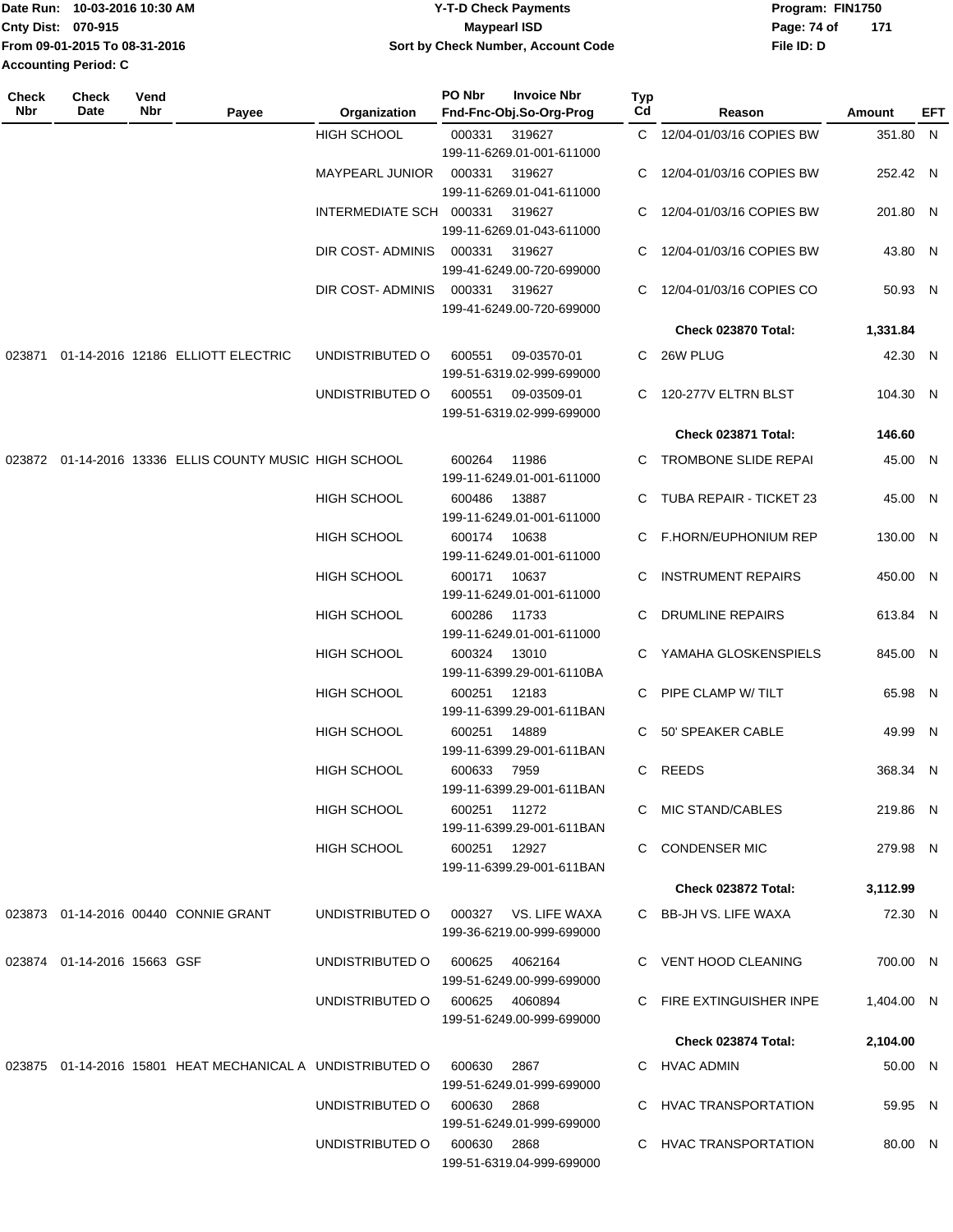Date Run: 10-03-2016 10:30 AM
Cnty Dist: 070-915
From 09-01-2015 To 08-31-2016
Accounting Period: C

**Y-T-D Check Payments**
**Maypearl ISD**
**Sort by Check Number, Account Code**

Program: FIN1750
File ID: D

| Check Nbr | Check Date | Vend Nbr | Payee | Organization | PO Nbr | Invoice Nbr / Fnd-Fnc-Obj.So-Org-Prog | Typ Cd | Reason | Amount | EFT |
|---|---|---|---|---|---|---|---|---|---|---|
| | | | | HIGH SCHOOL | 000331 | 319627 199-11-6269.01-001-611000 | C | 12/04-01/03/16 COPIES BW | 351.80 | N |
| | | | | MAYPEARL JUNIOR | 000331 | 319627 199-11-6269.01-041-611000 | C | 12/04-01/03/16 COPIES BW | 252.42 | N |
| | | | | INTERMEDIATE SCH | 000331 | 319627 199-11-6269.01-043-611000 | C | 12/04-01/03/16 COPIES BW | 201.80 | N |
| | | | | DIR COST- ADMINIS | 000331 | 319627 199-41-6249.00-720-699000 | C | 12/04-01/03/16 COPIES BW | 43.80 | N |
| | | | | DIR COST- ADMINIS | 000331 | 319627 199-41-6249.00-720-699000 | C | 12/04-01/03/16 COPIES CO | 50.93 | N |
| | | | | | | | | **Check 023870 Total:** | **1,331.84** | |
| 023871 | 01-14-2016 | 12186 | ELLIOTT ELECTRIC | UNDISTRIBUTED O | 600551 | 09-03570-01 199-51-6319.02-999-699000 | C | 26W PLUG | 42.30 | N |
| | | | | UNDISTRIBUTED O | 600551 | 09-03509-01 199-51-6319.02-999-699000 | C | 120-277V ELTRN BLST | 104.30 | N |
| | | | | | | | | **Check 023871 Total:** | **146.60** | |
| 023872 | 01-14-2016 | 13336 | ELLIS COUNTY MUSIC | HIGH SCHOOL | 600264 | 11986 199-11-6249.01-001-611000 | C | TROMBONE SLIDE REPAI | 45.00 | N |
| | | | | HIGH SCHOOL | 600486 | 13887 199-11-6249.01-001-611000 | C | TUBA REPAIR - TICKET 23 | 45.00 | N |
| | | | | HIGH SCHOOL | 600174 | 10638 199-11-6249.01-001-611000 | C | F.HORN/EUPHONIUM REP | 130.00 | N |
| | | | | HIGH SCHOOL | 600171 | 10637 199-11-6249.01-001-611000 | C | INSTRUMENT REPAIRS | 450.00 | N |
| | | | | HIGH SCHOOL | 600286 | 11733 199-11-6249.01-001-611000 | C | DRUMLINE REPAIRS | 613.84 | N |
| | | | | HIGH SCHOOL | 600324 | 13010 199-11-6399.29-001-6110BA | C | YAMAHA GLOSKENSPIELS | 845.00 | N |
| | | | | HIGH SCHOOL | 600251 | 12183 199-11-6399.29-001-611BAN | C | PIPE CLAMP W/ TILT | 65.98 | N |
| | | | | HIGH SCHOOL | 600251 | 14889 199-11-6399.29-001-611BAN | C | 50' SPEAKER CABLE | 49.99 | N |
| | | | | HIGH SCHOOL | 600633 | 7959 199-11-6399.29-001-611BAN | C | REEDS | 368.34 | N |
| | | | | HIGH SCHOOL | 600251 | 11272 199-11-6399.29-001-611BAN | C | MIC STAND/CABLES | 219.86 | N |
| | | | | HIGH SCHOOL | 600251 | 12927 199-11-6399.29-001-611BAN | C | CONDENSER MIC | 279.98 | N |
| | | | | | | | | **Check 023872 Total:** | **3,112.99** | |
| 023873 | 01-14-2016 | 00440 | CONNIE GRANT | UNDISTRIBUTED O | 000327 | VS. LIFE WAXA 199-36-6219.00-999-699000 | C | BB-JH VS. LIFE WAXA | 72.30 | N |
| 023874 | 01-14-2016 | 15663 | GSF | UNDISTRIBUTED O | 600625 | 4062164 199-51-6249.00-999-699000 | C | VENT HOOD CLEANING | 700.00 | N |
| | | | | UNDISTRIBUTED O | 600625 | 4060894 199-51-6249.00-999-699000 | C | FIRE EXTINGUISHER INPE | 1,404.00 | N |
| | | | | | | | | **Check 023874 Total:** | **2,104.00** | |
| 023875 | 01-14-2016 | 15801 | HEAT MECHANICAL A | UNDISTRIBUTED O | 600630 | 2867 199-51-6249.01-999-699000 | C | HVAC ADMIN | 50.00 | N |
| | | | | UNDISTRIBUTED O | 600630 | 2868 199-51-6249.01-999-699000 | C | HVAC TRANSPORTATION | 59.95 | N |
| | | | | UNDISTRIBUTED O | 600630 | 2868 199-51-6319.04-999-699000 | C | HVAC TRANSPORTATION | 80.00 | N |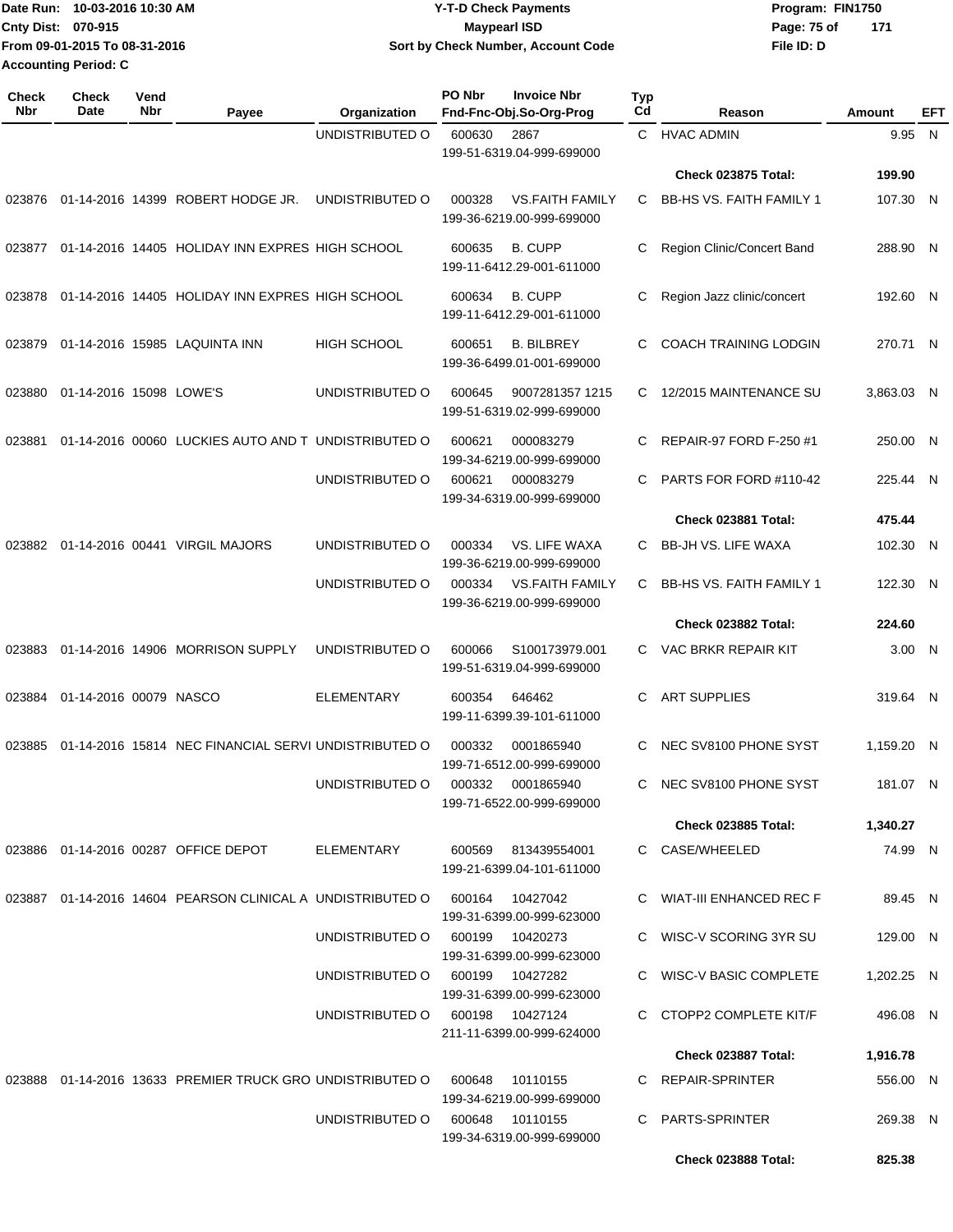Date Run: 10-03-2016 10:30 AM
Cnty Dist: 070-915
From 09-01-2015 To 08-31-2016
Accounting Period: C

**Y-T-D Check Payments**
**Maypearl ISD**
**Sort by Check Number, Account Code**

Program: FIN1750
File ID: D

| Check Nbr | Check Date | Vend Nbr | Payee | Organization | PO Nbr | Invoice Nbr / Fnd-Fnc-Obj.So-Org-Prog | Typ Cd | Reason | Amount | EFT |
|---|---|---|---|---|---|---|---|---|---|---|
| | | | | UNDISTRIBUTED O | 600630 | 2867 / 199-51-6319.04-999-699000 | C | HVAC ADMIN | 9.95 | N |
| | | | | | | | | **Check 023875 Total:** | **199.90** | |
| 023876 | 01-14-2016 | 14399 | ROBERT HODGE JR. | UNDISTRIBUTED O | 000328 | VS.FAITH FAMILY / 199-36-6219.00-999-699000 | C | BB-HS VS. FAITH FAMILY 1 | 107.30 | N |
| 023877 | 01-14-2016 | 14405 | HOLIDAY INN EXPRES | HIGH SCHOOL | 600635 | B. CUPP / 199-11-6412.29-001-611000 | C | Region Clinic/Concert Band | 288.90 | N |
| 023878 | 01-14-2016 | 14405 | HOLIDAY INN EXPRES | HIGH SCHOOL | 600634 | B. CUPP / 199-11-6412.29-001-611000 | C | Region Jazz clinic/concert | 192.60 | N |
| 023879 | 01-14-2016 | 15985 | LAQUINTA INN | HIGH SCHOOL | 600651 | B. BILBREY / 199-36-6499.01-001-699000 | C | COACH TRAINING LODGIN | 270.71 | N |
| 023880 | 01-14-2016 | 15098 | LOWE'S | UNDISTRIBUTED O | 600645 | 9007281357 1215 / 199-51-6319.02-999-699000 | C | 12/2015 MAINTENANCE SU | 3,863.03 | N |
| 023881 | 01-14-2016 | 00060 | LUCKIES AUTO AND T | UNDISTRIBUTED O | 600621 | 000083279 / 199-34-6219.00-999-699000 | C | REPAIR-97 FORD F-250 #1 | 250.00 | N |
| | | | | UNDISTRIBUTED O | 600621 | 000083279 / 199-34-6319.00-999-699000 | C | PARTS FOR FORD #110-42 | 225.44 | N |
| | | | | | | | | **Check 023881 Total:** | **475.44** | |
| 023882 | 01-14-2016 | 00441 | VIRGIL MAJORS | UNDISTRIBUTED O | 000334 | VS. LIFE WAXA / 199-36-6219.00-999-699000 | C | BB-JH VS. LIFE WAXA | 102.30 | N |
| | | | | UNDISTRIBUTED O | 000334 | VS.FAITH FAMILY / 199-36-6219.00-999-699000 | C | BB-HS VS. FAITH FAMILY 1 | 122.30 | N |
| | | | | | | | | **Check 023882 Total:** | **224.60** | |
| 023883 | 01-14-2016 | 14906 | MORRISON SUPPLY | UNDISTRIBUTED O | 600066 | S100173979.001 / 199-51-6319.04-999-699000 | C | VAC BRKR REPAIR KIT | 3.00 | N |
| 023884 | 01-14-2016 | 00079 | NASCO | ELEMENTARY | 600354 | 646462 / 199-11-6399.39-101-611000 | C | ART SUPPLIES | 319.64 | N |
| 023885 | 01-14-2016 | 15814 | NEC FINANCIAL SERVI | UNDISTRIBUTED O | 000332 | 0001865940 / 199-71-6512.00-999-699000 | C | NEC SV8100 PHONE SYST | 1,159.20 | N |
| | | | | UNDISTRIBUTED O | 000332 | 0001865940 / 199-71-6522.00-999-699000 | C | NEC SV8100 PHONE SYST | 181.07 | N |
| | | | | | | | | **Check 023885 Total:** | **1,340.27** | |
| 023886 | 01-14-2016 | 00287 | OFFICE DEPOT | ELEMENTARY | 600569 | 813439554001 / 199-21-6399.04-101-611000 | C | CASE/WHEELED | 74.99 | N |
| 023887 | 01-14-2016 | 14604 | PEARSON CLINICAL A | UNDISTRIBUTED O | 600164 | 10427042 / 199-31-6399.00-999-623000 | C | WIAT-III ENHANCED REC F | 89.45 | N |
| | | | | UNDISTRIBUTED O | 600199 | 10420273 / 199-31-6399.00-999-623000 | C | WISC-V SCORING 3YR SU | 129.00 | N |
| | | | | UNDISTRIBUTED O | 600199 | 10427282 / 199-31-6399.00-999-623000 | C | WISC-V BASIC COMPLETE | 1,202.25 | N |
| | | | | UNDISTRIBUTED O | 600198 | 10427124 / 211-11-6399.00-999-624000 | C | CTOPP2 COMPLETE KIT/F | 496.08 | N |
| | | | | | | | | **Check 023887 Total:** | **1,916.78** | |
| 023888 | 01-14-2016 | 13633 | PREMIER TRUCK GRO | UNDISTRIBUTED O | 600648 | 10110155 / 199-34-6219.00-999-699000 | C | REPAIR-SPRINTER | 556.00 | N |
| | | | | UNDISTRIBUTED O | 600648 | 10110155 / 199-34-6319.00-999-699000 | C | PARTS-SPRINTER | 269.38 | N |
| | | | | | | | | **Check 023888 Total:** | **825.38** | |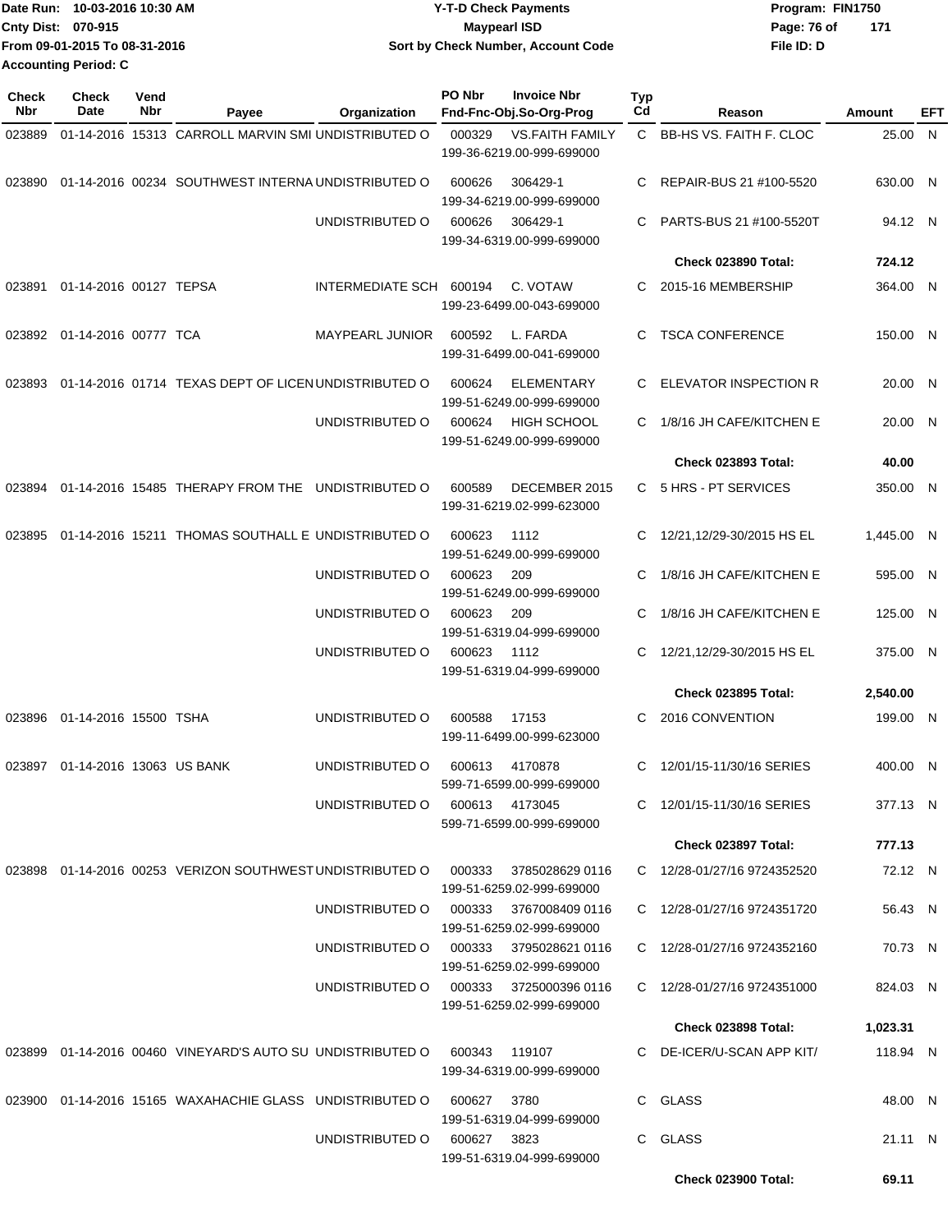Date Run: 10-03-2016 10:30 AM
Cnty Dist: 070-915
From 09-01-2015 To 08-31-2016
Accounting Period: C

# Y-T-D Check Payments
## Maypearl ISD
### Sort by Check Number, Account Code

Program: FIN1750
File ID: D

| Check Nbr | Check Date | Vend Nbr | Payee | Organization | PO Nbr | Invoice Nbr / Fnd-Fnc-Obj.So-Org-Prog | Typ Cd | Reason | Amount | EFT |
|---|---|---|---|---|---|---|---|---|---|---|
| 023889 | 01-14-2016 | 15313 | CARROLL MARVIN SMI | UNDISTRIBUTED O | 000329 | VS.FAITH FAMILY 199-36-6219.00-999-699000 | C | BB-HS VS. FAITH F. CLOC | 25.00 | N |
| 023890 | 01-14-2016 | 00234 | SOUTHWEST INTERNA | UNDISTRIBUTED O | 600626 | 306429-1 199-34-6219.00-999-699000 | C | REPAIR-BUS 21 #100-5520 | 630.00 | N |
| | | | | UNDISTRIBUTED O | 600626 | 306429-1 199-34-6319.00-999-699000 | C | PARTS-BUS 21 #100-5520T | 94.12 | N |
| | | | | | | | | **Check 023890 Total:** | **724.12** | |
| 023891 | 01-14-2016 | 00127 | TEPSA | INTERMEDIATE SCH | 600194 | C. VOTAW 199-23-6499.00-043-699000 | C | 2015-16 MEMBERSHIP | 364.00 | N |
| 023892 | 01-14-2016 | 00777 | TCA | MAYPEARL JUNIOR | 600592 | L. FARDA 199-31-6499.00-041-699000 | C | TSCA CONFERENCE | 150.00 | N |
| 023893 | 01-14-2016 | 01714 | TEXAS DEPT OF LICEN | UNDISTRIBUTED O | 600624 | ELEMENTARY 199-51-6249.00-999-699000 | C | ELEVATOR INSPECTION R | 20.00 | N |
| | | | | UNDISTRIBUTED O | 600624 | HIGH SCHOOL 199-51-6249.00-999-699000 | C | 1/8/16 JH CAFE/KITCHEN E | 20.00 | N |
| | | | | | | | | **Check 023893 Total:** | **40.00** | |
| 023894 | 01-14-2016 | 15485 | THERAPY FROM THE | UNDISTRIBUTED O | 600589 | DECEMBER 2015 199-31-6219.02-999-623000 | C | 5 HRS - PT SERVICES | 350.00 | N |
| 023895 | 01-14-2016 | 15211 | THOMAS SOUTHALL E | UNDISTRIBUTED O | 600623 | 1112 199-51-6249.00-999-699000 | C | 12/21,12/29-30/2015 HS EL | 1,445.00 | N |
| | | | | UNDISTRIBUTED O | 600623 | 209 199-51-6249.00-999-699000 | C | 1/8/16 JH CAFE/KITCHEN E | 595.00 | N |
| | | | | UNDISTRIBUTED O | 600623 | 209 199-51-6319.04-999-699000 | C | 1/8/16 JH CAFE/KITCHEN E | 125.00 | N |
| | | | | UNDISTRIBUTED O | 600623 | 1112 199-51-6319.04-999-699000 | C | 12/21,12/29-30/2015 HS EL | 375.00 | N |
| | | | | | | | | **Check 023895 Total:** | **2,540.00** | |
| 023896 | 01-14-2016 | 15500 | TSHA | UNDISTRIBUTED O | 600588 | 17153 199-11-6499.00-999-623000 | C | 2016 CONVENTION | 199.00 | N |
| 023897 | 01-14-2016 | 13063 | US BANK | UNDISTRIBUTED O | 600613 | 4170878 599-71-6599.00-999-699000 | C | 12/01/15-11/30/16 SERIES | 400.00 | N |
| | | | | UNDISTRIBUTED O | 600613 | 4173045 599-71-6599.00-999-699000 | C | 12/01/15-11/30/16 SERIES | 377.13 | N |
| | | | | | | | | **Check 023897 Total:** | **777.13** | |
| 023898 | 01-14-2016 | 00253 | VERIZON SOUTHWEST | UNDISTRIBUTED O | 000333 | 3785028629 0116 199-51-6259.02-999-699000 | C | 12/28-01/27/16 9724352520 | 72.12 | N |
| | | | | UNDISTRIBUTED O | 000333 | 3767008409 0116 199-51-6259.02-999-699000 | C | 12/28-01/27/16 9724351720 | 56.43 | N |
| | | | | UNDISTRIBUTED O | 000333 | 3795028621 0116 199-51-6259.02-999-699000 | C | 12/28-01/27/16 9724352160 | 70.73 | N |
| | | | | UNDISTRIBUTED O | 000333 | 3725000396 0116 199-51-6259.02-999-699000 | C | 12/28-01/27/16 9724351000 | 824.03 | N |
| | | | | | | | | **Check 023898 Total:** | **1,023.31** | |
| 023899 | 01-14-2016 | 00460 | VINEYARD'S AUTO SU | UNDISTRIBUTED O | 600343 | 119107 199-34-6319.00-999-699000 | C | DE-ICER/U-SCAN APP KIT/ | 118.94 | N |
| 023900 | 01-14-2016 | 15165 | WAXAHACHIE GLASS | UNDISTRIBUTED O | 600627 | 3780 199-51-6319.04-999-699000 | C | GLASS | 48.00 | N |
| | | | | UNDISTRIBUTED O | 600627 | 3823 199-51-6319.04-999-699000 | C | GLASS | 21.11 | N |
| | | | | | | | | **Check 023900 Total:** | **69.11** | |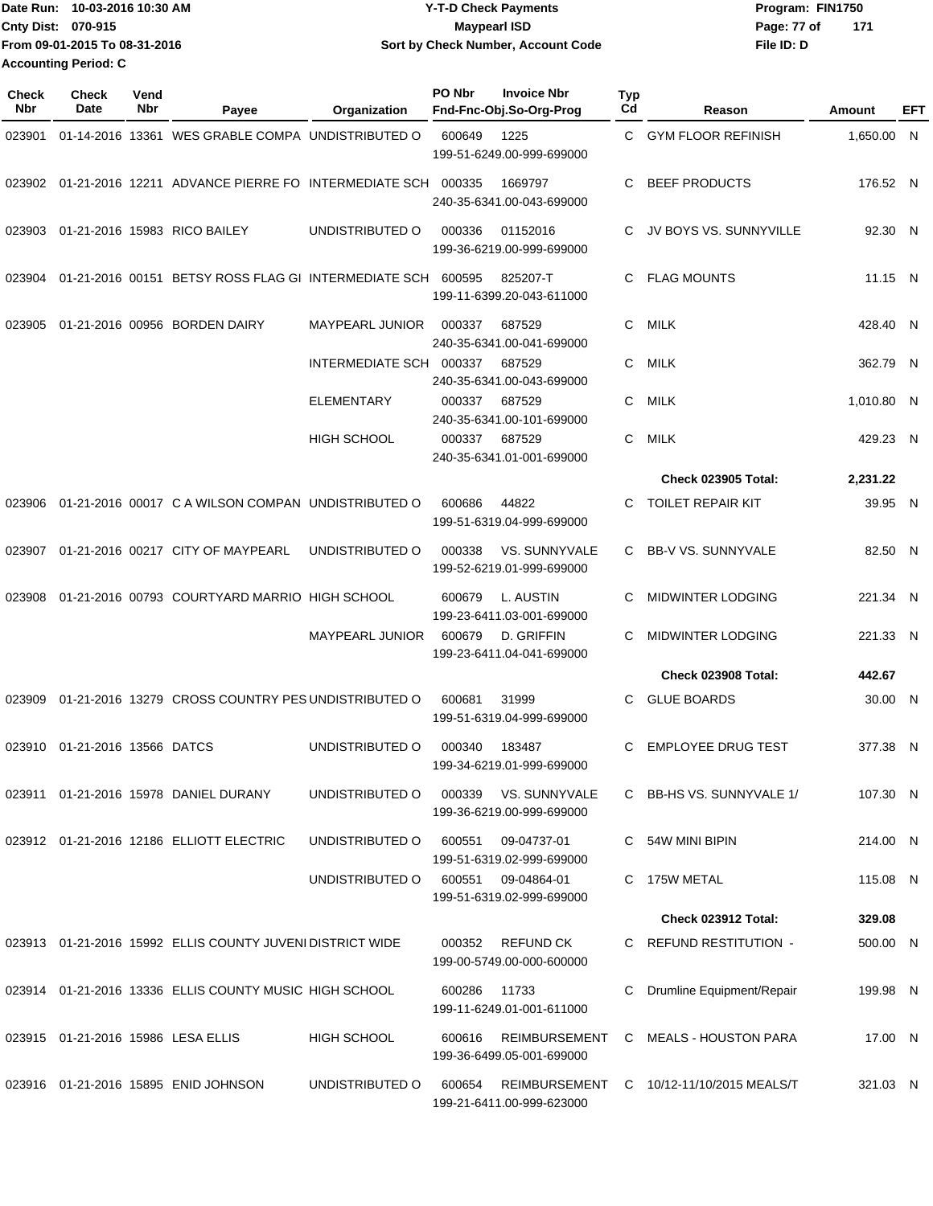Date Run: 10-03-2016 10:30 AM
Cnty Dist: 070-915
From 09-01-2015 To 08-31-2016
Accounting Period: C

# Y-T-D Check Payments
## Maypearl ISD
### Sort by Check Number, Account Code

Program: FIN1750
File ID: D

| Check Nbr | Check Date | Vend Nbr | Payee | Organization | PO Nbr | Invoice Nbr / Fnd-Fnc-Obj.So-Org-Prog | Typ Cd | Reason | Amount | EFT |
|---|---|---|---|---|---|---|---|---|---|---|
| 023901 | 01-14-2016 | 13361 | WES GRABLE COMPA | UNDISTRIBUTED O | 600649 | 1225 / 199-51-6249.00-999-699000 | C | GYM FLOOR REFINISH | 1,650.00 | N |
| 023902 | 01-21-2016 | 12211 | ADVANCE PIERRE FO | INTERMEDIATE SCH | 000335 | 1669797 / 240-35-6341.00-043-699000 | C | BEEF PRODUCTS | 176.52 | N |
| 023903 | 01-21-2016 | 15983 | RICO BAILEY | UNDISTRIBUTED O | 000336 | 01152016 / 199-36-6219.00-999-699000 | C | JV BOYS VS. SUNNYVILLE | 92.30 | N |
| 023904 | 01-21-2016 | 00151 | BETSY ROSS FLAG GI | INTERMEDIATE SCH | 600595 | 825207-T / 199-11-6399.20-043-611000 | C | FLAG MOUNTS | 11.15 | N |
| 023905 | 01-21-2016 | 00956 | BORDEN DAIRY | MAYPEARL JUNIOR | 000337 | 687529 / 240-35-6341.00-041-699000 | C | MILK | 428.40 | N |
| | | | | INTERMEDIATE SCH | 000337 | 687529 / 240-35-6341.00-043-699000 | C | MILK | 362.79 | N |
| | | | | ELEMENTARY | 000337 | 687529 / 240-35-6341.00-101-699000 | C | MILK | 1,010.80 | N |
| | | | | HIGH SCHOOL | 000337 | 687529 / 240-35-6341.01-001-699000 | C | MILK | 429.23 | N |
| | | | | | | | | **Check 023905 Total:** | **2,231.22** | |
| 023906 | 01-21-2016 | 00017 | C A WILSON COMPAN | UNDISTRIBUTED O | 600686 | 44822 / 199-51-6319.04-999-699000 | C | TOILET REPAIR KIT | 39.95 | N |
| 023907 | 01-21-2016 | 00217 | CITY OF MAYPEARL | UNDISTRIBUTED O | 000338 | VS. SUNNYVALE / 199-52-6219.01-999-699000 | C | BB-V VS. SUNNYVALE | 82.50 | N |
| 023908 | 01-21-2016 | 00793 | COURTYARD MARRIO | HIGH SCHOOL | 600679 | L. AUSTIN / 199-23-6411.03-001-699000 | C | MIDWINTER LODGING | 221.34 | N |
| | | | | MAYPEARL JUNIOR | 600679 | D. GRIFFIN / 199-23-6411.04-041-699000 | C | MIDWINTER LODGING | 221.33 | N |
| | | | | | | | | **Check 023908 Total:** | **442.67** | |
| 023909 | 01-21-2016 | 13279 | CROSS COUNTRY PES | UNDISTRIBUTED O | 600681 | 31999 / 199-51-6319.04-999-699000 | C | GLUE BOARDS | 30.00 | N |
| 023910 | 01-21-2016 | 13566 | DATCS | UNDISTRIBUTED O | 000340 | 183487 / 199-34-6219.01-999-699000 | C | EMPLOYEE DRUG TEST | 377.38 | N |
| 023911 | 01-21-2016 | 15978 | DANIEL DURANY | UNDISTRIBUTED O | 000339 | VS. SUNNYVALE / 199-36-6219.00-999-699000 | C | BB-HS VS. SUNNYVALE 1/ | 107.30 | N |
| 023912 | 01-21-2016 | 12186 | ELLIOTT ELECTRIC | UNDISTRIBUTED O | 600551 | 09-04737-01 / 199-51-6319.02-999-699000 | C | 54W MINI BIPIN | 214.00 | N |
| | | | | UNDISTRIBUTED O | 600551 | 09-04864-01 / 199-51-6319.02-999-699000 | C | 175W METAL | 115.08 | N |
| | | | | | | | | **Check 023912 Total:** | **329.08** | |
| 023913 | 01-21-2016 | 15992 | ELLIS COUNTY JUVENI | DISTRICT WIDE | 000352 | REFUND CK / 199-00-5749.00-000-600000 | C | REFUND RESTITUTION - | 500.00 | N |
| 023914 | 01-21-2016 | 13336 | ELLIS COUNTY MUSIC | HIGH SCHOOL | 600286 | 11733 / 199-11-6249.01-001-611000 | C | Drumline Equipment/Repair | 199.98 | N |
| 023915 | 01-21-2016 | 15986 | LESA ELLIS | HIGH SCHOOL | 600616 | REIMBURSEMENT / 199-36-6499.05-001-699000 | C | MEALS - HOUSTON PARA | 17.00 | N |
| 023916 | 01-21-2016 | 15895 | ENID JOHNSON | UNDISTRIBUTED O | 600654 | REIMBURSEMENT / 199-21-6411.00-999-623000 | C | 10/12-11/10/2015 MEALS/T | 321.03 | N |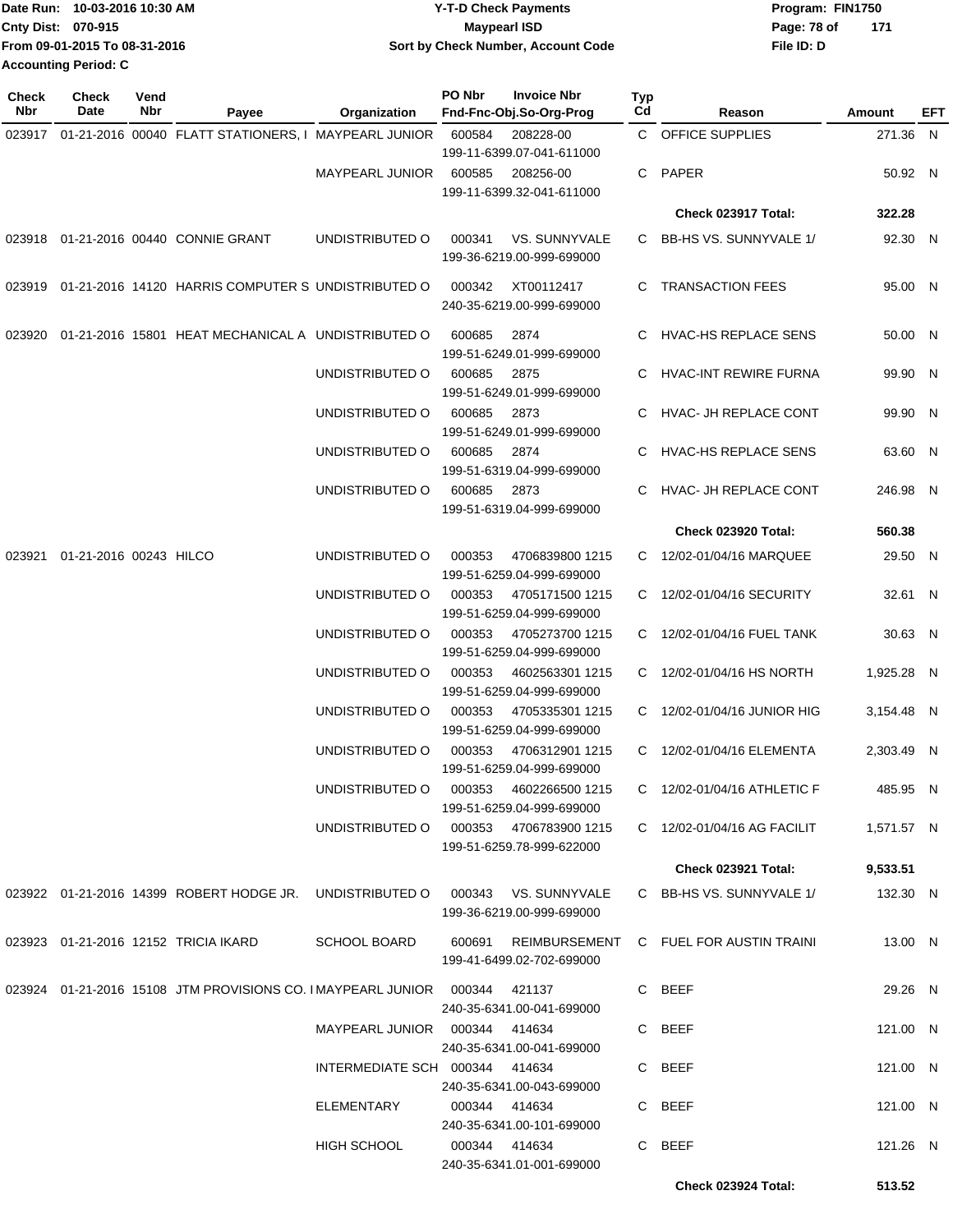Date Run: 10-03-2016 10:30 AM
Cnty Dist: 070-915
From 09-01-2015 To 08-31-2016
Accounting Period: C

**Y-T-D Check Payments**
**Maypearl ISD**
**Sort by Check Number, Account Code**

Program: FIN1750
File ID: D

| Check Nbr | Check Date | Vend Nbr | Payee | Organization | PO Nbr | Invoice Nbr / Fnd-Fnc-Obj.So-Org-Prog | Typ Cd | Reason | Amount | EFT |
|---|---|---|---|---|---|---|---|---|---|---|
| 023917 | 01-21-2016 | 00040 | FLATT STATIONERS, I | MAYPEARL JUNIOR | 600584 | 208228-00 199-11-6399.07-041-611000 | C | OFFICE SUPPLIES | 271.36 | N |
| | | | | MAYPEARL JUNIOR | 600585 | 208256-00 199-11-6399.32-041-611000 | C | PAPER | 50.92 | N |
| | | | | | | | | **Check 023917 Total:** | **322.28** | |
| 023918 | 01-21-2016 | 00440 | CONNIE GRANT | UNDISTRIBUTED O | 000341 | VS. SUNNYVALE 199-36-6219.00-999-699000 | C | BB-HS VS. SUNNYVALE 1/ | 92.30 | N |
| 023919 | 01-21-2016 | 14120 | HARRIS COMPUTER S | UNDISTRIBUTED O | 000342 | XT00112417 240-35-6219.00-999-699000 | C | TRANSACTION FEES | 95.00 | N |
| 023920 | 01-21-2016 | 15801 | HEAT MECHANICAL A | UNDISTRIBUTED O | 600685 | 2874 199-51-6249.01-999-699000 | C | HVAC-HS REPLACE SENS | 50.00 | N |
| | | | | UNDISTRIBUTED O | 600685 | 2875 199-51-6249.01-999-699000 | C | HVAC-INT REWIRE FURNA | 99.90 | N |
| | | | | UNDISTRIBUTED O | 600685 | 2873 199-51-6249.01-999-699000 | C | HVAC- JH REPLACE CONT | 99.90 | N |
| | | | | UNDISTRIBUTED O | 600685 | 2874 199-51-6319.04-999-699000 | C | HVAC-HS REPLACE SENS | 63.60 | N |
| | | | | UNDISTRIBUTED O | 600685 | 2873 199-51-6319.04-999-699000 | C | HVAC- JH REPLACE CONT | 246.98 | N |
| | | | | | | | | **Check 023920 Total:** | **560.38** | |
| 023921 | 01-21-2016 | 00243 | HILCO | UNDISTRIBUTED O | 000353 | 4706839800 1215 199-51-6259.04-999-699000 | C | 12/02-01/04/16 MARQUEE | 29.50 | N |
| | | | | UNDISTRIBUTED O | 000353 | 4705171500 1215 199-51-6259.04-999-699000 | C | 12/02-01/04/16 SECURITY | 32.61 | N |
| | | | | UNDISTRIBUTED O | 000353 | 4705273700 1215 199-51-6259.04-999-699000 | C | 12/02-01/04/16 FUEL TANK | 30.63 | N |
| | | | | UNDISTRIBUTED O | 000353 | 4602563301 1215 199-51-6259.04-999-699000 | C | 12/02-01/04/16 HS NORTH | 1,925.28 | N |
| | | | | UNDISTRIBUTED O | 000353 | 4705335301 1215 199-51-6259.04-999-699000 | C | 12/02-01/04/16 JUNIOR HIG | 3,154.48 | N |
| | | | | UNDISTRIBUTED O | 000353 | 4706312901 1215 199-51-6259.04-999-699000 | C | 12/02-01/04/16 ELEMENTA | 2,303.49 | N |
| | | | | UNDISTRIBUTED O | 000353 | 4602266500 1215 199-51-6259.04-999-699000 | C | 12/02-01/04/16 ATHLETIC F | 485.95 | N |
| | | | | UNDISTRIBUTED O | 000353 | 4706783900 1215 199-51-6259.78-999-622000 | C | 12/02-01/04/16 AG FACILIT | 1,571.57 | N |
| | | | | | | | | **Check 023921 Total:** | **9,533.51** | |
| 023922 | 01-21-2016 | 14399 | ROBERT HODGE JR. | UNDISTRIBUTED O | 000343 | VS. SUNNYVALE 199-36-6219.00-999-699000 | C | BB-HS VS. SUNNYVALE 1/ | 132.30 | N |
| 023923 | 01-21-2016 | 12152 | TRICIA IKARD | SCHOOL BOARD | 600691 | REIMBURSEMENT 199-41-6499.02-702-699000 | C | FUEL FOR AUSTIN TRAINI | 13.00 | N |
| 023924 | 01-21-2016 | 15108 | JTM PROVISIONS CO. I | MAYPEARL JUNIOR | 000344 | 421137 240-35-6341.00-041-699000 | C | BEEF | 29.26 | N |
| | | | | MAYPEARL JUNIOR | 000344 | 414634 240-35-6341.00-041-699000 | C | BEEF | 121.00 | N |
| | | | | INTERMEDIATE SCH | 000344 | 414634 240-35-6341.00-043-699000 | C | BEEF | 121.00 | N |
| | | | | ELEMENTARY | 000344 | 414634 240-35-6341.00-101-699000 | C | BEEF | 121.00 | N |
| | | | | HIGH SCHOOL | 000344 | 414634 240-35-6341.01-001-699000 | C | BEEF | 121.26 | N |
| | | | | | | | | **Check 023924 Total:** | **513.52** | |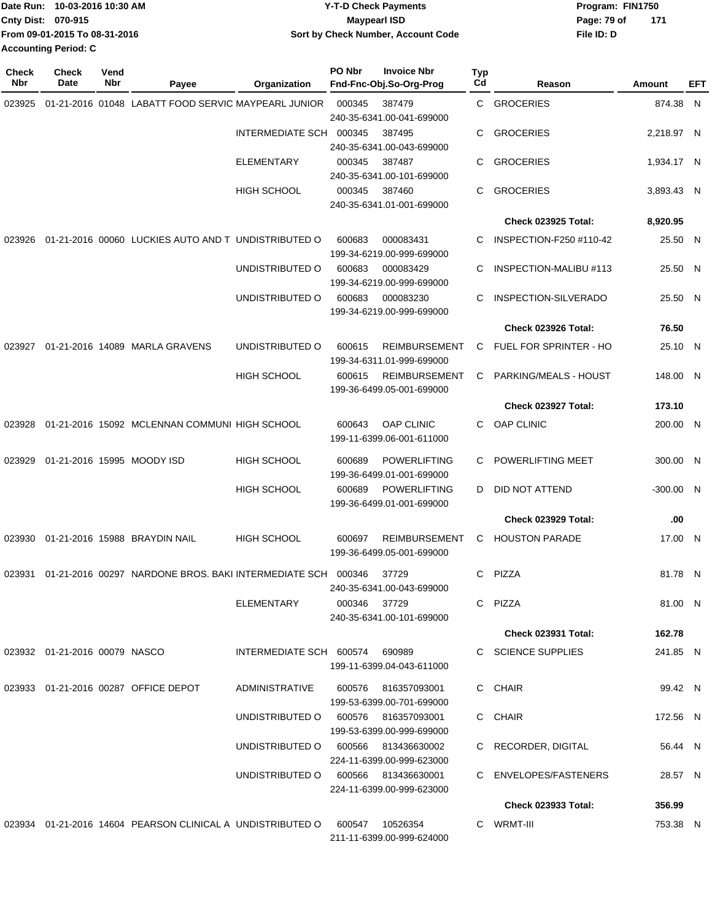Date Run: 10-03-2016 10:30 AM
Cnty Dist: 070-915
From 09-01-2015 To 08-31-2016
Accounting Period: C

**Y-T-D Check Payments**
**Maypearl ISD**
**Sort by Check Number, Account Code**

Program: FIN1750
File ID: D

| Check Nbr | Check Date | Vend Nbr | Payee | Organization | PO Nbr | Invoice Nbr / Fnd-Fnc-Obj.So-Org-Prog | Typ Cd | Reason | Amount | EFT |
|---|---|---|---|---|---|---|---|---|---|---|
| 023925 | 01-21-2016 | 01048 | LABATT FOOD SERVIC | MAYPEARL JUNIOR | 000345 | 387479 / 240-35-6341.00-041-699000 | C | GROCERIES | 874.38 | N |
| | | | | INTERMEDIATE SCH | 000345 | 387495 / 240-35-6341.00-043-699000 | C | GROCERIES | 2,218.97 | N |
| | | | | ELEMENTARY | 000345 | 387487 / 240-35-6341.00-101-699000 | C | GROCERIES | 1,934.17 | N |
| | | | | HIGH SCHOOL | 000345 | 387460 / 240-35-6341.01-001-699000 | C | GROCERIES | 3,893.43 | N |
| | | | | | | | | **Check 023925 Total:** | **8,920.95** | |
| 023926 | 01-21-2016 | 00060 | LUCKIES AUTO AND T | UNDISTRIBUTED O | 600683 | 000083431 / 199-34-6219.00-999-699000 | C | INSPECTION-F250 #110-42 | 25.50 | N |
| | | | | UNDISTRIBUTED O | 600683 | 000083429 / 199-34-6219.00-999-699000 | C | INSPECTION-MALIBU #113 | 25.50 | N |
| | | | | UNDISTRIBUTED O | 600683 | 000083230 / 199-34-6219.00-999-699000 | C | INSPECTION-SILVERADO | 25.50 | N |
| | | | | | | | | **Check 023926 Total:** | **76.50** | |
| 023927 | 01-21-2016 | 14089 | MARLA GRAVENS | UNDISTRIBUTED O | 600615 | REIMBURSEMENT / 199-34-6311.01-999-699000 | C | FUEL FOR SPRINTER - HO | 25.10 | N |
| | | | | HIGH SCHOOL | 600615 | REIMBURSEMENT / 199-36-6499.05-001-699000 | C | PARKING/MEALS - HOUST | 148.00 | N |
| | | | | | | | | **Check 023927 Total:** | **173.10** | |
| 023928 | 01-21-2016 | 15092 | MCLENNAN COMMUNI | HIGH SCHOOL | 600643 | OAP CLINIC / 199-11-6399.06-001-611000 | C | OAP CLINIC | 200.00 | N |
| 023929 | 01-21-2016 | 15995 | MOODY ISD | HIGH SCHOOL | 600689 | POWERLIFTING / 199-36-6499.01-001-699000 | C | POWERLIFTING MEET | 300.00 | N |
| | | | | HIGH SCHOOL | 600689 | POWERLIFTING / 199-36-6499.01-001-699000 | D | DID NOT ATTEND | -300.00 | N |
| | | | | | | | | **Check 023929 Total:** | **.00** | |
| 023930 | 01-21-2016 | 15988 | BRAYDIN NAIL | HIGH SCHOOL | 600697 | REIMBURSEMENT / 199-36-6499.05-001-699000 | C | HOUSTON PARADE | 17.00 | N |
| 023931 | 01-21-2016 | 00297 | NARDONE BROS. BAKI | INTERMEDIATE SCH | 000346 | 37729 / 240-35-6341.00-043-699000 | C | PIZZA | 81.78 | N |
| | | | | ELEMENTARY | 000346 | 37729 / 240-35-6341.00-101-699000 | C | PIZZA | 81.00 | N |
| | | | | | | | | **Check 023931 Total:** | **162.78** | |
| 023932 | 01-21-2016 | 00079 | NASCO | INTERMEDIATE SCH | 600574 | 690989 / 199-11-6399.04-043-611000 | C | SCIENCE SUPPLIES | 241.85 | N |
| 023933 | 01-21-2016 | 00287 | OFFICE DEPOT | ADMINISTRATIVE | 600576 | 816357093001 / 199-53-6399.00-701-699000 | C | CHAIR | 99.42 | N |
| | | | | UNDISTRIBUTED O | 600576 | 816357093001 / 199-53-6399.00-999-699000 | C | CHAIR | 172.56 | N |
| | | | | UNDISTRIBUTED O | 600566 | 813436630002 / 224-11-6399.00-999-623000 | C | RECORDER, DIGITAL | 56.44 | N |
| | | | | UNDISTRIBUTED O | 600566 | 813436630001 / 224-11-6399.00-999-623000 | C | ENVELOPES/FASTENERS | 28.57 | N |
| | | | | | | | | **Check 023933 Total:** | **356.99** | |
| 023934 | 01-21-2016 | 14604 | PEARSON CLINICAL A | UNDISTRIBUTED O | 600547 | 10526354 / 211-11-6399.00-999-624000 | C | WRMT-III | 753.38 | N |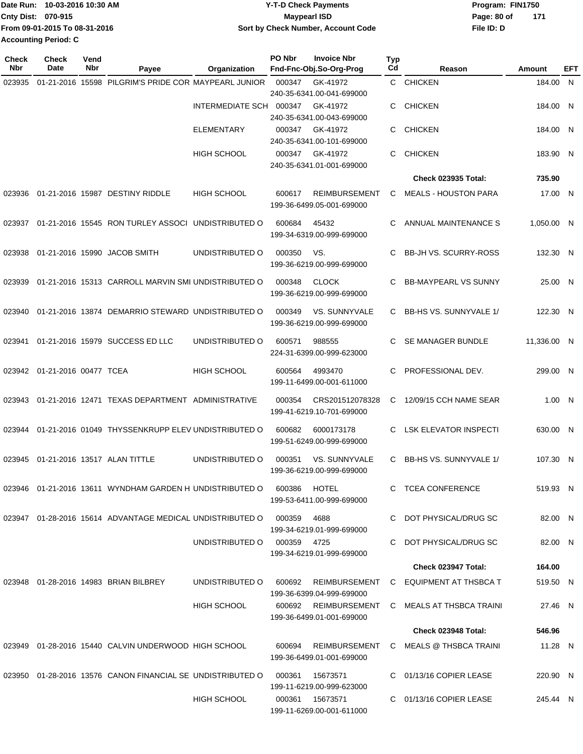Date Run: 10-03-2016 10:30 AM
Cnty Dist: 070-915
From 09-01-2015 To 08-31-2016
Accounting Period: C

**Y-T-D Check Payments**
**Maypearl ISD**
**Sort by Check Number, Account Code**

Program: FIN1750
File ID: D

| Check Nbr | Check Date | Vend Nbr | Payee | Organization | PO Nbr | Invoice Nbr / Fnd-Fnc-Obj.So-Org-Prog | Typ Cd | Reason | Amount | EFT |
|---|---|---|---|---|---|---|---|---|---|---|
| 023935 | 01-21-2016 | 15598 | PILGRIM'S PRIDE COR | MAYPEARL JUNIOR | 000347 | GK-41972 240-35-6341.00-041-699000 | C | CHICKEN | 184.00 | N |
| | | | | INTERMEDIATE SCH | 000347 | GK-41972 240-35-6341.00-043-699000 | C | CHICKEN | 184.00 | N |
| | | | | ELEMENTARY | 000347 | GK-41972 240-35-6341.00-101-699000 | C | CHICKEN | 184.00 | N |
| | | | | HIGH SCHOOL | 000347 | GK-41972 240-35-6341.01-001-699000 | C | CHICKEN | 183.90 | N |
| | | | | | | | | **Check 023935 Total:** | **735.90** | |
| 023936 | 01-21-2016 | 15987 | DESTINY RIDDLE | HIGH SCHOOL | 600617 | REIMBURSEMENT 199-36-6499.05-001-699000 | C | MEALS - HOUSTON PARA | 17.00 | N |
| 023937 | 01-21-2016 | 15545 | RON TURLEY ASSOCI | UNDISTRIBUTED O | 600684 | 45432 199-34-6319.00-999-699000 | C | ANNUAL MAINTENANCE S | 1,050.00 | N |
| 023938 | 01-21-2016 | 15990 | JACOB SMITH | UNDISTRIBUTED O | 000350 | VS. 199-36-6219.00-999-699000 | C | BB-JH VS. SCURRY-ROSS | 132.30 | N |
| 023939 | 01-21-2016 | 15313 | CARROLL MARVIN SMI | UNDISTRIBUTED O | 000348 | CLOCK 199-36-6219.00-999-699000 | C | BB-MAYPEARL VS SUNNY | 25.00 | N |
| 023940 | 01-21-2016 | 13874 | DEMARRIO STEWARD | UNDISTRIBUTED O | 000349 | VS. SUNNYVALE 199-36-6219.00-999-699000 | C | BB-HS VS. SUNNYVALE 1/ | 122.30 | N |
| 023941 | 01-21-2016 | 15979 | SUCCESS ED LLC | UNDISTRIBUTED O | 600571 | 988555 224-31-6399.00-999-623000 | C | SE MANAGER BUNDLE | 11,336.00 | N |
| 023942 | 01-21-2016 | 00477 | TCEA | HIGH SCHOOL | 600564 | 4993470 199-11-6499.00-001-611000 | C | PROFESSIONAL DEV. | 299.00 | N |
| 023943 | 01-21-2016 | 12471 | TEXAS DEPARTMENT | ADMINISTRATIVE | 000354 | CRS201512078328 199-41-6219.10-701-699000 | C | 12/09/15 CCH NAME SEAR | 1.00 | N |
| 023944 | 01-21-2016 | 01049 | THYSSENKRUPP ELEV | UNDISTRIBUTED O | 600682 | 6000173178 199-51-6249.00-999-699000 | C | LSK ELEVATOR INSPECTI | 630.00 | N |
| 023945 | 01-21-2016 | 13517 | ALAN TITTLE | UNDISTRIBUTED O | 000351 | VS. SUNNYVALE 199-36-6219.00-999-699000 | C | BB-HS VS. SUNNYVALE 1/ | 107.30 | N |
| 023946 | 01-21-2016 | 13611 | WYNDHAM GARDEN H | UNDISTRIBUTED O | 600386 | HOTEL 199-53-6411.00-999-699000 | C | TCEA CONFERENCE | 519.93 | N |
| 023947 | 01-28-2016 | 15614 | ADVANTAGE MEDICAL | UNDISTRIBUTED O | 000359 | 4688 199-34-6219.01-999-699000 | C | DOT PHYSICAL/DRUG SC | 82.00 | N |
| | | | | UNDISTRIBUTED O | 000359 | 4725 199-34-6219.01-999-699000 | C | DOT PHYSICAL/DRUG SC | 82.00 | N |
| | | | | | | | | **Check 023947 Total:** | **164.00** | |
| 023948 | 01-28-2016 | 14983 | BRIAN BILBREY | UNDISTRIBUTED O | 600692 | REIMBURSEMENT 199-36-6399.04-999-699000 | C | EQUIPMENT AT THSBCA T | 519.50 | N |
| | | | | HIGH SCHOOL | 600692 | REIMBURSEMENT 199-36-6499.01-001-699000 | C | MEALS AT THSBCA TRAINI | 27.46 | N |
| | | | | | | | | **Check 023948 Total:** | **546.96** | |
| 023949 | 01-28-2016 | 15440 | CALVIN UNDERWOOD | HIGH SCHOOL | 600694 | REIMBURSEMENT 199-36-6499.01-001-699000 | C | MEALS @ THSBCA TRAINI | 11.28 | N |
| 023950 | 01-28-2016 | 13576 | CANON FINANCIAL SE | UNDISTRIBUTED O | 000361 | 15673571 199-11-6219.00-999-623000 | C | 01/13/16 COPIER LEASE | 220.90 | N |
| | | | | HIGH SCHOOL | 000361 | 15673571 199-11-6269.00-001-611000 | C | 01/13/16 COPIER LEASE | 245.44 | N |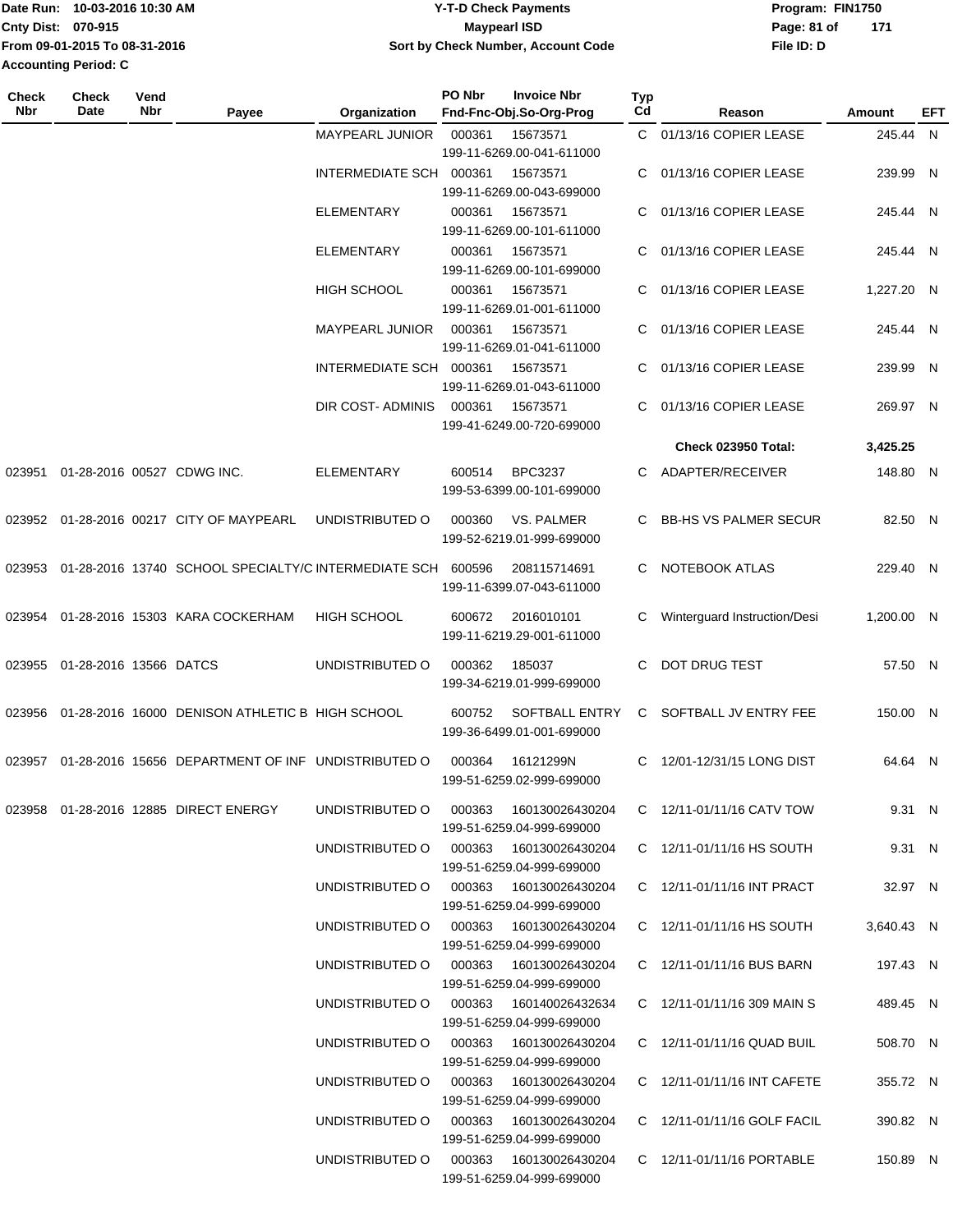| Check Nbr | Check Date | Vend Nbr | Payee | Organization | PO Nbr | Invoice Nbr / Fnd-Fnc-Obj.So-Org-Prog | Typ Cd | Reason | Amount | EFT |
|---|---|---|---|---|---|---|---|---|---|---|
| | | | | MAYPEARL JUNIOR | 000361 | 15673571 / 199-11-6269.00-041-611000 | C | 01/13/16 COPIER LEASE | 245.44 | N |
| | | | | INTERMEDIATE SCH | 000361 | 15673571 / 199-11-6269.00-043-699000 | C | 01/13/16 COPIER LEASE | 239.99 | N |
| | | | | ELEMENTARY | 000361 | 15673571 / 199-11-6269.00-101-611000 | C | 01/13/16 COPIER LEASE | 245.44 | N |
| | | | | ELEMENTARY | 000361 | 15673571 / 199-11-6269.00-101-699000 | C | 01/13/16 COPIER LEASE | 245.44 | N |
| | | | | HIGH SCHOOL | 000361 | 15673571 / 199-11-6269.01-001-611000 | C | 01/13/16 COPIER LEASE | 1,227.20 | N |
| | | | | MAYPEARL JUNIOR | 000361 | 15673571 / 199-11-6269.01-041-611000 | C | 01/13/16 COPIER LEASE | 245.44 | N |
| | | | | INTERMEDIATE SCH | 000361 | 15673571 / 199-11-6269.01-043-611000 | C | 01/13/16 COPIER LEASE | 239.99 | N |
| | | | | DIR COST- ADMINIS | 000361 | 15673571 / 199-41-6249.00-720-699000 | C | 01/13/16 COPIER LEASE | 269.97 | N |
| | | | | | | | | **Check 023950 Total:** | **3,425.25** | |
| 023951 | 01-28-2016 | 00527 | CDWG INC. | ELEMENTARY | 600514 | BPC3237 / 199-53-6399.00-101-699000 | C | ADAPTER/RECEIVER | 148.80 | N |
| 023952 | 01-28-2016 | 00217 | CITY OF MAYPEARL | UNDISTRIBUTED O | 000360 | VS. PALMER / 199-52-6219.01-999-699000 | C | BB-HS VS PALMER SECUR | 82.50 | N |
| 023953 | 01-28-2016 | 13740 | SCHOOL SPECIALTY/C | INTERMEDIATE SCH | 600596 | 208115714691 / 199-11-6399.07-043-611000 | C | NOTEBOOK ATLAS | 229.40 | N |
| 023954 | 01-28-2016 | 15303 | KARA COCKERHAM | HIGH SCHOOL | 600672 | 2016010101 / 199-11-6219.29-001-611000 | C | Winterguard Instruction/Desi | 1,200.00 | N |
| 023955 | 01-28-2016 | 13566 | DATCS | UNDISTRIBUTED O | 000362 | 185037 / 199-34-6219.01-999-699000 | C | DOT DRUG TEST | 57.50 | N |
| 023956 | 01-28-2016 | 16000 | DENISON ATHLETIC B | HIGH SCHOOL | 600752 | SOFTBALL ENTRY / 199-36-6499.01-001-699000 | C | SOFTBALL JV ENTRY FEE | 150.00 | N |
| 023957 | 01-28-2016 | 15656 | DEPARTMENT OF INF | UNDISTRIBUTED O | 000364 | 16121299N / 199-51-6259.02-999-699000 | C | 12/01-12/31/15 LONG DIST | 64.64 | N |
| 023958 | 01-28-2016 | 12885 | DIRECT ENERGY | UNDISTRIBUTED O | 000363 | 160130026430204 / 199-51-6259.04-999-699000 | C | 12/11-01/11/16 CATV TOW | 9.31 | N |
| | | | | UNDISTRIBUTED O | 000363 | 160130026430204 / 199-51-6259.04-999-699000 | C | 12/11-01/11/16 HS SOUTH | 9.31 | N |
| | | | | UNDISTRIBUTED O | 000363 | 160130026430204 / 199-51-6259.04-999-699000 | C | 12/11-01/11/16 INT PRACT | 32.97 | N |
| | | | | UNDISTRIBUTED O | 000363 | 160130026430204 / 199-51-6259.04-999-699000 | C | 12/11-01/11/16 HS SOUTH | 3,640.43 | N |
| | | | | UNDISTRIBUTED O | 000363 | 160130026430204 / 199-51-6259.04-999-699000 | C | 12/11-01/11/16 BUS BARN | 197.43 | N |
| | | | | UNDISTRIBUTED O | 000363 | 160140026432634 / 199-51-6259.04-999-699000 | C | 12/11-01/11/16 309 MAIN S | 489.45 | N |
| | | | | UNDISTRIBUTED O | 000363 | 160130026430204 / 199-51-6259.04-999-699000 | C | 12/11-01/11/16 QUAD BUIL | 508.70 | N |
| | | | | UNDISTRIBUTED O | 000363 | 160130026430204 / 199-51-6259.04-999-699000 | C | 12/11-01/11/16 INT CAFETE | 355.72 | N |
| | | | | UNDISTRIBUTED O | 000363 | 160130026430204 / 199-51-6259.04-999-699000 | C | 12/11-01/11/16 GOLF FACIL | 390.82 | N |
| | | | | UNDISTRIBUTED O | 000363 | 160130026430204 / 199-51-6259.04-999-699000 | C | 12/11-01/11/16 PORTABLE | 150.89 | N |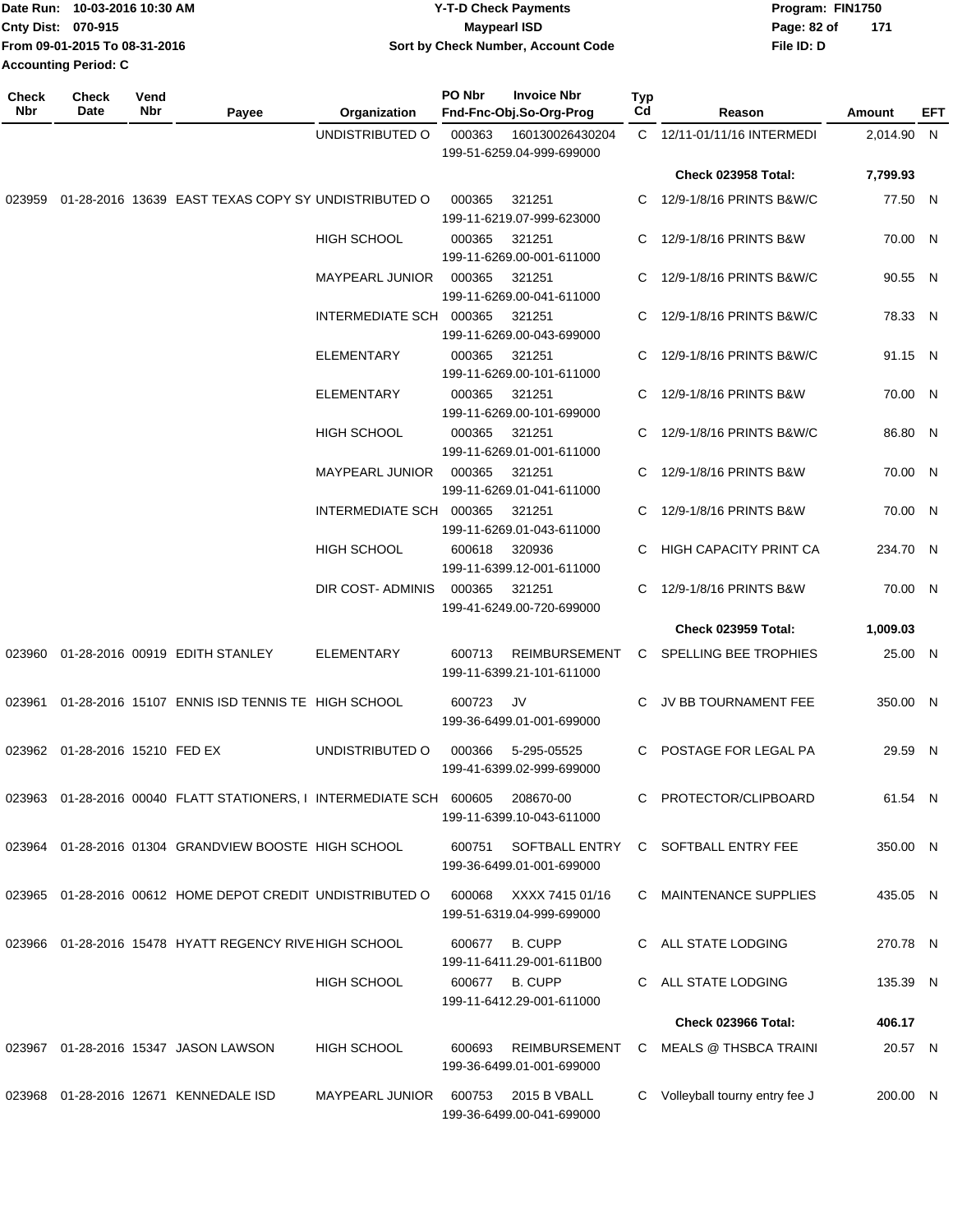Date Run: 10-03-2016 10:30 AM
Cnty Dist: 070-915
From 09-01-2015 To 08-31-2016
Accounting Period: C

# Y-T-D Check Payments
## Maypearl ISD
### Sort by Check Number, Account Code

Program: FIN1750
File ID: D

| Check Nbr | Check Date | Vend Nbr | Payee | Organization | PO Nbr | Invoice Nbr / Fnd-Fnc-Obj.So-Org-Prog | Typ Cd | Reason | Amount | EFT |
|---|---|---|---|---|---|---|---|---|---|---|
| | | | | UNDISTRIBUTED O | 000363 | 160130026430204 / 199-51-6259.04-999-699000 | C | 12/11-01/11/16 INTERMEDI | 2,014.90 | N |
| | | | | | | | | **Check 023958 Total:** | **7,799.93** | |
| 023959 | 01-28-2016 | 13639 | EAST TEXAS COPY SY | UNDISTRIBUTED O | 000365 | 321251 / 199-11-6219.07-999-623000 | C | 12/9-1/8/16 PRINTS B&W/C | 77.50 | N |
| | | | | HIGH SCHOOL | 000365 | 321251 / 199-11-6269.00-001-611000 | C | 12/9-1/8/16 PRINTS B&W | 70.00 | N |
| | | | | MAYPEARL JUNIOR | 000365 | 321251 / 199-11-6269.00-041-611000 | C | 12/9-1/8/16 PRINTS B&W/C | 90.55 | N |
| | | | | INTERMEDIATE SCH | 000365 | 321251 / 199-11-6269.00-043-699000 | C | 12/9-1/8/16 PRINTS B&W/C | 78.33 | N |
| | | | | ELEMENTARY | 000365 | 321251 / 199-11-6269.00-101-611000 | C | 12/9-1/8/16 PRINTS B&W/C | 91.15 | N |
| | | | | ELEMENTARY | 000365 | 321251 / 199-11-6269.00-101-699000 | C | 12/9-1/8/16 PRINTS B&W | 70.00 | N |
| | | | | HIGH SCHOOL | 000365 | 321251 / 199-11-6269.01-001-611000 | C | 12/9-1/8/16 PRINTS B&W/C | 86.80 | N |
| | | | | MAYPEARL JUNIOR | 000365 | 321251 / 199-11-6269.01-041-611000 | C | 12/9-1/8/16 PRINTS B&W | 70.00 | N |
| | | | | INTERMEDIATE SCH | 000365 | 321251 / 199-11-6269.01-043-611000 | C | 12/9-1/8/16 PRINTS B&W | 70.00 | N |
| | | | | HIGH SCHOOL | 600618 | 320936 / 199-11-6399.12-001-611000 | C | HIGH CAPACITY PRINT CA | 234.70 | N |
| | | | | DIR COST- ADMINIS | 000365 | 321251 / 199-41-6249.00-720-699000 | C | 12/9-1/8/16 PRINTS B&W | 70.00 | N |
| | | | | | | | | **Check 023959 Total:** | **1,009.03** | |
| 023960 | 01-28-2016 | 00919 | EDITH STANLEY | ELEMENTARY | 600713 | REIMBURSEMENT / 199-11-6399.21-101-611000 | C | SPELLING BEE TROPHIES | 25.00 | N |
| 023961 | 01-28-2016 | 15107 | ENNIS ISD TENNIS TE | HIGH SCHOOL | 600723 | JV / 199-36-6499.01-001-699000 | C | JV BB TOURNAMENT FEE | 350.00 | N |
| 023962 | 01-28-2016 | 15210 | FED EX | UNDISTRIBUTED O | 000366 | 5-295-05525 / 199-41-6399.02-999-699000 | C | POSTAGE FOR LEGAL PA | 29.59 | N |
| 023963 | 01-28-2016 | 00040 | FLATT STATIONERS, I | INTERMEDIATE SCH | 600605 | 208670-00 / 199-11-6399.10-043-611000 | C | PROTECTOR/CLIPBOARD | 61.54 | N |
| 023964 | 01-28-2016 | 01304 | GRANDVIEW BOOSTE | HIGH SCHOOL | 600751 | SOFTBALL ENTRY / 199-36-6499.01-001-699000 | C | SOFTBALL ENTRY FEE | 350.00 | N |
| 023965 | 01-28-2016 | 00612 | HOME DEPOT CREDIT | UNDISTRIBUTED O | 600068 | XXXX 7415 01/16 / 199-51-6319.04-999-699000 | C | MAINTENANCE SUPPLIES | 435.05 | N |
| 023966 | 01-28-2016 | 15478 | HYATT REGENCY RIVE | HIGH SCHOOL | 600677 | B. CUPP / 199-11-6411.29-001-611B00 | C | ALL STATE LODGING | 270.78 | N |
| | | | | HIGH SCHOOL | 600677 | B. CUPP / 199-11-6412.29-001-611000 | C | ALL STATE LODGING | 135.39 | N |
| | | | | | | | | **Check 023966 Total:** | **406.17** | |
| 023967 | 01-28-2016 | 15347 | JASON LAWSON | HIGH SCHOOL | 600693 | REIMBURSEMENT / 199-36-6499.01-001-699000 | C | MEALS @ THSBCA TRAINI | 20.57 | N |
| 023968 | 01-28-2016 | 12671 | KENNEDALE ISD | MAYPEARL JUNIOR | 600753 | 2015 B VBALL / 199-36-6499.00-041-699000 | C | Volleyball tourny entry fee J | 200.00 | N |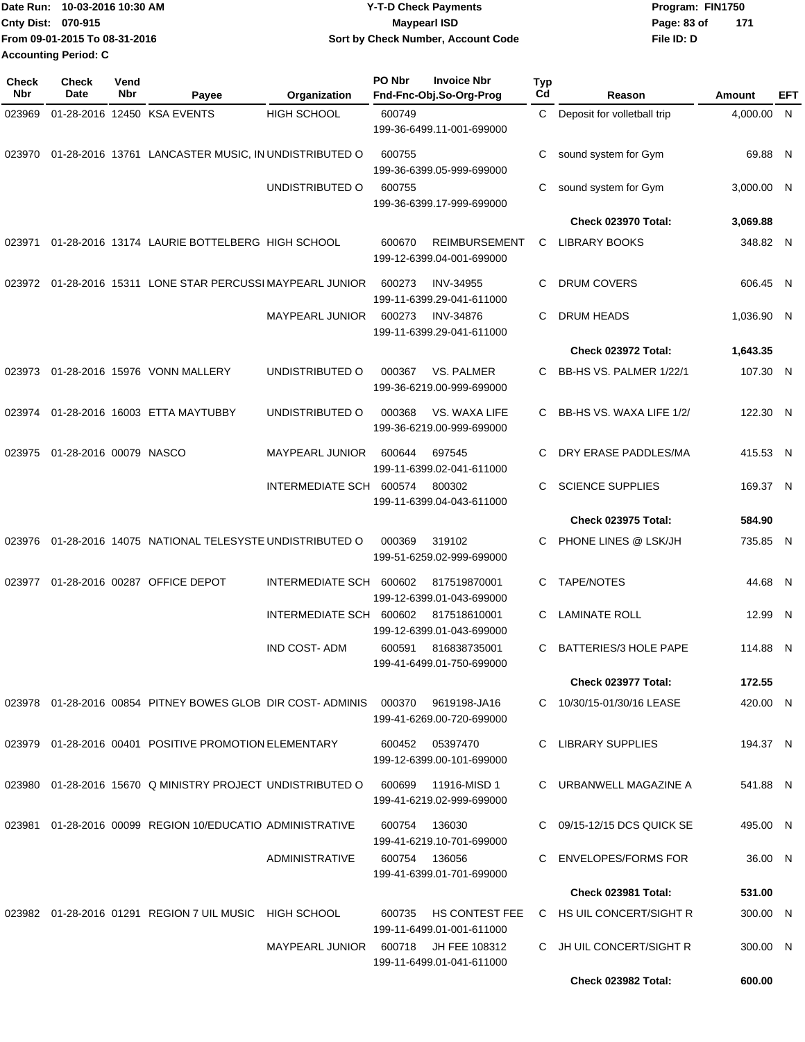Date Run: 10-03-2016 10:30 AM
Cnty Dist: 070-915
From 09-01-2015 To 08-31-2016
Accounting Period: C

**Y-T-D Check Payments**
**Maypearl ISD**
**Sort by Check Number, Account Code**

Program: FIN1750
File ID: D

| Check Nbr | Check Date | Vend Nbr | Payee | Organization | PO Nbr | Invoice Nbr / Fnd-Fnc-Obj.So-Org-Prog | Typ Cd | Reason | Amount | EFT |
|---|---|---|---|---|---|---|---|---|---|---|
| 023969 | 01-28-2016 | 12450 | KSA EVENTS | HIGH SCHOOL | 600749 | 199-36-6499.11-001-699000 | C | Deposit for volletball trip | 4,000.00 | N |
| 023970 | 01-28-2016 | 13761 | LANCASTER MUSIC, IN | UNDISTRIBUTED O | 600755 | 199-36-6399.05-999-699000 | C | sound system for Gym | 69.88 | N |
| | | | | UNDISTRIBUTED O | 600755 | 199-36-6399.17-999-699000 | C | sound system for Gym | 3,000.00 | N |
| | | | | | | | | **Check 023970 Total:** | **3,069.88** | |
| 023971 | 01-28-2016 | 13174 | LAURIE BOTTELBERG | HIGH SCHOOL | 600670 | REIMBURSEMENT 199-12-6399.04-001-699000 | C | LIBRARY BOOKS | 348.82 | N |
| 023972 | 01-28-2016 | 15311 | LONE STAR PERCUSSI | MAYPEARL JUNIOR | 600273 | INV-34955 199-11-6399.29-041-611000 | C | DRUM COVERS | 606.45 | N |
| | | | | MAYPEARL JUNIOR | 600273 | INV-34876 199-11-6399.29-041-611000 | C | DRUM HEADS | 1,036.90 | N |
| | | | | | | | | **Check 023972 Total:** | **1,643.35** | |
| 023973 | 01-28-2016 | 15976 | VONN MALLERY | UNDISTRIBUTED O | 000367 | VS. PALMER 199-36-6219.00-999-699000 | C | BB-HS VS. PALMER 1/22/1 | 107.30 | N |
| 023974 | 01-28-2016 | 16003 | ETTA MAYTUBBY | UNDISTRIBUTED O | 000368 | VS. WAXA LIFE 199-36-6219.00-999-699000 | C | BB-HS VS. WAXA LIFE 1/2/ | 122.30 | N |
| 023975 | 01-28-2016 | 00079 | NASCO | MAYPEARL JUNIOR | 600644 | 697545 199-11-6399.02-041-611000 | C | DRY ERASE PADDLES/MA | 415.53 | N |
| | | | | INTERMEDIATE SCH | 600574 | 800302 199-11-6399.04-043-611000 | C | SCIENCE SUPPLIES | 169.37 | N |
| | | | | | | | | **Check 023975 Total:** | **584.90** | |
| 023976 | 01-28-2016 | 14075 | NATIONAL TELESYSTE | UNDISTRIBUTED O | 000369 | 319102 199-51-6259.02-999-699000 | C | PHONE LINES @ LSK/JH | 735.85 | N |
| 023977 | 01-28-2016 | 00287 | OFFICE DEPOT | INTERMEDIATE SCH | 600602 | 817519870001 199-12-6399.01-043-699000 | C | TAPE/NOTES | 44.68 | N |
| | | | | INTERMEDIATE SCH | 600602 | 817518610001 199-12-6399.01-043-699000 | C | LAMINATE ROLL | 12.99 | N |
| | | | | IND COST- ADM | 600591 | 816838735001 199-41-6499.01-750-699000 | C | BATTERIES/3 HOLE PAPE | 114.88 | N |
| | | | | | | | | **Check 023977 Total:** | **172.55** | |
| 023978 | 01-28-2016 | 00854 | PITNEY BOWES GLOB | DIR COST- ADMINIS | 000370 | 9619198-JA16 199-41-6269.00-720-699000 | C | 10/30/15-01/30/16 LEASE | 420.00 | N |
| 023979 | 01-28-2016 | 00401 | POSITIVE PROMOTION | ELEMENTARY | 600452 | 05397470 199-12-6399.00-101-699000 | C | LIBRARY SUPPLIES | 194.37 | N |
| 023980 | 01-28-2016 | 15670 | Q MINISTRY PROJECT | UNDISTRIBUTED O | 600699 | 11916-MISD 1 199-41-6219.02-999-699000 | C | URBANWELL MAGAZINE A | 541.88 | N |
| 023981 | 01-28-2016 | 00099 | REGION 10/EDUCATIO | ADMINISTRATIVE | 600754 | 136030 199-41-6219.10-701-699000 | C | 09/15-12/15 DCS QUICK SE | 495.00 | N |
| | | | | ADMINISTRATIVE | 600754 | 136056 199-41-6399.01-701-699000 | C | ENVELOPES/FORMS FOR | 36.00 | N |
| | | | | | | | | **Check 023981 Total:** | **531.00** | |
| 023982 | 01-28-2016 | 01291 | REGION 7 UIL MUSIC | HIGH SCHOOL | 600735 | HS CONTEST FEE 199-11-6499.01-001-611000 | C | HS UIL CONCERT/SIGHT R | 300.00 | N |
| | | | | MAYPEARL JUNIOR | 600718 | JH FEE 108312 199-11-6499.01-041-611000 | C | JH UIL CONCERT/SIGHT R | 300.00 | N |
| | | | | | | | | **Check 023982 Total:** | **600.00** | |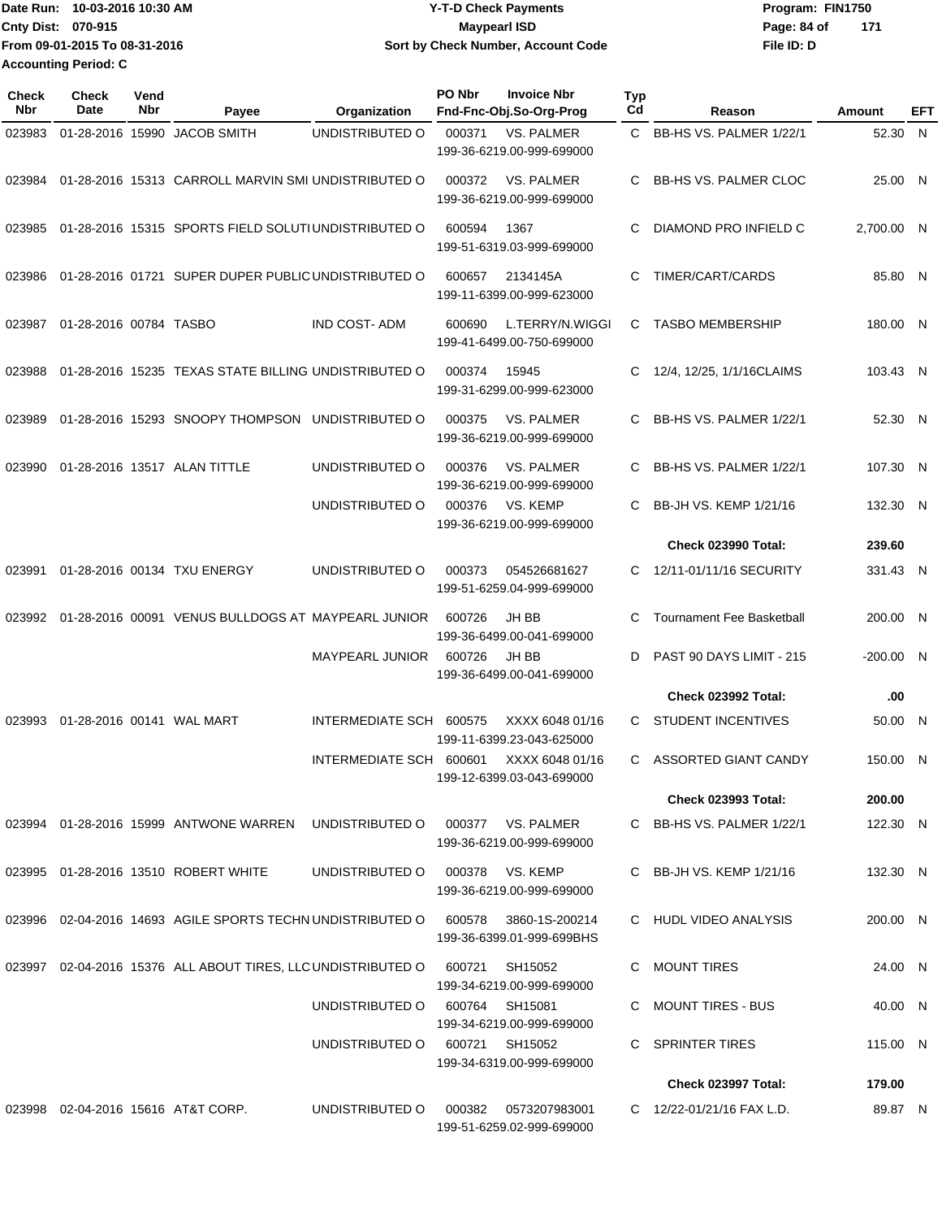Date Run: 10-03-2016 10:30 AM
Cnty Dist: 070-915
From 09-01-2015 To 08-31-2016
Accounting Period: C

**Y-T-D Check Payments**
**Maypearl ISD**
**Sort by Check Number, Account Code**

Program: FIN1750
File ID: D

| Check Nbr | Check Date | Vend Nbr | Payee | Organization | PO Nbr | Invoice Nbr Fnd-Fnc-Obj.So-Org-Prog | Typ Cd | Reason | Amount | EFT |
|---|---|---|---|---|---|---|---|---|---|---|
| 023983 | 01-28-2016 | 15990 | JACOB SMITH | UNDISTRIBUTED O | 000371 | VS. PALMER 199-36-6219.00-999-699000 | C | BB-HS VS. PALMER 1/22/1 | 52.30 | N |
| 023984 | 01-28-2016 | 15313 | CARROLL MARVIN SMI | UNDISTRIBUTED O | 000372 | VS. PALMER 199-36-6219.00-999-699000 | C | BB-HS VS. PALMER CLOC | 25.00 | N |
| 023985 | 01-28-2016 | 15315 | SPORTS FIELD SOLUTI | UNDISTRIBUTED O | 600594 | 1367 199-51-6319.03-999-699000 | C | DIAMOND PRO INFIELD C | 2,700.00 | N |
| 023986 | 01-28-2016 | 01721 | SUPER DUPER PUBLIC | UNDISTRIBUTED O | 600657 | 2134145A 199-11-6399.00-999-623000 | C | TIMER/CART/CARDS | 85.80 | N |
| 023987 | 01-28-2016 | 00784 | TASBO | IND COST- ADM | 600690 | L.TERRY/N.WIGGI 199-41-6499.00-750-699000 | C | TASBO MEMBERSHIP | 180.00 | N |
| 023988 | 01-28-2016 | 15235 | TEXAS STATE BILLING | UNDISTRIBUTED O | 000374 | 15945 199-31-6299.00-999-623000 | C | 12/4, 12/25, 1/1/16CLAIMS | 103.43 | N |
| 023989 | 01-28-2016 | 15293 | SNOOPY THOMPSON | UNDISTRIBUTED O | 000375 | VS. PALMER 199-36-6219.00-999-699000 | C | BB-HS VS. PALMER 1/22/1 | 52.30 | N |
| 023990 | 01-28-2016 | 13517 | ALAN TITTLE | UNDISTRIBUTED O | 000376 | VS. PALMER 199-36-6219.00-999-699000 | C | BB-HS VS. PALMER 1/22/1 | 107.30 | N |
| | | | | UNDISTRIBUTED O | 000376 | VS. KEMP 199-36-6219.00-999-699000 | C | BB-JH VS. KEMP 1/21/16 | 132.30 | N |
| | | | | | | | | **Check 023990 Total:** | **239.60** | |
| 023991 | 01-28-2016 | 00134 | TXU ENERGY | UNDISTRIBUTED O | 000373 | 054526681627 199-51-6259.04-999-699000 | C | 12/11-01/11/16 SECURITY | 331.43 | N |
| 023992 | 01-28-2016 | 00091 | VENUS BULLDOGS AT | MAYPEARL JUNIOR | 600726 | JH BB 199-36-6499.00-041-699000 | C | Tournament Fee Basketball | 200.00 | N |
| | | | | MAYPEARL JUNIOR | 600726 | JH BB 199-36-6499.00-041-699000 | D | PAST 90 DAYS LIMIT - 215 | -200.00 | N |
| | | | | | | | | **Check 023992 Total:** | **.00** | |
| 023993 | 01-28-2016 | 00141 | WAL MART | INTERMEDIATE SCH | 600575 | XXXX 6048 01/16 199-11-6399.23-043-625000 | C | STUDENT INCENTIVES | 50.00 | N |
| | | | | INTERMEDIATE SCH | 600601 | XXXX 6048 01/16 199-12-6399.03-043-699000 | C | ASSORTED GIANT CANDY | 150.00 | N |
| | | | | | | | | **Check 023993 Total:** | **200.00** | |
| 023994 | 01-28-2016 | 15999 | ANTWONE WARREN | UNDISTRIBUTED O | 000377 | VS. PALMER 199-36-6219.00-999-699000 | C | BB-HS VS. PALMER 1/22/1 | 122.30 | N |
| 023995 | 01-28-2016 | 13510 | ROBERT WHITE | UNDISTRIBUTED O | 000378 | VS. KEMP 199-36-6219.00-999-699000 | C | BB-JH VS. KEMP 1/21/16 | 132.30 | N |
| 023996 | 02-04-2016 | 14693 | AGILE SPORTS TECHN | UNDISTRIBUTED O | 600578 | 3860-1S-200214 199-36-6399.01-999-699BHS | C | HUDL VIDEO ANALYSIS | 200.00 | N |
| 023997 | 02-04-2016 | 15376 | ALL ABOUT TIRES, LLC | UNDISTRIBUTED O | 600721 | SH15052 199-34-6219.00-999-699000 | C | MOUNT TIRES | 24.00 | N |
| | | | | UNDISTRIBUTED O | 600764 | SH15081 199-34-6219.00-999-699000 | C | MOUNT TIRES - BUS | 40.00 | N |
| | | | | UNDISTRIBUTED O | 600721 | SH15052 199-34-6319.00-999-699000 | C | SPRINTER TIRES | 115.00 | N |
| | | | | | | | | **Check 023997 Total:** | **179.00** | |
| 023998 | 02-04-2016 | 15616 | AT&T CORP. | UNDISTRIBUTED O | 000382 | 0573207983001 199-51-6259.02-999-699000 | C | 12/22-01/21/16 FAX L.D. | 89.87 | N |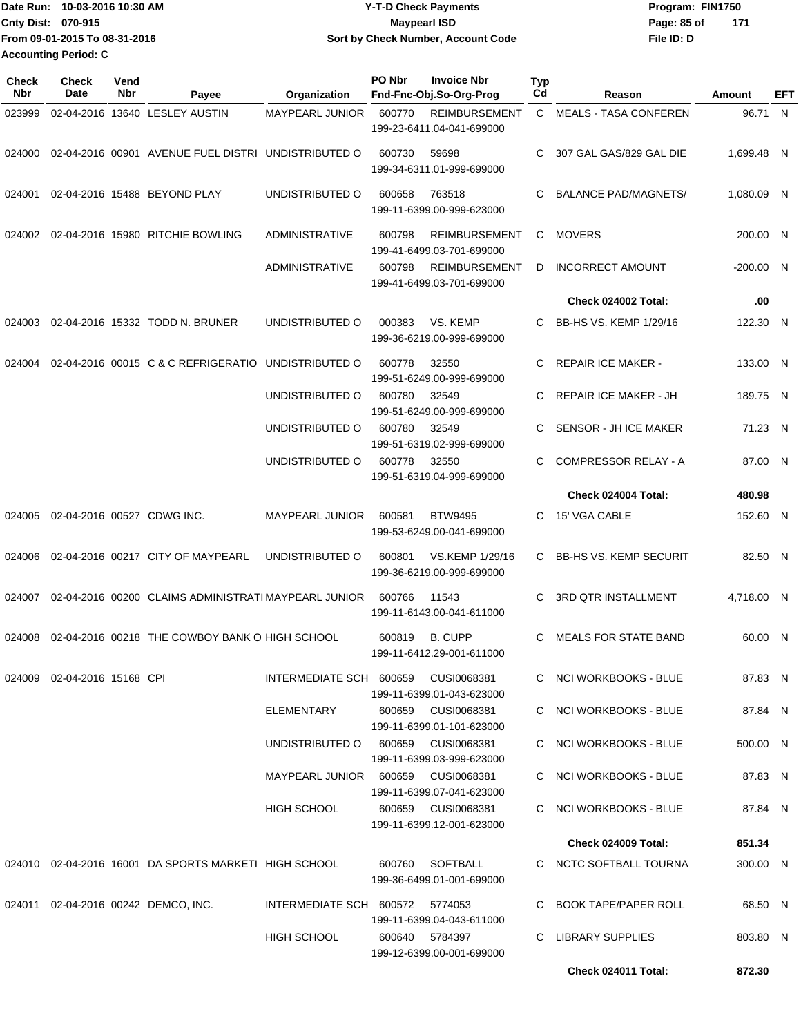Date Run: 10-03-2016 10:30 AM
Cnty Dist: 070-915
From 09-01-2015 To 08-31-2016
Accounting Period: C

**Y-T-D Check Payments**
**Maypearl ISD**
**Sort by Check Number, Account Code**

Program: FIN1750
File ID: D

| Check Nbr | Check Date | Vend Nbr | Payee | Organization | PO Nbr | Invoice Nbr Fnd-Fnc-Obj.So-Org-Prog | Typ Cd | Reason | Amount | EFT |
|---|---|---|---|---|---|---|---|---|---|---|
| 023999 | 02-04-2016 | 13640 | LESLEY AUSTIN | MAYPEARL JUNIOR | 600770 | REIMBURSEMENT 199-23-6411.04-041-699000 | C | MEALS - TASA CONFEREN | 96.71 | N |
| 024000 | 02-04-2016 | 00901 | AVENUE FUEL DISTRI | UNDISTRIBUTED O | 600730 | 59698 199-34-6311.01-999-699000 | C | 307 GAL GAS/829 GAL DIE | 1,699.48 | N |
| 024001 | 02-04-2016 | 15488 | BEYOND PLAY | UNDISTRIBUTED O | 600658 | 763518 199-11-6399.00-999-623000 | C | BALANCE PAD/MAGNETS/ | 1,080.09 | N |
| 024002 | 02-04-2016 | 15980 | RITCHIE BOWLING | ADMINISTRATIVE | 600798 | REIMBURSEMENT 199-41-6499.03-701-699000 | C | MOVERS | 200.00 | N |
| | | | | ADMINISTRATIVE | 600798 | REIMBURSEMENT 199-41-6499.03-701-699000 | D | INCORRECT AMOUNT | -200.00 | N |
| | | | | | | | | **Check 024002 Total:** | **.00** | |
| 024003 | 02-04-2016 | 15332 | TODD N. BRUNER | UNDISTRIBUTED O | 000383 | VS. KEMP 199-36-6219.00-999-699000 | C | BB-HS VS. KEMP 1/29/16 | 122.30 | N |
| 024004 | 02-04-2016 | 00015 | C & C REFRIGERATIO | UNDISTRIBUTED O | 600778 | 32550 199-51-6249.00-999-699000 | C | REPAIR ICE MAKER - | 133.00 | N |
| | | | | UNDISTRIBUTED O | 600780 | 32549 199-51-6249.00-999-699000 | C | REPAIR ICE MAKER - JH | 189.75 | N |
| | | | | UNDISTRIBUTED O | 600780 | 32549 199-51-6319.02-999-699000 | C | SENSOR - JH ICE MAKER | 71.23 | N |
| | | | | UNDISTRIBUTED O | 600778 | 32550 199-51-6319.04-999-699000 | C | COMPRESSOR RELAY - A | 87.00 | N |
| | | | | | | | | **Check 024004 Total:** | **480.98** | |
| 024005 | 02-04-2016 | 00527 | CDWG INC. | MAYPEARL JUNIOR | 600581 | BTW9495 199-53-6249.00-041-699000 | C | 15' VGA CABLE | 152.60 | N |
| 024006 | 02-04-2016 | 00217 | CITY OF MAYPEARL | UNDISTRIBUTED O | 600801 | VS.KEMP 1/29/16 199-36-6219.00-999-699000 | C | BB-HS VS. KEMP SECURIT | 82.50 | N |
| 024007 | 02-04-2016 | 00200 | CLAIMS ADMINISTRATI | MAYPEARL JUNIOR | 600766 | 11543 199-11-6143.00-041-611000 | C | 3RD QTR INSTALLMENT | 4,718.00 | N |
| 024008 | 02-04-2016 | 00218 | THE COWBOY BANK O | HIGH SCHOOL | 600819 | B. CUPP 199-11-6412.29-001-611000 | C | MEALS FOR STATE BAND | 60.00 | N |
| 024009 | 02-04-2016 | 15168 | CPI | INTERMEDIATE SCH | 600659 | CUSI0068381 199-11-6399.01-043-623000 | C | NCI WORKBOOKS - BLUE | 87.83 | N |
| | | | | ELEMENTARY | 600659 | CUSI0068381 199-11-6399.01-101-623000 | C | NCI WORKBOOKS - BLUE | 87.84 | N |
| | | | | UNDISTRIBUTED O | 600659 | CUSI0068381 199-11-6399.03-999-623000 | C | NCI WORKBOOKS - BLUE | 500.00 | N |
| | | | | MAYPEARL JUNIOR | 600659 | CUSI0068381 199-11-6399.07-041-623000 | C | NCI WORKBOOKS - BLUE | 87.83 | N |
| | | | | HIGH SCHOOL | 600659 | CUSI0068381 199-11-6399.12-001-623000 | C | NCI WORKBOOKS - BLUE | 87.84 | N |
| | | | | | | | | **Check 024009 Total:** | **851.34** | |
| 024010 | 02-04-2016 | 16001 | DA SPORTS MARKETI | HIGH SCHOOL | 600760 | SOFTBALL 199-36-6499.01-001-699000 | C | NCTC SOFTBALL TOURNA | 300.00 | N |
| 024011 | 02-04-2016 | 00242 | DEMCO, INC. | INTERMEDIATE SCH | 600572 | 5774053 199-11-6399.04-043-611000 | C | BOOK TAPE/PAPER ROLL | 68.50 | N |
| | | | | HIGH SCHOOL | 600640 | 5784397 199-12-6399.00-001-699000 | C | LIBRARY SUPPLIES | 803.80 | N |
| | | | | | | | | **Check 024011 Total:** | **872.30** | |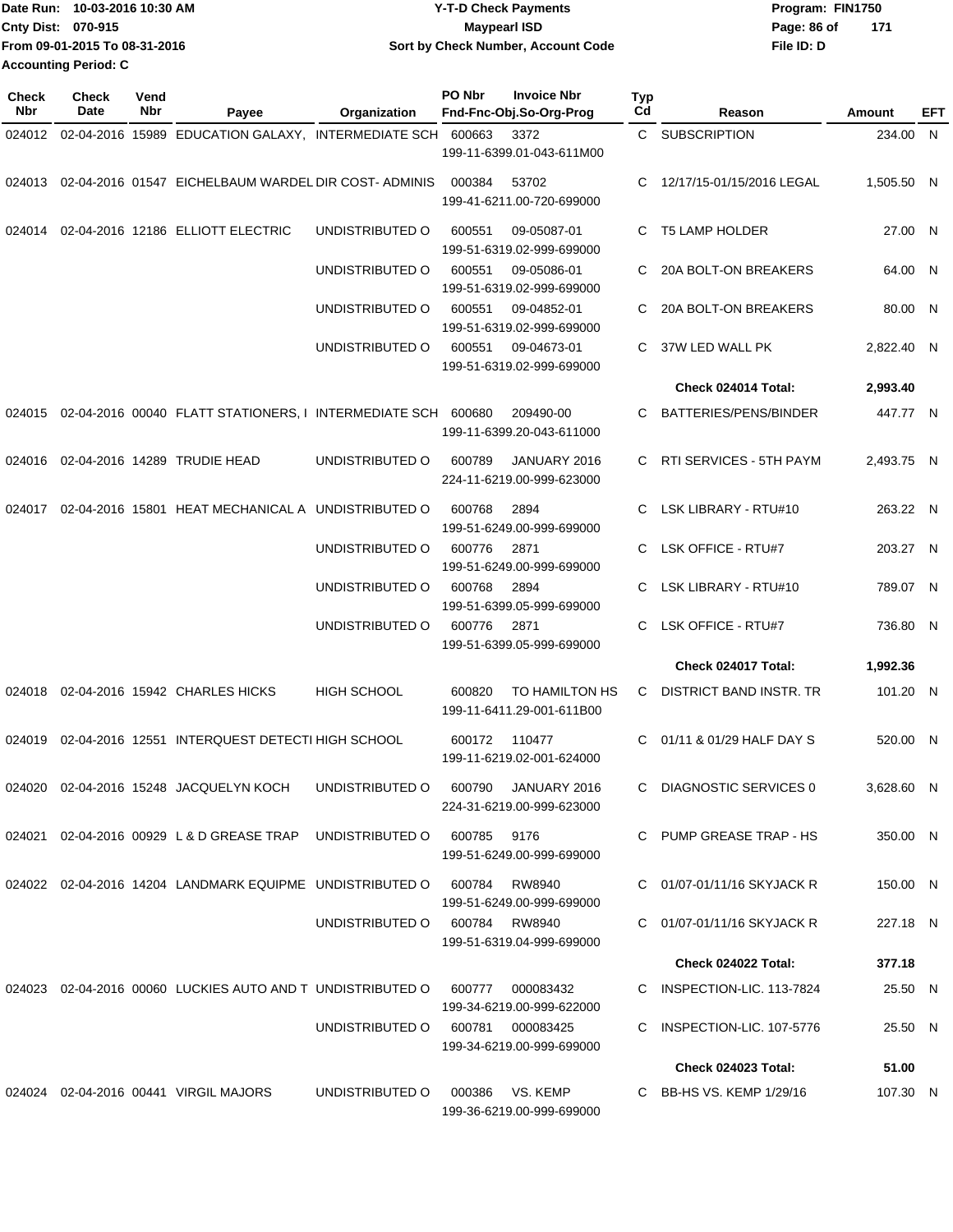Date Run: 10-03-2016 10:30 AM
Cnty Dist: 070-915
From 09-01-2015 To 08-31-2016
Accounting Period: C

# Y-T-D Check Payments
## Maypearl ISD
### Sort by Check Number, Account Code

Program: FIN1750
File ID: D

| Check Nbr | Check Date | Vend Nbr | Payee | Organization | PO Nbr | Invoice Nbr / Fnd-Fnc-Obj.So-Org-Prog | Typ Cd | Reason | Amount | EFT |
|---|---|---|---|---|---|---|---|---|---|---|
| 024012 | 02-04-2016 | 15989 | EDUCATION GALAXY, | INTERMEDIATE SCH | 600663 | 3372 / 199-11-6399.01-043-611M00 | C | SUBSCRIPTION | 234.00 | N |
| 024013 | 02-04-2016 | 01547 | EICHELBAUM WARDEL | DIR COST- ADMINIS | 000384 | 53702 / 199-41-6211.00-720-699000 | C | 12/17/15-01/15/2016 LEGAL | 1,505.50 | N |
| 024014 | 02-04-2016 | 12186 | ELLIOTT ELECTRIC | UNDISTRIBUTED O | 600551 | 09-05087-01 / 199-51-6319.02-999-699000 | C | T5 LAMP HOLDER | 27.00 | N |
| | | | | UNDISTRIBUTED O | 600551 | 09-05086-01 / 199-51-6319.02-999-699000 | C | 20A BOLT-ON BREAKERS | 64.00 | N |
| | | | | UNDISTRIBUTED O | 600551 | 09-04852-01 / 199-51-6319.02-999-699000 | C | 20A BOLT-ON BREAKERS | 80.00 | N |
| | | | | UNDISTRIBUTED O | 600551 | 09-04673-01 / 199-51-6319.02-999-699000 | C | 37W LED WALL PK | 2,822.40 | N |
| | | | | | | | | **Check 024014 Total:** | **2,993.40** | |
| 024015 | 02-04-2016 | 00040 | FLATT STATIONERS, I | INTERMEDIATE SCH | 600680 | 209490-00 / 199-11-6399.20-043-611000 | C | BATTERIES/PENS/BINDER | 447.77 | N |
| 024016 | 02-04-2016 | 14289 | TRUDIE HEAD | UNDISTRIBUTED O | 600789 | JANUARY 2016 / 224-11-6219.00-999-623000 | C | RTI SERVICES - 5TH PAYM | 2,493.75 | N |
| 024017 | 02-04-2016 | 15801 | HEAT MECHANICAL A | UNDISTRIBUTED O | 600768 | 2894 / 199-51-6249.00-999-699000 | C | LSK LIBRARY - RTU#10 | 263.22 | N |
| | | | | UNDISTRIBUTED O | 600776 | 2871 / 199-51-6249.00-999-699000 | C | LSK OFFICE - RTU#7 | 203.27 | N |
| | | | | UNDISTRIBUTED O | 600768 | 2894 / 199-51-6399.05-999-699000 | C | LSK LIBRARY - RTU#10 | 789.07 | N |
| | | | | UNDISTRIBUTED O | 600776 | 2871 / 199-51-6399.05-999-699000 | C | LSK OFFICE - RTU#7 | 736.80 | N |
| | | | | | | | | **Check 024017 Total:** | **1,992.36** | |
| 024018 | 02-04-2016 | 15942 | CHARLES HICKS | HIGH SCHOOL | 600820 | TO HAMILTON HS / 199-11-6411.29-001-611B00 | C | DISTRICT BAND INSTR. TR | 101.20 | N |
| 024019 | 02-04-2016 | 12551 | INTERQUEST DETECTI | HIGH SCHOOL | 600172 | 110477 / 199-11-6219.02-001-624000 | C | 01/11 & 01/29 HALF DAY S | 520.00 | N |
| 024020 | 02-04-2016 | 15248 | JACQUELYN KOCH | UNDISTRIBUTED O | 600790 | JANUARY 2016 / 224-31-6219.00-999-623000 | C | DIAGNOSTIC SERVICES 0 | 3,628.60 | N |
| 024021 | 02-04-2016 | 00929 | L & D GREASE TRAP | UNDISTRIBUTED O | 600785 | 9176 / 199-51-6249.00-999-699000 | C | PUMP GREASE TRAP - HS | 350.00 | N |
| 024022 | 02-04-2016 | 14204 | LANDMARK EQUIPME | UNDISTRIBUTED O | 600784 | RW8940 / 199-51-6249.00-999-699000 | C | 01/07-01/11/16 SKYJACK R | 150.00 | N |
| | | | | UNDISTRIBUTED O | 600784 | RW8940 / 199-51-6319.04-999-699000 | C | 01/07-01/11/16 SKYJACK R | 227.18 | N |
| | | | | | | | | **Check 024022 Total:** | **377.18** | |
| 024023 | 02-04-2016 | 00060 | LUCKIES AUTO AND T | UNDISTRIBUTED O | 600777 | 000083432 / 199-34-6219.00-999-622000 | C | INSPECTION-LIC. 113-7824 | 25.50 | N |
| | | | | UNDISTRIBUTED O | 600781 | 000083425 / 199-34-6219.00-999-699000 | C | INSPECTION-LIC. 107-5776 | 25.50 | N |
| | | | | | | | | **Check 024023 Total:** | **51.00** | |
| 024024 | 02-04-2016 | 00441 | VIRGIL MAJORS | UNDISTRIBUTED O | 000386 | VS. KEMP / 199-36-6219.00-999-699000 | C | BB-HS VS. KEMP 1/29/16 | 107.30 | N |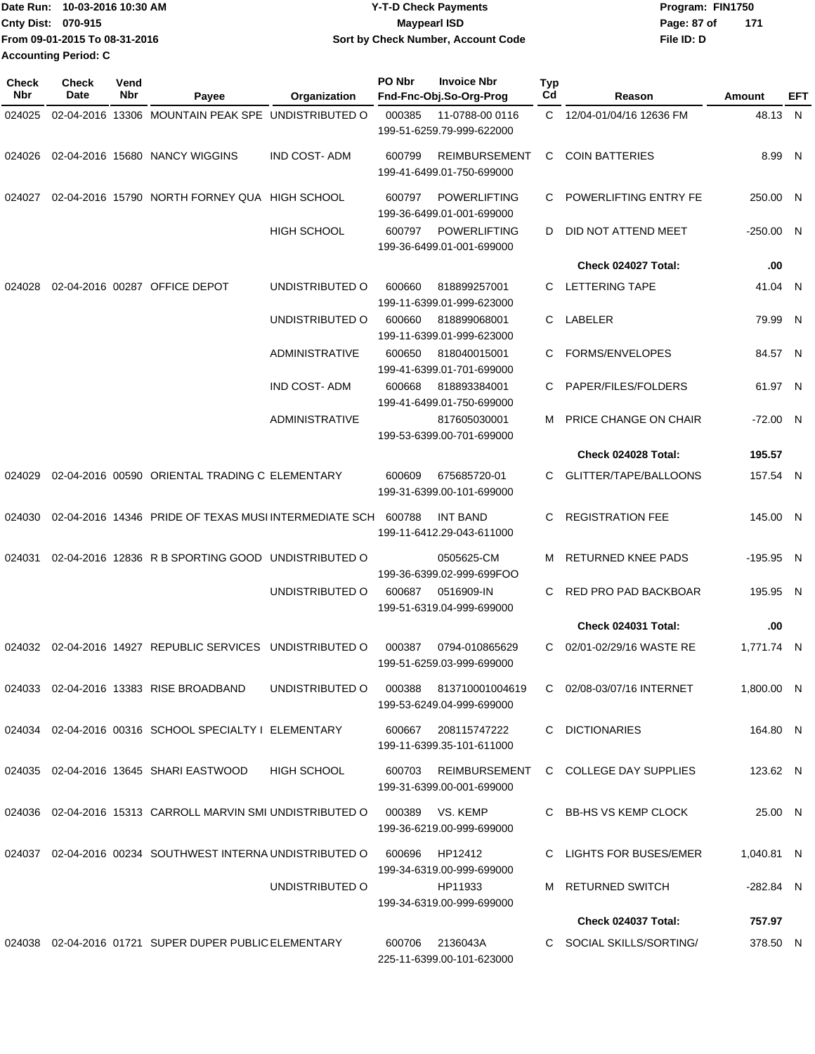Date Run: 10-03-2016 10:30 AM
Cnty Dist: 070-915
From 09-01-2015 To 08-31-2016
Accounting Period: C

# Y-T-D Check Payments
## Maypearl ISD
### Sort by Check Number, Account Code

Program: FIN1750
File ID: D

| Check Nbr | Check Date | Vend Nbr | Payee | Organization | PO Nbr | Invoice Nbr / Fnd-Fnc-Obj.So-Org-Prog | Typ Cd | Reason | Amount | EFT |
|---|---|---|---|---|---|---|---|---|---|---|
| 024025 | 02-04-2016 | 13306 | MOUNTAIN PEAK SPE | UNDISTRIBUTED O | 000385 | 11-0788-00 0116 / 199-51-6259.79-999-622000 | C | 12/04-01/04/16 12636 FM | 48.13 | N |
| 024026 | 02-04-2016 | 15680 | NANCY WIGGINS | IND COST- ADM | 600799 | REIMBURSEMENT / 199-41-6499.01-750-699000 | C | COIN BATTERIES | 8.99 | N |
| 024027 | 02-04-2016 | 15790 | NORTH FORNEY QUA | HIGH SCHOOL | 600797 | POWERLIFTING / 199-36-6499.01-001-699000 | C | POWERLIFTING ENTRY FE | 250.00 | N |
| | | | | HIGH SCHOOL | 600797 | POWERLIFTING / 199-36-6499.01-001-699000 | D | DID NOT ATTEND MEET | -250.00 | N |
| | | | | | | | | **Check 024027 Total:** | **.00** | |
| 024028 | 02-04-2016 | 00287 | OFFICE DEPOT | UNDISTRIBUTED O | 600660 | 818899257001 / 199-11-6399.01-999-623000 | C | LETTERING TAPE | 41.04 | N |
| | | | | UNDISTRIBUTED O | 600660 | 818899068001 / 199-11-6399.01-999-623000 | C | LABELER | 79.99 | N |
| | | | | ADMINISTRATIVE | 600650 | 818040015001 / 199-41-6399.01-701-699000 | C | FORMS/ENVELOPES | 84.57 | N |
| | | | | IND COST- ADM | 600668 | 818893384001 / 199-41-6499.01-750-699000 | C | PAPER/FILES/FOLDERS | 61.97 | N |
| | | | | ADMINISTRATIVE | | 817605030001 / 199-53-6399.00-701-699000 | M | PRICE CHANGE ON CHAIR | -72.00 | N |
| | | | | | | | | **Check 024028 Total:** | **195.57** | |
| 024029 | 02-04-2016 | 00590 | ORIENTAL TRADING C | ELEMENTARY | 600609 | 675685720-01 / 199-31-6399.00-101-699000 | C | GLITTER/TAPE/BALLOONS | 157.54 | N |
| 024030 | 02-04-2016 | 14346 | PRIDE OF TEXAS MUSI | INTERMEDIATE SCH | 600788 | INT BAND / 199-11-6412.29-043-611000 | C | REGISTRATION FEE | 145.00 | N |
| 024031 | 02-04-2016 | 12836 | R B SPORTING GOOD | UNDISTRIBUTED O | | 0505625-CM / 199-36-6399.02-999-699FOO | M | RETURNED KNEE PADS | -195.95 | N |
| | | | | UNDISTRIBUTED O | 600687 | 0516909-IN / 199-51-6319.04-999-699000 | C | RED PRO PAD BACKBOAR | 195.95 | N |
| | | | | | | | | **Check 024031 Total:** | **.00** | |
| 024032 | 02-04-2016 | 14927 | REPUBLIC SERVICES | UNDISTRIBUTED O | 000387 | 0794-010865629 / 199-51-6259.03-999-699000 | C | 02/01-02/29/16 WASTE RE | 1,771.74 | N |
| 024033 | 02-04-2016 | 13383 | RISE BROADBAND | UNDISTRIBUTED O | 000388 | 813710001004619 / 199-53-6249.04-999-699000 | C | 02/08-03/07/16 INTERNET | 1,800.00 | N |
| 024034 | 02-04-2016 | 00316 | SCHOOL SPECIALTY I | ELEMENTARY | 600667 | 208115747222 / 199-11-6399.35-101-611000 | C | DICTIONARIES | 164.80 | N |
| 024035 | 02-04-2016 | 13645 | SHARI EASTWOOD | HIGH SCHOOL | 600703 | REIMBURSEMENT / 199-31-6399.00-001-699000 | C | COLLEGE DAY SUPPLIES | 123.62 | N |
| 024036 | 02-04-2016 | 15313 | CARROLL MARVIN SMI | UNDISTRIBUTED O | 000389 | VS. KEMP / 199-36-6219.00-999-699000 | C | BB-HS VS KEMP CLOCK | 25.00 | N |
| 024037 | 02-04-2016 | 00234 | SOUTHWEST INTERNA | UNDISTRIBUTED O | 600696 | HP12412 / 199-34-6319.00-999-699000 | C | LIGHTS FOR BUSES/EMER | 1,040.81 | N |
| | | | | UNDISTRIBUTED O | | HP11933 / 199-34-6319.00-999-699000 | M | RETURNED SWITCH | -282.84 | N |
| | | | | | | | | **Check 024037 Total:** | **757.97** | |
| 024038 | 02-04-2016 | 01721 | SUPER DUPER PUBLIC | ELEMENTARY | 600706 | 2136043A / 225-11-6399.00-101-623000 | C | SOCIAL SKILLS/SORTING/ | 378.50 | N |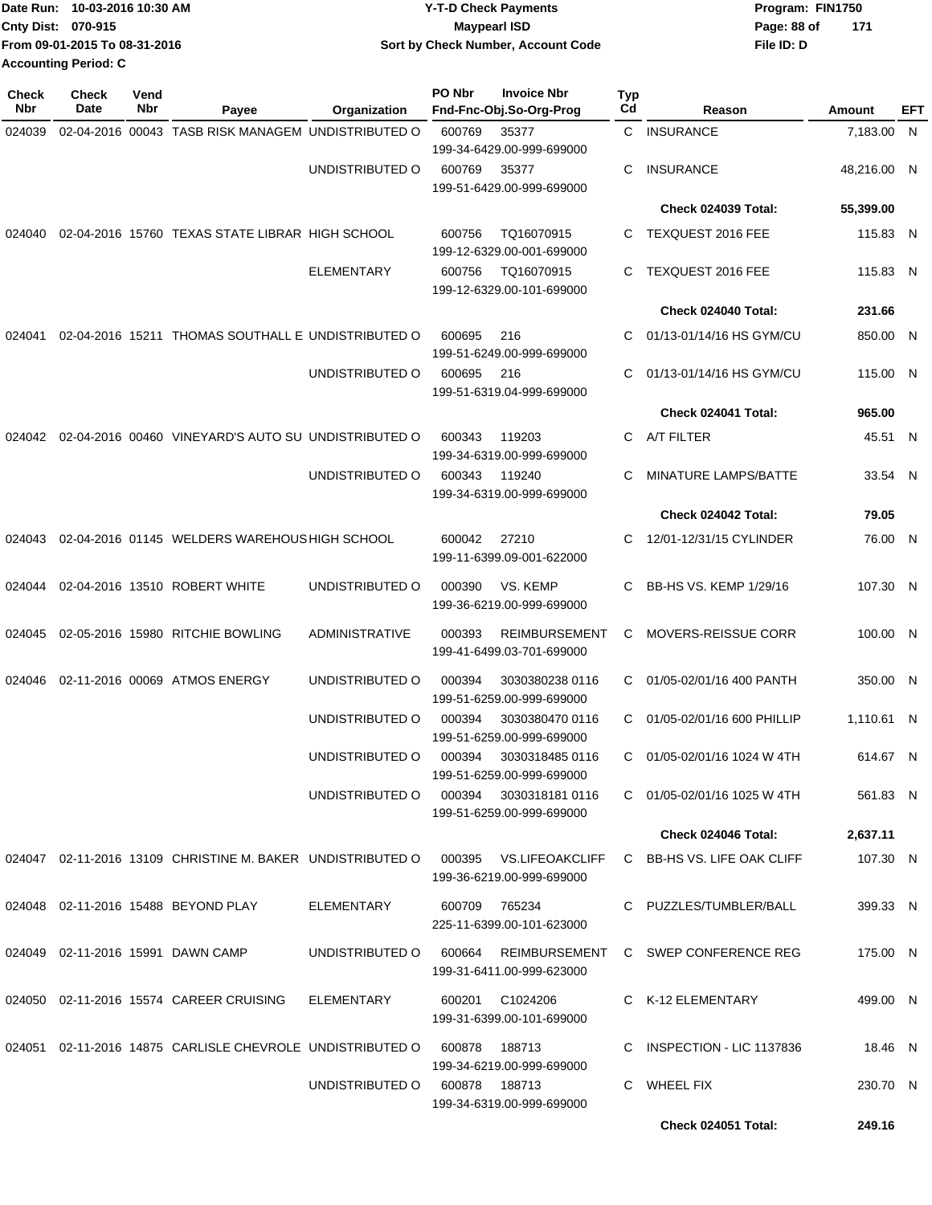Date Run: 10-03-2016 10:30 AM
Cnty Dist: 070-915
From 09-01-2015 To 08-31-2016
Accounting Period: C

**Y-T-D Check Payments**
**Maypearl ISD**
**Sort by Check Number, Account Code**

Program: FIN1750
File ID: D

| Check Nbr | Check Date | Vend Nbr | Payee | Organization | PO Nbr | Invoice Nbr / Fnd-Fnc-Obj.So-Org-Prog | Typ Cd | Reason | Amount | EFT |
|---|---|---|---|---|---|---|---|---|---|---|
| 024039 | 02-04-2016 | 00043 | TASB RISK MANAGEM | UNDISTRIBUTED O | 600769 | 35377 199-34-6429.00-999-699000 | C | INSURANCE | 7,183.00 | N |
| | | | | UNDISTRIBUTED O | 600769 | 35377 199-51-6429.00-999-699000 | C | INSURANCE | 48,216.00 | N |
| | | | | | | | | **Check 024039 Total:** | **55,399.00** | |
| 024040 | 02-04-2016 | 15760 | TEXAS STATE LIBRAR | HIGH SCHOOL | 600756 | TQ16070915 199-12-6329.00-001-699000 | C | TEXQUEST 2016 FEE | 115.83 | N |
| | | | | ELEMENTARY | 600756 | TQ16070915 199-12-6329.00-101-699000 | C | TEXQUEST 2016 FEE | 115.83 | N |
| | | | | | | | | **Check 024040 Total:** | **231.66** | |
| 024041 | 02-04-2016 | 15211 | THOMAS SOUTHALL E | UNDISTRIBUTED O | 600695 | 216 199-51-6249.00-999-699000 | C | 01/13-01/14/16 HS GYM/CU | 850.00 | N |
| | | | | UNDISTRIBUTED O | 600695 | 216 199-51-6319.04-999-699000 | C | 01/13-01/14/16 HS GYM/CU | 115.00 | N |
| | | | | | | | | **Check 024041 Total:** | **965.00** | |
| 024042 | 02-04-2016 | 00460 | VINEYARD'S AUTO SU | UNDISTRIBUTED O | 600343 | 119203 199-34-6319.00-999-699000 | C | A/T FILTER | 45.51 | N |
| | | | | UNDISTRIBUTED O | 600343 | 119240 199-34-6319.00-999-699000 | C | MINATURE LAMPS/BATTE | 33.54 | N |
| | | | | | | | | **Check 024042 Total:** | **79.05** | |
| 024043 | 02-04-2016 | 01145 | WELDERS WAREHOUS | HIGH SCHOOL | 600042 | 27210 199-11-6399.09-001-622000 | C | 12/01-12/31/15 CYLINDER | 76.00 | N |
| 024044 | 02-04-2016 | 13510 | ROBERT WHITE | UNDISTRIBUTED O | 000390 | VS. KEMP 199-36-6219.00-999-699000 | C | BB-HS VS. KEMP 1/29/16 | 107.30 | N |
| 024045 | 02-05-2016 | 15980 | RITCHIE BOWLING | ADMINISTRATIVE | 000393 | REIMBURSEMENT 199-41-6499.03-701-699000 | C | MOVERS-REISSUE CORR | 100.00 | N |
| 024046 | 02-11-2016 | 00069 | ATMOS ENERGY | UNDISTRIBUTED O | 000394 | 3030380238 0116 199-51-6259.00-999-699000 | C | 01/05-02/01/16 400 PANTH | 350.00 | N |
| | | | | UNDISTRIBUTED O | 000394 | 3030380470 0116 199-51-6259.00-999-699000 | C | 01/05-02/01/16 600 PHILLIP | 1,110.61 | N |
| | | | | UNDISTRIBUTED O | 000394 | 3030318485 0116 199-51-6259.00-999-699000 | C | 01/05-02/01/16 1024 W 4TH | 614.67 | N |
| | | | | UNDISTRIBUTED O | 000394 | 3030318181 0116 199-51-6259.00-999-699000 | C | 01/05-02/01/16 1025 W 4TH | 561.83 | N |
| | | | | | | | | **Check 024046 Total:** | **2,637.11** | |
| 024047 | 02-11-2016 | 13109 | CHRISTINE M. BAKER | UNDISTRIBUTED O | 000395 | VS.LIFEOAKCLIFF 199-36-6219.00-999-699000 | C | BB-HS VS. LIFE OAK CLIFF | 107.30 | N |
| 024048 | 02-11-2016 | 15488 | BEYOND PLAY | ELEMENTARY | 600709 | 765234 225-11-6399.00-101-623000 | C | PUZZLES/TUMBLER/BALL | 399.33 | N |
| 024049 | 02-11-2016 | 15991 | DAWN CAMP | UNDISTRIBUTED O | 600664 | REIMBURSEMENT 199-31-6411.00-999-623000 | C | SWEP CONFERENCE REG | 175.00 | N |
| 024050 | 02-11-2016 | 15574 | CAREER CRUISING | ELEMENTARY | 600201 | C1024206 199-31-6399.00-101-699000 | C | K-12 ELEMENTARY | 499.00 | N |
| 024051 | 02-11-2016 | 14875 | CARLISLE CHEVROLE | UNDISTRIBUTED O | 600878 | 188713 199-34-6219.00-999-699000 | C | INSPECTION - LIC 1137836 | 18.46 | N |
| | | | | UNDISTRIBUTED O | 600878 | 188713 199-34-6319.00-999-699000 | C | WHEEL FIX | 230.70 | N |
| | | | | | | | | **Check 024051 Total:** | **249.16** | |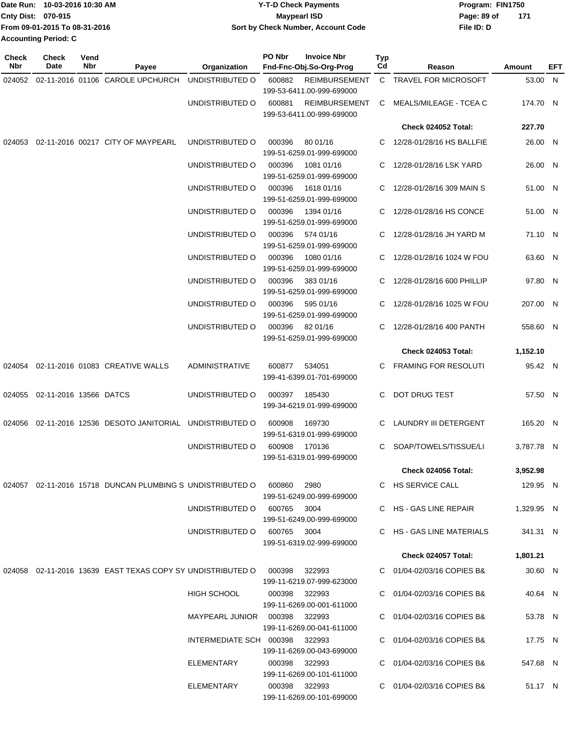Date Run: 10-03-2016 10:30 AM
Cnty Dist: 070-915
From 09-01-2015 To 08-31-2016
Accounting Period: C

**Y-T-D Check Payments**
**Maypearl ISD**
**Sort by Check Number, Account Code**

Program: FIN1750
File ID: D

| Check Nbr | Check Date | Vend Nbr | Payee | Organization | PO Nbr | Invoice Nbr / Fnd-Fnc-Obj.So-Org-Prog | Typ Cd | Reason | Amount | EFT |
|---|---|---|---|---|---|---|---|---|---|---|
| 024052 | 02-11-2016 | 01106 | CAROLE UPCHURCH | UNDISTRIBUTED O | 600882 | REIMBURSEMENT 199-53-6411.00-999-699000 | C | TRAVEL FOR MICROSOFT | 53.00 | N |
| | | | | UNDISTRIBUTED O | 600881 | REIMBURSEMENT 199-53-6411.00-999-699000 | C | MEALS/MILEAGE - TCEA C | 174.70 | N |
| | | | | | | | | **Check 024052 Total:** | **227.70** | |
| 024053 | 02-11-2016 | 00217 | CITY OF MAYPEARL | UNDISTRIBUTED O | 000396 | 80 01/16 199-51-6259.01-999-699000 | C | 12/28-01/28/16 HS BALLFIE | 26.00 | N |
| | | | | UNDISTRIBUTED O | 000396 | 1081 01/16 199-51-6259.01-999-699000 | C | 12/28-01/28/16 LSK YARD | 26.00 | N |
| | | | | UNDISTRIBUTED O | 000396 | 1618 01/16 199-51-6259.01-999-699000 | C | 12/28-01/28/16 309 MAIN S | 51.00 | N |
| | | | | UNDISTRIBUTED O | 000396 | 1394 01/16 199-51-6259.01-999-699000 | C | 12/28-01/28/16 HS CONCE | 51.00 | N |
| | | | | UNDISTRIBUTED O | 000396 | 574 01/16 199-51-6259.01-999-699000 | C | 12/28-01/28/16 JH YARD M | 71.10 | N |
| | | | | UNDISTRIBUTED O | 000396 | 1080 01/16 199-51-6259.01-999-699000 | C | 12/28-01/28/16 1024 W FOU | 63.60 | N |
| | | | | UNDISTRIBUTED O | 000396 | 383 01/16 199-51-6259.01-999-699000 | C | 12/28-01/28/16 600 PHILLIP | 97.80 | N |
| | | | | UNDISTRIBUTED O | 000396 | 595 01/16 199-51-6259.01-999-699000 | C | 12/28-01/28/16 1025 W FOU | 207.00 | N |
| | | | | UNDISTRIBUTED O | 000396 | 82 01/16 199-51-6259.01-999-699000 | C | 12/28-01/28/16 400 PANTH | 558.60 | N |
| | | | | | | | | **Check 024053 Total:** | **1,152.10** | |
| 024054 | 02-11-2016 | 01083 | CREATIVE WALLS | ADMINISTRATIVE | 600877 | 534051 199-41-6399.01-701-699000 | C | FRAMING FOR RESOLUTI | 95.42 | N |
| 024055 | 02-11-2016 | 13566 | DATCS | UNDISTRIBUTED O | 000397 | 185430 199-34-6219.01-999-699000 | C | DOT DRUG TEST | 57.50 | N |
| 024056 | 02-11-2016 | 12536 | DESOTO JANITORIAL | UNDISTRIBUTED O | 600908 | 169730 199-51-6319.01-999-699000 | C | LAUNDRY III DETERGENT | 165.20 | N |
| | | | | UNDISTRIBUTED O | 600908 | 170136 199-51-6319.01-999-699000 | C | SOAP/TOWELS/TISSUE/LI | 3,787.78 | N |
| | | | | | | | | **Check 024056 Total:** | **3,952.98** | |
| 024057 | 02-11-2016 | 15718 | DUNCAN PLUMBING S | UNDISTRIBUTED O | 600860 | 2980 199-51-6249.00-999-699000 | C | HS SERVICE CALL | 129.95 | N |
| | | | | UNDISTRIBUTED O | 600765 | 3004 199-51-6249.00-999-699000 | C | HS - GAS LINE REPAIR | 1,329.95 | N |
| | | | | UNDISTRIBUTED O | 600765 | 3004 199-51-6319.02-999-699000 | C | HS - GAS LINE MATERIALS | 341.31 | N |
| | | | | | | | | **Check 024057 Total:** | **1,801.21** | |
| 024058 | 02-11-2016 | 13639 | EAST TEXAS COPY SY | UNDISTRIBUTED O | 000398 | 322993 199-11-6219.07-999-623000 | C | 01/04-02/03/16 COPIES B& | 30.60 | N |
| | | | | HIGH SCHOOL | 000398 | 322993 199-11-6269.00-001-611000 | C | 01/04-02/03/16 COPIES B& | 40.64 | N |
| | | | | MAYPEARL JUNIOR | 000398 | 322993 199-11-6269.00-041-611000 | C | 01/04-02/03/16 COPIES B& | 53.78 | N |
| | | | | INTERMEDIATE SCH | 000398 | 322993 199-11-6269.00-043-699000 | C | 01/04-02/03/16 COPIES B& | 17.75 | N |
| | | | | ELEMENTARY | 000398 | 322993 199-11-6269.00-101-611000 | C | 01/04-02/03/16 COPIES B& | 547.68 | N |
| | | | | ELEMENTARY | 000398 | 322993 199-11-6269.00-101-699000 | C | 01/04-02/03/16 COPIES B& | 51.17 | N |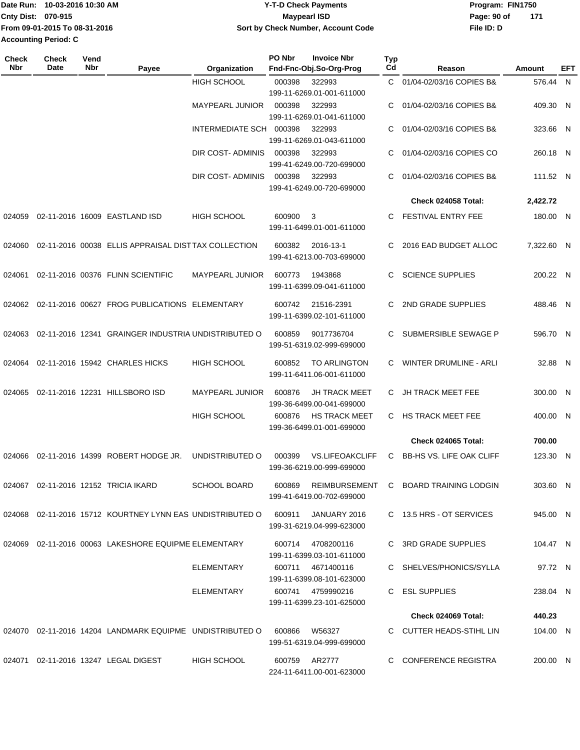Date Run: 10-03-2016 10:30 AM
Cnty Dist: 070-915
From 09-01-2015 To 08-31-2016
Accounting Period: C

**Y-T-D Check Payments**
**Maypearl ISD**
**Sort by Check Number, Account Code**

Program: FIN1750
File ID: D

| Check Nbr | Check Date | Vend Nbr | Payee | Organization | PO Nbr | Invoice Nbr / Fnd-Fnc-Obj.So-Org-Prog | Typ Cd | Reason | Amount | EFT |
|---|---|---|---|---|---|---|---|---|---|---|
| | | | | HIGH SCHOOL | 000398 | 322993 / 199-11-6269.01-001-611000 | C | 01/04-02/03/16 COPIES B& | 576.44 | N |
| | | | | MAYPEARL JUNIOR | 000398 | 322993 / 199-11-6269.01-041-611000 | C | 01/04-02/03/16 COPIES B& | 409.30 | N |
| | | | | INTERMEDIATE SCH | 000398 | 322993 / 199-11-6269.01-043-611000 | C | 01/04-02/03/16 COPIES B& | 323.66 | N |
| | | | | DIR COST- ADMINIS | 000398 | 322993 / 199-41-6249.00-720-699000 | C | 01/04-02/03/16 COPIES CO | 260.18 | N |
| | | | | DIR COST- ADMINIS | 000398 | 322993 / 199-41-6249.00-720-699000 | C | 01/04-02/03/16 COPIES B& | 111.52 | N |
| | | | | | | | | **Check 024058 Total:** | **2,422.72** | |
| 024059 | 02-11-2016 | 16009 | EASTLAND ISD | HIGH SCHOOL | 600900 | 3 / 199-11-6499.01-001-611000 | C | FESTIVAL ENTRY FEE | 180.00 | N |
| 024060 | 02-11-2016 | 00038 | ELLIS APPRAISAL DIST | TAX COLLECTION | 600382 | 2016-13-1 / 199-41-6213.00-703-699000 | C | 2016 EAD BUDGET ALLOC | 7,322.60 | N |
| 024061 | 02-11-2016 | 00376 | FLINN SCIENTIFIC | MAYPEARL JUNIOR | 600773 | 1943868 / 199-11-6399.09-041-611000 | C | SCIENCE SUPPLIES | 200.22 | N |
| 024062 | 02-11-2016 | 00627 | FROG PUBLICATIONS | ELEMENTARY | 600742 | 21516-2391 / 199-11-6399.02-101-611000 | C | 2ND GRADE SUPPLIES | 488.46 | N |
| 024063 | 02-11-2016 | 12341 | GRAINGER INDUSTRIA | UNDISTRIBUTED O | 600859 | 9017736704 / 199-51-6319.02-999-699000 | C | SUBMERSIBLE SEWAGE P | 596.70 | N |
| 024064 | 02-11-2016 | 15942 | CHARLES HICKS | HIGH SCHOOL | 600852 | TO ARLINGTON / 199-11-6411.06-001-611000 | C | WINTER DRUMLINE - ARLI | 32.88 | N |
| 024065 | 02-11-2016 | 12231 | HILLSBORO ISD | MAYPEARL JUNIOR | 600876 | JH TRACK MEET / 199-36-6499.00-041-699000 | C | JH TRACK MEET FEE | 300.00 | N |
| | | | | HIGH SCHOOL | 600876 | HS TRACK MEET / 199-36-6499.01-001-699000 | C | HS TRACK MEET FEE | 400.00 | N |
| | | | | | | | | **Check 024065 Total:** | **700.00** | |
| 024066 | 02-11-2016 | 14399 | ROBERT HODGE JR. | UNDISTRIBUTED O | 000399 | VS.LIFEOAKCLIFF / 199-36-6219.00-999-699000 | C | BB-HS VS. LIFE OAK CLIFF | 123.30 | N |
| 024067 | 02-11-2016 | 12152 | TRICIA IKARD | SCHOOL BOARD | 600869 | REIMBURSEMENT / 199-41-6419.00-702-699000 | C | BOARD TRAINING LODGIN | 303.60 | N |
| 024068 | 02-11-2016 | 15712 | KOURTNEY LYNN EAS | UNDISTRIBUTED O | 600911 | JANUARY 2016 / 199-31-6219.04-999-623000 | C | 13.5 HRS - OT SERVICES | 945.00 | N |
| 024069 | 02-11-2016 | 00063 | LAKESHORE EQUIPME | ELEMENTARY | 600714 | 4708200116 / 199-11-6399.03-101-611000 | C | 3RD GRADE SUPPLIES | 104.47 | N |
| | | | | ELEMENTARY | 600711 | 4671400116 / 199-11-6399.08-101-623000 | C | SHELVES/PHONICS/SYLLA | 97.72 | N |
| | | | | ELEMENTARY | 600741 | 4759990216 / 199-11-6399.23-101-625000 | C | ESL SUPPLIES | 238.04 | N |
| | | | | | | | | **Check 024069 Total:** | **440.23** | |
| 024070 | 02-11-2016 | 14204 | LANDMARK EQUIPME | UNDISTRIBUTED O | 600866 | W56327 / 199-51-6319.04-999-699000 | C | CUTTER HEADS-STIHL LIN | 104.00 | N |
| 024071 | 02-11-2016 | 13247 | LEGAL DIGEST | HIGH SCHOOL | 600759 | AR2777 / 224-11-6411.00-001-623000 | C | CONFERENCE REGISTRA | 200.00 | N |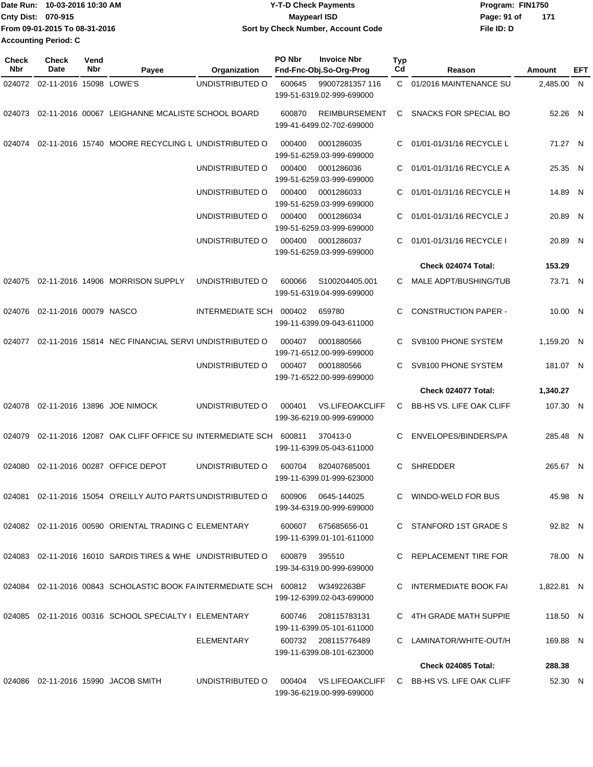Date Run: 10-03-2016 10:30 AM
Cnty Dist: 070-915
From 09-01-2015 To 08-31-2016
Accounting Period: C

# Y-T-D Check Payments
## Maypearl ISD
### Sort by Check Number, Account Code

Program: FIN1750
File ID: D

| Check Nbr | Check Date | Vend Nbr | Payee | Organization | PO Nbr | Invoice Nbr / Fnd-Fnc-Obj.So-Org-Prog | Typ Cd | Reason | Amount | EFT |
|---|---|---|---|---|---|---|---|---|---|---|
| 024072 | 02-11-2016 | 15098 | LOWE'S | UNDISTRIBUTED O | 600645 | 99007281357 116<br>199-51-6319.02-999-699000 | C | 01/2016 MAINTENANCE SU | 2,485.00 | N |
| 024073 | 02-11-2016 | 00067 | LEIGHANNE MCALISTE | SCHOOL BOARD | 600870 | REIMBURSEMENT<br>199-41-6499.02-702-699000 | C | SNACKS FOR SPECIAL BO | 52.26 | N |
| 024074 | 02-11-2016 | 15740 | MOORE RECYCLING L | UNDISTRIBUTED O | 000400 | 0001286035<br>199-51-6259.03-999-699000 | C | 01/01-01/31/16 RECYCLE L | 71.27 | N |
| | | | | UNDISTRIBUTED O | 000400 | 0001286036<br>199-51-6259.03-999-699000 | C | 01/01-01/31/16 RECYCLE A | 25.35 | N |
| | | | | UNDISTRIBUTED O | 000400 | 0001286033<br>199-51-6259.03-999-699000 | C | 01/01-01/31/16 RECYCLE H | 14.89 | N |
| | | | | UNDISTRIBUTED O | 000400 | 0001286034<br>199-51-6259.03-999-699000 | C | 01/01-01/31/16 RECYCLE J | 20.89 | N |
| | | | | UNDISTRIBUTED O | 000400 | 0001286037<br>199-51-6259.03-999-699000 | C | 01/01-01/31/16 RECYCLE I | 20.89 | N |
| | | | | | | | | **Check 024074 Total:** | **153.29** | |
| 024075 | 02-11-2016 | 14906 | MORRISON SUPPLY | UNDISTRIBUTED O | 600066 | S100204405.001<br>199-51-6319.04-999-699000 | C | MALE ADPT/BUSHING/TUB | 73.71 | N |
| 024076 | 02-11-2016 | 00079 | NASCO | INTERMEDIATE SCH | 000402 | 659780<br>199-11-6399.09-043-611000 | C | CONSTRUCTION PAPER - | 10.00 | N |
| 024077 | 02-11-2016 | 15814 | NEC FINANCIAL SERVI | UNDISTRIBUTED O | 000407 | 0001880566<br>199-71-6512.00-999-699000 | C | SV8100 PHONE SYSTEM | 1,159.20 | N |
| | | | | UNDISTRIBUTED O | 000407 | 0001880566<br>199-71-6522.00-999-699000 | C | SV8100 PHONE SYSTEM | 181.07 | N |
| | | | | | | | | **Check 024077 Total:** | **1,340.27** | |
| 024078 | 02-11-2016 | 13896 | JOE NIMOCK | UNDISTRIBUTED O | 000401 | VS.LIFEOAKCLIFF<br>199-36-6219.00-999-699000 | C | BB-HS VS. LIFE OAK CLIFF | 107.30 | N |
| 024079 | 02-11-2016 | 12087 | OAK CLIFF OFFICE SU | INTERMEDIATE SCH | 600811 | 370413-0<br>199-11-6399.05-043-611000 | C | ENVELOPES/BINDERS/PA | 285.48 | N |
| 024080 | 02-11-2016 | 00287 | OFFICE DEPOT | UNDISTRIBUTED O | 600704 | 820407685001<br>199-11-6399.01-999-623000 | C | SHREDDER | 265.67 | N |
| 024081 | 02-11-2016 | 15054 | O'REILLY AUTO PARTS | UNDISTRIBUTED O | 600906 | 0645-144025<br>199-34-6319.00-999-699000 | C | WINDO-WELD FOR BUS | 45.98 | N |
| 024082 | 02-11-2016 | 00590 | ORIENTAL TRADING C | ELEMENTARY | 600607 | 675685656-01<br>199-11-6399.01-101-611000 | C | STANFORD 1ST GRADE S | 92.82 | N |
| 024083 | 02-11-2016 | 16010 | SARDIS TIRES & WHE | UNDISTRIBUTED O | 600879 | 395510<br>199-34-6319.00-999-699000 | C | REPLACEMENT TIRE FOR | 78.00 | N |
| 024084 | 02-11-2016 | 00843 | SCHOLASTIC BOOK FA | INTERMEDIATE SCH | 600812 | W3492263BF<br>199-12-6399.02-043-699000 | C | INTERMEDIATE BOOK FAI | 1,822.81 | N |
| 024085 | 02-11-2016 | 00316 | SCHOOL SPECIALTY I | ELEMENTARY | 600746 | 208115783131<br>199-11-6399.05-101-611000 | C | 4TH GRADE MATH SUPPIE | 118.50 | N |
| | | | | ELEMENTARY | 600732 | 208115776489<br>199-11-6399.08-101-623000 | C | LAMINATOR/WHITE-OUT/H | 169.88 | N |
| | | | | | | | | **Check 024085 Total:** | **288.38** | |
| 024086 | 02-11-2016 | 15990 | JACOB SMITH | UNDISTRIBUTED O | 000404 | VS.LIFEOAKCLIFF<br>199-36-6219.00-999-699000 | C | BB-HS VS. LIFE OAK CLIFF | 52.30 | N |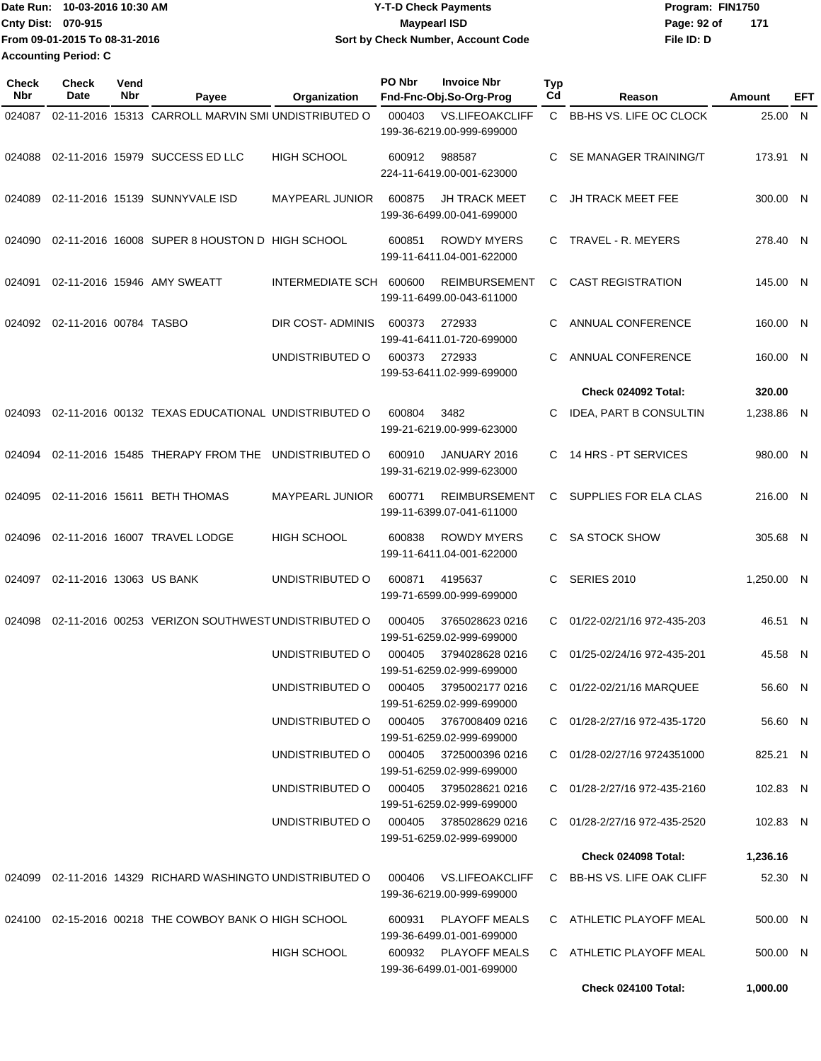Date Run: 10-03-2016 10:30 AM
Cnty Dist: 070-915
From 09-01-2015 To 08-31-2016
Accounting Period: C

# Y-T-D Check Payments
## Maypearl ISD
### Sort by Check Number, Account Code

Program: FIN1750
File ID: D

| Check Nbr | Check Date | Vend Nbr | Payee | Organization | PO Nbr | Invoice Nbr Fnd-Fnc-Obj.So-Org-Prog | Typ Cd | Reason | Amount | EFT |
|---|---|---|---|---|---|---|---|---|---|---|
| 024087 | 02-11-2016 | 15313 | CARROLL MARVIN SMI | UNDISTRIBUTED O | 000403 | VS.LIFEOAKCLIFF 199-36-6219.00-999-699000 | C | BB-HS VS. LIFE OC CLOCK | 25.00 | N |
| 024088 | 02-11-2016 | 15979 | SUCCESS ED LLC | HIGH SCHOOL | 600912 | 988587 224-11-6419.00-001-623000 | C | SE MANAGER TRAINING/T | 173.91 | N |
| 024089 | 02-11-2016 | 15139 | SUNNYVALE ISD | MAYPEARL JUNIOR | 600875 | JH TRACK MEET 199-36-6499.00-041-699000 | C | JH TRACK MEET FEE | 300.00 | N |
| 024090 | 02-11-2016 | 16008 | SUPER 8 HOUSTON D | HIGH SCHOOL | 600851 | ROWDY MYERS 199-11-6411.04-001-622000 | C | TRAVEL - R. MEYERS | 278.40 | N |
| 024091 | 02-11-2016 | 15946 | AMY SWEATT | INTERMEDIATE SCH | 600600 | REIMBURSEMENT 199-11-6499.00-043-611000 | C | CAST REGISTRATION | 145.00 | N |
| 024092 | 02-11-2016 | 00784 | TASBO | DIR COST- ADMINIS | 600373 | 272933 199-41-6411.01-720-699000 | C | ANNUAL CONFERENCE | 160.00 | N |
| | | | | UNDISTRIBUTED O | 600373 | 272933 199-53-6411.02-999-699000 | C | ANNUAL CONFERENCE | 160.00 | N |
| | | | | | | | | **Check 024092 Total:** | **320.00** | |
| 024093 | 02-11-2016 | 00132 | TEXAS EDUCATIONAL | UNDISTRIBUTED O | 600804 | 3482 199-21-6219.00-999-623000 | C | IDEA, PART B CONSULTIN | 1,238.86 | N |
| 024094 | 02-11-2016 | 15485 | THERAPY FROM THE | UNDISTRIBUTED O | 600910 | JANUARY 2016 199-31-6219.02-999-623000 | C | 14 HRS - PT SERVICES | 980.00 | N |
| 024095 | 02-11-2016 | 15611 | BETH THOMAS | MAYPEARL JUNIOR | 600771 | REIMBURSEMENT 199-11-6399.07-041-611000 | C | SUPPLIES FOR ELA CLAS | 216.00 | N |
| 024096 | 02-11-2016 | 16007 | TRAVEL LODGE | HIGH SCHOOL | 600838 | ROWDY MYERS 199-11-6411.04-001-622000 | C | SA STOCK SHOW | 305.68 | N |
| 024097 | 02-11-2016 | 13063 | US BANK | UNDISTRIBUTED O | 600871 | 4195637 199-71-6599.00-999-699000 | C | SERIES 2010 | 1,250.00 | N |
| 024098 | 02-11-2016 | 00253 | VERIZON SOUTHWEST | UNDISTRIBUTED O | 000405 | 3765028623 0216 199-51-6259.02-999-699000 | C | 01/22-02/21/16 972-435-203 | 46.51 | N |
| | | | | UNDISTRIBUTED O | 000405 | 3794028628 0216 199-51-6259.02-999-699000 | C | 01/25-02/24/16 972-435-201 | 45.58 | N |
| | | | | UNDISTRIBUTED O | 000405 | 3795002177 0216 199-51-6259.02-999-699000 | C | 01/22-02/21/16 MARQUEE | 56.60 | N |
| | | | | UNDISTRIBUTED O | 000405 | 3767008409 0216 199-51-6259.02-999-699000 | C | 01/28-2/27/16 972-435-1720 | 56.60 | N |
| | | | | UNDISTRIBUTED O | 000405 | 3725000396 0216 199-51-6259.02-999-699000 | C | 01/28-02/27/16 9724351000 | 825.21 | N |
| | | | | UNDISTRIBUTED O | 000405 | 3795028621 0216 199-51-6259.02-999-699000 | C | 01/28-2/27/16 972-435-2160 | 102.83 | N |
| | | | | UNDISTRIBUTED O | 000405 | 3785028629 0216 199-51-6259.02-999-699000 | C | 01/28-2/27/16 972-435-2520 | 102.83 | N |
| | | | | | | | | **Check 024098 Total:** | **1,236.16** | |
| 024099 | 02-11-2016 | 14329 | RICHARD WASHINGTO | UNDISTRIBUTED O | 000406 | VS.LIFEOAKCLIFF 199-36-6219.00-999-699000 | C | BB-HS VS. LIFE OAK CLIFF | 52.30 | N |
| 024100 | 02-15-2016 | 00218 | THE COWBOY BANK O | HIGH SCHOOL | 600931 | PLAYOFF MEALS 199-36-6499.01-001-699000 | C | ATHLETIC PLAYOFF MEAL | 500.00 | N |
| | | | | HIGH SCHOOL | 600932 | PLAYOFF MEALS 199-36-6499.01-001-699000 | C | ATHLETIC PLAYOFF MEAL | 500.00 | N |
| | | | | | | | | **Check 024100 Total:** | **1,000.00** | |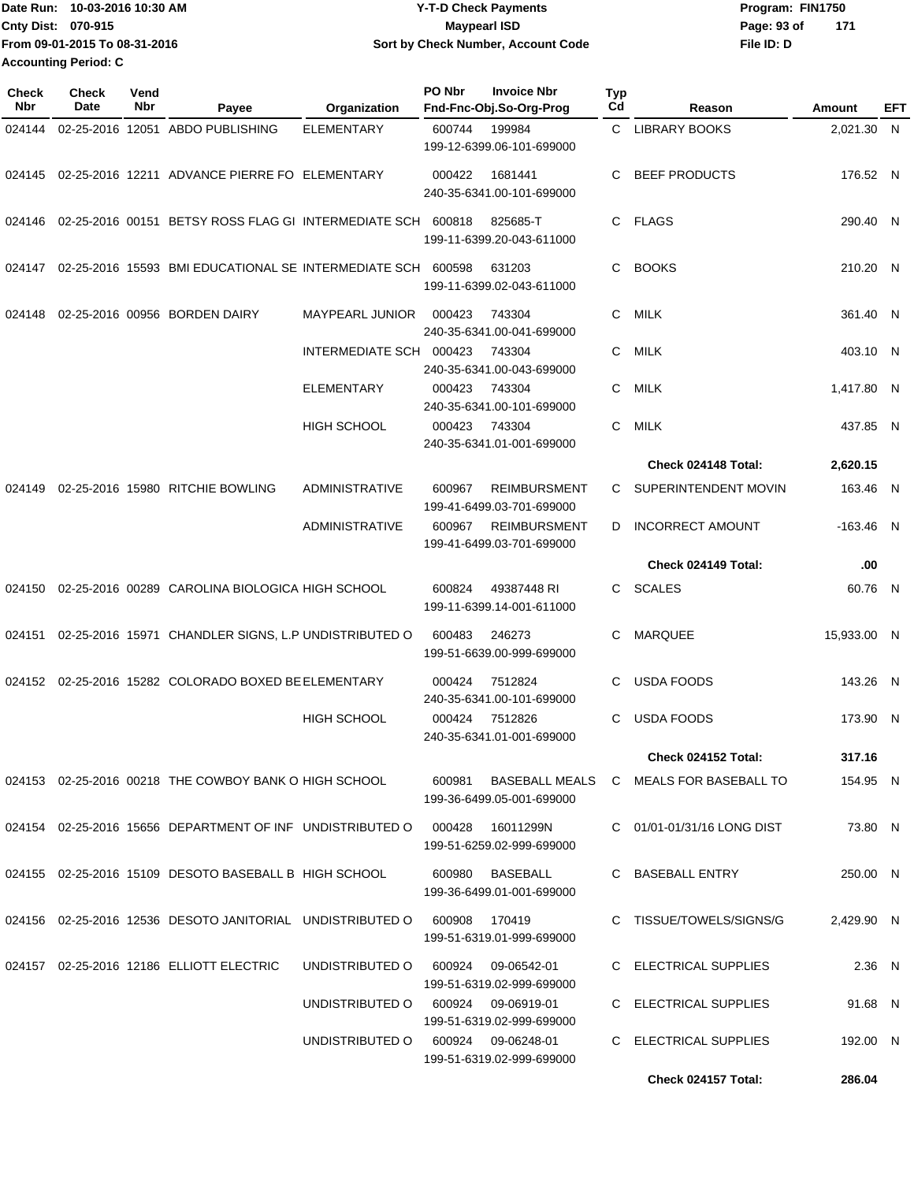Date Run: 10-03-2016 10:30 AM
Cnty Dist: 070-915
From 09-01-2015 To 08-31-2016
Accounting Period: C

**Y-T-D Check Payments**
**Maypearl ISD**
**Sort by Check Number, Account Code**

Program: FIN1750
File ID: D

| Check Nbr | Check Date | Vend Nbr | Payee | Organization | PO Nbr | Invoice Nbr / Fnd-Fnc-Obj.So-Org-Prog | Typ Cd | Reason | Amount | EFT |
|---|---|---|---|---|---|---|---|---|---|---|
| 024144 | 02-25-2016 | 12051 | ABDO PUBLISHING | ELEMENTARY | 600744 | 199984 / 199-12-6399.06-101-699000 | C | LIBRARY BOOKS | 2,021.30 | N |
| 024145 | 02-25-2016 | 12211 | ADVANCE PIERRE FO | ELEMENTARY | 000422 | 1681441 / 240-35-6341.00-101-699000 | C | BEEF PRODUCTS | 176.52 | N |
| 024146 | 02-25-2016 | 00151 | BETSY ROSS FLAG GI | INTERMEDIATE SCH | 600818 | 825685-T / 199-11-6399.20-043-611000 | C | FLAGS | 290.40 | N |
| 024147 | 02-25-2016 | 15593 | BMI EDUCATIONAL SE | INTERMEDIATE SCH | 600598 | 631203 / 199-11-6399.02-043-611000 | C | BOOKS | 210.20 | N |
| 024148 | 02-25-2016 | 00956 | BORDEN DAIRY | MAYPEARL JUNIOR | 000423 | 743304 / 240-35-6341.00-041-699000 | C | MILK | 361.40 | N |
| | | | | INTERMEDIATE SCH | 000423 | 743304 / 240-35-6341.00-043-699000 | C | MILK | 403.10 | N |
| | | | | ELEMENTARY | 000423 | 743304 / 240-35-6341.00-101-699000 | C | MILK | 1,417.80 | N |
| | | | | HIGH SCHOOL | 000423 | 743304 / 240-35-6341.01-001-699000 | C | MILK | 437.85 | N |
| | | | | | | | | **Check 024148 Total:** | **2,620.15** | |
| 024149 | 02-25-2016 | 15980 | RITCHIE BOWLING | ADMINISTRATIVE | 600967 | REIMBURSMENT / 199-41-6499.03-701-699000 | C | SUPERINTENDENT MOVIN | 163.46 | N |
| | | | | ADMINISTRATIVE | 600967 | REIMBURSMENT / 199-41-6499.03-701-699000 | D | INCORRECT AMOUNT | -163.46 | N |
| | | | | | | | | **Check 024149 Total:** | **.00** | |
| 024150 | 02-25-2016 | 00289 | CAROLINA BIOLOGICA | HIGH SCHOOL | 600824 | 49387448 RI / 199-11-6399.14-001-611000 | C | SCALES | 60.76 | N |
| 024151 | 02-25-2016 | 15971 | CHANDLER SIGNS, L.P | UNDISTRIBUTED O | 600483 | 246273 / 199-51-6639.00-999-699000 | C | MARQUEE | 15,933.00 | N |
| 024152 | 02-25-2016 | 15282 | COLORADO BOXED BE | ELEMENTARY | 000424 | 7512824 / 240-35-6341.00-101-699000 | C | USDA FOODS | 143.26 | N |
| | | | | HIGH SCHOOL | 000424 | 7512826 / 240-35-6341.01-001-699000 | C | USDA FOODS | 173.90 | N |
| | | | | | | | | **Check 024152 Total:** | **317.16** | |
| 024153 | 02-25-2016 | 00218 | THE COWBOY BANK O | HIGH SCHOOL | 600981 | BASEBALL MEALS / 199-36-6499.05-001-699000 | C | MEALS FOR BASEBALL TO | 154.95 | N |
| 024154 | 02-25-2016 | 15656 | DEPARTMENT OF INF | UNDISTRIBUTED O | 000428 | 16011299N / 199-51-6259.02-999-699000 | C | 01/01-01/31/16 LONG DIST | 73.80 | N |
| 024155 | 02-25-2016 | 15109 | DESOTO BASEBALL B | HIGH SCHOOL | 600980 | BASEBALL / 199-36-6499.01-001-699000 | C | BASEBALL ENTRY | 250.00 | N |
| 024156 | 02-25-2016 | 12536 | DESOTO JANITORIAL | UNDISTRIBUTED O | 600908 | 170419 / 199-51-6319.01-999-699000 | C | TISSUE/TOWELS/SIGNS/G | 2,429.90 | N |
| 024157 | 02-25-2016 | 12186 | ELLIOTT ELECTRIC | UNDISTRIBUTED O | 600924 | 09-06542-01 / 199-51-6319.02-999-699000 | C | ELECTRICAL SUPPLIES | 2.36 | N |
| | | | | UNDISTRIBUTED O | 600924 | 09-06919-01 / 199-51-6319.02-999-699000 | C | ELECTRICAL SUPPLIES | 91.68 | N |
| | | | | UNDISTRIBUTED O | 600924 | 09-06248-01 / 199-51-6319.02-999-699000 | C | ELECTRICAL SUPPLIES | 192.00 | N |
| | | | | | | | | **Check 024157 Total:** | **286.04** | |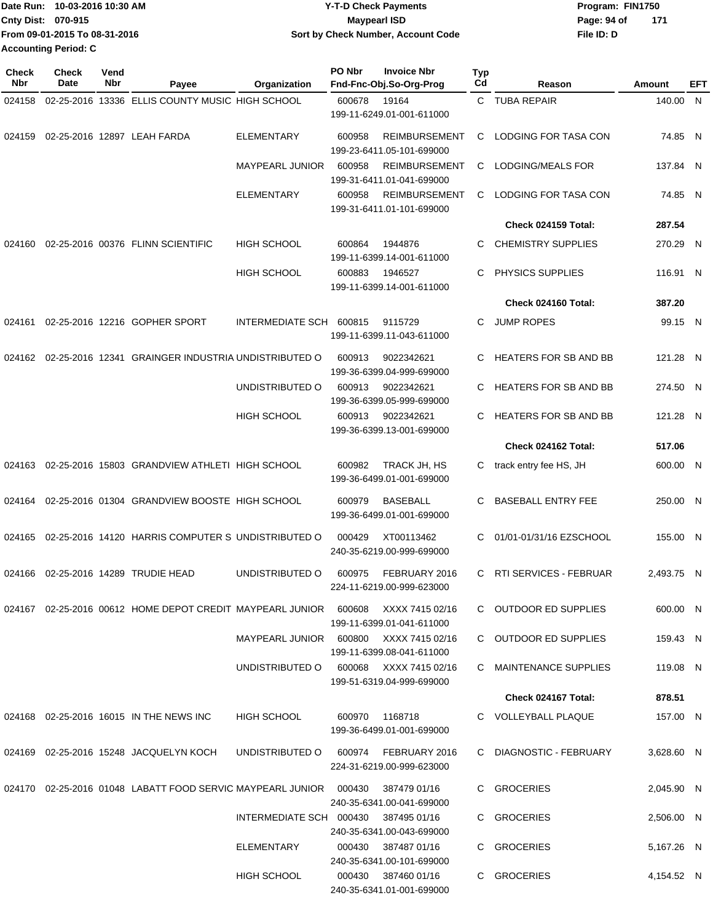Date Run: 10-03-2016 10:30 AM
Cnty Dist: 070-915
From 09-01-2015 To 08-31-2016
Accounting Period: C

# Y-T-D Check Payments
## Maypearl ISD
### Sort by Check Number, Account Code

Program: FIN1750
File ID: D

| Check Nbr | Check Date | Vend Nbr | Payee | Organization | PO Nbr | Invoice Nbr / Fnd-Fnc-Obj.So-Org-Prog | Typ Cd | Reason | Amount | EFT |
|---|---|---|---|---|---|---|---|---|---|---|
| 024158 | 02-25-2016 | 13336 | ELLIS COUNTY MUSIC | HIGH SCHOOL | 600678 | 19164 199-11-6249.01-001-611000 | C | TUBA REPAIR | 140.00 | N |
| 024159 | 02-25-2016 | 12897 | LEAH FARDA | ELEMENTARY | 600958 | REIMBURSEMENT 199-23-6411.05-101-699000 | C | LODGING FOR TASA CON | 74.85 | N |
| | | | | MAYPEARL JUNIOR | 600958 | REIMBURSEMENT 199-31-6411.01-041-699000 | C | LODGING/MEALS FOR | 137.84 | N |
| | | | | ELEMENTARY | 600958 | REIMBURSEMENT 199-31-6411.01-101-699000 | C | LODGING FOR TASA CON | 74.85 | N |
| | | | | | | | | **Check 024159 Total:** | **287.54** | |
| 024160 | 02-25-2016 | 00376 | FLINN SCIENTIFIC | HIGH SCHOOL | 600864 | 1944876 199-11-6399.14-001-611000 | C | CHEMISTRY SUPPLIES | 270.29 | N |
| | | | | HIGH SCHOOL | 600883 | 1946527 199-11-6399.14-001-611000 | C | PHYSICS SUPPLIES | 116.91 | N |
| | | | | | | | | **Check 024160 Total:** | **387.20** | |
| 024161 | 02-25-2016 | 12216 | GOPHER SPORT | INTERMEDIATE SCH | 600815 | 9115729 199-11-6399.11-043-611000 | C | JUMP ROPES | 99.15 | N |
| 024162 | 02-25-2016 | 12341 | GRAINGER INDUSTRIA | UNDISTRIBUTED O | 600913 | 9022342621 199-36-6399.04-999-699000 | C | HEATERS FOR SB AND BB | 121.28 | N |
| | | | | UNDISTRIBUTED O | 600913 | 9022342621 199-36-6399.05-999-699000 | C | HEATERS FOR SB AND BB | 274.50 | N |
| | | | | HIGH SCHOOL | 600913 | 9022342621 199-36-6399.13-001-699000 | C | HEATERS FOR SB AND BB | 121.28 | N |
| | | | | | | | | **Check 024162 Total:** | **517.06** | |
| 024163 | 02-25-2016 | 15803 | GRANDVIEW ATHLETI | HIGH SCHOOL | 600982 | TRACK JH, HS 199-36-6499.01-001-699000 | C | track entry fee HS, JH | 600.00 | N |
| 024164 | 02-25-2016 | 01304 | GRANDVIEW BOOSTE | HIGH SCHOOL | 600979 | BASEBALL 199-36-6499.01-001-699000 | C | BASEBALL ENTRY FEE | 250.00 | N |
| 024165 | 02-25-2016 | 14120 | HARRIS COMPUTER S | UNDISTRIBUTED O | 000429 | XT00113462 240-35-6219.00-999-699000 | C | 01/01-01/31/16 EZSCHOOL | 155.00 | N |
| 024166 | 02-25-2016 | 14289 | TRUDIE HEAD | UNDISTRIBUTED O | 600975 | FEBRUARY 2016 224-11-6219.00-999-623000 | C | RTI SERVICES - FEBRUAR | 2,493.75 | N |
| 024167 | 02-25-2016 | 00612 | HOME DEPOT CREDIT | MAYPEARL JUNIOR | 600608 | XXXX 7415 02/16 199-11-6399.01-041-611000 | C | OUTDOOR ED SUPPLIES | 600.00 | N |
| | | | | MAYPEARL JUNIOR | 600800 | XXXX 7415 02/16 199-11-6399.08-041-611000 | C | OUTDOOR ED SUPPLIES | 159.43 | N |
| | | | | UNDISTRIBUTED O | 600068 | XXXX 7415 02/16 199-51-6319.04-999-699000 | C | MAINTENANCE SUPPLIES | 119.08 | N |
| | | | | | | | | **Check 024167 Total:** | **878.51** | |
| 024168 | 02-25-2016 | 16015 | IN THE NEWS INC | HIGH SCHOOL | 600970 | 1168718 199-36-6499.01-001-699000 | C | VOLLEYBALL PLAQUE | 157.00 | N |
| 024169 | 02-25-2016 | 15248 | JACQUELYN KOCH | UNDISTRIBUTED O | 600974 | FEBRUARY 2016 224-31-6219.00-999-623000 | C | DIAGNOSTIC - FEBRUARY | 3,628.60 | N |
| 024170 | 02-25-2016 | 01048 | LABATT FOOD SERVIC | MAYPEARL JUNIOR | 000430 | 387479 01/16 240-35-6341.00-041-699000 | C | GROCERIES | 2,045.90 | N |
| | | | | INTERMEDIATE SCH | 000430 | 387495 01/16 240-35-6341.00-043-699000 | C | GROCERIES | 2,506.00 | N |
| | | | | ELEMENTARY | 000430 | 387487 01/16 240-35-6341.00-101-699000 | C | GROCERIES | 5,167.26 | N |
| | | | | HIGH SCHOOL | 000430 | 387460 01/16 240-35-6341.01-001-699000 | C | GROCERIES | 4,154.52 | N |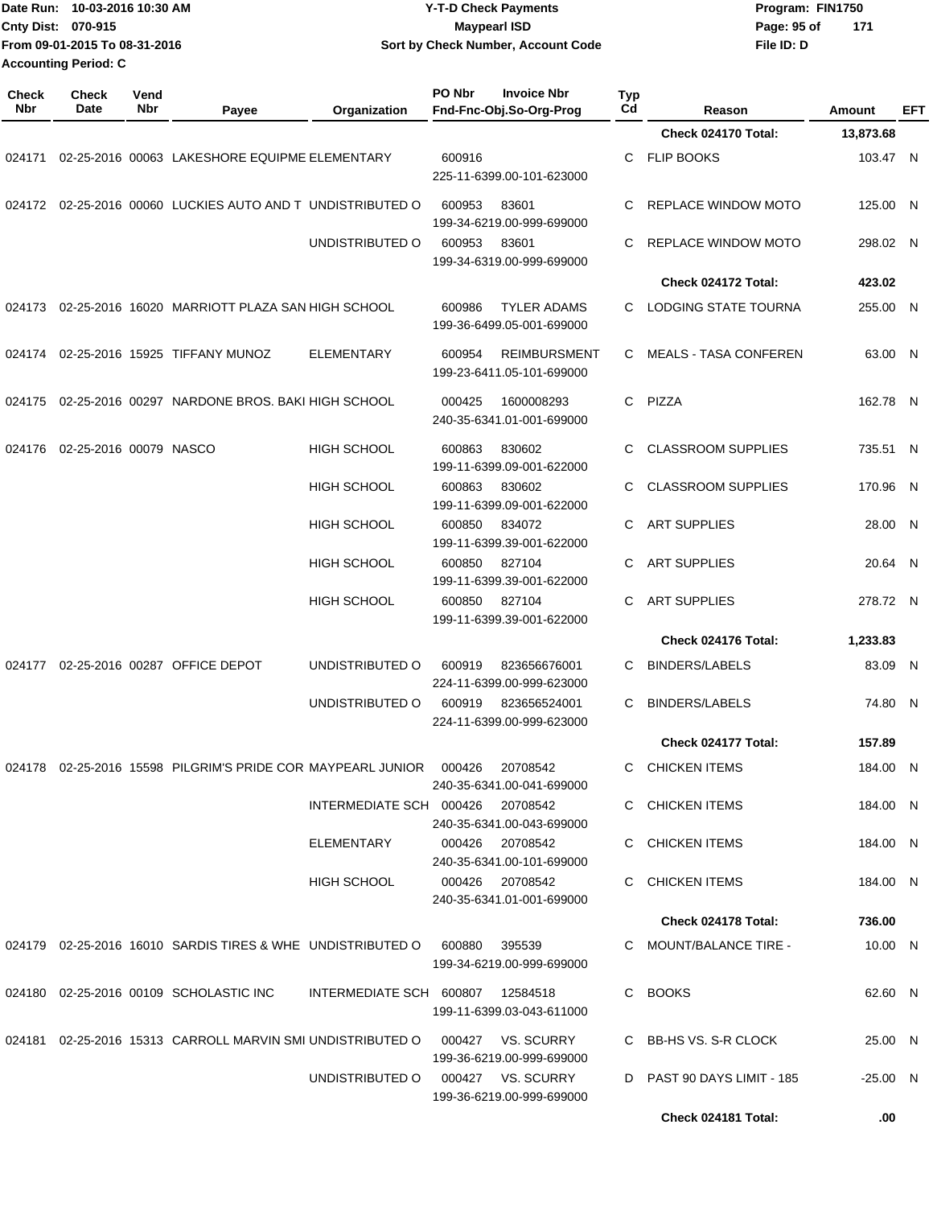Date Run: 10-03-2016 10:30 AM
Cnty Dist: 070-915
From 09-01-2015 To 08-31-2016
Accounting Period: C

**Y-T-D Check Payments**
**Maypearl ISD**
**Sort by Check Number, Account Code**

Program: FIN1750
File ID: D

| Check Nbr | Check Date | Vend Nbr | Payee | Organization | PO Nbr | Invoice Nbr / Fnd-Fnc-Obj.So-Org-Prog | Typ Cd | Reason | Amount | EFT |
|---|---|---|---|---|---|---|---|---|---|---|
| | | | | | | | | Check 024170 Total: | 13,873.68 | |
| 024171 | 02-25-2016 | 00063 | LAKESHORE EQUIPME | ELEMENTARY | 600916 | 225-11-6399.00-101-623000 | C | FLIP BOOKS | 103.47 | N |
| 024172 | 02-25-2016 | 00060 | LUCKIES AUTO AND T | UNDISTRIBUTED O | 600953 | 83601 199-34-6219.00-999-699000 | C | REPLACE WINDOW MOTO | 125.00 | N |
| | | | | UNDISTRIBUTED O | 600953 | 83601 199-34-6319.00-999-699000 | C | REPLACE WINDOW MOTO | 298.02 | N |
| | | | | | | | | Check 024172 Total: | 423.02 | |
| 024173 | 02-25-2016 | 16020 | MARRIOTT PLAZA SAN | HIGH SCHOOL | 600986 | TYLER ADAMS 199-36-6499.05-001-699000 | C | LODGING STATE TOURNA | 255.00 | N |
| 024174 | 02-25-2016 | 15925 | TIFFANY MUNOZ | ELEMENTARY | 600954 | REIMBURSMENT 199-23-6411.05-101-699000 | C | MEALS - TASA CONFEREN | 63.00 | N |
| 024175 | 02-25-2016 | 00297 | NARDONE BROS. BAKI | HIGH SCHOOL | 000425 | 1600008293 240-35-6341.01-001-699000 | C | PIZZA | 162.78 | N |
| 024176 | 02-25-2016 | 00079 | NASCO | HIGH SCHOOL | 600863 | 830602 199-11-6399.09-001-622000 | C | CLASSROOM SUPPLIES | 735.51 | N |
| | | | | HIGH SCHOOL | 600863 | 830602 199-11-6399.09-001-622000 | C | CLASSROOM SUPPLIES | 170.96 | N |
| | | | | HIGH SCHOOL | 600850 | 834072 199-11-6399.39-001-622000 | C | ART SUPPLIES | 28.00 | N |
| | | | | HIGH SCHOOL | 600850 | 827104 199-11-6399.39-001-622000 | C | ART SUPPLIES | 20.64 | N |
| | | | | HIGH SCHOOL | 600850 | 827104 199-11-6399.39-001-622000 | C | ART SUPPLIES | 278.72 | N |
| | | | | | | | | Check 024176 Total: | 1,233.83 | |
| 024177 | 02-25-2016 | 00287 | OFFICE DEPOT | UNDISTRIBUTED O | 600919 | 823656676001 224-11-6399.00-999-623000 | C | BINDERS/LABELS | 83.09 | N |
| | | | | UNDISTRIBUTED O | 600919 | 823656524001 224-11-6399.00-999-623000 | C | BINDERS/LABELS | 74.80 | N |
| | | | | | | | | Check 024177 Total: | 157.89 | |
| 024178 | 02-25-2016 | 15598 | PILGRIM'S PRIDE COR | MAYPEARL JUNIOR | 000426 | 20708542 240-35-6341.00-041-699000 | C | CHICKEN ITEMS | 184.00 | N |
| | | | | INTERMEDIATE SCH | 000426 | 20708542 240-35-6341.00-043-699000 | C | CHICKEN ITEMS | 184.00 | N |
| | | | | ELEMENTARY | 000426 | 20708542 240-35-6341.00-101-699000 | C | CHICKEN ITEMS | 184.00 | N |
| | | | | HIGH SCHOOL | 000426 | 20708542 240-35-6341.01-001-699000 | C | CHICKEN ITEMS | 184.00 | N |
| | | | | | | | | Check 024178 Total: | 736.00 | |
| 024179 | 02-25-2016 | 16010 | SARDIS TIRES & WHE | UNDISTRIBUTED O | 600880 | 395539 199-34-6219.00-999-699000 | C | MOUNT/BALANCE TIRE - | 10.00 | N |
| 024180 | 02-25-2016 | 00109 | SCHOLASTIC INC | INTERMEDIATE SCH | 600807 | 12584518 199-11-6399.03-043-611000 | C | BOOKS | 62.60 | N |
| 024181 | 02-25-2016 | 15313 | CARROLL MARVIN SMI | UNDISTRIBUTED O | 000427 | VS. SCURRY 199-36-6219.00-999-699000 | C | BB-HS VS. S-R CLOCK | 25.00 | N |
| | | | | UNDISTRIBUTED O | 000427 | VS. SCURRY 199-36-6219.00-999-699000 | D | PAST 90 DAYS LIMIT - 185 | -25.00 | N |
| | | | | | | | | Check 024181 Total: | .00 | |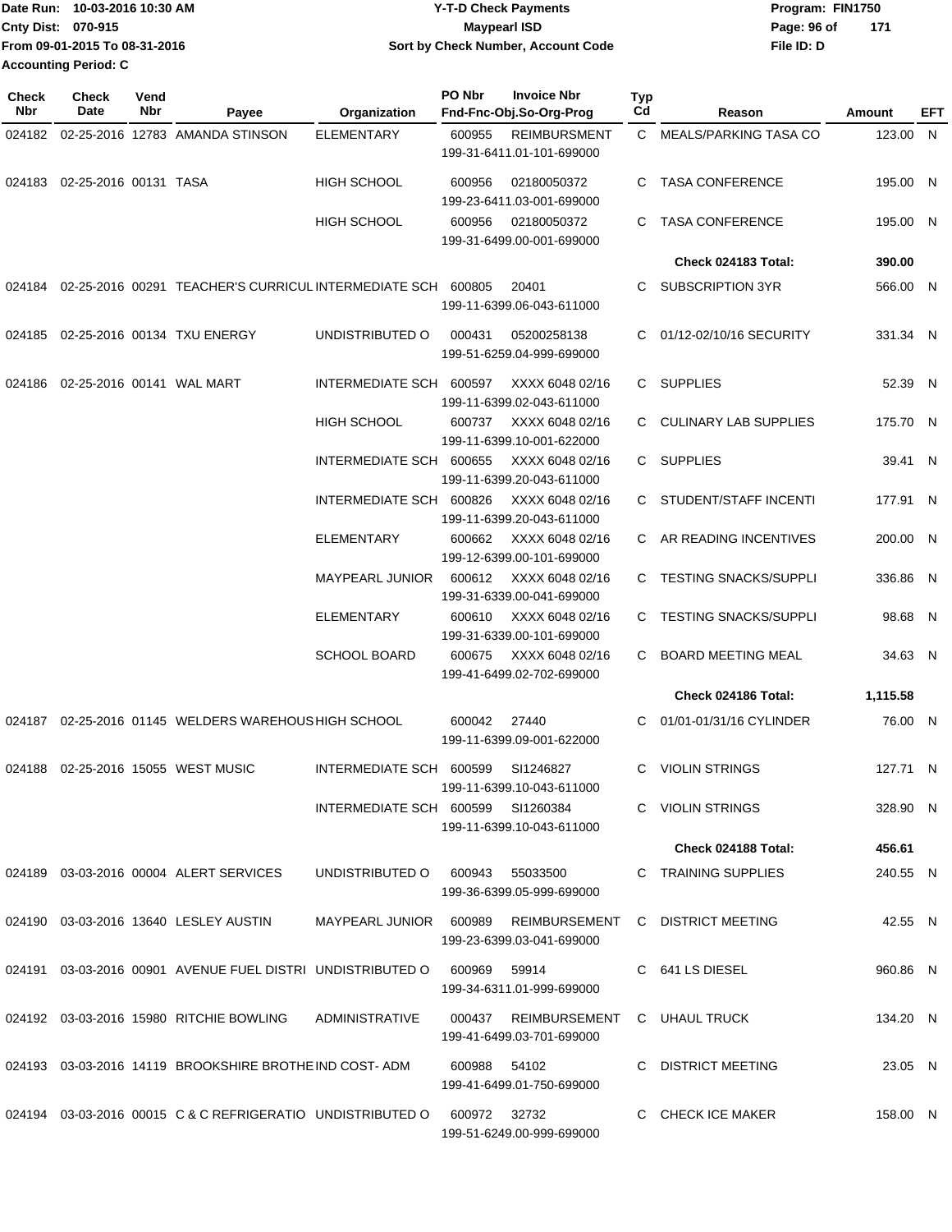Date Run: 10-03-2016 10:30 AM
Cnty Dist: 070-915
From 09-01-2015 To 08-31-2016
Accounting Period: C

**Y-T-D Check Payments**
**Maypearl ISD**
**Sort by Check Number, Account Code**

Program: FIN1750
File ID: D

| Check Nbr | Check Date | Vend Nbr | Payee | Organization | PO Nbr | Invoice Nbr / Fnd-Fnc-Obj.So-Org-Prog | Typ Cd | Reason | Amount | EFT |
|---|---|---|---|---|---|---|---|---|---|---|
| 024182 | 02-25-2016 | 12783 | AMANDA STINSON | ELEMENTARY | 600955 | REIMBURSMENT 199-31-6411.01-101-699000 | C | MEALS/PARKING TASA CO | 123.00 | N |
| 024183 | 02-25-2016 | 00131 | TASA | HIGH SCHOOL | 600956 | 02180050372 199-23-6411.03-001-699000 | C | TASA CONFERENCE | 195.00 | N |
| | | | | HIGH SCHOOL | 600956 | 02180050372 199-31-6499.00-001-699000 | C | TASA CONFERENCE | 195.00 | N |
| | | | | | | | | **Check 024183 Total:** | **390.00** | |
| 024184 | 02-25-2016 | 00291 | TEACHER'S CURRICUL | INTERMEDIATE SCH | 600805 | 20401 199-11-6399.06-043-611000 | C | SUBSCRIPTION 3YR | 566.00 | N |
| 024185 | 02-25-2016 | 00134 | TXU ENERGY | UNDISTRIBUTED O | 000431 | 05200258138 199-51-6259.04-999-699000 | C | 01/12-02/10/16 SECURITY | 331.34 | N |
| 024186 | 02-25-2016 | 00141 | WAL MART | INTERMEDIATE SCH | 600597 | XXXX 6048 02/16 199-11-6399.02-043-611000 | C | SUPPLIES | 52.39 | N |
| | | | | HIGH SCHOOL | 600737 | XXXX 6048 02/16 199-11-6399.10-001-622000 | C | CULINARY LAB SUPPLIES | 175.70 | N |
| | | | | INTERMEDIATE SCH | 600655 | XXXX 6048 02/16 199-11-6399.20-043-611000 | C | SUPPLIES | 39.41 | N |
| | | | | INTERMEDIATE SCH | 600826 | XXXX 6048 02/16 199-11-6399.20-043-611000 | C | STUDENT/STAFF INCENTI | 177.91 | N |
| | | | | ELEMENTARY | 600662 | XXXX 6048 02/16 199-12-6399.00-101-699000 | C | AR READING INCENTIVES | 200.00 | N |
| | | | | MAYPEARL JUNIOR | 600612 | XXXX 6048 02/16 199-31-6339.00-041-699000 | C | TESTING SNACKS/SUPPLI | 336.86 | N |
| | | | | ELEMENTARY | 600610 | XXXX 6048 02/16 199-31-6339.00-101-699000 | C | TESTING SNACKS/SUPPLI | 98.68 | N |
| | | | | SCHOOL BOARD | 600675 | XXXX 6048 02/16 199-41-6499.02-702-699000 | C | BOARD MEETING MEAL | 34.63 | N |
| | | | | | | | | **Check 024186 Total:** | **1,115.58** | |
| 024187 | 02-25-2016 | 01145 | WELDERS WAREHOUS | HIGH SCHOOL | 600042 | 27440 199-11-6399.09-001-622000 | C | 01/01-01/31/16 CYLINDER | 76.00 | N |
| 024188 | 02-25-2016 | 15055 | WEST MUSIC | INTERMEDIATE SCH | 600599 | SI1246827 199-11-6399.10-043-611000 | C | VIOLIN STRINGS | 127.71 | N |
| | | | | INTERMEDIATE SCH | 600599 | SI1260384 199-11-6399.10-043-611000 | C | VIOLIN STRINGS | 328.90 | N |
| | | | | | | | | **Check 024188 Total:** | **456.61** | |
| 024189 | 03-03-2016 | 00004 | ALERT SERVICES | UNDISTRIBUTED O | 600943 | 55033500 199-36-6399.05-999-699000 | C | TRAINING SUPPLIES | 240.55 | N |
| 024190 | 03-03-2016 | 13640 | LESLEY AUSTIN | MAYPEARL JUNIOR | 600989 | REIMBURSEMENT 199-23-6399.03-041-699000 | C | DISTRICT MEETING | 42.55 | N |
| 024191 | 03-03-2016 | 00901 | AVENUE FUEL DISTRI | UNDISTRIBUTED O | 600969 | 59914 199-34-6311.01-999-699000 | C | 641 LS DIESEL | 960.86 | N |
| 024192 | 03-03-2016 | 15980 | RITCHIE BOWLING | ADMINISTRATIVE | 000437 | REIMBURSEMENT 199-41-6499.03-701-699000 | C | UHAUL TRUCK | 134.20 | N |
| 024193 | 03-03-2016 | 14119 | BROOKSHIRE BROTHE | IND COST- ADM | 600988 | 54102 199-41-6499.01-750-699000 | C | DISTRICT MEETING | 23.05 | N |
| 024194 | 03-03-2016 | 00015 | C & C REFRIGERATIO | UNDISTRIBUTED O | 600972 | 32732 199-51-6249.00-999-699000 | C | CHECK ICE MAKER | 158.00 | N |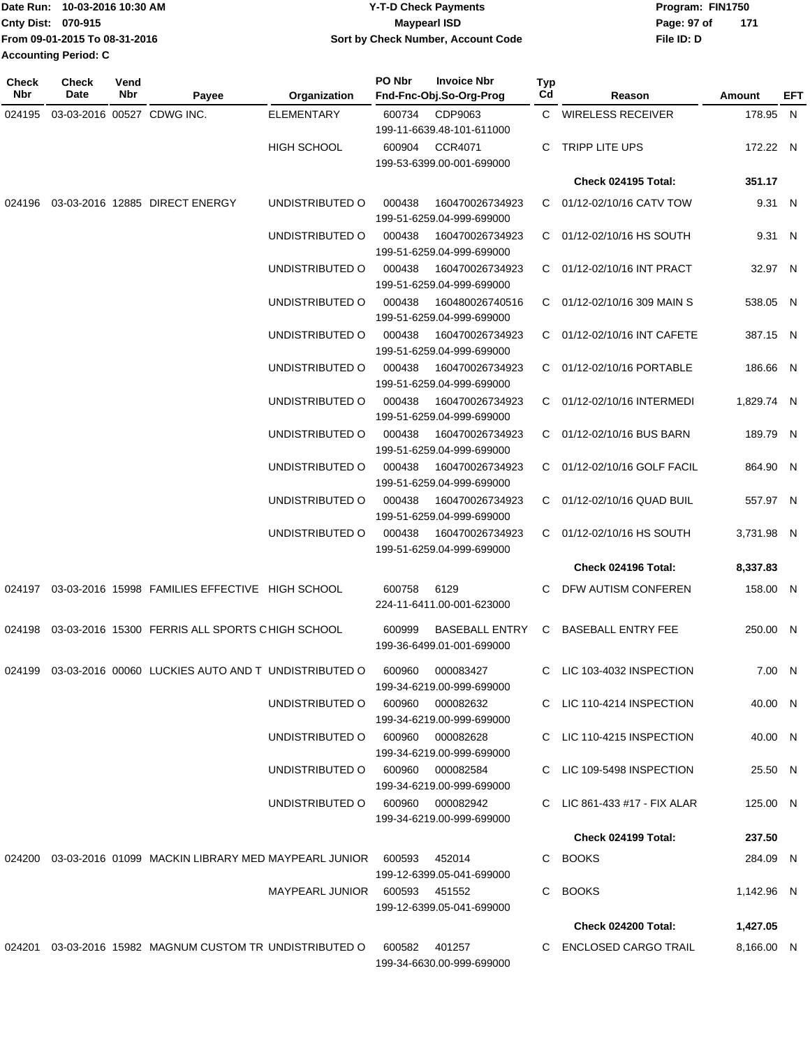Date Run: 10-03-2016 10:30 AM
Cnty Dist: 070-915
From 09-01-2015 To 08-31-2016
Accounting Period: C

# Y-T-D Check Payments
## Maypearl ISD
### Sort by Check Number, Account Code

Program: FIN1750
File ID: D

| Check Nbr | Check Date | Vend Nbr | Payee | Organization | PO Nbr | Invoice Nbr / Fnd-Fnc-Obj.So-Org-Prog | Typ Cd | Reason | Amount | EFT |
|---|---|---|---|---|---|---|---|---|---|---|
| 024195 | 03-03-2016 | 00527 | CDWG INC. | ELEMENTARY | 600734 | CDP9063 199-11-6639.48-101-611000 | C | WIRELESS RECEIVER | 178.95 | N |
| | | | | HIGH SCHOOL | 600904 | CCR4071 199-53-6399.00-001-699000 | C | TRIPP LITE UPS | 172.22 | N |
| | | | | | | | | **Check 024195 Total:** | **351.17** | |
| 024196 | 03-03-2016 | 12885 | DIRECT ENERGY | UNDISTRIBUTED O | 000438 | 160470026734923 199-51-6259.04-999-699000 | C | 01/12-02/10/16 CATV TOW | 9.31 | N |
| | | | | UNDISTRIBUTED O | 000438 | 160470026734923 199-51-6259.04-999-699000 | C | 01/12-02/10/16 HS SOUTH | 9.31 | N |
| | | | | UNDISTRIBUTED O | 000438 | 160470026734923 199-51-6259.04-999-699000 | C | 01/12-02/10/16 INT PRACT | 32.97 | N |
| | | | | UNDISTRIBUTED O | 000438 | 160480026740516 199-51-6259.04-999-699000 | C | 01/12-02/10/16 309 MAIN S | 538.05 | N |
| | | | | UNDISTRIBUTED O | 000438 | 160470026734923 199-51-6259.04-999-699000 | C | 01/12-02/10/16 INT CAFETE | 387.15 | N |
| | | | | UNDISTRIBUTED O | 000438 | 160470026734923 199-51-6259.04-999-699000 | C | 01/12-02/10/16 PORTABLE | 186.66 | N |
| | | | | UNDISTRIBUTED O | 000438 | 160470026734923 199-51-6259.04-999-699000 | C | 01/12-02/10/16 INTERMEDI | 1,829.74 | N |
| | | | | UNDISTRIBUTED O | 000438 | 160470026734923 199-51-6259.04-999-699000 | C | 01/12-02/10/16 BUS BARN | 189.79 | N |
| | | | | UNDISTRIBUTED O | 000438 | 160470026734923 199-51-6259.04-999-699000 | C | 01/12-02/10/16 GOLF FACIL | 864.90 | N |
| | | | | UNDISTRIBUTED O | 000438 | 160470026734923 199-51-6259.04-999-699000 | C | 01/12-02/10/16 QUAD BUIL | 557.97 | N |
| | | | | UNDISTRIBUTED O | 000438 | 160470026734923 199-51-6259.04-999-699000 | C | 01/12-02/10/16 HS SOUTH | 3,731.98 | N |
| | | | | | | | | **Check 024196 Total:** | **8,337.83** | |
| 024197 | 03-03-2016 | 15998 | FAMILIES EFFECTIVE | HIGH SCHOOL | 600758 | 6129 224-11-6411.00-001-623000 | C | DFW AUTISM CONFEREN | 158.00 | N |
| 024198 | 03-03-2016 | 15300 | FERRIS ALL SPORTS C | HIGH SCHOOL | 600999 | BASEBALL ENTRY 199-36-6499.01-001-699000 | C | BASEBALL ENTRY FEE | 250.00 | N |
| 024199 | 03-03-2016 | 00060 | LUCKIES AUTO AND T | UNDISTRIBUTED O | 600960 | 000083427 199-34-6219.00-999-699000 | C | LIC 103-4032 INSPECTION | 7.00 | N |
| | | | | UNDISTRIBUTED O | 600960 | 000082632 199-34-6219.00-999-699000 | C | LIC 110-4214 INSPECTION | 40.00 | N |
| | | | | UNDISTRIBUTED O | 600960 | 000082628 199-34-6219.00-999-699000 | C | LIC 110-4215 INSPECTION | 40.00 | N |
| | | | | UNDISTRIBUTED O | 600960 | 000082584 199-34-6219.00-999-699000 | C | LIC 109-5498 INSPECTION | 25.50 | N |
| | | | | UNDISTRIBUTED O | 600960 | 000082942 199-34-6219.00-999-699000 | C | LIC 861-433 #17 - FIX ALAR | 125.00 | N |
| | | | | | | | | **Check 024199 Total:** | **237.50** | |
| 024200 | 03-03-2016 | 01099 | MACKIN LIBRARY MED | MAYPEARL JUNIOR | 600593 | 452014 199-12-6399.05-041-699000 | C | BOOKS | 284.09 | N |
| | | | | MAYPEARL JUNIOR | 600593 | 451552 199-12-6399.05-041-699000 | C | BOOKS | 1,142.96 | N |
| | | | | | | | | **Check 024200 Total:** | **1,427.05** | |
| 024201 | 03-03-2016 | 15982 | MAGNUM CUSTOM TR | UNDISTRIBUTED O | 600582 | 401257 199-34-6630.00-999-699000 | C | ENCLOSED CARGO TRAIL | 8,166.00 | N |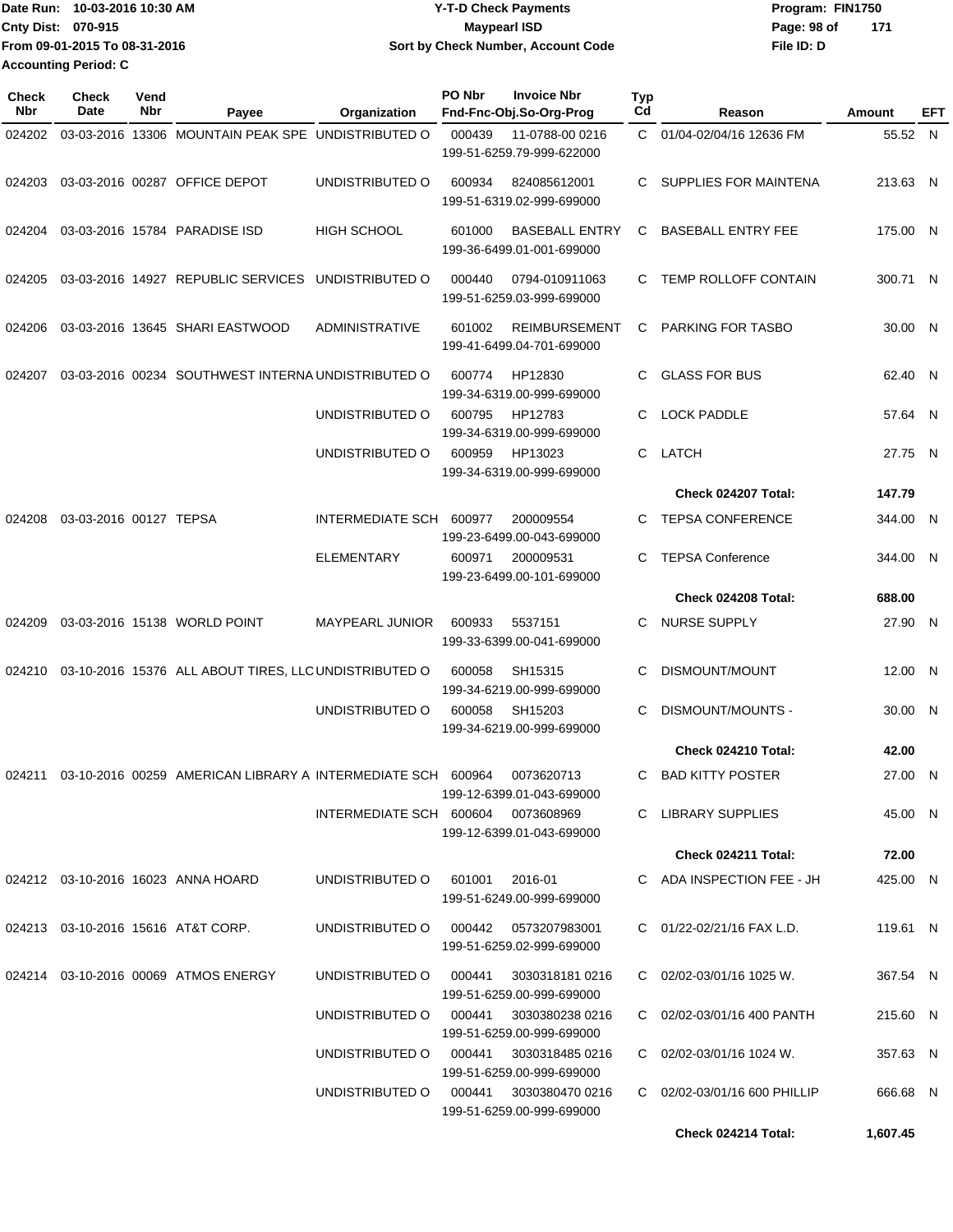Date Run: 10-03-2016 10:30 AM
Cnty Dist: 070-915
From 09-01-2015 To 08-31-2016
Accounting Period: C

**Y-T-D Check Payments**
**Maypearl ISD**
**Sort by Check Number, Account Code**

Program: FIN1750
File ID: D

| Check Nbr | Check Date | Vend Nbr | Payee | Organization | PO Nbr | Invoice Nbr / Fnd-Fnc-Obj.So-Org-Prog | Typ Cd | Reason | Amount | EFT |
|---|---|---|---|---|---|---|---|---|---|---|
| 024202 | 03-03-2016 | 13306 | MOUNTAIN PEAK SPE | UNDISTRIBUTED O | 000439 | 11-0788-00 0216 / 199-51-6259.79-999-622000 | C | 01/04-02/04/16 12636 FM | 55.52 | N |
| 024203 | 03-03-2016 | 00287 | OFFICE DEPOT | UNDISTRIBUTED O | 600934 | 824085612001 / 199-51-6319.02-999-699000 | C | SUPPLIES FOR MAINTENA | 213.63 | N |
| 024204 | 03-03-2016 | 15784 | PARADISE ISD | HIGH SCHOOL | 601000 | BASEBALL ENTRY / 199-36-6499.01-001-699000 | C | BASEBALL ENTRY FEE | 175.00 | N |
| 024205 | 03-03-2016 | 14927 | REPUBLIC SERVICES | UNDISTRIBUTED O | 000440 | 0794-010911063 / 199-51-6259.03-999-699000 | C | TEMP ROLLOFF CONTAIN | 300.71 | N |
| 024206 | 03-03-2016 | 13645 | SHARI EASTWOOD | ADMINISTRATIVE | 601002 | REIMBURSEMENT / 199-41-6499.04-701-699000 | C | PARKING FOR TASBO | 30.00 | N |
| 024207 | 03-03-2016 | 00234 | SOUTHWEST INTERNA | UNDISTRIBUTED O | 600774 | HP12830 / 199-34-6319.00-999-699000 | C | GLASS FOR BUS | 62.40 | N |
| | | | | UNDISTRIBUTED O | 600795 | HP12783 / 199-34-6319.00-999-699000 | C | LOCK PADDLE | 57.64 | N |
| | | | | UNDISTRIBUTED O | 600959 | HP13023 / 199-34-6319.00-999-699000 | C | LATCH | 27.75 | N |
| | | | | | | | | **Check 024207 Total:** | **147.79** | |
| 024208 | 03-03-2016 | 00127 | TEPSA | INTERMEDIATE SCH | 600977 | 200009554 / 199-23-6499.00-043-699000 | C | TEPSA CONFERENCE | 344.00 | N |
| | | | | ELEMENTARY | 600971 | 200009531 / 199-23-6499.00-101-699000 | C | TEPSA Conference | 344.00 | N |
| | | | | | | | | **Check 024208 Total:** | **688.00** | |
| 024209 | 03-03-2016 | 15138 | WORLD POINT | MAYPEARL JUNIOR | 600933 | 5537151 / 199-33-6399.00-041-699000 | C | NURSE SUPPLY | 27.90 | N |
| 024210 | 03-10-2016 | 15376 | ALL ABOUT TIRES, LLC | UNDISTRIBUTED O | 600058 | SH15315 / 199-34-6219.00-999-699000 | C | DISMOUNT/MOUNT | 12.00 | N |
| | | | | UNDISTRIBUTED O | 600058 | SH15203 / 199-34-6219.00-999-699000 | C | DISMOUNT/MOUNTS - | 30.00 | N |
| | | | | | | | | **Check 024210 Total:** | **42.00** | |
| 024211 | 03-10-2016 | 00259 | AMERICAN LIBRARY A | INTERMEDIATE SCH | 600964 | 0073620713 / 199-12-6399.01-043-699000 | C | BAD KITTY POSTER | 27.00 | N |
| | | | | INTERMEDIATE SCH | 600604 | 0073608969 / 199-12-6399.01-043-699000 | C | LIBRARY SUPPLIES | 45.00 | N |
| | | | | | | | | **Check 024211 Total:** | **72.00** | |
| 024212 | 03-10-2016 | 16023 | ANNA HOARD | UNDISTRIBUTED O | 601001 | 2016-01 / 199-51-6249.00-999-699000 | C | ADA INSPECTION FEE - JH | 425.00 | N |
| 024213 | 03-10-2016 | 15616 | AT&T CORP. | UNDISTRIBUTED O | 000442 | 0573207983001 / 199-51-6259.02-999-699000 | C | 01/22-02/21/16 FAX L.D. | 119.61 | N |
| 024214 | 03-10-2016 | 00069 | ATMOS ENERGY | UNDISTRIBUTED O | 000441 | 3030318181 0216 / 199-51-6259.00-999-699000 | C | 02/02-03/01/16 1025 W. | 367.54 | N |
| | | | | UNDISTRIBUTED O | 000441 | 3030380238 0216 / 199-51-6259.00-999-699000 | C | 02/02-03/01/16 400 PANTH | 215.60 | N |
| | | | | UNDISTRIBUTED O | 000441 | 3030318485 0216 / 199-51-6259.00-999-699000 | C | 02/02-03/01/16 1024 W. | 357.63 | N |
| | | | | UNDISTRIBUTED O | 000441 | 3030380470 0216 / 199-51-6259.00-999-699000 | C | 02/02-03/01/16 600 PHILLIP | 666.68 | N |
| | | | | | | | | **Check 024214 Total:** | **1,607.45** | |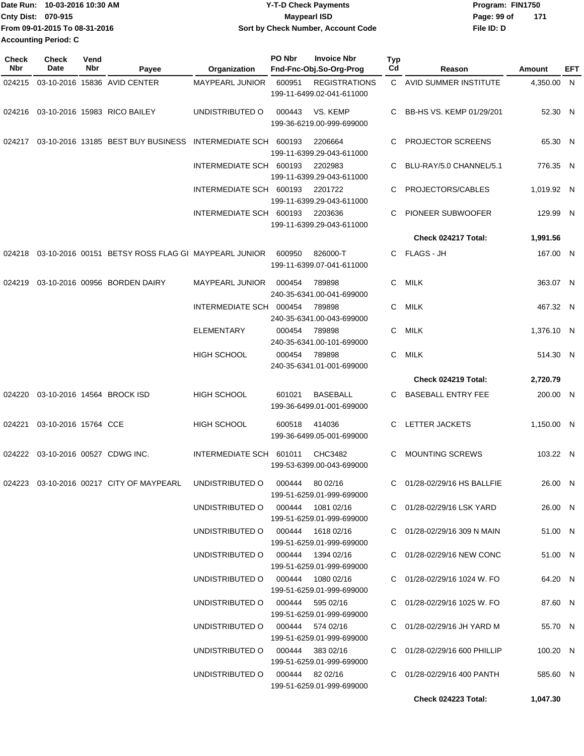Date Run: 10-03-2016 10:30 AM
Cnty Dist: 070-915
From 09-01-2015 To 08-31-2016
Accounting Period: C

**Y-T-D Check Payments**
**Maypearl ISD**
**Sort by Check Number, Account Code**

Program: FIN1750
File ID: D

| Check Nbr | Check Date | Vend Nbr | Payee | Organization | PO Nbr | Invoice Nbr / Fnd-Fnc-Obj.So-Org-Prog | Typ Cd | Reason | Amount | EFT |
|---|---|---|---|---|---|---|---|---|---|---|
| 024215 | 03-10-2016 | 15836 | AVID CENTER | MAYPEARL JUNIOR | 600951 | REGISTRATIONS 199-11-6499.02-041-611000 | C | AVID SUMMER INSTITUTE | 4,350.00 | N |
| 024216 | 03-10-2016 | 15983 | RICO BAILEY | UNDISTRIBUTED O | 000443 | VS. KEMP 199-36-6219.00-999-699000 | C | BB-HS VS. KEMP 01/29/201 | 52.30 | N |
| 024217 | 03-10-2016 | 13185 | BEST BUY BUSINESS | INTERMEDIATE SCH | 600193 | 2206664 199-11-6399.29-043-611000 | C | PROJECTOR SCREENS | 65.30 | N |
| | | | | INTERMEDIATE SCH | 600193 | 2202983 199-11-6399.29-043-611000 | C | BLU-RAY/5.0 CHANNEL/5.1 | 776.35 | N |
| | | | | INTERMEDIATE SCH | 600193 | 2201722 199-11-6399.29-043-611000 | C | PROJECTORS/CABLES | 1,019.92 | N |
| | | | | INTERMEDIATE SCH | 600193 | 2203636 199-11-6399.29-043-611000 | C | PIONEER SUBWOOFER | 129.99 | N |
| | | | | | | | | **Check 024217 Total:** | **1,991.56** | |
| 024218 | 03-10-2016 | 00151 | BETSY ROSS FLAG GI | MAYPEARL JUNIOR | 600950 | 826000-T 199-11-6399.07-041-611000 | C | FLAGS - JH | 167.00 | N |
| 024219 | 03-10-2016 | 00956 | BORDEN DAIRY | MAYPEARL JUNIOR | 000454 | 789898 240-35-6341.00-041-699000 | C | MILK | 363.07 | N |
| | | | | INTERMEDIATE SCH | 000454 | 789898 240-35-6341.00-043-699000 | C | MILK | 467.32 | N |
| | | | | ELEMENTARY | 000454 | 789898 240-35-6341.00-101-699000 | C | MILK | 1,376.10 | N |
| | | | | HIGH SCHOOL | 000454 | 789898 240-35-6341.01-001-699000 | C | MILK | 514.30 | N |
| | | | | | | | | **Check 024219 Total:** | **2,720.79** | |
| 024220 | 03-10-2016 | 14564 | BROCK ISD | HIGH SCHOOL | 601021 | BASEBALL 199-36-6499.01-001-699000 | C | BASEBALL ENTRY FEE | 200.00 | N |
| 024221 | 03-10-2016 | 15764 | CCE | HIGH SCHOOL | 600518 | 414036 199-36-6499.05-001-699000 | C | LETTER JACKETS | 1,150.00 | N |
| 024222 | 03-10-2016 | 00527 | CDWG INC. | INTERMEDIATE SCH | 601011 | CHC3482 199-53-6399.00-043-699000 | C | MOUNTING SCREWS | 103.22 | N |
| 024223 | 03-10-2016 | 00217 | CITY OF MAYPEARL | UNDISTRIBUTED O | 000444 | 80 02/16 199-51-6259.01-999-699000 | C | 01/28-02/29/16 HS BALLFIE | 26.00 | N |
| | | | | UNDISTRIBUTED O | 000444 | 1081 02/16 199-51-6259.01-999-699000 | C | 01/28-02/29/16 LSK YARD | 26.00 | N |
| | | | | UNDISTRIBUTED O | 000444 | 1618 02/16 199-51-6259.01-999-699000 | C | 01/28-02/29/16 309 N MAIN | 51.00 | N |
| | | | | UNDISTRIBUTED O | 000444 | 1394 02/16 199-51-6259.01-999-699000 | C | 01/28-02/29/16 NEW CONC | 51.00 | N |
| | | | | UNDISTRIBUTED O | 000444 | 1080 02/16 199-51-6259.01-999-699000 | C | 01/28-02/29/16 1024 W. FO | 64.20 | N |
| | | | | UNDISTRIBUTED O | 000444 | 595 02/16 199-51-6259.01-999-699000 | C | 01/28-02/29/16 1025 W. FO | 87.60 | N |
| | | | | UNDISTRIBUTED O | 000444 | 574 02/16 199-51-6259.01-999-699000 | C | 01/28-02/29/16 JH YARD M | 55.70 | N |
| | | | | UNDISTRIBUTED O | 000444 | 383 02/16 199-51-6259.01-999-699000 | C | 01/28-02/29/16 600 PHILLIP | 100.20 | N |
| | | | | UNDISTRIBUTED O | 000444 | 82 02/16 199-51-6259.01-999-699000 | C | 01/28-02/29/16 400 PANTH | 585.60 | N |
| | | | | | | | | **Check 024223 Total:** | **1,047.30** | |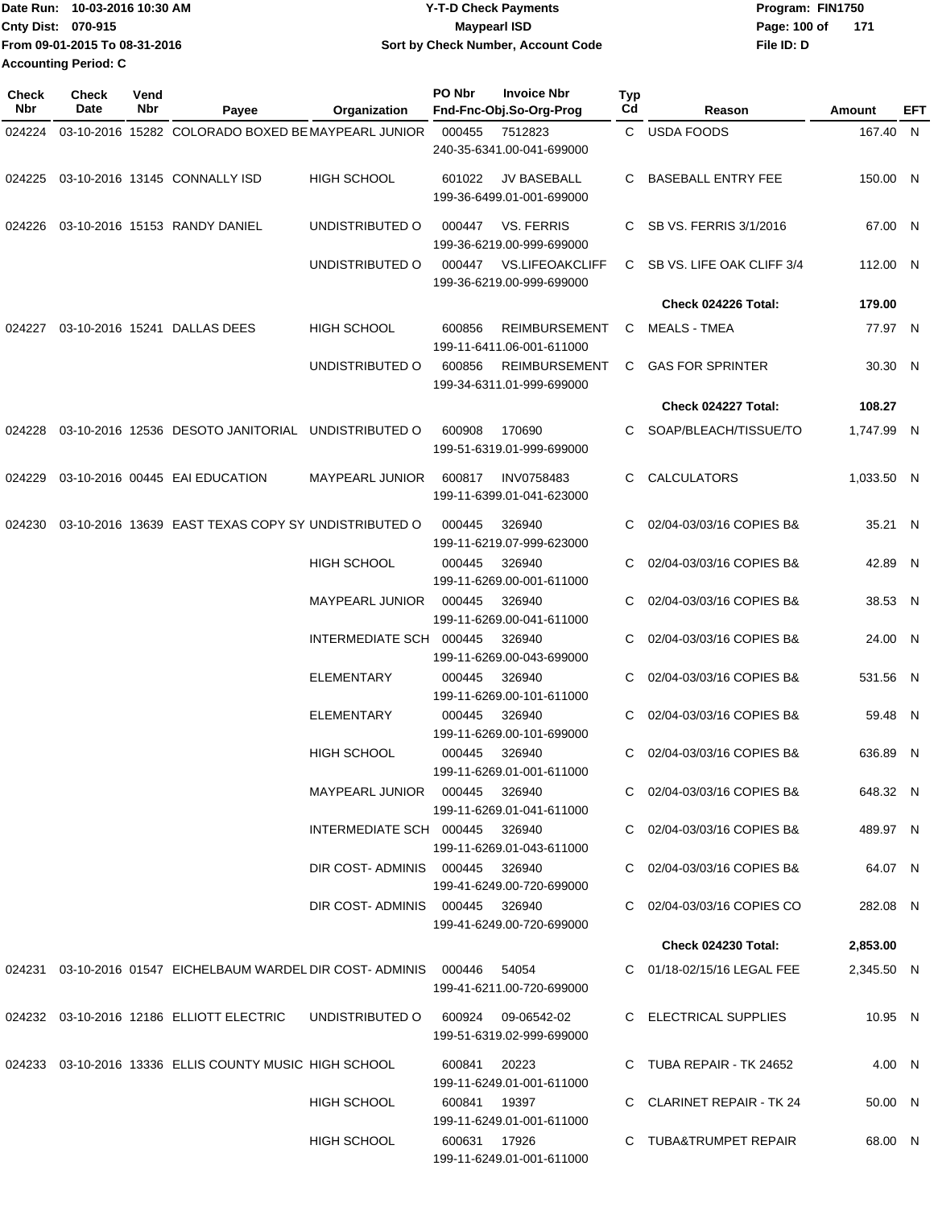Date Run: 10-03-2016 10:30 AM
Cnty Dist: 070-915
From 09-01-2015 To 08-31-2016
Accounting Period: C

**Y-T-D Check Payments**
**Maypearl ISD**
**Sort by Check Number, Account Code**

Program: FIN1750
File ID: D

| Check Nbr | Check Date | Vend Nbr | Payee | Organization | PO Nbr | Invoice Nbr / Fnd-Fnc-Obj.So-Org-Prog | Typ Cd | Reason | Amount | EFT |
|---|---|---|---|---|---|---|---|---|---|---|
| 024224 | 03-10-2016 | 15282 | COLORADO BOXED BE | MAYPEARL JUNIOR | 000455 | 7512823 240-35-6341.00-041-699000 | C | USDA FOODS | 167.40 | N |
| 024225 | 03-10-2016 | 13145 | CONNALLY ISD | HIGH SCHOOL | 601022 | JV BASEBALL 199-36-6499.01-001-699000 | C | BASEBALL ENTRY FEE | 150.00 | N |
| 024226 | 03-10-2016 | 15153 | RANDY DANIEL | UNDISTRIBUTED O | 000447 | VS. FERRIS 199-36-6219.00-999-699000 | C | SB VS. FERRIS 3/1/2016 | 67.00 | N |
| | | | | UNDISTRIBUTED O | 000447 | VS.LIFEOAKCLIFF 199-36-6219.00-999-699000 | C | SB VS. LIFE OAK CLIFF 3/4 | 112.00 | N |
| | | | | | | | | **Check 024226 Total:** | **179.00** | |
| 024227 | 03-10-2016 | 15241 | DALLAS DEES | HIGH SCHOOL | 600856 | REIMBURSEMENT 199-11-6411.06-001-611000 | C | MEALS - TMEA | 77.97 | N |
| | | | | UNDISTRIBUTED O | 600856 | REIMBURSEMENT 199-34-6311.01-999-699000 | C | GAS FOR SPRINTER | 30.30 | N |
| | | | | | | | | **Check 024227 Total:** | **108.27** | |
| 024228 | 03-10-2016 | 12536 | DESOTO JANITORIAL | UNDISTRIBUTED O | 600908 | 170690 199-51-6319.01-999-699000 | C | SOAP/BLEACH/TISSUE/TO | 1,747.99 | N |
| 024229 | 03-10-2016 | 00445 | EAI EDUCATION | MAYPEARL JUNIOR | 600817 | INV0758483 199-11-6399.01-041-623000 | C | CALCULATORS | 1,033.50 | N |
| 024230 | 03-10-2016 | 13639 | EAST TEXAS COPY SY | UNDISTRIBUTED O | 000445 | 326940 199-11-6219.07-999-623000 | C | 02/04-03/03/16 COPIES B& | 35.21 | N |
| | | | | HIGH SCHOOL | 000445 | 326940 199-11-6269.00-001-611000 | C | 02/04-03/03/16 COPIES B& | 42.89 | N |
| | | | | MAYPEARL JUNIOR | 000445 | 326940 199-11-6269.00-041-611000 | C | 02/04-03/03/16 COPIES B& | 38.53 | N |
| | | | | INTERMEDIATE SCH | 000445 | 326940 199-11-6269.00-043-699000 | C | 02/04-03/03/16 COPIES B& | 24.00 | N |
| | | | | ELEMENTARY | 000445 | 326940 199-11-6269.00-101-611000 | C | 02/04-03/03/16 COPIES B& | 531.56 | N |
| | | | | ELEMENTARY | 000445 | 326940 199-11-6269.00-101-699000 | C | 02/04-03/03/16 COPIES B& | 59.48 | N |
| | | | | HIGH SCHOOL | 000445 | 326940 199-11-6269.01-001-611000 | C | 02/04-03/03/16 COPIES B& | 636.89 | N |
| | | | | MAYPEARL JUNIOR | 000445 | 326940 199-11-6269.01-041-611000 | C | 02/04-03/03/16 COPIES B& | 648.32 | N |
| | | | | INTERMEDIATE SCH | 000445 | 326940 199-11-6269.01-043-611000 | C | 02/04-03/03/16 COPIES B& | 489.97 | N |
| | | | | DIR COST- ADMINIS | 000445 | 326940 199-41-6249.00-720-699000 | C | 02/04-03/03/16 COPIES B& | 64.07 | N |
| | | | | DIR COST- ADMINIS | 000445 | 326940 199-41-6249.00-720-699000 | C | 02/04-03/03/16 COPIES CO | 282.08 | N |
| | | | | | | | | **Check 024230 Total:** | **2,853.00** | |
| 024231 | 03-10-2016 | 01547 | EICHELBAUM WARDEL | DIR COST- ADMINIS | 000446 | 54054 199-41-6211.00-720-699000 | C | 01/18-02/15/16 LEGAL FEE | 2,345.50 | N |
| 024232 | 03-10-2016 | 12186 | ELLIOTT ELECTRIC | UNDISTRIBUTED O | 600924 | 09-06542-02 199-51-6319.02-999-699000 | C | ELECTRICAL SUPPLIES | 10.95 | N |
| 024233 | 03-10-2016 | 13336 | ELLIS COUNTY MUSIC | HIGH SCHOOL | 600841 | 20223 199-11-6249.01-001-611000 | C | TUBA REPAIR - TK 24652 | 4.00 | N |
| | | | | HIGH SCHOOL | 600841 | 19397 199-11-6249.01-001-611000 | C | CLARINET REPAIR - TK 24 | 50.00 | N |
| | | | | HIGH SCHOOL | 600631 | 17926 199-11-6249.01-001-611000 | C | TUBA&TRUMPET REPAIR | 68.00 | N |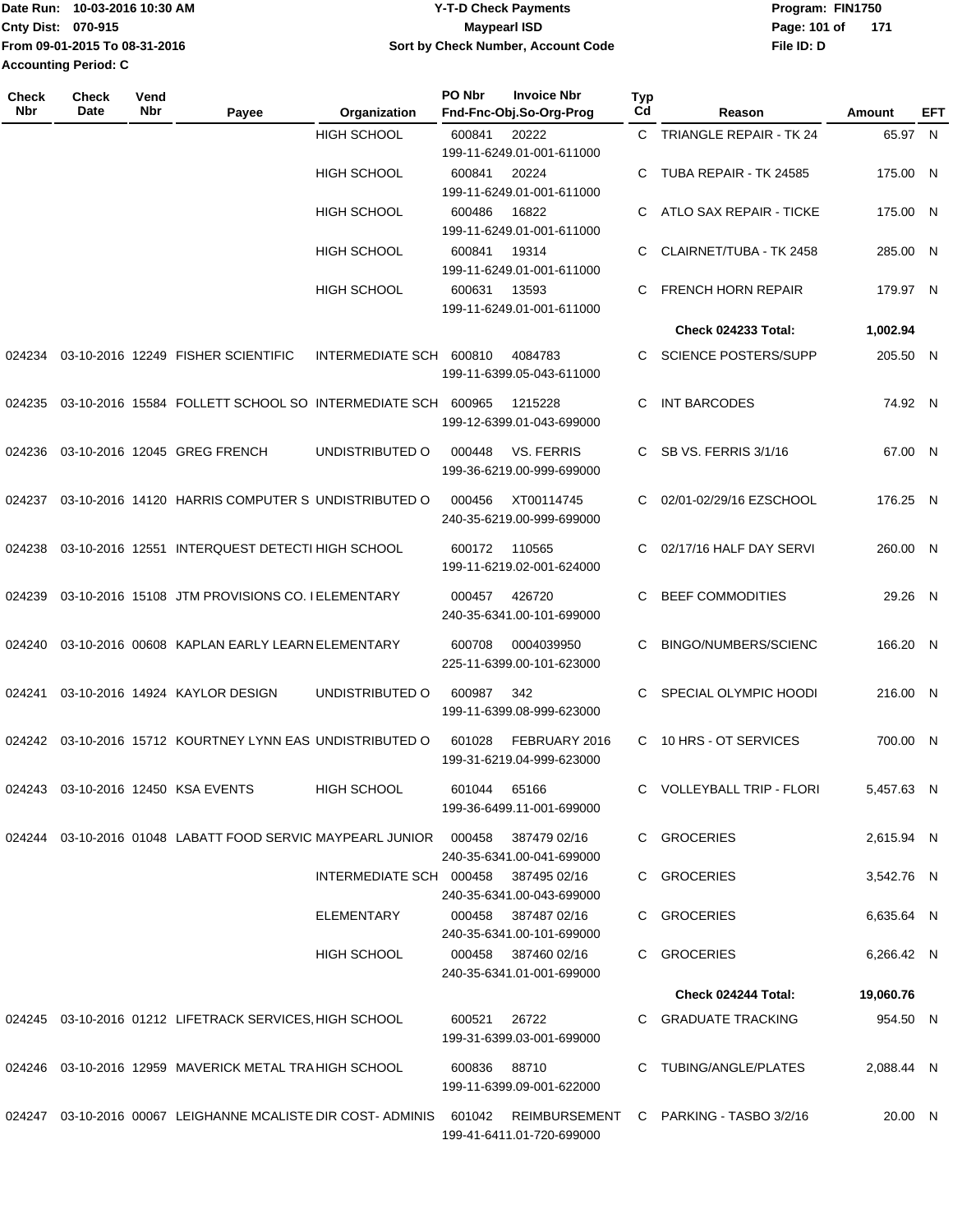**Date Run:** 10-03-2016 10:30 AM
**Cnty Dist:** 070-915
**From 09-01-2015 To 08-31-2016**
**Accounting Period: C**

**Y-T-D Check Payments**
**Maypearl ISD**
**Sort by Check Number, Account Code**

**Program:** FIN1750
**File ID:** D

| Check Nbr | Check Date | Vend Nbr | Payee | Organization | PO Nbr | Invoice Nbr / Fnd-Fnc-Obj.So-Org-Prog | Typ Cd | Reason | Amount | EFT |
|---|---|---|---|---|---|---|---|---|---|---|
| | | | | HIGH SCHOOL | 600841 | 20222 / 199-11-6249.01-001-611000 | C | TRIANGLE REPAIR - TK 24 | 65.97 | N |
| | | | | HIGH SCHOOL | 600841 | 20224 / 199-11-6249.01-001-611000 | C | TUBA REPAIR - TK 24585 | 175.00 | N |
| | | | | HIGH SCHOOL | 600486 | 16822 / 199-11-6249.01-001-611000 | C | ATLO SAX REPAIR - TICKE | 175.00 | N |
| | | | | HIGH SCHOOL | 600841 | 19314 / 199-11-6249.01-001-611000 | C | CLAIRNET/TUBA - TK 2458 | 285.00 | N |
| | | | | HIGH SCHOOL | 600631 | 13593 / 199-11-6249.01-001-611000 | C | FRENCH HORN REPAIR | 179.97 | N |
| | | | | | | | | **Check 024233 Total:** | **1,002.94** | |
| 024234 | 03-10-2016 | 12249 | FISHER SCIENTIFIC | INTERMEDIATE SCH | 600810 | 4084783 / 199-11-6399.05-043-611000 | C | SCIENCE POSTERS/SUPP | 205.50 | N |
| 024235 | 03-10-2016 | 15584 | FOLLETT SCHOOL SO | INTERMEDIATE SCH | 600965 | 1215228 / 199-12-6399.01-043-699000 | C | INT BARCODES | 74.92 | N |
| 024236 | 03-10-2016 | 12045 | GREG FRENCH | UNDISTRIBUTED O | 000448 | VS. FERRIS / 199-36-6219.00-999-699000 | C | SB VS. FERRIS 3/1/16 | 67.00 | N |
| 024237 | 03-10-2016 | 14120 | HARRIS COMPUTER S | UNDISTRIBUTED O | 000456 | XT00114745 / 240-35-6219.00-999-699000 | C | 02/01-02/29/16 EZSCHOOL | 176.25 | N |
| 024238 | 03-10-2016 | 12551 | INTERQUEST DETECTI | HIGH SCHOOL | 600172 | 110565 / 199-11-6219.02-001-624000 | C | 02/17/16 HALF DAY SERVI | 260.00 | N |
| 024239 | 03-10-2016 | 15108 | JTM PROVISIONS CO. I | ELEMENTARY | 000457 | 426720 / 240-35-6341.00-101-699000 | C | BEEF COMMODITIES | 29.26 | N |
| 024240 | 03-10-2016 | 00608 | KAPLAN EARLY LEARN | ELEMENTARY | 600708 | 0004039950 / 225-11-6399.00-101-623000 | C | BINGO/NUMBERS/SCIENC | 166.20 | N |
| 024241 | 03-10-2016 | 14924 | KAYLOR DESIGN | UNDISTRIBUTED O | 600987 | 342 / 199-11-6399.08-999-623000 | C | SPECIAL OLYMPIC HOODI | 216.00 | N |
| 024242 | 03-10-2016 | 15712 | KOURTNEY LYNN EAS | UNDISTRIBUTED O | 601028 | FEBRUARY 2016 / 199-31-6219.04-999-623000 | C | 10 HRS - OT SERVICES | 700.00 | N |
| 024243 | 03-10-2016 | 12450 | KSA EVENTS | HIGH SCHOOL | 601044 | 65166 / 199-36-6499.11-001-699000 | C | VOLLEYBALL TRIP - FLORI | 5,457.63 | N |
| 024244 | 03-10-2016 | 01048 | LABATT FOOD SERVIC | MAYPEARL JUNIOR | 000458 | 387479 02/16 / 240-35-6341.00-041-699000 | C | GROCERIES | 2,615.94 | N |
| | | | | INTERMEDIATE SCH | 000458 | 387495 02/16 / 240-35-6341.00-043-699000 | C | GROCERIES | 3,542.76 | N |
| | | | | ELEMENTARY | 000458 | 387487 02/16 / 240-35-6341.00-101-699000 | C | GROCERIES | 6,635.64 | N |
| | | | | HIGH SCHOOL | 000458 | 387460 02/16 / 240-35-6341.01-001-699000 | C | GROCERIES | 6,266.42 | N |
| | | | | | | | | **Check 024244 Total:** | **19,060.76** | |
| 024245 | 03-10-2016 | 01212 | LIFETRACK SERVICES, | HIGH SCHOOL | 600521 | 26722 / 199-31-6399.03-001-699000 | C | GRADUATE TRACKING | 954.50 | N |
| 024246 | 03-10-2016 | 12959 | MAVERICK METAL TRA | HIGH SCHOOL | 600836 | 88710 / 199-11-6399.09-001-622000 | C | TUBING/ANGLE/PLATES | 2,088.44 | N |
| 024247 | 03-10-2016 | 00067 | LEIGHANNE MCALISTE | DIR COST- ADMINIS | 601042 | REIMBURSEMENT / 199-41-6411.01-720-699000 | C | PARKING - TASBO 3/2/16 | 20.00 | N |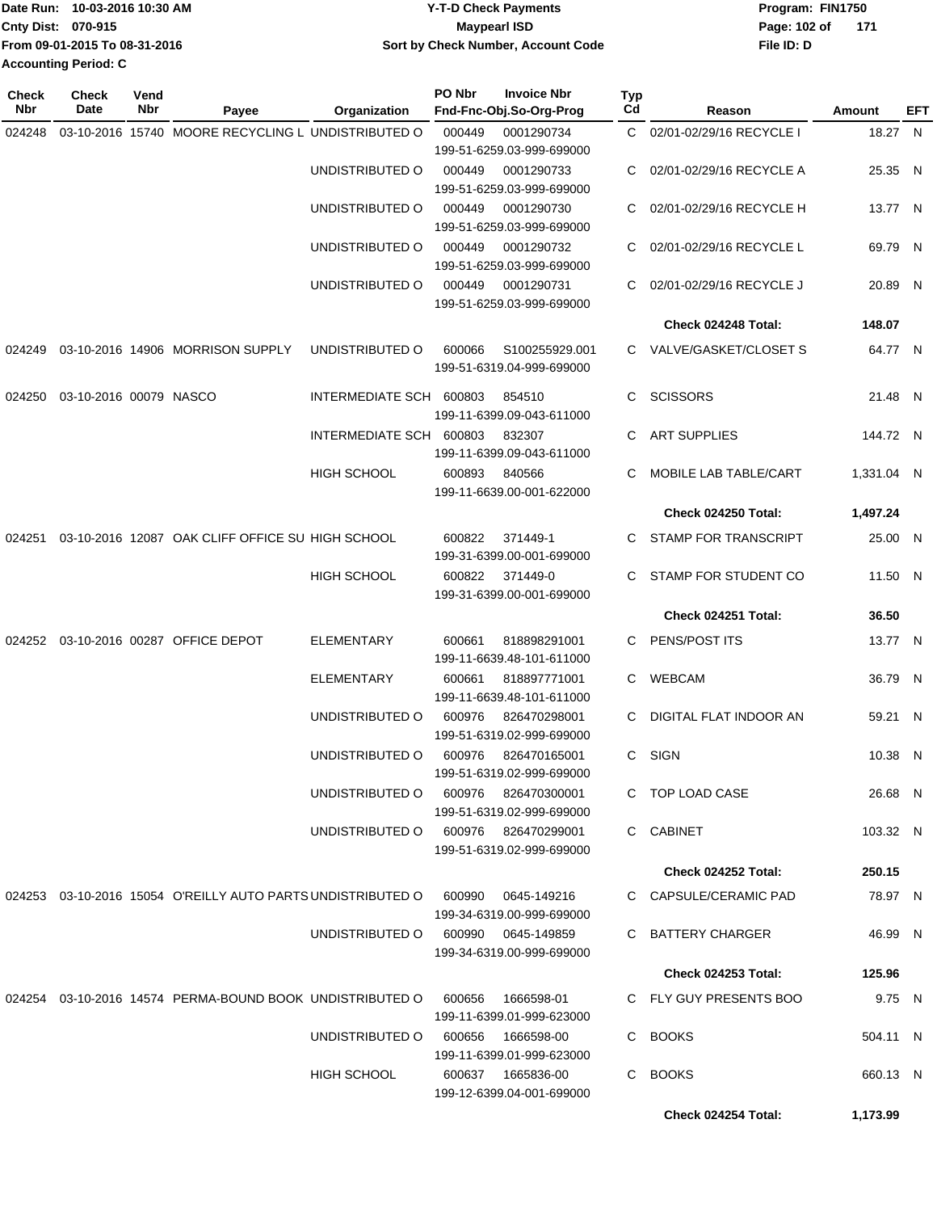Date Run: 10-03-2016 10:30 AM
Cnty Dist: 070-915
From 09-01-2015 To 08-31-2016
Accounting Period: C

**Y-T-D Check Payments**
**Maypearl ISD**
**Sort by Check Number, Account Code**

Program: FIN1750
File ID: D

| Check Nbr | Check Date | Vend Nbr | Payee | Organization | PO Nbr | Invoice Nbr / Fnd-Fnc-Obj.So-Org-Prog | Typ Cd | Reason | Amount | EFT |
|---|---|---|---|---|---|---|---|---|---|---|
| 024248 | 03-10-2016 | 15740 | MOORE RECYCLING L | UNDISTRIBUTED O | 000449 | 0001290734 199-51-6259.03-999-699000 | C | 02/01-02/29/16 RECYCLE I | 18.27 | N |
| | | | | UNDISTRIBUTED O | 000449 | 0001290733 199-51-6259.03-999-699000 | C | 02/01-02/29/16 RECYCLE A | 25.35 | N |
| | | | | UNDISTRIBUTED O | 000449 | 0001290730 199-51-6259.03-999-699000 | C | 02/01-02/29/16 RECYCLE H | 13.77 | N |
| | | | | UNDISTRIBUTED O | 000449 | 0001290732 199-51-6259.03-999-699000 | C | 02/01-02/29/16 RECYCLE L | 69.79 | N |
| | | | | UNDISTRIBUTED O | 000449 | 0001290731 199-51-6259.03-999-699000 | C | 02/01-02/29/16 RECYCLE J | 20.89 | N |
| | | | | | | | | **Check 024248 Total:** | **148.07** | |
| 024249 | 03-10-2016 | 14906 | MORRISON SUPPLY | UNDISTRIBUTED O | 600066 | S100255929.001 199-51-6319.04-999-699000 | C | VALVE/GASKET/CLOSET S | 64.77 | N |
| 024250 | 03-10-2016 | 00079 | NASCO | INTERMEDIATE SCH | 600803 | 854510 199-11-6399.09-043-611000 | C | SCISSORS | 21.48 | N |
| | | | | INTERMEDIATE SCH | 600803 | 832307 199-11-6399.09-043-611000 | C | ART SUPPLIES | 144.72 | N |
| | | | | HIGH SCHOOL | 600893 | 840566 199-11-6639.00-001-622000 | C | MOBILE LAB TABLE/CART | 1,331.04 | N |
| | | | | | | | | **Check 024250 Total:** | **1,497.24** | |
| 024251 | 03-10-2016 | 12087 | OAK CLIFF OFFICE SU | HIGH SCHOOL | 600822 | 371449-1 199-31-6399.00-001-699000 | C | STAMP FOR TRANSCRIPT | 25.00 | N |
| | | | | HIGH SCHOOL | 600822 | 371449-0 199-31-6399.00-001-699000 | C | STAMP FOR STUDENT CO | 11.50 | N |
| | | | | | | | | **Check 024251 Total:** | **36.50** | |
| 024252 | 03-10-2016 | 00287 | OFFICE DEPOT | ELEMENTARY | 600661 | 818898291001 199-11-6639.48-101-611000 | C | PENS/POST ITS | 13.77 | N |
| | | | | ELEMENTARY | 600661 | 818897771001 199-11-6639.48-101-611000 | C | WEBCAM | 36.79 | N |
| | | | | UNDISTRIBUTED O | 600976 | 826470298001 199-51-6319.02-999-699000 | C | DIGITAL FLAT INDOOR AN | 59.21 | N |
| | | | | UNDISTRIBUTED O | 600976 | 826470165001 199-51-6319.02-999-699000 | C | SIGN | 10.38 | N |
| | | | | UNDISTRIBUTED O | 600976 | 826470300001 199-51-6319.02-999-699000 | C | TOP LOAD CASE | 26.68 | N |
| | | | | UNDISTRIBUTED O | 600976 | 826470299001 199-51-6319.02-999-699000 | C | CABINET | 103.32 | N |
| | | | | | | | | **Check 024252 Total:** | **250.15** | |
| 024253 | 03-10-2016 | 15054 | O'REILLY AUTO PARTS | UNDISTRIBUTED O | 600990 | 0645-149216 199-34-6319.00-999-699000 | C | CAPSULE/CERAMIC PAD | 78.97 | N |
| | | | | UNDISTRIBUTED O | 600990 | 0645-149859 199-34-6319.00-999-699000 | C | BATTERY CHARGER | 46.99 | N |
| | | | | | | | | **Check 024253 Total:** | **125.96** | |
| 024254 | 03-10-2016 | 14574 | PERMA-BOUND BOOK | UNDISTRIBUTED O | 600656 | 1666598-01 199-11-6399.01-999-623000 | C | FLY GUY PRESENTS BOO | 9.75 | N |
| | | | | UNDISTRIBUTED O | 600656 | 1666598-00 199-11-6399.01-999-623000 | C | BOOKS | 504.11 | N |
| | | | | HIGH SCHOOL | 600637 | 1665836-00 199-12-6399.04-001-699000 | C | BOOKS | 660.13 | N |
| | | | | | | | | **Check 024254 Total:** | **1,173.99** | |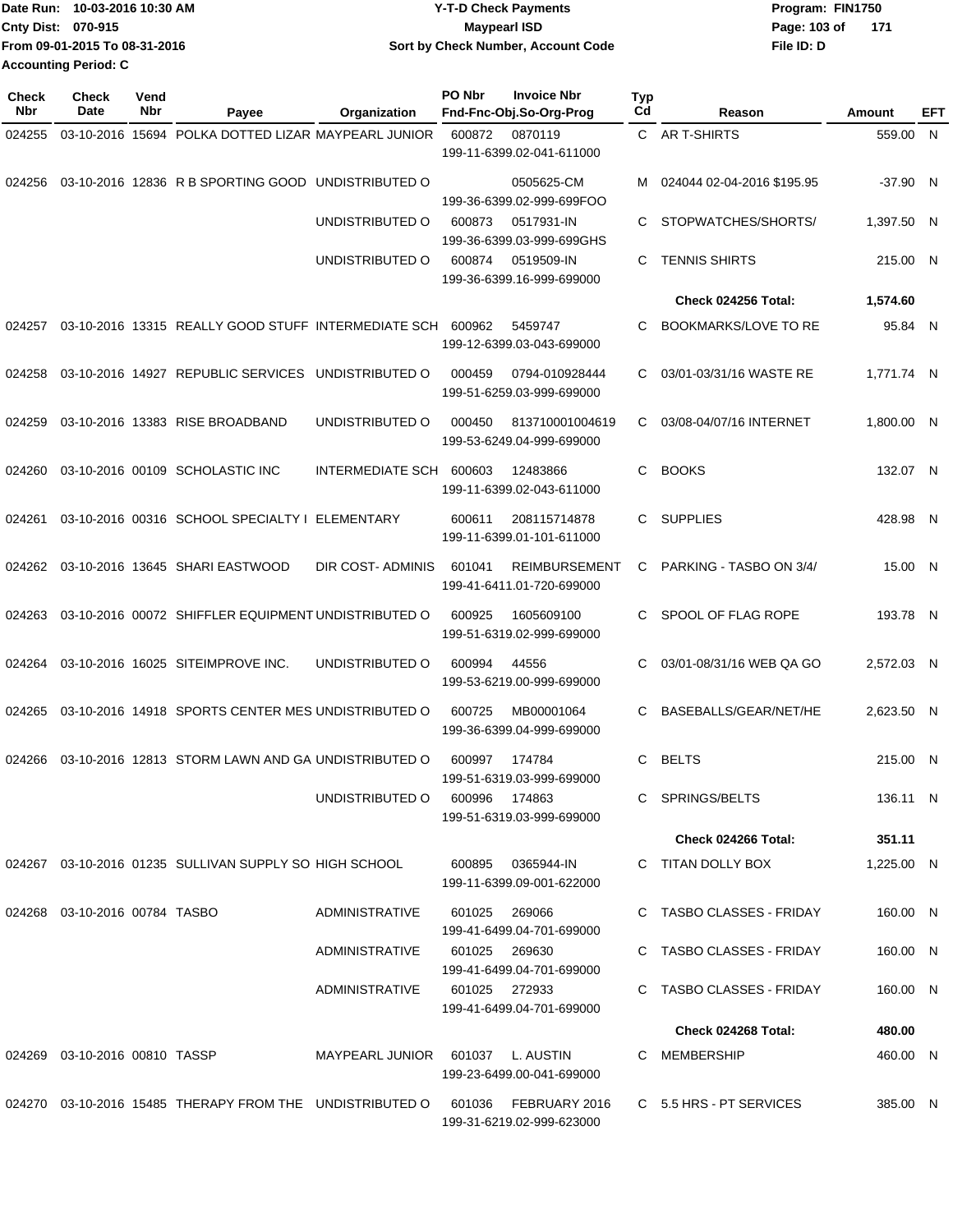Date Run: 10-03-2016 10:30 AM
Cnty Dist: 070-915
From 09-01-2015 To 08-31-2016
Accounting Period: C

**Y-T-D Check Payments**
**Maypearl ISD**
**Sort by Check Number, Account Code**

Program: FIN1750
File ID: D

| Check Nbr | Check Date | Vend Nbr | Payee | Organization | PO Nbr | Invoice Nbr / Fnd-Fnc-Obj.So-Org-Prog | Typ Cd | Reason | Amount | EFT |
|---|---|---|---|---|---|---|---|---|---|---|
| 024255 | 03-10-2016 | 15694 | POLKA DOTTED LIZAR | MAYPEARL JUNIOR | 600872 | 0870119 / 199-11-6399.02-041-611000 | C | AR T-SHIRTS | 559.00 | N |
| 024256 | 03-10-2016 | 12836 | R B SPORTING GOOD | UNDISTRIBUTED O | | 0505625-CM / 199-36-6399.02-999-699FOO | M | 024044 02-04-2016 $195.95 | -37.90 | N |
| | | | | UNDISTRIBUTED O | 600873 | 0517931-IN / 199-36-6399.03-999-699GHS | C | STOPWATCHES/SHORTS/ | 1,397.50 | N |
| | | | | UNDISTRIBUTED O | 600874 | 0519509-IN / 199-36-6399.16-999-699000 | C | TENNIS SHIRTS | 215.00 | N |
| | | | | | | | | **Check 024256 Total:** | **1,574.60** | |
| 024257 | 03-10-2016 | 13315 | REALLY GOOD STUFF | INTERMEDIATE SCH | 600962 | 5459747 / 199-12-6399.03-043-699000 | C | BOOKMARKS/LOVE TO RE | 95.84 | N |
| 024258 | 03-10-2016 | 14927 | REPUBLIC SERVICES | UNDISTRIBUTED O | 000459 | 0794-010928444 / 199-51-6259.03-999-699000 | C | 03/01-03/31/16 WASTE RE | 1,771.74 | N |
| 024259 | 03-10-2016 | 13383 | RISE BROADBAND | UNDISTRIBUTED O | 000450 | 813710001004619 / 199-53-6249.04-999-699000 | C | 03/08-04/07/16 INTERNET | 1,800.00 | N |
| 024260 | 03-10-2016 | 00109 | SCHOLASTIC INC | INTERMEDIATE SCH | 600603 | 12483866 / 199-11-6399.02-043-611000 | C | BOOKS | 132.07 | N |
| 024261 | 03-10-2016 | 00316 | SCHOOL SPECIALTY I | ELEMENTARY | 600611 | 208115714878 / 199-11-6399.01-101-611000 | C | SUPPLIES | 428.98 | N |
| 024262 | 03-10-2016 | 13645 | SHARI EASTWOOD | DIR COST- ADMINIS | 601041 | REIMBURSEMENT / 199-41-6411.01-720-699000 | C | PARKING - TASBO ON 3/4/ | 15.00 | N |
| 024263 | 03-10-2016 | 00072 | SHIFFLER EQUIPMENT | UNDISTRIBUTED O | 600925 | 1605609100 / 199-51-6319.02-999-699000 | C | SPOOL OF FLAG ROPE | 193.78 | N |
| 024264 | 03-10-2016 | 16025 | SITEIMPROVE INC. | UNDISTRIBUTED O | 600994 | 44556 / 199-53-6219.00-999-699000 | C | 03/01-08/31/16 WEB QA GO | 2,572.03 | N |
| 024265 | 03-10-2016 | 14918 | SPORTS CENTER MES | UNDISTRIBUTED O | 600725 | MB00001064 / 199-36-6399.04-999-699000 | C | BASEBALLS/GEAR/NET/HE | 2,623.50 | N |
| 024266 | 03-10-2016 | 12813 | STORM LAWN AND GA | UNDISTRIBUTED O | 600997 | 174784 / 199-51-6319.03-999-699000 | C | BELTS | 215.00 | N |
| | | | | UNDISTRIBUTED O | 600996 | 174863 / 199-51-6319.03-999-699000 | C | SPRINGS/BELTS | 136.11 | N |
| | | | | | | | | **Check 024266 Total:** | **351.11** | |
| 024267 | 03-10-2016 | 01235 | SULLIVAN SUPPLY SO | HIGH SCHOOL | 600895 | 0365944-IN / 199-11-6399.09-001-622000 | C | TITAN DOLLY BOX | 1,225.00 | N |
| 024268 | 03-10-2016 | 00784 | TASBO | ADMINISTRATIVE | 601025 | 269066 / 199-41-6499.04-701-699000 | C | TASBO CLASSES - FRIDAY | 160.00 | N |
| | | | | ADMINISTRATIVE | 601025 | 269630 / 199-41-6499.04-701-699000 | C | TASBO CLASSES - FRIDAY | 160.00 | N |
| | | | | ADMINISTRATIVE | 601025 | 272933 / 199-41-6499.04-701-699000 | C | TASBO CLASSES - FRIDAY | 160.00 | N |
| | | | | | | | | **Check 024268 Total:** | **480.00** | |
| 024269 | 03-10-2016 | 00810 | TASSP | MAYPEARL JUNIOR | 601037 | L. AUSTIN / 199-23-6499.00-041-699000 | C | MEMBERSHIP | 460.00 | N |
| 024270 | 03-10-2016 | 15485 | THERAPY FROM THE | UNDISTRIBUTED O | 601036 | FEBRUARY 2016 / 199-31-6219.02-999-623000 | C | 5.5 HRS - PT SERVICES | 385.00 | N |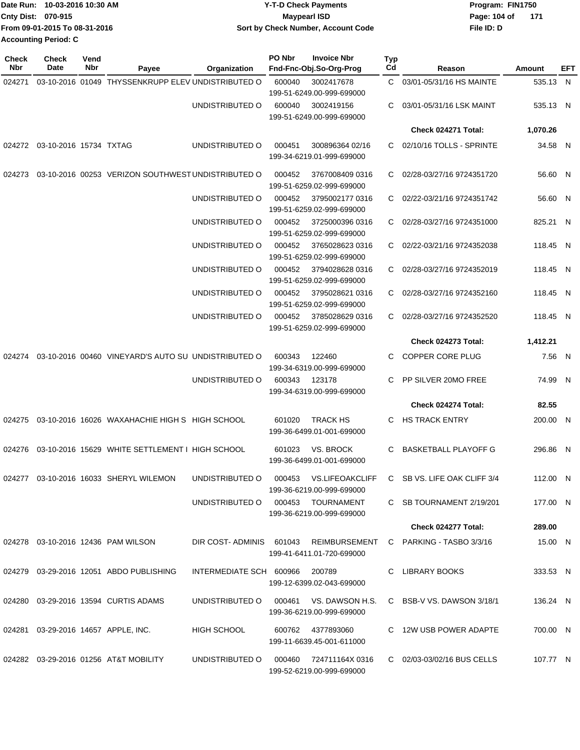Date Run: 10-03-2016 10:30 AM
Cnty Dist: 070-915
From 09-01-2015 To 08-31-2016
Accounting Period: C

**Y-T-D Check Payments**
**Maypearl ISD**
**Sort by Check Number, Account Code**

Program: FIN1750
File ID: D

| Check Nbr | Check Date | Vend Nbr | Payee | Organization | PO Nbr | Invoice Nbr / Fnd-Fnc-Obj.So-Org-Prog | Typ Cd | Reason | Amount | EFT |
|---|---|---|---|---|---|---|---|---|---|---|
| 024271 | 03-10-2016 | 01049 | THYSSENKRUPP ELEV | UNDISTRIBUTED O | 600040 | 3002417678 199-51-6249.00-999-699000 | C | 03/01-05/31/16 HS MAINTE | 535.13 | N |
| | | | | UNDISTRIBUTED O | 600040 | 3002419156 199-51-6249.00-999-699000 | C | 03/01-05/31/16 LSK MAINT | 535.13 | N |
| | | | | | | | | **Check 024271 Total:** | **1,070.26** | |
| 024272 | 03-10-2016 | 15734 | TXTAG | UNDISTRIBUTED O | 000451 | 300896364 02/16 199-34-6219.01-999-699000 | C | 02/10/16 TOLLS - SPRINTE | 34.58 | N |
| 024273 | 03-10-2016 | 00253 | VERIZON SOUTHWEST | UNDISTRIBUTED O | 000452 | 3767008409 0316 199-51-6259.02-999-699000 | C | 02/28-03/27/16 9724351720 | 56.60 | N |
| | | | | UNDISTRIBUTED O | 000452 | 3795002177 0316 199-51-6259.02-999-699000 | C | 02/22-03/21/16 9724351742 | 56.60 | N |
| | | | | UNDISTRIBUTED O | 000452 | 3725000396 0316 199-51-6259.02-999-699000 | C | 02/28-03/27/16 9724351000 | 825.21 | N |
| | | | | UNDISTRIBUTED O | 000452 | 3765028623 0316 199-51-6259.02-999-699000 | C | 02/22-03/21/16 9724352038 | 118.45 | N |
| | | | | UNDISTRIBUTED O | 000452 | 3794028628 0316 199-51-6259.02-999-699000 | C | 02/28-03/27/16 9724352019 | 118.45 | N |
| | | | | UNDISTRIBUTED O | 000452 | 3795028621 0316 199-51-6259.02-999-699000 | C | 02/28-03/27/16 9724352160 | 118.45 | N |
| | | | | UNDISTRIBUTED O | 000452 | 3785028629 0316 199-51-6259.02-999-699000 | C | 02/28-03/27/16 9724352520 | 118.45 | N |
| | | | | | | | | **Check 024273 Total:** | **1,412.21** | |
| 024274 | 03-10-2016 | 00460 | VINEYARD'S AUTO SU | UNDISTRIBUTED O | 600343 | 122460 199-34-6319.00-999-699000 | C | COPPER CORE PLUG | 7.56 | N |
| | | | | UNDISTRIBUTED O | 600343 | 123178 199-34-6319.00-999-699000 | C | PP SILVER 20MO FREE | 74.99 | N |
| | | | | | | | | **Check 024274 Total:** | **82.55** | |
| 024275 | 03-10-2016 | 16026 | WAXAHACHIE HIGH S | HIGH SCHOOL | 601020 | TRACK HS 199-36-6499.01-001-699000 | C | HS TRACK ENTRY | 200.00 | N |
| 024276 | 03-10-2016 | 15629 | WHITE SETTLEMENT I | HIGH SCHOOL | 601023 | VS. BROCK 199-36-6499.01-001-699000 | C | BASKETBALL PLAYOFF G | 296.86 | N |
| 024277 | 03-10-2016 | 16033 | SHERYL WILEMON | UNDISTRIBUTED O | 000453 | VS.LIFEOAKCLIFF 199-36-6219.00-999-699000 | C | SB VS. LIFE OAK CLIFF 3/4 | 112.00 | N |
| | | | | UNDISTRIBUTED O | 000453 | TOURNAMENT 199-36-6219.00-999-699000 | C | SB TOURNAMENT 2/19/201 | 177.00 | N |
| | | | | | | | | **Check 024277 Total:** | **289.00** | |
| 024278 | 03-10-2016 | 12436 | PAM WILSON | DIR COST- ADMINIS | 601043 | REIMBURSEMENT 199-41-6411.01-720-699000 | C | PARKING - TASBO 3/3/16 | 15.00 | N |
| 024279 | 03-29-2016 | 12051 | ABDO PUBLISHING | INTERMEDIATE SCH | 600966 | 200789 199-12-6399.02-043-699000 | C | LIBRARY BOOKS | 333.53 | N |
| 024280 | 03-29-2016 | 13594 | CURTIS ADAMS | UNDISTRIBUTED O | 000461 | VS. DAWSON H.S. 199-36-6219.00-999-699000 | C | BSB-V VS. DAWSON 3/18/1 | 136.24 | N |
| 024281 | 03-29-2016 | 14657 | APPLE, INC. | HIGH SCHOOL | 600762 | 4377893060 199-11-6639.45-001-611000 | C | 12W USB POWER ADAPTE | 700.00 | N |
| 024282 | 03-29-2016 | 01256 | AT&T MOBILITY | UNDISTRIBUTED O | 000460 | 724711164X 0316 199-52-6219.00-999-699000 | C | 02/03-03/02/16 BUS CELLS | 107.77 | N |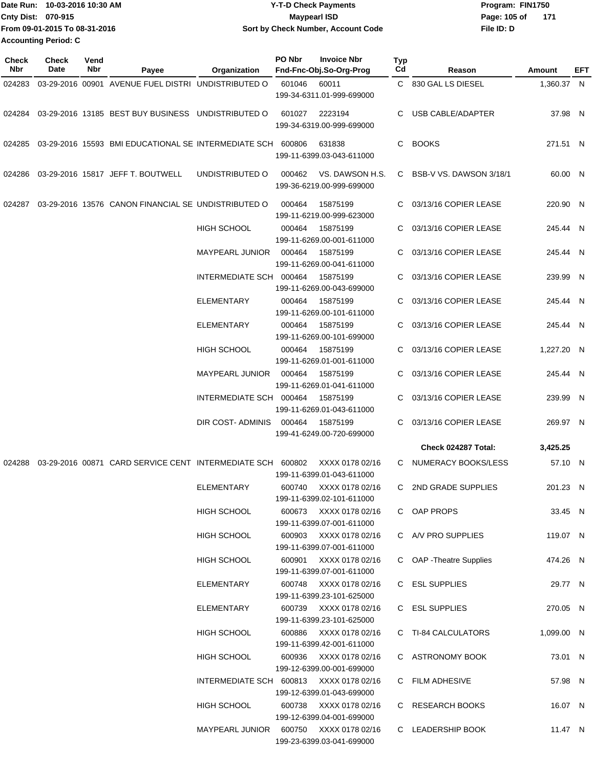Date Run: 10-03-2016 10:30 AM
Cnty Dist: 070-915
From 09-01-2015 To 08-31-2016
Accounting Period: C

**Y-T-D Check Payments**
**Maypearl ISD**
**Sort by Check Number, Account Code**

Program: FIN1750
File ID: D

| Check Nbr | Check Date | Vend Nbr | Payee | Organization | PO Nbr | Invoice Nbr / Fnd-Fnc-Obj.So-Org-Prog | Typ Cd | Reason | Amount | EFT |
|---|---|---|---|---|---|---|---|---|---|---|
| 024283 | 03-29-2016 | 00901 | AVENUE FUEL DISTRI | UNDISTRIBUTED O | 601046 | 60011 / 199-34-6311.01-999-699000 | C | 830 GAL LS DIESEL | 1,360.37 | N |
| 024284 | 03-29-2016 | 13185 | BEST BUY BUSINESS | UNDISTRIBUTED O | 601027 | 2223194 / 199-34-6319.00-999-699000 | C | USB CABLE/ADAPTER | 37.98 | N |
| 024285 | 03-29-2016 | 15593 | BMI EDUCATIONAL SE | INTERMEDIATE SCH | 600806 | 631838 / 199-11-6399.03-043-611000 | C | BOOKS | 271.51 | N |
| 024286 | 03-29-2016 | 15817 | JEFF T. BOUTWELL | UNDISTRIBUTED O | 000462 | VS. DAWSON H.S. / 199-36-6219.00-999-699000 | C | BSB-V VS. DAWSON 3/18/1 | 60.00 | N |
| 024287 | 03-29-2016 | 13576 | CANON FINANCIAL SE | UNDISTRIBUTED O | 000464 | 15875199 / 199-11-6219.00-999-623000 | C | 03/13/16 COPIER LEASE | 220.90 | N |
| | | | | HIGH SCHOOL | 000464 | 15875199 / 199-11-6269.00-001-611000 | C | 03/13/16 COPIER LEASE | 245.44 | N |
| | | | | MAYPEARL JUNIOR | 000464 | 15875199 / 199-11-6269.00-041-611000 | C | 03/13/16 COPIER LEASE | 245.44 | N |
| | | | | INTERMEDIATE SCH | 000464 | 15875199 / 199-11-6269.00-043-699000 | C | 03/13/16 COPIER LEASE | 239.99 | N |
| | | | | ELEMENTARY | 000464 | 15875199 / 199-11-6269.00-101-611000 | C | 03/13/16 COPIER LEASE | 245.44 | N |
| | | | | ELEMENTARY | 000464 | 15875199 / 199-11-6269.00-101-699000 | C | 03/13/16 COPIER LEASE | 245.44 | N |
| | | | | HIGH SCHOOL | 000464 | 15875199 / 199-11-6269.01-001-611000 | C | 03/13/16 COPIER LEASE | 1,227.20 | N |
| | | | | MAYPEARL JUNIOR | 000464 | 15875199 / 199-11-6269.01-041-611000 | C | 03/13/16 COPIER LEASE | 245.44 | N |
| | | | | INTERMEDIATE SCH | 000464 | 15875199 / 199-11-6269.01-043-611000 | C | 03/13/16 COPIER LEASE | 239.99 | N |
| | | | | DIR COST- ADMINIS | 000464 | 15875199 / 199-41-6249.00-720-699000 | C | 03/13/16 COPIER LEASE | 269.97 | N |
| | | | | | | | | **Check 024287 Total:** | **3,425.25** | |
| 024288 | 03-29-2016 | 00871 | CARD SERVICE CENT | INTERMEDIATE SCH | 600802 | XXXX 0178 02/16 / 199-11-6399.01-043-611000 | C | NUMERACY BOOKS/LESS | 57.10 | N |
| | | | | ELEMENTARY | 600740 | XXXX 0178 02/16 / 199-11-6399.02-101-611000 | C | 2ND GRADE SUPPLIES | 201.23 | N |
| | | | | HIGH SCHOOL | 600673 | XXXX 0178 02/16 / 199-11-6399.07-001-611000 | C | OAP PROPS | 33.45 | N |
| | | | | HIGH SCHOOL | 600903 | XXXX 0178 02/16 / 199-11-6399.07-001-611000 | C | A/V PRO SUPPLIES | 119.07 | N |
| | | | | HIGH SCHOOL | 600901 | XXXX 0178 02/16 / 199-11-6399.07-001-611000 | C | OAP -Theatre Supplies | 474.26 | N |
| | | | | ELEMENTARY | 600748 | XXXX 0178 02/16 / 199-11-6399.23-101-625000 | C | ESL SUPPLIES | 29.77 | N |
| | | | | ELEMENTARY | 600739 | XXXX 0178 02/16 / 199-11-6399.23-101-625000 | C | ESL SUPPLIES | 270.05 | N |
| | | | | HIGH SCHOOL | 600886 | XXXX 0178 02/16 / 199-11-6399.42-001-611000 | C | TI-84 CALCULATORS | 1,099.00 | N |
| | | | | HIGH SCHOOL | 600936 | XXXX 0178 02/16 / 199-12-6399.00-001-699000 | C | ASTRONOMY BOOK | 73.01 | N |
| | | | | INTERMEDIATE SCH | 600813 | XXXX 0178 02/16 / 199-12-6399.01-043-699000 | C | FILM ADHESIVE | 57.98 | N |
| | | | | HIGH SCHOOL | 600738 | XXXX 0178 02/16 / 199-12-6399.04-001-699000 | C | RESEARCH BOOKS | 16.07 | N |
| | | | | MAYPEARL JUNIOR | 600750 | XXXX 0178 02/16 / 199-23-6399.03-041-699000 | C | LEADERSHIP BOOK | 11.47 | N |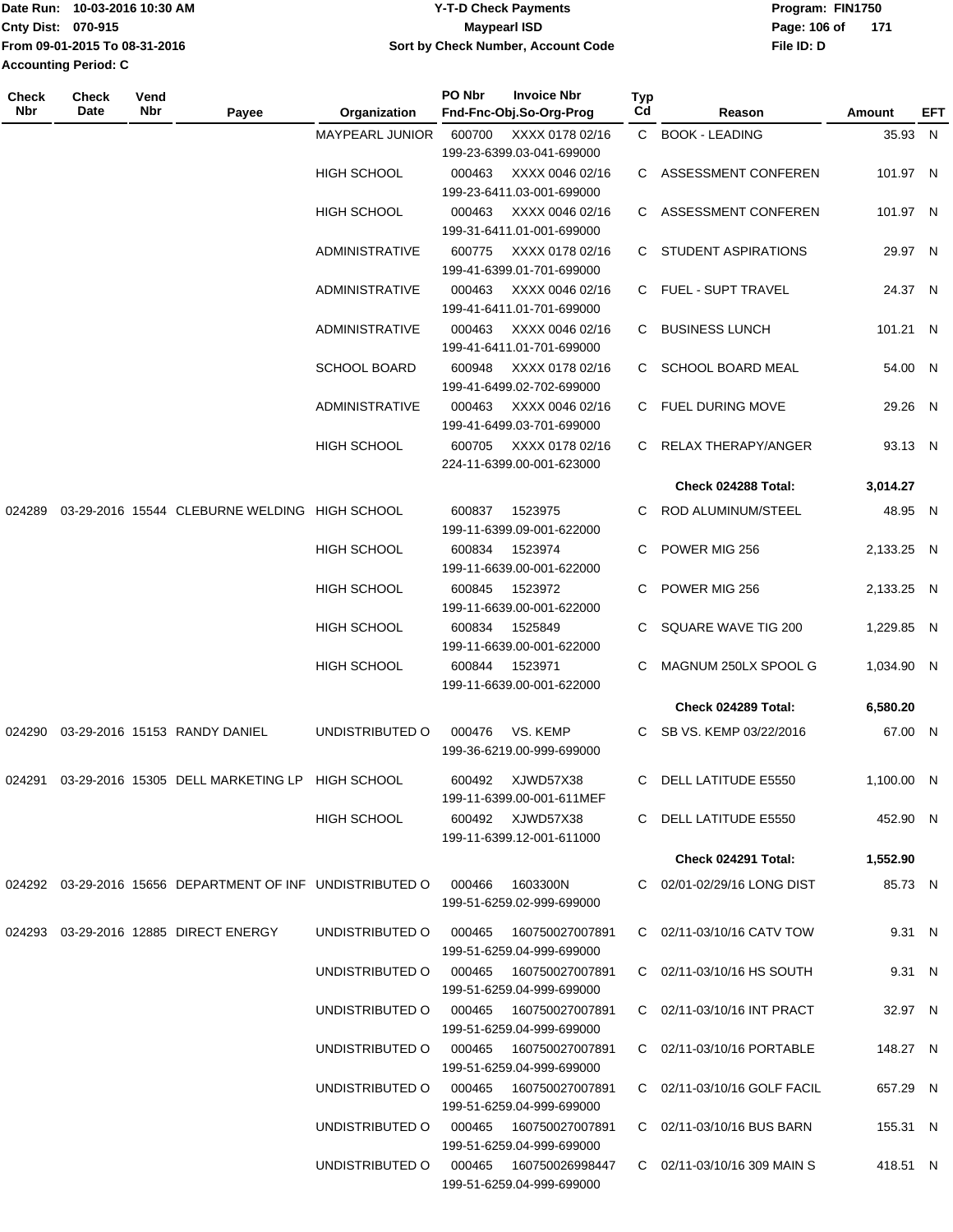Date Run: 10-03-2016 10:30 AM
Cnty Dist: 070-915
From 09-01-2015 To 08-31-2016
Accounting Period: C

**Y-T-D Check Payments**
**Maypearl ISD**
**Sort by Check Number, Account Code**

Program: FIN1750
File ID: D

| Check Nbr | Check Date | Vend Nbr | Payee | Organization | PO Nbr / Invoice Nbr / Fnd-Fnc-Obj.So-Org-Prog | Typ Cd | Reason | Amount | EFT |
|---|---|---|---|---|---|---|---|---|---|
| | | | | MAYPEARL JUNIOR | 600700 XXXX 0178 02/16 199-23-6399.03-041-699000 | C | BOOK - LEADING | 35.93 | N |
| | | | | HIGH SCHOOL | 000463 XXXX 0046 02/16 199-23-6411.03-001-699000 | C | ASSESSMENT CONFEREN | 101.97 | N |
| | | | | HIGH SCHOOL | 000463 XXXX 0046 02/16 199-31-6411.01-001-699000 | C | ASSESSMENT CONFEREN | 101.97 | N |
| | | | | ADMINISTRATIVE | 600775 XXXX 0178 02/16 199-41-6399.01-701-699000 | C | STUDENT ASPIRATIONS | 29.97 | N |
| | | | | ADMINISTRATIVE | 000463 XXXX 0046 02/16 199-41-6411.01-701-699000 | C | FUEL - SUPT TRAVEL | 24.37 | N |
| | | | | ADMINISTRATIVE | 000463 XXXX 0046 02/16 199-41-6411.01-701-699000 | C | BUSINESS LUNCH | 101.21 | N |
| | | | | SCHOOL BOARD | 600948 XXXX 0178 02/16 199-41-6499.02-702-699000 | C | SCHOOL BOARD MEAL | 54.00 | N |
| | | | | ADMINISTRATIVE | 000463 XXXX 0046 02/16 199-41-6499.03-701-699000 | C | FUEL DURING MOVE | 29.26 | N |
| | | | | HIGH SCHOOL | 600705 XXXX 0178 02/16 224-11-6399.00-001-623000 | C | RELAX THERAPY/ANGER | 93.13 | N |
| | | | | | | | **Check 024288 Total:** | **3,014.27** | |
| 024289 | 03-29-2016 | 15544 | CLEBURNE WELDING | HIGH SCHOOL | 600837 1523975 199-11-6399.09-001-622000 | C | ROD ALUMINUM/STEEL | 48.95 | N |
| | | | | HIGH SCHOOL | 600834 1523974 199-11-6639.00-001-622000 | C | POWER MIG 256 | 2,133.25 | N |
| | | | | HIGH SCHOOL | 600845 1523972 199-11-6639.00-001-622000 | C | POWER MIG 256 | 2,133.25 | N |
| | | | | HIGH SCHOOL | 600834 1525849 199-11-6639.00-001-622000 | C | SQUARE WAVE TIG 200 | 1,229.85 | N |
| | | | | HIGH SCHOOL | 600844 1523971 199-11-6639.00-001-622000 | C | MAGNUM 250LX SPOOL G | 1,034.90 | N |
| | | | | | | | **Check 024289 Total:** | **6,580.20** | |
| 024290 | 03-29-2016 | 15153 | RANDY DANIEL | UNDISTRIBUTED O | 000476 VS. KEMP 199-36-6219.00-999-699000 | C | SB VS. KEMP 03/22/2016 | 67.00 | N |
| 024291 | 03-29-2016 | 15305 | DELL MARKETING LP | HIGH SCHOOL | 600492 XJWD57X38 199-11-6399.00-001-611MEF | C | DELL LATITUDE E5550 | 1,100.00 | N |
| | | | | HIGH SCHOOL | 600492 XJWD57X38 199-11-6399.12-001-611000 | C | DELL LATITUDE E5550 | 452.90 | N |
| | | | | | | | **Check 024291 Total:** | **1,552.90** | |
| 024292 | 03-29-2016 | 15656 | DEPARTMENT OF INF | UNDISTRIBUTED O | 000466 1603300N 199-51-6259.02-999-699000 | C | 02/01-02/29/16 LONG DIST | 85.73 | N |
| 024293 | 03-29-2016 | 12885 | DIRECT ENERGY | UNDISTRIBUTED O | 000465 160750027007891 199-51-6259.04-999-699000 | C | 02/11-03/10/16 CATV TOW | 9.31 | N |
| | | | | UNDISTRIBUTED O | 000465 160750027007891 199-51-6259.04-999-699000 | C | 02/11-03/10/16 HS SOUTH | 9.31 | N |
| | | | | UNDISTRIBUTED O | 000465 160750027007891 199-51-6259.04-999-699000 | C | 02/11-03/10/16 INT PRACT | 32.97 | N |
| | | | | UNDISTRIBUTED O | 000465 160750027007891 199-51-6259.04-999-699000 | C | 02/11-03/10/16 PORTABLE | 148.27 | N |
| | | | | UNDISTRIBUTED O | 000465 160750027007891 199-51-6259.04-999-699000 | C | 02/11-03/10/16 GOLF FACIL | 657.29 | N |
| | | | | UNDISTRIBUTED O | 000465 160750027007891 199-51-6259.04-999-699000 | C | 02/11-03/10/16 BUS BARN | 155.31 | N |
| | | | | UNDISTRIBUTED O | 000465 160750026998447 199-51-6259.04-999-699000 | C | 02/11-03/10/16 309 MAIN S | 418.51 | N |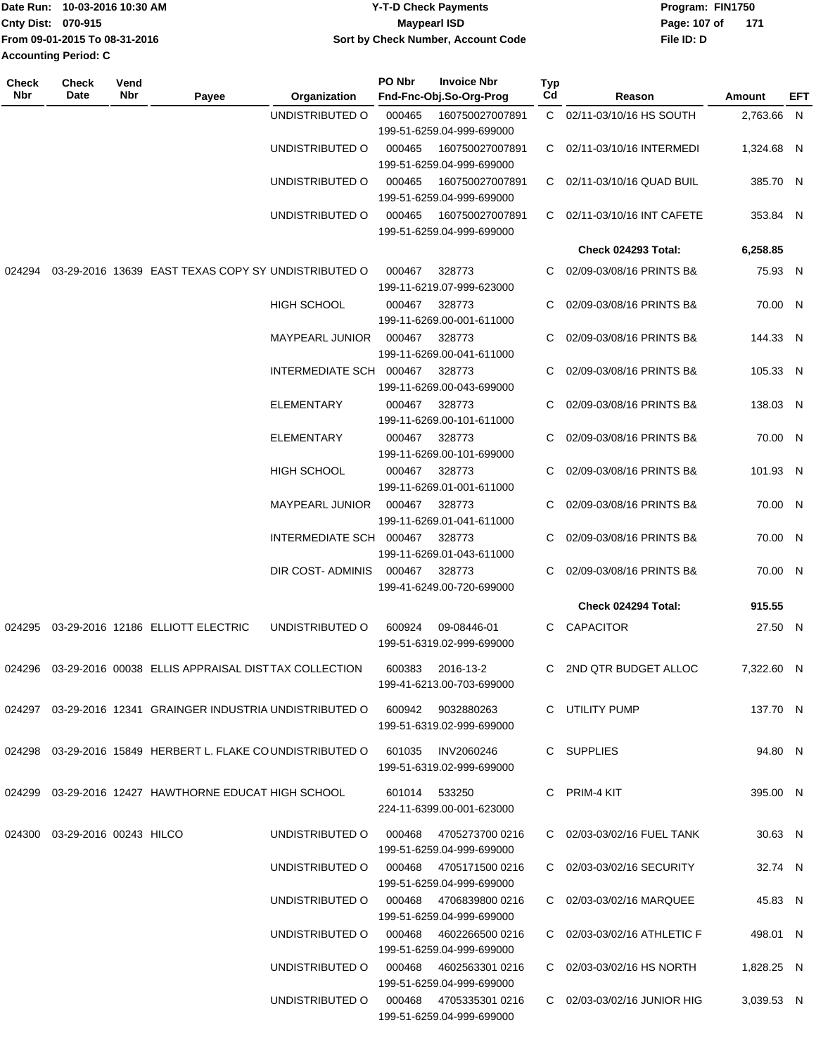Date Run: 10-03-2016 10:30 AM
Cnty Dist: 070-915
From 09-01-2015 To 08-31-2016
Accounting Period: C

# Y-T-D Check Payments
## Maypearl ISD
### Sort by Check Number, Account Code

Program: FIN1750
File ID: D

| Check Nbr | Check Date | Vend Nbr | Payee | Organization | PO Nbr | Invoice Nbr / Fnd-Fnc-Obj.So-Org-Prog | Typ Cd | Reason | Amount | EFT |
|---|---|---|---|---|---|---|---|---|---|---|
| | | | | UNDISTRIBUTED O | 000465 | 160750027007891 199-51-6259.04-999-699000 | C | 02/11-03/10/16 HS SOUTH | 2,763.66 | N |
| | | | | UNDISTRIBUTED O | 000465 | 160750027007891 199-51-6259.04-999-699000 | C | 02/11-03/10/16 INTERMEDI | 1,324.68 | N |
| | | | | UNDISTRIBUTED O | 000465 | 160750027007891 199-51-6259.04-999-699000 | C | 02/11-03/10/16 QUAD BUIL | 385.70 | N |
| | | | | UNDISTRIBUTED O | 000465 | 160750027007891 199-51-6259.04-999-699000 | C | 02/11-03/10/16 INT CAFETE | 353.84 | N |
| | | | | | | | | **Check 024293 Total:** | **6,258.85** | |
| 024294 | 03-29-2016 | 13639 | EAST TEXAS COPY SY | UNDISTRIBUTED O | 000467 | 328773 199-11-6219.07-999-623000 | C | 02/09-03/08/16 PRINTS B& | 75.93 | N |
| | | | | HIGH SCHOOL | 000467 | 328773 199-11-6269.00-001-611000 | C | 02/09-03/08/16 PRINTS B& | 70.00 | N |
| | | | | MAYPEARL JUNIOR | 000467 | 328773 199-11-6269.00-041-611000 | C | 02/09-03/08/16 PRINTS B& | 144.33 | N |
| | | | | INTERMEDIATE SCH | 000467 | 328773 199-11-6269.00-043-699000 | C | 02/09-03/08/16 PRINTS B& | 105.33 | N |
| | | | | ELEMENTARY | 000467 | 328773 199-11-6269.00-101-611000 | C | 02/09-03/08/16 PRINTS B& | 138.03 | N |
| | | | | ELEMENTARY | 000467 | 328773 199-11-6269.00-101-699000 | C | 02/09-03/08/16 PRINTS B& | 70.00 | N |
| | | | | HIGH SCHOOL | 000467 | 328773 199-11-6269.01-001-611000 | C | 02/09-03/08/16 PRINTS B& | 101.93 | N |
| | | | | MAYPEARL JUNIOR | 000467 | 328773 199-11-6269.01-041-611000 | C | 02/09-03/08/16 PRINTS B& | 70.00 | N |
| | | | | INTERMEDIATE SCH | 000467 | 328773 199-11-6269.01-043-611000 | C | 02/09-03/08/16 PRINTS B& | 70.00 | N |
| | | | | DIR COST- ADMINIS | 000467 | 328773 199-41-6249.00-720-699000 | C | 02/09-03/08/16 PRINTS B& | 70.00 | N |
| | | | | | | | | **Check 024294 Total:** | **915.55** | |
| 024295 | 03-29-2016 | 12186 | ELLIOTT ELECTRIC | UNDISTRIBUTED O | 600924 | 09-08446-01 199-51-6319.02-999-699000 | C | CAPACITOR | 27.50 | N |
| 024296 | 03-29-2016 | 00038 | ELLIS APPRAISAL DIST | TAX COLLECTION | 600383 | 2016-13-2 199-41-6213.00-703-699000 | C | 2ND QTR BUDGET ALLOC | 7,322.60 | N |
| 024297 | 03-29-2016 | 12341 | GRAINGER INDUSTRIA | UNDISTRIBUTED O | 600942 | 9032880263 199-51-6319.02-999-699000 | C | UTILITY PUMP | 137.70 | N |
| 024298 | 03-29-2016 | 15849 | HERBERT L. FLAKE CO | UNDISTRIBUTED O | 601035 | INV2060246 199-51-6319.02-999-699000 | C | SUPPLIES | 94.80 | N |
| 024299 | 03-29-2016 | 12427 | HAWTHORNE EDUCAT | HIGH SCHOOL | 601014 | 533250 224-11-6399.00-001-623000 | C | PRIM-4 KIT | 395.00 | N |
| 024300 | 03-29-2016 | 00243 | HILCO | UNDISTRIBUTED O | 000468 | 4705273700 0216 199-51-6259.04-999-699000 | C | 02/03-03/02/16 FUEL TANK | 30.63 | N |
| | | | | UNDISTRIBUTED O | 000468 | 4705171500 0216 199-51-6259.04-999-699000 | C | 02/03-03/02/16 SECURITY | 32.74 | N |
| | | | | UNDISTRIBUTED O | 000468 | 4706839800 0216 199-51-6259.04-999-699000 | C | 02/03-03/02/16 MARQUEE | 45.83 | N |
| | | | | UNDISTRIBUTED O | 000468 | 4602266500 0216 199-51-6259.04-999-699000 | C | 02/03-03/02/16 ATHLETIC F | 498.01 | N |
| | | | | UNDISTRIBUTED O | 000468 | 4602563301 0216 199-51-6259.04-999-699000 | C | 02/03-03/02/16 HS NORTH | 1,828.25 | N |
| | | | | UNDISTRIBUTED O | 000468 | 4705335301 0216 199-51-6259.04-999-699000 | C | 02/03-03/02/16 JUNIOR HIG | 3,039.53 | N |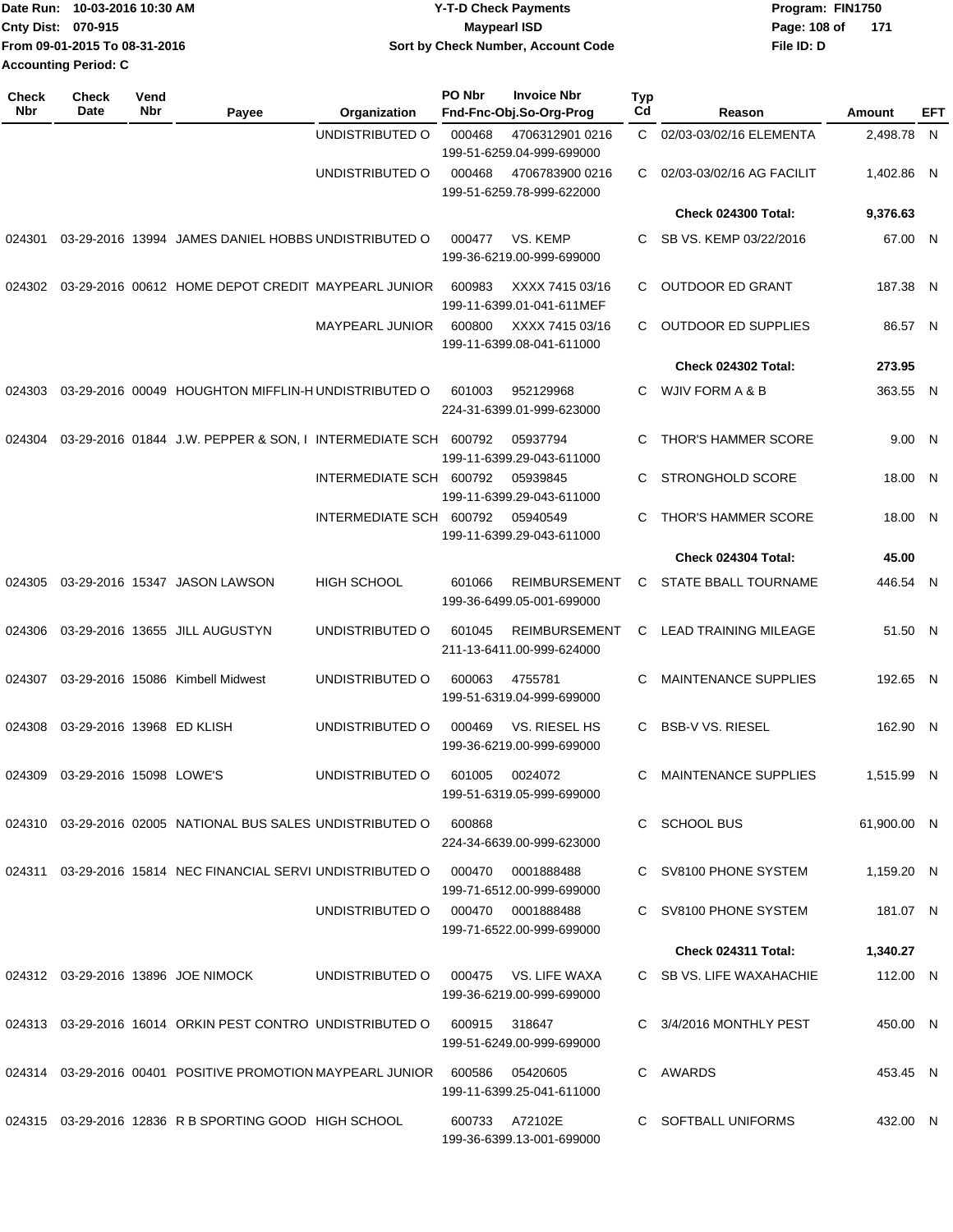Date Run: 10-03-2016 10:30 AM
Cnty Dist: 070-915
From 09-01-2015 To 08-31-2016
Accounting Period: C

**Y-T-D Check Payments**
**Maypearl ISD**
**Sort by Check Number, Account Code**

Program: FIN1750
File ID: D

| Check Nbr | Check Date | Vend Nbr | Payee | Organization | PO Nbr | Invoice Nbr / Fnd-Fnc-Obj.So-Org-Prog | Typ Cd | Reason | Amount | EFT |
|---|---|---|---|---|---|---|---|---|---|---|
| | | | | UNDISTRIBUTED O | 000468 | 4706312901 0216 / 199-51-6259.04-999-699000 | C | 02/03-03/02/16 ELEMENTA | 2,498.78 | N |
| | | | | UNDISTRIBUTED O | 000468 | 4706783900 0216 / 199-51-6259.78-999-622000 | C | 02/03-03/02/16 AG FACILIT | 1,402.86 | N |
| | | | | | | | | **Check 024300 Total:** | **9,376.63** | |
| 024301 | 03-29-2016 | 13994 | JAMES DANIEL HOBBS | UNDISTRIBUTED O | 000477 | VS. KEMP / 199-36-6219.00-999-699000 | C | SB VS. KEMP 03/22/2016 | 67.00 | N |
| 024302 | 03-29-2016 | 00612 | HOME DEPOT CREDIT | MAYPEARL JUNIOR | 600983 | XXXX 7415 03/16 / 199-11-6399.01-041-611MEF | C | OUTDOOR ED GRANT | 187.38 | N |
| | | | | MAYPEARL JUNIOR | 600800 | XXXX 7415 03/16 / 199-11-6399.08-041-611000 | C | OUTDOOR ED SUPPLIES | 86.57 | N |
| | | | | | | | | **Check 024302 Total:** | **273.95** | |
| 024303 | 03-29-2016 | 00049 | HOUGHTON MIFFLIN-H | UNDISTRIBUTED O | 601003 | 952129968 / 224-31-6399.01-999-623000 | C | WJIV FORM A & B | 363.55 | N |
| 024304 | 03-29-2016 | 01844 | J.W. PEPPER & SON, I | INTERMEDIATE SCH | 600792 | 05937794 / 199-11-6399.29-043-611000 | C | THOR'S HAMMER SCORE | 9.00 | N |
| | | | | INTERMEDIATE SCH | 600792 | 05939845 / 199-11-6399.29-043-611000 | C | STRONGHOLD SCORE | 18.00 | N |
| | | | | INTERMEDIATE SCH | 600792 | 05940549 / 199-11-6399.29-043-611000 | C | THOR'S HAMMER SCORE | 18.00 | N |
| | | | | | | | | **Check 024304 Total:** | **45.00** | |
| 024305 | 03-29-2016 | 15347 | JASON LAWSON | HIGH SCHOOL | 601066 | REIMBURSEMENT / 199-36-6499.05-001-699000 | C | STATE BBALL TOURNAME | 446.54 | N |
| 024306 | 03-29-2016 | 13655 | JILL AUGUSTYN | UNDISTRIBUTED O | 601045 | REIMBURSEMENT / 211-13-6411.00-999-624000 | C | LEAD TRAINING MILEAGE | 51.50 | N |
| 024307 | 03-29-2016 | 15086 | Kimbell Midwest | UNDISTRIBUTED O | 600063 | 4755781 / 199-51-6319.04-999-699000 | C | MAINTENANCE SUPPLIES | 192.65 | N |
| 024308 | 03-29-2016 | 13968 | ED KLISH | UNDISTRIBUTED O | 000469 | VS. RIESEL HS / 199-36-6219.00-999-699000 | C | BSB-V VS. RIESEL | 162.90 | N |
| 024309 | 03-29-2016 | 15098 | LOWE'S | UNDISTRIBUTED O | 601005 | 0024072 / 199-51-6319.05-999-699000 | C | MAINTENANCE SUPPLIES | 1,515.99 | N |
| 024310 | 03-29-2016 | 02005 | NATIONAL BUS SALES | UNDISTRIBUTED O | 600868 | 224-34-6639.00-999-623000 | C | SCHOOL BUS | 61,900.00 | N |
| 024311 | 03-29-2016 | 15814 | NEC FINANCIAL SERVI | UNDISTRIBUTED O | 000470 | 0001888488 / 199-71-6512.00-999-699000 | C | SV8100 PHONE SYSTEM | 1,159.20 | N |
| | | | | UNDISTRIBUTED O | 000470 | 0001888488 / 199-71-6522.00-999-699000 | C | SV8100 PHONE SYSTEM | 181.07 | N |
| | | | | | | | | **Check 024311 Total:** | **1,340.27** | |
| 024312 | 03-29-2016 | 13896 | JOE NIMOCK | UNDISTRIBUTED O | 000475 | VS. LIFE WAXA / 199-36-6219.00-999-699000 | C | SB VS. LIFE WAXAHACHIE | 112.00 | N |
| 024313 | 03-29-2016 | 16014 | ORKIN PEST CONTRO | UNDISTRIBUTED O | 600915 | 318647 / 199-51-6249.00-999-699000 | C | 3/4/2016 MONTHLY PEST | 450.00 | N |
| 024314 | 03-29-2016 | 00401 | POSITIVE PROMOTION | MAYPEARL JUNIOR | 600586 | 05420605 / 199-11-6399.25-041-611000 | C | AWARDS | 453.45 | N |
| 024315 | 03-29-2016 | 12836 | R B SPORTING GOOD | HIGH SCHOOL | 600733 | A72102E / 199-36-6399.13-001-699000 | C | SOFTBALL UNIFORMS | 432.00 | N |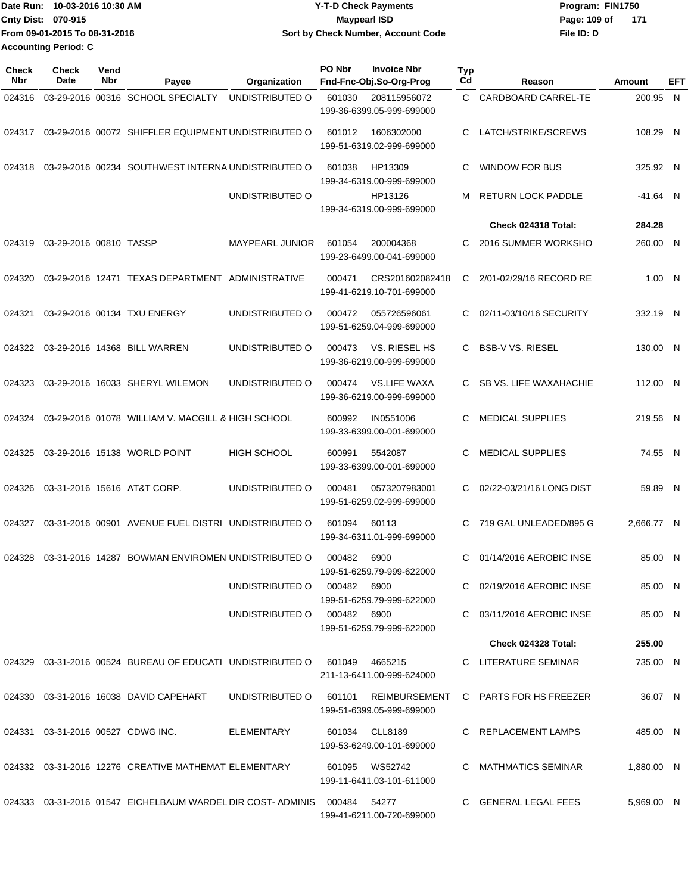Date Run: 10-03-2016 10:30 AM
Cnty Dist: 070-915
From 09-01-2015 To 08-31-2016
Accounting Period: C

**Y-T-D Check Payments**
**Maypearl ISD**
**Sort by Check Number, Account Code**

Program: FIN1750
File ID: D

| Check Nbr | Check Date | Vend Nbr | Payee | Organization | PO Nbr | Invoice Nbr / Fnd-Fnc-Obj.So-Org-Prog | Typ Cd | Reason | Amount | EFT |
|---|---|---|---|---|---|---|---|---|---|---|
| 024316 | 03-29-2016 | 00316 | SCHOOL SPECIALTY | UNDISTRIBUTED O | 601030 | 208115956072 199-36-6399.05-999-699000 | C | CARDBOARD CARREL-TE | 200.95 | N |
| 024317 | 03-29-2016 | 00072 | SHIFFLER EQUIPMENT | UNDISTRIBUTED O | 601012 | 1606302000 199-51-6319.02-999-699000 | C | LATCH/STRIKE/SCREWS | 108.29 | N |
| 024318 | 03-29-2016 | 00234 | SOUTHWEST INTERNA | UNDISTRIBUTED O | 601038 | HP13309 199-34-6319.00-999-699000 | C | WINDOW FOR BUS | 325.92 | N |
| | | | | UNDISTRIBUTED O | | HP13126 199-34-6319.00-999-699000 | M | RETURN LOCK PADDLE | -41.64 | N |
| | | | | | | | | **Check 024318 Total:** | **284.28** | |
| 024319 | 03-29-2016 | 00810 | TASSP | MAYPEARL JUNIOR | 601054 | 200004368 199-23-6499.00-041-699000 | C | 2016 SUMMER WORKSHO | 260.00 | N |
| 024320 | 03-29-2016 | 12471 | TEXAS DEPARTMENT | ADMINISTRATIVE | 000471 | CRS201602082418 199-41-6219.10-701-699000 | C | 2/01-02/29/16 RECORD RE | 1.00 | N |
| 024321 | 03-29-2016 | 00134 | TXU ENERGY | UNDISTRIBUTED O | 000472 | 055726596061 199-51-6259.04-999-699000 | C | 02/11-03/10/16 SECURITY | 332.19 | N |
| 024322 | 03-29-2016 | 14368 | BILL WARREN | UNDISTRIBUTED O | 000473 | VS. RIESEL HS 199-36-6219.00-999-699000 | C | BSB-V VS. RIESEL | 130.00 | N |
| 024323 | 03-29-2016 | 16033 | SHERYL WILEMON | UNDISTRIBUTED O | 000474 | VS.LIFE WAXA 199-36-6219.00-999-699000 | C | SB VS. LIFE WAXAHACHIE | 112.00 | N |
| 024324 | 03-29-2016 | 01078 | WILLIAM V. MACGILL & | HIGH SCHOOL | 600992 | IN0551006 199-33-6399.00-001-699000 | C | MEDICAL SUPPLIES | 219.56 | N |
| 024325 | 03-29-2016 | 15138 | WORLD POINT | HIGH SCHOOL | 600991 | 5542087 199-33-6399.00-001-699000 | C | MEDICAL SUPPLIES | 74.55 | N |
| 024326 | 03-31-2016 | 15616 | AT&T CORP. | UNDISTRIBUTED O | 000481 | 0573207983001 199-51-6259.02-999-699000 | C | 02/22-03/21/16 LONG DIST | 59.89 | N |
| 024327 | 03-31-2016 | 00901 | AVENUE FUEL DISTRI | UNDISTRIBUTED O | 601094 | 60113 199-34-6311.01-999-699000 | C | 719 GAL UNLEADED/895 G | 2,666.77 | N |
| 024328 | 03-31-2016 | 14287 | BOWMAN ENVIROMEN | UNDISTRIBUTED O | 000482 | 6900 199-51-6259.79-999-622000 | C | 01/14/2016 AEROBIC INSE | 85.00 | N |
| | | | | UNDISTRIBUTED O | 000482 | 6900 199-51-6259.79-999-622000 | C | 02/19/2016 AEROBIC INSE | 85.00 | N |
| | | | | UNDISTRIBUTED O | 000482 | 6900 199-51-6259.79-999-622000 | C | 03/11/2016 AEROBIC INSE | 85.00 | N |
| | | | | | | | | **Check 024328 Total:** | **255.00** | |
| 024329 | 03-31-2016 | 00524 | BUREAU OF EDUCATI | UNDISTRIBUTED O | 601049 | 4665215 211-13-6411.00-999-624000 | C | LITERATURE SEMINAR | 735.00 | N |
| 024330 | 03-31-2016 | 16038 | DAVID CAPEHART | UNDISTRIBUTED O | 601101 | REIMBURSEMENT 199-51-6399.05-999-699000 | C | PARTS FOR HS FREEZER | 36.07 | N |
| 024331 | 03-31-2016 | 00527 | CDWG INC. | ELEMENTARY | 601034 | CLL8189 199-53-6249.00-101-699000 | C | REPLACEMENT LAMPS | 485.00 | N |
| 024332 | 03-31-2016 | 12276 | CREATIVE MATHEMAT | ELEMENTARY | 601095 | WS52742 199-11-6411.03-101-611000 | C | MATHMATICS SEMINAR | 1,880.00 | N |
| 024333 | 03-31-2016 | 01547 | EICHELBAUM WARDEL | DIR COST- ADMINIS | 000484 | 54277 199-41-6211.00-720-699000 | C | GENERAL LEGAL FEES | 5,969.00 | N |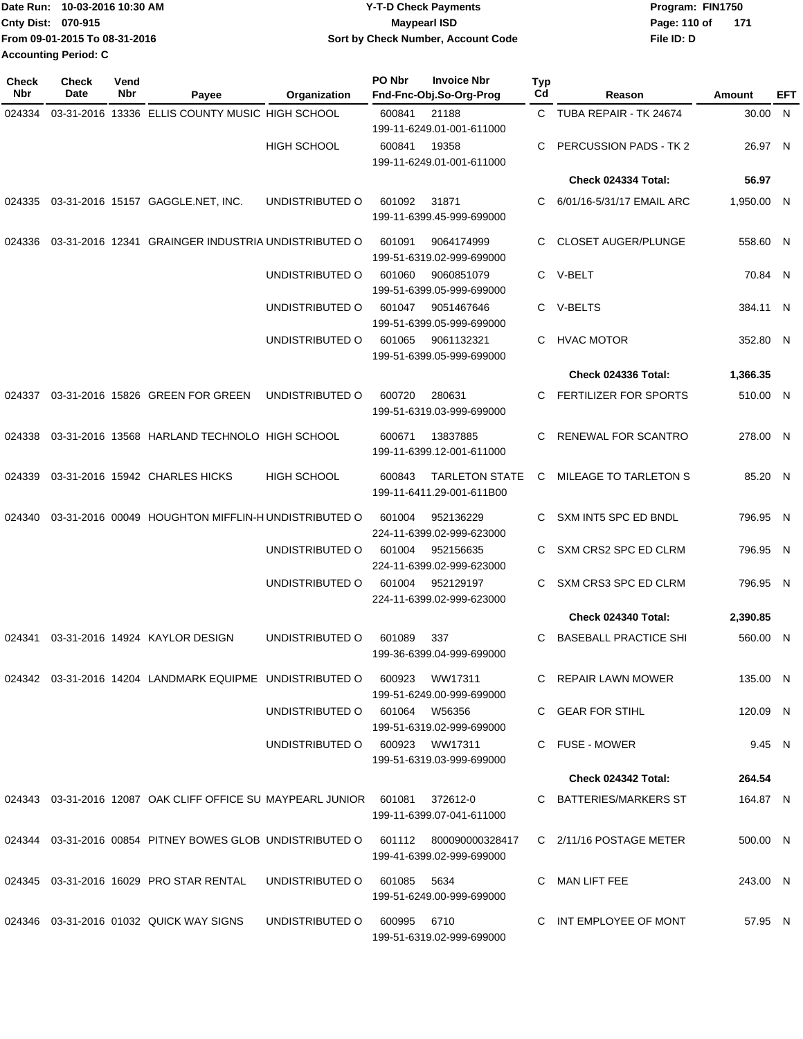Date Run: 10-03-2016 10:30 AM
Cnty Dist: 070-915
From 09-01-2015 To 08-31-2016
Accounting Period: C

**Y-T-D Check Payments**
**Maypearl ISD**
**Sort by Check Number, Account Code**

Program: FIN1750
File ID: D

| Check Nbr | Check Date | Vend Nbr | Payee | Organization | PO Nbr | Invoice Nbr / Fnd-Fnc-Obj.So-Org-Prog | Typ Cd | Reason | Amount | EFT |
|---|---|---|---|---|---|---|---|---|---|---|
| 024334 | 03-31-2016 | 13336 | ELLIS COUNTY MUSIC | HIGH SCHOOL | 600841 | 21188 / 199-11-6249.01-001-611000 | C | TUBA REPAIR - TK 24674 | 30.00 | N |
| | | | | HIGH SCHOOL | 600841 | 19358 / 199-11-6249.01-001-611000 | C | PERCUSSION PADS - TK 2 | 26.97 | N |
| | | | | | | | | **Check 024334 Total:** | **56.97** | |
| 024335 | 03-31-2016 | 15157 | GAGGLE.NET, INC. | UNDISTRIBUTED O | 601092 | 31871 / 199-11-6399.45-999-699000 | C | 6/01/16-5/31/17 EMAIL ARC | 1,950.00 | N |
| 024336 | 03-31-2016 | 12341 | GRAINGER INDUSTRIA | UNDISTRIBUTED O | 601091 | 9064174999 / 199-51-6319.02-999-699000 | C | CLOSET AUGER/PLUNGE | 558.60 | N |
| | | | | UNDISTRIBUTED O | 601060 | 9060851079 / 199-51-6399.05-999-699000 | C | V-BELT | 70.84 | N |
| | | | | UNDISTRIBUTED O | 601047 | 9051467646 / 199-51-6399.05-999-699000 | C | V-BELTS | 384.11 | N |
| | | | | UNDISTRIBUTED O | 601065 | 9061132321 / 199-51-6399.05-999-699000 | C | HVAC MOTOR | 352.80 | N |
| | | | | | | | | **Check 024336 Total:** | **1,366.35** | |
| 024337 | 03-31-2016 | 15826 | GREEN FOR GREEN | UNDISTRIBUTED O | 600720 | 280631 / 199-51-6319.03-999-699000 | C | FERTILIZER FOR SPORTS | 510.00 | N |
| 024338 | 03-31-2016 | 13568 | HARLAND TECHNOLO | HIGH SCHOOL | 600671 | 13837885 / 199-11-6399.12-001-611000 | C | RENEWAL FOR SCANTRO | 278.00 | N |
| 024339 | 03-31-2016 | 15942 | CHARLES HICKS | HIGH SCHOOL | 600843 | TARLETON STATE / 199-11-6411.29-001-611B00 | C | MILEAGE TO TARLETON S | 85.20 | N |
| 024340 | 03-31-2016 | 00049 | HOUGHTON MIFFLIN-H | UNDISTRIBUTED O | 601004 | 952136229 / 224-11-6399.02-999-623000 | C | SXM INT5 SPC ED BNDL | 796.95 | N |
| | | | | UNDISTRIBUTED O | 601004 | 952156635 / 224-11-6399.02-999-623000 | C | SXM CRS2 SPC ED CLRM | 796.95 | N |
| | | | | UNDISTRIBUTED O | 601004 | 952129197 / 224-11-6399.02-999-623000 | C | SXM CRS3 SPC ED CLRM | 796.95 | N |
| | | | | | | | | **Check 024340 Total:** | **2,390.85** | |
| 024341 | 03-31-2016 | 14924 | KAYLOR DESIGN | UNDISTRIBUTED O | 601089 | 337 / 199-36-6399.04-999-699000 | C | BASEBALL PRACTICE SHI | 560.00 | N |
| 024342 | 03-31-2016 | 14204 | LANDMARK EQUIPME | UNDISTRIBUTED O | 600923 | WW17311 / 199-51-6249.00-999-699000 | C | REPAIR LAWN MOWER | 135.00 | N |
| | | | | UNDISTRIBUTED O | 601064 | W56356 / 199-51-6319.02-999-699000 | C | GEAR FOR STIHL | 120.09 | N |
| | | | | UNDISTRIBUTED O | 600923 | WW17311 / 199-51-6319.03-999-699000 | C | FUSE - MOWER | 9.45 | N |
| | | | | | | | | **Check 024342 Total:** | **264.54** | |
| 024343 | 03-31-2016 | 12087 | OAK CLIFF OFFICE SU | MAYPEARL JUNIOR | 601081 | 372612-0 / 199-11-6399.07-041-611000 | C | BATTERIES/MARKERS ST | 164.87 | N |
| 024344 | 03-31-2016 | 00854 | PITNEY BOWES GLOB | UNDISTRIBUTED O | 601112 | 800090000328417 / 199-41-6399.02-999-699000 | C | 2/11/16 POSTAGE METER | 500.00 | N |
| 024345 | 03-31-2016 | 16029 | PRO STAR RENTAL | UNDISTRIBUTED O | 601085 | 5634 / 199-51-6249.00-999-699000 | C | MAN LIFT FEE | 243.00 | N |
| 024346 | 03-31-2016 | 01032 | QUICK WAY SIGNS | UNDISTRIBUTED O | 600995 | 6710 / 199-51-6319.02-999-699000 | C | INT EMPLOYEE OF MONT | 57.95 | N |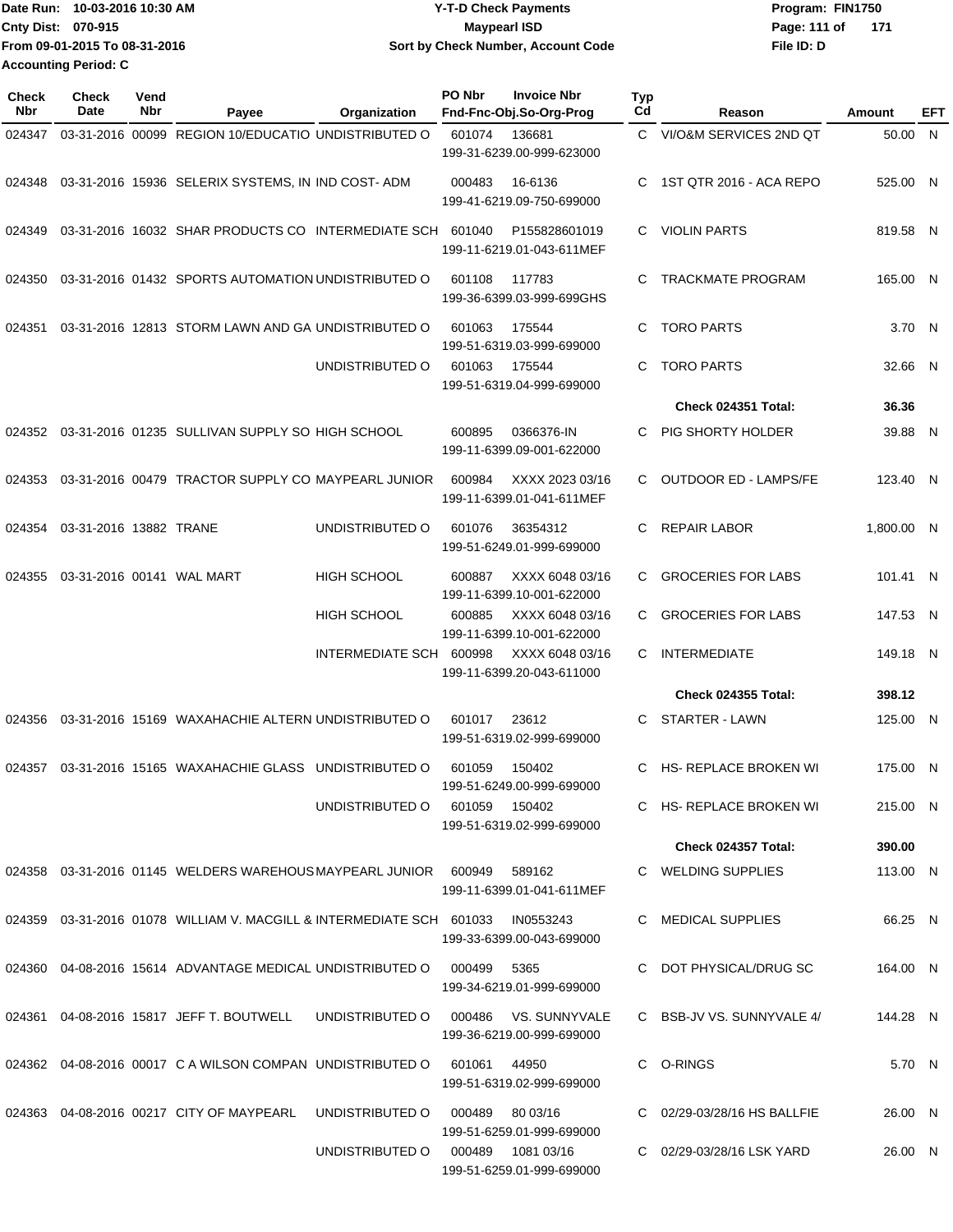Date Run: 10-03-2016 10:30 AM
Cnty Dist: 070-915
From 09-01-2015 To 08-31-2016
Accounting Period: C

**Y-T-D Check Payments**
**Maypearl ISD**
**Sort by Check Number, Account Code**

Program: FIN1750
File ID: D

| Check Nbr | Check Date | Vend Nbr | Payee | Organization | PO Nbr | Invoice Nbr / Fnd-Fnc-Obj.So-Org-Prog | Typ Cd | Reason | Amount | EFT |
|---|---|---|---|---|---|---|---|---|---|---|
| 024347 | 03-31-2016 | 00099 | REGION 10/EDUCATIO | UNDISTRIBUTED O | 601074 | 136681 199-31-6239.00-999-623000 | C | VI/O&M SERVICES 2ND QT | 50.00 | N |
| 024348 | 03-31-2016 | 15936 | SELERIX SYSTEMS, IN | IND COST- ADM | 000483 | 16-6136 199-41-6219.09-750-699000 | C | 1ST QTR 2016 - ACA REPO | 525.00 | N |
| 024349 | 03-31-2016 | 16032 | SHAR PRODUCTS CO | INTERMEDIATE SCH | 601040 | P155828601019 199-11-6219.01-043-611MEF | C | VIOLIN PARTS | 819.58 | N |
| 024350 | 03-31-2016 | 01432 | SPORTS AUTOMATION | UNDISTRIBUTED O | 601108 | 117783 199-36-6399.03-999-699GHS | C | TRACKMATE PROGRAM | 165.00 | N |
| 024351 | 03-31-2016 | 12813 | STORM LAWN AND GA | UNDISTRIBUTED O | 601063 | 175544 199-51-6319.03-999-699000 | C | TORO PARTS | 3.70 | N |
| | | | | UNDISTRIBUTED O | 601063 | 175544 199-51-6319.04-999-699000 | C | TORO PARTS | 32.66 | N |
| | | | | | | | | **Check 024351 Total:** | **36.36** | |
| 024352 | 03-31-2016 | 01235 | SULLIVAN SUPPLY SO | HIGH SCHOOL | 600895 | 0366376-IN 199-11-6399.09-001-622000 | C | PIG SHORTY HOLDER | 39.88 | N |
| 024353 | 03-31-2016 | 00479 | TRACTOR SUPPLY CO | MAYPEARL JUNIOR | 600984 | XXXX 2023 03/16 199-11-6399.01-041-611MEF | C | OUTDOOR ED - LAMPS/FE | 123.40 | N |
| 024354 | 03-31-2016 | 13882 | TRANE | UNDISTRIBUTED O | 601076 | 36354312 199-51-6249.01-999-699000 | C | REPAIR LABOR | 1,800.00 | N |
| 024355 | 03-31-2016 | 00141 | WAL MART | HIGH SCHOOL | 600887 | XXXX 6048 03/16 199-11-6399.10-001-622000 | C | GROCERIES FOR LABS | 101.41 | N |
| | | | | HIGH SCHOOL | 600885 | XXXX 6048 03/16 199-11-6399.10-001-622000 | C | GROCERIES FOR LABS | 147.53 | N |
| | | | | INTERMEDIATE SCH | 600998 | XXXX 6048 03/16 199-11-6399.20-043-611000 | C | INTERMEDIATE | 149.18 | N |
| | | | | | | | | **Check 024355 Total:** | **398.12** | |
| 024356 | 03-31-2016 | 15169 | WAXAHACHIE ALTERN | UNDISTRIBUTED O | 601017 | 23612 199-51-6319.02-999-699000 | C | STARTER - LAWN | 125.00 | N |
| 024357 | 03-31-2016 | 15165 | WAXAHACHIE GLASS | UNDISTRIBUTED O | 601059 | 150402 199-51-6249.00-999-699000 | C | HS- REPLACE BROKEN WI | 175.00 | N |
| | | | | UNDISTRIBUTED O | 601059 | 150402 199-51-6319.02-999-699000 | C | HS- REPLACE BROKEN WI | 215.00 | N |
| | | | | | | | | **Check 024357 Total:** | **390.00** | |
| 024358 | 03-31-2016 | 01145 | WELDERS WAREHOUS | MAYPEARL JUNIOR | 600949 | 589162 199-11-6399.01-041-611MEF | C | WELDING SUPPLIES | 113.00 | N |
| 024359 | 03-31-2016 | 01078 | WILLIAM V. MACGILL & | INTERMEDIATE SCH | 601033 | IN0553243 199-33-6399.00-043-699000 | C | MEDICAL SUPPLIES | 66.25 | N |
| 024360 | 04-08-2016 | 15614 | ADVANTAGE MEDICAL | UNDISTRIBUTED O | 000499 | 5365 199-34-6219.01-999-699000 | C | DOT PHYSICAL/DRUG SC | 164.00 | N |
| 024361 | 04-08-2016 | 15817 | JEFF T. BOUTWELL | UNDISTRIBUTED O | 000486 | VS. SUNNYVALE 199-36-6219.00-999-699000 | C | BSB-JV VS. SUNNYVALE 4/ | 144.28 | N |
| 024362 | 04-08-2016 | 00017 | C A WILSON COMPAN | UNDISTRIBUTED O | 601061 | 44950 199-51-6319.02-999-699000 | C | O-RINGS | 5.70 | N |
| 024363 | 04-08-2016 | 00217 | CITY OF MAYPEARL | UNDISTRIBUTED O | 000489 | 80 03/16 199-51-6259.01-999-699000 | C | 02/29-03/28/16 HS BALLFIE | 26.00 | N |
| | | | | UNDISTRIBUTED O | 000489 | 1081 03/16 199-51-6259.01-999-699000 | C | 02/29-03/28/16 LSK YARD | 26.00 | N |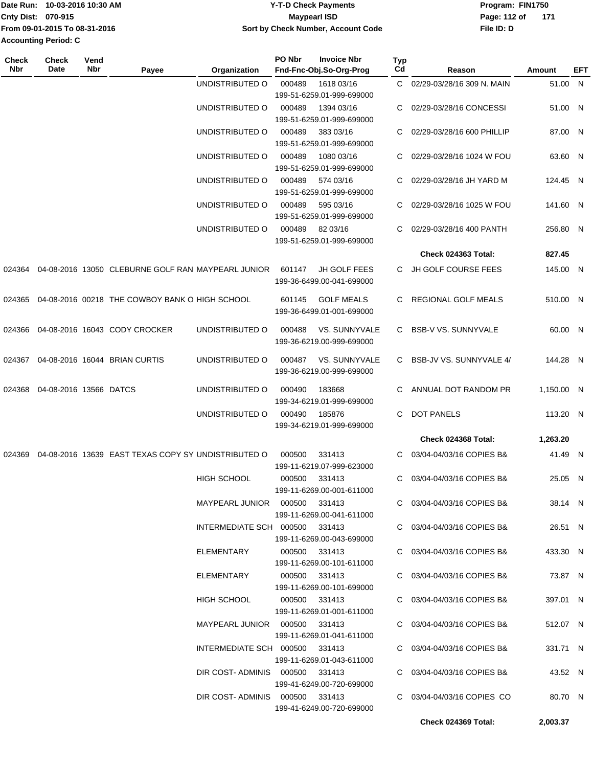Date Run: 10-03-2016 10:30 AM
Cnty Dist: 070-915
From 09-01-2015 To 08-31-2016
Accounting Period: C

**Y-T-D Check Payments**
**Maypearl ISD**
**Sort by Check Number, Account Code**

Program: FIN1750
File ID: D

| Check Nbr | Check Date | Vend Nbr | Payee | Organization | PO Nbr | Invoice Nbr / Fnd-Fnc-Obj.So-Org-Prog | Typ Cd | Reason | Amount | EFT |
|---|---|---|---|---|---|---|---|---|---|---|
| | | | | UNDISTRIBUTED O | 000489 | 1618 03/16 199-51-6259.01-999-699000 | C | 02/29-03/28/16 309 N. MAIN | 51.00 | N |
| | | | | UNDISTRIBUTED O | 000489 | 1394 03/16 199-51-6259.01-999-699000 | C | 02/29-03/28/16 CONCESSI | 51.00 | N |
| | | | | UNDISTRIBUTED O | 000489 | 383 03/16 199-51-6259.01-999-699000 | C | 02/29-03/28/16 600 PHILLIP | 87.00 | N |
| | | | | UNDISTRIBUTED O | 000489 | 1080 03/16 199-51-6259.01-999-699000 | C | 02/29-03/28/16 1024 W FOU | 63.60 | N |
| | | | | UNDISTRIBUTED O | 000489 | 574 03/16 199-51-6259.01-999-699000 | C | 02/29-03/28/16 JH YARD M | 124.45 | N |
| | | | | UNDISTRIBUTED O | 000489 | 595 03/16 199-51-6259.01-999-699000 | C | 02/29-03/28/16 1025 W FOU | 141.60 | N |
| | | | | UNDISTRIBUTED O | 000489 | 82 03/16 199-51-6259.01-999-699000 | C | 02/29-03/28/16 400 PANTH | 256.80 | N |
| | | | | | | | | **Check 024363 Total:** | **827.45** | |
| 024364 | 04-08-2016 | 13050 | CLEBURNE GOLF RAN | MAYPEARL JUNIOR | 601147 | JH GOLF FEES 199-36-6499.00-041-699000 | C | JH GOLF COURSE FEES | 145.00 | N |
| 024365 | 04-08-2016 | 00218 | THE COWBOY BANK O | HIGH SCHOOL | 601145 | GOLF MEALS 199-36-6499.01-001-699000 | C | REGIONAL GOLF MEALS | 510.00 | N |
| 024366 | 04-08-2016 | 16043 | CODY CROCKER | UNDISTRIBUTED O | 000488 | VS. SUNNYVALE 199-36-6219.00-999-699000 | C | BSB-V VS. SUNNYVALE | 60.00 | N |
| 024367 | 04-08-2016 | 16044 | BRIAN CURTIS | UNDISTRIBUTED O | 000487 | VS. SUNNYVALE 199-36-6219.00-999-699000 | C | BSB-JV VS. SUNNYVALE 4/ | 144.28 | N |
| 024368 | 04-08-2016 | 13566 | DATCS | UNDISTRIBUTED O | 000490 | 183668 199-34-6219.01-999-699000 | C | ANNUAL DOT RANDOM PR | 1,150.00 | N |
| | | | | UNDISTRIBUTED O | 000490 | 185876 199-34-6219.01-999-699000 | C | DOT PANELS | 113.20 | N |
| | | | | | | | | **Check 024368 Total:** | **1,263.20** | |
| 024369 | 04-08-2016 | 13639 | EAST TEXAS COPY SY | UNDISTRIBUTED O | 000500 | 331413 199-11-6219.07-999-623000 | C | 03/04-04/03/16 COPIES B& | 41.49 | N |
| | | | | HIGH SCHOOL | 000500 | 331413 199-11-6269.00-001-611000 | C | 03/04-04/03/16 COPIES B& | 25.05 | N |
| | | | | MAYPEARL JUNIOR | 000500 | 331413 199-11-6269.00-041-611000 | C | 03/04-04/03/16 COPIES B& | 38.14 | N |
| | | | | INTERMEDIATE SCH | 000500 | 331413 199-11-6269.00-043-699000 | C | 03/04-04/03/16 COPIES B& | 26.51 | N |
| | | | | ELEMENTARY | 000500 | 331413 199-11-6269.00-101-611000 | C | 03/04-04/03/16 COPIES B& | 433.30 | N |
| | | | | ELEMENTARY | 000500 | 331413 199-11-6269.00-101-699000 | C | 03/04-04/03/16 COPIES B& | 73.87 | N |
| | | | | HIGH SCHOOL | 000500 | 331413 199-11-6269.01-001-611000 | C | 03/04-04/03/16 COPIES B& | 397.01 | N |
| | | | | MAYPEARL JUNIOR | 000500 | 331413 199-11-6269.01-041-611000 | C | 03/04-04/03/16 COPIES B& | 512.07 | N |
| | | | | INTERMEDIATE SCH | 000500 | 331413 199-11-6269.01-043-611000 | C | 03/04-04/03/16 COPIES B& | 331.71 | N |
| | | | | DIR COST- ADMINIS | 000500 | 331413 199-41-6249.00-720-699000 | C | 03/04-04/03/16 COPIES B& | 43.52 | N |
| | | | | DIR COST- ADMINIS | 000500 | 331413 199-41-6249.00-720-699000 | C | 03/04-04/03/16 COPIES CO | 80.70 | N |
| | | | | | | | | **Check 024369 Total:** | **2,003.37** | |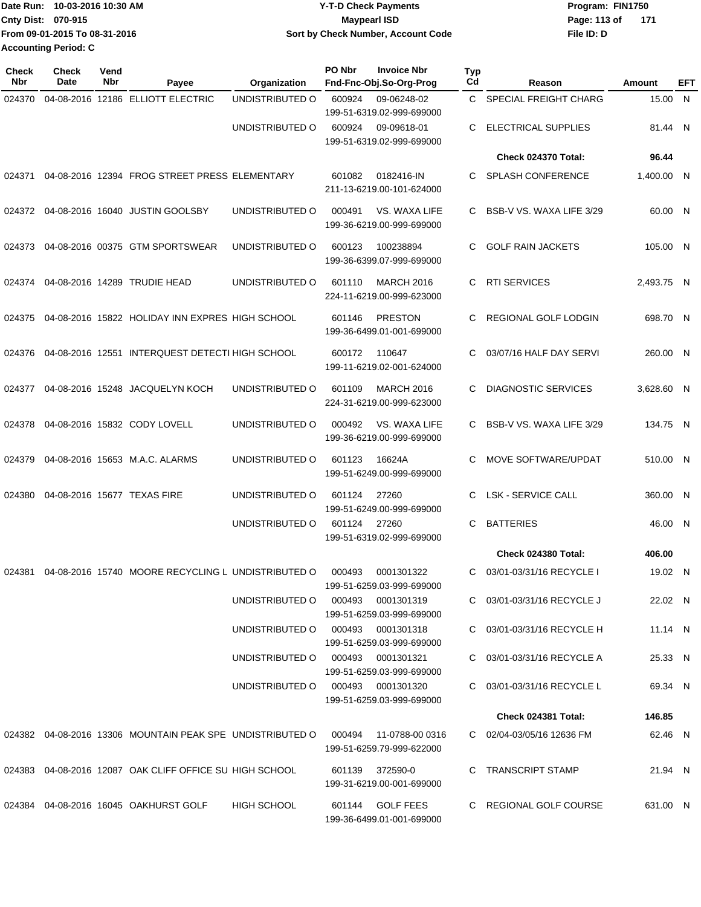Date Run: 10-03-2016 10:30 AM
Cnty Dist: 070-915
From 09-01-2015 To 08-31-2016
Accounting Period: C

# Y-T-D Check Payments
## Maypearl ISD
### Sort by Check Number, Account Code

Program: FIN1750
File ID: D

| Check Nbr | Check Date | Vend Nbr | Payee | Organization | PO Nbr | Invoice Nbr / Fnd-Fnc-Obj.So-Org-Prog | Typ Cd | Reason | Amount | EFT |
|---|---|---|---|---|---|---|---|---|---|---|
| 024370 | 04-08-2016 | 12186 | ELLIOTT ELECTRIC | UNDISTRIBUTED O | 600924 | 09-06248-02 199-51-6319.02-999-699000 | C | SPECIAL FREIGHT CHARG | 15.00 | N |
| | | | | UNDISTRIBUTED O | 600924 | 09-09618-01 199-51-6319.02-999-699000 | C | ELECTRICAL SUPPLIES | 81.44 | N |
| | | | | | | | | **Check 024370 Total:** | **96.44** | |
| 024371 | 04-08-2016 | 12394 | FROG STREET PRESS | ELEMENTARY | 601082 | 0182416-IN 211-13-6219.00-101-624000 | C | SPLASH CONFERENCE | 1,400.00 | N |
| 024372 | 04-08-2016 | 16040 | JUSTIN GOOLSBY | UNDISTRIBUTED O | 000491 | VS. WAXA LIFE 199-36-6219.00-999-699000 | C | BSB-V VS. WAXA LIFE 3/29 | 60.00 | N |
| 024373 | 04-08-2016 | 00375 | GTM SPORTSWEAR | UNDISTRIBUTED O | 600123 | 100238894 199-36-6399.07-999-699000 | C | GOLF RAIN JACKETS | 105.00 | N |
| 024374 | 04-08-2016 | 14289 | TRUDIE HEAD | UNDISTRIBUTED O | 601110 | MARCH 2016 224-11-6219.00-999-623000 | C | RTI SERVICES | 2,493.75 | N |
| 024375 | 04-08-2016 | 15822 | HOLIDAY INN EXPRES | HIGH SCHOOL | 601146 | PRESTON 199-36-6499.01-001-699000 | C | REGIONAL GOLF LODGIN | 698.70 | N |
| 024376 | 04-08-2016 | 12551 | INTERQUEST DETECTI | HIGH SCHOOL | 600172 | 110647 199-11-6219.02-001-624000 | C | 03/07/16 HALF DAY SERVI | 260.00 | N |
| 024377 | 04-08-2016 | 15248 | JACQUELYN KOCH | UNDISTRIBUTED O | 601109 | MARCH 2016 224-31-6219.00-999-623000 | C | DIAGNOSTIC SERVICES | 3,628.60 | N |
| 024378 | 04-08-2016 | 15832 | CODY LOVELL | UNDISTRIBUTED O | 000492 | VS. WAXA LIFE 199-36-6219.00-999-699000 | C | BSB-V VS. WAXA LIFE 3/29 | 134.75 | N |
| 024379 | 04-08-2016 | 15653 | M.A.C. ALARMS | UNDISTRIBUTED O | 601123 | 16624A 199-51-6249.00-999-699000 | C | MOVE SOFTWARE/UPDAT | 510.00 | N |
| 024380 | 04-08-2016 | 15677 | TEXAS FIRE | UNDISTRIBUTED O | 601124 | 27260 199-51-6249.00-999-699000 | C | LSK - SERVICE CALL | 360.00 | N |
| | | | | UNDISTRIBUTED O | 601124 | 27260 199-51-6319.02-999-699000 | C | BATTERIES | 46.00 | N |
| | | | | | | | | **Check 024380 Total:** | **406.00** | |
| 024381 | 04-08-2016 | 15740 | MOORE RECYCLING L | UNDISTRIBUTED O | 000493 | 0001301322 199-51-6259.03-999-699000 | C | 03/01-03/31/16 RECYCLE I | 19.02 | N |
| | | | | UNDISTRIBUTED O | 000493 | 0001301319 199-51-6259.03-999-699000 | C | 03/01-03/31/16 RECYCLE J | 22.02 | N |
| | | | | UNDISTRIBUTED O | 000493 | 0001301318 199-51-6259.03-999-699000 | C | 03/01-03/31/16 RECYCLE H | 11.14 | N |
| | | | | UNDISTRIBUTED O | 000493 | 0001301321 199-51-6259.03-999-699000 | C | 03/01-03/31/16 RECYCLE A | 25.33 | N |
| | | | | UNDISTRIBUTED O | 000493 | 0001301320 199-51-6259.03-999-699000 | C | 03/01-03/31/16 RECYCLE L | 69.34 | N |
| | | | | | | | | **Check 024381 Total:** | **146.85** | |
| 024382 | 04-08-2016 | 13306 | MOUNTAIN PEAK SPE | UNDISTRIBUTED O | 000494 | 11-0788-00 0316 199-51-6259.79-999-622000 | C | 02/04-03/05/16 12636 FM | 62.46 | N |
| 024383 | 04-08-2016 | 12087 | OAK CLIFF OFFICE SU | HIGH SCHOOL | 601139 | 372590-0 199-31-6219.00-001-699000 | C | TRANSCRIPT STAMP | 21.94 | N |
| 024384 | 04-08-2016 | 16045 | OAKHURST GOLF | HIGH SCHOOL | 601144 | GOLF FEES 199-36-6499.01-001-699000 | C | REGIONAL GOLF COURSE | 631.00 | N |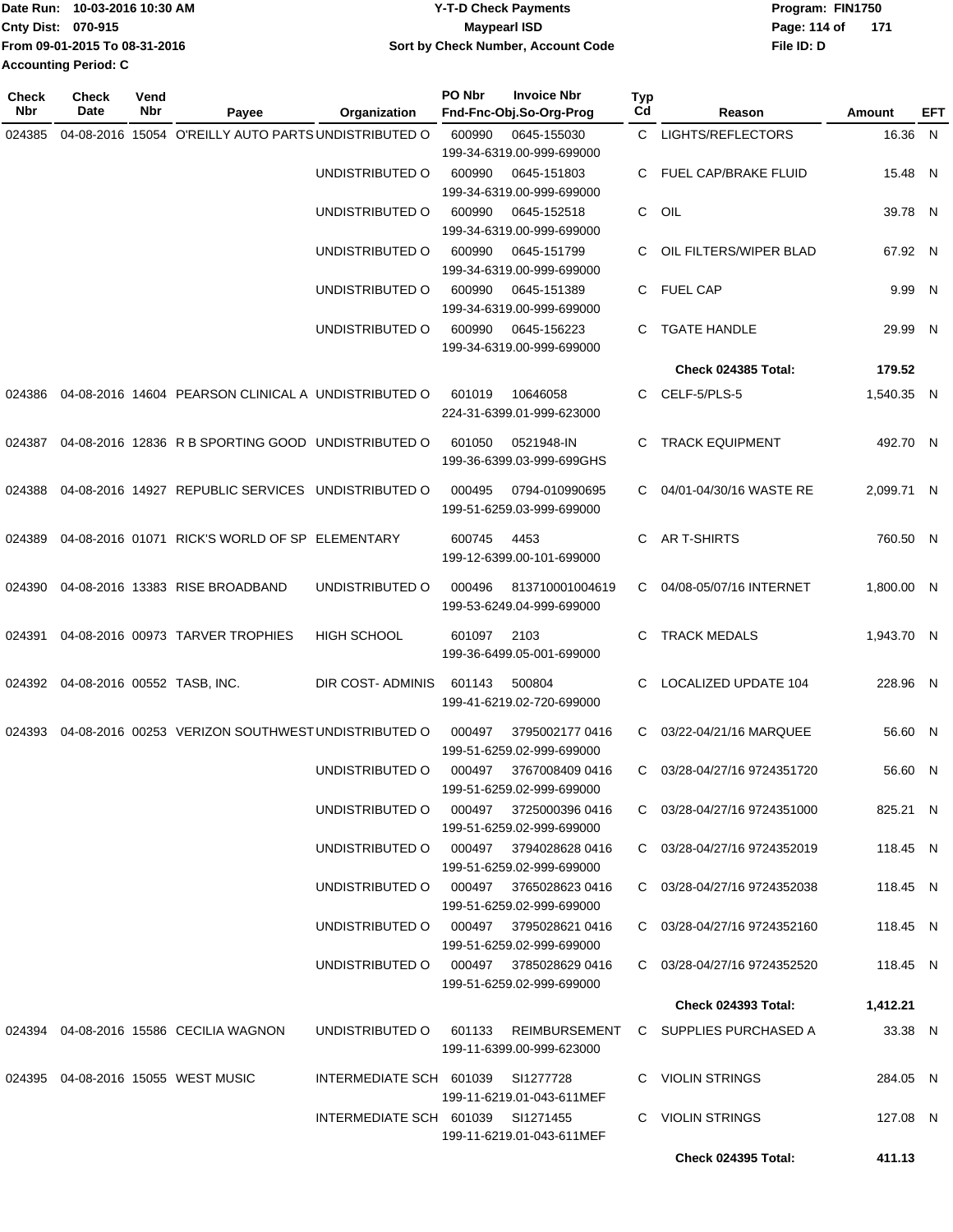Date Run: 10-03-2016 10:30 AM
Cnty Dist: 070-915
From 09-01-2015 To 08-31-2016
Accounting Period: C

**Y-T-D Check Payments**
**Maypearl ISD**
**Sort by Check Number, Account Code**

Program: FIN1750
File ID: D

| Check Nbr | Check Date | Vend Nbr | Payee | Organization | PO Nbr | Invoice Nbr Fnd-Fnc-Obj.So-Org-Prog | Typ Cd | Reason | Amount | EFT |
|---|---|---|---|---|---|---|---|---|---|---|
| 024385 | 04-08-2016 | 15054 | O'REILLY AUTO PARTS | UNDISTRIBUTED O | 600990 | 0645-155030 199-34-6319.00-999-699000 | C | LIGHTS/REFLECTORS | 16.36 | N |
| | | | | UNDISTRIBUTED O | 600990 | 0645-151803 199-34-6319.00-999-699000 | C | FUEL CAP/BRAKE FLUID | 15.48 | N |
| | | | | UNDISTRIBUTED O | 600990 | 0645-152518 199-34-6319.00-999-699000 | C | OIL | 39.78 | N |
| | | | | UNDISTRIBUTED O | 600990 | 0645-151799 199-34-6319.00-999-699000 | C | OIL FILTERS/WIPER BLAD | 67.92 | N |
| | | | | UNDISTRIBUTED O | 600990 | 0645-151389 199-34-6319.00-999-699000 | C | FUEL CAP | 9.99 | N |
| | | | | UNDISTRIBUTED O | 600990 | 0645-156223 199-34-6319.00-999-699000 | C | TGATE HANDLE | 29.99 | N |
| | | | | | | | | **Check 024385 Total:** | **179.52** | |
| 024386 | 04-08-2016 | 14604 | PEARSON CLINICAL A | UNDISTRIBUTED O | 601019 | 10646058 224-31-6399.01-999-623000 | C | CELF-5/PLS-5 | 1,540.35 | N |
| 024387 | 04-08-2016 | 12836 | R B SPORTING GOOD | UNDISTRIBUTED O | 601050 | 0521948-IN 199-36-6399.03-999-699GHS | C | TRACK EQUIPMENT | 492.70 | N |
| 024388 | 04-08-2016 | 14927 | REPUBLIC SERVICES | UNDISTRIBUTED O | 000495 | 0794-010990695 199-51-6259.03-999-699000 | C | 04/01-04/30/16 WASTE RE | 2,099.71 | N |
| 024389 | 04-08-2016 | 01071 | RICK'S WORLD OF SP | ELEMENTARY | 600745 | 4453 199-12-6399.00-101-699000 | C | AR T-SHIRTS | 760.50 | N |
| 024390 | 04-08-2016 | 13383 | RISE BROADBAND | UNDISTRIBUTED O | 000496 | 813710001004619 199-53-6249.04-999-699000 | C | 04/08-05/07/16 INTERNET | 1,800.00 | N |
| 024391 | 04-08-2016 | 00973 | TARVER TROPHIES | HIGH SCHOOL | 601097 | 2103 199-36-6499.05-001-699000 | C | TRACK MEDALS | 1,943.70 | N |
| 024392 | 04-08-2016 | 00552 | TASB, INC. | DIR COST- ADMINIS | 601143 | 500804 199-41-6219.02-720-699000 | C | LOCALIZED UPDATE 104 | 228.96 | N |
| 024393 | 04-08-2016 | 00253 | VERIZON SOUTHWEST | UNDISTRIBUTED O | 000497 | 3795002177 0416 199-51-6259.02-999-699000 | C | 03/22-04/21/16 MARQUEE | 56.60 | N |
| | | | | UNDISTRIBUTED O | 000497 | 3767008409 0416 199-51-6259.02-999-699000 | C | 03/28-04/27/16 9724351720 | 56.60 | N |
| | | | | UNDISTRIBUTED O | 000497 | 3725000396 0416 199-51-6259.02-999-699000 | C | 03/28-04/27/16 9724351000 | 825.21 | N |
| | | | | UNDISTRIBUTED O | 000497 | 3794028628 0416 199-51-6259.02-999-699000 | C | 03/28-04/27/16 9724352019 | 118.45 | N |
| | | | | UNDISTRIBUTED O | 000497 | 3765028623 0416 199-51-6259.02-999-699000 | C | 03/28-04/27/16 9724352038 | 118.45 | N |
| | | | | UNDISTRIBUTED O | 000497 | 3795028621 0416 199-51-6259.02-999-699000 | C | 03/28-04/27/16 9724352160 | 118.45 | N |
| | | | | UNDISTRIBUTED O | 000497 | 3785028629 0416 199-51-6259.02-999-699000 | C | 03/28-04/27/16 9724352520 | 118.45 | N |
| | | | | | | | | **Check 024393 Total:** | **1,412.21** | |
| 024394 | 04-08-2016 | 15586 | CECILIA WAGNON | UNDISTRIBUTED O | 601133 | REIMBURSEMENT 199-11-6399.00-999-623000 | C | SUPPLIES PURCHASED A | 33.38 | N |
| 024395 | 04-08-2016 | 15055 | WEST MUSIC | INTERMEDIATE SCH | 601039 | SI1277728 199-11-6219.01-043-611MEF | C | VIOLIN STRINGS | 284.05 | N |
| | | | | INTERMEDIATE SCH | 601039 | SI1271455 199-11-6219.01-043-611MEF | C | VIOLIN STRINGS | 127.08 | N |
| | | | | | | | | **Check 024395 Total:** | **411.13** | |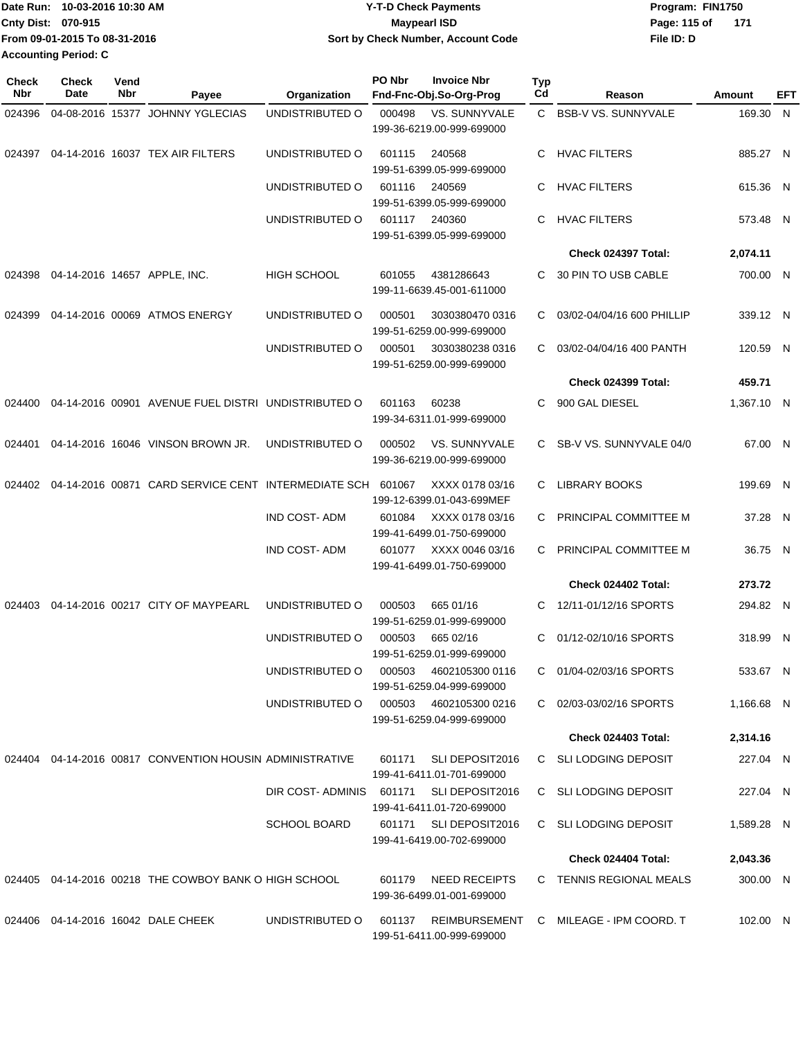Date Run: 10-03-2016 10:30 AM
Cnty Dist: 070-915
From 09-01-2015 To 08-31-2016
Accounting Period: C

# Y-T-D Check Payments
## Maypearl ISD
### Sort by Check Number, Account Code

Program: FIN1750
File ID: D

| Check Nbr | Check Date | Vend Nbr | Payee | Organization | PO Nbr | Invoice Nbr / Fnd-Fnc-Obj.So-Org-Prog | Typ Cd | Reason | Amount | EFT |
|---|---|---|---|---|---|---|---|---|---|---|
| 024396 | 04-08-2016 | 15377 | JOHNNY YGLECIAS | UNDISTRIBUTED O | 000498 | VS. SUNNYVALE 199-36-6219.00-999-699000 | C | BSB-V VS. SUNNYVALE | 169.30 | N |
| 024397 | 04-14-2016 | 16037 | TEX AIR FILTERS | UNDISTRIBUTED O | 601115 | 240568 199-51-6399.05-999-699000 | C | HVAC FILTERS | 885.27 | N |
| | | | | UNDISTRIBUTED O | 601116 | 240569 199-51-6399.05-999-699000 | C | HVAC FILTERS | 615.36 | N |
| | | | | UNDISTRIBUTED O | 601117 | 240360 199-51-6399.05-999-699000 | C | HVAC FILTERS | 573.48 | N |
| | | | | | | | | **Check 024397 Total:** | **2,074.11** | |
| 024398 | 04-14-2016 | 14657 | APPLE, INC. | HIGH SCHOOL | 601055 | 4381286643 199-11-6639.45-001-611000 | C | 30 PIN TO USB CABLE | 700.00 | N |
| 024399 | 04-14-2016 | 00069 | ATMOS ENERGY | UNDISTRIBUTED O | 000501 | 3030380470 0316 199-51-6259.00-999-699000 | C | 03/02-04/04/16 600 PHILLIP | 339.12 | N |
| | | | | UNDISTRIBUTED O | 000501 | 3030380238 0316 199-51-6259.00-999-699000 | C | 03/02-04/04/16 400 PANTH | 120.59 | N |
| | | | | | | | | **Check 024399 Total:** | **459.71** | |
| 024400 | 04-14-2016 | 00901 | AVENUE FUEL DISTRI | UNDISTRIBUTED O | 601163 | 60238 199-34-6311.01-999-699000 | C | 900 GAL DIESEL | 1,367.10 | N |
| 024401 | 04-14-2016 | 16046 | VINSON BROWN JR. | UNDISTRIBUTED O | 000502 | VS. SUNNYVALE 199-36-6219.00-999-699000 | C | SB-V VS. SUNNYVALE 04/0 | 67.00 | N |
| 024402 | 04-14-2016 | 00871 | CARD SERVICE CENT | INTERMEDIATE SCH | 601067 | XXXX 0178 03/16 199-12-6399.01-043-699MEF | C | LIBRARY BOOKS | 199.69 | N |
| | | | | IND COST- ADM | 601084 | XXXX 0178 03/16 199-41-6499.01-750-699000 | C | PRINCIPAL COMMITTEE M | 37.28 | N |
| | | | | IND COST- ADM | 601077 | XXXX 0046 03/16 199-41-6499.01-750-699000 | C | PRINCIPAL COMMITTEE M | 36.75 | N |
| | | | | | | | | **Check 024402 Total:** | **273.72** | |
| 024403 | 04-14-2016 | 00217 | CITY OF MAYPEARL | UNDISTRIBUTED O | 000503 | 665 01/16 199-51-6259.01-999-699000 | C | 12/11-01/12/16 SPORTS | 294.82 | N |
| | | | | UNDISTRIBUTED O | 000503 | 665 02/16 199-51-6259.01-999-699000 | C | 01/12-02/10/16 SPORTS | 318.99 | N |
| | | | | UNDISTRIBUTED O | 000503 | 4602105300 0116 199-51-6259.04-999-699000 | C | 01/04-02/03/16 SPORTS | 533.67 | N |
| | | | | UNDISTRIBUTED O | 000503 | 4602105300 0216 199-51-6259.04-999-699000 | C | 02/03-03/02/16 SPORTS | 1,166.68 | N |
| | | | | | | | | **Check 024403 Total:** | **2,314.16** | |
| 024404 | 04-14-2016 | 00817 | CONVENTION HOUSIN | ADMINISTRATIVE | 601171 | SLI DEPOSIT2016 199-41-6411.01-701-699000 | C | SLI LODGING DEPOSIT | 227.04 | N |
| | | | | DIR COST- ADMINIS | 601171 | SLI DEPOSIT2016 199-41-6411.01-720-699000 | C | SLI LODGING DEPOSIT | 227.04 | N |
| | | | | SCHOOL BOARD | 601171 | SLI DEPOSIT2016 199-41-6419.00-702-699000 | C | SLI LODGING DEPOSIT | 1,589.28 | N |
| | | | | | | | | **Check 024404 Total:** | **2,043.36** | |
| 024405 | 04-14-2016 | 00218 | THE COWBOY BANK O | HIGH SCHOOL | 601179 | NEED RECEIPTS 199-36-6499.01-001-699000 | C | TENNIS REGIONAL MEALS | 300.00 | N |
| 024406 | 04-14-2016 | 16042 | DALE CHEEK | UNDISTRIBUTED O | 601137 | REIMBURSEMENT 199-51-6411.00-999-699000 | C | MILEAGE - IPM COORD. T | 102.00 | N |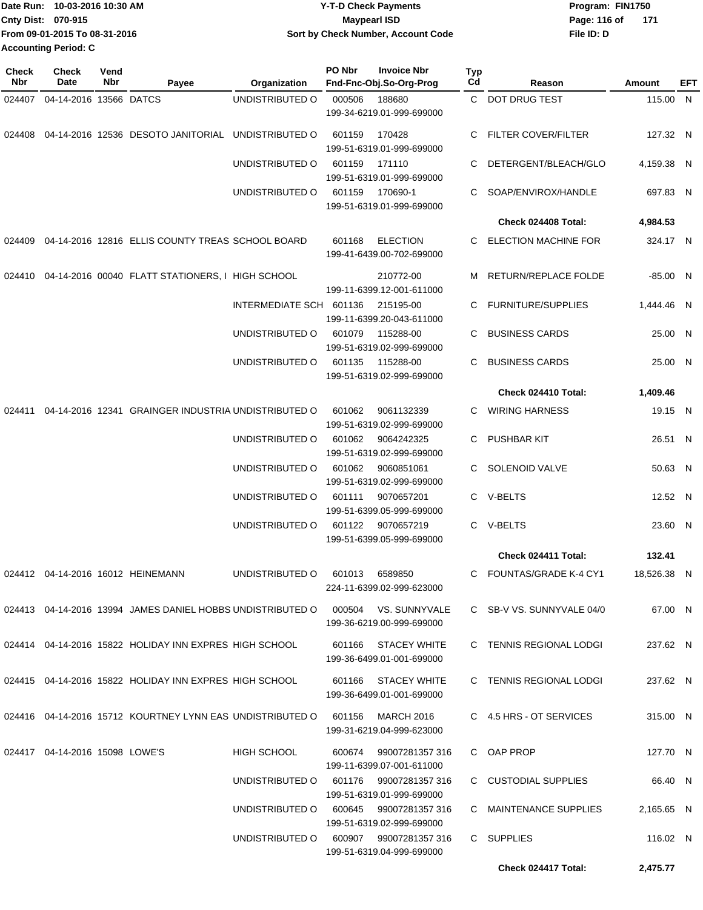Date Run: 10-03-2016 10:30 AM
Cnty Dist: 070-915
From 09-01-2015 To 08-31-2016
Accounting Period: C

**Y-T-D Check Payments**
**Maypearl ISD**
**Sort by Check Number, Account Code**

Program: FIN1750
File ID: D

| Check Nbr | Check Date | Vend Nbr | Payee | Organization | PO Nbr | Invoice Nbr / Fnd-Fnc-Obj.So-Org-Prog | Typ Cd | Reason | Amount | EFT |
|---|---|---|---|---|---|---|---|---|---|---|
| 024407 | 04-14-2016 | 13566 | DATCS | UNDISTRIBUTED O | 000506 | 188680 / 199-34-6219.01-999-699000 | C | DOT DRUG TEST | 115.00 | N |
| 024408 | 04-14-2016 | 12536 | DESOTO JANITORIAL | UNDISTRIBUTED O | 601159 | 170428 / 199-51-6319.01-999-699000 | C | FILTER COVER/FILTER | 127.32 | N |
| | | | | UNDISTRIBUTED O | 601159 | 171110 / 199-51-6319.01-999-699000 | C | DETERGENT/BLEACH/GLO | 4,159.38 | N |
| | | | | UNDISTRIBUTED O | 601159 | 170690-1 / 199-51-6319.01-999-699000 | C | SOAP/ENVIROX/HANDLE | 697.83 | N |
| | | | | | | | | **Check 024408 Total:** | **4,984.53** | |
| 024409 | 04-14-2016 | 12816 | ELLIS COUNTY TREAS | SCHOOL BOARD | 601168 | ELECTION / 199-41-6439.00-702-699000 | C | ELECTION MACHINE FOR | 324.17 | N |
| 024410 | 04-14-2016 | 00040 | FLATT STATIONERS, I | HIGH SCHOOL | | 210772-00 / 199-11-6399.12-001-611000 | M | RETURN/REPLACE FOLDE | -85.00 | N |
| | | | | INTERMEDIATE SCH | 601136 | 215195-00 / 199-11-6399.20-043-611000 | C | FURNITURE/SUPPLIES | 1,444.46 | N |
| | | | | UNDISTRIBUTED O | 601079 | 115288-00 / 199-51-6319.02-999-699000 | C | BUSINESS CARDS | 25.00 | N |
| | | | | UNDISTRIBUTED O | 601135 | 115288-00 / 199-51-6319.02-999-699000 | C | BUSINESS CARDS | 25.00 | N |
| | | | | | | | | **Check 024410 Total:** | **1,409.46** | |
| 024411 | 04-14-2016 | 12341 | GRAINGER INDUSTRIA | UNDISTRIBUTED O | 601062 | 9061132339 / 199-51-6319.02-999-699000 | C | WIRING HARNESS | 19.15 | N |
| | | | | UNDISTRIBUTED O | 601062 | 9064242325 / 199-51-6319.02-999-699000 | C | PUSHBAR KIT | 26.51 | N |
| | | | | UNDISTRIBUTED O | 601062 | 9060851061 / 199-51-6319.02-999-699000 | C | SOLENOID VALVE | 50.63 | N |
| | | | | UNDISTRIBUTED O | 601111 | 9070657201 / 199-51-6399.05-999-699000 | C | V-BELTS | 12.52 | N |
| | | | | UNDISTRIBUTED O | 601122 | 9070657219 / 199-51-6399.05-999-699000 | C | V-BELTS | 23.60 | N |
| | | | | | | | | **Check 024411 Total:** | **132.41** | |
| 024412 | 04-14-2016 | 16012 | HEINEMANN | UNDISTRIBUTED O | 601013 | 6589850 / 224-11-6399.02-999-623000 | C | FOUNTAS/GRADE K-4 CY1 | 18,526.38 | N |
| 024413 | 04-14-2016 | 13994 | JAMES DANIEL HOBBS | UNDISTRIBUTED O | 000504 | VS. SUNNYVALE / 199-36-6219.00-999-699000 | C | SB-V VS. SUNNYVALE 04/0 | 67.00 | N |
| 024414 | 04-14-2016 | 15822 | HOLIDAY INN EXPRES | HIGH SCHOOL | 601166 | STACEY WHITE / 199-36-6499.01-001-699000 | C | TENNIS REGIONAL LODGI | 237.62 | N |
| 024415 | 04-14-2016 | 15822 | HOLIDAY INN EXPRES | HIGH SCHOOL | 601166 | STACEY WHITE / 199-36-6499.01-001-699000 | C | TENNIS REGIONAL LODGI | 237.62 | N |
| 024416 | 04-14-2016 | 15712 | KOURTNEY LYNN EAS | UNDISTRIBUTED O | 601156 | MARCH 2016 / 199-31-6219.04-999-623000 | C | 4.5 HRS - OT SERVICES | 315.00 | N |
| 024417 | 04-14-2016 | 15098 | LOWE'S | HIGH SCHOOL | 600674 | 99007281357 316 / 199-11-6399.07-001-611000 | C | OAP PROP | 127.70 | N |
| | | | | UNDISTRIBUTED O | 601176 | 99007281357 316 / 199-51-6319.01-999-699000 | C | CUSTODIAL SUPPLIES | 66.40 | N |
| | | | | UNDISTRIBUTED O | 600645 | 99007281357 316 / 199-51-6319.02-999-699000 | C | MAINTENANCE SUPPLIES | 2,165.65 | N |
| | | | | UNDISTRIBUTED O | 600907 | 99007281357 316 / 199-51-6319.04-999-699000 | C | SUPPLIES | 116.02 | N |
| | | | | | | | | **Check 024417 Total:** | **2,475.77** | |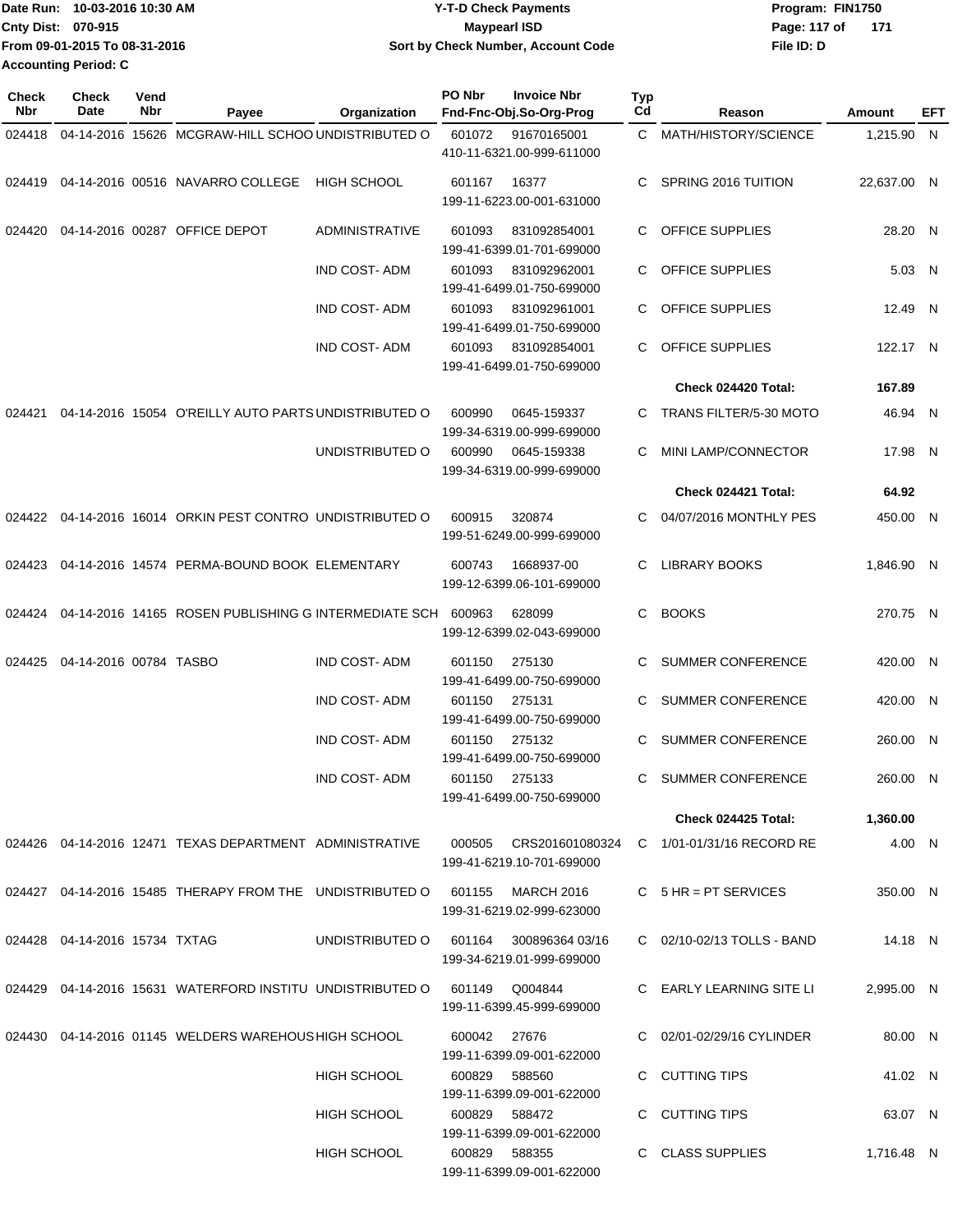Date Run: 10-03-2016 10:30 AM
Cnty Dist: 070-915
From 09-01-2015 To 08-31-2016
Accounting Period: C

**Y-T-D Check Payments**
**Maypearl ISD**
**Sort by Check Number, Account Code**

Program: FIN1750
File ID: D

| Check Nbr | Check Date | Vend Nbr | Payee | Organization | PO Nbr | Invoice Nbr / Fnd-Fnc-Obj.So-Org-Prog | Typ Cd | Reason | Amount | EFT |
|---|---|---|---|---|---|---|---|---|---|---|
| 024418 | 04-14-2016 | 15626 | MCGRAW-HILL SCHOO | UNDISTRIBUTED O | 601072 | 91670165001 / 410-11-6321.00-999-611000 | C | MATH/HISTORY/SCIENCE | 1,215.90 | N |
| 024419 | 04-14-2016 | 00516 | NAVARRO COLLEGE | HIGH SCHOOL | 601167 | 16377 / 199-11-6223.00-001-631000 | C | SPRING 2016 TUITION | 22,637.00 | N |
| 024420 | 04-14-2016 | 00287 | OFFICE DEPOT | ADMINISTRATIVE | 601093 | 831092854001 / 199-41-6399.01-701-699000 | C | OFFICE SUPPLIES | 28.20 | N |
| | | | | IND COST- ADM | 601093 | 831092962001 / 199-41-6499.01-750-699000 | C | OFFICE SUPPLIES | 5.03 | N |
| | | | | IND COST- ADM | 601093 | 831092961001 / 199-41-6499.01-750-699000 | C | OFFICE SUPPLIES | 12.49 | N |
| | | | | IND COST- ADM | 601093 | 831092854001 / 199-41-6499.01-750-699000 | C | OFFICE SUPPLIES | 122.17 | N |
| | | | | | | | | **Check 024420 Total:** | **167.89** | |
| 024421 | 04-14-2016 | 15054 | O'REILLY AUTO PARTS | UNDISTRIBUTED O | 600990 | 0645-159337 / 199-34-6319.00-999-699000 | C | TRANS FILTER/5-30 MOTO | 46.94 | N |
| | | | | UNDISTRIBUTED O | 600990 | 0645-159338 / 199-34-6319.00-999-699000 | C | MINI LAMP/CONNECTOR | 17.98 | N |
| | | | | | | | | **Check 024421 Total:** | **64.92** | |
| 024422 | 04-14-2016 | 16014 | ORKIN PEST CONTRO | UNDISTRIBUTED O | 600915 | 320874 / 199-51-6249.00-999-699000 | C | 04/07/2016 MONTHLY PES | 450.00 | N |
| 024423 | 04-14-2016 | 14574 | PERMA-BOUND BOOK | ELEMENTARY | 600743 | 1668937-00 / 199-12-6399.06-101-699000 | C | LIBRARY BOOKS | 1,846.90 | N |
| 024424 | 04-14-2016 | 14165 | ROSEN PUBLISHING G | INTERMEDIATE SCH | 600963 | 628099 / 199-12-6399.02-043-699000 | C | BOOKS | 270.75 | N |
| 024425 | 04-14-2016 | 00784 | TASBO | IND COST- ADM | 601150 | 275130 / 199-41-6499.00-750-699000 | C | SUMMER CONFERENCE | 420.00 | N |
| | | | | IND COST- ADM | 601150 | 275131 / 199-41-6499.00-750-699000 | C | SUMMER CONFERENCE | 420.00 | N |
| | | | | IND COST- ADM | 601150 | 275132 / 199-41-6499.00-750-699000 | C | SUMMER CONFERENCE | 260.00 | N |
| | | | | IND COST- ADM | 601150 | 275133 / 199-41-6499.00-750-699000 | C | SUMMER CONFERENCE | 260.00 | N |
| | | | | | | | | **Check 024425 Total:** | **1,360.00** | |
| 024426 | 04-14-2016 | 12471 | TEXAS DEPARTMENT | ADMINISTRATIVE | 000505 | CRS201601080324 / 199-41-6219.10-701-699000 | C | 1/01-01/31/16 RECORD RE | 4.00 | N |
| 024427 | 04-14-2016 | 15485 | THERAPY FROM THE | UNDISTRIBUTED O | 601155 | MARCH 2016 / 199-31-6219.02-999-623000 | C | 5 HR = PT SERVICES | 350.00 | N |
| 024428 | 04-14-2016 | 15734 | TXTAG | UNDISTRIBUTED O | 601164 | 300896364 03/16 / 199-34-6219.01-999-699000 | C | 02/10-02/13 TOLLS - BAND | 14.18 | N |
| 024429 | 04-14-2016 | 15631 | WATERFORD INSTITU | UNDISTRIBUTED O | 601149 | Q004844 / 199-11-6399.45-999-699000 | C | EARLY LEARNING SITE LI | 2,995.00 | N |
| 024430 | 04-14-2016 | 01145 | WELDERS WAREHOUS | HIGH SCHOOL | 600042 | 27676 / 199-11-6399.09-001-622000 | C | 02/01-02/29/16 CYLINDER | 80.00 | N |
| | | | | HIGH SCHOOL | 600829 | 588560 / 199-11-6399.09-001-622000 | C | CUTTING TIPS | 41.02 | N |
| | | | | HIGH SCHOOL | 600829 | 588472 / 199-11-6399.09-001-622000 | C | CUTTING TIPS | 63.07 | N |
| | | | | HIGH SCHOOL | 600829 | 588355 / 199-11-6399.09-001-622000 | C | CLASS SUPPLIES | 1,716.48 | N |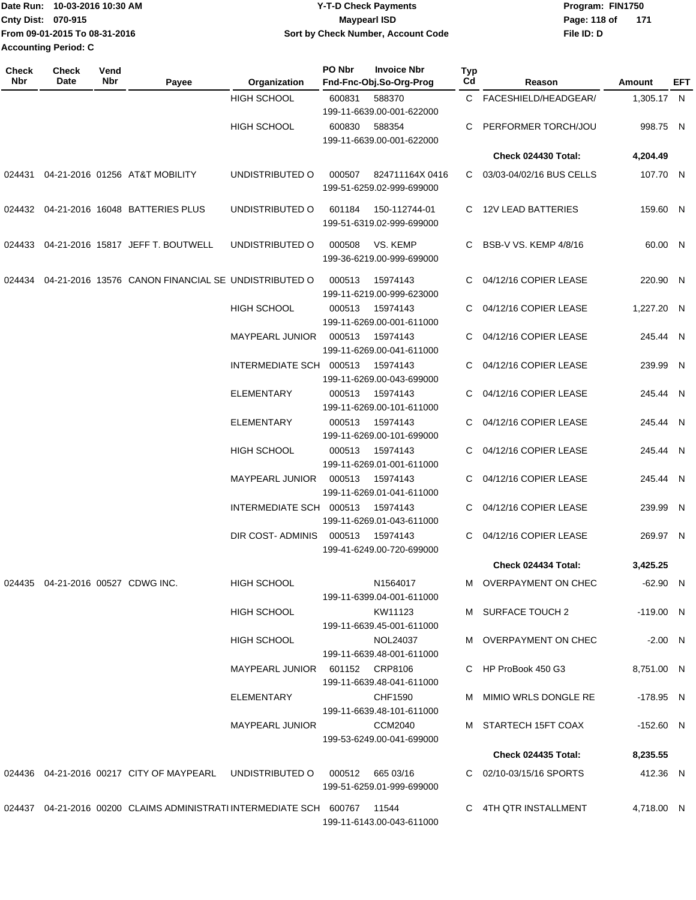Date Run: 10-03-2016 10:30 AM
Cnty Dist: 070-915
From 09-01-2015 To 08-31-2016
Accounting Period: C

# Y-T-D Check Payments
## Maypearl ISD
### Sort by Check Number, Account Code

Program: FIN1750
File ID: D

| Check Nbr | Check Date | Vend Nbr | Payee | Organization | PO Nbr | Invoice Nbr / Fnd-Fnc-Obj.So-Org-Prog | Typ Cd | Reason | Amount | EFT |
|---|---|---|---|---|---|---|---|---|---|---|
| | | | | HIGH SCHOOL | 600831 | 588370<br>199-11-6639.00-001-622000 | C | FACESHIELD/HEADGEAR/ | 1,305.17 | N |
| | | | | HIGH SCHOOL | 600830 | 588354<br>199-11-6639.00-001-622000 | C | PERFORMER TORCH/JOU | 998.75 | N |
| | | | | | | | | **Check 024430 Total:** | **4,204.49** | |
| 024431 | 04-21-2016 | 01256 | AT&T MOBILITY | UNDISTRIBUTED O | 000507 | 824711164X 0416<br>199-51-6259.02-999-699000 | C | 03/03-04/02/16 BUS CELLS | 107.70 | N |
| 024432 | 04-21-2016 | 16048 | BATTERIES PLUS | UNDISTRIBUTED O | 601184 | 150-112744-01<br>199-51-6319.02-999-699000 | C | 12V LEAD BATTERIES | 159.60 | N |
| 024433 | 04-21-2016 | 15817 | JEFF T. BOUTWELL | UNDISTRIBUTED O | 000508 | VS. KEMP<br>199-36-6219.00-999-699000 | C | BSB-V VS. KEMP 4/8/16 | 60.00 | N |
| 024434 | 04-21-2016 | 13576 | CANON FINANCIAL SE | UNDISTRIBUTED O | 000513 | 15974143<br>199-11-6219.00-999-623000 | C | 04/12/16 COPIER LEASE | 220.90 | N |
| | | | | HIGH SCHOOL | 000513 | 15974143<br>199-11-6269.00-001-611000 | C | 04/12/16 COPIER LEASE | 1,227.20 | N |
| | | | | MAYPEARL JUNIOR | 000513 | 15974143<br>199-11-6269.00-041-611000 | C | 04/12/16 COPIER LEASE | 245.44 | N |
| | | | | INTERMEDIATE SCH | 000513 | 15974143<br>199-11-6269.00-043-699000 | C | 04/12/16 COPIER LEASE | 239.99 | N |
| | | | | ELEMENTARY | 000513 | 15974143<br>199-11-6269.00-101-611000 | C | 04/12/16 COPIER LEASE | 245.44 | N |
| | | | | ELEMENTARY | 000513 | 15974143<br>199-11-6269.00-101-699000 | C | 04/12/16 COPIER LEASE | 245.44 | N |
| | | | | HIGH SCHOOL | 000513 | 15974143<br>199-11-6269.01-001-611000 | C | 04/12/16 COPIER LEASE | 245.44 | N |
| | | | | MAYPEARL JUNIOR | 000513 | 15974143<br>199-11-6269.01-041-611000 | C | 04/12/16 COPIER LEASE | 245.44 | N |
| | | | | INTERMEDIATE SCH | 000513 | 15974143<br>199-11-6269.01-043-611000 | C | 04/12/16 COPIER LEASE | 239.99 | N |
| | | | | DIR COST- ADMINIS | 000513 | 15974143<br>199-41-6249.00-720-699000 | C | 04/12/16 COPIER LEASE | 269.97 | N |
| | | | | | | | | **Check 024434 Total:** | **3,425.25** | |
| 024435 | 04-21-2016 | 00527 | CDWG INC. | HIGH SCHOOL | | N1564017<br>199-11-6399.04-001-611000 | M | OVERPAYMENT ON CHEC | -62.90 | N |
| | | | | HIGH SCHOOL | | KW11123<br>199-11-6639.45-001-611000 | M | SURFACE TOUCH 2 | -119.00 | N |
| | | | | HIGH SCHOOL | | NOL24037<br>199-11-6639.48-001-611000 | M | OVERPAYMENT ON CHEC | -2.00 | N |
| | | | | MAYPEARL JUNIOR | 601152 | CRP8106<br>199-11-6639.48-041-611000 | C | HP ProBook 450 G3 | 8,751.00 | N |
| | | | | ELEMENTARY | | CHF1590<br>199-11-6639.48-101-611000 | M | MIMIO WRLS DONGLE RE | -178.95 | N |
| | | | | MAYPEARL JUNIOR | | CCM2040<br>199-53-6249.00-041-699000 | M | STARTECH 15FT COAX | -152.60 | N |
| | | | | | | | | **Check 024435 Total:** | **8,235.55** | |
| 024436 | 04-21-2016 | 00217 | CITY OF MAYPEARL | UNDISTRIBUTED O | 000512 | 665 03/16<br>199-51-6259.01-999-699000 | C | 02/10-03/15/16 SPORTS | 412.36 | N |
| 024437 | 04-21-2016 | 00200 | CLAIMS ADMINISTRATI | INTERMEDIATE SCH | 600767 | 11544<br>199-11-6143.00-043-611000 | C | 4TH QTR INSTALLMENT | 4,718.00 | N |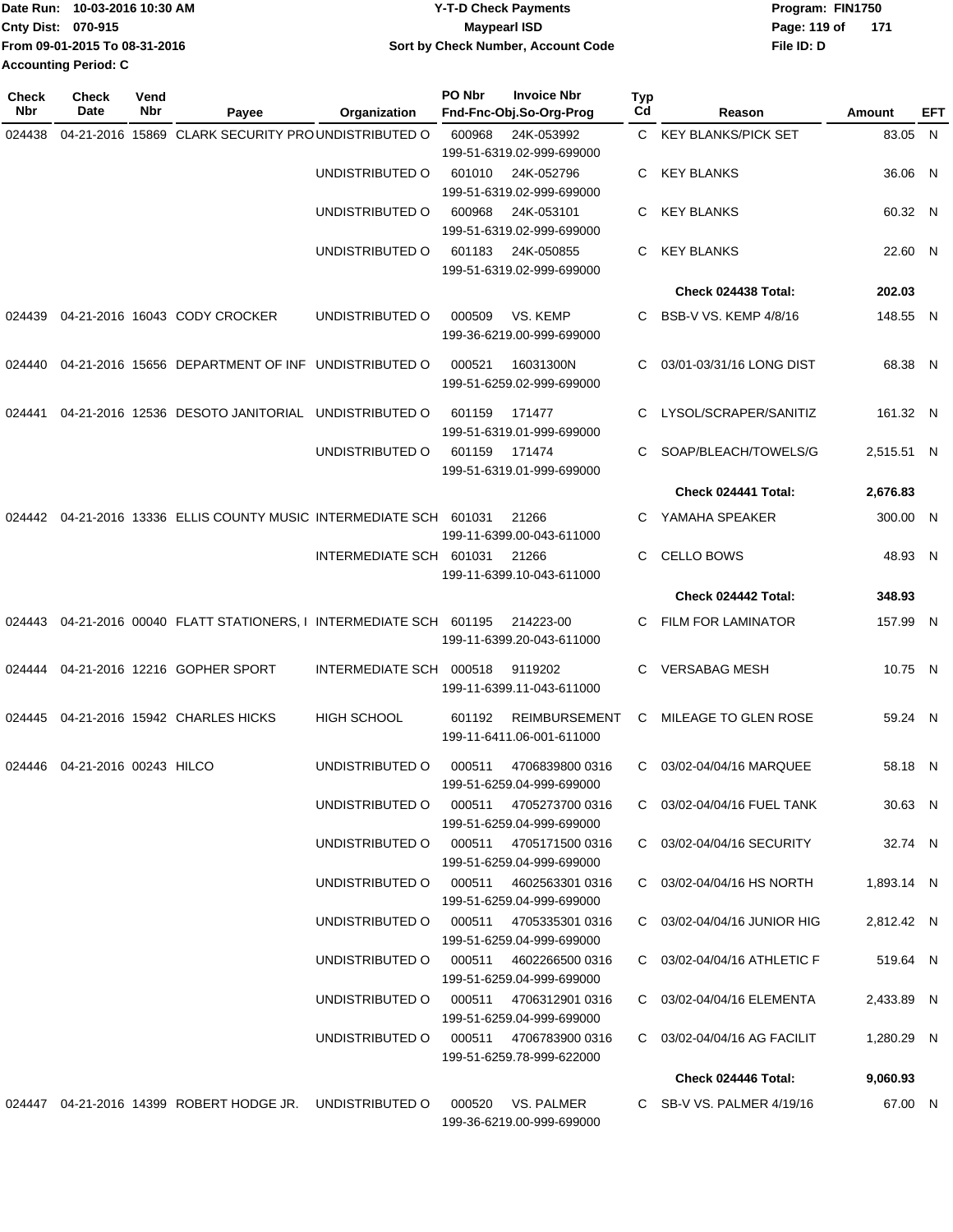Date Run: 10-03-2016 10:30 AM
Cnty Dist: 070-915
From 09-01-2015 To 08-31-2016
Accounting Period: C

# Y-T-D Check Payments
## Maypearl ISD
### Sort by Check Number, Account Code

Program: FIN1750
File ID: D

| Check Nbr | Check Date | Vend Nbr | Payee | Organization | PO Nbr | Invoice Nbr / Fnd-Fnc-Obj.So-Org-Prog | Typ Cd | Reason | Amount | EFT |
|---|---|---|---|---|---|---|---|---|---|---|
| 024438 | 04-21-2016 | 15869 | CLARK SECURITY PRO | UNDISTRIBUTED O | 600968 | 24K-053992 199-51-6319.02-999-699000 | C | KEY BLANKS/PICK SET | 83.05 | N |
| | | | | UNDISTRIBUTED O | 601010 | 24K-052796 199-51-6319.02-999-699000 | C | KEY BLANKS | 36.06 | N |
| | | | | UNDISTRIBUTED O | 600968 | 24K-053101 199-51-6319.02-999-699000 | C | KEY BLANKS | 60.32 | N |
| | | | | UNDISTRIBUTED O | 601183 | 24K-050855 199-51-6319.02-999-699000 | C | KEY BLANKS | 22.60 | N |
| | | | | | | | | **Check 024438 Total:** | **202.03** | |
| 024439 | 04-21-2016 | 16043 | CODY CROCKER | UNDISTRIBUTED O | 000509 | VS. KEMP 199-36-6219.00-999-699000 | C | BSB-V VS. KEMP 4/8/16 | 148.55 | N |
| 024440 | 04-21-2016 | 15656 | DEPARTMENT OF INF | UNDISTRIBUTED O | 000521 | 16031300N 199-51-6259.02-999-699000 | C | 03/01-03/31/16 LONG DIST | 68.38 | N |
| 024441 | 04-21-2016 | 12536 | DESOTO JANITORIAL | UNDISTRIBUTED O | 601159 | 171477 199-51-6319.01-999-699000 | C | LYSOL/SCRAPER/SANITIZ | 161.32 | N |
| | | | | UNDISTRIBUTED O | 601159 | 171474 199-51-6319.01-999-699000 | C | SOAP/BLEACH/TOWELS/G | 2,515.51 | N |
| | | | | | | | | **Check 024441 Total:** | **2,676.83** | |
| 024442 | 04-21-2016 | 13336 | ELLIS COUNTY MUSIC | INTERMEDIATE SCH | 601031 | 21266 199-11-6399.00-043-611000 | C | YAMAHA SPEAKER | 300.00 | N |
| | | | | INTERMEDIATE SCH | 601031 | 21266 199-11-6399.10-043-611000 | C | CELLO BOWS | 48.93 | N |
| | | | | | | | | **Check 024442 Total:** | **348.93** | |
| 024443 | 04-21-2016 | 00040 | FLATT STATIONERS, I | INTERMEDIATE SCH | 601195 | 214223-00 199-11-6399.20-043-611000 | C | FILM FOR LAMINATOR | 157.99 | N |
| 024444 | 04-21-2016 | 12216 | GOPHER SPORT | INTERMEDIATE SCH | 000518 | 9119202 199-11-6399.11-043-611000 | C | VERSABAG MESH | 10.75 | N |
| 024445 | 04-21-2016 | 15942 | CHARLES HICKS | HIGH SCHOOL | 601192 | REIMBURSEMENT 199-11-6411.06-001-611000 | C | MILEAGE TO GLEN ROSE | 59.24 | N |
| 024446 | 04-21-2016 | 00243 | HILCO | UNDISTRIBUTED O | 000511 | 4706839800 0316 199-51-6259.04-999-699000 | C | 03/02-04/04/16 MARQUEE | 58.18 | N |
| | | | | UNDISTRIBUTED O | 000511 | 4705273700 0316 199-51-6259.04-999-699000 | C | 03/02-04/04/16 FUEL TANK | 30.63 | N |
| | | | | UNDISTRIBUTED O | 000511 | 4705171500 0316 199-51-6259.04-999-699000 | C | 03/02-04/04/16 SECURITY | 32.74 | N |
| | | | | UNDISTRIBUTED O | 000511 | 4602563301 0316 199-51-6259.04-999-699000 | C | 03/02-04/04/16 HS NORTH | 1,893.14 | N |
| | | | | UNDISTRIBUTED O | 000511 | 4705335301 0316 199-51-6259.04-999-699000 | C | 03/02-04/04/16 JUNIOR HIG | 2,812.42 | N |
| | | | | UNDISTRIBUTED O | 000511 | 4602266500 0316 199-51-6259.04-999-699000 | C | 03/02-04/04/16 ATHLETIC F | 519.64 | N |
| | | | | UNDISTRIBUTED O | 000511 | 4706312901 0316 199-51-6259.04-999-699000 | C | 03/02-04/04/16 ELEMENTA | 2,433.89 | N |
| | | | | UNDISTRIBUTED O | 000511 | 4706783900 0316 199-51-6259.78-999-622000 | C | 03/02-04/04/16 AG FACILIT | 1,280.29 | N |
| | | | | | | | | **Check 024446 Total:** | **9,060.93** | |
| 024447 | 04-21-2016 | 14399 | ROBERT HODGE JR. | UNDISTRIBUTED O | 000520 | VS. PALMER 199-36-6219.00-999-699000 | C | SB-V VS. PALMER 4/19/16 | 67.00 | N |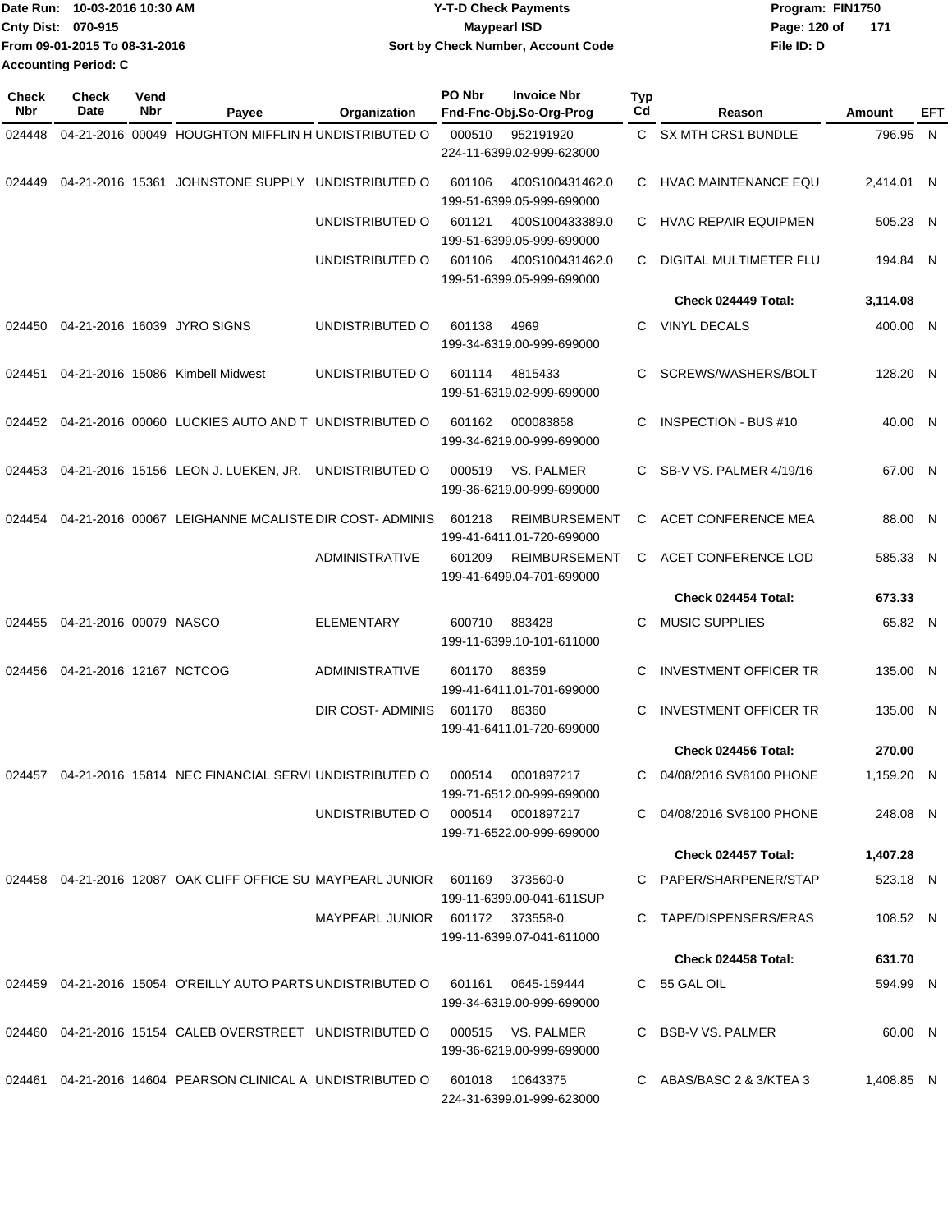Date Run: 10-03-2016 10:30 AM
Cnty Dist: 070-915
From 09-01-2015 To 08-31-2016
Accounting Period: C

# Y-T-D Check Payments
## Maypearl ISD
### Sort by Check Number, Account Code

Program: FIN1750
File ID: D

| Check Nbr | Check Date | Vend Nbr | Payee | Organization | PO Nbr | Invoice Nbr / Fnd-Fnc-Obj.So-Org-Prog | Typ Cd | Reason | Amount | EFT |
|---|---|---|---|---|---|---|---|---|---|---|
| 024448 | 04-21-2016 | 00049 | HOUGHTON MIFFLIN H | UNDISTRIBUTED O | 000510 | 952191920 224-11-6399.02-999-623000 | C | SX MTH CRS1 BUNDLE | 796.95 | N |
| 024449 | 04-21-2016 | 15361 | JOHNSTONE SUPPLY | UNDISTRIBUTED O | 601106 | 400S100431462.0 199-51-6399.05-999-699000 | C | HVAC MAINTENANCE EQU | 2,414.01 | N |
| | | | | UNDISTRIBUTED O | 601121 | 400S100433389.0 199-51-6399.05-999-699000 | C | HVAC REPAIR EQUIPMEN | 505.23 | N |
| | | | | UNDISTRIBUTED O | 601106 | 400S100431462.0 199-51-6399.05-999-699000 | C | DIGITAL MULTIMETER FLU | 194.84 | N |
| | | | | | | | | **Check 024449 Total:** | **3,114.08** | |
| 024450 | 04-21-2016 | 16039 | JYRO SIGNS | UNDISTRIBUTED O | 601138 | 4969 199-34-6319.00-999-699000 | C | VINYL DECALS | 400.00 | N |
| 024451 | 04-21-2016 | 15086 | Kimbell Midwest | UNDISTRIBUTED O | 601114 | 4815433 199-51-6319.02-999-699000 | C | SCREWS/WASHERS/BOLT | 128.20 | N |
| 024452 | 04-21-2016 | 00060 | LUCKIES AUTO AND T | UNDISTRIBUTED O | 601162 | 000083858 199-34-6219.00-999-699000 | C | INSPECTION - BUS #10 | 40.00 | N |
| 024453 | 04-21-2016 | 15156 | LEON J. LUEKEN, JR. | UNDISTRIBUTED O | 000519 | VS. PALMER 199-36-6219.00-999-699000 | C | SB-V VS. PALMER 4/19/16 | 67.00 | N |
| 024454 | 04-21-2016 | 00067 | LEIGHANNE MCALISTE | DIR COST- ADMINIS | 601218 | REIMBURSEMENT 199-41-6411.01-720-699000 | C | ACET CONFERENCE MEA | 88.00 | N |
| | | | | ADMINISTRATIVE | 601209 | REIMBURSEMENT 199-41-6499.04-701-699000 | C | ACET CONFERENCE LOD | 585.33 | N |
| | | | | | | | | **Check 024454 Total:** | **673.33** | |
| 024455 | 04-21-2016 | 00079 | NASCO | ELEMENTARY | 600710 | 883428 199-11-6399.10-101-611000 | C | MUSIC SUPPLIES | 65.82 | N |
| 024456 | 04-21-2016 | 12167 | NCTCOG | ADMINISTRATIVE | 601170 | 86359 199-41-6411.01-701-699000 | C | INVESTMENT OFFICER TR | 135.00 | N |
| | | | | DIR COST- ADMINIS | 601170 | 86360 199-41-6411.01-720-699000 | C | INVESTMENT OFFICER TR | 135.00 | N |
| | | | | | | | | **Check 024456 Total:** | **270.00** | |
| 024457 | 04-21-2016 | 15814 | NEC FINANCIAL SERVI | UNDISTRIBUTED O | 000514 | 0001897217 199-71-6512.00-999-699000 | C | 04/08/2016 SV8100 PHONE | 1,159.20 | N |
| | | | | UNDISTRIBUTED O | 000514 | 0001897217 199-71-6522.00-999-699000 | C | 04/08/2016 SV8100 PHONE | 248.08 | N |
| | | | | | | | | **Check 024457 Total:** | **1,407.28** | |
| 024458 | 04-21-2016 | 12087 | OAK CLIFF OFFICE SU | MAYPEARL JUNIOR | 601169 | 373560-0 199-11-6399.00-041-611SUP | C | PAPER/SHARPENER/STAP | 523.18 | N |
| | | | | MAYPEARL JUNIOR | 601172 | 373558-0 199-11-6399.07-041-611000 | C | TAPE/DISPENSERS/ERAS | 108.52 | N |
| | | | | | | | | **Check 024458 Total:** | **631.70** | |
| 024459 | 04-21-2016 | 15054 | O'REILLY AUTO PARTS | UNDISTRIBUTED O | 601161 | 0645-159444 199-34-6319.00-999-699000 | C | 55 GAL OIL | 594.99 | N |
| 024460 | 04-21-2016 | 15154 | CALEB OVERSTREET | UNDISTRIBUTED O | 000515 | VS. PALMER 199-36-6219.00-999-699000 | C | BSB-V VS. PALMER | 60.00 | N |
| 024461 | 04-21-2016 | 14604 | PEARSON CLINICAL A | UNDISTRIBUTED O | 601018 | 10643375 224-31-6399.01-999-623000 | C | ABAS/BASC 2 & 3/KTEA 3 | 1,408.85 | N |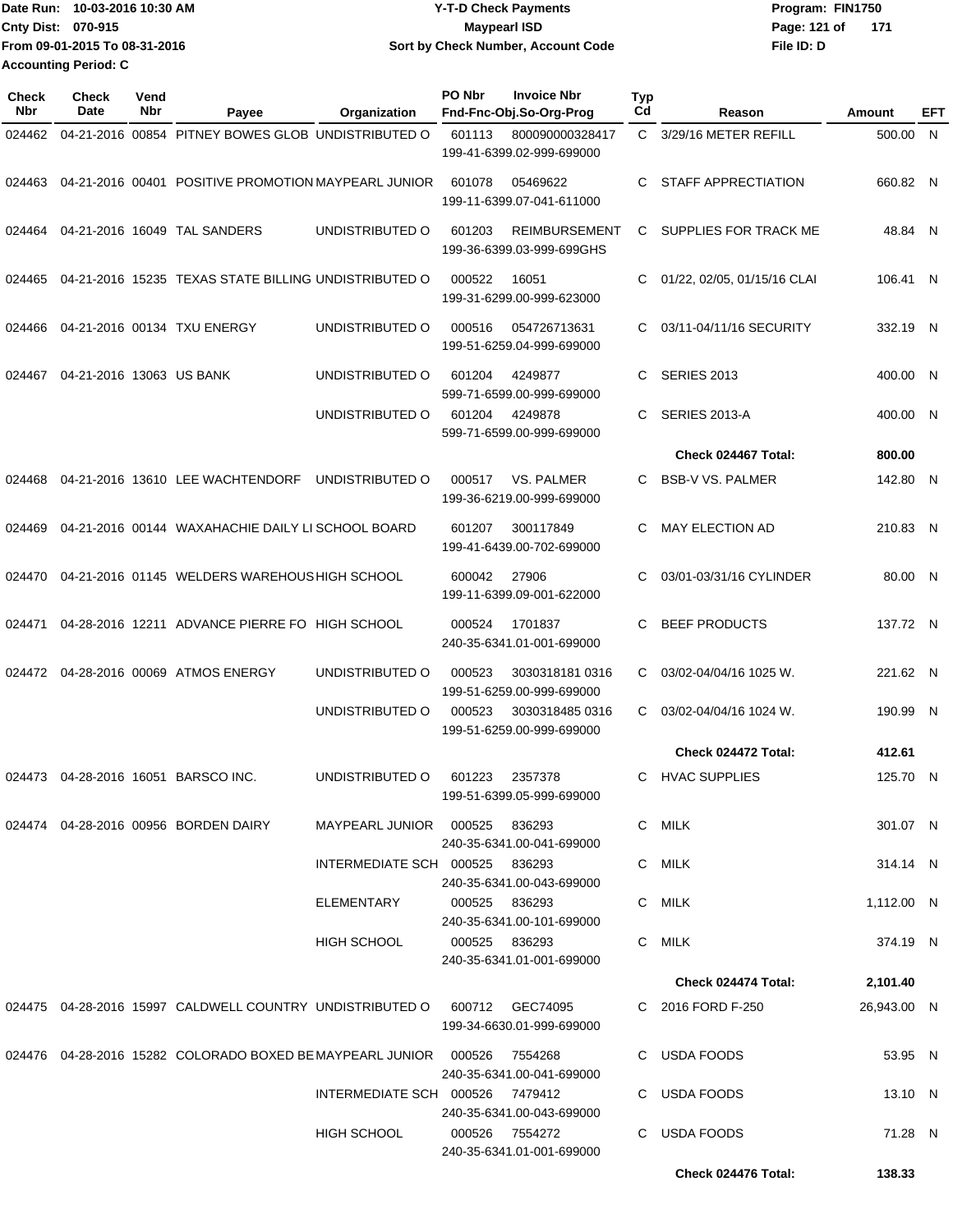Date Run: 10-03-2016 10:30 AM
Cnty Dist: 070-915
From 09-01-2015 To 08-31-2016
Accounting Period: C

**Y-T-D Check Payments**
**Maypearl ISD**
**Sort by Check Number, Account Code**

Program: FIN1750
File ID: D

| Check Nbr | Check Date | Vend Nbr | Payee | Organization | PO Nbr | Invoice Nbr / Fnd-Fnc-Obj.So-Org-Prog | Typ Cd | Reason | Amount | EFT |
|---|---|---|---|---|---|---|---|---|---|---|
| 024462 | 04-21-2016 | 00854 | PITNEY BOWES GLOB | UNDISTRIBUTED O | 601113 | 800090000328417 199-41-6399.02-999-699000 | C | 3/29/16 METER REFILL | 500.00 | N |
| 024463 | 04-21-2016 | 00401 | POSITIVE PROMOTION | MAYPEARL JUNIOR | 601078 | 05469622 199-11-6399.07-041-611000 | C | STAFF APPRECIATION | 660.82 | N |
| 024464 | 04-21-2016 | 16049 | TAL SANDERS | UNDISTRIBUTED O | 601203 | REIMBURSEMENT 199-36-6399.03-999-699GHS | C | SUPPLIES FOR TRACK ME | 48.84 | N |
| 024465 | 04-21-2016 | 15235 | TEXAS STATE BILLING | UNDISTRIBUTED O | 000522 | 16051 199-31-6299.00-999-623000 | C | 01/22, 02/05, 01/15/16 CLAI | 106.41 | N |
| 024466 | 04-21-2016 | 00134 | TXU ENERGY | UNDISTRIBUTED O | 000516 | 054726713631 199-51-6259.04-999-699000 | C | 03/11-04/11/16 SECURITY | 332.19 | N |
| 024467 | 04-21-2016 | 13063 | US BANK | UNDISTRIBUTED O | 601204 | 4249877 599-71-6599.00-999-699000 | C | SERIES 2013 | 400.00 | N |
| | | | | UNDISTRIBUTED O | 601204 | 4249878 599-71-6599.00-999-699000 | C | SERIES 2013-A | 400.00 | N |
| | | | | | | | | **Check 024467 Total:** | **800.00** | |
| 024468 | 04-21-2016 | 13610 | LEE WACHTENDORF | UNDISTRIBUTED O | 000517 | VS. PALMER 199-36-6219.00-999-699000 | C | BSB-V VS. PALMER | 142.80 | N |
| 024469 | 04-21-2016 | 00144 | WAXAHACHIE DAILY LI | SCHOOL BOARD | 601207 | 300117849 199-41-6439.00-702-699000 | C | MAY ELECTION AD | 210.83 | N |
| 024470 | 04-21-2016 | 01145 | WELDERS WAREHOUS | HIGH SCHOOL | 600042 | 27906 199-11-6399.09-001-622000 | C | 03/01-03/31/16 CYLINDER | 80.00 | N |
| 024471 | 04-28-2016 | 12211 | ADVANCE PIERRE FO | HIGH SCHOOL | 000524 | 1701837 240-35-6341.01-001-699000 | C | BEEF PRODUCTS | 137.72 | N |
| 024472 | 04-28-2016 | 00069 | ATMOS ENERGY | UNDISTRIBUTED O | 000523 | 3030318181 0316 199-51-6259.00-999-699000 | C | 03/02-04/04/16 1025 W. | 221.62 | N |
| | | | | UNDISTRIBUTED O | 000523 | 3030318485 0316 199-51-6259.00-999-699000 | C | 03/02-04/04/16 1024 W. | 190.99 | N |
| | | | | | | | | **Check 024472 Total:** | **412.61** | |
| 024473 | 04-28-2016 | 16051 | BARSCO INC. | UNDISTRIBUTED O | 601223 | 2357378 199-51-6399.05-999-699000 | C | HVAC SUPPLIES | 125.70 | N |
| 024474 | 04-28-2016 | 00956 | BORDEN DAIRY | MAYPEARL JUNIOR | 000525 | 836293 240-35-6341.00-041-699000 | C | MILK | 301.07 | N |
| | | | | INTERMEDIATE SCH | 000525 | 836293 240-35-6341.00-043-699000 | C | MILK | 314.14 | N |
| | | | | ELEMENTARY | 000525 | 836293 240-35-6341.00-101-699000 | C | MILK | 1,112.00 | N |
| | | | | HIGH SCHOOL | 000525 | 836293 240-35-6341.01-001-699000 | C | MILK | 374.19 | N |
| | | | | | | | | **Check 024474 Total:** | **2,101.40** | |
| 024475 | 04-28-2016 | 15997 | CALDWELL COUNTRY | UNDISTRIBUTED O | 600712 | GEC74095 199-34-6630.01-999-699000 | C | 2016 FORD F-250 | 26,943.00 | N |
| 024476 | 04-28-2016 | 15282 | COLORADO BOXED BE | MAYPEARL JUNIOR | 000526 | 7554268 240-35-6341.00-041-699000 | C | USDA FOODS | 53.95 | N |
| | | | | INTERMEDIATE SCH | 000526 | 7479412 240-35-6341.00-043-699000 | C | USDA FOODS | 13.10 | N |
| | | | | HIGH SCHOOL | 000526 | 7554272 240-35-6341.01-001-699000 | C | USDA FOODS | 71.28 | N |
| | | | | | | | | **Check 024476 Total:** | **138.33** | |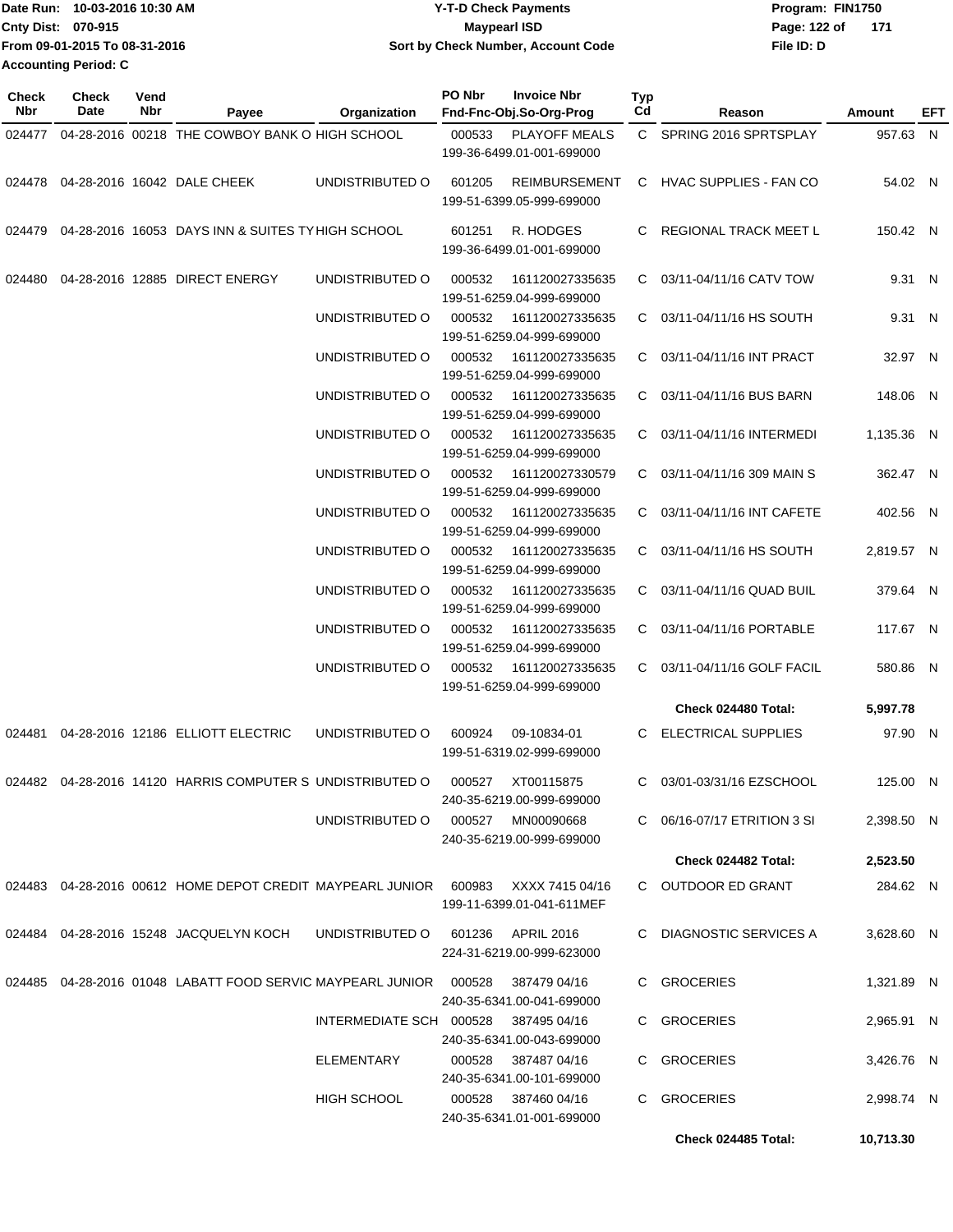Date Run: 10-03-2016 10:30 AM
Cnty Dist: 070-915
From 09-01-2015 To 08-31-2016
Accounting Period: C

**Y-T-D Check Payments**
**Maypearl ISD**
**Sort by Check Number, Account Code**

Program: FIN1750
File ID: D

| Check Nbr | Check Date | Vend Nbr | Payee | Organization | PO Nbr | Invoice Nbr / Fnd-Fnc-Obj.So-Org-Prog | Typ Cd | Reason | Amount | EFT |
|---|---|---|---|---|---|---|---|---|---|---|
| 024477 | 04-28-2016 | 00218 | THE COWBOY BANK O | HIGH SCHOOL | 000533 | PLAYOFF MEALS 199-36-6499.01-001-699000 | C | SPRING 2016 SPRTSPLAY | 957.63 | N |
| 024478 | 04-28-2016 | 16042 | DALE CHEEK | UNDISTRIBUTED O | 601205 | REIMBURSEMENT 199-51-6399.05-999-699000 | C | HVAC SUPPLIES - FAN CO | 54.02 | N |
| 024479 | 04-28-2016 | 16053 | DAYS INN & SUITES TY | HIGH SCHOOL | 601251 | R. HODGES 199-36-6499.01-001-699000 | C | REGIONAL TRACK MEET L | 150.42 | N |
| 024480 | 04-28-2016 | 12885 | DIRECT ENERGY | UNDISTRIBUTED O | 000532 | 161120027335635 199-51-6259.04-999-699000 | C | 03/11-04/11/16 CATV TOW | 9.31 | N |
| | | | | UNDISTRIBUTED O | 000532 | 161120027335635 199-51-6259.04-999-699000 | C | 03/11-04/11/16 HS SOUTH | 9.31 | N |
| | | | | UNDISTRIBUTED O | 000532 | 161120027335635 199-51-6259.04-999-699000 | C | 03/11-04/11/16 INT PRACT | 32.97 | N |
| | | | | UNDISTRIBUTED O | 000532 | 161120027335635 199-51-6259.04-999-699000 | C | 03/11-04/11/16 BUS BARN | 148.06 | N |
| | | | | UNDISTRIBUTED O | 000532 | 161120027335635 199-51-6259.04-999-699000 | C | 03/11-04/11/16 INTERMEDI | 1,135.36 | N |
| | | | | UNDISTRIBUTED O | 000532 | 161120027330579 199-51-6259.04-999-699000 | C | 03/11-04/11/16 309 MAIN S | 362.47 | N |
| | | | | UNDISTRIBUTED O | 000532 | 161120027335635 199-51-6259.04-999-699000 | C | 03/11-04/11/16 INT CAFETE | 402.56 | N |
| | | | | UNDISTRIBUTED O | 000532 | 161120027335635 199-51-6259.04-999-699000 | C | 03/11-04/11/16 HS SOUTH | 2,819.57 | N |
| | | | | UNDISTRIBUTED O | 000532 | 161120027335635 199-51-6259.04-999-699000 | C | 03/11-04/11/16 QUAD BUIL | 379.64 | N |
| | | | | UNDISTRIBUTED O | 000532 | 161120027335635 199-51-6259.04-999-699000 | C | 03/11-04/11/16 PORTABLE | 117.67 | N |
| | | | | UNDISTRIBUTED O | 000532 | 161120027335635 199-51-6259.04-999-699000 | C | 03/11-04/11/16 GOLF FACIL | 580.86 | N |
| | | | | | | | | **Check 024480 Total:** | **5,997.78** | |
| 024481 | 04-28-2016 | 12186 | ELLIOTT ELECTRIC | UNDISTRIBUTED O | 600924 | 09-10834-01 199-51-6319.02-999-699000 | C | ELECTRICAL SUPPLIES | 97.90 | N |
| 024482 | 04-28-2016 | 14120 | HARRIS COMPUTER S | UNDISTRIBUTED O | 000527 | XT00115875 240-35-6219.00-999-699000 | C | 03/01-03/31/16 EZSCHOOL | 125.00 | N |
| | | | | UNDISTRIBUTED O | 000527 | MN00090668 240-35-6219.00-999-699000 | C | 06/16-07/17 ETRITION 3 SI | 2,398.50 | N |
| | | | | | | | | **Check 024482 Total:** | **2,523.50** | |
| 024483 | 04-28-2016 | 00612 | HOME DEPOT CREDIT | MAYPEARL JUNIOR | 600983 | XXXX 7415 04/16 199-11-6399.01-041-611MEF | C | OUTDOOR ED GRANT | 284.62 | N |
| 024484 | 04-28-2016 | 15248 | JACQUELYN KOCH | UNDISTRIBUTED O | 601236 | APRIL 2016 224-31-6219.00-999-623000 | C | DIAGNOSTIC SERVICES A | 3,628.60 | N |
| 024485 | 04-28-2016 | 01048 | LABATT FOOD SERVIC | MAYPEARL JUNIOR | 000528 | 387479 04/16 240-35-6341.00-041-699000 | C | GROCERIES | 1,321.89 | N |
| | | | | INTERMEDIATE SCH | 000528 | 387495 04/16 240-35-6341.00-043-699000 | C | GROCERIES | 2,965.91 | N |
| | | | | ELEMENTARY | 000528 | 387487 04/16 240-35-6341.00-101-699000 | C | GROCERIES | 3,426.76 | N |
| | | | | HIGH SCHOOL | 000528 | 387460 04/16 240-35-6341.01-001-699000 | C | GROCERIES | 2,998.74 | N |
| | | | | | | | | **Check 024485 Total:** | **10,713.30** | |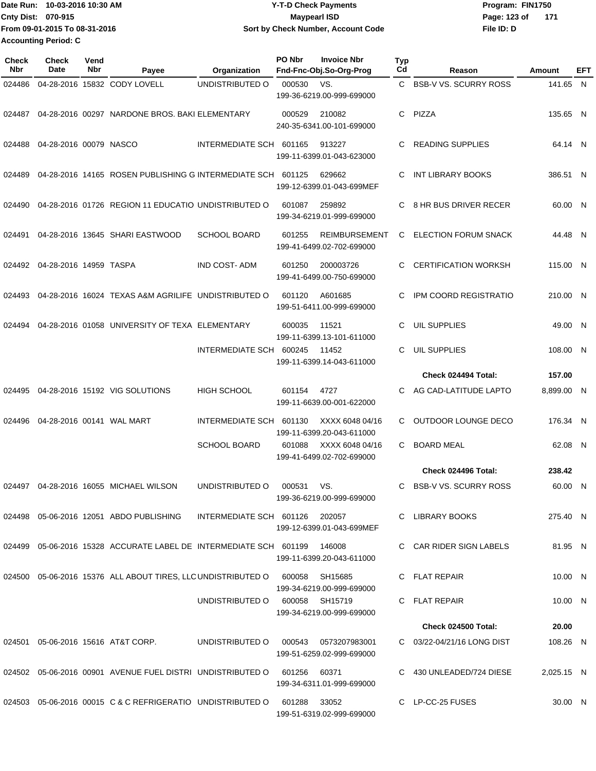Date Run: 10-03-2016 10:30 AM
Cnty Dist: 070-915
From 09-01-2015 To 08-31-2016
Accounting Period: C

# Y-T-D Check Payments
## Maypearl ISD
### Sort by Check Number, Account Code

Program: FIN1750
File ID: D

| Check Nbr | Check Date | Vend Nbr | Payee | Organization | PO Nbr | Invoice Nbr / Fnd-Fnc-Obj.So-Org-Prog | Typ Cd | Reason | Amount | EFT |
|---|---|---|---|---|---|---|---|---|---|---|
| 024486 | 04-28-2016 | 15832 | CODY LOVELL | UNDISTRIBUTED O | 000530 | VS. 199-36-6219.00-999-699000 | C | BSB-V VS. SCURRY ROSS | 141.65 | N |
| 024487 | 04-28-2016 | 00297 | NARDONE BROS. BAKI | ELEMENTARY | 000529 | 210082 240-35-6341.00-101-699000 | C | PIZZA | 135.65 | N |
| 024488 | 04-28-2016 | 00079 | NASCO | INTERMEDIATE SCH | 601165 | 913227 199-11-6399.01-043-623000 | C | READING SUPPLIES | 64.14 | N |
| 024489 | 04-28-2016 | 14165 | ROSEN PUBLISHING G | INTERMEDIATE SCH | 601125 | 629662 199-12-6399.01-043-699MEF | C | INT LIBRARY BOOKS | 386.51 | N |
| 024490 | 04-28-2016 | 01726 | REGION 11 EDUCATIO | UNDISTRIBUTED O | 601087 | 259892 199-34-6219.01-999-699000 | C | 8 HR BUS DRIVER RECER | 60.00 | N |
| 024491 | 04-28-2016 | 13645 | SHARI EASTWOOD | SCHOOL BOARD | 601255 | REIMBURSEMENT 199-41-6499.02-702-699000 | C | ELECTION FORUM SNACK | 44.48 | N |
| 024492 | 04-28-2016 | 14959 | TASPA | IND COST- ADM | 601250 | 200003726 199-41-6499.00-750-699000 | C | CERTIFICATION WORKSH | 115.00 | N |
| 024493 | 04-28-2016 | 16024 | TEXAS A&M AGRILIFE | UNDISTRIBUTED O | 601120 | A601685 199-51-6411.00-999-699000 | C | IPM COORD REGISTRATIO | 210.00 | N |
| 024494 | 04-28-2016 | 01058 | UNIVERSITY OF TEXA | ELEMENTARY | 600035 | 11521 199-11-6399.13-101-611000 | C | UIL SUPPLIES | 49.00 | N |
| | | | | INTERMEDIATE SCH | 600245 | 11452 199-11-6399.14-043-611000 | C | UIL SUPPLIES | 108.00 | N |
| | | | | | | | | Check 024494 Total: | 157.00 | |
| 024495 | 04-28-2016 | 15192 | VIG SOLUTIONS | HIGH SCHOOL | 601154 | 4727 199-11-6639.00-001-622000 | C | AG CAD-LATITUDE LAPTO | 8,899.00 | N |
| 024496 | 04-28-2016 | 00141 | WAL MART | INTERMEDIATE SCH | 601130 | XXXX 6048 04/16 199-11-6399.20-043-611000 | C | OUTDOOR LOUNGE DECO | 176.34 | N |
| | | | | SCHOOL BOARD | 601088 | XXXX 6048 04/16 199-41-6499.02-702-699000 | C | BOARD MEAL | 62.08 | N |
| | | | | | | | | Check 024496 Total: | 238.42 | |
| 024497 | 04-28-2016 | 16055 | MICHAEL WILSON | UNDISTRIBUTED O | 000531 | VS. 199-36-6219.00-999-699000 | C | BSB-V VS. SCURRY ROSS | 60.00 | N |
| 024498 | 05-06-2016 | 12051 | ABDO PUBLISHING | INTERMEDIATE SCH | 601126 | 202057 199-12-6399.01-043-699MEF | C | LIBRARY BOOKS | 275.40 | N |
| 024499 | 05-06-2016 | 15328 | ACCURATE LABEL DE | INTERMEDIATE SCH | 601199 | 146008 199-11-6399.20-043-611000 | C | CAR RIDER SIGN LABELS | 81.95 | N |
| 024500 | 05-06-2016 | 15376 | ALL ABOUT TIRES, LLC | UNDISTRIBUTED O | 600058 | SH15685 199-34-6219.00-999-699000 | C | FLAT REPAIR | 10.00 | N |
| | | | | UNDISTRIBUTED O | 600058 | SH15719 199-34-6219.00-999-699000 | C | FLAT REPAIR | 10.00 | N |
| | | | | | | | | Check 024500 Total: | 20.00 | |
| 024501 | 05-06-2016 | 15616 | AT&T CORP. | UNDISTRIBUTED O | 000543 | 0573207983001 199-51-6259.02-999-699000 | C | 03/22-04/21/16 LONG DIST | 108.26 | N |
| 024502 | 05-06-2016 | 00901 | AVENUE FUEL DISTRI | UNDISTRIBUTED O | 601256 | 60371 199-34-6311.01-999-699000 | C | 430 UNLEADED/724 DIESE | 2,025.15 | N |
| 024503 | 05-06-2016 | 00015 | C & C REFRIGERATIO | UNDISTRIBUTED O | 601288 | 33052 199-51-6319.02-999-699000 | C | LP-CC-25 FUSES | 30.00 | N |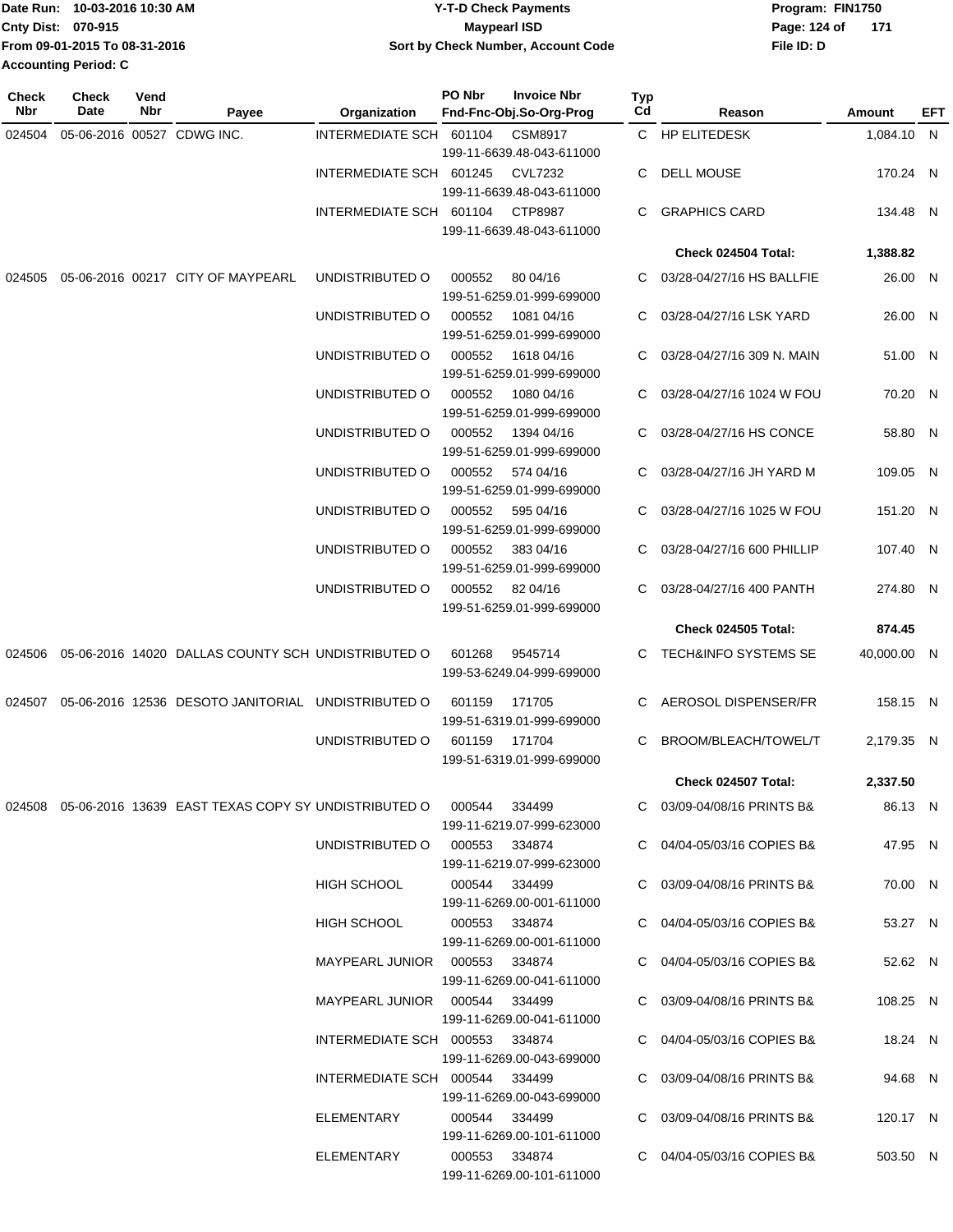Date Run: 10-03-2016 10:30 AM
Cnty Dist: 070-915
From 09-01-2015 To 08-31-2016
Accounting Period: C

**Y-T-D Check Payments**
**Maypearl ISD**
**Sort by Check Number, Account Code**

Program: FIN1750
File ID: D

| Check Nbr | Check Date | Vend Nbr | Payee | Organization | PO Nbr | Invoice Nbr / Fnd-Fnc-Obj.So-Org-Prog | Typ Cd | Reason | Amount | EFT |
|---|---|---|---|---|---|---|---|---|---|---|
| 024504 | 05-06-2016 | 00527 | CDWG INC. | INTERMEDIATE SCH | 601104 | CSM8917 199-11-6639.48-043-611000 | C | HP ELITEDESK | 1,084.10 | N |
| | | | | INTERMEDIATE SCH | 601245 | CVL7232 199-11-6639.48-043-611000 | C | DELL MOUSE | 170.24 | N |
| | | | | INTERMEDIATE SCH | 601104 | CTP8987 199-11-6639.48-043-611000 | C | GRAPHICS CARD | 134.48 | N |
| | | | | | | | | **Check 024504 Total:** | **1,388.82** | |
| 024505 | 05-06-2016 | 00217 | CITY OF MAYPEARL | UNDISTRIBUTED O | 000552 | 80 04/16 199-51-6259.01-999-699000 | C | 03/28-04/27/16 HS BALLFIE | 26.00 | N |
| | | | | UNDISTRIBUTED O | 000552 | 1081 04/16 199-51-6259.01-999-699000 | C | 03/28-04/27/16 LSK YARD | 26.00 | N |
| | | | | UNDISTRIBUTED O | 000552 | 1618 04/16 199-51-6259.01-999-699000 | C | 03/28-04/27/16 309 N. MAIN | 51.00 | N |
| | | | | UNDISTRIBUTED O | 000552 | 1080 04/16 199-51-6259.01-999-699000 | C | 03/28-04/27/16 1024 W FOU | 70.20 | N |
| | | | | UNDISTRIBUTED O | 000552 | 1394 04/16 199-51-6259.01-999-699000 | C | 03/28-04/27/16 HS CONCE | 58.80 | N |
| | | | | UNDISTRIBUTED O | 000552 | 574 04/16 199-51-6259.01-999-699000 | C | 03/28-04/27/16 JH YARD M | 109.05 | N |
| | | | | UNDISTRIBUTED O | 000552 | 595 04/16 199-51-6259.01-999-699000 | C | 03/28-04/27/16 1025 W FOU | 151.20 | N |
| | | | | UNDISTRIBUTED O | 000552 | 383 04/16 199-51-6259.01-999-699000 | C | 03/28-04/27/16 600 PHILLIP | 107.40 | N |
| | | | | UNDISTRIBUTED O | 000552 | 82 04/16 199-51-6259.01-999-699000 | C | 03/28-04/27/16 400 PANTH | 274.80 | N |
| | | | | | | | | **Check 024505 Total:** | **874.45** | |
| 024506 | 05-06-2016 | 14020 | DALLAS COUNTY SCH | UNDISTRIBUTED O | 601268 | 9545714 199-53-6249.04-999-699000 | C | TECH&INFO SYSTEMS SE | 40,000.00 | N |
| 024507 | 05-06-2016 | 12536 | DESOTO JANITORIAL | UNDISTRIBUTED O | 601159 | 171705 199-51-6319.01-999-699000 | C | AEROSOL DISPENSER/FR | 158.15 | N |
| | | | | UNDISTRIBUTED O | 601159 | 171704 199-51-6319.01-999-699000 | C | BROOM/BLEACH/TOWEL/T | 2,179.35 | N |
| | | | | | | | | **Check 024507 Total:** | **2,337.50** | |
| 024508 | 05-06-2016 | 13639 | EAST TEXAS COPY SY | UNDISTRIBUTED O | 000544 | 334499 199-11-6219.07-999-623000 | C | 03/09-04/08/16 PRINTS B& | 86.13 | N |
| | | | | UNDISTRIBUTED O | 000553 | 334874 199-11-6219.07-999-623000 | C | 04/04-05/03/16 COPIES B& | 47.95 | N |
| | | | | HIGH SCHOOL | 000544 | 334499 199-11-6269.00-001-611000 | C | 03/09-04/08/16 PRINTS B& | 70.00 | N |
| | | | | HIGH SCHOOL | 000553 | 334874 199-11-6269.00-001-611000 | C | 04/04-05/03/16 COPIES B& | 53.27 | N |
| | | | | MAYPEARL JUNIOR | 000553 | 334874 199-11-6269.00-041-611000 | C | 04/04-05/03/16 COPIES B& | 52.62 | N |
| | | | | MAYPEARL JUNIOR | 000544 | 334499 199-11-6269.00-041-611000 | C | 03/09-04/08/16 PRINTS B& | 108.25 | N |
| | | | | INTERMEDIATE SCH | 000553 | 334874 199-11-6269.00-043-699000 | C | 04/04-05/03/16 COPIES B& | 18.24 | N |
| | | | | INTERMEDIATE SCH | 000544 | 334499 199-11-6269.00-043-699000 | C | 03/09-04/08/16 PRINTS B& | 94.68 | N |
| | | | | ELEMENTARY | 000544 | 334499 199-11-6269.00-101-611000 | C | 03/09-04/08/16 PRINTS B& | 120.17 | N |
| | | | | ELEMENTARY | 000553 | 334874 199-11-6269.00-101-611000 | C | 04/04-05/03/16 COPIES B& | 503.50 | N |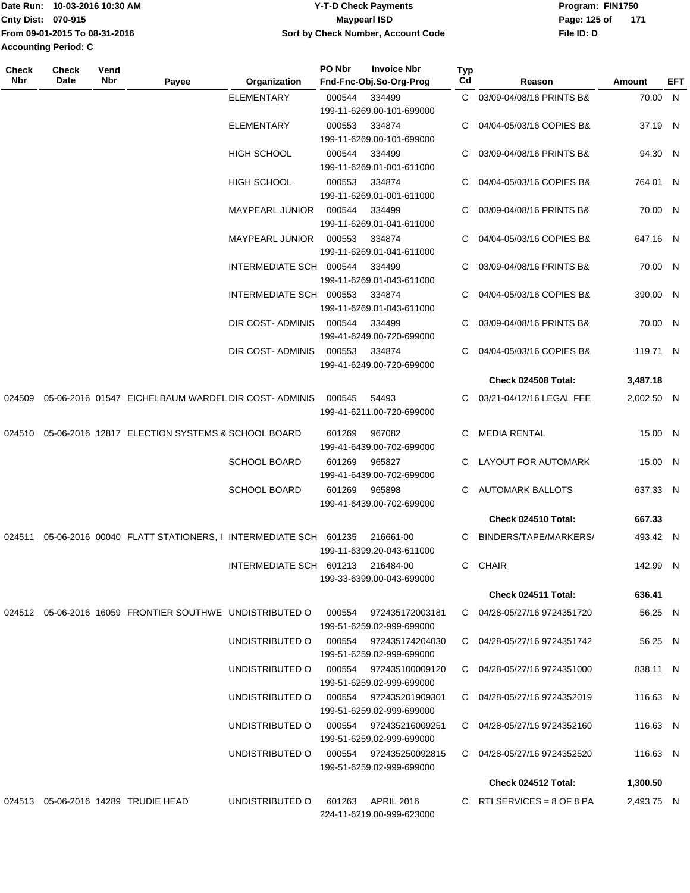Date Run: 10-03-2016 10:30 AM
Cnty Dist: 070-915
From 09-01-2015 To 08-31-2016
Accounting Period: C

# Y-T-D Check Payments
## Maypearl ISD
### Sort by Check Number, Account Code

Program: FIN1750
File ID: D

| Check Nbr | Check Date | Vend Nbr | Payee | Organization | PO Nbr | Invoice Nbr / Fnd-Fnc-Obj.So-Org-Prog | Typ Cd | Reason | Amount | EFT |
|---|---|---|---|---|---|---|---|---|---|---|
| | | | | ELEMENTARY | 000544 | 334499 / 199-11-6269.00-101-699000 | C | 03/09-04/08/16 PRINTS B& | 70.00 | N |
| | | | | ELEMENTARY | 000553 | 334874 / 199-11-6269.00-101-699000 | C | 04/04-05/03/16 COPIES B& | 37.19 | N |
| | | | | HIGH SCHOOL | 000544 | 334499 / 199-11-6269.01-001-611000 | C | 03/09-04/08/16 PRINTS B& | 94.30 | N |
| | | | | HIGH SCHOOL | 000553 | 334874 / 199-11-6269.01-001-611000 | C | 04/04-05/03/16 COPIES B& | 764.01 | N |
| | | | | MAYPEARL JUNIOR | 000544 | 334499 / 199-11-6269.01-041-611000 | C | 03/09-04/08/16 PRINTS B& | 70.00 | N |
| | | | | MAYPEARL JUNIOR | 000553 | 334874 / 199-11-6269.01-041-611000 | C | 04/04-05/03/16 COPIES B& | 647.16 | N |
| | | | | INTERMEDIATE SCH | 000544 | 334499 / 199-11-6269.01-043-611000 | C | 03/09-04/08/16 PRINTS B& | 70.00 | N |
| | | | | INTERMEDIATE SCH | 000553 | 334874 / 199-11-6269.01-043-611000 | C | 04/04-05/03/16 COPIES B& | 390.00 | N |
| | | | | DIR COST- ADMINIS | 000544 | 334499 / 199-41-6249.00-720-699000 | C | 03/09-04/08/16 PRINTS B& | 70.00 | N |
| | | | | DIR COST- ADMINIS | 000553 | 334874 / 199-41-6249.00-720-699000 | C | 04/04-05/03/16 COPIES B& | 119.71 | N |
| | | | | | | | | **Check 024508 Total:** | **3,487.18** | |
| 024509 | 05-06-2016 | 01547 | EICHELBAUM WARDEL | DIR COST- ADMINIS | 000545 | 54493 / 199-41-6211.00-720-699000 | C | 03/21-04/12/16 LEGAL FEE | 2,002.50 | N |
| 024510 | 05-06-2016 | 12817 | ELECTION SYSTEMS & | SCHOOL BOARD | 601269 | 967082 / 199-41-6439.00-702-699000 | C | MEDIA RENTAL | 15.00 | N |
| | | | | SCHOOL BOARD | 601269 | 965827 / 199-41-6439.00-702-699000 | C | LAYOUT FOR AUTOMARK | 15.00 | N |
| | | | | SCHOOL BOARD | 601269 | 965898 / 199-41-6439.00-702-699000 | C | AUTOMARK BALLOTS | 637.33 | N |
| | | | | | | | | **Check 024510 Total:** | **667.33** | |
| 024511 | 05-06-2016 | 00040 | FLATT STATIONERS, I | INTERMEDIATE SCH | 601235 | 216661-00 / 199-11-6399.20-043-611000 | C | BINDERS/TAPE/MARKERS/ | 493.42 | N |
| | | | | INTERMEDIATE SCH | 601213 | 216484-00 / 199-33-6399.00-043-699000 | C | CHAIR | 142.99 | N |
| | | | | | | | | **Check 024511 Total:** | **636.41** | |
| 024512 | 05-06-2016 | 16059 | FRONTIER SOUTHWE | UNDISTRIBUTED O | 000554 | 972435172003181 / 199-51-6259.02-999-699000 | C | 04/28-05/27/16 9724351720 | 56.25 | N |
| | | | | UNDISTRIBUTED O | 000554 | 972435174204030 / 199-51-6259.02-999-699000 | C | 04/28-05/27/16 9724351742 | 56.25 | N |
| | | | | UNDISTRIBUTED O | 000554 | 972435100009120 / 199-51-6259.02-999-699000 | C | 04/28-05/27/16 9724351000 | 838.11 | N |
| | | | | UNDISTRIBUTED O | 000554 | 972435201909301 / 199-51-6259.02-999-699000 | C | 04/28-05/27/16 9724352019 | 116.63 | N |
| | | | | UNDISTRIBUTED O | 000554 | 972435216009251 / 199-51-6259.02-999-699000 | C | 04/28-05/27/16 9724352160 | 116.63 | N |
| | | | | UNDISTRIBUTED O | 000554 | 972435250092815 / 199-51-6259.02-999-699000 | C | 04/28-05/27/16 9724352520 | 116.63 | N |
| | | | | | | | | **Check 024512 Total:** | **1,300.50** | |
| 024513 | 05-06-2016 | 14289 | TRUDIE HEAD | UNDISTRIBUTED O | 601263 | APRIL 2016 / 224-11-6219.00-999-623000 | C | RTI SERVICES = 8 OF 8 PA | 2,493.75 | N |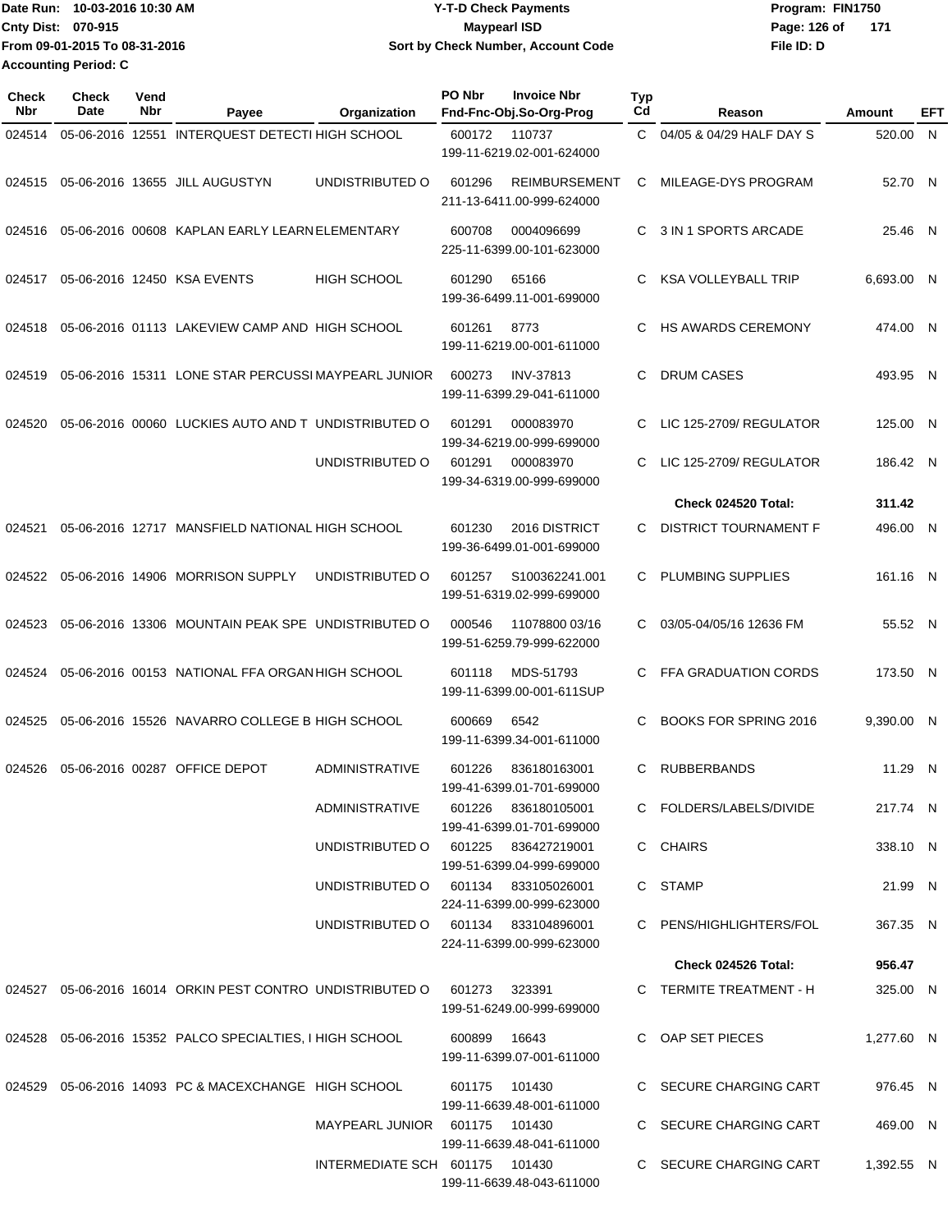Date Run: 10-03-2016 10:30 AM
Cnty Dist: 070-915
From 09-01-2015 To 08-31-2016
Accounting Period: C

# Y-T-D Check Payments
## Maypearl ISD
### Sort by Check Number, Account Code

Program: FIN1750
File ID: D

| Check Nbr | Check Date | Vend Nbr | Payee | Organization | PO Nbr | Invoice Nbr / Fnd-Fnc-Obj.So-Org-Prog | Typ Cd | Reason | Amount | EFT |
|---|---|---|---|---|---|---|---|---|---|---|
| 024514 | 05-06-2016 | 12551 | INTERQUEST DETECTI | HIGH SCHOOL | 600172 | 110737 / 199-11-6219.02-001-624000 | C | 04/05 & 04/29 HALF DAY S | 520.00 | N |
| 024515 | 05-06-2016 | 13655 | JILL AUGUSTYN | UNDISTRIBUTED O | 601296 | REIMBURSEMENT / 211-13-6411.00-999-624000 | C | MILEAGE-DYS PROGRAM | 52.70 | N |
| 024516 | 05-06-2016 | 00608 | KAPLAN EARLY LEARN | ELEMENTARY | 600708 | 0004096699 / 225-11-6399.00-101-623000 | C | 3 IN 1 SPORTS ARCADE | 25.46 | N |
| 024517 | 05-06-2016 | 12450 | KSA EVENTS | HIGH SCHOOL | 601290 | 65166 / 199-36-6499.11-001-699000 | C | KSA VOLLEYBALL TRIP | 6,693.00 | N |
| 024518 | 05-06-2016 | 01113 | LAKEVIEW CAMP AND | HIGH SCHOOL | 601261 | 8773 / 199-11-6219.00-001-611000 | C | HS AWARDS CEREMONY | 474.00 | N |
| 024519 | 05-06-2016 | 15311 | LONE STAR PERCUSSI | MAYPEARL JUNIOR | 600273 | INV-37813 / 199-11-6399.29-041-611000 | C | DRUM CASES | 493.95 | N |
| 024520 | 05-06-2016 | 00060 | LUCKIES AUTO AND T | UNDISTRIBUTED O | 601291 | 000083970 / 199-34-6219.00-999-699000 | C | LIC 125-2709/ REGULATOR | 125.00 | N |
| | | | | UNDISTRIBUTED O | 601291 | 000083970 / 199-34-6319.00-999-699000 | C | LIC 125-2709/ REGULATOR | 186.42 | N |
| | | | | | | | | **Check 024520 Total:** | **311.42** | |
| 024521 | 05-06-2016 | 12717 | MANSFIELD NATIONAL | HIGH SCHOOL | 601230 | 2016 DISTRICT / 199-36-6499.01-001-699000 | C | DISTRICT TOURNAMENT F | 496.00 | N |
| 024522 | 05-06-2016 | 14906 | MORRISON SUPPLY | UNDISTRIBUTED O | 601257 | S100362241.001 / 199-51-6319.02-999-699000 | C | PLUMBING SUPPLIES | 161.16 | N |
| 024523 | 05-06-2016 | 13306 | MOUNTAIN PEAK SPE | UNDISTRIBUTED O | 000546 | 11078800 03/16 / 199-51-6259.79-999-622000 | C | 03/05-04/05/16 12636 FM | 55.52 | N |
| 024524 | 05-06-2016 | 00153 | NATIONAL FFA ORGAN | HIGH SCHOOL | 601118 | MDS-51793 / 199-11-6399.00-001-611SUP | C | FFA GRADUATION CORDS | 173.50 | N |
| 024525 | 05-06-2016 | 15526 | NAVARRO COLLEGE B | HIGH SCHOOL | 600669 | 6542 / 199-11-6399.34-001-611000 | C | BOOKS FOR SPRING 2016 | 9,390.00 | N |
| 024526 | 05-06-2016 | 00287 | OFFICE DEPOT | ADMINISTRATIVE | 601226 | 836180163001 / 199-41-6399.01-701-699000 | C | RUBBERBANDS | 11.29 | N |
| | | | | ADMINISTRATIVE | 601226 | 836180105001 / 199-41-6399.01-701-699000 | C | FOLDERS/LABELS/DIVIDE | 217.74 | N |
| | | | | UNDISTRIBUTED O | 601225 | 836427219001 / 199-51-6399.04-999-699000 | C | CHAIRS | 338.10 | N |
| | | | | UNDISTRIBUTED O | 601134 | 833105026001 / 224-11-6399.00-999-623000 | C | STAMP | 21.99 | N |
| | | | | UNDISTRIBUTED O | 601134 | 833104896001 / 224-11-6399.00-999-623000 | C | PENS/HIGHLIGHTERS/FOL | 367.35 | N |
| | | | | | | | | **Check 024526 Total:** | **956.47** | |
| 024527 | 05-06-2016 | 16014 | ORKIN PEST CONTRO | UNDISTRIBUTED O | 601273 | 323391 / 199-51-6249.00-999-699000 | C | TERMITE TREATMENT - H | 325.00 | N |
| 024528 | 05-06-2016 | 15352 | PALCO SPECIALTIES, I | HIGH SCHOOL | 600899 | 16643 / 199-11-6399.07-001-611000 | C | OAP SET PIECES | 1,277.60 | N |
| 024529 | 05-06-2016 | 14093 | PC & MACEXCHANGE | HIGH SCHOOL | 601175 | 101430 / 199-11-6639.48-001-611000 | C | SECURE CHARGING CART | 976.45 | N |
| | | | | MAYPEARL JUNIOR | 601175 | 101430 / 199-11-6639.48-041-611000 | C | SECURE CHARGING CART | 469.00 | N |
| | | | | INTERMEDIATE SCH | 601175 | 101430 / 199-11-6639.48-043-611000 | C | SECURE CHARGING CART | 1,392.55 | N |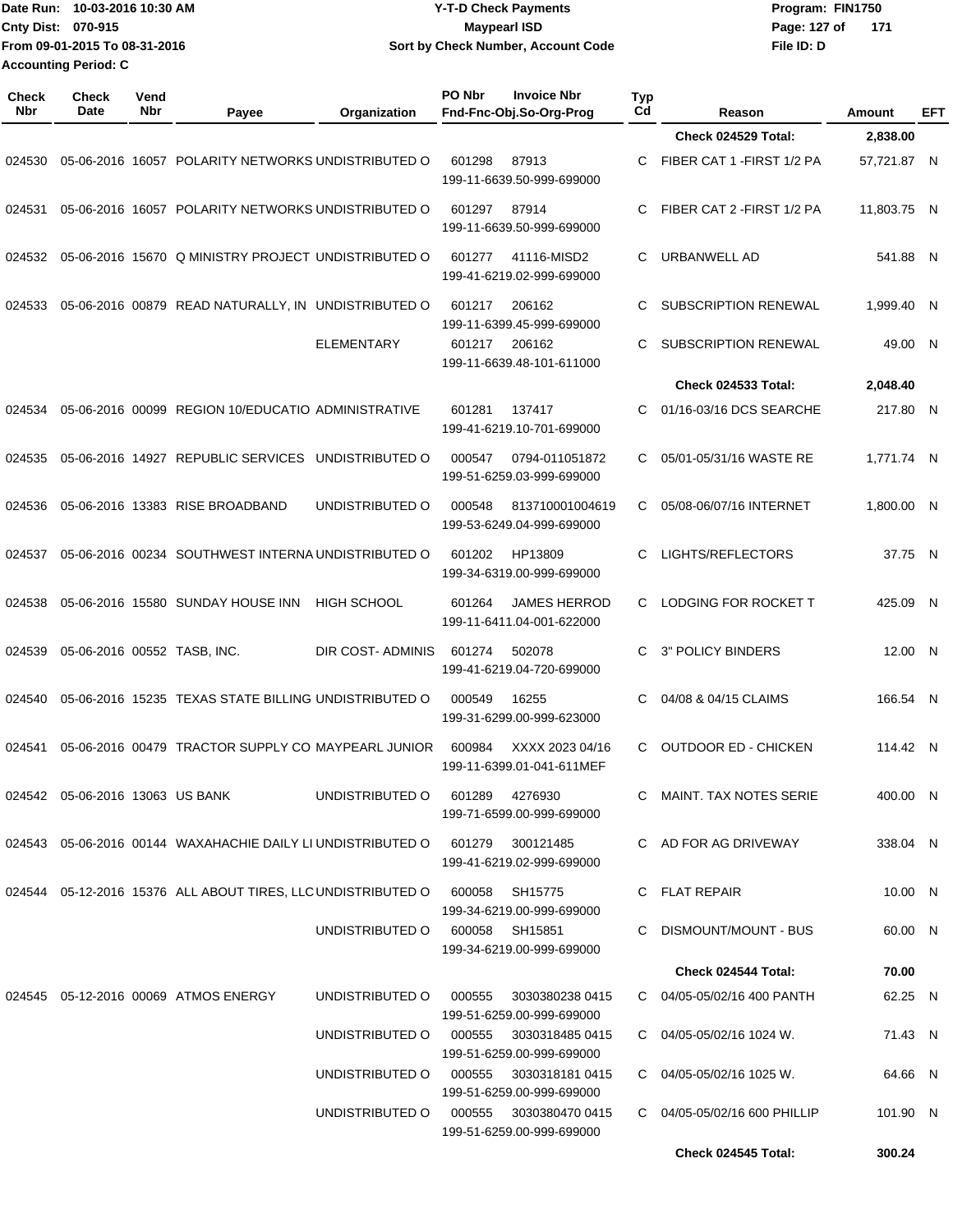Date Run: 10-03-2016 10:30 AM
Cnty Dist: 070-915
From 09-01-2015 To 08-31-2016
Accounting Period: C

# Y-T-D Check Payments
## Maypearl ISD
### Sort by Check Number, Account Code

Program: FIN1750
File ID: D

| Check Nbr | Check Date | Vend Nbr | Payee | Organization | PO Nbr | Invoice Nbr / Fnd-Fnc-Obj.So-Org-Prog | Typ Cd | Reason | Amount | EFT |
|---|---|---|---|---|---|---|---|---|---|---|
| | | | | | | | | Check 024529 Total: | 2,838.00 | |
| 024530 | 05-06-2016 | 16057 | POLARITY NETWORKS | UNDISTRIBUTED O | 601298 | 87913 / 199-11-6639.50-999-699000 | C | FIBER CAT 1 -FIRST 1/2 PA | 57,721.87 | N |
| 024531 | 05-06-2016 | 16057 | POLARITY NETWORKS | UNDISTRIBUTED O | 601297 | 87914 / 199-11-6639.50-999-699000 | C | FIBER CAT 2 -FIRST 1/2 PA | 11,803.75 | N |
| 024532 | 05-06-2016 | 15670 | Q MINISTRY PROJECT | UNDISTRIBUTED O | 601277 | 41116-MISD2 / 199-41-6219.02-999-699000 | C | URBANWELL AD | 541.88 | N |
| 024533 | 05-06-2016 | 00879 | READ NATURALLY, IN | UNDISTRIBUTED O | 601217 | 206162 / 199-11-6399.45-999-699000 | C | SUBSCRIPTION RENEWAL | 1,999.40 | N |
| | | | | ELEMENTARY | 601217 | 206162 / 199-11-6639.48-101-611000 | C | SUBSCRIPTION RENEWAL | 49.00 | N |
| | | | | | | | | Check 024533 Total: | 2,048.40 | |
| 024534 | 05-06-2016 | 00099 | REGION 10/EDUCATIO | ADMINISTRATIVE | 601281 | 137417 / 199-41-6219.10-701-699000 | C | 01/16-03/16 DCS SEARCHE | 217.80 | N |
| 024535 | 05-06-2016 | 14927 | REPUBLIC SERVICES | UNDISTRIBUTED O | 000547 | 0794-011051872 / 199-51-6259.03-999-699000 | C | 05/01-05/31/16 WASTE RE | 1,771.74 | N |
| 024536 | 05-06-2016 | 13383 | RISE BROADBAND | UNDISTRIBUTED O | 000548 | 813710001004619 / 199-53-6249.04-999-699000 | C | 05/08-06/07/16 INTERNET | 1,800.00 | N |
| 024537 | 05-06-2016 | 00234 | SOUTHWEST INTERNA | UNDISTRIBUTED O | 601202 | HP13809 / 199-34-6319.00-999-699000 | C | LIGHTS/REFLECTORS | 37.75 | N |
| 024538 | 05-06-2016 | 15580 | SUNDAY HOUSE INN | HIGH SCHOOL | 601264 | JAMES HERROD / 199-11-6411.04-001-622000 | C | LODGING FOR ROCKET T | 425.09 | N |
| 024539 | 05-06-2016 | 00552 | TASB, INC. | DIR COST- ADMINIS | 601274 | 502078 / 199-41-6219.04-720-699000 | C | 3" POLICY BINDERS | 12.00 | N |
| 024540 | 05-06-2016 | 15235 | TEXAS STATE BILLING | UNDISTRIBUTED O | 000549 | 16255 / 199-31-6299.00-999-623000 | C | 04/08 & 04/15 CLAIMS | 166.54 | N |
| 024541 | 05-06-2016 | 00479 | TRACTOR SUPPLY CO | MAYPEARL JUNIOR | 600984 | XXXX 2023 04/16 / 199-11-6399.01-041-611MEF | C | OUTDOOR ED - CHICKEN | 114.42 | N |
| 024542 | 05-06-2016 | 13063 | US BANK | UNDISTRIBUTED O | 601289 | 4276930 / 199-71-6599.00-999-699000 | C | MAINT. TAX NOTES SERIE | 400.00 | N |
| 024543 | 05-06-2016 | 00144 | WAXAHACHIE DAILY LI | UNDISTRIBUTED O | 601279 | 300121485 / 199-41-6219.02-999-699000 | C | AD FOR AG DRIVEWAY | 338.04 | N |
| 024544 | 05-12-2016 | 15376 | ALL ABOUT TIRES, LLC | UNDISTRIBUTED O | 600058 | SH15775 / 199-34-6219.00-999-699000 | C | FLAT REPAIR | 10.00 | N |
| | | | | UNDISTRIBUTED O | 600058 | SH15851 / 199-34-6219.00-999-699000 | C | DISMOUNT/MOUNT - BUS | 60.00 | N |
| | | | | | | | | Check 024544 Total: | 70.00 | |
| 024545 | 05-12-2016 | 00069 | ATMOS ENERGY | UNDISTRIBUTED O | 000555 | 3030380238 0415 / 199-51-6259.00-999-699000 | C | 04/05-05/02/16 400 PANTH | 62.25 | N |
| | | | | UNDISTRIBUTED O | 000555 | 3030318485 0415 / 199-51-6259.00-999-699000 | C | 04/05-05/02/16 1024 W. | 71.43 | N |
| | | | | UNDISTRIBUTED O | 000555 | 3030318181 0415 / 199-51-6259.00-999-699000 | C | 04/05-05/02/16 1025 W. | 64.66 | N |
| | | | | UNDISTRIBUTED O | 000555 | 3030380470 0415 / 199-51-6259.00-999-699000 | C | 04/05-05/02/16 600 PHILLIP | 101.90 | N |
| | | | | | | | | Check 024545 Total: | 300.24 | |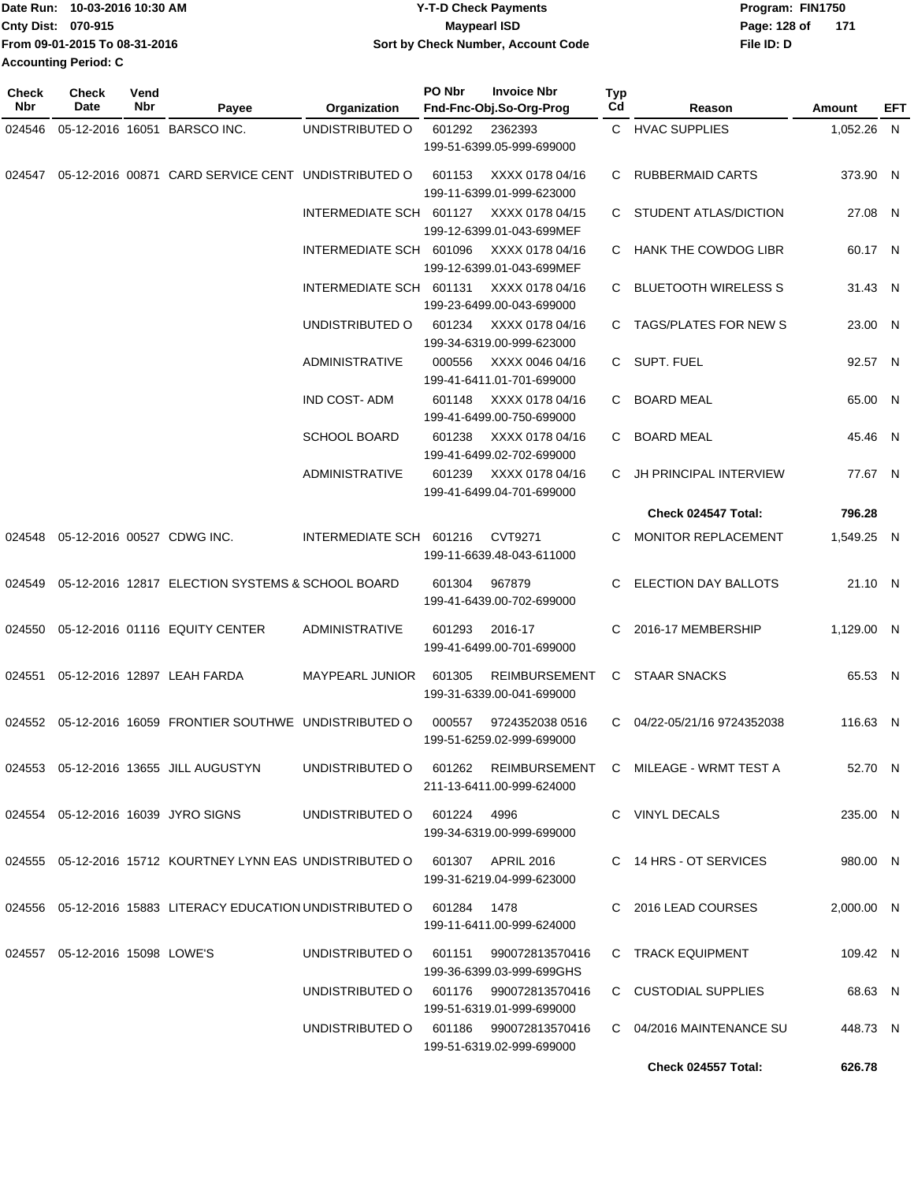Date Run: 10-03-2016 10:30 AM
Cnty Dist: 070-915
From 09-01-2015 To 08-31-2016
Accounting Period: C

# Y-T-D Check Payments
## Maypearl ISD
### Sort by Check Number, Account Code

Program: FIN1750
File ID: D

| Check Nbr | Check Date | Vend Nbr | Payee | Organization | PO Nbr | Invoice Nbr / Fnd-Fnc-Obj.So-Org-Prog | Typ Cd | Reason | Amount | EFT |
|---|---|---|---|---|---|---|---|---|---|---|
| 024546 | 05-12-2016 | 16051 | BARSCO INC. | UNDISTRIBUTED O | 601292 | 2362393 199-51-6399.05-999-699000 | C | HVAC SUPPLIES | 1,052.26 | N |
| 024547 | 05-12-2016 | 00871 | CARD SERVICE CENT | UNDISTRIBUTED O | 601153 | XXXX 0178 04/16 199-11-6399.01-999-623000 | C | RUBBERMAID CARTS | 373.90 | N |
| | | | | INTERMEDIATE SCH | 601127 | XXXX 0178 04/15 199-12-6399.01-043-699MEF | C | STUDENT ATLAS/DICTION | 27.08 | N |
| | | | | INTERMEDIATE SCH | 601096 | XXXX 0178 04/16 199-12-6399.01-043-699MEF | C | HANK THE COWDOG LIBR | 60.17 | N |
| | | | | INTERMEDIATE SCH | 601131 | XXXX 0178 04/16 199-23-6499.00-043-699000 | C | BLUETOOTH WIRELESS S | 31.43 | N |
| | | | | UNDISTRIBUTED O | 601234 | XXXX 0178 04/16 199-34-6319.00-999-623000 | C | TAGS/PLATES FOR NEW S | 23.00 | N |
| | | | | ADMINISTRATIVE | 000556 | XXXX 0046 04/16 199-41-6411.01-701-699000 | C | SUPT. FUEL | 92.57 | N |
| | | | | IND COST- ADM | 601148 | XXXX 0178 04/16 199-41-6499.00-750-699000 | C | BOARD MEAL | 65.00 | N |
| | | | | SCHOOL BOARD | 601238 | XXXX 0178 04/16 199-41-6499.02-702-699000 | C | BOARD MEAL | 45.46 | N |
| | | | | ADMINISTRATIVE | 601239 | XXXX 0178 04/16 199-41-6499.04-701-699000 | C | JH PRINCIPAL INTERVIEW | 77.67 | N |
| | | | | | | | | **Check 024547 Total:** | **796.28** | |
| 024548 | 05-12-2016 | 00527 | CDWG INC. | INTERMEDIATE SCH | 601216 | CVT9271 199-11-6639.48-043-611000 | C | MONITOR REPLACEMENT | 1,549.25 | N |
| 024549 | 05-12-2016 | 12817 | ELECTION SYSTEMS & | SCHOOL BOARD | 601304 | 967879 199-41-6439.00-702-699000 | C | ELECTION DAY BALLOTS | 21.10 | N |
| 024550 | 05-12-2016 | 01116 | EQUITY CENTER | ADMINISTRATIVE | 601293 | 2016-17 199-41-6499.00-701-699000 | C | 2016-17 MEMBERSHIP | 1,129.00 | N |
| 024551 | 05-12-2016 | 12897 | LEAH FARDA | MAYPEARL JUNIOR | 601305 | REIMBURSEMENT 199-31-6339.00-041-699000 | C | STAAR SNACKS | 65.53 | N |
| 024552 | 05-12-2016 | 16059 | FRONTIER SOUTHWE | UNDISTRIBUTED O | 000557 | 9724352038 0516 199-51-6259.02-999-699000 | C | 04/22-05/21/16 9724352038 | 116.63 | N |
| 024553 | 05-12-2016 | 13655 | JILL AUGUSTYN | UNDISTRIBUTED O | 601262 | REIMBURSEMENT 211-13-6411.00-999-624000 | C | MILEAGE - WRMT TEST A | 52.70 | N |
| 024554 | 05-12-2016 | 16039 | JYRO SIGNS | UNDISTRIBUTED O | 601224 | 4996 199-34-6319.00-999-699000 | C | VINYL DECALS | 235.00 | N |
| 024555 | 05-12-2016 | 15712 | KOURTNEY LYNN EAS | UNDISTRIBUTED O | 601307 | APRIL 2016 199-31-6219.04-999-623000 | C | 14 HRS - OT SERVICES | 980.00 | N |
| 024556 | 05-12-2016 | 15883 | LITERACY EDUCATION | UNDISTRIBUTED O | 601284 | 1478 199-11-6411.00-999-624000 | C | 2016 LEAD COURSES | 2,000.00 | N |
| 024557 | 05-12-2016 | 15098 | LOWE'S | UNDISTRIBUTED O | 601151 | 990072813570416 199-36-6399.03-999-699GHS | C | TRACK EQUIPMENT | 109.42 | N |
| | | | | UNDISTRIBUTED O | 601176 | 990072813570416 199-51-6319.01-999-699000 | C | CUSTODIAL SUPPLIES | 68.63 | N |
| | | | | UNDISTRIBUTED O | 601186 | 990072813570416 199-51-6319.02-999-699000 | C | 04/2016 MAINTENANCE SU | 448.73 | N |
| | | | | | | | | **Check 024557 Total:** | **626.78** | |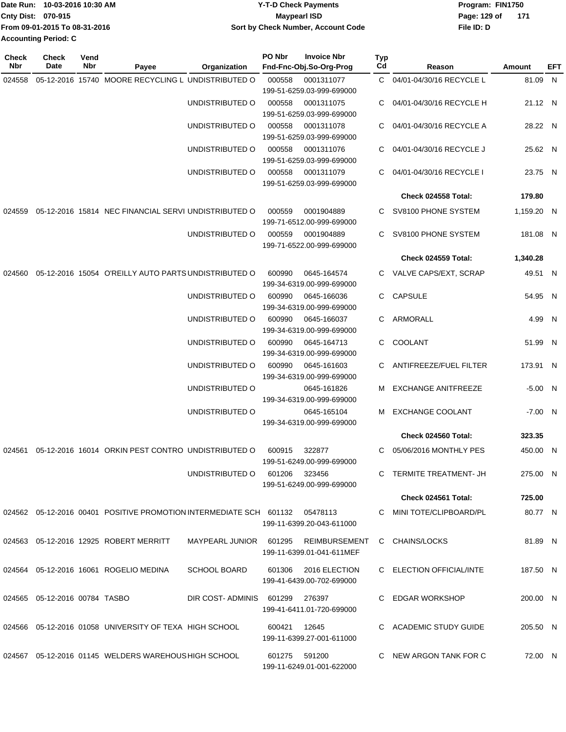Date Run: 10-03-2016 10:30 AM
Cnty Dist: 070-915
From 09-01-2015 To 08-31-2016
Accounting Period: C

**Y-T-D Check Payments**
**Maypearl ISD**
**Sort by Check Number, Account Code**

Program: FIN1750
File ID: D

| Check Nbr | Check Date | Vend Nbr | Payee | Organization | PO Nbr | Invoice Nbr / Fnd-Fnc-Obj.So-Org-Prog | Typ Cd | Reason | Amount | EFT |
|---|---|---|---|---|---|---|---|---|---|---|
| 024558 | 05-12-2016 | 15740 | MOORE RECYCLING L | UNDISTRIBUTED O | 000558 | 0001311077 199-51-6259.03-999-699000 | C | 04/01-04/30/16 RECYCLE L | 81.09 | N |
| | | | | UNDISTRIBUTED O | 000558 | 0001311075 199-51-6259.03-999-699000 | C | 04/01-04/30/16 RECYCLE H | 21.12 | N |
| | | | | UNDISTRIBUTED O | 000558 | 0001311078 199-51-6259.03-999-699000 | C | 04/01-04/30/16 RECYCLE A | 28.22 | N |
| | | | | UNDISTRIBUTED O | 000558 | 0001311076 199-51-6259.03-999-699000 | C | 04/01-04/30/16 RECYCLE J | 25.62 | N |
| | | | | UNDISTRIBUTED O | 000558 | 0001311079 199-51-6259.03-999-699000 | C | 04/01-04/30/16 RECYCLE I | 23.75 | N |
| | | | | | | | | **Check 024558 Total:** | **179.80** | |
| 024559 | 05-12-2016 | 15814 | NEC FINANCIAL SERVI | UNDISTRIBUTED O | 000559 | 0001904889 199-71-6512.00-999-699000 | C | SV8100 PHONE SYSTEM | 1,159.20 | N |
| | | | | UNDISTRIBUTED O | 000559 | 0001904889 199-71-6522.00-999-699000 | C | SV8100 PHONE SYSTEM | 181.08 | N |
| | | | | | | | | **Check 024559 Total:** | **1,340.28** | |
| 024560 | 05-12-2016 | 15054 | O'REILLY AUTO PARTS | UNDISTRIBUTED O | 600990 | 0645-164574 199-34-6319.00-999-699000 | C | VALVE CAPS/EXT, SCRAP | 49.51 | N |
| | | | | UNDISTRIBUTED O | 600990 | 0645-166036 199-34-6319.00-999-699000 | C | CAPSULE | 54.95 | N |
| | | | | UNDISTRIBUTED O | 600990 | 0645-166037 199-34-6319.00-999-699000 | C | ARMORALL | 4.99 | N |
| | | | | UNDISTRIBUTED O | 600990 | 0645-164713 199-34-6319.00-999-699000 | C | COOLANT | 51.99 | N |
| | | | | UNDISTRIBUTED O | 600990 | 0645-161603 199-34-6319.00-999-699000 | C | ANTIFREEZE/FUEL FILTER | 173.91 | N |
| | | | | UNDISTRIBUTED O | | 0645-161826 199-34-6319.00-999-699000 | M | EXCHANGE ANITFREEZE | -5.00 | N |
| | | | | UNDISTRIBUTED O | | 0645-165104 199-34-6319.00-999-699000 | M | EXCHANGE COOLANT | -7.00 | N |
| | | | | | | | | **Check 024560 Total:** | **323.35** | |
| 024561 | 05-12-2016 | 16014 | ORKIN PEST CONTRO | UNDISTRIBUTED O | 600915 | 322877 199-51-6249.00-999-699000 | C | 05/06/2016 MONTHLY PES | 450.00 | N |
| | | | | UNDISTRIBUTED O | 601206 | 323456 199-51-6249.00-999-699000 | C | TERMITE TREATMENT- JH | 275.00 | N |
| | | | | | | | | **Check 024561 Total:** | **725.00** | |
| 024562 | 05-12-2016 | 00401 | POSITIVE PROMOTION | INTERMEDIATE SCH | 601132 | 05478113 199-11-6399.20-043-611000 | C | MINI TOTE/CLIPBOARD/PL | 80.77 | N |
| 024563 | 05-12-2016 | 12925 | ROBERT MERRITT | MAYPEARL JUNIOR | 601295 | REIMBURSEMENT 199-11-6399.01-041-611MEF | C | CHAINS/LOCKS | 81.89 | N |
| 024564 | 05-12-2016 | 16061 | ROGELIO MEDINA | SCHOOL BOARD | 601306 | 2016 ELECTION 199-41-6439.00-702-699000 | C | ELECTION OFFICIAL/INTE | 187.50 | N |
| 024565 | 05-12-2016 | 00784 | TASBO | DIR COST- ADMINIS | 601299 | 276397 199-41-6411.01-720-699000 | C | EDGAR WORKSHOP | 200.00 | N |
| 024566 | 05-12-2016 | 01058 | UNIVERSITY OF TEXA | HIGH SCHOOL | 600421 | 12645 199-11-6399.27-001-611000 | C | ACADEMIC STUDY GUIDE | 205.50 | N |
| 024567 | 05-12-2016 | 01145 | WELDERS WAREHOUS | HIGH SCHOOL | 601275 | 591200 199-11-6249.01-001-622000 | C | NEW ARGON TANK FOR C | 72.00 | N |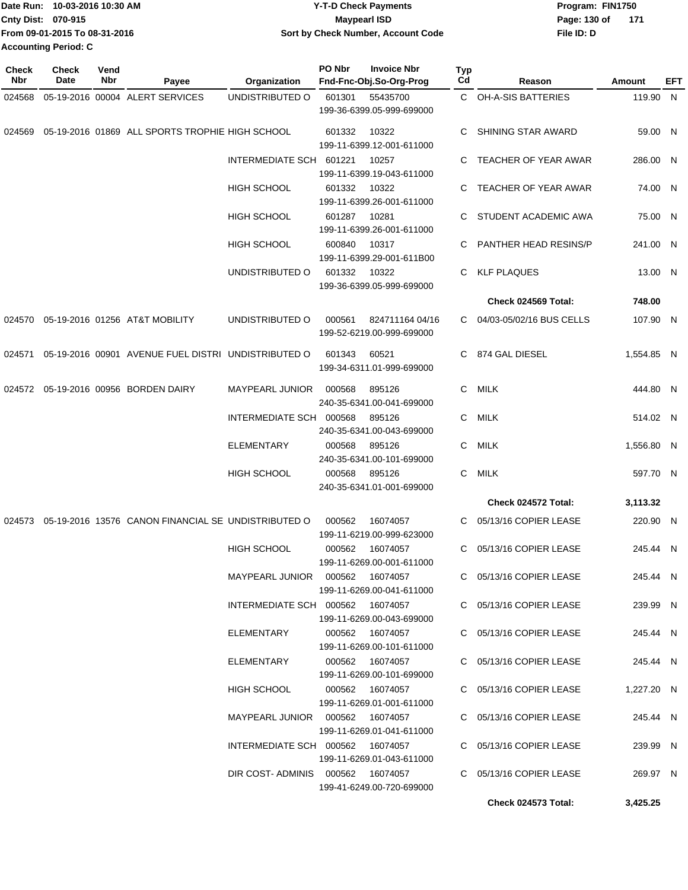Date Run: 10-03-2016 10:30 AM
Cnty Dist: 070-915
From 09-01-2015 To 08-31-2016
Accounting Period: C

**Y-T-D Check Payments**
**Maypearl ISD**
**Sort by Check Number, Account Code**

Program: FIN1750
File ID: D

| Check Nbr | Check Date | Vend Nbr | Payee | Organization | PO Nbr | Invoice Nbr / Fnd-Fnc-Obj.So-Org-Prog | Typ Cd | Reason | Amount | EFT |
|---|---|---|---|---|---|---|---|---|---|---|
| 024568 | 05-19-2016 | 00004 | ALERT SERVICES | UNDISTRIBUTED O | 601301 | 55435700 / 199-36-6399.05-999-699000 | C | OH-A-SIS BATTERIES | 119.90 | N |
| 024569 | 05-19-2016 | 01869 | ALL SPORTS TROPHIE | HIGH SCHOOL | 601332 | 10322 / 199-11-6399.12-001-611000 | C | SHINING STAR AWARD | 59.00 | N |
| | | | | INTERMEDIATE SCH | 601221 | 10257 / 199-11-6399.19-043-611000 | C | TEACHER OF YEAR AWAR | 286.00 | N |
| | | | | HIGH SCHOOL | 601332 | 10322 / 199-11-6399.26-001-611000 | C | TEACHER OF YEAR AWAR | 74.00 | N |
| | | | | HIGH SCHOOL | 601287 | 10281 / 199-11-6399.26-001-611000 | C | STUDENT ACADEMIC AWA | 75.00 | N |
| | | | | HIGH SCHOOL | 600840 | 10317 / 199-11-6399.29-001-611B00 | C | PANTHER HEAD RESINS/P | 241.00 | N |
| | | | | UNDISTRIBUTED O | 601332 | 10322 / 199-36-6399.05-999-699000 | C | KLF PLAQUES | 13.00 | N |
| | | | | | | | | **Check 024569 Total:** | **748.00** | |
| 024570 | 05-19-2016 | 01256 | AT&T MOBILITY | UNDISTRIBUTED O | 000561 | 824711164 04/16 / 199-52-6219.00-999-699000 | C | 04/03-05/02/16 BUS CELLS | 107.90 | N |
| 024571 | 05-19-2016 | 00901 | AVENUE FUEL DISTRI | UNDISTRIBUTED O | 601343 | 60521 / 199-34-6311.01-999-699000 | C | 874 GAL DIESEL | 1,554.85 | N |
| 024572 | 05-19-2016 | 00956 | BORDEN DAIRY | MAYPEARL JUNIOR | 000568 | 895126 / 240-35-6341.00-041-699000 | C | MILK | 444.80 | N |
| | | | | INTERMEDIATE SCH | 000568 | 895126 / 240-35-6341.00-043-699000 | C | MILK | 514.02 | N |
| | | | | ELEMENTARY | 000568 | 895126 / 240-35-6341.00-101-699000 | C | MILK | 1,556.80 | N |
| | | | | HIGH SCHOOL | 000568 | 895126 / 240-35-6341.01-001-699000 | C | MILK | 597.70 | N |
| | | | | | | | | **Check 024572 Total:** | **3,113.32** | |
| 024573 | 05-19-2016 | 13576 | CANON FINANCIAL SE | UNDISTRIBUTED O | 000562 | 16074057 / 199-11-6219.00-999-623000 | C | 05/13/16 COPIER LEASE | 220.90 | N |
| | | | | HIGH SCHOOL | 000562 | 16074057 / 199-11-6269.00-001-611000 | C | 05/13/16 COPIER LEASE | 245.44 | N |
| | | | | MAYPEARL JUNIOR | 000562 | 16074057 / 199-11-6269.00-041-611000 | C | 05/13/16 COPIER LEASE | 245.44 | N |
| | | | | INTERMEDIATE SCH | 000562 | 16074057 / 199-11-6269.00-043-699000 | C | 05/13/16 COPIER LEASE | 239.99 | N |
| | | | | ELEMENTARY | 000562 | 16074057 / 199-11-6269.00-101-611000 | C | 05/13/16 COPIER LEASE | 245.44 | N |
| | | | | ELEMENTARY | 000562 | 16074057 / 199-11-6269.00-101-699000 | C | 05/13/16 COPIER LEASE | 245.44 | N |
| | | | | HIGH SCHOOL | 000562 | 16074057 / 199-11-6269.01-001-611000 | C | 05/13/16 COPIER LEASE | 1,227.20 | N |
| | | | | MAYPEARL JUNIOR | 000562 | 16074057 / 199-11-6269.01-041-611000 | C | 05/13/16 COPIER LEASE | 245.44 | N |
| | | | | INTERMEDIATE SCH | 000562 | 16074057 / 199-11-6269.01-043-611000 | C | 05/13/16 COPIER LEASE | 239.99 | N |
| | | | | DIR COST- ADMINIS | 000562 | 16074057 / 199-41-6249.00-720-699000 | C | 05/13/16 COPIER LEASE | 269.97 | N |
| | | | | | | | | **Check 024573 Total:** | **3,425.25** | |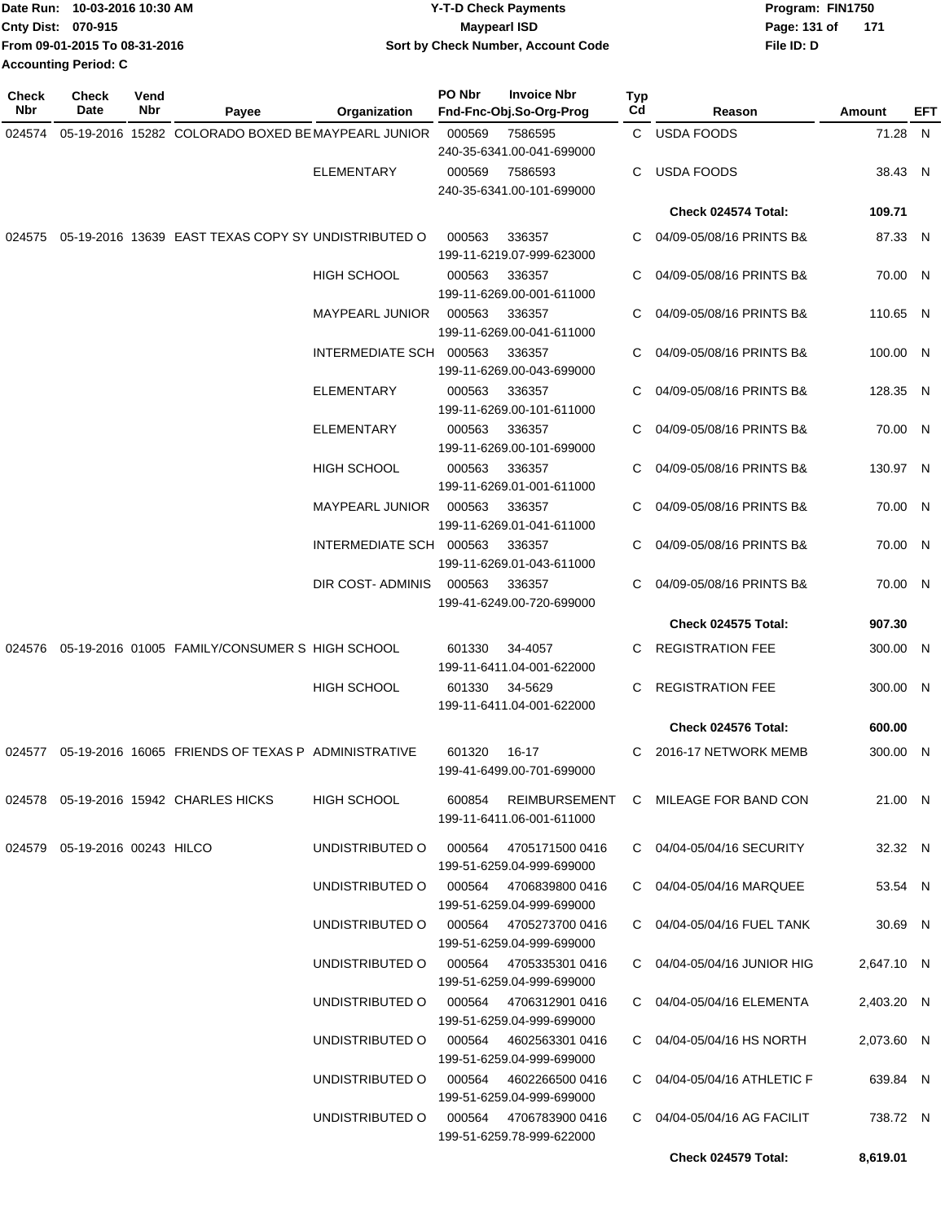Date Run: 10-03-2016 10:30 AM
Cnty Dist: 070-915
From 09-01-2015 To 08-31-2016
Accounting Period: C

**Y-T-D Check Payments**
**Maypearl ISD**
**Sort by Check Number, Account Code**

Program: FIN1750
File ID: D

| Check Nbr | Check Date | Vend Nbr | Payee | Organization | PO Nbr | Invoice Nbr / Fnd-Fnc-Obj.So-Org-Prog | Typ Cd | Reason | Amount | EFT |
|---|---|---|---|---|---|---|---|---|---|---|
| 024574 | 05-19-2016 | 15282 | COLORADO BOXED BE | MAYPEARL JUNIOR | 000569 | 7586595 240-35-6341.00-041-699000 | C | USDA FOODS | 71.28 | N |
| | | | | ELEMENTARY | 000569 | 7586593 240-35-6341.00-101-699000 | C | USDA FOODS | 38.43 | N |
| | | | | | | | | **Check 024574 Total:** | **109.71** | |
| 024575 | 05-19-2016 | 13639 | EAST TEXAS COPY SY | UNDISTRIBUTED O | 000563 | 336357 199-11-6219.07-999-623000 | C | 04/09-05/08/16 PRINTS B& | 87.33 | N |
| | | | | HIGH SCHOOL | 000563 | 336357 199-11-6269.00-001-611000 | C | 04/09-05/08/16 PRINTS B& | 70.00 | N |
| | | | | MAYPEARL JUNIOR | 000563 | 336357 199-11-6269.00-041-611000 | C | 04/09-05/08/16 PRINTS B& | 110.65 | N |
| | | | | INTERMEDIATE SCH | 000563 | 336357 199-11-6269.00-043-699000 | C | 04/09-05/08/16 PRINTS B& | 100.00 | N |
| | | | | ELEMENTARY | 000563 | 336357 199-11-6269.00-101-611000 | C | 04/09-05/08/16 PRINTS B& | 128.35 | N |
| | | | | ELEMENTARY | 000563 | 336357 199-11-6269.00-101-699000 | C | 04/09-05/08/16 PRINTS B& | 70.00 | N |
| | | | | HIGH SCHOOL | 000563 | 336357 199-11-6269.01-001-611000 | C | 04/09-05/08/16 PRINTS B& | 130.97 | N |
| | | | | MAYPEARL JUNIOR | 000563 | 336357 199-11-6269.01-041-611000 | C | 04/09-05/08/16 PRINTS B& | 70.00 | N |
| | | | | INTERMEDIATE SCH | 000563 | 336357 199-11-6269.01-043-611000 | C | 04/09-05/08/16 PRINTS B& | 70.00 | N |
| | | | | DIR COST- ADMINIS | 000563 | 336357 199-41-6249.00-720-699000 | C | 04/09-05/08/16 PRINTS B& | 70.00 | N |
| | | | | | | | | **Check 024575 Total:** | **907.30** | |
| 024576 | 05-19-2016 | 01005 | FAMILY/CONSUMER S | HIGH SCHOOL | 601330 | 34-4057 199-11-6411.04-001-622000 | C | REGISTRATION FEE | 300.00 | N |
| | | | | HIGH SCHOOL | 601330 | 34-5629 199-11-6411.04-001-622000 | C | REGISTRATION FEE | 300.00 | N |
| | | | | | | | | **Check 024576 Total:** | **600.00** | |
| 024577 | 05-19-2016 | 16065 | FRIENDS OF TEXAS P | ADMINISTRATIVE | 601320 | 16-17 199-41-6499.00-701-699000 | C | 2016-17 NETWORK MEMB | 300.00 | N |
| 024578 | 05-19-2016 | 15942 | CHARLES HICKS | HIGH SCHOOL | 600854 | REIMBURSEMENT 199-11-6411.06-001-611000 | C | MILEAGE FOR BAND CON | 21.00 | N |
| 024579 | 05-19-2016 | 00243 | HILCO | UNDISTRIBUTED O | 000564 | 4705171500 0416 199-51-6259.04-999-699000 | C | 04/04-05/04/16 SECURITY | 32.32 | N |
| | | | | UNDISTRIBUTED O | 000564 | 4706839800 0416 199-51-6259.04-999-699000 | C | 04/04-05/04/16 MARQUEE | 53.54 | N |
| | | | | UNDISTRIBUTED O | 000564 | 4705273700 0416 199-51-6259.04-999-699000 | C | 04/04-05/04/16 FUEL TANK | 30.69 | N |
| | | | | UNDISTRIBUTED O | 000564 | 4705335301 0416 199-51-6259.04-999-699000 | C | 04/04-05/04/16 JUNIOR HIG | 2,647.10 | N |
| | | | | UNDISTRIBUTED O | 000564 | 4706312901 0416 199-51-6259.04-999-699000 | C | 04/04-05/04/16 ELEMENTA | 2,403.20 | N |
| | | | | UNDISTRIBUTED O | 000564 | 4602563301 0416 199-51-6259.04-999-699000 | C | 04/04-05/04/16 HS NORTH | 2,073.60 | N |
| | | | | UNDISTRIBUTED O | 000564 | 4602266500 0416 199-51-6259.04-999-699000 | C | 04/04-05/04/16 ATHLETIC F | 639.84 | N |
| | | | | UNDISTRIBUTED O | 000564 | 4706783900 0416 199-51-6259.78-999-622000 | C | 04/04-05/04/16 AG FACILIT | 738.72 | N |
| | | | | | | | | **Check 024579 Total:** | **8,619.01** | |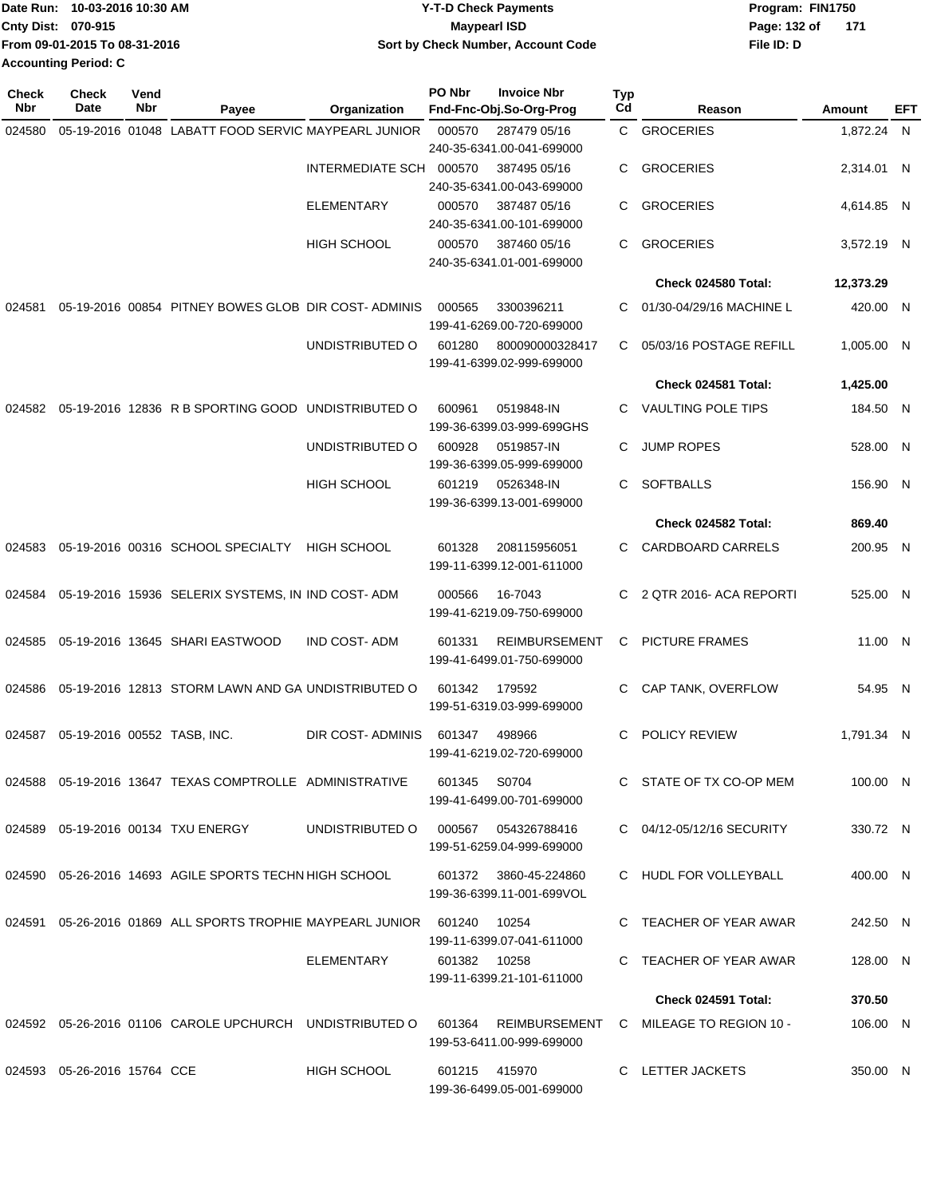Date Run: 10-03-2016 10:30 AM
Cnty Dist: 070-915
From 09-01-2015 To 08-31-2016
Accounting Period: C

# Y-T-D Check Payments
## Maypearl ISD
### Sort by Check Number, Account Code

Program: FIN1750
File ID: D

| Check Nbr | Check Date | Vend Nbr | Payee | Organization | PO Nbr | Invoice Nbr / Fnd-Fnc-Obj.So-Org-Prog | Typ Cd | Reason | Amount | EFT |
|---|---|---|---|---|---|---|---|---|---|---|
| 024580 | 05-19-2016 | 01048 | LABATT FOOD SERVIC | MAYPEARL JUNIOR | 000570 | 287479 05/16 240-35-6341.00-041-699000 | C | GROCERIES | 1,872.24 | N |
| | | | | INTERMEDIATE SCH | 000570 | 387495 05/16 240-35-6341.00-043-699000 | C | GROCERIES | 2,314.01 | N |
| | | | | ELEMENTARY | 000570 | 387487 05/16 240-35-6341.00-101-699000 | C | GROCERIES | 4,614.85 | N |
| | | | | HIGH SCHOOL | 000570 | 387460 05/16 240-35-6341.01-001-699000 | C | GROCERIES | 3,572.19 | N |
| | | | | | | | | **Check 024580 Total:** | **12,373.29** | |
| 024581 | 05-19-2016 | 00854 | PITNEY BOWES GLOB | DIR COST- ADMINIS | 000565 | 3300396211 199-41-6269.00-720-699000 | C | 01/30-04/29/16 MACHINE L | 420.00 | N |
| | | | | UNDISTRIBUTED O | 601280 | 800090000328417 199-41-6399.02-999-699000 | C | 05/03/16 POSTAGE REFILL | 1,005.00 | N |
| | | | | | | | | **Check 024581 Total:** | **1,425.00** | |
| 024582 | 05-19-2016 | 12836 | R B SPORTING GOOD | UNDISTRIBUTED O | 600961 | 0519848-IN 199-36-6399.03-999-699GHS | C | VAULTING POLE TIPS | 184.50 | N |
| | | | | UNDISTRIBUTED O | 600928 | 0519857-IN 199-36-6399.05-999-699000 | C | JUMP ROPES | 528.00 | N |
| | | | | HIGH SCHOOL | 601219 | 0526348-IN 199-36-6399.13-001-699000 | C | SOFTBALLS | 156.90 | N |
| | | | | | | | | **Check 024582 Total:** | **869.40** | |
| 024583 | 05-19-2016 | 00316 | SCHOOL SPECIALTY | HIGH SCHOOL | 601328 | 208115956051 199-11-6399.12-001-611000 | C | CARDBOARD CARRELS | 200.95 | N |
| 024584 | 05-19-2016 | 15936 | SELERIX SYSTEMS, IN | IND COST- ADM | 000566 | 16-7043 199-41-6219.09-750-699000 | C | 2 QTR 2016- ACA REPORTI | 525.00 | N |
| 024585 | 05-19-2016 | 13645 | SHARI EASTWOOD | IND COST- ADM | 601331 | REIMBURSEMENT 199-41-6499.01-750-699000 | C | PICTURE FRAMES | 11.00 | N |
| 024586 | 05-19-2016 | 12813 | STORM LAWN AND GA | UNDISTRIBUTED O | 601342 | 179592 199-51-6319.03-999-699000 | C | CAP TANK, OVERFLOW | 54.95 | N |
| 024587 | 05-19-2016 | 00552 | TASB, INC. | DIR COST- ADMINIS | 601347 | 498966 199-41-6219.02-720-699000 | C | POLICY REVIEW | 1,791.34 | N |
| 024588 | 05-19-2016 | 13647 | TEXAS COMPTROLLE | ADMINISTRATIVE | 601345 | S0704 199-41-6499.00-701-699000 | C | STATE OF TX CO-OP MEM | 100.00 | N |
| 024589 | 05-19-2016 | 00134 | TXU ENERGY | UNDISTRIBUTED O | 000567 | 054326788416 199-51-6259.04-999-699000 | C | 04/12-05/12/16 SECURITY | 330.72 | N |
| 024590 | 05-26-2016 | 14693 | AGILE SPORTS TECHN | HIGH SCHOOL | 601372 | 3860-45-224860 199-36-6399.11-001-699VOL | C | HUDL FOR VOLLEYBALL | 400.00 | N |
| 024591 | 05-26-2016 | 01869 | ALL SPORTS TROPHIE | MAYPEARL JUNIOR | 601240 | 10254 199-11-6399.07-041-611000 | C | TEACHER OF YEAR AWAR | 242.50 | N |
| | | | | ELEMENTARY | 601382 | 10258 199-11-6399.21-101-611000 | C | TEACHER OF YEAR AWAR | 128.00 | N |
| | | | | | | | | **Check 024591 Total:** | **370.50** | |
| 024592 | 05-26-2016 | 01106 | CAROLE UPCHURCH | UNDISTRIBUTED O | 601364 | REIMBURSEMENT 199-53-6411.00-999-699000 | C | MILEAGE TO REGION 10 - | 106.00 | N |
| 024593 | 05-26-2016 | 15764 | CCE | HIGH SCHOOL | 601215 | 415970 199-36-6499.05-001-699000 | C | LETTER JACKETS | 350.00 | N |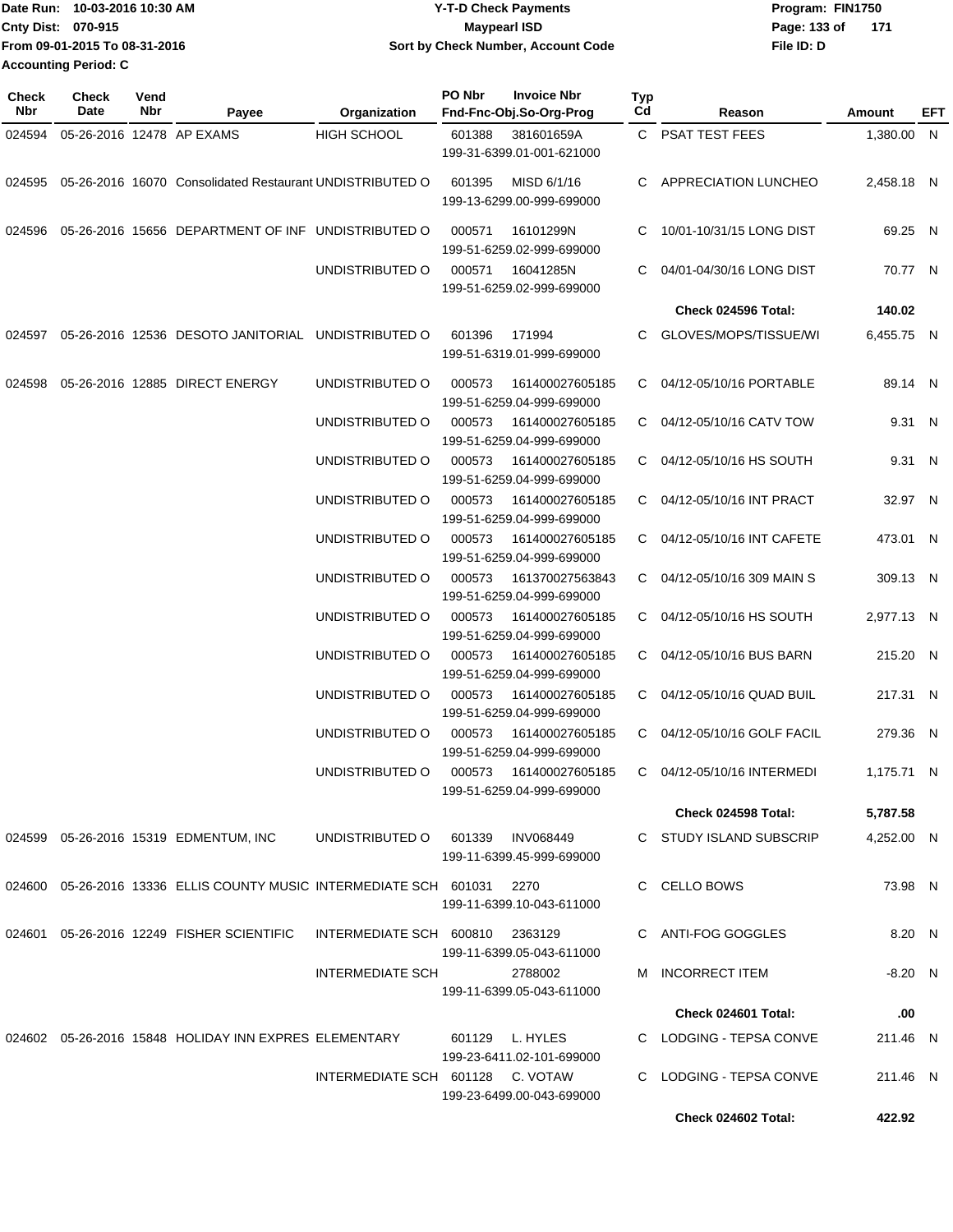Date Run: 10-03-2016 10:30 AM
Cnty Dist: 070-915
From 09-01-2015 To 08-31-2016
Accounting Period: C

# Y-T-D Check Payments
## Maypearl ISD
### Sort by Check Number, Account Code

Program: FIN1750
File ID: D

| Check Nbr | Check Date | Vend Nbr | Payee | Organization | PO Nbr | Invoice Nbr / Fnd-Fnc-Obj.So-Org-Prog | Typ Cd | Reason | Amount | EFT |
|---|---|---|---|---|---|---|---|---|---|---|
| 024594 | 05-26-2016 | 12478 | AP EXAMS | HIGH SCHOOL | 601388 | 381601659A 199-31-6399.01-001-621000 | C | PSAT TEST FEES | 1,380.00 | N |
| 024595 | 05-26-2016 | 16070 | Consolidated Restaurant | UNDISTRIBUTED O | 601395 | MISD 6/1/16 199-13-6299.00-999-699000 | C | APPRECIATION LUNCHEO | 2,458.18 | N |
| 024596 | 05-26-2016 | 15656 | DEPARTMENT OF INF | UNDISTRIBUTED O | 000571 | 16101299N 199-51-6259.02-999-699000 | C | 10/01-10/31/15 LONG DIST | 69.25 | N |
| | | | | UNDISTRIBUTED O | 000571 | 16041285N 199-51-6259.02-999-699000 | C | 04/01-04/30/16 LONG DIST | 70.77 | N |
| | | | | | | | | **Check 024596 Total:** | **140.02** | |
| 024597 | 05-26-2016 | 12536 | DESOTO JANITORIAL | UNDISTRIBUTED O | 601396 | 171994 199-51-6319.01-999-699000 | C | GLOVES/MOPS/TISSUE/WI | 6,455.75 | N |
| 024598 | 05-26-2016 | 12885 | DIRECT ENERGY | UNDISTRIBUTED O | 000573 | 161400027605185 199-51-6259.04-999-699000 | C | 04/12-05/10/16 PORTABLE | 89.14 | N |
| | | | | UNDISTRIBUTED O | 000573 | 161400027605185 199-51-6259.04-999-699000 | C | 04/12-05/10/16 CATV TOW | 9.31 | N |
| | | | | UNDISTRIBUTED O | 000573 | 161400027605185 199-51-6259.04-999-699000 | C | 04/12-05/10/16 HS SOUTH | 9.31 | N |
| | | | | UNDISTRIBUTED O | 000573 | 161400027605185 199-51-6259.04-999-699000 | C | 04/12-05/10/16 INT PRACT | 32.97 | N |
| | | | | UNDISTRIBUTED O | 000573 | 161400027605185 199-51-6259.04-999-699000 | C | 04/12-05/10/16 INT CAFETE | 473.01 | N |
| | | | | UNDISTRIBUTED O | 000573 | 161370027563843 199-51-6259.04-999-699000 | C | 04/12-05/10/16 309 MAIN S | 309.13 | N |
| | | | | UNDISTRIBUTED O | 000573 | 161400027605185 199-51-6259.04-999-699000 | C | 04/12-05/10/16 HS SOUTH | 2,977.13 | N |
| | | | | UNDISTRIBUTED O | 000573 | 161400027605185 199-51-6259.04-999-699000 | C | 04/12-05/10/16 BUS BARN | 215.20 | N |
| | | | | UNDISTRIBUTED O | 000573 | 161400027605185 199-51-6259.04-999-699000 | C | 04/12-05/10/16 QUAD BUIL | 217.31 | N |
| | | | | UNDISTRIBUTED O | 000573 | 161400027605185 199-51-6259.04-999-699000 | C | 04/12-05/10/16 GOLF FACIL | 279.36 | N |
| | | | | UNDISTRIBUTED O | 000573 | 161400027605185 199-51-6259.04-999-699000 | C | 04/12-05/10/16 INTERMEDI | 1,175.71 | N |
| | | | | | | | | **Check 024598 Total:** | **5,787.58** | |
| 024599 | 05-26-2016 | 15319 | EDMENTUM, INC | UNDISTRIBUTED O | 601339 | INV068449 199-11-6399.45-999-699000 | C | STUDY ISLAND SUBSCRIP | 4,252.00 | N |
| 024600 | 05-26-2016 | 13336 | ELLIS COUNTY MUSIC | INTERMEDIATE SCH | 601031 | 2270 199-11-6399.10-043-611000 | C | CELLO BOWS | 73.98 | N |
| 024601 | 05-26-2016 | 12249 | FISHER SCIENTIFIC | INTERMEDIATE SCH | 600810 | 2363129 199-11-6399.05-043-611000 | C | ANTI-FOG GOGGLES | 8.20 | N |
| | | | | INTERMEDIATE SCH | | 2788002 199-11-6399.05-043-611000 | M | INCORRECT ITEM | -8.20 | N |
| | | | | | | | | **Check 024601 Total:** | **.00** | |
| 024602 | 05-26-2016 | 15848 | HOLIDAY INN EXPRES | ELEMENTARY | 601129 | L. HYLES 199-23-6411.02-101-699000 | C | LODGING - TEPSA CONVE | 211.46 | N |
| | | | | INTERMEDIATE SCH | 601128 | C. VOTAW 199-23-6499.00-043-699000 | C | LODGING - TEPSA CONVE | 211.46 | N |
| | | | | | | | | **Check 024602 Total:** | **422.92** | |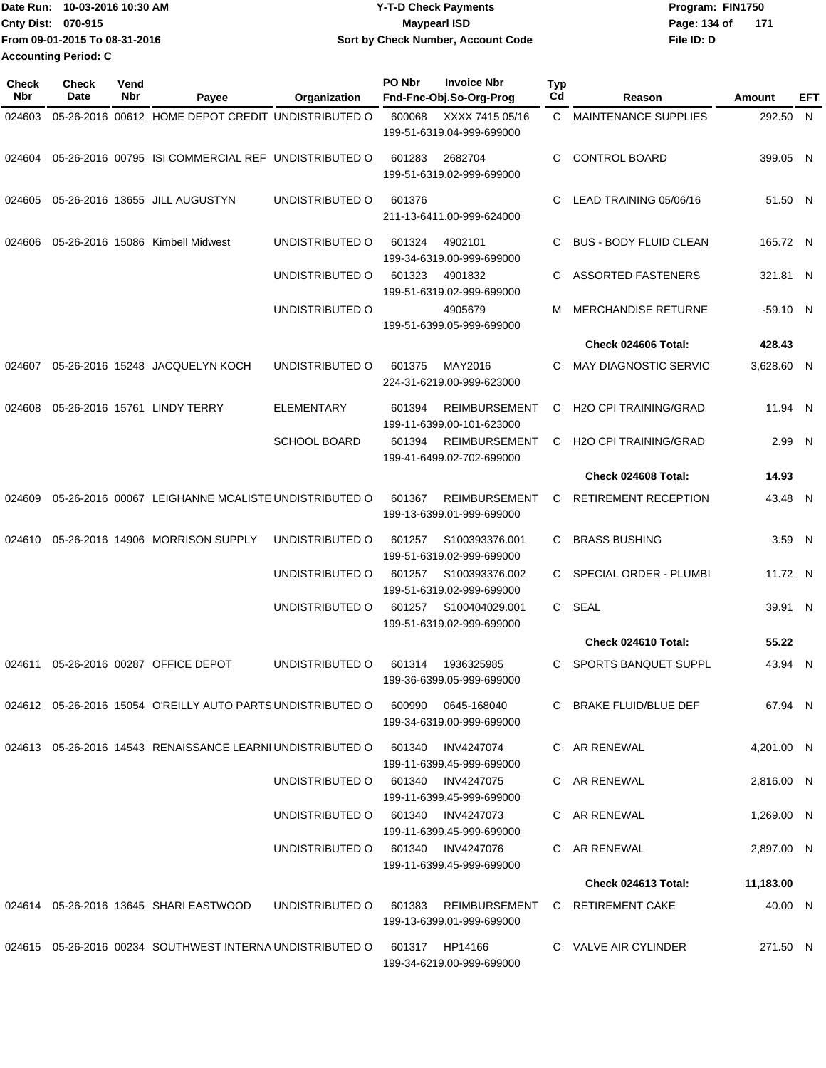Date Run: 10-03-2016 10:30 AM
Cnty Dist: 070-915
From 09-01-2015 To 08-31-2016
Accounting Period: C

**Y-T-D Check Payments**
**Maypearl ISD**
**Sort by Check Number, Account Code**

Program: FIN1750
File ID: D

| Check Nbr | Check Date | Vend Nbr | Payee | Organization | PO Nbr | Invoice Nbr / Fnd-Fnc-Obj.So-Org-Prog | Typ Cd | Reason | Amount | EFT |
|---|---|---|---|---|---|---|---|---|---|---|
| 024603 | 05-26-2016 | 00612 | HOME DEPOT CREDIT | UNDISTRIBUTED O | 600068 | XXXX 7415 05/16 199-51-6319.04-999-699000 | C | MAINTENANCE SUPPLIES | 292.50 | N |
| 024604 | 05-26-2016 | 00795 | ISI COMMERCIAL REF | UNDISTRIBUTED O | 601283 | 2682704 199-51-6319.02-999-699000 | C | CONTROL BOARD | 399.05 | N |
| 024605 | 05-26-2016 | 13655 | JILL AUGUSTYN | UNDISTRIBUTED O | 601376 | 211-13-6411.00-999-624000 | C | LEAD TRAINING 05/06/16 | 51.50 | N |
| 024606 | 05-26-2016 | 15086 | Kimbell Midwest | UNDISTRIBUTED O | 601324 | 4902101 199-34-6319.00-999-699000 | C | BUS - BODY FLUID CLEAN | 165.72 | N |
| | | | | UNDISTRIBUTED O | 601323 | 4901832 199-51-6319.02-999-699000 | C | ASSORTED FASTENERS | 321.81 | N |
| | | | | UNDISTRIBUTED O | | 4905679 199-51-6399.05-999-699000 | M | MERCHANDISE RETURNE | -59.10 | N |
| | | | | | | | | **Check 024606 Total:** | **428.43** | |
| 024607 | 05-26-2016 | 15248 | JACQUELYN KOCH | UNDISTRIBUTED O | 601375 | MAY2016 224-31-6219.00-999-623000 | C | MAY DIAGNOSTIC SERVIC | 3,628.60 | N |
| 024608 | 05-26-2016 | 15761 | LINDY TERRY | ELEMENTARY | 601394 | REIMBURSEMENT 199-11-6399.00-101-623000 | C | H2O CPI TRAINING/GRAD | 11.94 | N |
| | | | | SCHOOL BOARD | 601394 | REIMBURSEMENT 199-41-6499.02-702-699000 | C | H2O CPI TRAINING/GRAD | 2.99 | N |
| | | | | | | | | **Check 024608 Total:** | **14.93** | |
| 024609 | 05-26-2016 | 00067 | LEIGHANNE MCALISTE | UNDISTRIBUTED O | 601367 | REIMBURSEMENT 199-13-6399.01-999-699000 | C | RETIREMENT RECEPTION | 43.48 | N |
| 024610 | 05-26-2016 | 14906 | MORRISON SUPPLY | UNDISTRIBUTED O | 601257 | S100393376.001 199-51-6319.02-999-699000 | C | BRASS BUSHING | 3.59 | N |
| | | | | UNDISTRIBUTED O | 601257 | S100393376.002 199-51-6319.02-999-699000 | C | SPECIAL ORDER - PLUMBI | 11.72 | N |
| | | | | UNDISTRIBUTED O | 601257 | S100404029.001 199-51-6319.02-999-699000 | C | SEAL | 39.91 | N |
| | | | | | | | | **Check 024610 Total:** | **55.22** | |
| 024611 | 05-26-2016 | 00287 | OFFICE DEPOT | UNDISTRIBUTED O | 601314 | 1936325985 199-36-6399.05-999-699000 | C | SPORTS BANQUET SUPPL | 43.94 | N |
| 024612 | 05-26-2016 | 15054 | O'REILLY AUTO PARTS | UNDISTRIBUTED O | 600990 | 0645-168040 199-34-6319.00-999-699000 | C | BRAKE FLUID/BLUE DEF | 67.94 | N |
| 024613 | 05-26-2016 | 14543 | RENAISSANCE LEARNI | UNDISTRIBUTED O | 601340 | INV4247074 199-11-6399.45-999-699000 | C | AR RENEWAL | 4,201.00 | N |
| | | | | UNDISTRIBUTED O | 601340 | INV4247075 199-11-6399.45-999-699000 | C | AR RENEWAL | 2,816.00 | N |
| | | | | UNDISTRIBUTED O | 601340 | INV4247073 199-11-6399.45-999-699000 | C | AR RENEWAL | 1,269.00 | N |
| | | | | UNDISTRIBUTED O | 601340 | INV4247076 199-11-6399.45-999-699000 | C | AR RENEWAL | 2,897.00 | N |
| | | | | | | | | **Check 024613 Total:** | **11,183.00** | |
| 024614 | 05-26-2016 | 13645 | SHARI EASTWOOD | UNDISTRIBUTED O | 601383 | REIMBURSEMENT 199-13-6399.01-999-699000 | C | RETIREMENT CAKE | 40.00 | N |
| 024615 | 05-26-2016 | 00234 | SOUTHWEST INTERNA | UNDISTRIBUTED O | 601317 | HP14166 199-34-6219.00-999-699000 | C | VALVE AIR CYLINDER | 271.50 | N |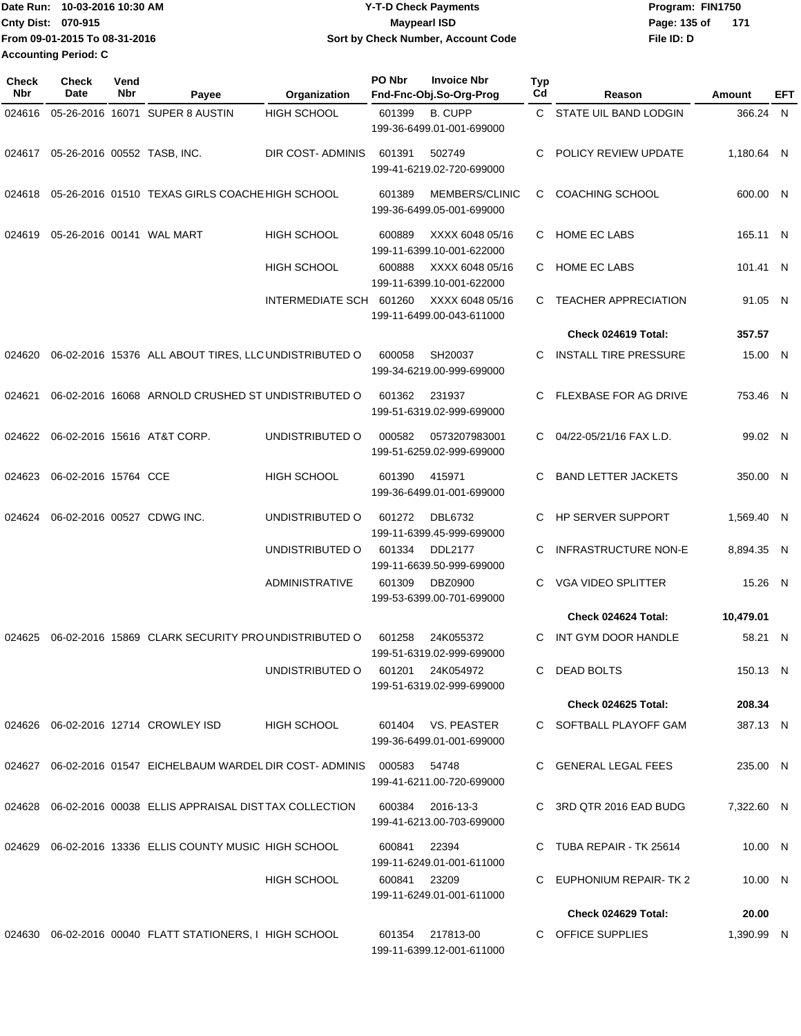Date Run: 10-03-2016 10:30 AM
Cnty Dist: 070-915
From 09-01-2015 To 08-31-2016
Accounting Period: C

**Y-T-D Check Payments**
**Maypearl ISD**
**Sort by Check Number, Account Code**

Program: FIN1750
File ID: D

| Check Nbr | Check Date | Vend Nbr | Payee | Organization | PO Nbr | Invoice Nbr / Fnd-Fnc-Obj.So-Org-Prog | Typ Cd | Reason | Amount | EFT |
|---|---|---|---|---|---|---|---|---|---|---|
| 024616 | 05-26-2016 | 16071 | SUPER 8 AUSTIN | HIGH SCHOOL | 601399 | B. CUPP 199-36-6499.01-001-699000 | C | STATE UIL BAND LODGIN | 366.24 | N |
| 024617 | 05-26-2016 | 00552 | TASB, INC. | DIR COST- ADMINIS | 601391 | 502749 199-41-6219.02-720-699000 | C | POLICY REVIEW UPDATE | 1,180.64 | N |
| 024618 | 05-26-2016 | 01510 | TEXAS GIRLS COACHE | HIGH SCHOOL | 601389 | MEMBERS/CLINIC 199-36-6499.05-001-699000 | C | COACHING SCHOOL | 600.00 | N |
| 024619 | 05-26-2016 | 00141 | WAL MART | HIGH SCHOOL | 600889 | XXXX 6048 05/16 199-11-6399.10-001-622000 | C | HOME EC LABS | 165.11 | N |
| | | | | HIGH SCHOOL | 600888 | XXXX 6048 05/16 199-11-6399.10-001-622000 | C | HOME EC LABS | 101.41 | N |
| | | | | INTERMEDIATE SCH | 601260 | XXXX 6048 05/16 199-11-6499.00-043-611000 | C | TEACHER APPRECIATION | 91.05 | N |
| | | | | | | | | **Check 024619 Total:** | **357.57** | |
| 024620 | 06-02-2016 | 15376 | ALL ABOUT TIRES, LLC | UNDISTRIBUTED O | 600058 | SH20037 199-34-6219.00-999-699000 | C | INSTALL TIRE PRESSURE | 15.00 | N |
| 024621 | 06-02-2016 | 16068 | ARNOLD CRUSHED ST | UNDISTRIBUTED O | 601362 | 231937 199-51-6319.02-999-699000 | C | FLEXBASE FOR AG DRIVE | 753.46 | N |
| 024622 | 06-02-2016 | 15616 | AT&T CORP. | UNDISTRIBUTED O | 000582 | 0573207983001 199-51-6259.02-999-699000 | C | 04/22-05/21/16 FAX L.D. | 99.02 | N |
| 024623 | 06-02-2016 | 15764 | CCE | HIGH SCHOOL | 601390 | 415971 199-36-6499.01-001-699000 | C | BAND LETTER JACKETS | 350.00 | N |
| 024624 | 06-02-2016 | 00527 | CDWG INC. | UNDISTRIBUTED O | 601272 | DBL6732 199-11-6399.45-999-699000 | C | HP SERVER SUPPORT | 1,569.40 | N |
| | | | | UNDISTRIBUTED O | 601334 | DDL2177 199-11-6639.50-999-699000 | C | INFRASTRUCTURE NON-E | 8,894.35 | N |
| | | | | ADMINISTRATIVE | 601309 | DBZ0900 199-53-6399.00-701-699000 | C | VGA VIDEO SPLITTER | 15.26 | N |
| | | | | | | | | **Check 024624 Total:** | **10,479.01** | |
| 024625 | 06-02-2016 | 15869 | CLARK SECURITY PRO | UNDISTRIBUTED O | 601258 | 24K055372 199-51-6319.02-999-699000 | C | INT GYM DOOR HANDLE | 58.21 | N |
| | | | | UNDISTRIBUTED O | 601201 | 24K054972 199-51-6319.02-999-699000 | C | DEAD BOLTS | 150.13 | N |
| | | | | | | | | **Check 024625 Total:** | **208.34** | |
| 024626 | 06-02-2016 | 12714 | CROWLEY ISD | HIGH SCHOOL | 601404 | VS. PEASTER 199-36-6499.01-001-699000 | C | SOFTBALL PLAYOFF GAM | 387.13 | N |
| 024627 | 06-02-2016 | 01547 | EICHELBAUM WARDEL | DIR COST- ADMINIS | 000583 | 54748 199-41-6211.00-720-699000 | C | GENERAL LEGAL FEES | 235.00 | N |
| 024628 | 06-02-2016 | 00038 | ELLIS APPRAISAL DIST | TAX COLLECTION | 600384 | 2016-13-3 199-41-6213.00-703-699000 | C | 3RD QTR 2016 EAD BUDG | 7,322.60 | N |
| 024629 | 06-02-2016 | 13336 | ELLIS COUNTY MUSIC | HIGH SCHOOL | 600841 | 22394 199-11-6249.01-001-611000 | C | TUBA REPAIR - TK 25614 | 10.00 | N |
| | | | | HIGH SCHOOL | 600841 | 23209 199-11-6249.01-001-611000 | C | EUPHONIUM REPAIR- TK 2 | 10.00 | N |
| | | | | | | | | **Check 024629 Total:** | **20.00** | |
| 024630 | 06-02-2016 | 00040 | FLATT STATIONERS, I | HIGH SCHOOL | 601354 | 217813-00 199-11-6399.12-001-611000 | C | OFFICE SUPPLIES | 1,390.99 | N |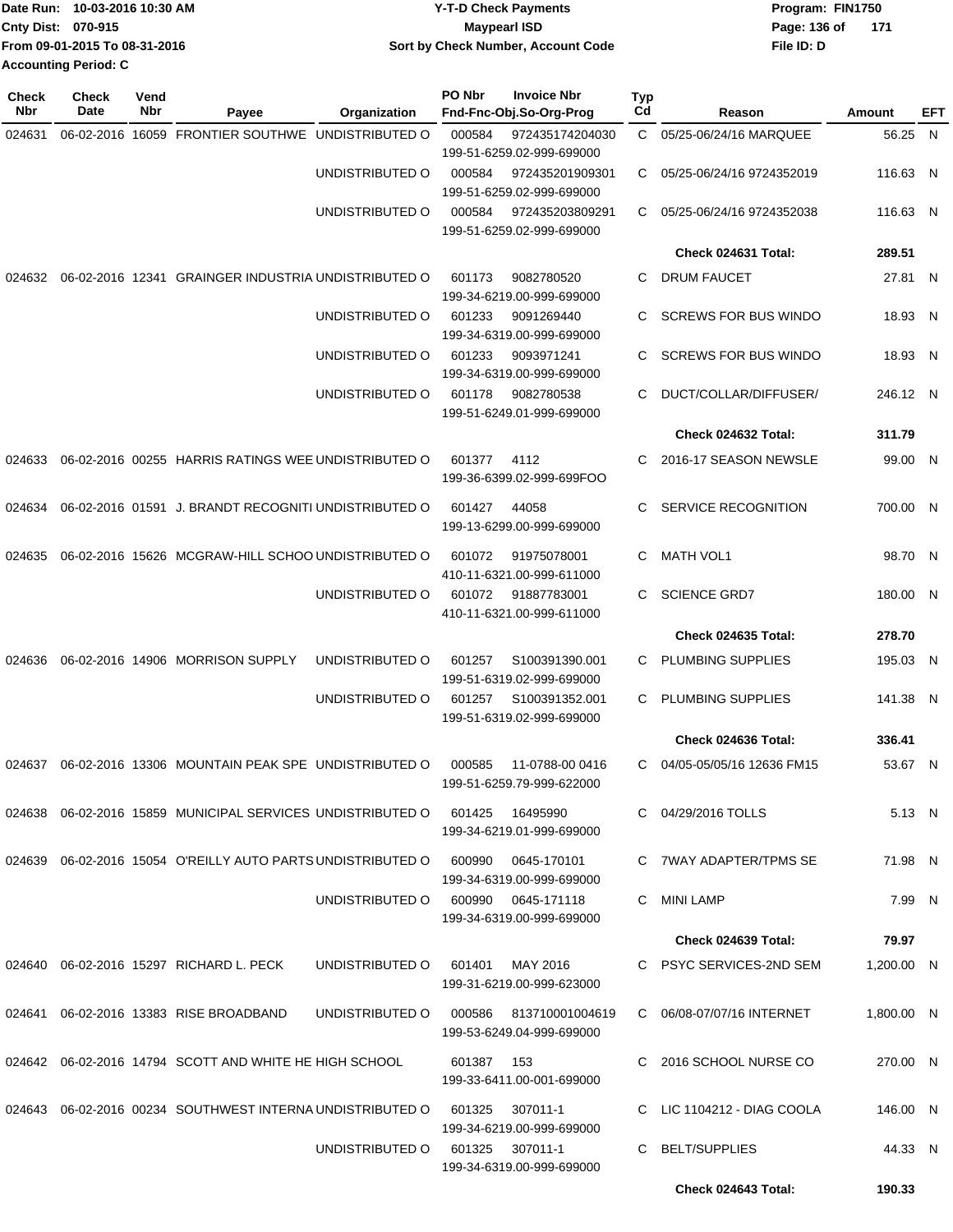Date Run: 10-03-2016 10:30 AM
Cnty Dist: 070-915
From 09-01-2015 To 08-31-2016
Accounting Period: C

**Y-T-D Check Payments**
**Maypearl ISD**
**Sort by Check Number, Account Code**

Program: FIN1750
File ID: D

| Check Nbr | Check Date | Vend Nbr | Payee | Organization | PO Nbr | Invoice Nbr / Fnd-Fnc-Obj.So-Org-Prog | Typ Cd | Reason | Amount | EFT |
|---|---|---|---|---|---|---|---|---|---|---|
| 024631 | 06-02-2016 | 16059 | FRONTIER SOUTHWE | UNDISTRIBUTED O | 000584 | 972435174204030 / 199-51-6259.02-999-699000 | C | 05/25-06/24/16 MARQUEE | 56.25 | N |
| | | | | UNDISTRIBUTED O | 000584 | 972435201909301 / 199-51-6259.02-999-699000 | C | 05/25-06/24/16 9724352019 | 116.63 | N |
| | | | | UNDISTRIBUTED O | 000584 | 972435203809291 / 199-51-6259.02-999-699000 | C | 05/25-06/24/16 9724352038 | 116.63 | N |
| | | | | | | | | **Check 024631 Total:** | **289.51** | |
| 024632 | 06-02-2016 | 12341 | GRAINGER INDUSTRIA | UNDISTRIBUTED O | 601173 | 9082780520 / 199-34-6219.00-999-699000 | C | DRUM FAUCET | 27.81 | N |
| | | | | UNDISTRIBUTED O | 601233 | 9091269440 / 199-34-6319.00-999-699000 | C | SCREWS FOR BUS WINDO | 18.93 | N |
| | | | | UNDISTRIBUTED O | 601233 | 9093971241 / 199-34-6319.00-999-699000 | C | SCREWS FOR BUS WINDO | 18.93 | N |
| | | | | UNDISTRIBUTED O | 601178 | 9082780538 / 199-51-6249.01-999-699000 | C | DUCT/COLLAR/DIFFUSER/ | 246.12 | N |
| | | | | | | | | **Check 024632 Total:** | **311.79** | |
| 024633 | 06-02-2016 | 00255 | HARRIS RATINGS WEE | UNDISTRIBUTED O | 601377 | 4112 / 199-36-6399.02-999-699FOO | C | 2016-17 SEASON NEWSLE | 99.00 | N |
| 024634 | 06-02-2016 | 01591 | J. BRANDT RECOGNITI | UNDISTRIBUTED O | 601427 | 44058 / 199-13-6299.00-999-699000 | C | SERVICE RECOGNITION | 700.00 | N |
| 024635 | 06-02-2016 | 15626 | MCGRAW-HILL SCHOO | UNDISTRIBUTED O | 601072 | 91975078001 / 410-11-6321.00-999-611000 | C | MATH VOL1 | 98.70 | N |
| | | | | UNDISTRIBUTED O | 601072 | 91887783001 / 410-11-6321.00-999-611000 | C | SCIENCE GRD7 | 180.00 | N |
| | | | | | | | | **Check 024635 Total:** | **278.70** | |
| 024636 | 06-02-2016 | 14906 | MORRISON SUPPLY | UNDISTRIBUTED O | 601257 | S100391390.001 / 199-51-6319.02-999-699000 | C | PLUMBING SUPPLIES | 195.03 | N |
| | | | | UNDISTRIBUTED O | 601257 | S100391352.001 / 199-51-6319.02-999-699000 | C | PLUMBING SUPPLIES | 141.38 | N |
| | | | | | | | | **Check 024636 Total:** | **336.41** | |
| 024637 | 06-02-2016 | 13306 | MOUNTAIN PEAK SPE | UNDISTRIBUTED O | 000585 | 11-0788-00 0416 / 199-51-6259.79-999-622000 | C | 04/05-05/05/16 12636 FM15 | 53.67 | N |
| 024638 | 06-02-2016 | 15859 | MUNICIPAL SERVICES | UNDISTRIBUTED O | 601425 | 16495990 / 199-34-6219.01-999-699000 | C | 04/29/2016 TOLLS | 5.13 | N |
| 024639 | 06-02-2016 | 15054 | O'REILLY AUTO PARTS | UNDISTRIBUTED O | 600990 | 0645-170101 / 199-34-6319.00-999-699000 | C | 7WAY ADAPTER/TPMS SE | 71.98 | N |
| | | | | UNDISTRIBUTED O | 600990 | 0645-171118 / 199-34-6319.00-999-699000 | C | MINI LAMP | 7.99 | N |
| | | | | | | | | **Check 024639 Total:** | **79.97** | |
| 024640 | 06-02-2016 | 15297 | RICHARD L. PECK | UNDISTRIBUTED O | 601401 | MAY 2016 / 199-31-6219.00-999-623000 | C | PSYC SERVICES-2ND SEM | 1,200.00 | N |
| 024641 | 06-02-2016 | 13383 | RISE BROADBAND | UNDISTRIBUTED O | 000586 | 813710001004619 / 199-53-6249.04-999-699000 | C | 06/08-07/07/16 INTERNET | 1,800.00 | N |
| 024642 | 06-02-2016 | 14794 | SCOTT AND WHITE HE | HIGH SCHOOL | 601387 | 153 / 199-33-6411.00-001-699000 | C | 2016 SCHOOL NURSE CO | 270.00 | N |
| 024643 | 06-02-2016 | 00234 | SOUTHWEST INTERNA | UNDISTRIBUTED O | 601325 | 307011-1 / 199-34-6219.00-999-699000 | C | LIC 1104212 - DIAG COOLA | 146.00 | N |
| | | | | UNDISTRIBUTED O | 601325 | 307011-1 / 199-34-6319.00-999-699000 | C | BELT/SUPPLIES | 44.33 | N |
| | | | | | | | | **Check 024643 Total:** | **190.33** | |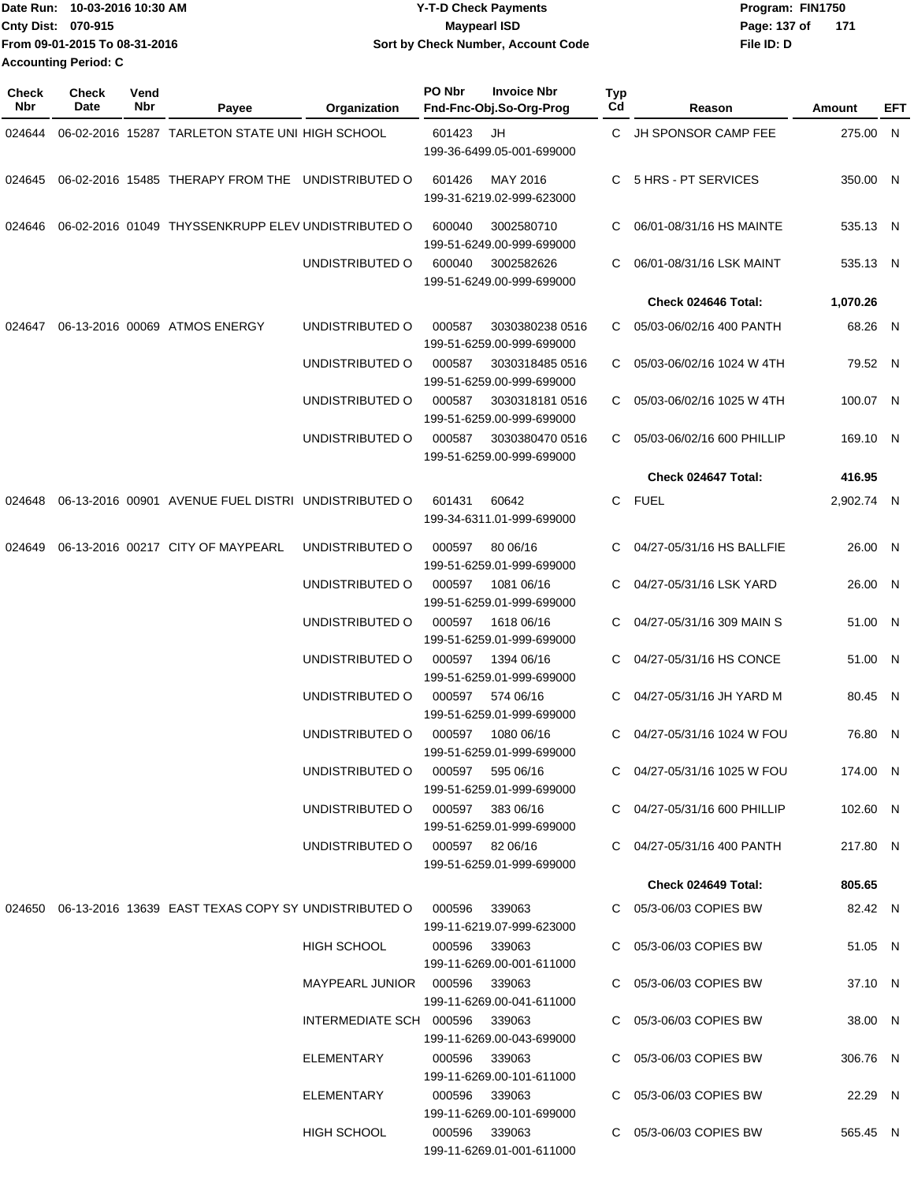Date Run: 10-03-2016 10:30 AM
Cnty Dist: 070-915
From 09-01-2015 To 08-31-2016
Accounting Period: C

**Y-T-D Check Payments**
**Maypearl ISD**
**Sort by Check Number, Account Code**

Program: FIN1750
File ID: D

| Check Nbr | Check Date | Vend Nbr | Payee | Organization | PO Nbr | Invoice Nbr / Fnd-Fnc-Obj.So-Org-Prog | Typ Cd | Reason | Amount | EFT |
|---|---|---|---|---|---|---|---|---|---|---|
| 024644 | 06-02-2016 | 15287 | TARLETON STATE UNI | HIGH SCHOOL | 601423 | JH<br>199-36-6499.05-001-699000 | C | JH SPONSOR CAMP FEE | 275.00 | N |
| 024645 | 06-02-2016 | 15485 | THERAPY FROM THE | UNDISTRIBUTED O | 601426 | MAY 2016<br>199-31-6219.02-999-623000 | C | 5 HRS - PT SERVICES | 350.00 | N |
| 024646 | 06-02-2016 | 01049 | THYSSENKRUPP ELEV | UNDISTRIBUTED O | 600040 | 3002580710<br>199-51-6249.00-999-699000 | C | 06/01-08/31/16 HS MAINTE | 535.13 | N |
| | | | | UNDISTRIBUTED O | 600040 | 3002582626<br>199-51-6249.00-999-699000 | C | 06/01-08/31/16 LSK MAINT | 535.13 | N |
| | | | | | | | | **Check 024646 Total:** | **1,070.26** | |
| 024647 | 06-13-2016 | 00069 | ATMOS ENERGY | UNDISTRIBUTED O | 000587 | 3030380238 0516<br>199-51-6259.00-999-699000 | C | 05/03-06/02/16 400 PANTH | 68.26 | N |
| | | | | UNDISTRIBUTED O | 000587 | 3030318485 0516<br>199-51-6259.00-999-699000 | C | 05/03-06/02/16 1024 W 4TH | 79.52 | N |
| | | | | UNDISTRIBUTED O | 000587 | 3030318181 0516<br>199-51-6259.00-999-699000 | C | 05/03-06/02/16 1025 W 4TH | 100.07 | N |
| | | | | UNDISTRIBUTED O | 000587 | 3030380470 0516<br>199-51-6259.00-999-699000 | C | 05/03-06/02/16 600 PHILLIP | 169.10 | N |
| | | | | | | | | **Check 024647 Total:** | **416.95** | |
| 024648 | 06-13-2016 | 00901 | AVENUE FUEL DISTRI | UNDISTRIBUTED O | 601431 | 60642<br>199-34-6311.01-999-699000 | C | FUEL | 2,902.74 | N |
| 024649 | 06-13-2016 | 00217 | CITY OF MAYPEARL | UNDISTRIBUTED O | 000597 | 80 06/16<br>199-51-6259.01-999-699000 | C | 04/27-05/31/16 HS BALLFIE | 26.00 | N |
| | | | | UNDISTRIBUTED O | 000597 | 1081 06/16<br>199-51-6259.01-999-699000 | C | 04/27-05/31/16 LSK YARD | 26.00 | N |
| | | | | UNDISTRIBUTED O | 000597 | 1618 06/16<br>199-51-6259.01-999-699000 | C | 04/27-05/31/16 309 MAIN S | 51.00 | N |
| | | | | UNDISTRIBUTED O | 000597 | 1394 06/16<br>199-51-6259.01-999-699000 | C | 04/27-05/31/16 HS CONCE | 51.00 | N |
| | | | | UNDISTRIBUTED O | 000597 | 574 06/16<br>199-51-6259.01-999-699000 | C | 04/27-05/31/16 JH YARD M | 80.45 | N |
| | | | | UNDISTRIBUTED O | 000597 | 1080 06/16<br>199-51-6259.01-999-699000 | C | 04/27-05/31/16 1024 W FOU | 76.80 | N |
| | | | | UNDISTRIBUTED O | 000597 | 595 06/16<br>199-51-6259.01-999-699000 | C | 04/27-05/31/16 1025 W FOU | 174.00 | N |
| | | | | UNDISTRIBUTED O | 000597 | 383 06/16<br>199-51-6259.01-999-699000 | C | 04/27-05/31/16 600 PHILLIP | 102.60 | N |
| | | | | UNDISTRIBUTED O | 000597 | 82 06/16<br>199-51-6259.01-999-699000 | C | 04/27-05/31/16 400 PANTH | 217.80 | N |
| | | | | | | | | **Check 024649 Total:** | **805.65** | |
| 024650 | 06-13-2016 | 13639 | EAST TEXAS COPY SY | UNDISTRIBUTED O | 000596 | 339063<br>199-11-6219.07-999-623000 | C | 05/3-06/03 COPIES BW | 82.42 | N |
| | | | | HIGH SCHOOL | 000596 | 339063<br>199-11-6269.00-001-611000 | C | 05/3-06/03 COPIES BW | 51.05 | N |
| | | | | MAYPEARL JUNIOR | 000596 | 339063<br>199-11-6269.00-041-611000 | C | 05/3-06/03 COPIES BW | 37.10 | N |
| | | | | INTERMEDIATE SCH | 000596 | 339063<br>199-11-6269.00-043-699000 | C | 05/3-06/03 COPIES BW | 38.00 | N |
| | | | | ELEMENTARY | 000596 | 339063<br>199-11-6269.00-101-611000 | C | 05/3-06/03 COPIES BW | 306.76 | N |
| | | | | ELEMENTARY | 000596 | 339063<br>199-11-6269.00-101-699000 | C | 05/3-06/03 COPIES BW | 22.29 | N |
| | | | | HIGH SCHOOL | 000596 | 339063<br>199-11-6269.01-001-611000 | C | 05/3-06/03 COPIES BW | 565.45 | N |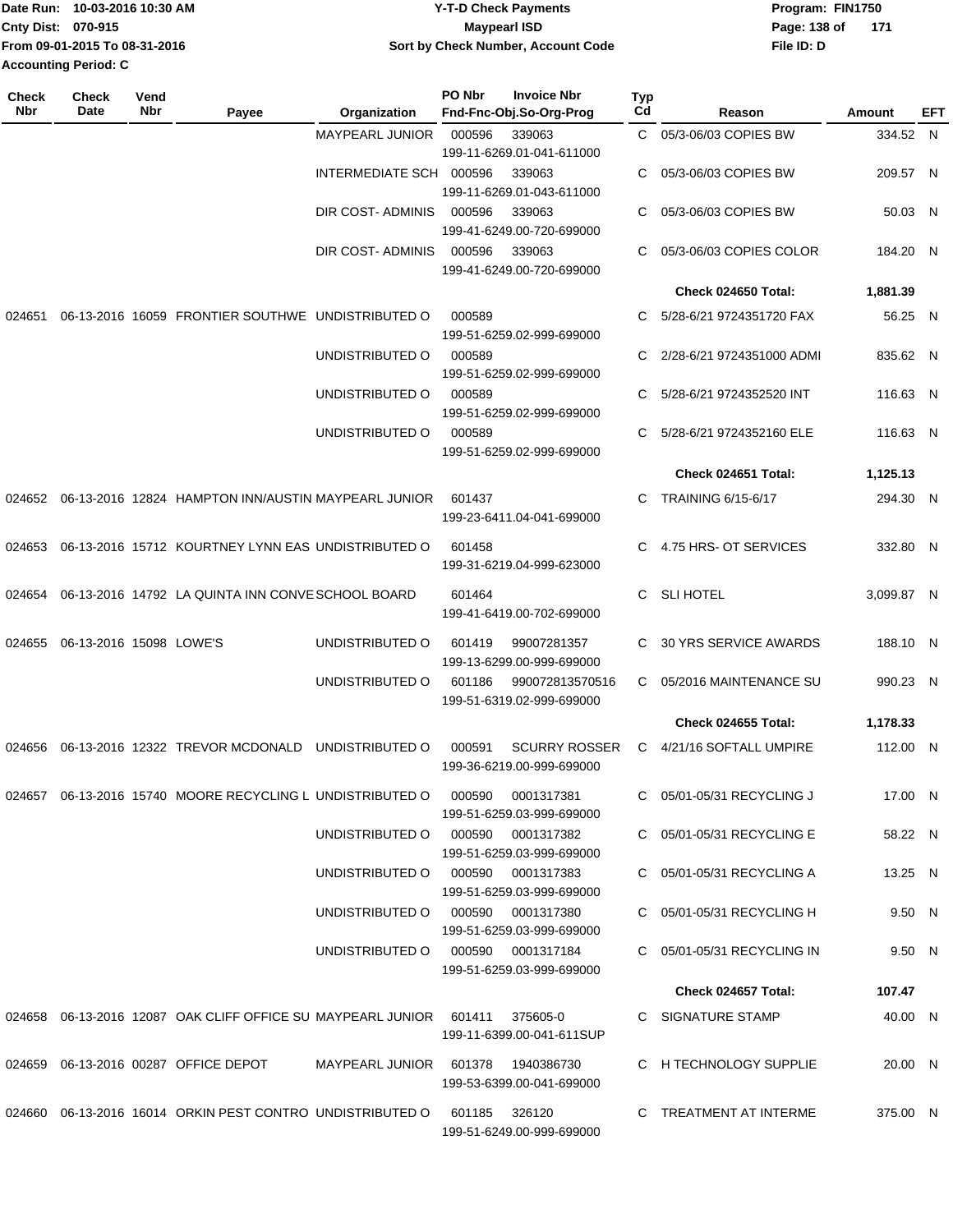Date Run: 10-03-2016 10:30 AM
Cnty Dist: 070-915
From 09-01-2015 To 08-31-2016
Accounting Period: C

# Y-T-D Check Payments
## Maypearl ISD
### Sort by Check Number, Account Code

Program: FIN1750
File ID: D

| Check Nbr | Check Date | Vend Nbr | Payee | Organization | PO Nbr / Invoice Nbr / Fnd-Fnc-Obj.So-Org-Prog | Typ Cd | Reason | Amount | EFT |
|---|---|---|---|---|---|---|---|---|---|
| | | | | MAYPEARL JUNIOR | 000596 339063 199-11-6269.01-041-611000 | C | 05/3-06/03 COPIES BW | 334.52 | N |
| | | | | INTERMEDIATE SCH | 000596 339063 199-11-6269.01-043-611000 | C | 05/3-06/03 COPIES BW | 209.57 | N |
| | | | | DIR COST- ADMINIS | 000596 339063 199-41-6249.00-720-699000 | C | 05/3-06/03 COPIES BW | 50.03 | N |
| | | | | DIR COST- ADMINIS | 000596 339063 199-41-6249.00-720-699000 | C | 05/3-06/03 COPIES COLOR | 184.20 | N |
| | | | | | | | **Check 024650 Total:** | **1,881.39** | |
| 024651 | 06-13-2016 | 16059 | FRONTIER SOUTHWE | UNDISTRIBUTED O | 000589 199-51-6259.02-999-699000 | C | 5/28-6/21 9724351720 FAX | 56.25 | N |
| | | | | UNDISTRIBUTED O | 000589 199-51-6259.02-999-699000 | C | 2/28-6/21 9724351000 ADMI | 835.62 | N |
| | | | | UNDISTRIBUTED O | 000589 199-51-6259.02-999-699000 | C | 5/28-6/21 9724352520 INT | 116.63 | N |
| | | | | UNDISTRIBUTED O | 000589 199-51-6259.02-999-699000 | C | 5/28-6/21 9724352160 ELE | 116.63 | N |
| | | | | | | | **Check 024651 Total:** | **1,125.13** | |
| 024652 | 06-13-2016 | 12824 | HAMPTON INN/AUSTIN | MAYPEARL JUNIOR | 601437 199-23-6411.04-041-699000 | C | TRAINING 6/15-6/17 | 294.30 | N |
| 024653 | 06-13-2016 | 15712 | KOURTNEY LYNN EAS | UNDISTRIBUTED O | 601458 199-31-6219.04-999-623000 | C | 4.75 HRS- OT SERVICES | 332.80 | N |
| 024654 | 06-13-2016 | 14792 | LA QUINTA INN CONVE | SCHOOL BOARD | 601464 199-41-6419.00-702-699000 | C | SLI HOTEL | 3,099.87 | N |
| 024655 | 06-13-2016 | 15098 | LOWE'S | UNDISTRIBUTED O | 601419 99007281357 199-13-6299.00-999-699000 | C | 30 YRS SERVICE AWARDS | 188.10 | N |
| | | | | UNDISTRIBUTED O | 601186 990072813570516 199-51-6319.02-999-699000 | C | 05/2016 MAINTENANCE SU | 990.23 | N |
| | | | | | | | **Check 024655 Total:** | **1,178.33** | |
| 024656 | 06-13-2016 | 12322 | TREVOR MCDONALD | UNDISTRIBUTED O | 000591 SCURRY ROSSER 199-36-6219.00-999-699000 | C | 4/21/16 SOFTALL UMPIRE | 112.00 | N |
| 024657 | 06-13-2016 | 15740 | MOORE RECYCLING L | UNDISTRIBUTED O | 000590 0001317381 199-51-6259.03-999-699000 | C | 05/01-05/31 RECYCLING J | 17.00 | N |
| | | | | UNDISTRIBUTED O | 000590 0001317382 199-51-6259.03-999-699000 | C | 05/01-05/31 RECYCLING E | 58.22 | N |
| | | | | UNDISTRIBUTED O | 000590 0001317383 199-51-6259.03-999-699000 | C | 05/01-05/31 RECYCLING A | 13.25 | N |
| | | | | UNDISTRIBUTED O | 000590 0001317380 199-51-6259.03-999-699000 | C | 05/01-05/31 RECYCLING H | 9.50 | N |
| | | | | UNDISTRIBUTED O | 000590 0001317184 199-51-6259.03-999-699000 | C | 05/01-05/31 RECYCLING IN | 9.50 | N |
| | | | | | | | **Check 024657 Total:** | **107.47** | |
| 024658 | 06-13-2016 | 12087 | OAK CLIFF OFFICE SU | MAYPEARL JUNIOR | 601411 375605-0 199-11-6399.00-041-611SUP | C | SIGNATURE STAMP | 40.00 | N |
| 024659 | 06-13-2016 | 00287 | OFFICE DEPOT | MAYPEARL JUNIOR | 601378 1940386730 199-53-6399.00-041-699000 | C | H TECHNOLOGY SUPPLIE | 20.00 | N |
| 024660 | 06-13-2016 | 16014 | ORKIN PEST CONTRO | UNDISTRIBUTED O | 601185 326120 199-51-6249.00-999-699000 | C | TREATMENT AT INTERME | 375.00 | N |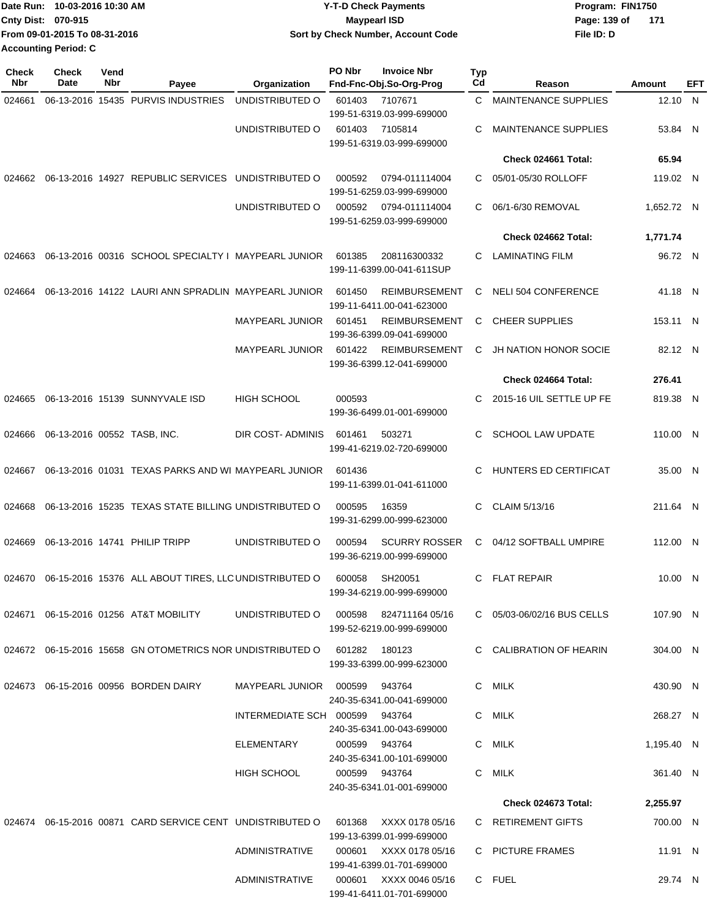Date Run: 10-03-2016 10:30 AM
Cnty Dist: 070-915
From 09-01-2015 To 08-31-2016
Accounting Period: C

**Y-T-D Check Payments**
**Maypearl ISD**
**Sort by Check Number, Account Code**

Program: FIN1750
File ID: D

| Check Nbr | Check Date | Vend Nbr | Payee | Organization | PO Nbr | Invoice Nbr / Fnd-Fnc-Obj.So-Org-Prog | Typ Cd | Reason | Amount | EFT |
|---|---|---|---|---|---|---|---|---|---|---|
| 024661 | 06-13-2016 | 15435 | PURVIS INDUSTRIES | UNDISTRIBUTED O | 601403 | 7107671 / 199-51-6319.03-999-699000 | C | MAINTENANCE SUPPLIES | 12.10 | N |
| | | | | UNDISTRIBUTED O | 601403 | 7105814 / 199-51-6319.03-999-699000 | C | MAINTENANCE SUPPLIES | 53.84 | N |
| | | | | | | | | **Check 024661 Total:** | **65.94** | |
| 024662 | 06-13-2016 | 14927 | REPUBLIC SERVICES | UNDISTRIBUTED O | 000592 | 0794-011114004 / 199-51-6259.03-999-699000 | C | 05/01-05/30 ROLLOFF | 119.02 | N |
| | | | | UNDISTRIBUTED O | 000592 | 0794-011114004 / 199-51-6259.03-999-699000 | C | 06/1-6/30 REMOVAL | 1,652.72 | N |
| | | | | | | | | **Check 024662 Total:** | **1,771.74** | |
| 024663 | 06-13-2016 | 00316 | SCHOOL SPECIALTY I | MAYPEARL JUNIOR | 601385 | 208116300332 / 199-11-6399.00-041-611SUP | C | LAMINATING FILM | 96.72 | N |
| 024664 | 06-13-2016 | 14122 | LAURI ANN SPRADLIN | MAYPEARL JUNIOR | 601450 | REIMBURSEMENT / 199-11-6411.00-041-623000 | C | NELI 504 CONFERENCE | 41.18 | N |
| | | | | MAYPEARL JUNIOR | 601451 | REIMBURSEMENT / 199-36-6399.09-041-699000 | C | CHEER SUPPLIES | 153.11 | N |
| | | | | MAYPEARL JUNIOR | 601422 | REIMBURSEMENT / 199-36-6399.12-041-699000 | C | JH NATION HONOR SOCIE | 82.12 | N |
| | | | | | | | | **Check 024664 Total:** | **276.41** | |
| 024665 | 06-13-2016 | 15139 | SUNNYVALE ISD | HIGH SCHOOL | 000593 | 199-36-6499.01-001-699000 | C | 2015-16 UIL SETTLE UP FE | 819.38 | N |
| 024666 | 06-13-2016 | 00552 | TASB, INC. | DIR COST- ADMINIS | 601461 | 503271 / 199-41-6219.02-720-699000 | C | SCHOOL LAW UPDATE | 110.00 | N |
| 024667 | 06-13-2016 | 01031 | TEXAS PARKS AND WI | MAYPEARL JUNIOR | 601436 | 199-11-6399.01-041-611000 | C | HUNTERS ED CERTIFICAT | 35.00 | N |
| 024668 | 06-13-2016 | 15235 | TEXAS STATE BILLING | UNDISTRIBUTED O | 000595 | 16359 / 199-31-6299.00-999-623000 | C | CLAIM 5/13/16 | 211.64 | N |
| 024669 | 06-13-2016 | 14741 | PHILIP TRIPP | UNDISTRIBUTED O | 000594 | SCURRY ROSSER / 199-36-6219.00-999-699000 | C | 04/12 SOFTBALL UMPIRE | 112.00 | N |
| 024670 | 06-15-2016 | 15376 | ALL ABOUT TIRES, LLC | UNDISTRIBUTED O | 600058 | SH20051 / 199-34-6219.00-999-699000 | C | FLAT REPAIR | 10.00 | N |
| 024671 | 06-15-2016 | 01256 | AT&T MOBILITY | UNDISTRIBUTED O | 000598 | 824711164 05/16 / 199-52-6219.00-999-699000 | C | 05/03-06/02/16 BUS CELLS | 107.90 | N |
| 024672 | 06-15-2016 | 15658 | GN OTOMETRICS NOR | UNDISTRIBUTED O | 601282 | 180123 / 199-33-6399.00-999-623000 | C | CALIBRATION OF HEARIN | 304.00 | N |
| 024673 | 06-15-2016 | 00956 | BORDEN DAIRY | MAYPEARL JUNIOR | 000599 | 943764 / 240-35-6341.00-041-699000 | C | MILK | 430.90 | N |
| | | | | INTERMEDIATE SCH | 000599 | 943764 / 240-35-6341.00-043-699000 | C | MILK | 268.27 | N |
| | | | | ELEMENTARY | 000599 | 943764 / 240-35-6341.00-101-699000 | C | MILK | 1,195.40 | N |
| | | | | HIGH SCHOOL | 000599 | 943764 / 240-35-6341.01-001-699000 | C | MILK | 361.40 | N |
| | | | | | | | | **Check 024673 Total:** | **2,255.97** | |
| 024674 | 06-15-2016 | 00871 | CARD SERVICE CENT | UNDISTRIBUTED O | 601368 | XXXX 0178 05/16 / 199-13-6399.01-999-699000 | C | RETIREMENT GIFTS | 700.00 | N |
| | | | | ADMINISTRATIVE | 000601 | XXXX 0178 05/16 / 199-41-6399.01-701-699000 | C | PICTURE FRAMES | 11.91 | N |
| | | | | ADMINISTRATIVE | 000601 | XXXX 0046 05/16 / 199-41-6411.01-701-699000 | C | FUEL | 29.74 | N |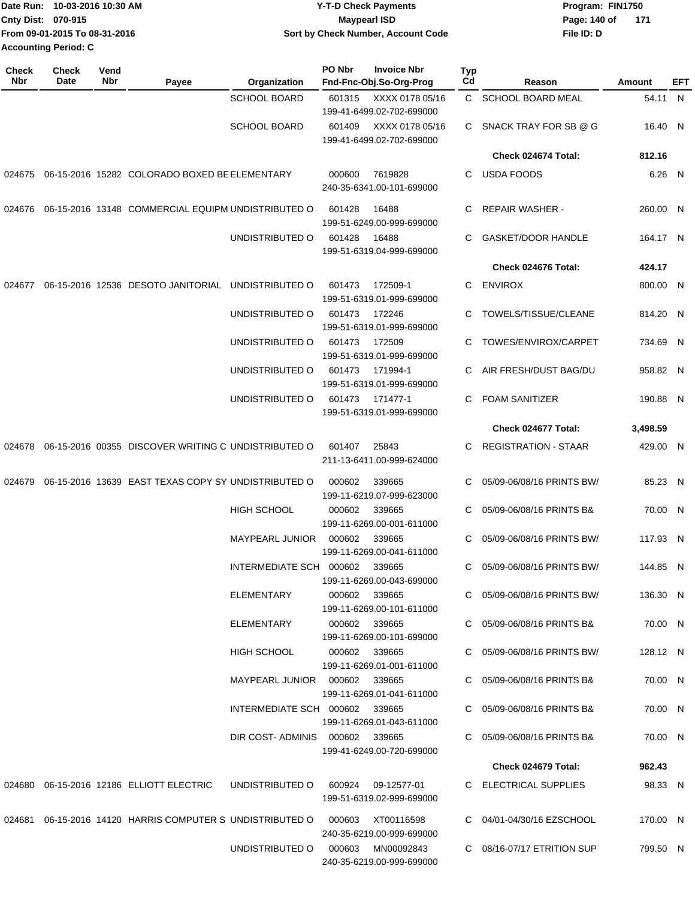Date Run: 10-03-2016 10:30 AM
Cnty Dist: 070-915
From 09-01-2015 To 08-31-2016
Accounting Period: C

**Y-T-D Check Payments**
**Maypearl ISD**
**Sort by Check Number, Account Code**

Program: FIN1750
File ID: D

| Check Nbr | Check Date | Vend Nbr | Payee | Organization | PO Nbr | Invoice Nbr / Fnd-Fnc-Obj.So-Org-Prog | Typ Cd | Reason | Amount | EFT |
|---|---|---|---|---|---|---|---|---|---|---|
| | | | | SCHOOL BOARD | 601315 | XXXX 0178 05/16 199-41-6499.02-702-699000 | C | SCHOOL BOARD MEAL | 54.11 | N |
| | | | | SCHOOL BOARD | 601409 | XXXX 0178 05/16 199-41-6499.02-702-699000 | C | SNACK TRAY FOR SB @ G | 16.40 | N |
| | | | | | | | | **Check 024674 Total:** | **812.16** | |
| 024675 | 06-15-2016 | 15282 | COLORADO BOXED BE | ELEMENTARY | 000600 | 7619828 240-35-6341.00-101-699000 | C | USDA FOODS | 6.26 | N |
| 024676 | 06-15-2016 | 13148 | COMMERCIAL EQUIPM | UNDISTRIBUTED O | 601428 | 16488 199-51-6249.00-999-699000 | C | REPAIR WASHER - | 260.00 | N |
| | | | | UNDISTRIBUTED O | 601428 | 16488 199-51-6319.04-999-699000 | C | GASKET/DOOR HANDLE | 164.17 | N |
| | | | | | | | | **Check 024676 Total:** | **424.17** | |
| 024677 | 06-15-2016 | 12536 | DESOTO JANITORIAL | UNDISTRIBUTED O | 601473 | 172509-1 199-51-6319.01-999-699000 | C | ENVIROX | 800.00 | N |
| | | | | UNDISTRIBUTED O | 601473 | 172246 199-51-6319.01-999-699000 | C | TOWELS/TISSUE/CLEANE | 814.20 | N |
| | | | | UNDISTRIBUTED O | 601473 | 172509 199-51-6319.01-999-699000 | C | TOWES/ENVIROX/CARPET | 734.69 | N |
| | | | | UNDISTRIBUTED O | 601473 | 171994-1 199-51-6319.01-999-699000 | C | AIR FRESH/DUST BAG/DU | 958.82 | N |
| | | | | UNDISTRIBUTED O | 601473 | 171477-1 199-51-6319.01-999-699000 | C | FOAM SANITIZER | 190.88 | N |
| | | | | | | | | **Check 024677 Total:** | **3,498.59** | |
| 024678 | 06-15-2016 | 00355 | DISCOVER WRITING C | UNDISTRIBUTED O | 601407 | 25843 211-13-6411.00-999-624000 | C | REGISTRATION - STAAR | 429.00 | N |
| 024679 | 06-15-2016 | 13639 | EAST TEXAS COPY SY | UNDISTRIBUTED O | 000602 | 339665 199-11-6219.07-999-623000 | C | 05/09-06/08/16 PRINTS BW/ | 85.23 | N |
| | | | | HIGH SCHOOL | 000602 | 339665 199-11-6269.00-001-611000 | C | 05/09-06/08/16 PRINTS B& | 70.00 | N |
| | | | | MAYPEARL JUNIOR | 000602 | 339665 199-11-6269.00-041-611000 | C | 05/09-06/08/16 PRINTS BW/ | 117.93 | N |
| | | | | INTERMEDIATE SCH | 000602 | 339665 199-11-6269.00-043-699000 | C | 05/09-06/08/16 PRINTS BW/ | 144.85 | N |
| | | | | ELEMENTARY | 000602 | 339665 199-11-6269.00-101-611000 | C | 05/09-06/08/16 PRINTS BW/ | 136.30 | N |
| | | | | ELEMENTARY | 000602 | 339665 199-11-6269.00-101-699000 | C | 05/09-06/08/16 PRINTS B& | 70.00 | N |
| | | | | HIGH SCHOOL | 000602 | 339665 199-11-6269.01-001-611000 | C | 05/09-06/08/16 PRINTS BW/ | 128.12 | N |
| | | | | MAYPEARL JUNIOR | 000602 | 339665 199-11-6269.01-041-611000 | C | 05/09-06/08/16 PRINTS B& | 70.00 | N |
| | | | | INTERMEDIATE SCH | 000602 | 339665 199-11-6269.01-043-611000 | C | 05/09-06/08/16 PRINTS B& | 70.00 | N |
| | | | | DIR COST- ADMINIS | 000602 | 339665 199-41-6249.00-720-699000 | C | 05/09-06/08/16 PRINTS B& | 70.00 | N |
| | | | | | | | | **Check 024679 Total:** | **962.43** | |
| 024680 | 06-15-2016 | 12186 | ELLIOTT ELECTRIC | UNDISTRIBUTED O | 600924 | 09-12577-01 199-51-6319.02-999-699000 | C | ELECTRICAL SUPPLIES | 98.33 | N |
| 024681 | 06-15-2016 | 14120 | HARRIS COMPUTER S | UNDISTRIBUTED O | 000603 | XT00116598 240-35-6219.00-999-699000 | C | 04/01-04/30/16 EZSCHOOL | 170.00 | N |
| | | | | UNDISTRIBUTED O | 000603 | MN00092843 240-35-6219.00-999-699000 | C | 08/16-07/17 ETRITION SUP | 799.50 | N |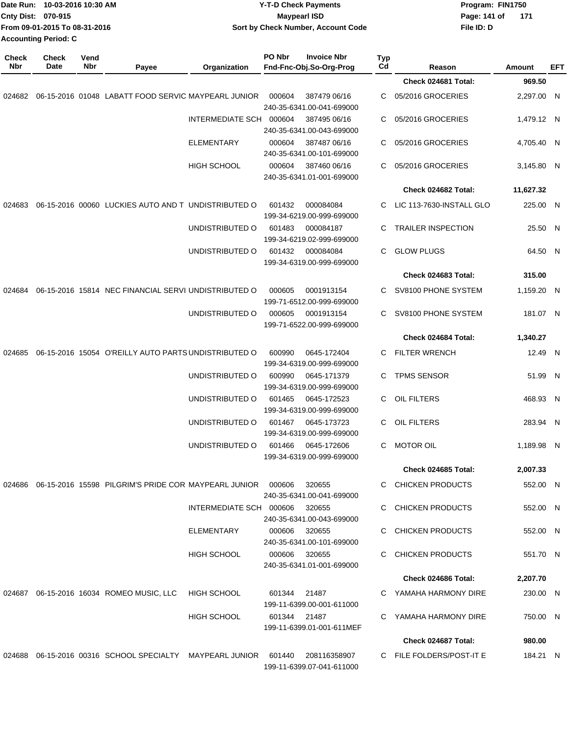Date Run: 10-03-2016 10:30 AM
Cnty Dist: 070-915
From 09-01-2015 To 08-31-2016
Accounting Period: C

**Y-T-D Check Payments**
**Maypearl ISD**
**Sort by Check Number, Account Code**

Program: FIN1750
File ID: D

| Check Nbr | Check Date | Vend Nbr | Payee | Organization | PO Nbr | Invoice Nbr / Fnd-Fnc-Obj.So-Org-Prog | Typ Cd | Reason | Amount | EFT |
|---|---|---|---|---|---|---|---|---|---|---|
| | | | | | | | | **Check 024681 Total:** | **969.50** | |
| 024682 | 06-15-2016 | 01048 | LABATT FOOD SERVIC | MAYPEARL JUNIOR | 000604 | 387479 06/16 240-35-6341.00-041-699000 | C | 05/2016 GROCERIES | 2,297.00 | N |
| | | | | INTERMEDIATE SCH | 000604 | 387495 06/16 240-35-6341.00-043-699000 | C | 05/2016 GROCERIES | 1,479.12 | N |
| | | | | ELEMENTARY | 000604 | 387487 06/16 240-35-6341.00-101-699000 | C | 05/2016 GROCERIES | 4,705.40 | N |
| | | | | HIGH SCHOOL | 000604 | 387460 06/16 240-35-6341.01-001-699000 | C | 05/2016 GROCERIES | 3,145.80 | N |
| | | | | | | | | **Check 024682 Total:** | **11,627.32** | |
| 024683 | 06-15-2016 | 00060 | LUCKIES AUTO AND T | UNDISTRIBUTED O | 601432 | 000084084 199-34-6219.00-999-699000 | C | LIC 113-7630-INSTALL GLO | 225.00 | N |
| | | | | UNDISTRIBUTED O | 601483 | 000084187 199-34-6219.02-999-699000 | C | TRAILER INSPECTION | 25.50 | N |
| | | | | UNDISTRIBUTED O | 601432 | 000084084 199-34-6319.00-999-699000 | C | GLOW PLUGS | 64.50 | N |
| | | | | | | | | **Check 024683 Total:** | **315.00** | |
| 024684 | 06-15-2016 | 15814 | NEC FINANCIAL SERVI | UNDISTRIBUTED O | 000605 | 0001913154 199-71-6512.00-999-699000 | C | SV8100 PHONE SYSTEM | 1,159.20 | N |
| | | | | UNDISTRIBUTED O | 000605 | 0001913154 199-71-6522.00-999-699000 | C | SV8100 PHONE SYSTEM | 181.07 | N |
| | | | | | | | | **Check 024684 Total:** | **1,340.27** | |
| 024685 | 06-15-2016 | 15054 | O'REILLY AUTO PARTS | UNDISTRIBUTED O | 600990 | 0645-172404 199-34-6319.00-999-699000 | C | FILTER WRENCH | 12.49 | N |
| | | | | UNDISTRIBUTED O | 600990 | 0645-171379 199-34-6319.00-999-699000 | C | TPMS SENSOR | 51.99 | N |
| | | | | UNDISTRIBUTED O | 601465 | 0645-172523 199-34-6319.00-999-699000 | C | OIL FILTERS | 468.93 | N |
| | | | | UNDISTRIBUTED O | 601467 | 0645-173723 199-34-6319.00-999-699000 | C | OIL FILTERS | 283.94 | N |
| | | | | UNDISTRIBUTED O | 601466 | 0645-172606 199-34-6319.00-999-699000 | C | MOTOR OIL | 1,189.98 | N |
| | | | | | | | | **Check 024685 Total:** | **2,007.33** | |
| 024686 | 06-15-2016 | 15598 | PILGRIM'S PRIDE COR | MAYPEARL JUNIOR | 000606 | 320655 240-35-6341.00-041-699000 | C | CHICKEN PRODUCTS | 552.00 | N |
| | | | | INTERMEDIATE SCH | 000606 | 320655 240-35-6341.00-043-699000 | C | CHICKEN PRODUCTS | 552.00 | N |
| | | | | ELEMENTARY | 000606 | 320655 240-35-6341.00-101-699000 | C | CHICKEN PRODUCTS | 552.00 | N |
| | | | | HIGH SCHOOL | 000606 | 320655 240-35-6341.01-001-699000 | C | CHICKEN PRODUCTS | 551.70 | N |
| | | | | | | | | **Check 024686 Total:** | **2,207.70** | |
| 024687 | 06-15-2016 | 16034 | ROMEO MUSIC, LLC | HIGH SCHOOL | 601344 | 21487 199-11-6399.00-001-611000 | C | YAMAHA HARMONY DIRE | 230.00 | N |
| | | | | HIGH SCHOOL | 601344 | 21487 199-11-6399.01-001-611MEF | C | YAMAHA HARMONY DIRE | 750.00 | N |
| | | | | | | | | **Check 024687 Total:** | **980.00** | |
| 024688 | 06-15-2016 | 00316 | SCHOOL SPECIALTY | MAYPEARL JUNIOR | 601440 | 208116358907 199-11-6399.07-041-611000 | C | FILE FOLDERS/POST-IT E | 184.21 | N |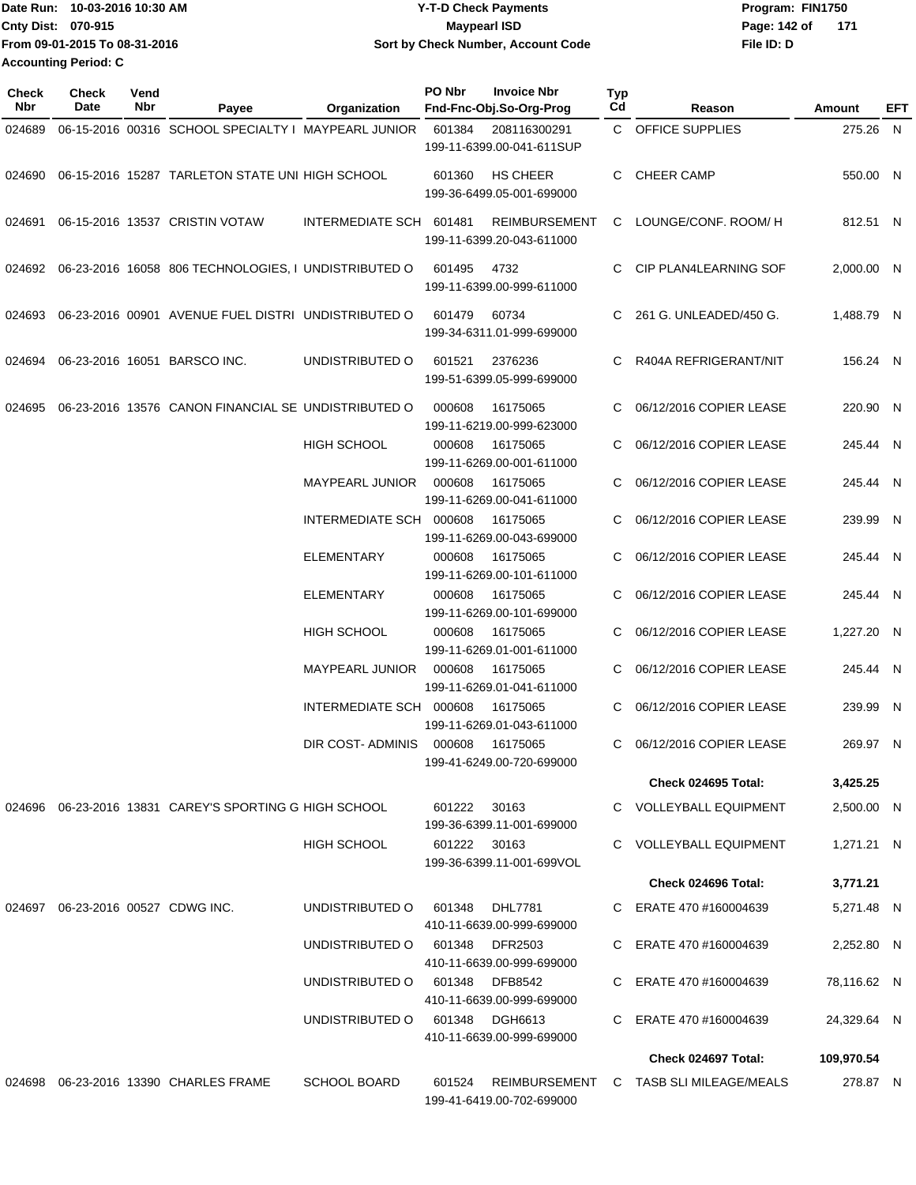Date Run: 10-03-2016 10:30 AM
Cnty Dist: 070-915
From 09-01-2015 To 08-31-2016
Accounting Period: C

**Y-T-D Check Payments**
**Maypearl ISD**
**Sort by Check Number, Account Code**

Program: FIN1750
File ID: D

| Check Nbr | Check Date | Vend Nbr | Payee | Organization | PO Nbr | Invoice Nbr / Fnd-Fnc-Obj.So-Org-Prog | Typ Cd | Reason | Amount | EFT |
|---|---|---|---|---|---|---|---|---|---|---|
| 024689 | 06-15-2016 | 00316 | SCHOOL SPECIALTY I | MAYPEARL JUNIOR | 601384 | 208116300291 199-11-6399.00-041-611SUP | C | OFFICE SUPPLIES | 275.26 | N |
| 024690 | 06-15-2016 | 15287 | TARLETON STATE UNI | HIGH SCHOOL | 601360 | HS CHEER 199-36-6499.05-001-699000 | C | CHEER CAMP | 550.00 | N |
| 024691 | 06-15-2016 | 13537 | CRISTIN VOTAW | INTERMEDIATE SCH | 601481 | REIMBURSEMENT 199-11-6399.20-043-611000 | C | LOUNGE/CONF. ROOM/ H | 812.51 | N |
| 024692 | 06-23-2016 | 16058 | 806 TECHNOLOGIES, I | UNDISTRIBUTED O | 601495 | 4732 199-11-6399.00-999-611000 | C | CIP PLAN4LEARNING SOF | 2,000.00 | N |
| 024693 | 06-23-2016 | 00901 | AVENUE FUEL DISTRI | UNDISTRIBUTED O | 601479 | 60734 199-34-6311.01-999-699000 | C | 261 G. UNLEADED/450 G. | 1,488.79 | N |
| 024694 | 06-23-2016 | 16051 | BARSCO INC. | UNDISTRIBUTED O | 601521 | 2376236 199-51-6399.05-999-699000 | C | R404A REFRIGERANT/NIT | 156.24 | N |
| 024695 | 06-23-2016 | 13576 | CANON FINANCIAL SE | UNDISTRIBUTED O | 000608 | 16175065 199-11-6219.00-999-623000 | C | 06/12/2016 COPIER LEASE | 220.90 | N |
| | | | | HIGH SCHOOL | 000608 | 16175065 199-11-6269.00-001-611000 | C | 06/12/2016 COPIER LEASE | 245.44 | N |
| | | | | MAYPEARL JUNIOR | 000608 | 16175065 199-11-6269.00-041-611000 | C | 06/12/2016 COPIER LEASE | 245.44 | N |
| | | | | INTERMEDIATE SCH | 000608 | 16175065 199-11-6269.00-043-699000 | C | 06/12/2016 COPIER LEASE | 239.99 | N |
| | | | | ELEMENTARY | 000608 | 16175065 199-11-6269.00-101-611000 | C | 06/12/2016 COPIER LEASE | 245.44 | N |
| | | | | ELEMENTARY | 000608 | 16175065 199-11-6269.00-101-699000 | C | 06/12/2016 COPIER LEASE | 245.44 | N |
| | | | | HIGH SCHOOL | 000608 | 16175065 199-11-6269.01-001-611000 | C | 06/12/2016 COPIER LEASE | 1,227.20 | N |
| | | | | MAYPEARL JUNIOR | 000608 | 16175065 199-11-6269.01-041-611000 | C | 06/12/2016 COPIER LEASE | 245.44 | N |
| | | | | INTERMEDIATE SCH | 000608 | 16175065 199-11-6269.01-043-611000 | C | 06/12/2016 COPIER LEASE | 239.99 | N |
| | | | | DIR COST- ADMINIS | 000608 | 16175065 199-41-6249.00-720-699000 | C | 06/12/2016 COPIER LEASE | 269.97 | N |
| | | | | | | | | **Check 024695 Total:** | **3,425.25** | |
| 024696 | 06-23-2016 | 13831 | CAREY'S SPORTING G | HIGH SCHOOL | 601222 | 30163 199-36-6399.11-001-699000 | C | VOLLEYBALL EQUIPMENT | 2,500.00 | N |
| | | | | HIGH SCHOOL | 601222 | 30163 199-36-6399.11-001-699VOL | C | VOLLEYBALL EQUIPMENT | 1,271.21 | N |
| | | | | | | | | **Check 024696 Total:** | **3,771.21** | |
| 024697 | 06-23-2016 | 00527 | CDWG INC. | UNDISTRIBUTED O | 601348 | DHL7781 410-11-6639.00-999-699000 | C | ERATE 470 #160004639 | 5,271.48 | N |
| | | | | UNDISTRIBUTED O | 601348 | DFR2503 410-11-6639.00-999-699000 | C | ERATE 470 #160004639 | 2,252.80 | N |
| | | | | UNDISTRIBUTED O | 601348 | DFB8542 410-11-6639.00-999-699000 | C | ERATE 470 #160004639 | 78,116.62 | N |
| | | | | UNDISTRIBUTED O | 601348 | DGH6613 410-11-6639.00-999-699000 | C | ERATE 470 #160004639 | 24,329.64 | N |
| | | | | | | | | **Check 024697 Total:** | **109,970.54** | |
| 024698 | 06-23-2016 | 13390 | CHARLES FRAME | SCHOOL BOARD | 601524 | REIMBURSEMENT 199-41-6419.00-702-699000 | C | TASB SLI MILEAGE/MEALS | 278.87 | N |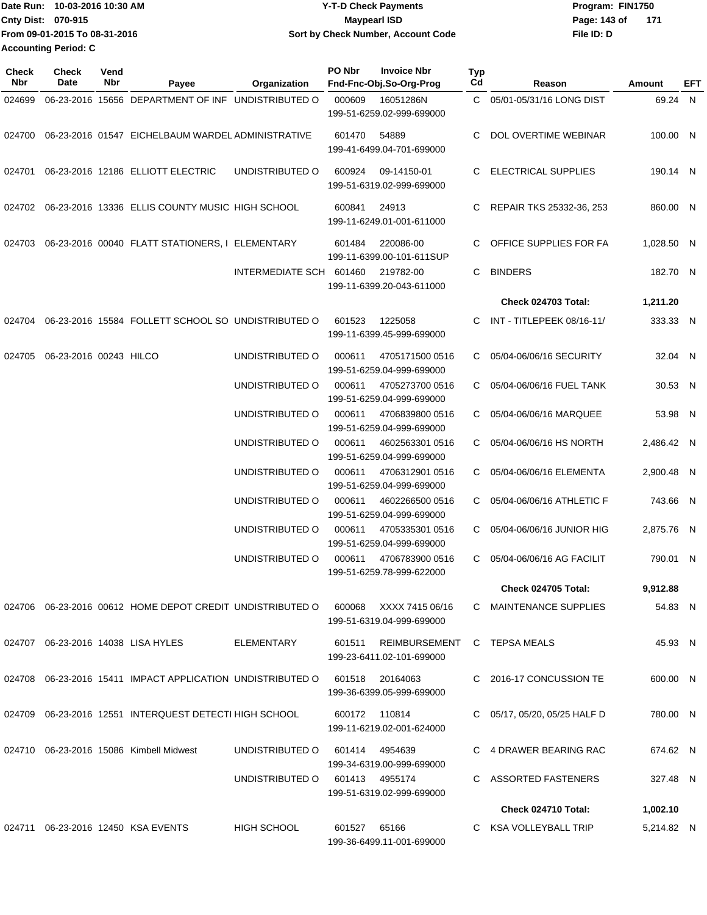Date Run: 10-03-2016 10:30 AM
Cnty Dist: 070-915
From 09-01-2015 To 08-31-2016
Accounting Period: C

# Y-T-D Check Payments
## Maypearl ISD
### Sort by Check Number, Account Code

Program: FIN1750
File ID: D

| Check Nbr | Check Date | Vend Nbr | Payee | Organization | PO Nbr | Invoice Nbr / Fnd-Fnc-Obj.So-Org-Prog | Typ Cd | Reason | Amount | EFT |
|---|---|---|---|---|---|---|---|---|---|---|
| 024699 | 06-23-2016 | 15656 | DEPARTMENT OF INF | UNDISTRIBUTED O | 000609 | 16051286N 199-51-6259.02-999-699000 | C | 05/01-05/31/16 LONG DIST | 69.24 | N |
| 024700 | 06-23-2016 | 01547 | EICHELBAUM WARDEL | ADMINISTRATIVE | 601470 | 54889 199-41-6499.04-701-699000 | C | DOL OVERTIME WEBINAR | 100.00 | N |
| 024701 | 06-23-2016 | 12186 | ELLIOTT ELECTRIC | UNDISTRIBUTED O | 600924 | 09-14150-01 199-51-6319.02-999-699000 | C | ELECTRICAL SUPPLIES | 190.14 | N |
| 024702 | 06-23-2016 | 13336 | ELLIS COUNTY MUSIC | HIGH SCHOOL | 600841 | 24913 199-11-6249.01-001-611000 | C | REPAIR TKS 25332-36, 253 | 860.00 | N |
| 024703 | 06-23-2016 | 00040 | FLATT STATIONERS, I | ELEMENTARY | 601484 | 220086-00 199-11-6399.00-101-611SUP | C | OFFICE SUPPLIES FOR FA | 1,028.50 | N |
| | | | | INTERMEDIATE SCH | 601460 | 219782-00 199-11-6399.20-043-611000 | C | BINDERS | 182.70 | N |
| | | | | | | | | **Check 024703 Total:** | **1,211.20** | |
| 024704 | 06-23-2016 | 15584 | FOLLETT SCHOOL SO | UNDISTRIBUTED O | 601523 | 1225058 199-11-6399.45-999-699000 | C | INT - TITLEPEEK 08/16-11/ | 333.33 | N |
| 024705 | 06-23-2016 | 00243 | HILCO | UNDISTRIBUTED O | 000611 | 4705171500 0516 199-51-6259.04-999-699000 | C | 05/04-06/06/16 SECURITY | 32.04 | N |
| | | | | UNDISTRIBUTED O | 000611 | 4705273700 0516 199-51-6259.04-999-699000 | C | 05/04-06/06/16 FUEL TANK | 30.53 | N |
| | | | | UNDISTRIBUTED O | 000611 | 4706839800 0516 199-51-6259.04-999-699000 | C | 05/04-06/06/16 MARQUEE | 53.98 | N |
| | | | | UNDISTRIBUTED O | 000611 | 4602563301 0516 199-51-6259.04-999-699000 | C | 05/04-06/06/16 HS NORTH | 2,486.42 | N |
| | | | | UNDISTRIBUTED O | 000611 | 4706312901 0516 199-51-6259.04-999-699000 | C | 05/04-06/06/16 ELEMENTA | 2,900.48 | N |
| | | | | UNDISTRIBUTED O | 000611 | 4602266500 0516 199-51-6259.04-999-699000 | C | 05/04-06/06/16 ATHLETIC F | 743.66 | N |
| | | | | UNDISTRIBUTED O | 000611 | 4705335301 0516 199-51-6259.04-999-699000 | C | 05/04-06/06/16 JUNIOR HIG | 2,875.76 | N |
| | | | | UNDISTRIBUTED O | 000611 | 4706783900 0516 199-51-6259.78-999-622000 | C | 05/04-06/06/16 AG FACILIT | 790.01 | N |
| | | | | | | | | **Check 024705 Total:** | **9,912.88** | |
| 024706 | 06-23-2016 | 00612 | HOME DEPOT CREDIT | UNDISTRIBUTED O | 600068 | XXXX 7415 06/16 199-51-6319.04-999-699000 | C | MAINTENANCE SUPPLIES | 54.83 | N |
| 024707 | 06-23-2016 | 14038 | LISA HYLES | ELEMENTARY | 601511 | REIMBURSEMENT 199-23-6411.02-101-699000 | C | TEPSA MEALS | 45.93 | N |
| 024708 | 06-23-2016 | 15411 | IMPACT APPLICATION | UNDISTRIBUTED O | 601518 | 20164063 199-36-6399.05-999-699000 | C | 2016-17 CONCUSSION TE | 600.00 | N |
| 024709 | 06-23-2016 | 12551 | INTERQUEST DETECTI | HIGH SCHOOL | 600172 | 110814 199-11-6219.02-001-624000 | C | 05/17, 05/20, 05/25 HALF D | 780.00 | N |
| 024710 | 06-23-2016 | 15086 | Kimbell Midwest | UNDISTRIBUTED O | 601414 | 4954639 199-34-6319.00-999-699000 | C | 4 DRAWER BEARING RAC | 674.62 | N |
| | | | | UNDISTRIBUTED O | 601413 | 4955174 199-51-6319.02-999-699000 | C | ASSORTED FASTENERS | 327.48 | N |
| | | | | | | | | **Check 024710 Total:** | **1,002.10** | |
| 024711 | 06-23-2016 | 12450 | KSA EVENTS | HIGH SCHOOL | 601527 | 65166 199-36-6499.11-001-699000 | C | KSA VOLLEYBALL TRIP | 5,214.82 | N |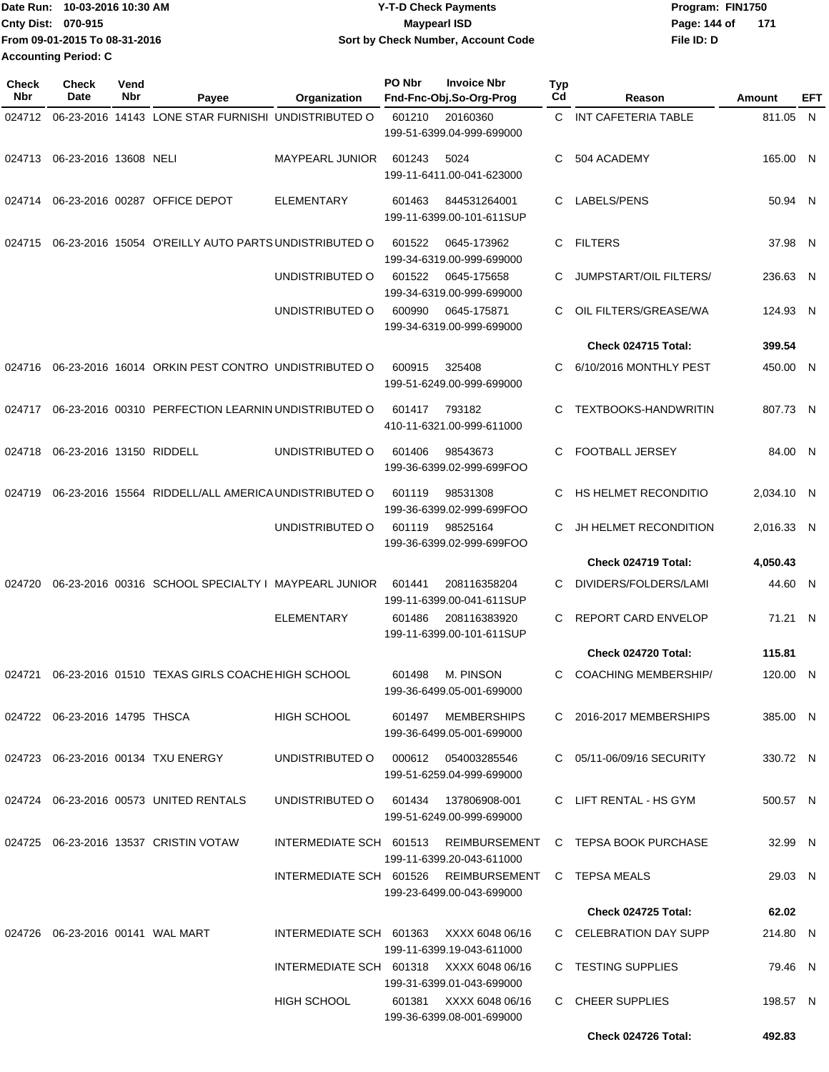Date Run: 10-03-2016 10:30 AM
Cnty Dist: 070-915
From 09-01-2015 To 08-31-2016
Accounting Period: C

# Y-T-D Check Payments
## Maypearl ISD
### Sort by Check Number, Account Code

Program: FIN1750
File ID: D

| Check Nbr | Check Date | Vend Nbr | Payee | Organization | PO Nbr | Invoice Nbr / Fnd-Fnc-Obj.So-Org-Prog | Typ Cd | Reason | Amount | EFT |
|---|---|---|---|---|---|---|---|---|---|---|
| 024712 | 06-23-2016 | 14143 | LONE STAR FURNISHI | UNDISTRIBUTED O | 601210 | 20160360 199-51-6399.04-999-699000 | C | INT CAFETERIA TABLE | 811.05 | N |
| 024713 | 06-23-2016 | 13608 | NELI | MAYPEARL JUNIOR | 601243 | 5024 199-11-6411.00-041-623000 | C | 504 ACADEMY | 165.00 | N |
| 024714 | 06-23-2016 | 00287 | OFFICE DEPOT | ELEMENTARY | 601463 | 844531264001 199-11-6399.00-101-611SUP | C | LABELS/PENS | 50.94 | N |
| 024715 | 06-23-2016 | 15054 | O'REILLY AUTO PARTS | UNDISTRIBUTED O | 601522 | 0645-173962 199-34-6319.00-999-699000 | C | FILTERS | 37.98 | N |
| | | | | UNDISTRIBUTED O | 601522 | 0645-175658 199-34-6319.00-999-699000 | C | JUMPSTART/OIL FILTERS/ | 236.63 | N |
| | | | | UNDISTRIBUTED O | 600990 | 0645-175871 199-34-6319.00-999-699000 | C | OIL FILTERS/GREASE/WA | 124.93 | N |
| | | | | | | | | **Check 024715 Total:** | **399.54** | |
| 024716 | 06-23-2016 | 16014 | ORKIN PEST CONTRO | UNDISTRIBUTED O | 600915 | 325408 199-51-6249.00-999-699000 | C | 6/10/2016 MONTHLY PEST | 450.00 | N |
| 024717 | 06-23-2016 | 00310 | PERFECTION LEARNIN | UNDISTRIBUTED O | 601417 | 793182 410-11-6321.00-999-611000 | C | TEXTBOOKS-HANDWRITIN | 807.73 | N |
| 024718 | 06-23-2016 | 13150 | RIDDELL | UNDISTRIBUTED O | 601406 | 98543673 199-36-6399.02-999-699FOO | C | FOOTBALL JERSEY | 84.00 | N |
| 024719 | 06-23-2016 | 15564 | RIDDELL/ALL AMERICA | UNDISTRIBUTED O | 601119 | 98531308 199-36-6399.02-999-699FOO | C | HS HELMET RECONDITIO | 2,034.10 | N |
| | | | | UNDISTRIBUTED O | 601119 | 98525164 199-36-6399.02-999-699FOO | C | JH HELMET RECONDITION | 2,016.33 | N |
| | | | | | | | | **Check 024719 Total:** | **4,050.43** | |
| 024720 | 06-23-2016 | 00316 | SCHOOL SPECIALTY I | MAYPEARL JUNIOR | 601441 | 208116358204 199-11-6399.00-041-611SUP | C | DIVIDERS/FOLDERS/LAMI | 44.60 | N |
| | | | | ELEMENTARY | 601486 | 208116383920 199-11-6399.00-101-611SUP | C | REPORT CARD ENVELOP | 71.21 | N |
| | | | | | | | | **Check 024720 Total:** | **115.81** | |
| 024721 | 06-23-2016 | 01510 | TEXAS GIRLS COACHE | HIGH SCHOOL | 601498 | M. PINSON 199-36-6499.05-001-699000 | C | COACHING MEMBERSHIP/ | 120.00 | N |
| 024722 | 06-23-2016 | 14795 | THSCA | HIGH SCHOOL | 601497 | MEMBERSHIPS 199-36-6499.05-001-699000 | C | 2016-2017 MEMBERSHIPS | 385.00 | N |
| 024723 | 06-23-2016 | 00134 | TXU ENERGY | UNDISTRIBUTED O | 000612 | 054003285546 199-51-6259.04-999-699000 | C | 05/11-06/09/16 SECURITY | 330.72 | N |
| 024724 | 06-23-2016 | 00573 | UNITED RENTALS | UNDISTRIBUTED O | 601434 | 137806908-001 199-51-6249.00-999-699000 | C | LIFT RENTAL - HS GYM | 500.57 | N |
| 024725 | 06-23-2016 | 13537 | CRISTIN VOTAW | INTERMEDIATE SCH | 601513 | REIMBURSEMENT 199-11-6399.20-043-611000 | C | TEPSA BOOK PURCHASE | 32.99 | N |
| | | | | INTERMEDIATE SCH | 601526 | REIMBURSEMENT 199-23-6499.00-043-699000 | C | TEPSA MEALS | 29.03 | N |
| | | | | | | | | **Check 024725 Total:** | **62.02** | |
| 024726 | 06-23-2016 | 00141 | WAL MART | INTERMEDIATE SCH | 601363 | XXXX 6048 06/16 199-11-6399.19-043-611000 | C | CELEBRATION DAY SUPP | 214.80 | N |
| | | | | INTERMEDIATE SCH | 601318 | XXXX 6048 06/16 199-31-6399.01-043-699000 | C | TESTING SUPPLIES | 79.46 | N |
| | | | | HIGH SCHOOL | 601381 | XXXX 6048 06/16 199-36-6399.08-001-699000 | C | CHEER SUPPLIES | 198.57 | N |
| | | | | | | | | **Check 024726 Total:** | **492.83** | |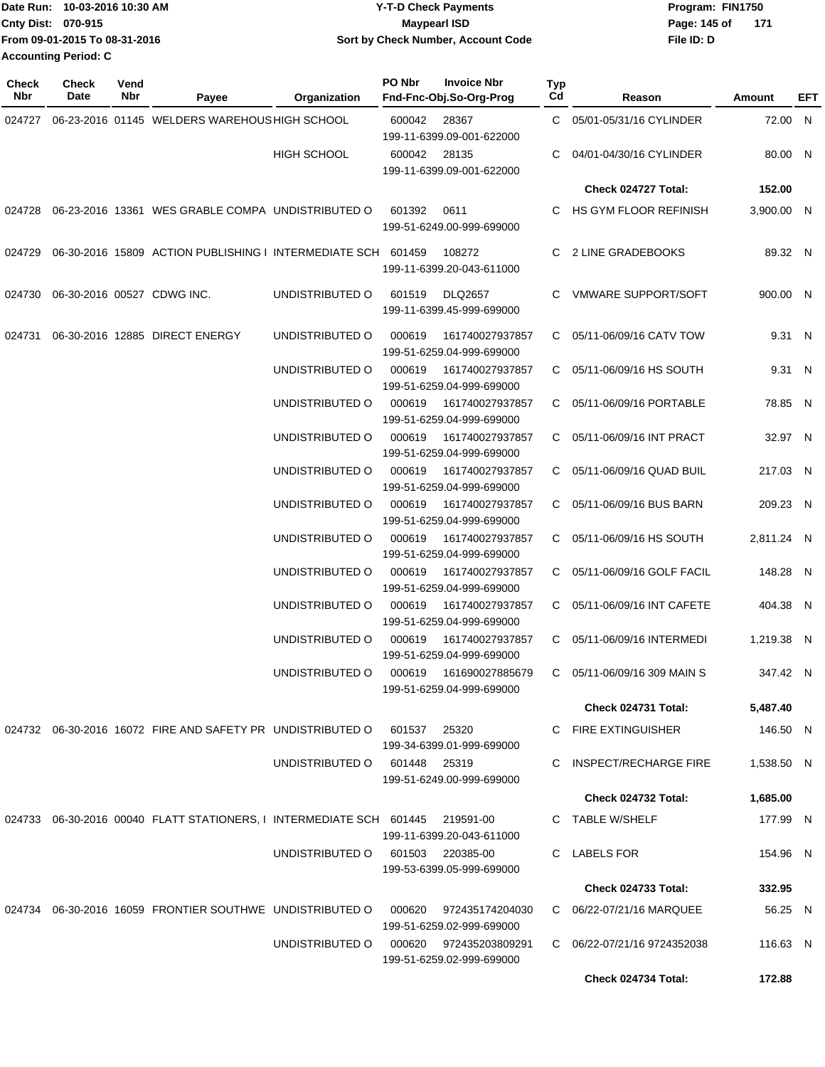Date Run: 10-03-2016 10:30 AM
Cnty Dist: 070-915
From 09-01-2015 To 08-31-2016
Accounting Period: C

**Y-T-D Check Payments**
**Maypearl ISD**
**Sort by Check Number, Account Code**

Program: FIN1750
File ID: D

| Check Nbr | Check Date | Vend Nbr | Payee | Organization | PO Nbr | Invoice Nbr / Fnd-Fnc-Obj.So-Org-Prog | Typ Cd | Reason | Amount | EFT |
|---|---|---|---|---|---|---|---|---|---|---|
| 024727 | 06-23-2016 | 01145 | WELDERS WAREHOUS | HIGH SCHOOL | 600042 | 28367 / 199-11-6399.09-001-622000 | C | 05/01-05/31/16 CYLINDER | 72.00 | N |
| | | | | HIGH SCHOOL | 600042 | 28135 / 199-11-6399.09-001-622000 | C | 04/01-04/30/16 CYLINDER | 80.00 | N |
| | | | | | | | | **Check 024727 Total:** | **152.00** | |
| 024728 | 06-23-2016 | 13361 | WES GRABLE COMPA | UNDISTRIBUTED O | 601392 | 0611 / 199-51-6249.00-999-699000 | C | HS GYM FLOOR REFINISH | 3,900.00 | N |
| 024729 | 06-30-2016 | 15809 | ACTION PUBLISHING I | INTERMEDIATE SCH | 601459 | 108272 / 199-11-6399.20-043-611000 | C | 2 LINE GRADEBOOKS | 89.32 | N |
| 024730 | 06-30-2016 | 00527 | CDWG INC. | UNDISTRIBUTED O | 601519 | DLQ2657 / 199-11-6399.45-999-699000 | C | VMWARE SUPPORT/SOFT | 900.00 | N |
| 024731 | 06-30-2016 | 12885 | DIRECT ENERGY | UNDISTRIBUTED O | 000619 | 161740027937857 / 199-51-6259.04-999-699000 | C | 05/11-06/09/16 CATV TOW | 9.31 | N |
| | | | | UNDISTRIBUTED O | 000619 | 161740027937857 / 199-51-6259.04-999-699000 | C | 05/11-06/09/16 HS SOUTH | 9.31 | N |
| | | | | UNDISTRIBUTED O | 000619 | 161740027937857 / 199-51-6259.04-999-699000 | C | 05/11-06/09/16 PORTABLE | 78.85 | N |
| | | | | UNDISTRIBUTED O | 000619 | 161740027937857 / 199-51-6259.04-999-699000 | C | 05/11-06/09/16 INT PRACT | 32.97 | N |
| | | | | UNDISTRIBUTED O | 000619 | 161740027937857 / 199-51-6259.04-999-699000 | C | 05/11-06/09/16 QUAD BUIL | 217.03 | N |
| | | | | UNDISTRIBUTED O | 000619 | 161740027937857 / 199-51-6259.04-999-699000 | C | 05/11-06/09/16 BUS BARN | 209.23 | N |
| | | | | UNDISTRIBUTED O | 000619 | 161740027937857 / 199-51-6259.04-999-699000 | C | 05/11-06/09/16 HS SOUTH | 2,811.24 | N |
| | | | | UNDISTRIBUTED O | 000619 | 161740027937857 / 199-51-6259.04-999-699000 | C | 05/11-06/09/16 GOLF FACIL | 148.28 | N |
| | | | | UNDISTRIBUTED O | 000619 | 161740027937857 / 199-51-6259.04-999-699000 | C | 05/11-06/09/16 INT CAFETE | 404.38 | N |
| | | | | UNDISTRIBUTED O | 000619 | 161740027937857 / 199-51-6259.04-999-699000 | C | 05/11-06/09/16 INTERMEDI | 1,219.38 | N |
| | | | | UNDISTRIBUTED O | 000619 | 161690027885679 / 199-51-6259.04-999-699000 | C | 05/11-06/09/16 309 MAIN S | 347.42 | N |
| | | | | | | | | **Check 024731 Total:** | **5,487.40** | |
| 024732 | 06-30-2016 | 16072 | FIRE AND SAFETY PR | UNDISTRIBUTED O | 601537 | 25320 / 199-34-6399.01-999-699000 | C | FIRE EXTINGUISHER | 146.50 | N |
| | | | | UNDISTRIBUTED O | 601448 | 25319 / 199-51-6249.00-999-699000 | C | INSPECT/RECHARGE FIRE | 1,538.50 | N |
| | | | | | | | | **Check 024732 Total:** | **1,685.00** | |
| 024733 | 06-30-2016 | 00040 | FLATT STATIONERS, I | INTERMEDIATE SCH | 601445 | 219591-00 / 199-11-6399.20-043-611000 | C | TABLE W/SHELF | 177.99 | N |
| | | | | UNDISTRIBUTED O | 601503 | 220385-00 / 199-53-6399.05-999-699000 | C | LABELS FOR | 154.96 | N |
| | | | | | | | | **Check 024733 Total:** | **332.95** | |
| 024734 | 06-30-2016 | 16059 | FRONTIER SOUTHWE | UNDISTRIBUTED O | 000620 | 972435174204030 / 199-51-6259.02-999-699000 | C | 06/22-07/21/16 MARQUEE | 56.25 | N |
| | | | | UNDISTRIBUTED O | 000620 | 972435203809291 / 199-51-6259.02-999-699000 | C | 06/22-07/21/16 9724352038 | 116.63 | N |
| | | | | | | | | **Check 024734 Total:** | **172.88** | |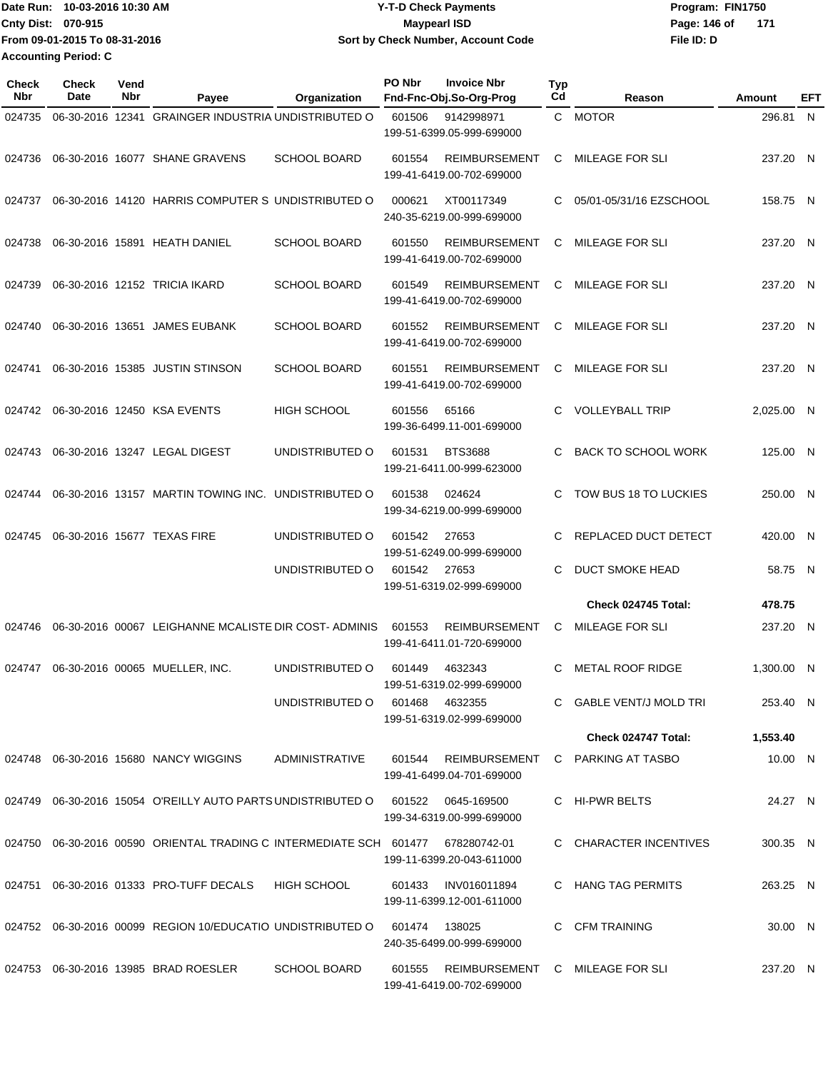Date Run: 10-03-2016 10:30 AM
Cnty Dist: 070-915
From 09-01-2015 To 08-31-2016
Accounting Period: C

**Y-T-D Check Payments**
**Maypearl ISD**
**Sort by Check Number, Account Code**

Program: FIN1750
File ID: D

| Check Nbr | Check Date | Vend Nbr | Payee | Organization | PO Nbr | Invoice Nbr / Fnd-Fnc-Obj.So-Org-Prog | Typ Cd | Reason | Amount | EFT |
|---|---|---|---|---|---|---|---|---|---|---|
| 024735 | 06-30-2016 | 12341 | GRAINGER INDUSTRIA | UNDISTRIBUTED O | 601506 | 9142998971 199-51-6399.05-999-699000 | C | MOTOR | 296.81 | N |
| 024736 | 06-30-2016 | 16077 | SHANE GRAVENS | SCHOOL BOARD | 601554 | REIMBURSEMENT 199-41-6419.00-702-699000 | C | MILEAGE FOR SLI | 237.20 | N |
| 024737 | 06-30-2016 | 14120 | HARRIS COMPUTER S | UNDISTRIBUTED O | 000621 | XT00117349 240-35-6219.00-999-699000 | C | 05/01-05/31/16 EZSCHOOL | 158.75 | N |
| 024738 | 06-30-2016 | 15891 | HEATH DANIEL | SCHOOL BOARD | 601550 | REIMBURSEMENT 199-41-6419.00-702-699000 | C | MILEAGE FOR SLI | 237.20 | N |
| 024739 | 06-30-2016 | 12152 | TRICIA IKARD | SCHOOL BOARD | 601549 | REIMBURSEMENT 199-41-6419.00-702-699000 | C | MILEAGE FOR SLI | 237.20 | N |
| 024740 | 06-30-2016 | 13651 | JAMES EUBANK | SCHOOL BOARD | 601552 | REIMBURSEMENT 199-41-6419.00-702-699000 | C | MILEAGE FOR SLI | 237.20 | N |
| 024741 | 06-30-2016 | 15385 | JUSTIN STINSON | SCHOOL BOARD | 601551 | REIMBURSEMENT 199-41-6419.00-702-699000 | C | MILEAGE FOR SLI | 237.20 | N |
| 024742 | 06-30-2016 | 12450 | KSA EVENTS | HIGH SCHOOL | 601556 | 65166 199-36-6499.11-001-699000 | C | VOLLEYBALL TRIP | 2,025.00 | N |
| 024743 | 06-30-2016 | 13247 | LEGAL DIGEST | UNDISTRIBUTED O | 601531 | BTS3688 199-21-6411.00-999-623000 | C | BACK TO SCHOOL WORK | 125.00 | N |
| 024744 | 06-30-2016 | 13157 | MARTIN TOWING INC. | UNDISTRIBUTED O | 601538 | 024624 199-34-6219.00-999-699000 | C | TOW BUS 18 TO LUCKIES | 250.00 | N |
| 024745 | 06-30-2016 | 15677 | TEXAS FIRE | UNDISTRIBUTED O | 601542 | 27653 199-51-6249.00-999-699000 | C | REPLACED DUCT DETECT | 420.00 | N |
| | | | | UNDISTRIBUTED O | 601542 | 27653 199-51-6319.02-999-699000 | C | DUCT SMOKE HEAD | 58.75 | N |
| | | | | | | | | **Check 024745 Total:** | **478.75** | |
| 024746 | 06-30-2016 | 00067 | LEIGHANNE MCALISTE | DIR COST- ADMINIS | 601553 | REIMBURSEMENT 199-41-6411.01-720-699000 | C | MILEAGE FOR SLI | 237.20 | N |
| 024747 | 06-30-2016 | 00065 | MUELLER, INC. | UNDISTRIBUTED O | 601449 | 4632343 199-51-6319.02-999-699000 | C | METAL ROOF RIDGE | 1,300.00 | N |
| | | | | UNDISTRIBUTED O | 601468 | 4632355 199-51-6319.02-999-699000 | C | GABLE VENT/J MOLD TRI | 253.40 | N |
| | | | | | | | | **Check 024747 Total:** | **1,553.40** | |
| 024748 | 06-30-2016 | 15680 | NANCY WIGGINS | ADMINISTRATIVE | 601544 | REIMBURSEMENT 199-41-6499.04-701-699000 | C | PARKING AT TASBO | 10.00 | N |
| 024749 | 06-30-2016 | 15054 | O'REILLY AUTO PARTS | UNDISTRIBUTED O | 601522 | 0645-169500 199-34-6319.00-999-699000 | C | HI-PWR BELTS | 24.27 | N |
| 024750 | 06-30-2016 | 00590 | ORIENTAL TRADING C | INTERMEDIATE SCH | 601477 | 678280742-01 199-11-6399.20-043-611000 | C | CHARACTER INCENTIVES | 300.35 | N |
| 024751 | 06-30-2016 | 01333 | PRO-TUFF DECALS | HIGH SCHOOL | 601433 | INV016011894 199-11-6399.12-001-611000 | C | HANG TAG PERMITS | 263.25 | N |
| 024752 | 06-30-2016 | 00099 | REGION 10/EDUCATIO | UNDISTRIBUTED O | 601474 | 138025 240-35-6499.00-999-699000 | C | CFM TRAINING | 30.00 | N |
| 024753 | 06-30-2016 | 13985 | BRAD ROESLER | SCHOOL BOARD | 601555 | REIMBURSEMENT 199-41-6419.00-702-699000 | C | MILEAGE FOR SLI | 237.20 | N |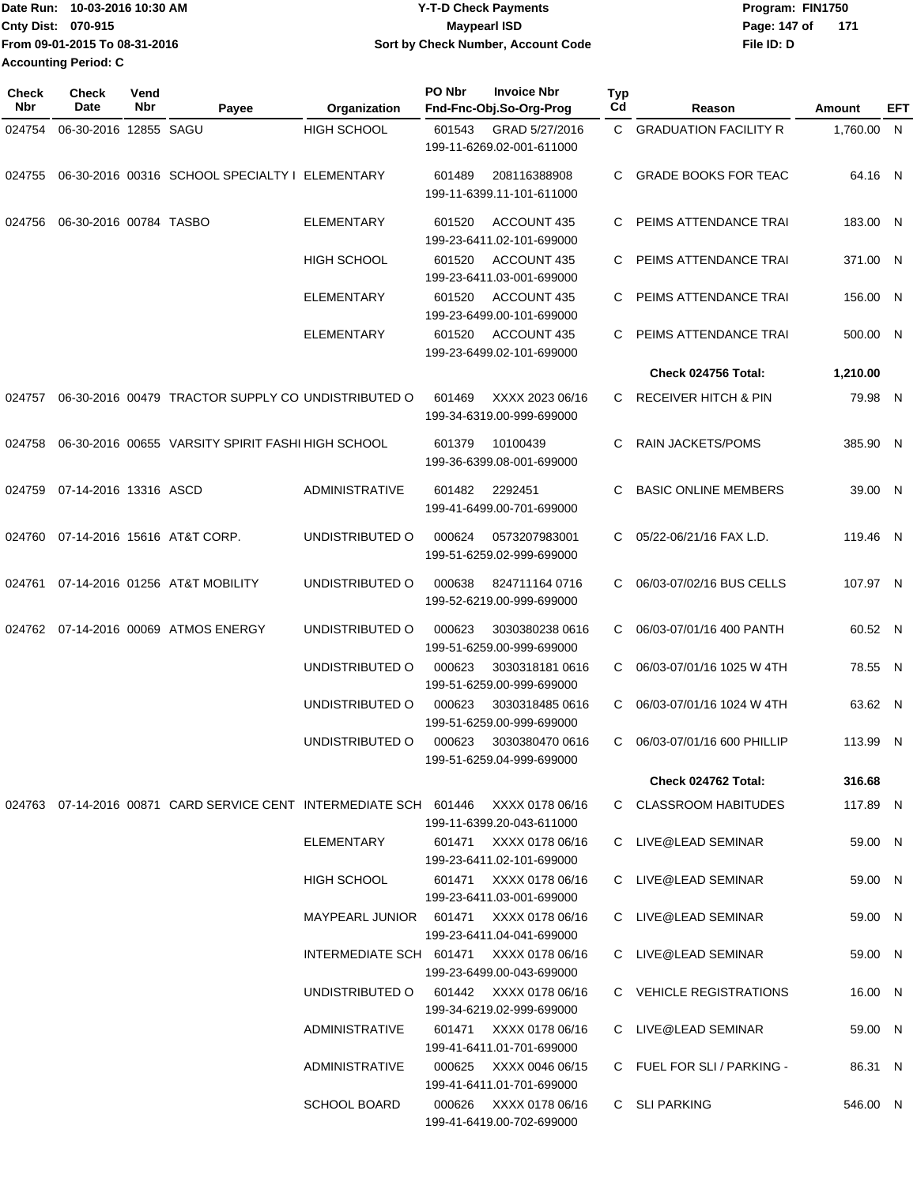Date Run: 10-03-2016 10:30 AM
Cnty Dist: 070-915
From 09-01-2015 To 08-31-2016
Accounting Period: C

# Y-T-D Check Payments
## Maypearl ISD
### Sort by Check Number, Account Code

Program: FIN1750
File ID: D

| Check Nbr | Check Date | Vend Nbr | Payee | Organization | PO Nbr | Invoice Nbr / Fnd-Fnc-Obj.So-Org-Prog | Typ Cd | Reason | Amount | EFT |
|---|---|---|---|---|---|---|---|---|---|---|
| 024754 | 06-30-2016 | 12855 | SAGU | HIGH SCHOOL | 601543 | GRAD 5/27/2016 199-11-6269.02-001-611000 | C | GRADUATION FACILITY R | 1,760.00 | N |
| 024755 | 06-30-2016 | 00316 | SCHOOL SPECIALTY I | ELEMENTARY | 601489 | 208116388908 199-11-6399.11-101-611000 | C | GRADE BOOKS FOR TEAC | 64.16 | N |
| 024756 | 06-30-2016 | 00784 | TASBO | ELEMENTARY | 601520 | ACCOUNT 435 199-23-6411.02-101-699000 | C | PEIMS ATTENDANCE TRAI | 183.00 | N |
| | | | | HIGH SCHOOL | 601520 | ACCOUNT 435 199-23-6411.03-001-699000 | C | PEIMS ATTENDANCE TRAI | 371.00 | N |
| | | | | ELEMENTARY | 601520 | ACCOUNT 435 199-23-6499.00-101-699000 | C | PEIMS ATTENDANCE TRAI | 156.00 | N |
| | | | | ELEMENTARY | 601520 | ACCOUNT 435 199-23-6499.02-101-699000 | C | PEIMS ATTENDANCE TRAI | 500.00 | N |
| | | | | | | | | **Check 024756 Total:** | **1,210.00** | |
| 024757 | 06-30-2016 | 00479 | TRACTOR SUPPLY CO | UNDISTRIBUTED O | 601469 | XXXX 2023 06/16 199-34-6319.00-999-699000 | C | RECEIVER HITCH & PIN | 79.98 | N |
| 024758 | 06-30-2016 | 00655 | VARSITY SPIRIT FASHI | HIGH SCHOOL | 601379 | 10100439 199-36-6399.08-001-699000 | C | RAIN JACKETS/POMS | 385.90 | N |
| 024759 | 07-14-2016 | 13316 | ASCD | ADMINISTRATIVE | 601482 | 2292451 199-41-6499.00-701-699000 | C | BASIC ONLINE MEMBERS | 39.00 | N |
| 024760 | 07-14-2016 | 15616 | AT&T CORP. | UNDISTRIBUTED O | 000624 | 0573207983001 199-51-6259.02-999-699000 | C | 05/22-06/21/16 FAX L.D. | 119.46 | N |
| 024761 | 07-14-2016 | 01256 | AT&T MOBILITY | UNDISTRIBUTED O | 000638 | 824711164 0716 199-52-6219.00-999-699000 | C | 06/03-07/02/16 BUS CELLS | 107.97 | N |
| 024762 | 07-14-2016 | 00069 | ATMOS ENERGY | UNDISTRIBUTED O | 000623 | 3030380238 0616 199-51-6259.00-999-699000 | C | 06/03-07/01/16 400 PANTH | 60.52 | N |
| | | | | UNDISTRIBUTED O | 000623 | 3030318181 0616 199-51-6259.00-999-699000 | C | 06/03-07/01/16 1025 W 4TH | 78.55 | N |
| | | | | UNDISTRIBUTED O | 000623 | 3030318485 0616 199-51-6259.00-999-699000 | C | 06/03-07/01/16 1024 W 4TH | 63.62 | N |
| | | | | UNDISTRIBUTED O | 000623 | 3030380470 0616 199-51-6259.04-999-699000 | C | 06/03-07/01/16 600 PHILLIP | 113.99 | N |
| | | | | | | | | **Check 024762 Total:** | **316.68** | |
| 024763 | 07-14-2016 | 00871 | CARD SERVICE CENT | INTERMEDIATE SCH | 601446 | XXXX 0178 06/16 199-11-6399.20-043-611000 | C | CLASSROOM HABITUDES | 117.89 | N |
| | | | | ELEMENTARY | 601471 | XXXX 0178 06/16 199-23-6411.02-101-699000 | C | LIVE@LEAD SEMINAR | 59.00 | N |
| | | | | HIGH SCHOOL | 601471 | XXXX 0178 06/16 199-23-6411.03-001-699000 | C | LIVE@LEAD SEMINAR | 59.00 | N |
| | | | | MAYPEARL JUNIOR | 601471 | XXXX 0178 06/16 199-23-6411.04-041-699000 | C | LIVE@LEAD SEMINAR | 59.00 | N |
| | | | | INTERMEDIATE SCH | 601471 | XXXX 0178 06/16 199-23-6499.00-043-699000 | C | LIVE@LEAD SEMINAR | 59.00 | N |
| | | | | UNDISTRIBUTED O | 601442 | XXXX 0178 06/16 199-34-6219.02-999-699000 | C | VEHICLE REGISTRATIONS | 16.00 | N |
| | | | | ADMINISTRATIVE | 601471 | XXXX 0178 06/16 199-41-6411.01-701-699000 | C | LIVE@LEAD SEMINAR | 59.00 | N |
| | | | | ADMINISTRATIVE | 000625 | XXXX 0046 06/15 199-41-6411.01-701-699000 | C | FUEL FOR SLI / PARKING - | 86.31 | N |
| | | | | SCHOOL BOARD | 000626 | XXXX 0178 06/16 199-41-6419.00-702-699000 | C | SLI PARKING | 546.00 | N |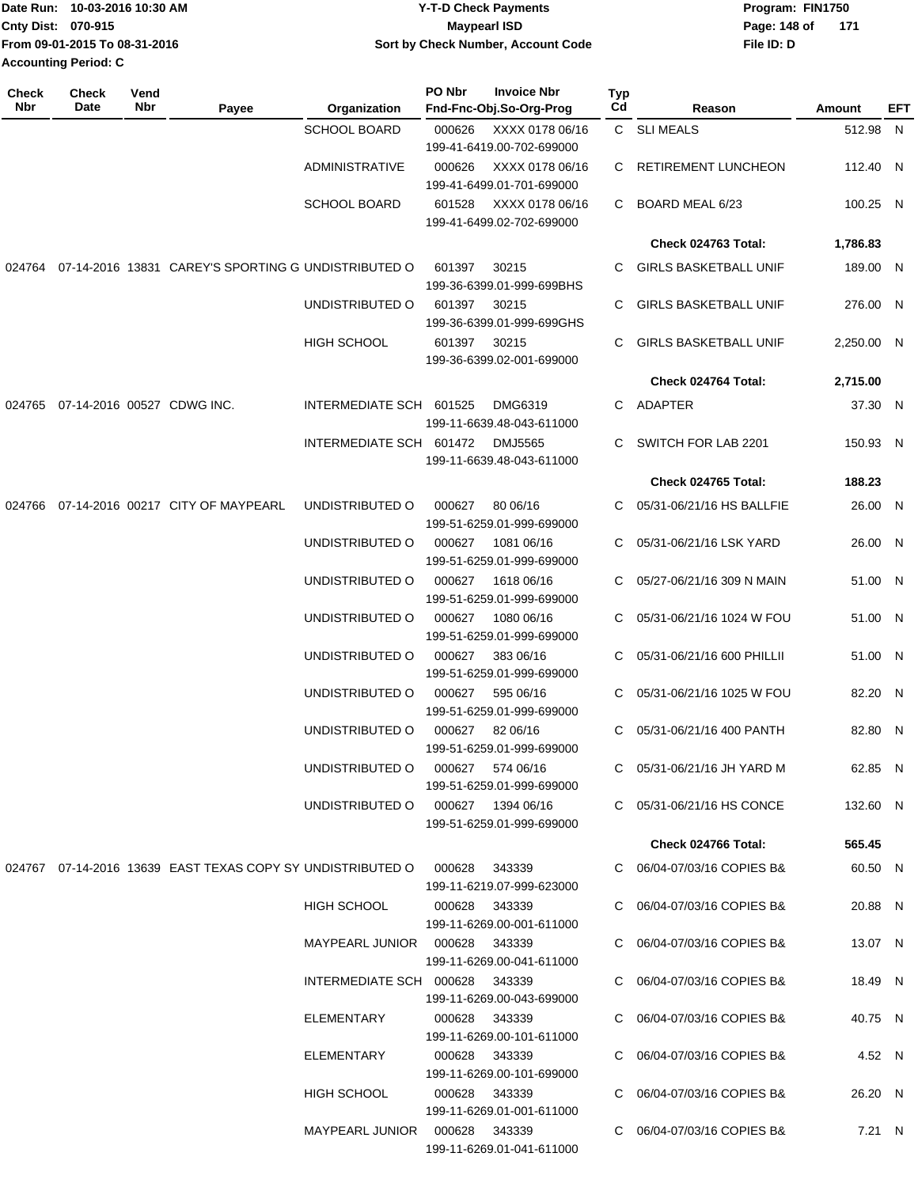Date Run: 10-03-2016 10:30 AM
Cnty Dist: 070-915
From 09-01-2015 To 08-31-2016
Accounting Period: C

**Y-T-D Check Payments**
**Maypearl ISD**
**Sort by Check Number, Account Code**

Program: FIN1750
File ID: D

| Check Nbr | Check Date | Vend Nbr | Payee | Organization | PO Nbr | Invoice Nbr / Fnd-Fnc-Obj.So-Org-Prog | Typ Cd | Reason | Amount | EFT |
|---|---|---|---|---|---|---|---|---|---|---|
| | | | | SCHOOL BOARD | 000626 | XXXX 0178 06/16 199-41-6419.00-702-699000 | C | SLI MEALS | 512.98 | N |
| | | | | ADMINISTRATIVE | 000626 | XXXX 0178 06/16 199-41-6499.01-701-699000 | C | RETIREMENT LUNCHEON | 112.40 | N |
| | | | | SCHOOL BOARD | 601528 | XXXX 0178 06/16 199-41-6499.02-702-699000 | C | BOARD MEAL 6/23 | 100.25 | N |
| | | | | | | | | **Check 024763 Total:** | **1,786.83** | |
| 024764 | 07-14-2016 | 13831 | CAREY'S SPORTING G | UNDISTRIBUTED O | 601397 | 30215 199-36-6399.01-999-699BHS | C | GIRLS BASKETBALL UNIF | 189.00 | N |
| | | | | UNDISTRIBUTED O | 601397 | 30215 199-36-6399.01-999-699GHS | C | GIRLS BASKETBALL UNIF | 276.00 | N |
| | | | | HIGH SCHOOL | 601397 | 30215 199-36-6399.02-001-699000 | C | GIRLS BASKETBALL UNIF | 2,250.00 | N |
| | | | | | | | | **Check 024764 Total:** | **2,715.00** | |
| 024765 | 07-14-2016 | 00527 | CDWG INC. | INTERMEDIATE SCH | 601525 | DMG6319 199-11-6639.48-043-611000 | C | ADAPTER | 37.30 | N |
| | | | | INTERMEDIATE SCH | 601472 | DMJ5565 199-11-6639.48-043-611000 | C | SWITCH FOR LAB 2201 | 150.93 | N |
| | | | | | | | | **Check 024765 Total:** | **188.23** | |
| 024766 | 07-14-2016 | 00217 | CITY OF MAYPEARL | UNDISTRIBUTED O | 000627 | 80 06/16 199-51-6259.01-999-699000 | C | 05/31-06/21/16 HS BALLFIE | 26.00 | N |
| | | | | UNDISTRIBUTED O | 000627 | 1081 06/16 199-51-6259.01-999-699000 | C | 05/31-06/21/16 LSK YARD | 26.00 | N |
| | | | | UNDISTRIBUTED O | 000627 | 1618 06/16 199-51-6259.01-999-699000 | C | 05/27-06/21/16 309 N MAIN | 51.00 | N |
| | | | | UNDISTRIBUTED O | 000627 | 1080 06/16 199-51-6259.01-999-699000 | C | 05/31-06/21/16 1024 W FOU | 51.00 | N |
| | | | | UNDISTRIBUTED O | 000627 | 383 06/16 199-51-6259.01-999-699000 | C | 05/31-06/21/16 600 PHILLII | 51.00 | N |
| | | | | UNDISTRIBUTED O | 000627 | 595 06/16 199-51-6259.01-999-699000 | C | 05/31-06/21/16 1025 W FOU | 82.20 | N |
| | | | | UNDISTRIBUTED O | 000627 | 82 06/16 199-51-6259.01-999-699000 | C | 05/31-06/21/16 400 PANTH | 82.80 | N |
| | | | | UNDISTRIBUTED O | 000627 | 574 06/16 199-51-6259.01-999-699000 | C | 05/31-06/21/16 JH YARD M | 62.85 | N |
| | | | | UNDISTRIBUTED O | 000627 | 1394 06/16 199-51-6259.01-999-699000 | C | 05/31-06/21/16 HS CONCE | 132.60 | N |
| | | | | | | | | **Check 024766 Total:** | **565.45** | |
| 024767 | 07-14-2016 | 13639 | EAST TEXAS COPY SY | UNDISTRIBUTED O | 000628 | 343339 199-11-6219.07-999-623000 | C | 06/04-07/03/16 COPIES B& | 60.50 | N |
| | | | | HIGH SCHOOL | 000628 | 343339 199-11-6269.00-001-611000 | C | 06/04-07/03/16 COPIES B& | 20.88 | N |
| | | | | MAYPEARL JUNIOR | 000628 | 343339 199-11-6269.00-041-611000 | C | 06/04-07/03/16 COPIES B& | 13.07 | N |
| | | | | INTERMEDIATE SCH | 000628 | 343339 199-11-6269.00-043-699000 | C | 06/04-07/03/16 COPIES B& | 18.49 | N |
| | | | | ELEMENTARY | 000628 | 343339 199-11-6269.00-101-611000 | C | 06/04-07/03/16 COPIES B& | 40.75 | N |
| | | | | ELEMENTARY | 000628 | 343339 199-11-6269.00-101-699000 | C | 06/04-07/03/16 COPIES B& | 4.52 | N |
| | | | | HIGH SCHOOL | 000628 | 343339 199-11-6269.01-001-611000 | C | 06/04-07/03/16 COPIES B& | 26.20 | N |
| | | | | MAYPEARL JUNIOR | 000628 | 343339 199-11-6269.01-041-611000 | C | 06/04-07/03/16 COPIES B& | 7.21 | N |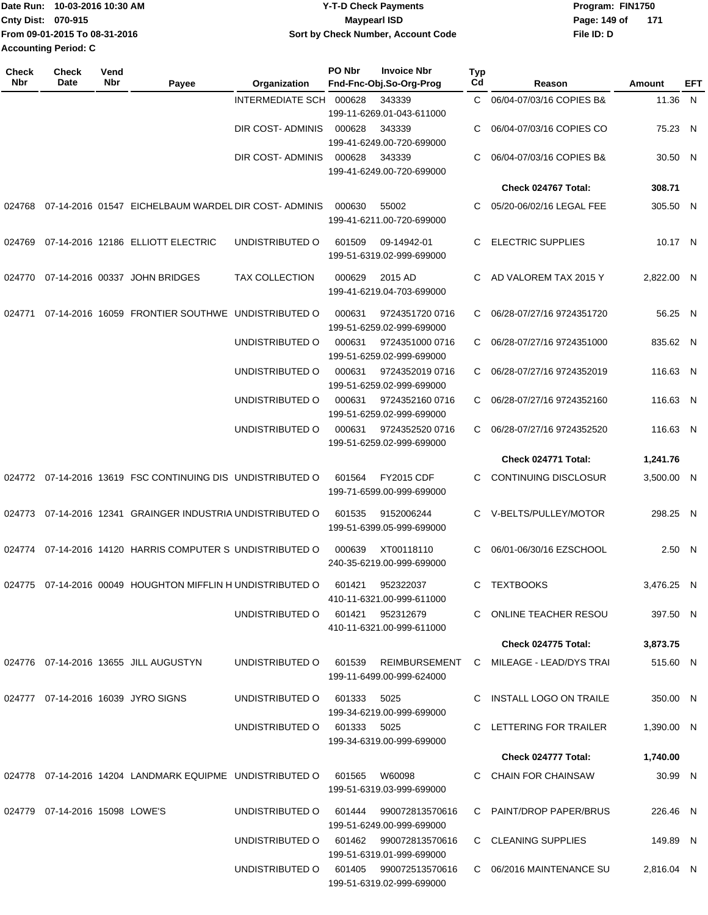Date Run: 10-03-2016 10:30 AM
Cnty Dist: 070-915
From 09-01-2015 To 08-31-2016
Accounting Period: C

**Y-T-D Check Payments**
**Maypearl ISD**
**Sort by Check Number, Account Code**

Program: FIN1750
File ID: D

| Check Nbr | Check Date | Vend Nbr | Payee | Organization | PO Nbr | Invoice Nbr Fnd-Fnc-Obj.So-Org-Prog | Typ Cd | Reason | Amount | EFT |
|---|---|---|---|---|---|---|---|---|---|---|
| | | | | INTERMEDIATE SCH | 000628 | 343339 199-11-6269.01-043-611000 | C | 06/04-07/03/16 COPIES B& | 11.36 | N |
| | | | | DIR COST- ADMINIS | 000628 | 343339 199-41-6249.00-720-699000 | C | 06/04-07/03/16 COPIES CO | 75.23 | N |
| | | | | DIR COST- ADMINIS | 000628 | 343339 199-41-6249.00-720-699000 | C | 06/04-07/03/16 COPIES B& | 30.50 | N |
| | | | | | | | | **Check 024767 Total:** | **308.71** | |
| 024768 | 07-14-2016 | 01547 | EICHELBAUM WARDEL | DIR COST- ADMINIS | 000630 | 55002 199-41-6211.00-720-699000 | C | 05/20-06/02/16 LEGAL FEE | 305.50 | N |
| 024769 | 07-14-2016 | 12186 | ELLIOTT ELECTRIC | UNDISTRIBUTED O | 601509 | 09-14942-01 199-51-6319.02-999-699000 | C | ELECTRIC SUPPLIES | 10.17 | N |
| 024770 | 07-14-2016 | 00337 | JOHN BRIDGES | TAX COLLECTION | 000629 | 2015 AD 199-41-6219.04-703-699000 | C | AD VALOREM TAX 2015 Y | 2,822.00 | N |
| 024771 | 07-14-2016 | 16059 | FRONTIER SOUTHWE | UNDISTRIBUTED O | 000631 | 9724351720 0716 199-51-6259.02-999-699000 | C | 06/28-07/27/16 9724351720 | 56.25 | N |
| | | | | UNDISTRIBUTED O | 000631 | 9724351000 0716 199-51-6259.02-999-699000 | C | 06/28-07/27/16 9724351000 | 835.62 | N |
| | | | | UNDISTRIBUTED O | 000631 | 9724352019 0716 199-51-6259.02-999-699000 | C | 06/28-07/27/16 9724352019 | 116.63 | N |
| | | | | UNDISTRIBUTED O | 000631 | 9724352160 0716 199-51-6259.02-999-699000 | C | 06/28-07/27/16 9724352160 | 116.63 | N |
| | | | | UNDISTRIBUTED O | 000631 | 9724352520 0716 199-51-6259.02-999-699000 | C | 06/28-07/27/16 9724352520 | 116.63 | N |
| | | | | | | | | **Check 024771 Total:** | **1,241.76** | |
| 024772 | 07-14-2016 | 13619 | FSC CONTINUING DIS | UNDISTRIBUTED O | 601564 | FY2015 CDF 199-71-6599.00-999-699000 | C | CONTINUING DISCLOSUR | 3,500.00 | N |
| 024773 | 07-14-2016 | 12341 | GRAINGER INDUSTRIA | UNDISTRIBUTED O | 601535 | 9152006244 199-51-6399.05-999-699000 | C | V-BELTS/PULLEY/MOTOR | 298.25 | N |
| 024774 | 07-14-2016 | 14120 | HARRIS COMPUTER S | UNDISTRIBUTED O | 000639 | XT00118110 240-35-6219.00-999-699000 | C | 06/01-06/30/16 EZSCHOOL | 2.50 | N |
| 024775 | 07-14-2016 | 00049 | HOUGHTON MIFFLIN H | UNDISTRIBUTED O | 601421 | 952322037 410-11-6321.00-999-611000 | C | TEXTBOOKS | 3,476.25 | N |
| | | | | UNDISTRIBUTED O | 601421 | 952312679 410-11-6321.00-999-611000 | C | ONLINE TEACHER RESOU | 397.50 | N |
| | | | | | | | | **Check 024775 Total:** | **3,873.75** | |
| 024776 | 07-14-2016 | 13655 | JILL AUGUSTYN | UNDISTRIBUTED O | 601539 | REIMBURSEMENT 199-11-6499.00-999-624000 | C | MILEAGE - LEAD/DYS TRAI | 515.60 | N |
| 024777 | 07-14-2016 | 16039 | JYRO SIGNS | UNDISTRIBUTED O | 601333 | 5025 199-34-6219.00-999-699000 | C | INSTALL LOGO ON TRAILE | 350.00 | N |
| | | | | UNDISTRIBUTED O | 601333 | 5025 199-34-6319.00-999-699000 | C | LETTERING FOR TRAILER | 1,390.00 | N |
| | | | | | | | | **Check 024777 Total:** | **1,740.00** | |
| 024778 | 07-14-2016 | 14204 | LANDMARK EQUIPME | UNDISTRIBUTED O | 601565 | W60098 199-51-6319.03-999-699000 | C | CHAIN FOR CHAINSAW | 30.99 | N |
| 024779 | 07-14-2016 | 15098 | LOWE'S | UNDISTRIBUTED O | 601444 | 990072813570616 199-51-6249.00-999-699000 | C | PAINT/DROP PAPER/BRUS | 226.46 | N |
| | | | | UNDISTRIBUTED O | 601462 | 990072813570616 199-51-6319.01-999-699000 | C | CLEANING SUPPLIES | 149.89 | N |
| | | | | UNDISTRIBUTED O | 601405 | 990072513570616 199-51-6319.02-999-699000 | C | 06/2016 MAINTENANCE SU | 2,816.04 | N |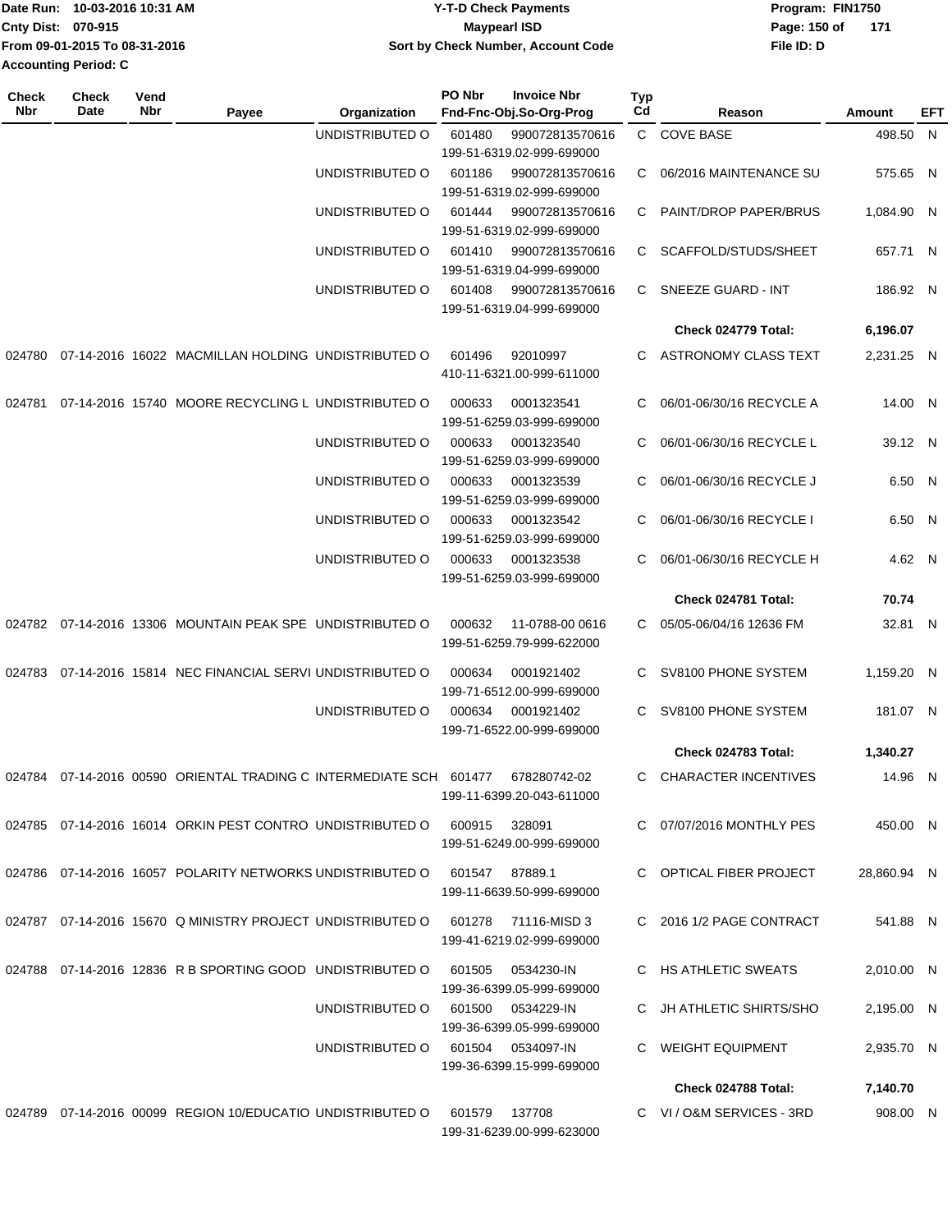Date Run: 10-03-2016 10:31 AM
Cnty Dist: 070-915
From 09-01-2015 To 08-31-2016
Accounting Period: C

**Y-T-D Check Payments**
**Maypearl ISD**
**Sort by Check Number, Account Code**

Program: FIN1750
File ID: D

| Check Nbr | Check Date | Vend Nbr | Payee | Organization | PO Nbr / Fnd-Fnc-Obj.So-Org-Prog | Invoice Nbr | Typ Cd | Reason | Amount | EFT |
|---|---|---|---|---|---|---|---|---|---|---|
| | | | | UNDISTRIBUTED O | 601480 / 199-51-6319.02-999-699000 | 990072813570616 | C | COVE BASE | 498.50 | N |
| | | | | UNDISTRIBUTED O | 601186 / 199-51-6319.02-999-699000 | 990072813570616 | C | 06/2016 MAINTENANCE SU | 575.65 | N |
| | | | | UNDISTRIBUTED O | 601444 / 199-51-6319.02-999-699000 | 990072813570616 | C | PAINT/DROP PAPER/BRUS | 1,084.90 | N |
| | | | | UNDISTRIBUTED O | 601410 / 199-51-6319.04-999-699000 | 990072813570616 | C | SCAFFOLD/STUDS/SHEET | 657.71 | N |
| | | | | UNDISTRIBUTED O | 601408 / 199-51-6319.04-999-699000 | 990072813570616 | C | SNEEZE GUARD - INT | 186.92 | N |
| | | | | | | | | **Check 024779 Total:** | **6,196.07** | |
| 024780 | 07-14-2016 | 16022 | MACMILLAN HOLDING | UNDISTRIBUTED O | 601496 / 410-11-6321.00-999-611000 | 92010997 | C | ASTRONOMY CLASS TEXT | 2,231.25 | N |
| 024781 | 07-14-2016 | 15740 | MOORE RECYCLING L | UNDISTRIBUTED O | 000633 / 199-51-6259.03-999-699000 | 0001323541 | C | 06/01-06/30/16 RECYCLE A | 14.00 | N |
| | | | | UNDISTRIBUTED O | 000633 / 199-51-6259.03-999-699000 | 0001323540 | C | 06/01-06/30/16 RECYCLE L | 39.12 | N |
| | | | | UNDISTRIBUTED O | 000633 / 199-51-6259.03-999-699000 | 0001323539 | C | 06/01-06/30/16 RECYCLE J | 6.50 | N |
| | | | | UNDISTRIBUTED O | 000633 / 199-51-6259.03-999-699000 | 0001323542 | C | 06/01-06/30/16 RECYCLE I | 6.50 | N |
| | | | | UNDISTRIBUTED O | 000633 / 199-51-6259.03-999-699000 | 0001323538 | C | 06/01-06/30/16 RECYCLE H | 4.62 | N |
| | | | | | | | | **Check 024781 Total:** | **70.74** | |
| 024782 | 07-14-2016 | 13306 | MOUNTAIN PEAK SPE | UNDISTRIBUTED O | 000632 / 199-51-6259.79-999-622000 | 11-0788-00 0616 | C | 05/05-06/04/16 12636 FM | 32.81 | N |
| 024783 | 07-14-2016 | 15814 | NEC FINANCIAL SERVI | UNDISTRIBUTED O | 000634 / 199-71-6512.00-999-699000 | 0001921402 | C | SV8100 PHONE SYSTEM | 1,159.20 | N |
| | | | | UNDISTRIBUTED O | 000634 / 199-71-6522.00-999-699000 | 0001921402 | C | SV8100 PHONE SYSTEM | 181.07 | N |
| | | | | | | | | **Check 024783 Total:** | **1,340.27** | |
| 024784 | 07-14-2016 | 00590 | ORIENTAL TRADING C | INTERMEDIATE SCH | 601477 / 199-11-6399.20-043-611000 | 678280742-02 | C | CHARACTER INCENTIVES | 14.96 | N |
| 024785 | 07-14-2016 | 16014 | ORKIN PEST CONTRO | UNDISTRIBUTED O | 600915 / 199-51-6249.00-999-699000 | 328091 | C | 07/07/2016 MONTHLY PES | 450.00 | N |
| 024786 | 07-14-2016 | 16057 | POLARITY NETWORKS | UNDISTRIBUTED O | 601547 / 199-11-6639.50-999-699000 | 87889.1 | C | OPTICAL FIBER PROJECT | 28,860.94 | N |
| 024787 | 07-14-2016 | 15670 | Q MINISTRY PROJECT | UNDISTRIBUTED O | 601278 / 199-41-6219.02-999-699000 | 71116-MISD 3 | C | 2016 1/2 PAGE CONTRACT | 541.88 | N |
| 024788 | 07-14-2016 | 12836 | R B SPORTING GOOD | UNDISTRIBUTED O | 601505 / 199-36-6399.05-999-699000 | 0534230-IN | C | HS ATHLETIC SWEATS | 2,010.00 | N |
| | | | | UNDISTRIBUTED O | 601500 / 199-36-6399.05-999-699000 | 0534229-IN | C | JH ATHLETIC SHIRTS/SHO | 2,195.00 | N |
| | | | | UNDISTRIBUTED O | 601504 / 199-36-6399.15-999-699000 | 0534097-IN | C | WEIGHT EQUIPMENT | 2,935.70 | N |
| | | | | | | | | **Check 024788 Total:** | **7,140.70** | |
| 024789 | 07-14-2016 | 00099 | REGION 10/EDUCATIO | UNDISTRIBUTED O | 601579 / 199-31-6239.00-999-623000 | 137708 | C | VI / O&M SERVICES - 3RD | 908.00 | N |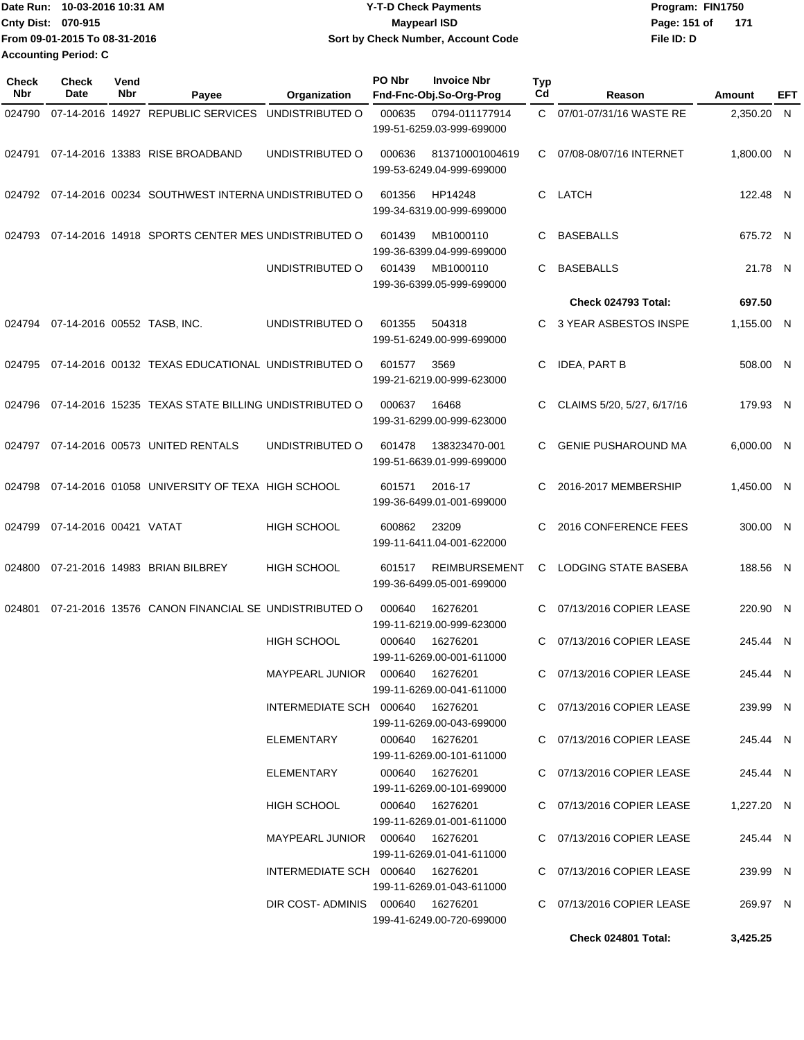Date Run: 10-03-2016 10:31 AM
Cnty Dist: 070-915
From 09-01-2015 To 08-31-2016
Accounting Period: C

**Y-T-D Check Payments**
**Maypearl ISD**
**Sort by Check Number, Account Code**

Program: FIN1750
File ID: D

| Check Nbr | Check Date | Vend Nbr | Payee | Organization | PO Nbr | Invoice Nbr / Fnd-Fnc-Obj.So-Org-Prog | Typ Cd | Reason | Amount | EFT |
|---|---|---|---|---|---|---|---|---|---|---|
| 024790 | 07-14-2016 | 14927 | REPUBLIC SERVICES | UNDISTRIBUTED O | 000635 | 0794-011177914 199-51-6259.03-999-699000 | C | 07/01-07/31/16 WASTE RE | 2,350.20 | N |
| 024791 | 07-14-2016 | 13383 | RISE BROADBAND | UNDISTRIBUTED O | 000636 | 813710001004619 199-53-6249.04-999-699000 | C | 07/08-08/07/16 INTERNET | 1,800.00 | N |
| 024792 | 07-14-2016 | 00234 | SOUTHWEST INTERNA | UNDISTRIBUTED O | 601356 | HP14248 199-34-6319.00-999-699000 | C | LATCH | 122.48 | N |
| 024793 | 07-14-2016 | 14918 | SPORTS CENTER MES | UNDISTRIBUTED O | 601439 | MB1000110 199-36-6399.04-999-699000 | C | BASEBALLS | 675.72 | N |
| | | | | UNDISTRIBUTED O | 601439 | MB1000110 199-36-6399.05-999-699000 | C | BASEBALLS | 21.78 | N |
| | | | | | | | | **Check 024793 Total:** | **697.50** | |
| 024794 | 07-14-2016 | 00552 | TASB, INC. | UNDISTRIBUTED O | 601355 | 504318 199-51-6249.00-999-699000 | C | 3 YEAR ASBESTOS INSPE | 1,155.00 | N |
| 024795 | 07-14-2016 | 00132 | TEXAS EDUCATIONAL | UNDISTRIBUTED O | 601577 | 3569 199-21-6219.00-999-623000 | C | IDEA, PART B | 508.00 | N |
| 024796 | 07-14-2016 | 15235 | TEXAS STATE BILLING | UNDISTRIBUTED O | 000637 | 16468 199-31-6299.00-999-623000 | C | CLAIMS 5/20, 5/27, 6/17/16 | 179.93 | N |
| 024797 | 07-14-2016 | 00573 | UNITED RENTALS | UNDISTRIBUTED O | 601478 | 138323470-001 199-51-6639.01-999-699000 | C | GENIE PUSHAROUND MA | 6,000.00 | N |
| 024798 | 07-14-2016 | 01058 | UNIVERSITY OF TEXA | HIGH SCHOOL | 601571 | 2016-17 199-36-6499.01-001-699000 | C | 2016-2017 MEMBERSHIP | 1,450.00 | N |
| 024799 | 07-14-2016 | 00421 | VATAT | HIGH SCHOOL | 600862 | 23209 199-11-6411.04-001-622000 | C | 2016 CONFERENCE FEES | 300.00 | N |
| 024800 | 07-21-2016 | 14983 | BRIAN BILBREY | HIGH SCHOOL | 601517 | REIMBURSEMENT 199-36-6499.05-001-699000 | C | LODGING STATE BASEBA | 188.56 | N |
| 024801 | 07-21-2016 | 13576 | CANON FINANCIAL SE | UNDISTRIBUTED O | 000640 | 16276201 199-11-6219.00-999-623000 | C | 07/13/2016 COPIER LEASE | 220.90 | N |
| | | | | HIGH SCHOOL | 000640 | 16276201 199-11-6269.00-001-611000 | C | 07/13/2016 COPIER LEASE | 245.44 | N |
| | | | | MAYPEARL JUNIOR | 000640 | 16276201 199-11-6269.00-041-611000 | C | 07/13/2016 COPIER LEASE | 245.44 | N |
| | | | | INTERMEDIATE SCH | 000640 | 16276201 199-11-6269.00-043-699000 | C | 07/13/2016 COPIER LEASE | 239.99 | N |
| | | | | ELEMENTARY | 000640 | 16276201 199-11-6269.00-101-611000 | C | 07/13/2016 COPIER LEASE | 245.44 | N |
| | | | | ELEMENTARY | 000640 | 16276201 199-11-6269.00-101-699000 | C | 07/13/2016 COPIER LEASE | 245.44 | N |
| | | | | HIGH SCHOOL | 000640 | 16276201 199-11-6269.01-001-611000 | C | 07/13/2016 COPIER LEASE | 1,227.20 | N |
| | | | | MAYPEARL JUNIOR | 000640 | 16276201 199-11-6269.01-041-611000 | C | 07/13/2016 COPIER LEASE | 245.44 | N |
| | | | | INTERMEDIATE SCH | 000640 | 16276201 199-11-6269.01-043-611000 | C | 07/13/2016 COPIER LEASE | 239.99 | N |
| | | | | DIR COST- ADMINIS | 000640 | 16276201 199-41-6249.00-720-699000 | C | 07/13/2016 COPIER LEASE | 269.97 | N |
| | | | | | | | | **Check 024801 Total:** | **3,425.25** | |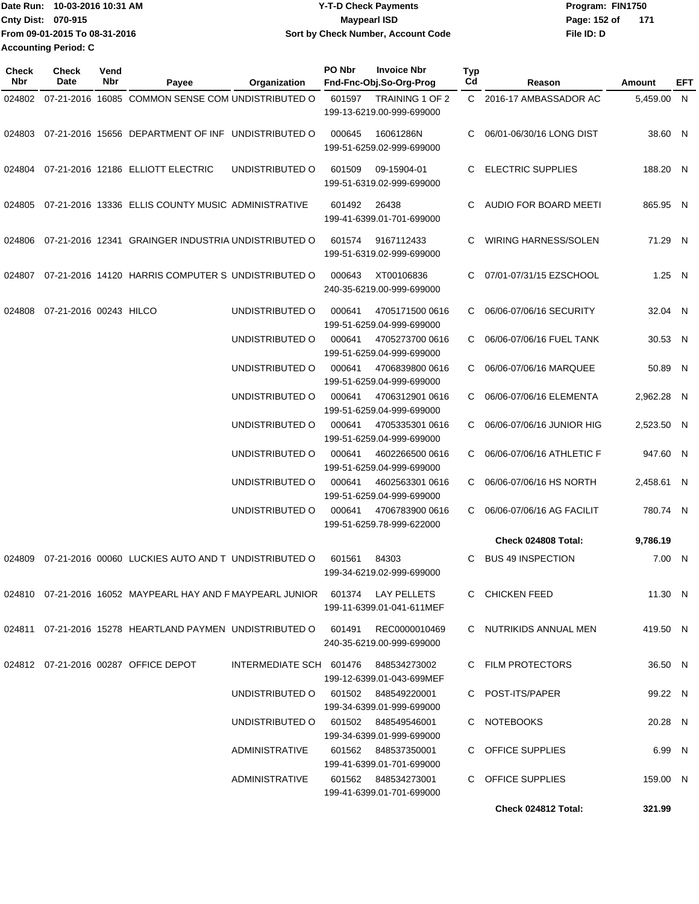Date Run: 10-03-2016 10:31 AM
Cnty Dist: 070-915
From 09-01-2015 To 08-31-2016
Accounting Period: C

**Y-T-D Check Payments**
**Maypearl ISD**
**Sort by Check Number, Account Code**

Program: FIN1750
File ID: D

| Check Nbr | Check Date | Vend Nbr | Payee | Organization | PO Nbr | Invoice Nbr / Fnd-Fnc-Obj.So-Org-Prog | Typ Cd | Reason | Amount | EFT |
|---|---|---|---|---|---|---|---|---|---|---|
| 024802 | 07-21-2016 | 16085 | COMMON SENSE COM | UNDISTRIBUTED O | 601597 | TRAINING 1 OF 2 199-13-6219.00-999-699000 | C | 2016-17 AMBASSADOR AC | 5,459.00 | N |
| 024803 | 07-21-2016 | 15656 | DEPARTMENT OF INF | UNDISTRIBUTED O | 000645 | 16061286N 199-51-6259.02-999-699000 | C | 06/01-06/30/16 LONG DIST | 38.60 | N |
| 024804 | 07-21-2016 | 12186 | ELLIOTT ELECTRIC | UNDISTRIBUTED O | 601509 | 09-15904-01 199-51-6319.02-999-699000 | C | ELECTRIC SUPPLIES | 188.20 | N |
| 024805 | 07-21-2016 | 13336 | ELLIS COUNTY MUSIC | ADMINISTRATIVE | 601492 | 26438 199-41-6399.01-701-699000 | C | AUDIO FOR BOARD MEETI | 865.95 | N |
| 024806 | 07-21-2016 | 12341 | GRAINGER INDUSTRIA | UNDISTRIBUTED O | 601574 | 9167112433 199-51-6319.02-999-699000 | C | WIRING HARNESS/SOLEN | 71.29 | N |
| 024807 | 07-21-2016 | 14120 | HARRIS COMPUTER S | UNDISTRIBUTED O | 000643 | XT00106836 240-35-6219.00-999-699000 | C | 07/01-07/31/15 EZSCHOOL | 1.25 | N |
| 024808 | 07-21-2016 | 00243 | HILCO | UNDISTRIBUTED O | 000641 | 4705171500 0616 199-51-6259.04-999-699000 | C | 06/06-07/06/16 SECURITY | 32.04 | N |
| | | | | UNDISTRIBUTED O | 000641 | 4705273700 0616 199-51-6259.04-999-699000 | C | 06/06-07/06/16 FUEL TANK | 30.53 | N |
| | | | | UNDISTRIBUTED O | 000641 | 4706839800 0616 199-51-6259.04-999-699000 | C | 06/06-07/06/16 MARQUEE | 50.89 | N |
| | | | | UNDISTRIBUTED O | 000641 | 4706312901 0616 199-51-6259.04-999-699000 | C | 06/06-07/06/16 ELEMENTA | 2,962.28 | N |
| | | | | UNDISTRIBUTED O | 000641 | 4705335301 0616 199-51-6259.04-999-699000 | C | 06/06-07/06/16 JUNIOR HIG | 2,523.50 | N |
| | | | | UNDISTRIBUTED O | 000641 | 4602266500 0616 199-51-6259.04-999-699000 | C | 06/06-07/06/16 ATHLETIC F | 947.60 | N |
| | | | | UNDISTRIBUTED O | 000641 | 4602563301 0616 199-51-6259.04-999-699000 | C | 06/06-07/06/16 HS NORTH | 2,458.61 | N |
| | | | | UNDISTRIBUTED O | 000641 | 4706783900 0616 199-51-6259.78-999-622000 | C | 06/06-07/06/16 AG FACILIT | 780.74 | N |
| | | | | | | | | **Check 024808 Total:** | **9,786.19** | |
| 024809 | 07-21-2016 | 00060 | LUCKIES AUTO AND T | UNDISTRIBUTED O | 601561 | 84303 199-34-6219.02-999-699000 | C | BUS 49 INSPECTION | 7.00 | N |
| 024810 | 07-21-2016 | 16052 | MAYPEARL HAY AND F | MAYPEARL JUNIOR | 601374 | LAY PELLETS 199-11-6399.01-041-611MEF | C | CHICKEN FEED | 11.30 | N |
| 024811 | 07-21-2016 | 15278 | HEARTLAND PAYMEN | UNDISTRIBUTED O | 601491 | REC0000010469 240-35-6219.00-999-699000 | C | NUTRIKIDS ANNUAL MEN | 419.50 | N |
| 024812 | 07-21-2016 | 00287 | OFFICE DEPOT | INTERMEDIATE SCH | 601476 | 848534273002 199-12-6399.01-043-699MEF | C | FILM PROTECTORS | 36.50 | N |
| | | | | UNDISTRIBUTED O | 601502 | 848549220001 199-34-6399.01-999-699000 | C | POST-ITS/PAPER | 99.22 | N |
| | | | | UNDISTRIBUTED O | 601502 | 848549546001 199-34-6399.01-999-699000 | C | NOTEBOOKS | 20.28 | N |
| | | | | ADMINISTRATIVE | 601562 | 848537350001 199-41-6399.01-701-699000 | C | OFFICE SUPPLIES | 6.99 | N |
| | | | | ADMINISTRATIVE | 601562 | 848534273001 199-41-6399.01-701-699000 | C | OFFICE SUPPLIES | 159.00 | N |
| | | | | | | | | **Check 024812 Total:** | **321.99** | |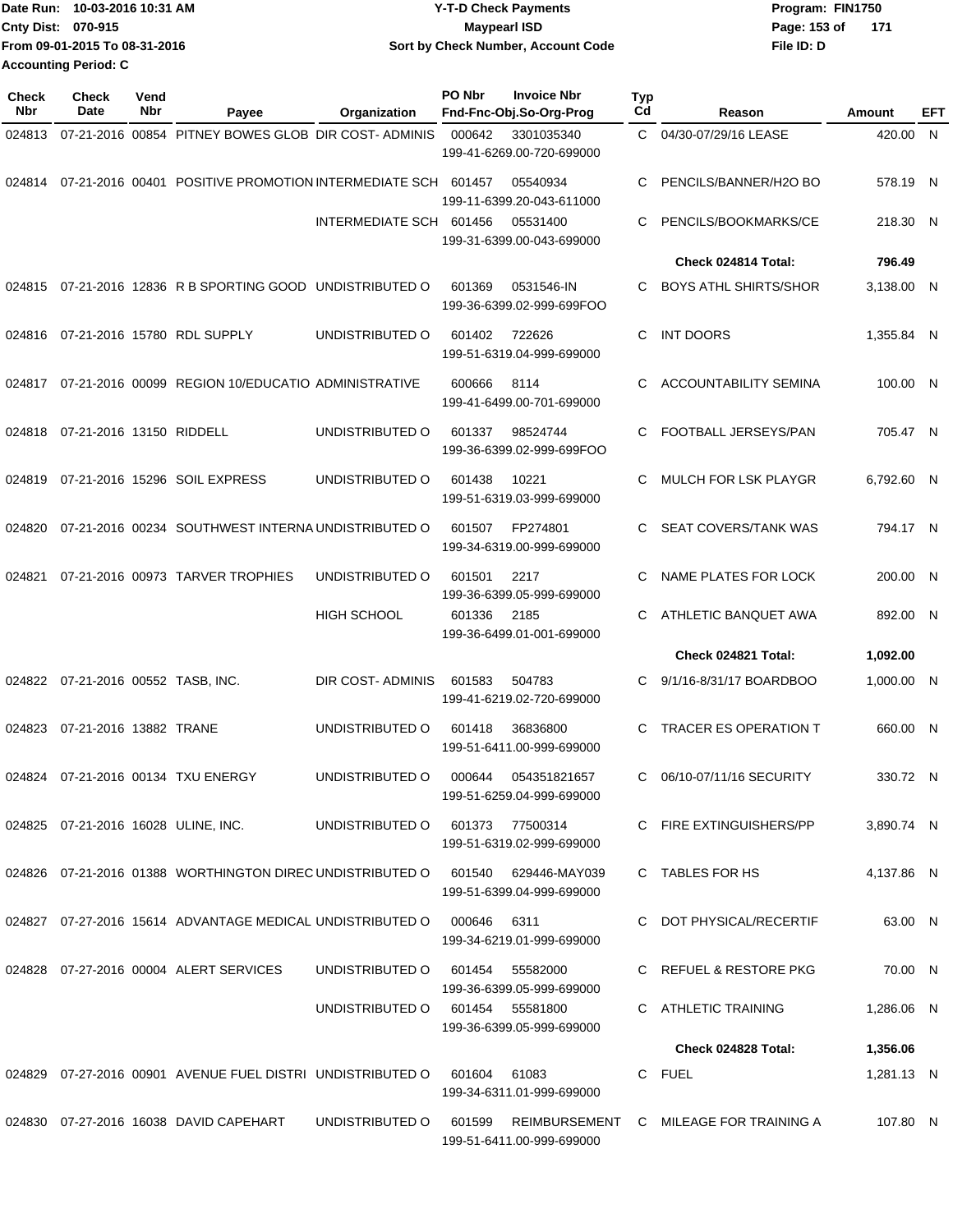Date Run: 10-03-2016 10:31 AM
Cnty Dist: 070-915
From 09-01-2015 To 08-31-2016
Accounting Period: C

# Y-T-D Check Payments
## Maypearl ISD
### Sort by Check Number, Account Code

Program: FIN1750
File ID: D

| Check Nbr | Check Date | Vend Nbr | Payee | Organization | PO Nbr | Invoice Nbr / Fnd-Fnc-Obj.So-Org-Prog | Typ Cd | Reason | Amount | EFT |
|---|---|---|---|---|---|---|---|---|---|---|
| 024813 | 07-21-2016 | 00854 | PITNEY BOWES GLOB | DIR COST- ADMINIS | 000642 | 3301035340 199-41-6269.00-720-699000 | C | 04/30-07/29/16 LEASE | 420.00 | N |
| 024814 | 07-21-2016 | 00401 | POSITIVE PROMOTION | INTERMEDIATE SCH | 601457 | 05540934 199-11-6399.20-043-611000 | C | PENCILS/BANNER/H2O BO | 578.19 | N |
| | | | | INTERMEDIATE SCH | 601456 | 05531400 199-31-6399.00-043-699000 | C | PENCILS/BOOKMARKS/CE | 218.30 | N |
| | | | | | | | | **Check 024814 Total:** | **796.49** | |
| 024815 | 07-21-2016 | 12836 | R B SPORTING GOOD | UNDISTRIBUTED O | 601369 | 0531546-IN 199-36-6399.02-999-699FOO | C | BOYS ATHL SHIRTS/SHOR | 3,138.00 | N |
| 024816 | 07-21-2016 | 15780 | RDL SUPPLY | UNDISTRIBUTED O | 601402 | 722626 199-51-6319.04-999-699000 | C | INT DOORS | 1,355.84 | N |
| 024817 | 07-21-2016 | 00099 | REGION 10/EDUCATIO | ADMINISTRATIVE | 600666 | 8114 199-41-6499.00-701-699000 | C | ACCOUNTABILITY SEMINA | 100.00 | N |
| 024818 | 07-21-2016 | 13150 | RIDDELL | UNDISTRIBUTED O | 601337 | 98524744 199-36-6399.02-999-699FOO | C | FOOTBALL JERSEYS/PAN | 705.47 | N |
| 024819 | 07-21-2016 | 15296 | SOIL EXPRESS | UNDISTRIBUTED O | 601438 | 10221 199-51-6319.03-999-699000 | C | MULCH FOR LSK PLAYGR | 6,792.60 | N |
| 024820 | 07-21-2016 | 00234 | SOUTHWEST INTERNA | UNDISTRIBUTED O | 601507 | FP274801 199-34-6319.00-999-699000 | C | SEAT COVERS/TANK WAS | 794.17 | N |
| 024821 | 07-21-2016 | 00973 | TARVER TROPHIES | UNDISTRIBUTED O | 601501 | 2217 199-36-6399.05-999-699000 | C | NAME PLATES FOR LOCK | 200.00 | N |
| | | | | HIGH SCHOOL | 601336 | 2185 199-36-6499.01-001-699000 | C | ATHLETIC BANQUET AWA | 892.00 | N |
| | | | | | | | | **Check 024821 Total:** | **1,092.00** | |
| 024822 | 07-21-2016 | 00552 | TASB, INC. | DIR COST- ADMINIS | 601583 | 504783 199-41-6219.02-720-699000 | C | 9/1/16-8/31/17 BOARDBOO | 1,000.00 | N |
| 024823 | 07-21-2016 | 13882 | TRANE | UNDISTRIBUTED O | 601418 | 36836800 199-51-6411.00-999-699000 | C | TRACER ES OPERATION T | 660.00 | N |
| 024824 | 07-21-2016 | 00134 | TXU ENERGY | UNDISTRIBUTED O | 000644 | 054351821657 199-51-6259.04-999-699000 | C | 06/10-07/11/16 SECURITY | 330.72 | N |
| 024825 | 07-21-2016 | 16028 | ULINE, INC. | UNDISTRIBUTED O | 601373 | 77500314 199-51-6319.02-999-699000 | C | FIRE EXTINGUISHERS/PP | 3,890.74 | N |
| 024826 | 07-21-2016 | 01388 | WORTHINGTON DIREC | UNDISTRIBUTED O | 601540 | 629446-MAY039 199-51-6399.04-999-699000 | C | TABLES FOR HS | 4,137.86 | N |
| 024827 | 07-27-2016 | 15614 | ADVANTAGE MEDICAL | UNDISTRIBUTED O | 000646 | 6311 199-34-6219.01-999-699000 | C | DOT PHYSICAL/RECERTIF | 63.00 | N |
| 024828 | 07-27-2016 | 00004 | ALERT SERVICES | UNDISTRIBUTED O | 601454 | 55582000 199-36-6399.05-999-699000 | C | REFUEL & RESTORE PKG | 70.00 | N |
| | | | | UNDISTRIBUTED O | 601454 | 55581800 199-36-6399.05-999-699000 | C | ATHLETIC TRAINING | 1,286.06 | N |
| | | | | | | | | **Check 024828 Total:** | **1,356.06** | |
| 024829 | 07-27-2016 | 00901 | AVENUE FUEL DISTRI | UNDISTRIBUTED O | 601604 | 61083 199-34-6311.01-999-699000 | C | FUEL | 1,281.13 | N |
| 024830 | 07-27-2016 | 16038 | DAVID CAPEHART | UNDISTRIBUTED O | 601599 | REIMBURSEMENT 199-51-6411.00-999-699000 | C | MILEAGE FOR TRAINING A | 107.80 | N |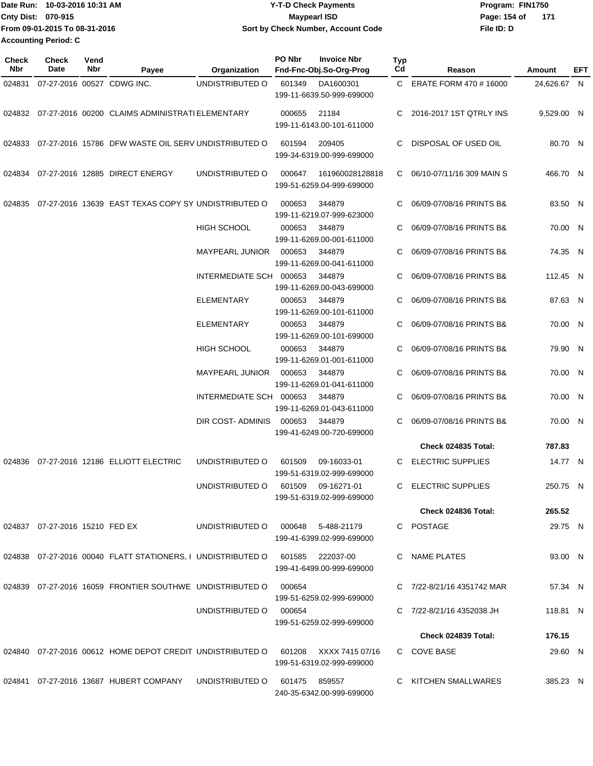Date Run: 10-03-2016 10:31 AM
Cnty Dist: 070-915
From 09-01-2015 To 08-31-2016
Accounting Period: C

**Y-T-D Check Payments**
**Maypearl ISD**
**Sort by Check Number, Account Code**

Program: FIN1750
File ID: D

| Check Nbr | Check Date | Vend Nbr | Payee | Organization | PO Nbr | Invoice Nbr / Fnd-Fnc-Obj.So-Org-Prog | Typ Cd | Reason | Amount | EFT |
|---|---|---|---|---|---|---|---|---|---|---|
| 024831 | 07-27-2016 | 00527 | CDWG INC. | UNDISTRIBUTED O | 601349 | DA1600301 199-11-6639.50-999-699000 | C | ERATE FORM 470 # 16000 | 24,626.67 | N |
| 024832 | 07-27-2016 | 00200 | CLAIMS ADMINISTRATI | ELEMENTARY | 000655 | 21184 199-11-6143.00-101-611000 | C | 2016-2017 1ST QTRLY INS | 9,529.00 | N |
| 024833 | 07-27-2016 | 15786 | DFW WASTE OIL SERV | UNDISTRIBUTED O | 601594 | 209405 199-34-6319.00-999-699000 | C | DISPOSAL OF USED OIL | 80.70 | N |
| 024834 | 07-27-2016 | 12885 | DIRECT ENERGY | UNDISTRIBUTED O | 000647 | 161960028128818 199-51-6259.04-999-699000 | C | 06/10-07/11/16 309 MAIN S | 466.70 | N |
| 024835 | 07-27-2016 | 13639 | EAST TEXAS COPY SY | UNDISTRIBUTED O | 000653 | 344879 199-11-6219.07-999-623000 | C | 06/09-07/08/16 PRINTS B& | 83.50 | N |
| | | | | HIGH SCHOOL | 000653 | 344879 199-11-6269.00-001-611000 | C | 06/09-07/08/16 PRINTS B& | 70.00 | N |
| | | | | MAYPEARL JUNIOR | 000653 | 344879 199-11-6269.00-041-611000 | C | 06/09-07/08/16 PRINTS B& | 74.35 | N |
| | | | | INTERMEDIATE SCH | 000653 | 344879 199-11-6269.00-043-699000 | C | 06/09-07/08/16 PRINTS B& | 112.45 | N |
| | | | | ELEMENTARY | 000653 | 344879 199-11-6269.00-101-611000 | C | 06/09-07/08/16 PRINTS B& | 87.63 | N |
| | | | | ELEMENTARY | 000653 | 344879 199-11-6269.00-101-699000 | C | 06/09-07/08/16 PRINTS B& | 70.00 | N |
| | | | | HIGH SCHOOL | 000653 | 344879 199-11-6269.01-001-611000 | C | 06/09-07/08/16 PRINTS B& | 79.90 | N |
| | | | | MAYPEARL JUNIOR | 000653 | 344879 199-11-6269.01-041-611000 | C | 06/09-07/08/16 PRINTS B& | 70.00 | N |
| | | | | INTERMEDIATE SCH | 000653 | 344879 199-11-6269.01-043-611000 | C | 06/09-07/08/16 PRINTS B& | 70.00 | N |
| | | | | DIR COST- ADMINIS | 000653 | 344879 199-41-6249.00-720-699000 | C | 06/09-07/08/16 PRINTS B& | 70.00 | N |
| | | | | | | | | **Check 024835 Total:** | **787.83** | |
| 024836 | 07-27-2016 | 12186 | ELLIOTT ELECTRIC | UNDISTRIBUTED O | 601509 | 09-16033-01 199-51-6319.02-999-699000 | C | ELECTRIC SUPPLIES | 14.77 | N |
| | | | | UNDISTRIBUTED O | 601509 | 09-16271-01 199-51-6319.02-999-699000 | C | ELECTRIC SUPPLIES | 250.75 | N |
| | | | | | | | | **Check 024836 Total:** | **265.52** | |
| 024837 | 07-27-2016 | 15210 | FED EX | UNDISTRIBUTED O | 000648 | 5-488-21179 199-41-6399.02-999-699000 | C | POSTAGE | 29.75 | N |
| 024838 | 07-27-2016 | 00040 | FLATT STATIONERS, I | UNDISTRIBUTED O | 601585 | 222037-00 199-41-6499.00-999-699000 | C | NAME PLATES | 93.00 | N |
| 024839 | 07-27-2016 | 16059 | FRONTIER SOUTHWE | UNDISTRIBUTED O | 000654 | 199-51-6259.02-999-699000 | C | 7/22-8/21/16 4351742 MAR | 57.34 | N |
| | | | | UNDISTRIBUTED O | 000654 | 199-51-6259.02-999-699000 | C | 7/22-8/21/16 4352038 JH | 118.81 | N |
| | | | | | | | | **Check 024839 Total:** | **176.15** | |
| 024840 | 07-27-2016 | 00612 | HOME DEPOT CREDIT | UNDISTRIBUTED O | 601208 | XXXX 7415 07/16 199-51-6319.02-999-699000 | C | COVE BASE | 29.60 | N |
| 024841 | 07-27-2016 | 13687 | HUBERT COMPANY | UNDISTRIBUTED O | 601475 | 859557 240-35-6342.00-999-699000 | C | KITCHEN SMALLWARES | 385.23 | N |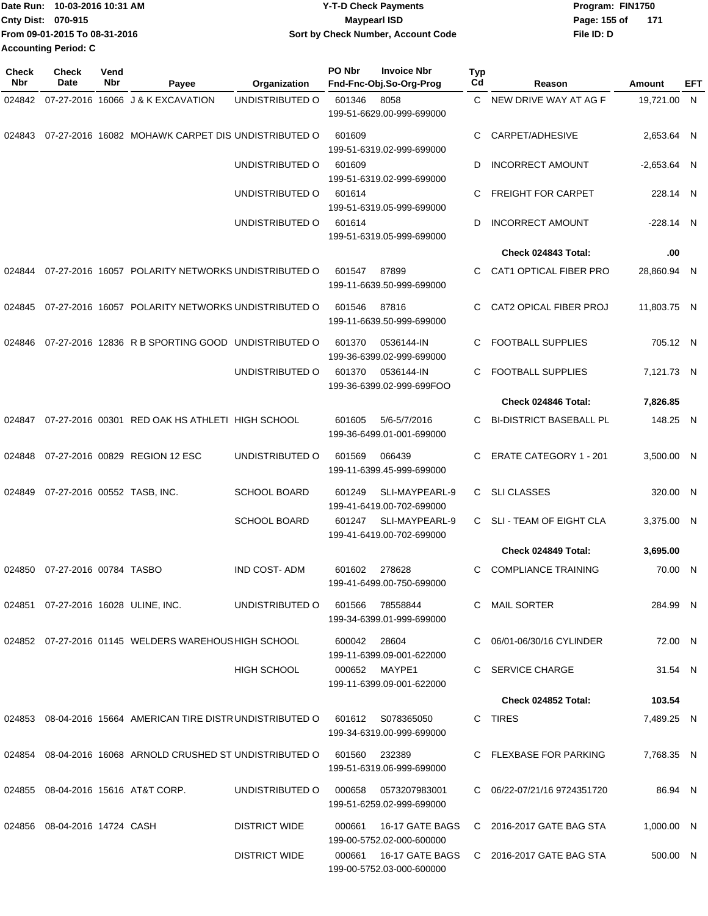Date Run: 10-03-2016 10:31 AM
Cnty Dist: 070-915
From 09-01-2015 To 08-31-2016
Accounting Period: C

**Y-T-D Check Payments**
**Maypearl ISD**
**Sort by Check Number, Account Code**

Program: FIN1750
File ID: D

| Check Nbr | Check Date | Vend Nbr | Payee | Organization | PO Nbr | Invoice Nbr / Fnd-Fnc-Obj.So-Org-Prog | Typ Cd | Reason | Amount | EFT |
|---|---|---|---|---|---|---|---|---|---|---|
| 024842 | 07-27-2016 | 16066 | J & K EXCAVATION | UNDISTRIBUTED O | 601346 | 8058 199-51-6629.00-999-699000 | C | NEW DRIVE WAY AT AG F | 19,721.00 | N |
| 024843 | 07-27-2016 | 16082 | MOHAWK CARPET DIS | UNDISTRIBUTED O | 601609 | 199-51-6319.02-999-699000 | C | CARPET/ADHESIVE | 2,653.64 | N |
| | | | | UNDISTRIBUTED O | 601609 | 199-51-6319.02-999-699000 | D | INCORRECT AMOUNT | -2,653.64 | N |
| | | | | UNDISTRIBUTED O | 601614 | 199-51-6319.05-999-699000 | C | FREIGHT FOR CARPET | 228.14 | N |
| | | | | UNDISTRIBUTED O | 601614 | 199-51-6319.05-999-699000 | D | INCORRECT AMOUNT | -228.14 | N |
| | | | | | | | | **Check 024843 Total:** | **.00** | |
| 024844 | 07-27-2016 | 16057 | POLARITY NETWORKS | UNDISTRIBUTED O | 601547 | 87899 199-11-6639.50-999-699000 | C | CAT1 OPTICAL FIBER PRO | 28,860.94 | N |
| 024845 | 07-27-2016 | 16057 | POLARITY NETWORKS | UNDISTRIBUTED O | 601546 | 87816 199-11-6639.50-999-699000 | C | CAT2 OPICAL FIBER PROJ | 11,803.75 | N |
| 024846 | 07-27-2016 | 12836 | R B SPORTING GOOD | UNDISTRIBUTED O | 601370 | 0536144-IN 199-36-6399.02-999-699000 | C | FOOTBALL SUPPLIES | 705.12 | N |
| | | | | UNDISTRIBUTED O | 601370 | 0536144-IN 199-36-6399.02-999-699FOO | C | FOOTBALL SUPPLIES | 7,121.73 | N |
| | | | | | | | | **Check 024846 Total:** | **7,826.85** | |
| 024847 | 07-27-2016 | 00301 | RED OAK HS ATHLETI | HIGH SCHOOL | 601605 | 5/6-5/7/2016 199-36-6499.01-001-699000 | C | BI-DISTRICT BASEBALL PL | 148.25 | N |
| 024848 | 07-27-2016 | 00829 | REGION 12 ESC | UNDISTRIBUTED O | 601569 | 066439 199-11-6399.45-999-699000 | C | ERATE CATEGORY 1 - 201 | 3,500.00 | N |
| 024849 | 07-27-2016 | 00552 | TASB, INC. | SCHOOL BOARD | 601249 | SLI-MAYPEARL-9 199-41-6419.00-702-699000 | C | SLI CLASSES | 320.00 | N |
| | | | | SCHOOL BOARD | 601247 | SLI-MAYPEARL-9 199-41-6419.00-702-699000 | C | SLI - TEAM OF EIGHT CLA | 3,375.00 | N |
| | | | | | | | | **Check 024849 Total:** | **3,695.00** | |
| 024850 | 07-27-2016 | 00784 | TASBO | IND COST- ADM | 601602 | 278628 199-41-6499.00-750-699000 | C | COMPLIANCE TRAINING | 70.00 | N |
| 024851 | 07-27-2016 | 16028 | ULINE, INC. | UNDISTRIBUTED O | 601566 | 78558844 199-34-6399.01-999-699000 | C | MAIL SORTER | 284.99 | N |
| 024852 | 07-27-2016 | 01145 | WELDERS WAREHOUS | HIGH SCHOOL | 600042 | 28604 199-11-6399.09-001-622000 | C | 06/01-06/30/16 CYLINDER | 72.00 | N |
| | | | | HIGH SCHOOL | 000652 | MAYPE1 199-11-6399.09-001-622000 | C | SERVICE CHARGE | 31.54 | N |
| | | | | | | | | **Check 024852 Total:** | **103.54** | |
| 024853 | 08-04-2016 | 15664 | AMERICAN TIRE DISTR | UNDISTRIBUTED O | 601612 | S078365050 199-34-6319.00-999-699000 | C | TIRES | 7,489.25 | N |
| 024854 | 08-04-2016 | 16068 | ARNOLD CRUSHED ST | UNDISTRIBUTED O | 601560 | 232389 199-51-6319.06-999-699000 | C | FLEXBASE FOR PARKING | 7,768.35 | N |
| 024855 | 08-04-2016 | 15616 | AT&T CORP. | UNDISTRIBUTED O | 000658 | 0573207983001 199-51-6259.02-999-699000 | C | 06/22-07/21/16 9724351720 | 86.94 | N |
| 024856 | 08-04-2016 | 14724 | CASH | DISTRICT WIDE | 000661 | 16-17 GATE BAGS 199-00-5752.02-000-600000 | C | 2016-2017 GATE BAG STA | 1,000.00 | N |
| | | | | DISTRICT WIDE | 000661 | 16-17 GATE BAGS 199-00-5752.03-000-600000 | C | 2016-2017 GATE BAG STA | 500.00 | N |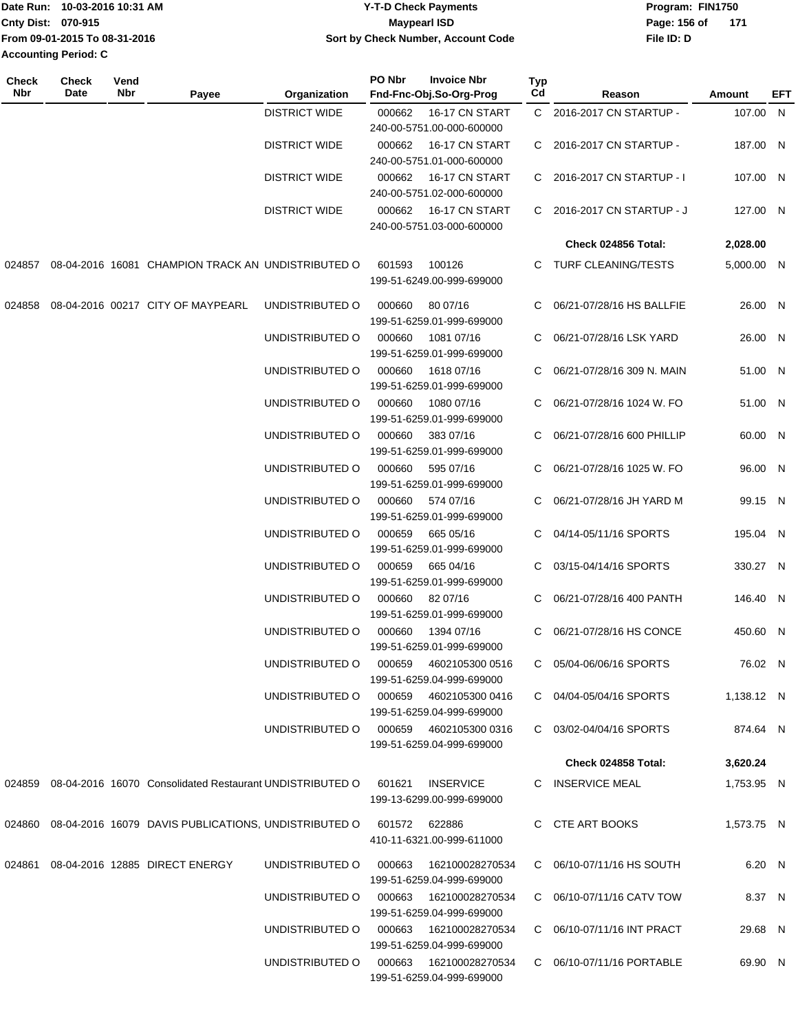Date Run: 10-03-2016 10:31 AM
Cnty Dist: 070-915
From 09-01-2015 To 08-31-2016
Accounting Period: C

**Y-T-D Check Payments**
**Maypearl ISD**
**Sort by Check Number, Account Code**

Program: FIN1750
File ID: D

| Check Nbr | Check Date | Vend Nbr | Payee | Organization | PO Nbr | Invoice Nbr / Fnd-Fnc-Obj.So-Org-Prog | Typ Cd | Reason | Amount | EFT |
|---|---|---|---|---|---|---|---|---|---|---|
| | | | | DISTRICT WIDE | 000662 | 16-17 CN START 240-00-5751.00-000-600000 | C | 2016-2017 CN STARTUP - | 107.00 | N |
| | | | | DISTRICT WIDE | 000662 | 16-17 CN START 240-00-5751.01-000-600000 | C | 2016-2017 CN STARTUP - | 187.00 | N |
| | | | | DISTRICT WIDE | 000662 | 16-17 CN START 240-00-5751.02-000-600000 | C | 2016-2017 CN STARTUP - I | 107.00 | N |
| | | | | DISTRICT WIDE | 000662 | 16-17 CN START 240-00-5751.03-000-600000 | C | 2016-2017 CN STARTUP - J | 127.00 | N |
| | | | | | | | | **Check 024856 Total:** | **2,028.00** | |
| 024857 | 08-04-2016 | 16081 | CHAMPION TRACK AN | UNDISTRIBUTED O | 601593 | 100126 199-51-6249.00-999-699000 | C | TURF CLEANING/TESTS | 5,000.00 | N |
| 024858 | 08-04-2016 | 00217 | CITY OF MAYPEARL | UNDISTRIBUTED O | 000660 | 80 07/16 199-51-6259.01-999-699000 | C | 06/21-07/28/16 HS BALLFIE | 26.00 | N |
| | | | | UNDISTRIBUTED O | 000660 | 1081 07/16 199-51-6259.01-999-699000 | C | 06/21-07/28/16 LSK YARD | 26.00 | N |
| | | | | UNDISTRIBUTED O | 000660 | 1618 07/16 199-51-6259.01-999-699000 | C | 06/21-07/28/16 309 N. MAIN | 51.00 | N |
| | | | | UNDISTRIBUTED O | 000660 | 1080 07/16 199-51-6259.01-999-699000 | C | 06/21-07/28/16 1024 W. FO | 51.00 | N |
| | | | | UNDISTRIBUTED O | 000660 | 383 07/16 199-51-6259.01-999-699000 | C | 06/21-07/28/16 600 PHILLIP | 60.00 | N |
| | | | | UNDISTRIBUTED O | 000660 | 595 07/16 199-51-6259.01-999-699000 | C | 06/21-07/28/16 1025 W. FO | 96.00 | N |
| | | | | UNDISTRIBUTED O | 000660 | 574 07/16 199-51-6259.01-999-699000 | C | 06/21-07/28/16 JH YARD M | 99.15 | N |
| | | | | UNDISTRIBUTED O | 000659 | 665 05/16 199-51-6259.01-999-699000 | C | 04/14-05/11/16 SPORTS | 195.04 | N |
| | | | | UNDISTRIBUTED O | 000659 | 665 04/16 199-51-6259.01-999-699000 | C | 03/15-04/14/16 SPORTS | 330.27 | N |
| | | | | UNDISTRIBUTED O | 000660 | 82 07/16 199-51-6259.01-999-699000 | C | 06/21-07/28/16 400 PANTH | 146.40 | N |
| | | | | UNDISTRIBUTED O | 000660 | 1394 07/16 199-51-6259.01-999-699000 | C | 06/21-07/28/16 HS CONCE | 450.60 | N |
| | | | | UNDISTRIBUTED O | 000659 | 4602105300 0516 199-51-6259.04-999-699000 | C | 05/04-06/06/16 SPORTS | 76.02 | N |
| | | | | UNDISTRIBUTED O | 000659 | 4602105300 0416 199-51-6259.04-999-699000 | C | 04/04-05/04/16 SPORTS | 1,138.12 | N |
| | | | | UNDISTRIBUTED O | 000659 | 4602105300 0316 199-51-6259.04-999-699000 | C | 03/02-04/04/16 SPORTS | 874.64 | N |
| | | | | | | | | **Check 024858 Total:** | **3,620.24** | |
| 024859 | 08-04-2016 | 16070 | Consolidated Restaurant | UNDISTRIBUTED O | 601621 | INSERVICE 199-13-6299.00-999-699000 | C | INSERVICE MEAL | 1,753.95 | N |
| 024860 | 08-04-2016 | 16079 | DAVIS PUBLICATIONS, | UNDISTRIBUTED O | 601572 | 622886 410-11-6321.00-999-611000 | C | CTE ART BOOKS | 1,573.75 | N |
| 024861 | 08-04-2016 | 12885 | DIRECT ENERGY | UNDISTRIBUTED O | 000663 | 162100028270534 199-51-6259.04-999-699000 | C | 06/10-07/11/16 HS SOUTH | 6.20 | N |
| | | | | UNDISTRIBUTED O | 000663 | 162100028270534 199-51-6259.04-999-699000 | C | 06/10-07/11/16 CATV TOW | 8.37 | N |
| | | | | UNDISTRIBUTED O | 000663 | 162100028270534 199-51-6259.04-999-699000 | C | 06/10-07/11/16 INT PRACT | 29.68 | N |
| | | | | UNDISTRIBUTED O | 000663 | 162100028270534 199-51-6259.04-999-699000 | C | 06/10-07/11/16 PORTABLE | 69.90 | N |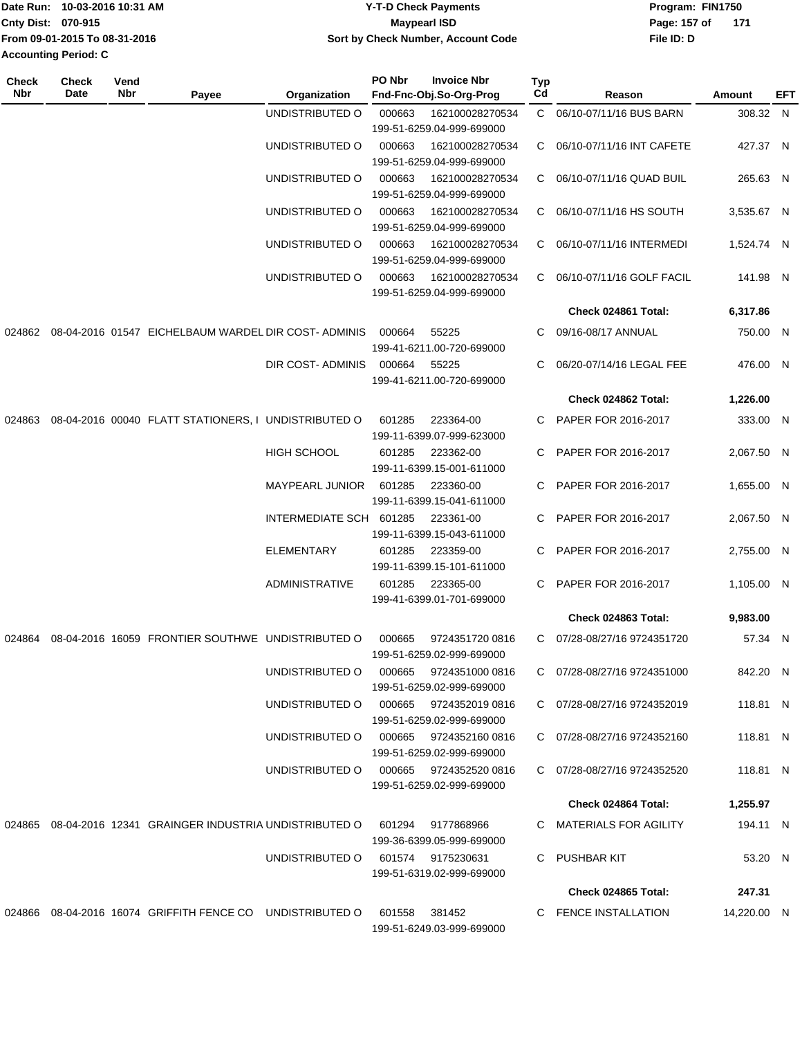| Check Nbr | Check Date | Vend Nbr | Payee | Organization | PO Nbr | Invoice Nbr Fnd-Fnc-Obj.So-Org-Prog | Typ Cd | Reason | Amount | EFT |
|---|---|---|---|---|---|---|---|---|---|---|
| | | | | UNDISTRIBUTED O | 000663 | 162100028270534 199-51-6259.04-999-699000 | C | 06/10-07/11/16 BUS BARN | 308.32 | N |
| | | | | UNDISTRIBUTED O | 000663 | 162100028270534 199-51-6259.04-999-699000 | C | 06/10-07/11/16 INT CAFETE | 427.37 | N |
| | | | | UNDISTRIBUTED O | 000663 | 162100028270534 199-51-6259.04-999-699000 | C | 06/10-07/11/16 QUAD BUIL | 265.63 | N |
| | | | | UNDISTRIBUTED O | 000663 | 162100028270534 199-51-6259.04-999-699000 | C | 06/10-07/11/16 HS SOUTH | 3,535.67 | N |
| | | | | UNDISTRIBUTED O | 000663 | 162100028270534 199-51-6259.04-999-699000 | C | 06/10-07/11/16 INTERMEDI | 1,524.74 | N |
| | | | | UNDISTRIBUTED O | 000663 | 162100028270534 199-51-6259.04-999-699000 | C | 06/10-07/11/16 GOLF FACIL | 141.98 | N |
| | | | | | | | | **Check 024861 Total:** | **6,317.86** | |
| 024862 | 08-04-2016 | 01547 | EICHELBAUM WARDEL | DIR COST- ADMINIS | 000664 | 55225 199-41-6211.00-720-699000 | C | 09/16-08/17 ANNUAL | 750.00 | N |
| | | | | DIR COST- ADMINIS | 000664 | 55225 199-41-6211.00-720-699000 | C | 06/20-07/14/16 LEGAL FEE | 476.00 | N |
| | | | | | | | | **Check 024862 Total:** | **1,226.00** | |
| 024863 | 08-04-2016 | 00040 | FLATT STATIONERS, I | UNDISTRIBUTED O | 601285 | 223364-00 199-11-6399.07-999-623000 | C | PAPER FOR 2016-2017 | 333.00 | N |
| | | | | HIGH SCHOOL | 601285 | 223362-00 199-11-6399.15-001-611000 | C | PAPER FOR 2016-2017 | 2,067.50 | N |
| | | | | MAYPEARL JUNIOR | 601285 | 223360-00 199-11-6399.15-041-611000 | C | PAPER FOR 2016-2017 | 1,655.00 | N |
| | | | | INTERMEDIATE SCH | 601285 | 223361-00 199-11-6399.15-043-611000 | C | PAPER FOR 2016-2017 | 2,067.50 | N |
| | | | | ELEMENTARY | 601285 | 223359-00 199-11-6399.15-101-611000 | C | PAPER FOR 2016-2017 | 2,755.00 | N |
| | | | | ADMINISTRATIVE | 601285 | 223365-00 199-41-6399.01-701-699000 | C | PAPER FOR 2016-2017 | 1,105.00 | N |
| | | | | | | | | **Check 024863 Total:** | **9,983.00** | |
| 024864 | 08-04-2016 | 16059 | FRONTIER SOUTHWE | UNDISTRIBUTED O | 000665 | 9724351720 0816 199-51-6259.02-999-699000 | C | 07/28-08/27/16 9724351720 | 57.34 | N |
| | | | | UNDISTRIBUTED O | 000665 | 9724351000 0816 199-51-6259.02-999-699000 | C | 07/28-08/27/16 9724351000 | 842.20 | N |
| | | | | UNDISTRIBUTED O | 000665 | 9724352019 0816 199-51-6259.02-999-699000 | C | 07/28-08/27/16 9724352019 | 118.81 | N |
| | | | | UNDISTRIBUTED O | 000665 | 9724352160 0816 199-51-6259.02-999-699000 | C | 07/28-08/27/16 9724352160 | 118.81 | N |
| | | | | UNDISTRIBUTED O | 000665 | 9724352520 0816 199-51-6259.02-999-699000 | C | 07/28-08/27/16 9724352520 | 118.81 | N |
| | | | | | | | | **Check 024864 Total:** | **1,255.97** | |
| 024865 | 08-04-2016 | 12341 | GRAINGER INDUSTRIA | UNDISTRIBUTED O | 601294 | 9177868966 199-36-6399.05-999-699000 | C | MATERIALS FOR AGILITY | 194.11 | N |
| | | | | UNDISTRIBUTED O | 601574 | 9175230631 199-51-6319.02-999-699000 | C | PUSHBAR KIT | 53.20 | N |
| | | | | | | | | **Check 024865 Total:** | **247.31** | |
| 024866 | 08-04-2016 | 16074 | GRIFFITH FENCE CO | UNDISTRIBUTED O | 601558 | 381452 199-51-6249.03-999-699000 | C | FENCE INSTALLATION | 14,220.00 | N |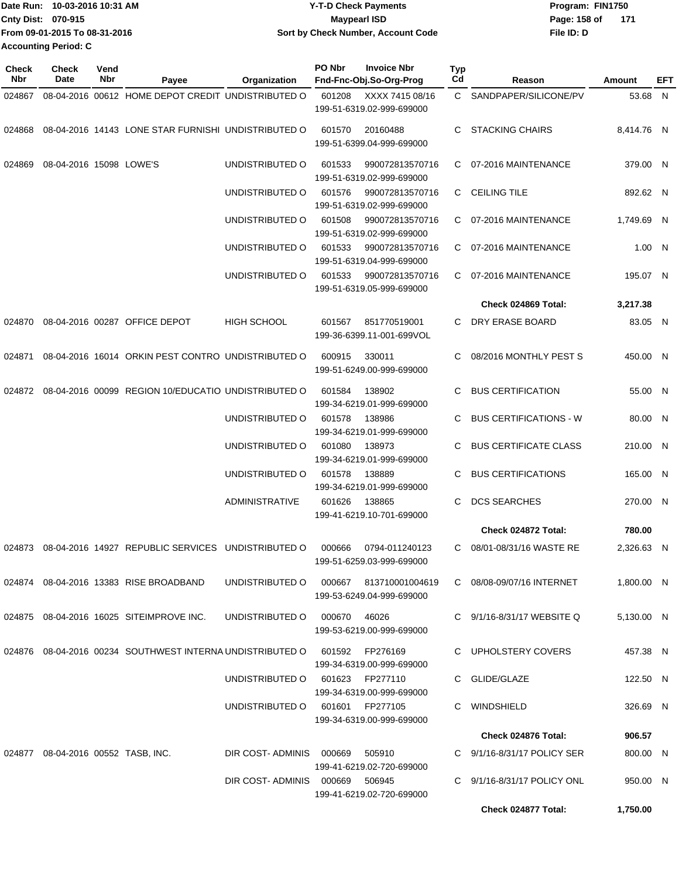Date Run: 10-03-2016 10:31 AM
Cnty Dist: 070-915
From 09-01-2015 To 08-31-2016
Accounting Period: C

**Y-T-D Check Payments**
**Maypearl ISD**
**Sort by Check Number, Account Code**

Program: FIN1750
File ID: D

| Check Nbr | Check Date | Vend Nbr | Payee | Organization | PO Nbr | Invoice Nbr / Fnd-Fnc-Obj.So-Org-Prog | Typ Cd | Reason | Amount | EFT |
|---|---|---|---|---|---|---|---|---|---|---|
| 024867 | 08-04-2016 | 00612 | HOME DEPOT CREDIT | UNDISTRIBUTED O | 601208 | XXXX 7415 08/16 199-51-6319.02-999-699000 | C | SANDPAPER/SILICONE/PV | 53.68 | N |
| 024868 | 08-04-2016 | 14143 | LONE STAR FURNISHI | UNDISTRIBUTED O | 601570 | 20160488 199-51-6399.04-999-699000 | C | STACKING CHAIRS | 8,414.76 | N |
| 024869 | 08-04-2016 | 15098 | LOWE'S | UNDISTRIBUTED O | 601533 | 990072813570716 199-51-6319.02-999-699000 | C | 07-2016 MAINTENANCE | 379.00 | N |
| | | | | UNDISTRIBUTED O | 601576 | 990072813570716 199-51-6319.02-999-699000 | C | CEILING TILE | 892.62 | N |
| | | | | UNDISTRIBUTED O | 601508 | 990072813570716 199-51-6319.02-999-699000 | C | 07-2016 MAINTENANCE | 1,749.69 | N |
| | | | | UNDISTRIBUTED O | 601533 | 990072813570716 199-51-6319.04-999-699000 | C | 07-2016 MAINTENANCE | 1.00 | N |
| | | | | UNDISTRIBUTED O | 601533 | 990072813570716 199-51-6319.05-999-699000 | C | 07-2016 MAINTENANCE | 195.07 | N |
| | | | | | | | | **Check 024869 Total:** | **3,217.38** | |
| 024870 | 08-04-2016 | 00287 | OFFICE DEPOT | HIGH SCHOOL | 601567 | 851770519001 199-36-6399.11-001-699VOL | C | DRY ERASE BOARD | 83.05 | N |
| 024871 | 08-04-2016 | 16014 | ORKIN PEST CONTRO | UNDISTRIBUTED O | 600915 | 330011 199-51-6249.00-999-699000 | C | 08/2016 MONTHLY PEST S | 450.00 | N |
| 024872 | 08-04-2016 | 00099 | REGION 10/EDUCATIO | UNDISTRIBUTED O | 601584 | 138902 199-34-6219.01-999-699000 | C | BUS CERTIFICATION | 55.00 | N |
| | | | | UNDISTRIBUTED O | 601578 | 138986 199-34-6219.01-999-699000 | C | BUS CERTIFICATIONS - W | 80.00 | N |
| | | | | UNDISTRIBUTED O | 601080 | 138973 199-34-6219.01-999-699000 | C | BUS CERTIFICATE CLASS | 210.00 | N |
| | | | | UNDISTRIBUTED O | 601578 | 138889 199-34-6219.01-999-699000 | C | BUS CERTIFICATIONS | 165.00 | N |
| | | | | ADMINISTRATIVE | 601626 | 138865 199-41-6219.10-701-699000 | C | DCS SEARCHES | 270.00 | N |
| | | | | | | | | **Check 024872 Total:** | **780.00** | |
| 024873 | 08-04-2016 | 14927 | REPUBLIC SERVICES | UNDISTRIBUTED O | 000666 | 0794-011240123 199-51-6259.03-999-699000 | C | 08/01-08/31/16 WASTE RE | 2,326.63 | N |
| 024874 | 08-04-2016 | 13383 | RISE BROADBAND | UNDISTRIBUTED O | 000667 | 813710001004619 199-53-6249.04-999-699000 | C | 08/08-09/07/16 INTERNET | 1,800.00 | N |
| 024875 | 08-04-2016 | 16025 | SITEIMPROVE INC. | UNDISTRIBUTED O | 000670 | 46026 199-53-6219.00-999-699000 | C | 9/1/16-8/31/17 WEBSITE Q | 5,130.00 | N |
| 024876 | 08-04-2016 | 00234 | SOUTHWEST INTERNA | UNDISTRIBUTED O | 601592 | FP276169 199-34-6319.00-999-699000 | C | UPHOLSTERY COVERS | 457.38 | N |
| | | | | UNDISTRIBUTED O | 601623 | FP277110 199-34-6319.00-999-699000 | C | GLIDE/GLAZE | 122.50 | N |
| | | | | UNDISTRIBUTED O | 601601 | FP277105 199-34-6319.00-999-699000 | C | WINDSHIELD | 326.69 | N |
| | | | | | | | | **Check 024876 Total:** | **906.57** | |
| 024877 | 08-04-2016 | 00552 | TASB, INC. | DIR COST- ADMINIS | 000669 | 505910 199-41-6219.02-720-699000 | C | 9/1/16-8/31/17 POLICY SER | 800.00 | N |
| | | | | DIR COST- ADMINIS | 000669 | 506945 199-41-6219.02-720-699000 | C | 9/1/16-8/31/17 POLICY ONL | 950.00 | N |
| | | | | | | | | **Check 024877 Total:** | **1,750.00** | |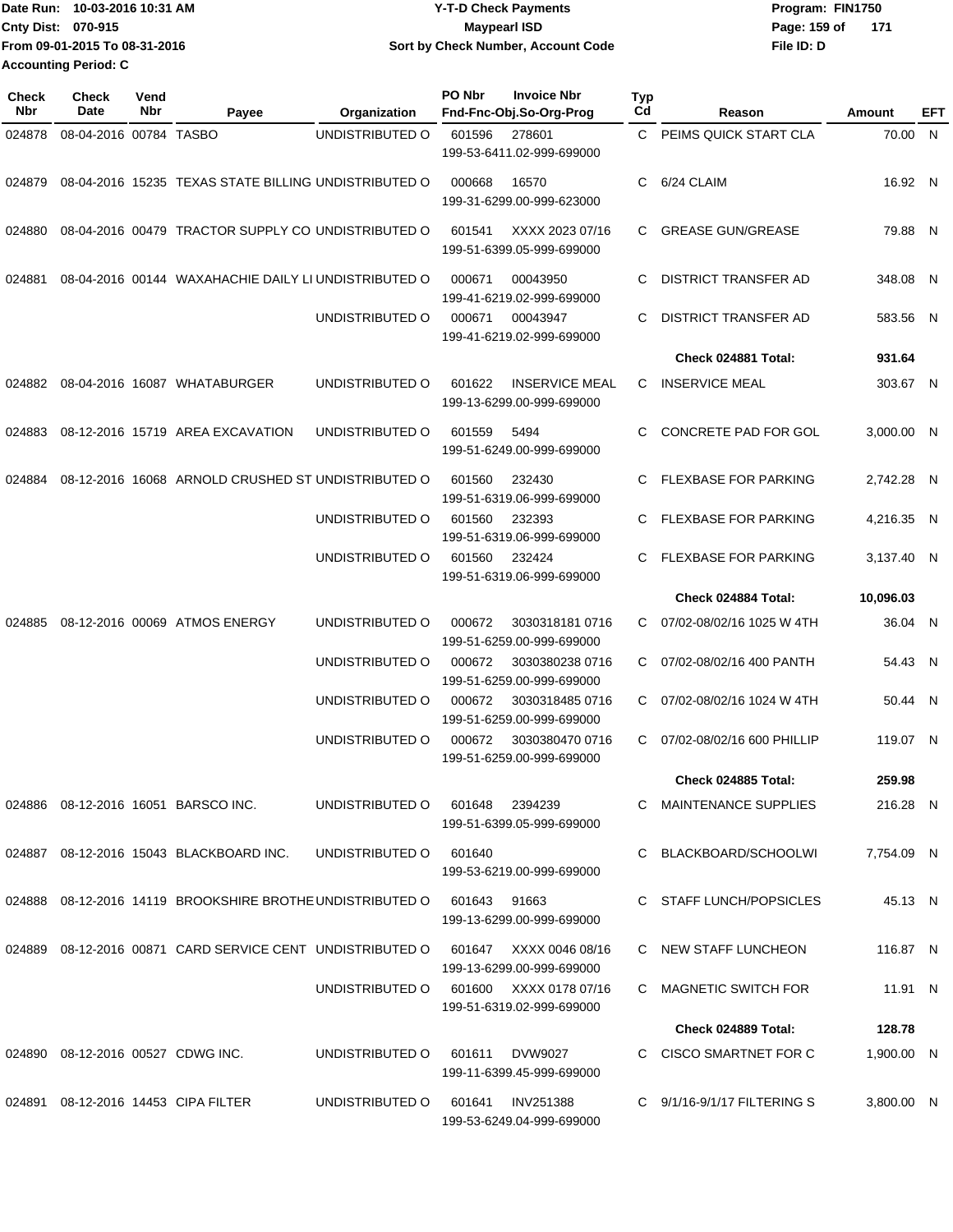Date Run: 10-03-2016 10:31 AM
Cnty Dist: 070-915
From 09-01-2015 To 08-31-2016
Accounting Period: C

**Y-T-D Check Payments**
**Maypearl ISD**
**Sort by Check Number, Account Code**

Program: FIN1750
File ID: D

| Check Nbr | Check Date | Vend Nbr | Payee | Organization | PO Nbr | Invoice Nbr / Fnd-Fnc-Obj.So-Org-Prog | Typ Cd | Reason | Amount | EFT |
|---|---|---|---|---|---|---|---|---|---|---|
| 024878 | 08-04-2016 | 00784 | TASBO | UNDISTRIBUTED O | 601596 | 278601 / 199-53-6411.02-999-699000 | C | PEIMS QUICK START CLA | 70.00 | N |
| 024879 | 08-04-2016 | 15235 | TEXAS STATE BILLING | UNDISTRIBUTED O | 000668 | 16570 / 199-31-6299.00-999-623000 | C | 6/24 CLAIM | 16.92 | N |
| 024880 | 08-04-2016 | 00479 | TRACTOR SUPPLY CO | UNDISTRIBUTED O | 601541 | XXXX 2023 07/16 / 199-51-6399.05-999-699000 | C | GREASE GUN/GREASE | 79.88 | N |
| 024881 | 08-04-2016 | 00144 | WAXAHACHIE DAILY LI | UNDISTRIBUTED O | 000671 | 00043950 / 199-41-6219.02-999-699000 | C | DISTRICT TRANSFER AD | 348.08 | N |
| | | | | UNDISTRIBUTED O | 000671 | 00043947 / 199-41-6219.02-999-699000 | C | DISTRICT TRANSFER AD | 583.56 | N |
| | | | | | | | | **Check 024881 Total:** | **931.64** | |
| 024882 | 08-04-2016 | 16087 | WHATABURGER | UNDISTRIBUTED O | 601622 | INSERVICE MEAL / 199-13-6299.00-999-699000 | C | INSERVICE MEAL | 303.67 | N |
| 024883 | 08-12-2016 | 15719 | AREA EXCAVATION | UNDISTRIBUTED O | 601559 | 5494 / 199-51-6249.00-999-699000 | C | CONCRETE PAD FOR GOL | 3,000.00 | N |
| 024884 | 08-12-2016 | 16068 | ARNOLD CRUSHED ST | UNDISTRIBUTED O | 601560 | 232430 / 199-51-6319.06-999-699000 | C | FLEXBASE FOR PARKING | 2,742.28 | N |
| | | | | UNDISTRIBUTED O | 601560 | 232393 / 199-51-6319.06-999-699000 | C | FLEXBASE FOR PARKING | 4,216.35 | N |
| | | | | UNDISTRIBUTED O | 601560 | 232424 / 199-51-6319.06-999-699000 | C | FLEXBASE FOR PARKING | 3,137.40 | N |
| | | | | | | | | **Check 024884 Total:** | **10,096.03** | |
| 024885 | 08-12-2016 | 00069 | ATMOS ENERGY | UNDISTRIBUTED O | 000672 | 3030318181 0716 / 199-51-6259.00-999-699000 | C | 07/02-08/02/16 1025 W 4TH | 36.04 | N |
| | | | | UNDISTRIBUTED O | 000672 | 3030380238 0716 / 199-51-6259.00-999-699000 | C | 07/02-08/02/16 400 PANTH | 54.43 | N |
| | | | | UNDISTRIBUTED O | 000672 | 3030318485 0716 / 199-51-6259.00-999-699000 | C | 07/02-08/02/16 1024 W 4TH | 50.44 | N |
| | | | | UNDISTRIBUTED O | 000672 | 3030380470 0716 / 199-51-6259.00-999-699000 | C | 07/02-08/02/16 600 PHILLIP | 119.07 | N |
| | | | | | | | | **Check 024885 Total:** | **259.98** | |
| 024886 | 08-12-2016 | 16051 | BARSCO INC. | UNDISTRIBUTED O | 601648 | 2394239 / 199-51-6399.05-999-699000 | C | MAINTENANCE SUPPLIES | 216.28 | N |
| 024887 | 08-12-2016 | 15043 | BLACKBOARD INC. | UNDISTRIBUTED O | 601640 | 199-53-6219.00-999-699000 | C | BLACKBOARD/SCHOOLWI | 7,754.09 | N |
| 024888 | 08-12-2016 | 14119 | BROOKSHIRE BROTHE | UNDISTRIBUTED O | 601643 | 91663 / 199-13-6299.00-999-699000 | C | STAFF LUNCH/POPSICLES | 45.13 | N |
| 024889 | 08-12-2016 | 00871 | CARD SERVICE CENT | UNDISTRIBUTED O | 601647 | XXXX 0046 08/16 / 199-13-6299.00-999-699000 | C | NEW STAFF LUNCHEON | 116.87 | N |
| | | | | UNDISTRIBUTED O | 601600 | XXXX 0178 07/16 / 199-51-6319.02-999-699000 | C | MAGNETIC SWITCH FOR | 11.91 | N |
| | | | | | | | | **Check 024889 Total:** | **128.78** | |
| 024890 | 08-12-2016 | 00527 | CDWG INC. | UNDISTRIBUTED O | 601611 | DVW9027 / 199-11-6399.45-999-699000 | C | CISCO SMARTNET FOR C | 1,900.00 | N |
| 024891 | 08-12-2016 | 14453 | CIPA FILTER | UNDISTRIBUTED O | 601641 | INV251388 / 199-53-6249.04-999-699000 | C | 9/1/16-9/1/17 FILTERING S | 3,800.00 | N |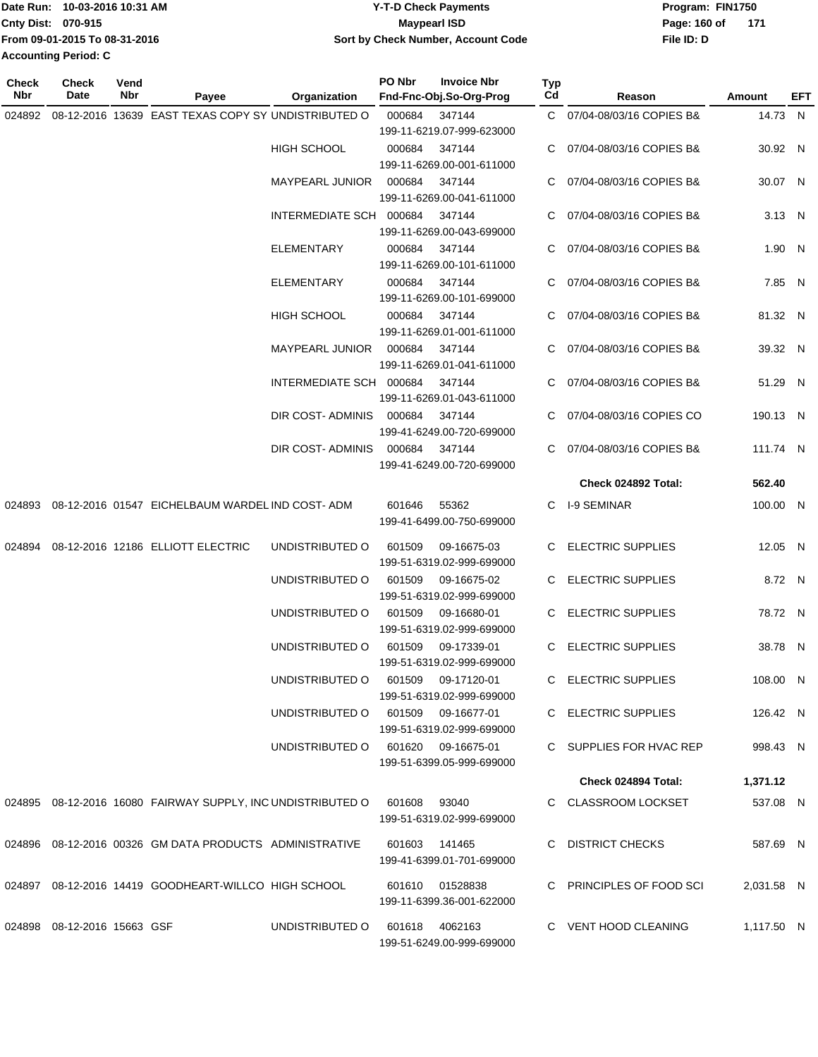Date Run: 10-03-2016 10:31 AM
Cnty Dist: 070-915
From 09-01-2015 To 08-31-2016
Accounting Period: C

**Y-T-D Check Payments**
**Maypearl ISD**
**Sort by Check Number, Account Code**

Program: FIN1750
File ID: D

| Check Nbr | Check Date | Vend Nbr | Payee | Organization | PO Nbr | Invoice Nbr / Fnd-Fnc-Obj.So-Org-Prog | Typ Cd | Reason | Amount | EFT |
|---|---|---|---|---|---|---|---|---|---|---|
| 024892 | 08-12-2016 | 13639 | EAST TEXAS COPY SY | UNDISTRIBUTED O | 000684 | 347144 199-11-6219.07-999-623000 | C | 07/04-08/03/16 COPIES B& | 14.73 | N |
| | | | | HIGH SCHOOL | 000684 | 347144 199-11-6269.00-001-611000 | C | 07/04-08/03/16 COPIES B& | 30.92 | N |
| | | | | MAYPEARL JUNIOR | 000684 | 347144 199-11-6269.00-041-611000 | C | 07/04-08/03/16 COPIES B& | 30.07 | N |
| | | | | INTERMEDIATE SCH | 000684 | 347144 199-11-6269.00-043-699000 | C | 07/04-08/03/16 COPIES B& | 3.13 | N |
| | | | | ELEMENTARY | 000684 | 347144 199-11-6269.00-101-611000 | C | 07/04-08/03/16 COPIES B& | 1.90 | N |
| | | | | ELEMENTARY | 000684 | 347144 199-11-6269.00-101-699000 | C | 07/04-08/03/16 COPIES B& | 7.85 | N |
| | | | | HIGH SCHOOL | 000684 | 347144 199-11-6269.01-001-611000 | C | 07/04-08/03/16 COPIES B& | 81.32 | N |
| | | | | MAYPEARL JUNIOR | 000684 | 347144 199-11-6269.01-041-611000 | C | 07/04-08/03/16 COPIES B& | 39.32 | N |
| | | | | INTERMEDIATE SCH | 000684 | 347144 199-11-6269.01-043-611000 | C | 07/04-08/03/16 COPIES B& | 51.29 | N |
| | | | | DIR COST- ADMINIS | 000684 | 347144 199-41-6249.00-720-699000 | C | 07/04-08/03/16 COPIES CO | 190.13 | N |
| | | | | DIR COST- ADMINIS | 000684 | 347144 199-41-6249.00-720-699000 | C | 07/04-08/03/16 COPIES B& | 111.74 | N |
| | | | | | | | | **Check 024892 Total:** | **562.40** | |
| 024893 | 08-12-2016 | 01547 | EICHELBAUM WARDEL | IND COST- ADM | 601646 | 55362 199-41-6499.00-750-699000 | C | I-9 SEMINAR | 100.00 | N |
| 024894 | 08-12-2016 | 12186 | ELLIOTT ELECTRIC | UNDISTRIBUTED O | 601509 | 09-16675-03 199-51-6319.02-999-699000 | C | ELECTRIC SUPPLIES | 12.05 | N |
| | | | | UNDISTRIBUTED O | 601509 | 09-16675-02 199-51-6319.02-999-699000 | C | ELECTRIC SUPPLIES | 8.72 | N |
| | | | | UNDISTRIBUTED O | 601509 | 09-16680-01 199-51-6319.02-999-699000 | C | ELECTRIC SUPPLIES | 78.72 | N |
| | | | | UNDISTRIBUTED O | 601509 | 09-17339-01 199-51-6319.02-999-699000 | C | ELECTRIC SUPPLIES | 38.78 | N |
| | | | | UNDISTRIBUTED O | 601509 | 09-17120-01 199-51-6319.02-999-699000 | C | ELECTRIC SUPPLIES | 108.00 | N |
| | | | | UNDISTRIBUTED O | 601509 | 09-16677-01 199-51-6319.02-999-699000 | C | ELECTRIC SUPPLIES | 126.42 | N |
| | | | | UNDISTRIBUTED O | 601620 | 09-16675-01 199-51-6399.05-999-699000 | C | SUPPLIES FOR HVAC REP | 998.43 | N |
| | | | | | | | | **Check 024894 Total:** | **1,371.12** | |
| 024895 | 08-12-2016 | 16080 | FAIRWAY SUPPLY, INC | UNDISTRIBUTED O | 601608 | 93040 199-51-6319.02-999-699000 | C | CLASSROOM LOCKSET | 537.08 | N |
| 024896 | 08-12-2016 | 00326 | GM DATA PRODUCTS | ADMINISTRATIVE | 601603 | 141465 199-41-6399.01-701-699000 | C | DISTRICT CHECKS | 587.69 | N |
| 024897 | 08-12-2016 | 14419 | GOODHEART-WILLCO | HIGH SCHOOL | 601610 | 01528838 199-11-6399.36-001-622000 | C | PRINCIPLES OF FOOD SCI | 2,031.58 | N |
| 024898 | 08-12-2016 | 15663 | GSF | UNDISTRIBUTED O | 601618 | 4062163 199-51-6249.00-999-699000 | C | VENT HOOD CLEANING | 1,117.50 | N |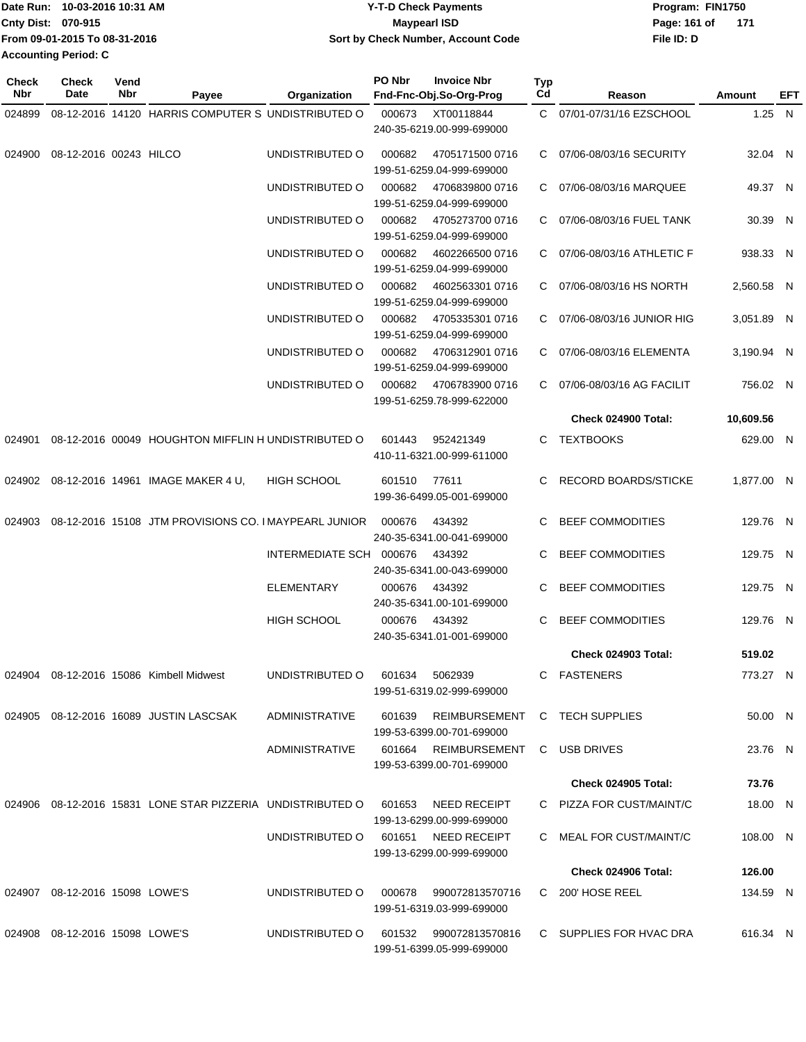Date Run: 10-03-2016 10:31 AM
Cnty Dist: 070-915
From 09-01-2015 To 08-31-2016
Accounting Period: C

**Y-T-D Check Payments**
**Maypearl ISD**
**Sort by Check Number, Account Code**

Program: FIN1750
File ID: D

| Check Nbr | Check Date | Vend Nbr | Payee | Organization | PO Nbr | Invoice Nbr / Fnd-Fnc-Obj.So-Org-Prog | Typ Cd | Reason | Amount | EFT |
|---|---|---|---|---|---|---|---|---|---|---|
| 024899 | 08-12-2016 | 14120 | HARRIS COMPUTER S | UNDISTRIBUTED O | 000673 | XT00118844 240-35-6219.00-999-699000 | C | 07/01-07/31/16 EZSCHOOL | 1.25 | N |
| 024900 | 08-12-2016 | 00243 | HILCO | UNDISTRIBUTED O | 000682 | 4705171500 0716 199-51-6259.04-999-699000 | C | 07/06-08/03/16 SECURITY | 32.04 | N |
| | | | | UNDISTRIBUTED O | 000682 | 4706839800 0716 199-51-6259.04-999-699000 | C | 07/06-08/03/16 MARQUEE | 49.37 | N |
| | | | | UNDISTRIBUTED O | 000682 | 4705273700 0716 199-51-6259.04-999-699000 | C | 07/06-08/03/16 FUEL TANK | 30.39 | N |
| | | | | UNDISTRIBUTED O | 000682 | 4602266500 0716 199-51-6259.04-999-699000 | C | 07/06-08/03/16 ATHLETIC F | 938.33 | N |
| | | | | UNDISTRIBUTED O | 000682 | 4602563301 0716 199-51-6259.04-999-699000 | C | 07/06-08/03/16 HS NORTH | 2,560.58 | N |
| | | | | UNDISTRIBUTED O | 000682 | 4705335301 0716 199-51-6259.04-999-699000 | C | 07/06-08/03/16 JUNIOR HIG | 3,051.89 | N |
| | | | | UNDISTRIBUTED O | 000682 | 4706312901 0716 199-51-6259.04-999-699000 | C | 07/06-08/03/16 ELEMENTA | 3,190.94 | N |
| | | | | UNDISTRIBUTED O | 000682 | 4706783900 0716 199-51-6259.78-999-622000 | C | 07/06-08/03/16 AG FACILIT | 756.02 | N |
| | | | | | | | | **Check 024900 Total:** | **10,609.56** | |
| 024901 | 08-12-2016 | 00049 | HOUGHTON MIFFLIN H | UNDISTRIBUTED O | 601443 | 952421349 410-11-6321.00-999-611000 | C | TEXTBOOKS | 629.00 | N |
| 024902 | 08-12-2016 | 14961 | IMAGE MAKER 4 U, | HIGH SCHOOL | 601510 | 77611 199-36-6499.05-001-699000 | C | RECORD BOARDS/STICKE | 1,877.00 | N |
| 024903 | 08-12-2016 | 15108 | JTM PROVISIONS CO. I | MAYPEARL JUNIOR | 000676 | 434392 240-35-6341.00-041-699000 | C | BEEF COMMODITIES | 129.76 | N |
| | | | | INTERMEDIATE SCH | 000676 | 434392 240-35-6341.00-043-699000 | C | BEEF COMMODITIES | 129.75 | N |
| | | | | ELEMENTARY | 000676 | 434392 240-35-6341.00-101-699000 | C | BEEF COMMODITIES | 129.75 | N |
| | | | | HIGH SCHOOL | 000676 | 434392 240-35-6341.01-001-699000 | C | BEEF COMMODITIES | 129.76 | N |
| | | | | | | | | **Check 024903 Total:** | **519.02** | |
| 024904 | 08-12-2016 | 15086 | Kimbell Midwest | UNDISTRIBUTED O | 601634 | 5062939 199-51-6319.02-999-699000 | C | FASTENERS | 773.27 | N |
| 024905 | 08-12-2016 | 16089 | JUSTIN LASCSAK | ADMINISTRATIVE | 601639 | REIMBURSEMENT 199-53-6399.00-701-699000 | C | TECH SUPPLIES | 50.00 | N |
| | | | | ADMINISTRATIVE | 601664 | REIMBURSEMENT 199-53-6399.00-701-699000 | C | USB DRIVES | 23.76 | N |
| | | | | | | | | **Check 024905 Total:** | **73.76** | |
| 024906 | 08-12-2016 | 15831 | LONE STAR PIZZERIA | UNDISTRIBUTED O | 601653 | NEED RECEIPT 199-13-6299.00-999-699000 | C | PIZZA FOR CUST/MAINT/C | 18.00 | N |
| | | | | UNDISTRIBUTED O | 601651 | NEED RECEIPT 199-13-6299.00-999-699000 | C | MEAL FOR CUST/MAINT/C | 108.00 | N |
| | | | | | | | | **Check 024906 Total:** | **126.00** | |
| 024907 | 08-12-2016 | 15098 | LOWE'S | UNDISTRIBUTED O | 000678 | 990072813570716 199-51-6319.03-999-699000 | C | 200' HOSE REEL | 134.59 | N |
| 024908 | 08-12-2016 | 15098 | LOWE'S | UNDISTRIBUTED O | 601532 | 990072813570816 199-51-6399.05-999-699000 | C | SUPPLIES FOR HVAC DRA | 616.34 | N |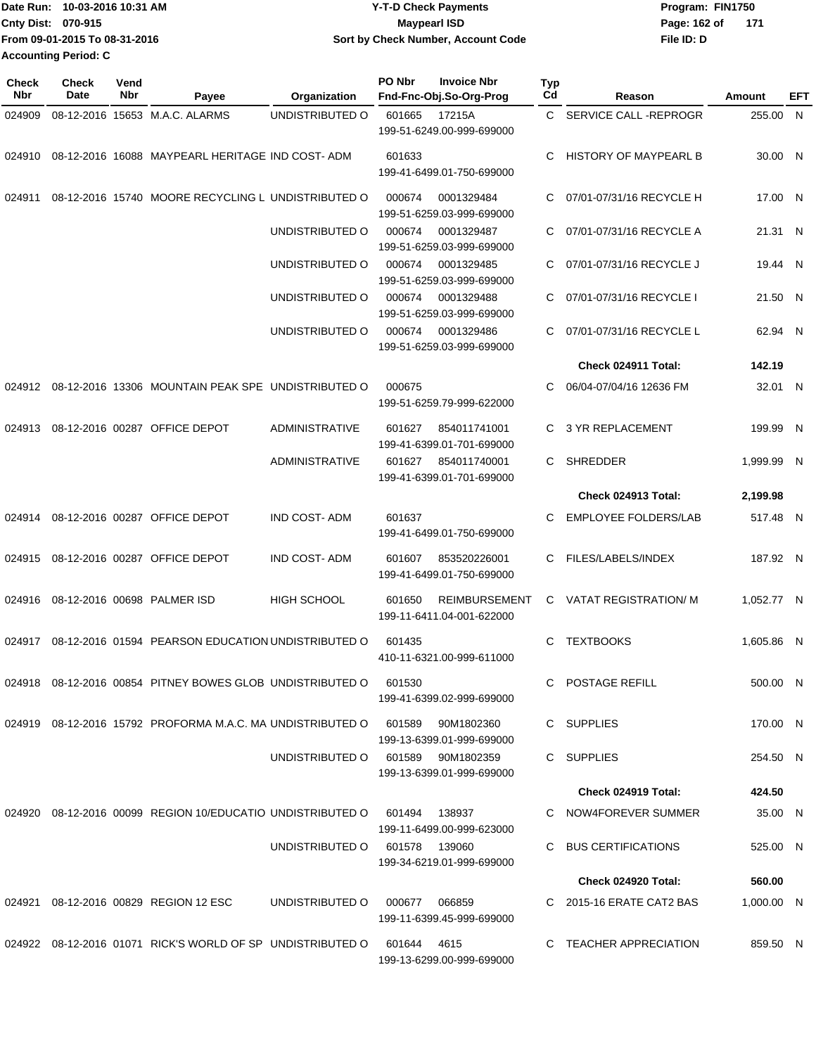Date Run: 10-03-2016 10:31 AM
Cnty Dist: 070-915
From 09-01-2015 To 08-31-2016
Accounting Period: C

**Y-T-D Check Payments**
**Maypearl ISD**
**Sort by Check Number, Account Code**

Program: FIN1750
File ID: D

| Check Nbr | Check Date | Vend Nbr | Payee | Organization | PO Nbr | Invoice Nbr / Fnd-Fnc-Obj.So-Org-Prog | Typ Cd | Reason | Amount | EFT |
|---|---|---|---|---|---|---|---|---|---|---|
| 024909 | 08-12-2016 | 15653 | M.A.C. ALARMS | UNDISTRIBUTED O | 601665 | 17215A<br>199-51-6249.00-999-699000 | C | SERVICE CALL -REPROGR | 255.00 | N |
| 024910 | 08-12-2016 | 16088 | MAYPEARL HERITAGE | IND COST- ADM | 601633 | 199-41-6499.01-750-699000 | C | HISTORY OF MAYPEARL B | 30.00 | N |
| 024911 | 08-12-2016 | 15740 | MOORE RECYCLING L | UNDISTRIBUTED O | 000674 | 0001329484<br>199-51-6259.03-999-699000 | C | 07/01-07/31/16 RECYCLE H | 17.00 | N |
| | | | | UNDISTRIBUTED O | 000674 | 0001329487<br>199-51-6259.03-999-699000 | C | 07/01-07/31/16 RECYCLE A | 21.31 | N |
| | | | | UNDISTRIBUTED O | 000674 | 0001329485<br>199-51-6259.03-999-699000 | C | 07/01-07/31/16 RECYCLE J | 19.44 | N |
| | | | | UNDISTRIBUTED O | 000674 | 0001329488<br>199-51-6259.03-999-699000 | C | 07/01-07/31/16 RECYCLE I | 21.50 | N |
| | | | | UNDISTRIBUTED O | 000674 | 0001329486<br>199-51-6259.03-999-699000 | C | 07/01-07/31/16 RECYCLE L | 62.94 | N |
| | | | | | | | | **Check 024911 Total:** | **142.19** | |
| 024912 | 08-12-2016 | 13306 | MOUNTAIN PEAK SPE | UNDISTRIBUTED O | 000675 | 199-51-6259.79-999-622000 | C | 06/04-07/04/16 12636 FM | 32.01 | N |
| 024913 | 08-12-2016 | 00287 | OFFICE DEPOT | ADMINISTRATIVE | 601627 | 854011741001<br>199-41-6399.01-701-699000 | C | 3 YR REPLACEMENT | 199.99 | N |
| | | | | ADMINISTRATIVE | 601627 | 854011740001<br>199-41-6399.01-701-699000 | C | SHREDDER | 1,999.99 | N |
| | | | | | | | | **Check 024913 Total:** | **2,199.98** | |
| 024914 | 08-12-2016 | 00287 | OFFICE DEPOT | IND COST- ADM | 601637 | 199-41-6499.01-750-699000 | C | EMPLOYEE FOLDERS/LAB | 517.48 | N |
| 024915 | 08-12-2016 | 00287 | OFFICE DEPOT | IND COST- ADM | 601607 | 853520226001<br>199-41-6499.01-750-699000 | C | FILES/LABELS/INDEX | 187.92 | N |
| 024916 | 08-12-2016 | 00698 | PALMER ISD | HIGH SCHOOL | 601650 | REIMBURSEMENT<br>199-11-6411.04-001-622000 | C | VATAT REGISTRATION/ M | 1,052.77 | N |
| 024917 | 08-12-2016 | 01594 | PEARSON EDUCATION | UNDISTRIBUTED O | 601435 | 410-11-6321.00-999-611000 | C | TEXTBOOKS | 1,605.86 | N |
| 024918 | 08-12-2016 | 00854 | PITNEY BOWES GLOB | UNDISTRIBUTED O | 601530 | 199-41-6399.02-999-699000 | C | POSTAGE REFILL | 500.00 | N |
| 024919 | 08-12-2016 | 15792 | PROFORMA M.A.C. MA | UNDISTRIBUTED O | 601589 | 90M1802360<br>199-13-6399.01-999-699000 | C | SUPPLIES | 170.00 | N |
| | | | | UNDISTRIBUTED O | 601589 | 90M1802359<br>199-13-6399.01-999-699000 | C | SUPPLIES | 254.50 | N |
| | | | | | | | | **Check 024919 Total:** | **424.50** | |
| 024920 | 08-12-2016 | 00099 | REGION 10/EDUCATIO | UNDISTRIBUTED O | 601494 | 138937<br>199-11-6499.00-999-623000 | C | NOW4FOREVER SUMMER | 35.00 | N |
| | | | | UNDISTRIBUTED O | 601578 | 139060<br>199-34-6219.01-999-699000 | C | BUS CERTIFICATIONS | 525.00 | N |
| | | | | | | | | **Check 024920 Total:** | **560.00** | |
| 024921 | 08-12-2016 | 00829 | REGION 12 ESC | UNDISTRIBUTED O | 000677 | 066859<br>199-11-6399.45-999-699000 | C | 2015-16 ERATE CAT2 BAS | 1,000.00 | N |
| 024922 | 08-12-2016 | 01071 | RICK'S WORLD OF SP | UNDISTRIBUTED O | 601644 | 4615<br>199-13-6299.00-999-699000 | C | TEACHER APPRECIATION | 859.50 | N |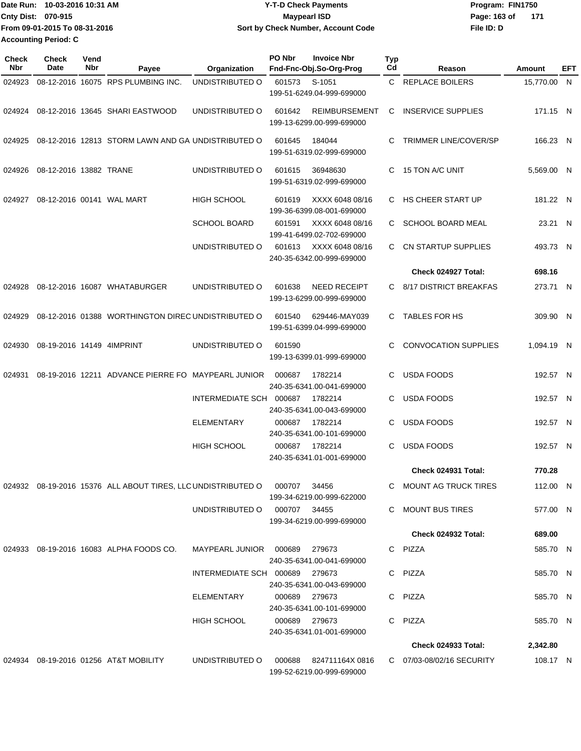Date Run: 10-03-2016 10:31 AM
Cnty Dist: 070-915
From 09-01-2015 To 08-31-2016
Accounting Period: C

**Y-T-D Check Payments**
**Maypearl ISD**
**Sort by Check Number, Account Code**

Program: FIN1750
File ID: D

| Check Nbr | Check Date | Vend Nbr | Payee | Organization | PO Nbr | Invoice Nbr / Fnd-Fnc-Obj.So-Org-Prog | Typ Cd | Reason | Amount | EFT |
|---|---|---|---|---|---|---|---|---|---|---|
| 024923 | 08-12-2016 | 16075 | RPS PLUMBING INC. | UNDISTRIBUTED O | 601573 | S-1051 199-51-6249.04-999-699000 | C | REPLACE BOILERS | 15,770.00 | N |
| 024924 | 08-12-2016 | 13645 | SHARI EASTWOOD | UNDISTRIBUTED O | 601642 | REIMBURSEMENT 199-13-6299.00-999-699000 | C | INSERVICE SUPPLIES | 171.15 | N |
| 024925 | 08-12-2016 | 12813 | STORM LAWN AND GA | UNDISTRIBUTED O | 601645 | 184044 199-51-6319.02-999-699000 | C | TRIMMER LINE/COVER/SP | 166.23 | N |
| 024926 | 08-12-2016 | 13882 | TRANE | UNDISTRIBUTED O | 601615 | 36948630 199-51-6319.02-999-699000 | C | 15 TON A/C UNIT | 5,569.00 | N |
| 024927 | 08-12-2016 | 00141 | WAL MART | HIGH SCHOOL | 601619 | XXXX 6048 08/16 199-36-6399.08-001-699000 | C | HS CHEER START UP | 181.22 | N |
| | | | | SCHOOL BOARD | 601591 | XXXX 6048 08/16 199-41-6499.02-702-699000 | C | SCHOOL BOARD MEAL | 23.21 | N |
| | | | | UNDISTRIBUTED O | 601613 | XXXX 6048 08/16 240-35-6342.00-999-699000 | C | CN STARTUP SUPPLIES | 493.73 | N |
| | | | | | | | | **Check 024927 Total:** | **698.16** | |
| 024928 | 08-12-2016 | 16087 | WHATABURGER | UNDISTRIBUTED O | 601638 | NEED RECEIPT 199-13-6299.00-999-699000 | C | 8/17 DISTRICT BREAKFAS | 273.71 | N |
| 024929 | 08-12-2016 | 01388 | WORTHINGTON DIREC | UNDISTRIBUTED O | 601540 | 629446-MAY039 199-51-6399.04-999-699000 | C | TABLES FOR HS | 309.90 | N |
| 024930 | 08-19-2016 | 14149 | 4IMPRINT | UNDISTRIBUTED O | 601590 | 199-13-6399.01-999-699000 | C | CONVOCATION SUPPLIES | 1,094.19 | N |
| 024931 | 08-19-2016 | 12211 | ADVANCE PIERRE FO | MAYPEARL JUNIOR | 000687 | 1782214 240-35-6341.00-041-699000 | C | USDA FOODS | 192.57 | N |
| | | | | INTERMEDIATE SCH | 000687 | 1782214 240-35-6341.00-043-699000 | C | USDA FOODS | 192.57 | N |
| | | | | ELEMENTARY | 000687 | 1782214 240-35-6341.00-101-699000 | C | USDA FOODS | 192.57 | N |
| | | | | HIGH SCHOOL | 000687 | 1782214 240-35-6341.01-001-699000 | C | USDA FOODS | 192.57 | N |
| | | | | | | | | **Check 024931 Total:** | **770.28** | |
| 024932 | 08-19-2016 | 15376 | ALL ABOUT TIRES, LLC | UNDISTRIBUTED O | 000707 | 34456 199-34-6219.00-999-622000 | C | MOUNT AG TRUCK TIRES | 112.00 | N |
| | | | | UNDISTRIBUTED O | 000707 | 34455 199-34-6219.00-999-699000 | C | MOUNT BUS TIRES | 577.00 | N |
| | | | | | | | | **Check 024932 Total:** | **689.00** | |
| 024933 | 08-19-2016 | 16083 | ALPHA FOODS CO. | MAYPEARL JUNIOR | 000689 | 279673 240-35-6341.00-041-699000 | C | PIZZA | 585.70 | N |
| | | | | INTERMEDIATE SCH | 000689 | 279673 240-35-6341.00-043-699000 | C | PIZZA | 585.70 | N |
| | | | | ELEMENTARY | 000689 | 279673 240-35-6341.00-101-699000 | C | PIZZA | 585.70 | N |
| | | | | HIGH SCHOOL | 000689 | 279673 240-35-6341.01-001-699000 | C | PIZZA | 585.70 | N |
| | | | | | | | | **Check 024933 Total:** | **2,342.80** | |
| 024934 | 08-19-2016 | 01256 | AT&T MOBILITY | UNDISTRIBUTED O | 000688 | 824711164X 0816 199-52-6219.00-999-699000 | C | 07/03-08/02/16 SECURITY | 108.17 | N |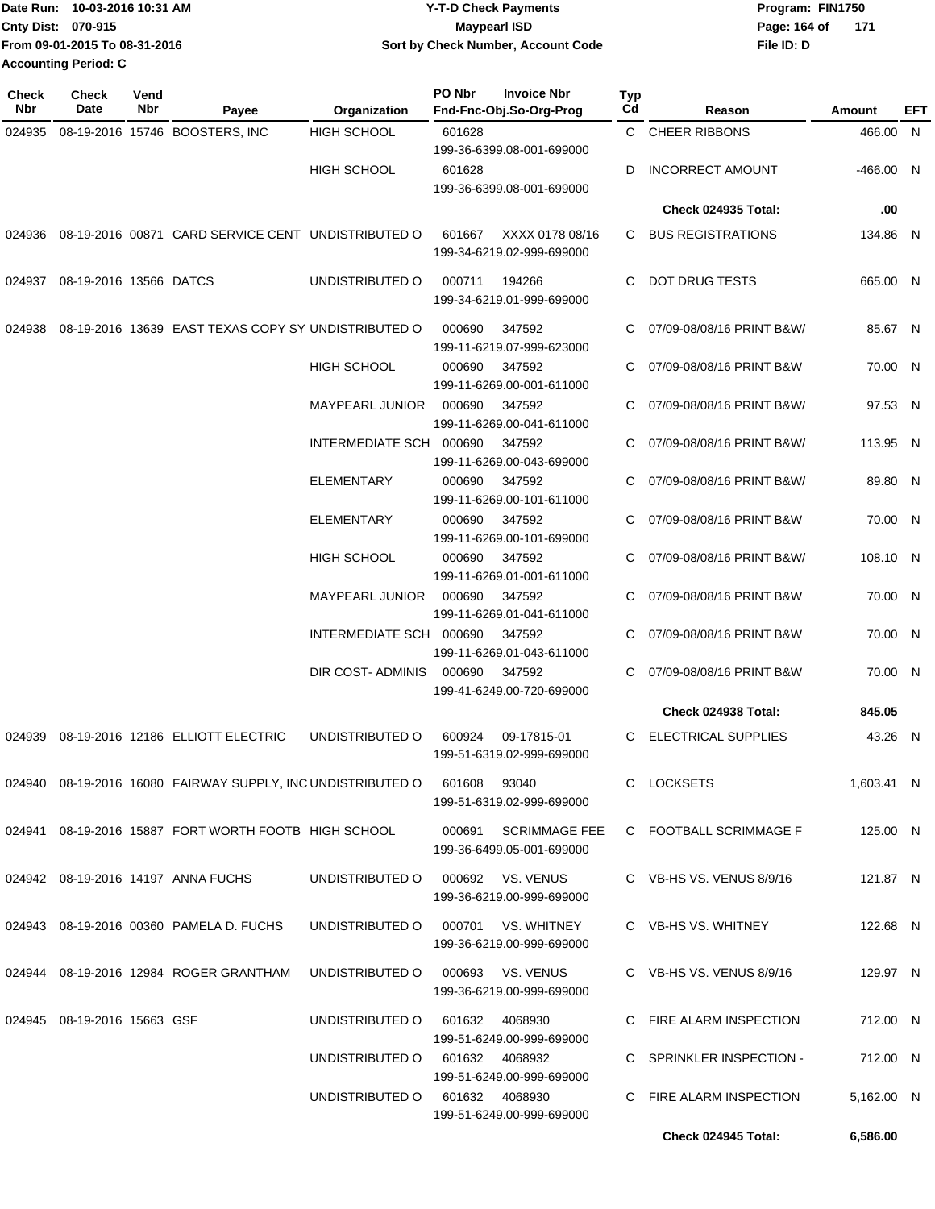Date Run: 10-03-2016 10:31 AM
Cnty Dist: 070-915
From 09-01-2015 To 08-31-2016
Accounting Period: C

**Y-T-D Check Payments**
**Maypearl ISD**
**Sort by Check Number, Account Code**

Program: FIN1750
File ID: D

| Check Nbr | Check Date | Vend Nbr | Payee | Organization | PO Nbr | Invoice Nbr / Fnd-Fnc-Obj.So-Org-Prog | Typ Cd | Reason | Amount | EFT |
|---|---|---|---|---|---|---|---|---|---|---|
| 024935 | 08-19-2016 | 15746 | BOOSTERS, INC | HIGH SCHOOL | 601628 | 199-36-6399.08-001-699000 | C | CHEER RIBBONS | 466.00 | N |
| | | | | HIGH SCHOOL | 601628 | 199-36-6399.08-001-699000 | D | INCORRECT AMOUNT | -466.00 | N |
| | | | | | | | | **Check 024935 Total:** | **.00** | |
| 024936 | 08-19-2016 | 00871 | CARD SERVICE CENT | UNDISTRIBUTED O | 601667 | XXXX 0178 08/16 199-34-6219.02-999-699000 | C | BUS REGISTRATIONS | 134.86 | N |
| 024937 | 08-19-2016 | 13566 | DATCS | UNDISTRIBUTED O | 000711 | 194266 199-34-6219.01-999-699000 | C | DOT DRUG TESTS | 665.00 | N |
| 024938 | 08-19-2016 | 13639 | EAST TEXAS COPY SY | UNDISTRIBUTED O | 000690 | 347592 199-11-6219.07-999-623000 | C | 07/09-08/08/16 PRINT B&W/ | 85.67 | N |
| | | | | HIGH SCHOOL | 000690 | 347592 199-11-6269.00-001-611000 | C | 07/09-08/08/16 PRINT B&W | 70.00 | N |
| | | | | MAYPEARL JUNIOR | 000690 | 347592 199-11-6269.00-041-611000 | C | 07/09-08/08/16 PRINT B&W/ | 97.53 | N |
| | | | | INTERMEDIATE SCH | 000690 | 347592 199-11-6269.00-043-699000 | C | 07/09-08/08/16 PRINT B&W/ | 113.95 | N |
| | | | | ELEMENTARY | 000690 | 347592 199-11-6269.00-101-611000 | C | 07/09-08/08/16 PRINT B&W/ | 89.80 | N |
| | | | | ELEMENTARY | 000690 | 347592 199-11-6269.00-101-699000 | C | 07/09-08/08/16 PRINT B&W | 70.00 | N |
| | | | | HIGH SCHOOL | 000690 | 347592 199-11-6269.01-001-611000 | C | 07/09-08/08/16 PRINT B&W/ | 108.10 | N |
| | | | | MAYPEARL JUNIOR | 000690 | 347592 199-11-6269.01-041-611000 | C | 07/09-08/08/16 PRINT B&W | 70.00 | N |
| | | | | INTERMEDIATE SCH | 000690 | 347592 199-11-6269.01-043-611000 | C | 07/09-08/08/16 PRINT B&W | 70.00 | N |
| | | | | DIR COST- ADMINIS | 000690 | 347592 199-41-6249.00-720-699000 | C | 07/09-08/08/16 PRINT B&W | 70.00 | N |
| | | | | | | | | **Check 024938 Total:** | **845.05** | |
| 024939 | 08-19-2016 | 12186 | ELLIOTT ELECTRIC | UNDISTRIBUTED O | 600924 | 09-17815-01 199-51-6319.02-999-699000 | C | ELECTRICAL SUPPLIES | 43.26 | N |
| 024940 | 08-19-2016 | 16080 | FAIRWAY SUPPLY, INC | UNDISTRIBUTED O | 601608 | 93040 199-51-6319.02-999-699000 | C | LOCKSETS | 1,603.41 | N |
| 024941 | 08-19-2016 | 15887 | FORT WORTH FOOTB | HIGH SCHOOL | 000691 | SCRIMMAGE FEE 199-36-6499.05-001-699000 | C | FOOTBALL SCRIMMAGE F | 125.00 | N |
| 024942 | 08-19-2016 | 14197 | ANNA FUCHS | UNDISTRIBUTED O | 000692 | VS. VENUS 199-36-6219.00-999-699000 | C | VB-HS VS. VENUS 8/9/16 | 121.87 | N |
| 024943 | 08-19-2016 | 00360 | PAMELA D. FUCHS | UNDISTRIBUTED O | 000701 | VS. WHITNEY 199-36-6219.00-999-699000 | C | VB-HS VS. WHITNEY | 122.68 | N |
| 024944 | 08-19-2016 | 12984 | ROGER GRANTHAM | UNDISTRIBUTED O | 000693 | VS. VENUS 199-36-6219.00-999-699000 | C | VB-HS VS. VENUS 8/9/16 | 129.97 | N |
| 024945 | 08-19-2016 | 15663 | GSF | UNDISTRIBUTED O | 601632 | 4068930 199-51-6249.00-999-699000 | C | FIRE ALARM INSPECTION | 712.00 | N |
| | | | | UNDISTRIBUTED O | 601632 | 4068932 199-51-6249.00-999-699000 | C | SPRINKLER INSPECTION - | 712.00 | N |
| | | | | UNDISTRIBUTED O | 601632 | 4068930 199-51-6249.00-999-699000 | C | FIRE ALARM INSPECTION | 5,162.00 | N |
| | | | | | | | | **Check 024945 Total:** | **6,586.00** | |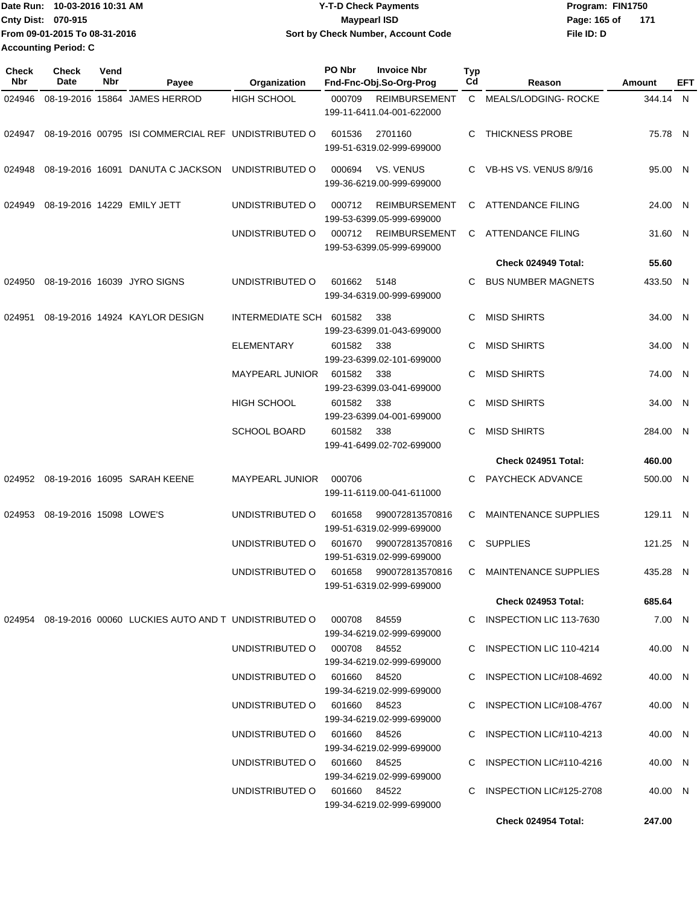Date Run: 10-03-2016 10:31 AM
Cnty Dist: 070-915
From 09-01-2015 To 08-31-2016
Accounting Period: C

**Y-T-D Check Payments**
**Maypearl ISD**
**Sort by Check Number, Account Code**

Program: FIN1750
File ID: D

| Check Nbr | Check Date | Vend Nbr | Payee | Organization | PO Nbr | Invoice Nbr / Fnd-Fnc-Obj.So-Org-Prog | Typ Cd | Reason | Amount | EFT |
|---|---|---|---|---|---|---|---|---|---|---|
| 024946 | 08-19-2016 | 15864 | JAMES HERROD | HIGH SCHOOL | 000709 | REIMBURSEMENT 199-11-6411.04-001-622000 | C | MEALS/LODGING- ROCKE | 344.14 | N |
| 024947 | 08-19-2016 | 00795 | ISI COMMERCIAL REF | UNDISTRIBUTED O | 601536 | 2701160 199-51-6319.02-999-699000 | C | THICKNESS PROBE | 75.78 | N |
| 024948 | 08-19-2016 | 16091 | DANUTA C JACKSON | UNDISTRIBUTED O | 000694 | VS. VENUS 199-36-6219.00-999-699000 | C | VB-HS VS. VENUS 8/9/16 | 95.00 | N |
| 024949 | 08-19-2016 | 14229 | EMILY JETT | UNDISTRIBUTED O | 000712 | REIMBURSEMENT 199-53-6399.05-999-699000 | C | ATTENDANCE FILING | 24.00 | N |
| | | | | UNDISTRIBUTED O | 000712 | REIMBURSEMENT 199-53-6399.05-999-699000 | C | ATTENDANCE FILING | 31.60 | N |
| | | | | | | | | **Check 024949 Total:** | **55.60** | |
| 024950 | 08-19-2016 | 16039 | JYRO SIGNS | UNDISTRIBUTED O | 601662 | 5148 199-34-6319.00-999-699000 | C | BUS NUMBER MAGNETS | 433.50 | N |
| 024951 | 08-19-2016 | 14924 | KAYLOR DESIGN | INTERMEDIATE SCH | 601582 | 338 199-23-6399.01-043-699000 | C | MISD SHIRTS | 34.00 | N |
| | | | | ELEMENTARY | 601582 | 338 199-23-6399.02-101-699000 | C | MISD SHIRTS | 34.00 | N |
| | | | | MAYPEARL JUNIOR | 601582 | 338 199-23-6399.03-041-699000 | C | MISD SHIRTS | 74.00 | N |
| | | | | HIGH SCHOOL | 601582 | 338 199-23-6399.04-001-699000 | C | MISD SHIRTS | 34.00 | N |
| | | | | SCHOOL BOARD | 601582 | 338 199-41-6499.02-702-699000 | C | MISD SHIRTS | 284.00 | N |
| | | | | | | | | **Check 024951 Total:** | **460.00** | |
| 024952 | 08-19-2016 | 16095 | SARAH KEENE | MAYPEARL JUNIOR | 000706 | 199-11-6119.00-041-611000 | C | PAYCHECK ADVANCE | 500.00 | N |
| 024953 | 08-19-2016 | 15098 | LOWE'S | UNDISTRIBUTED O | 601658 | 990072813570816 199-51-6319.02-999-699000 | C | MAINTENANCE SUPPLIES | 129.11 | N |
| | | | | UNDISTRIBUTED O | 601670 | 990072813570816 199-51-6319.02-999-699000 | C | SUPPLIES | 121.25 | N |
| | | | | UNDISTRIBUTED O | 601658 | 990072813570816 199-51-6319.02-999-699000 | C | MAINTENANCE SUPPLIES | 435.28 | N |
| | | | | | | | | **Check 024953 Total:** | **685.64** | |
| 024954 | 08-19-2016 | 00060 | LUCKIES AUTO AND T | UNDISTRIBUTED O | 000708 | 84559 199-34-6219.02-999-699000 | C | INSPECTION LIC 113-7630 | 7.00 | N |
| | | | | UNDISTRIBUTED O | 000708 | 84552 199-34-6219.02-999-699000 | C | INSPECTION LIC 110-4214 | 40.00 | N |
| | | | | UNDISTRIBUTED O | 601660 | 84520 199-34-6219.02-999-699000 | C | INSPECTION LIC#108-4692 | 40.00 | N |
| | | | | UNDISTRIBUTED O | 601660 | 84523 199-34-6219.02-999-699000 | C | INSPECTION LIC#108-4767 | 40.00 | N |
| | | | | UNDISTRIBUTED O | 601660 | 84526 199-34-6219.02-999-699000 | C | INSPECTION LIC#110-4213 | 40.00 | N |
| | | | | UNDISTRIBUTED O | 601660 | 84525 199-34-6219.02-999-699000 | C | INSPECTION LIC#110-4216 | 40.00 | N |
| | | | | UNDISTRIBUTED O | 601660 | 84522 199-34-6219.02-999-699000 | C | INSPECTION LIC#125-2708 | 40.00 | N |
| | | | | | | | | **Check 024954 Total:** | **247.00** | |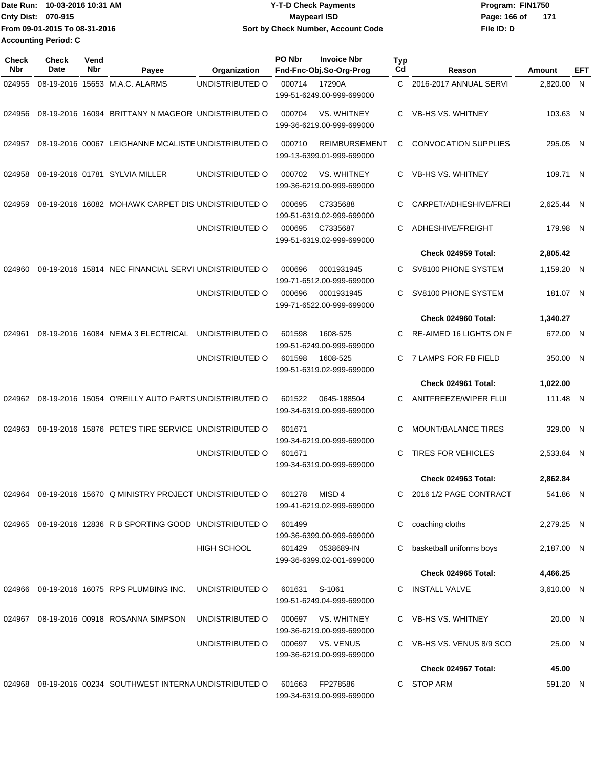Date Run: 10-03-2016 10:31 AM
Cnty Dist: 070-915
From 09-01-2015 To 08-31-2016
Accounting Period: C

**Y-T-D Check Payments**
**Maypearl ISD**
**Sort by Check Number, Account Code**

Program: FIN1750
File ID: D

| Check Nbr | Check Date | Vend Nbr | Payee | Organization | PO Nbr | Invoice Nbr / Fnd-Fnc-Obj.So-Org-Prog | Typ Cd | Reason | Amount | EFT |
|---|---|---|---|---|---|---|---|---|---|---|
| 024955 | 08-19-2016 | 15653 | M.A.C. ALARMS | UNDISTRIBUTED O | 000714 | 17290A 199-51-6249.00-999-699000 | C | 2016-2017 ANNUAL SERVI | 2,820.00 | N |
| 024956 | 08-19-2016 | 16094 | BRITTANY N MAGEOR | UNDISTRIBUTED O | 000704 | VS. WHITNEY 199-36-6219.00-999-699000 | C | VB-HS VS. WHITNEY | 103.63 | N |
| 024957 | 08-19-2016 | 00067 | LEIGHANNE MCALISTE | UNDISTRIBUTED O | 000710 | REIMBURSEMENT 199-13-6399.01-999-699000 | C | CONVOCATION SUPPLIES | 295.05 | N |
| 024958 | 08-19-2016 | 01781 | SYLVIA MILLER | UNDISTRIBUTED O | 000702 | VS. WHITNEY 199-36-6219.00-999-699000 | C | VB-HS VS. WHITNEY | 109.71 | N |
| 024959 | 08-19-2016 | 16082 | MOHAWK CARPET DIS | UNDISTRIBUTED O | 000695 | C7335688 199-51-6319.02-999-699000 | C | CARPET/ADHESHIVE/FREI | 2,625.44 | N |
| | | | | UNDISTRIBUTED O | 000695 | C7335687 199-51-6319.02-999-699000 | C | ADHESHIVE/FREIGHT | 179.98 | N |
| | | | | | | | | **Check 024959 Total:** | **2,805.42** | |
| 024960 | 08-19-2016 | 15814 | NEC FINANCIAL SERVI | UNDISTRIBUTED O | 000696 | 0001931945 199-71-6512.00-999-699000 | C | SV8100 PHONE SYSTEM | 1,159.20 | N |
| | | | | UNDISTRIBUTED O | 000696 | 0001931945 199-71-6522.00-999-699000 | C | SV8100 PHONE SYSTEM | 181.07 | N |
| | | | | | | | | **Check 024960 Total:** | **1,340.27** | |
| 024961 | 08-19-2016 | 16084 | NEMA 3 ELECTRICAL | UNDISTRIBUTED O | 601598 | 1608-525 199-51-6249.00-999-699000 | C | RE-AIMED 16 LIGHTS ON F | 672.00 | N |
| | | | | UNDISTRIBUTED O | 601598 | 1608-525 199-51-6319.02-999-699000 | C | 7 LAMPS FOR FB FIELD | 350.00 | N |
| | | | | | | | | **Check 024961 Total:** | **1,022.00** | |
| 024962 | 08-19-2016 | 15054 | O'REILLY AUTO PARTS | UNDISTRIBUTED O | 601522 | 0645-188504 199-34-6319.00-999-699000 | C | ANITFREEZE/WIPER FLUI | 111.48 | N |
| 024963 | 08-19-2016 | 15876 | PETE'S TIRE SERVICE | UNDISTRIBUTED O | 601671 | 199-34-6219.00-999-699000 | C | MOUNT/BALANCE TIRES | 329.00 | N |
| | | | | UNDISTRIBUTED O | 601671 | 199-34-6319.00-999-699000 | C | TIRES FOR VEHICLES | 2,533.84 | N |
| | | | | | | | | **Check 024963 Total:** | **2,862.84** | |
| 024964 | 08-19-2016 | 15670 | Q MINISTRY PROJECT | UNDISTRIBUTED O | 601278 | MISD 4 199-41-6219.02-999-699000 | C | 2016 1/2 PAGE CONTRACT | 541.86 | N |
| 024965 | 08-19-2016 | 12836 | R B SPORTING GOOD | UNDISTRIBUTED O | 601499 | 199-36-6399.00-999-699000 | C | coaching cloths | 2,279.25 | N |
| | | | | HIGH SCHOOL | 601429 | 0538689-IN 199-36-6399.02-001-699000 | C | basketball uniforms boys | 2,187.00 | N |
| | | | | | | | | **Check 024965 Total:** | **4,466.25** | |
| 024966 | 08-19-2016 | 16075 | RPS PLUMBING INC. | UNDISTRIBUTED O | 601631 | S-1061 199-51-6249.04-999-699000 | C | INSTALL VALVE | 3,610.00 | N |
| 024967 | 08-19-2016 | 00918 | ROSANNA SIMPSON | UNDISTRIBUTED O | 000697 | VS. WHITNEY 199-36-6219.00-999-699000 | C | VB-HS VS. WHITNEY | 20.00 | N |
| | | | | UNDISTRIBUTED O | 000697 | VS. VENUS 199-36-6219.00-999-699000 | C | VB-HS VS. VENUS 8/9 SCO | 25.00 | N |
| | | | | | | | | **Check 024967 Total:** | **45.00** | |
| 024968 | 08-19-2016 | 00234 | SOUTHWEST INTERNA | UNDISTRIBUTED O | 601663 | FP278586 199-34-6319.00-999-699000 | C | STOP ARM | 591.20 | N |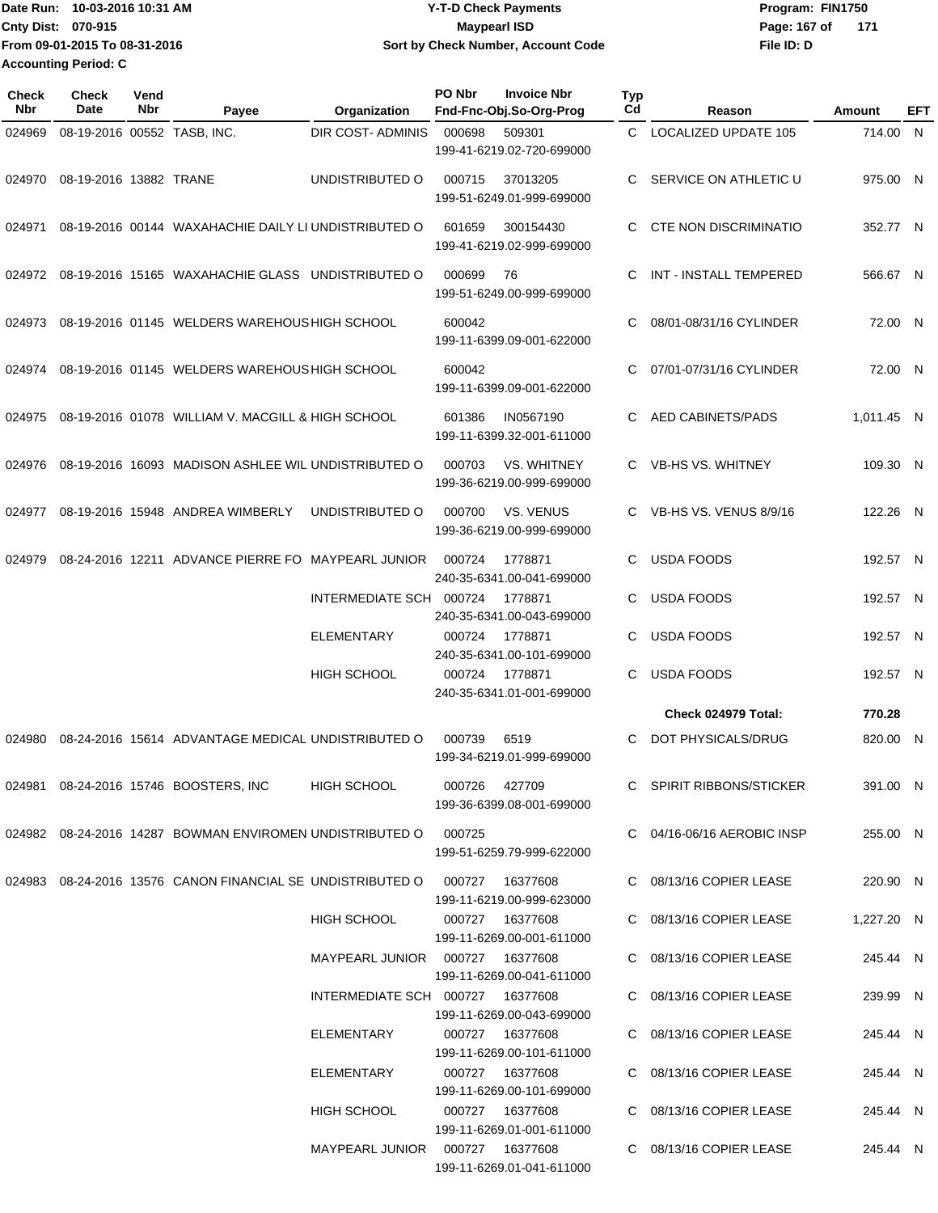Date Run: 10-03-2016 10:31 AM
Cnty Dist: 070-915
From 09-01-2015 To 08-31-2016
Accounting Period: C

# Y-T-D Check Payments
## Maypearl ISD
### Sort by Check Number, Account Code

Program: FIN1750
File ID: D

| Check Nbr | Check Date | Vend Nbr | Payee | Organization | PO Nbr | Invoice Nbr / Fnd-Fnc-Obj.So-Org-Prog | Typ Cd | Reason | Amount | EFT |
|---|---|---|---|---|---|---|---|---|---|---|
| 024969 | 08-19-2016 | 00552 | TASB, INC. | DIR COST- ADMINIS | 000698 | 509301 / 199-41-6219.02-720-699000 | C | LOCALIZED UPDATE 105 | 714.00 | N |
| 024970 | 08-19-2016 | 13882 | TRANE | UNDISTRIBUTED O | 000715 | 37013205 / 199-51-6249.01-999-699000 | C | SERVICE ON ATHLETIC U | 975.00 | N |
| 024971 | 08-19-2016 | 00144 | WAXAHACHIE DAILY LI | UNDISTRIBUTED O | 601659 | 300154430 / 199-41-6219.02-999-699000 | C | CTE NON DISCRIMINATIO | 352.77 | N |
| 024972 | 08-19-2016 | 15165 | WAXAHACHIE GLASS | UNDISTRIBUTED O | 000699 | 76 / 199-51-6249.00-999-699000 | C | INT - INSTALL TEMPERED | 566.67 | N |
| 024973 | 08-19-2016 | 01145 | WELDERS WAREHOUS | HIGH SCHOOL | 600042 | 199-11-6399.09-001-622000 | C | 08/01-08/31/16 CYLINDER | 72.00 | N |
| 024974 | 08-19-2016 | 01145 | WELDERS WAREHOUS | HIGH SCHOOL | 600042 | 199-11-6399.09-001-622000 | C | 07/01-07/31/16 CYLINDER | 72.00 | N |
| 024975 | 08-19-2016 | 01078 | WILLIAM V. MACGILL & | HIGH SCHOOL | 601386 | IN0567190 / 199-11-6399.32-001-611000 | C | AED CABINETS/PADS | 1,011.45 | N |
| 024976 | 08-19-2016 | 16093 | MADISON ASHLEE WIL | UNDISTRIBUTED O | 000703 | VS. WHITNEY / 199-36-6219.00-999-699000 | C | VB-HS VS. WHITNEY | 109.30 | N |
| 024977 | 08-19-2016 | 15948 | ANDREA WIMBERLY | UNDISTRIBUTED O | 000700 | VS. VENUS / 199-36-6219.00-999-699000 | C | VB-HS VS. VENUS 8/9/16 | 122.26 | N |
| 024979 | 08-24-2016 | 12211 | ADVANCE PIERRE FO | MAYPEARL JUNIOR | 000724 | 1778871 / 240-35-6341.00-041-699000 | C | USDA FOODS | 192.57 | N |
| | | | | INTERMEDIATE SCH | 000724 | 1778871 / 240-35-6341.00-043-699000 | C | USDA FOODS | 192.57 | N |
| | | | | ELEMENTARY | 000724 | 1778871 / 240-35-6341.00-101-699000 | C | USDA FOODS | 192.57 | N |
| | | | | HIGH SCHOOL | 000724 | 1778871 / 240-35-6341.01-001-699000 | C | USDA FOODS | 192.57 | N |
| | | | | | | | | **Check 024979 Total:** | **770.28** | |
| 024980 | 08-24-2016 | 15614 | ADVANTAGE MEDICAL | UNDISTRIBUTED O | 000739 | 6519 / 199-34-6219.01-999-699000 | C | DOT PHYSICALS/DRUG | 820.00 | N |
| 024981 | 08-24-2016 | 15746 | BOOSTERS, INC | HIGH SCHOOL | 000726 | 427709 / 199-36-6399.08-001-699000 | C | SPIRIT RIBBONS/STICKER | 391.00 | N |
| 024982 | 08-24-2016 | 14287 | BOWMAN ENVIROMEN | UNDISTRIBUTED O | 000725 | 199-51-6259.79-999-622000 | C | 04/16-06/16 AEROBIC INSP | 255.00 | N |
| 024983 | 08-24-2016 | 13576 | CANON FINANCIAL SE | UNDISTRIBUTED O | 000727 | 16377608 / 199-11-6219.00-999-623000 | C | 08/13/16 COPIER LEASE | 220.90 | N |
| | | | | HIGH SCHOOL | 000727 | 16377608 / 199-11-6269.00-001-611000 | C | 08/13/16 COPIER LEASE | 1,227.20 | N |
| | | | | MAYPEARL JUNIOR | 000727 | 16377608 / 199-11-6269.00-041-611000 | C | 08/13/16 COPIER LEASE | 245.44 | N |
| | | | | INTERMEDIATE SCH | 000727 | 16377608 / 199-11-6269.00-043-699000 | C | 08/13/16 COPIER LEASE | 239.99 | N |
| | | | | ELEMENTARY | 000727 | 16377608 / 199-11-6269.00-101-611000 | C | 08/13/16 COPIER LEASE | 245.44 | N |
| | | | | ELEMENTARY | 000727 | 16377608 / 199-11-6269.00-101-699000 | C | 08/13/16 COPIER LEASE | 245.44 | N |
| | | | | HIGH SCHOOL | 000727 | 16377608 / 199-11-6269.01-001-611000 | C | 08/13/16 COPIER LEASE | 245.44 | N |
| | | | | MAYPEARL JUNIOR | 000727 | 16377608 / 199-11-6269.01-041-611000 | C | 08/13/16 COPIER LEASE | 245.44 | N |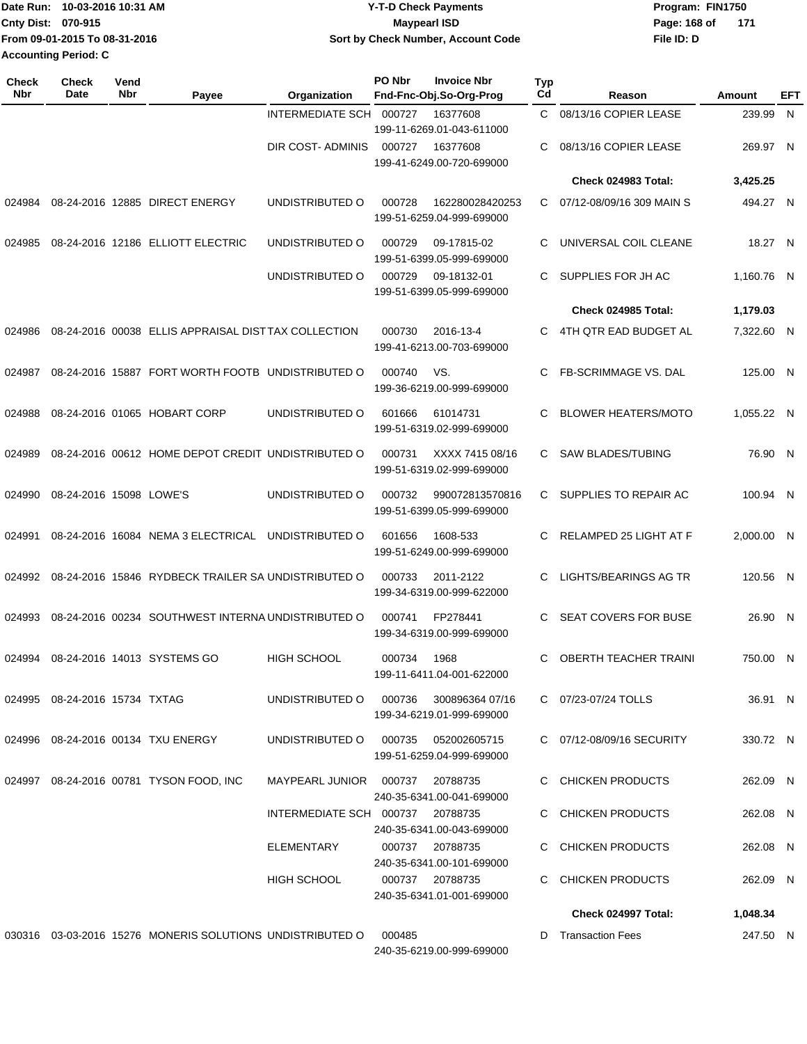Date Run: 10-03-2016 10:31 AM
Cnty Dist: 070-915
From 09-01-2015 To 08-31-2016
Accounting Period: C

**Y-T-D Check Payments**
**Maypearl ISD**
**Sort by Check Number, Account Code**

Program: FIN1750
File ID: D

| Check Nbr | Check Date | Vend Nbr | Payee | Organization | PO Nbr | Invoice Nbr / Fnd-Fnc-Obj.So-Org-Prog | Typ Cd | Reason | Amount | EFT |
|---|---|---|---|---|---|---|---|---|---|---|
| | | | | INTERMEDIATE SCH | 000727 | 16377608 / 199-11-6269.01-043-611000 | C | 08/13/16 COPIER LEASE | 239.99 | N |
| | | | | DIR COST- ADMINIS | 000727 | 16377608 / 199-41-6249.00-720-699000 | C | 08/13/16 COPIER LEASE | 269.97 | N |
| | | | | | | | | **Check 024983 Total:** | **3,425.25** | |
| 024984 | 08-24-2016 | 12885 | DIRECT ENERGY | UNDISTRIBUTED O | 000728 | 162280028420253 / 199-51-6259.04-999-699000 | C | 07/12-08/09/16 309 MAIN S | 494.27 | N |
| 024985 | 08-24-2016 | 12186 | ELLIOTT ELECTRIC | UNDISTRIBUTED O | 000729 | 09-17815-02 / 199-51-6399.05-999-699000 | C | UNIVERSAL COIL CLEANE | 18.27 | N |
| | | | | UNDISTRIBUTED O | 000729 | 09-18132-01 / 199-51-6399.05-999-699000 | C | SUPPLIES FOR JH AC | 1,160.76 | N |
| | | | | | | | | **Check 024985 Total:** | **1,179.03** | |
| 024986 | 08-24-2016 | 00038 | ELLIS APPRAISAL DIST | TAX COLLECTION | 000730 | 2016-13-4 / 199-41-6213.00-703-699000 | C | 4TH QTR EAD BUDGET AL | 7,322.60 | N |
| 024987 | 08-24-2016 | 15887 | FORT WORTH FOOTB | UNDISTRIBUTED O | 000740 | VS. / 199-36-6219.00-999-699000 | C | FB-SCRIMMAGE VS. DAL | 125.00 | N |
| 024988 | 08-24-2016 | 01065 | HOBART CORP | UNDISTRIBUTED O | 601666 | 61014731 / 199-51-6319.02-999-699000 | C | BLOWER HEATERS/MOTO | 1,055.22 | N |
| 024989 | 08-24-2016 | 00612 | HOME DEPOT CREDIT | UNDISTRIBUTED O | 000731 | XXXX 7415 08/16 / 199-51-6319.02-999-699000 | C | SAW BLADES/TUBING | 76.90 | N |
| 024990 | 08-24-2016 | 15098 | LOWE'S | UNDISTRIBUTED O | 000732 | 990072813570816 / 199-51-6399.05-999-699000 | C | SUPPLIES TO REPAIR AC | 100.94 | N |
| 024991 | 08-24-2016 | 16084 | NEMA 3 ELECTRICAL | UNDISTRIBUTED O | 601656 | 1608-533 / 199-51-6249.00-999-699000 | C | RELAMPED 25 LIGHT AT F | 2,000.00 | N |
| 024992 | 08-24-2016 | 15846 | RYDBECK TRAILER SA | UNDISTRIBUTED O | 000733 | 2011-2122 / 199-34-6319.00-999-622000 | C | LIGHTS/BEARINGS AG TR | 120.56 | N |
| 024993 | 08-24-2016 | 00234 | SOUTHWEST INTERNA | UNDISTRIBUTED O | 000741 | FP278441 / 199-34-6319.00-999-699000 | C | SEAT COVERS FOR BUSE | 26.90 | N |
| 024994 | 08-24-2016 | 14013 | SYSTEMS GO | HIGH SCHOOL | 000734 | 1968 / 199-11-6411.04-001-622000 | C | OBERTH TEACHER TRAINI | 750.00 | N |
| 024995 | 08-24-2016 | 15734 | TXTAG | UNDISTRIBUTED O | 000736 | 300896364 07/16 / 199-34-6219.01-999-699000 | C | 07/23-07/24 TOLLS | 36.91 | N |
| 024996 | 08-24-2016 | 00134 | TXU ENERGY | UNDISTRIBUTED O | 000735 | 052002605715 / 199-51-6259.04-999-699000 | C | 07/12-08/09/16 SECURITY | 330.72 | N |
| 024997 | 08-24-2016 | 00781 | TYSON FOOD, INC | MAYPEARL JUNIOR | 000737 | 20788735 / 240-35-6341.00-041-699000 | C | CHICKEN PRODUCTS | 262.09 | N |
| | | | | INTERMEDIATE SCH | 000737 | 20788735 / 240-35-6341.00-043-699000 | C | CHICKEN PRODUCTS | 262.08 | N |
| | | | | ELEMENTARY | 000737 | 20788735 / 240-35-6341.00-101-699000 | C | CHICKEN PRODUCTS | 262.08 | N |
| | | | | HIGH SCHOOL | 000737 | 20788735 / 240-35-6341.01-001-699000 | C | CHICKEN PRODUCTS | 262.09 | N |
| | | | | | | | | **Check 024997 Total:** | **1,048.34** | |
| 030316 | 03-03-2016 | 15276 | MONERIS SOLUTIONS | UNDISTRIBUTED O | 000485 | 240-35-6219.00-999-699000 | D | Transaction Fees | 247.50 | N |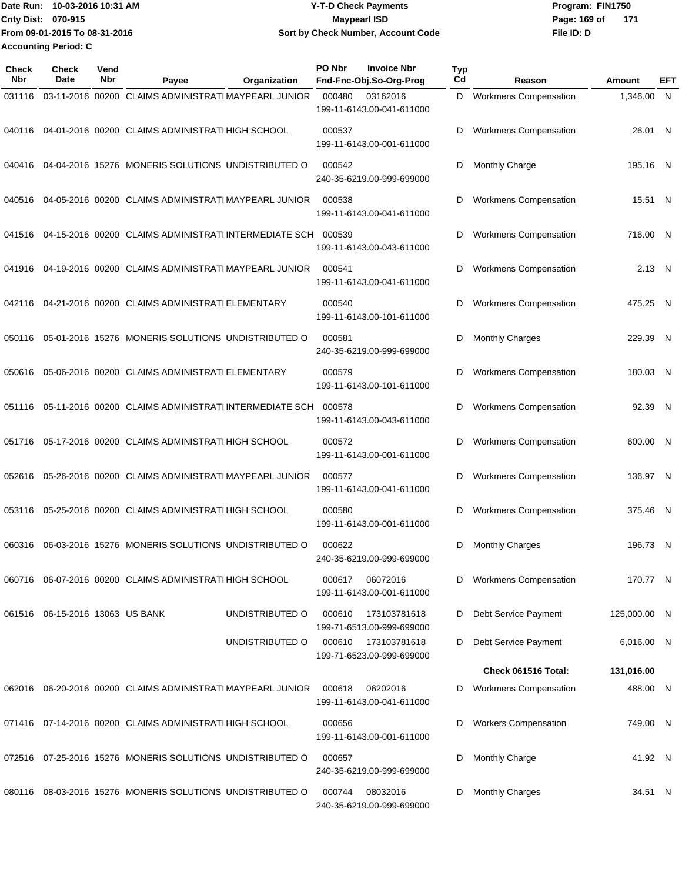Date Run: 10-03-2016 10:31 AM
Cnty Dist: 070-915
From 09-01-2015 To 08-31-2016
Accounting Period: C

**Y-T-D Check Payments**
**Maypearl ISD**
**Sort by Check Number, Account Code**

Program: FIN1750
File ID: D

| Check Nbr | Check Date | Vend Nbr | Payee | Organization | PO Nbr | Invoice Nbr / Fnd-Fnc-Obj.So-Org-Prog | Typ Cd | Reason | Amount | EFT |
|---|---|---|---|---|---|---|---|---|---|---|
| 031116 | 03-11-2016 | 00200 | CLAIMS ADMINISTRATI | MAYPEARL JUNIOR | 000480 | 03162016 199-11-6143.00-041-611000 | D | Workmens Compensation | 1,346.00 | N |
| 040116 | 04-01-2016 | 00200 | CLAIMS ADMINISTRATI | HIGH SCHOOL | 000537 | 199-11-6143.00-001-611000 | D | Workmens Compensation | 26.01 | N |
| 040416 | 04-04-2016 | 15276 | MONERIS SOLUTIONS | UNDISTRIBUTED O | 000542 | 240-35-6219.00-999-699000 | D | Monthly Charge | 195.16 | N |
| 040516 | 04-05-2016 | 00200 | CLAIMS ADMINISTRATI | MAYPEARL JUNIOR | 000538 | 199-11-6143.00-041-611000 | D | Workmens Compensation | 15.51 | N |
| 041516 | 04-15-2016 | 00200 | CLAIMS ADMINISTRATI | INTERMEDIATE SCH | 000539 | 199-11-6143.00-043-611000 | D | Workmens Compensation | 716.00 | N |
| 041916 | 04-19-2016 | 00200 | CLAIMS ADMINISTRATI | MAYPEARL JUNIOR | 000541 | 199-11-6143.00-041-611000 | D | Workmens Compensation | 2.13 | N |
| 042116 | 04-21-2016 | 00200 | CLAIMS ADMINISTRATI | ELEMENTARY | 000540 | 199-11-6143.00-101-611000 | D | Workmens Compensation | 475.25 | N |
| 050116 | 05-01-2016 | 15276 | MONERIS SOLUTIONS | UNDISTRIBUTED O | 000581 | 240-35-6219.00-999-699000 | D | Monthly Charges | 229.39 | N |
| 050616 | 05-06-2016 | 00200 | CLAIMS ADMINISTRATI | ELEMENTARY | 000579 | 199-11-6143.00-101-611000 | D | Workmens Compensation | 180.03 | N |
| 051116 | 05-11-2016 | 00200 | CLAIMS ADMINISTRATI | INTERMEDIATE SCH | 000578 | 199-11-6143.00-043-611000 | D | Workmens Compensation | 92.39 | N |
| 051716 | 05-17-2016 | 00200 | CLAIMS ADMINISTRATI | HIGH SCHOOL | 000572 | 199-11-6143.00-001-611000 | D | Workmens Compensation | 600.00 | N |
| 052616 | 05-26-2016 | 00200 | CLAIMS ADMINISTRATI | MAYPEARL JUNIOR | 000577 | 199-11-6143.00-041-611000 | D | Workmens Compensation | 136.97 | N |
| 053116 | 05-25-2016 | 00200 | CLAIMS ADMINISTRATI | HIGH SCHOOL | 000580 | 199-11-6143.00-001-611000 | D | Workmens Compensation | 375.46 | N |
| 060316 | 06-03-2016 | 15276 | MONERIS SOLUTIONS | UNDISTRIBUTED O | 000622 | 240-35-6219.00-999-699000 | D | Monthly Charges | 196.73 | N |
| 060716 | 06-07-2016 | 00200 | CLAIMS ADMINISTRATI | HIGH SCHOOL | 000617 | 06072016 199-11-6143.00-001-611000 | D | Workmens Compensation | 170.77 | N |
| 061516 | 06-15-2016 | 13063 | US BANK | UNDISTRIBUTED O | 000610 | 173103781618 199-71-6513.00-999-699000 | D | Debt Service Payment | 125,000.00 | N |
| | | | | UNDISTRIBUTED O | 000610 | 173103781618 199-71-6523.00-999-699000 | D | Debt Service Payment | 6,016.00 | N |
| | | | | | | | | **Check 061516 Total:** | **131,016.00** | |
| 062016 | 06-20-2016 | 00200 | CLAIMS ADMINISTRATI | MAYPEARL JUNIOR | 000618 | 06202016 199-11-6143.00-041-611000 | D | Workmens Compensation | 488.00 | N |
| 071416 | 07-14-2016 | 00200 | CLAIMS ADMINISTRATI | HIGH SCHOOL | 000656 | 199-11-6143.00-001-611000 | D | Workers Compensation | 749.00 | N |
| 072516 | 07-25-2016 | 15276 | MONERIS SOLUTIONS | UNDISTRIBUTED O | 000657 | 240-35-6219.00-999-699000 | D | Monthly Charge | 41.92 | N |
| 080116 | 08-03-2016 | 15276 | MONERIS SOLUTIONS | UNDISTRIBUTED O | 000744 | 08032016 240-35-6219.00-999-699000 | D | Monthly Charges | 34.51 | N |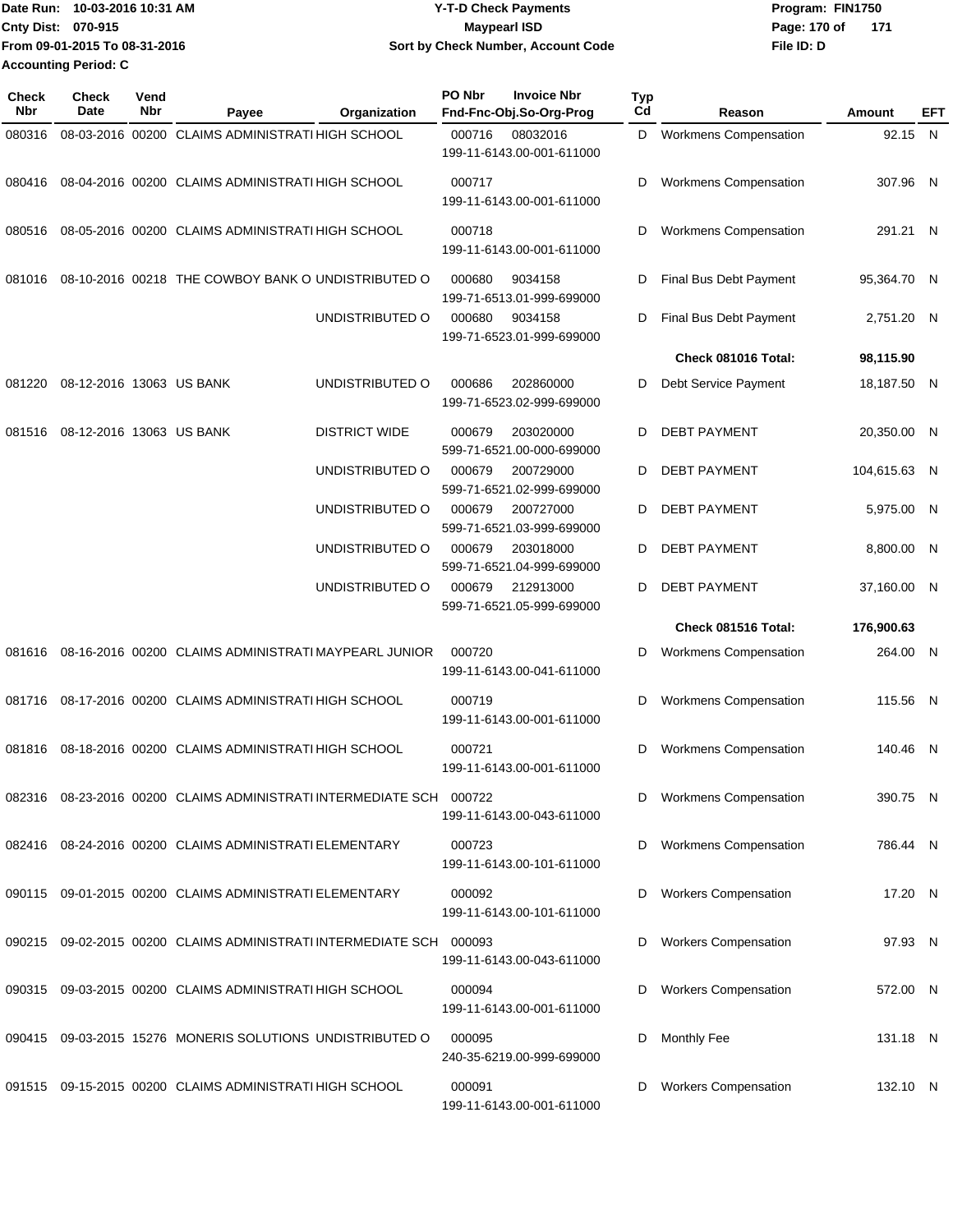Date Run: 10-03-2016 10:31 AM
Cnty Dist: 070-915
From 09-01-2015 To 08-31-2016
Accounting Period: C

**Y-T-D Check Payments**
**Maypearl ISD**
**Sort by Check Number, Account Code**

Program: FIN1750
File ID: D

| Check Nbr | Check Date | Vend Nbr | Payee | Organization | PO Nbr | Invoice Nbr / Fnd-Fnc-Obj.So-Org-Prog | Typ Cd | Reason | Amount | EFT |
|---|---|---|---|---|---|---|---|---|---|---|
| 080316 | 08-03-2016 | 00200 | CLAIMS ADMINISTRATI | HIGH SCHOOL | 000716 | 08032016 199-11-6143.00-001-611000 | D | Workmens Compensation | 92.15 | N |
| 080416 | 08-04-2016 | 00200 | CLAIMS ADMINISTRATI | HIGH SCHOOL | 000717 | 199-11-6143.00-001-611000 | D | Workmens Compensation | 307.96 | N |
| 080516 | 08-05-2016 | 00200 | CLAIMS ADMINISTRATI | HIGH SCHOOL | 000718 | 199-11-6143.00-001-611000 | D | Workmens Compensation | 291.21 | N |
| 081016 | 08-10-2016 | 00218 | THE COWBOY BANK O | UNDISTRIBUTED O | 000680 | 9034158 199-71-6513.01-999-699000 | D | Final Bus Debt Payment | 95,364.70 | N |
| | | | | UNDISTRIBUTED O | 000680 | 9034158 199-71-6523.01-999-699000 | D | Final Bus Debt Payment | 2,751.20 | N |
| | | | | | | | | **Check 081016 Total:** | **98,115.90** | |
| 081220 | 08-12-2016 | 13063 | US BANK | UNDISTRIBUTED O | 000686 | 202860000 199-71-6523.02-999-699000 | D | Debt Service Payment | 18,187.50 | N |
| 081516 | 08-12-2016 | 13063 | US BANK | DISTRICT WIDE | 000679 | 203020000 599-71-6521.00-000-699000 | D | DEBT PAYMENT | 20,350.00 | N |
| | | | | UNDISTRIBUTED O | 000679 | 200729000 599-71-6521.02-999-699000 | D | DEBT PAYMENT | 104,615.63 | N |
| | | | | UNDISTRIBUTED O | 000679 | 200727000 599-71-6521.03-999-699000 | D | DEBT PAYMENT | 5,975.00 | N |
| | | | | UNDISTRIBUTED O | 000679 | 203018000 599-71-6521.04-999-699000 | D | DEBT PAYMENT | 8,800.00 | N |
| | | | | UNDISTRIBUTED O | 000679 | 212913000 599-71-6521.05-999-699000 | D | DEBT PAYMENT | 37,160.00 | N |
| | | | | | | | | **Check 081516 Total:** | **176,900.63** | |
| 081616 | 08-16-2016 | 00200 | CLAIMS ADMINISTRATI | MAYPEARL JUNIOR | 000720 | 199-11-6143.00-041-611000 | D | Workmens Compensation | 264.00 | N |
| 081716 | 08-17-2016 | 00200 | CLAIMS ADMINISTRATI | HIGH SCHOOL | 000719 | 199-11-6143.00-001-611000 | D | Workmens Compensation | 115.56 | N |
| 081816 | 08-18-2016 | 00200 | CLAIMS ADMINISTRATI | HIGH SCHOOL | 000721 | 199-11-6143.00-001-611000 | D | Workmens Compensation | 140.46 | N |
| 082316 | 08-23-2016 | 00200 | CLAIMS ADMINISTRATI | INTERMEDIATE SCH | 000722 | 199-11-6143.00-043-611000 | D | Workmens Compensation | 390.75 | N |
| 082416 | 08-24-2016 | 00200 | CLAIMS ADMINISTRATI | ELEMENTARY | 000723 | 199-11-6143.00-101-611000 | D | Workmens Compensation | 786.44 | N |
| 090115 | 09-01-2015 | 00200 | CLAIMS ADMINISTRATI | ELEMENTARY | 000092 | 199-11-6143.00-101-611000 | D | Workers Compensation | 17.20 | N |
| 090215 | 09-02-2015 | 00200 | CLAIMS ADMINISTRATI | INTERMEDIATE SCH | 000093 | 199-11-6143.00-043-611000 | D | Workers Compensation | 97.93 | N |
| 090315 | 09-03-2015 | 00200 | CLAIMS ADMINISTRATI | HIGH SCHOOL | 000094 | 199-11-6143.00-001-611000 | D | Workers Compensation | 572.00 | N |
| 090415 | 09-03-2015 | 15276 | MONERIS SOLUTIONS | UNDISTRIBUTED O | 000095 | 240-35-6219.00-999-699000 | D | Monthly Fee | 131.18 | N |
| 091515 | 09-15-2015 | 00200 | CLAIMS ADMINISTRATI | HIGH SCHOOL | 000091 | 199-11-6143.00-001-611000 | D | Workers Compensation | 132.10 | N |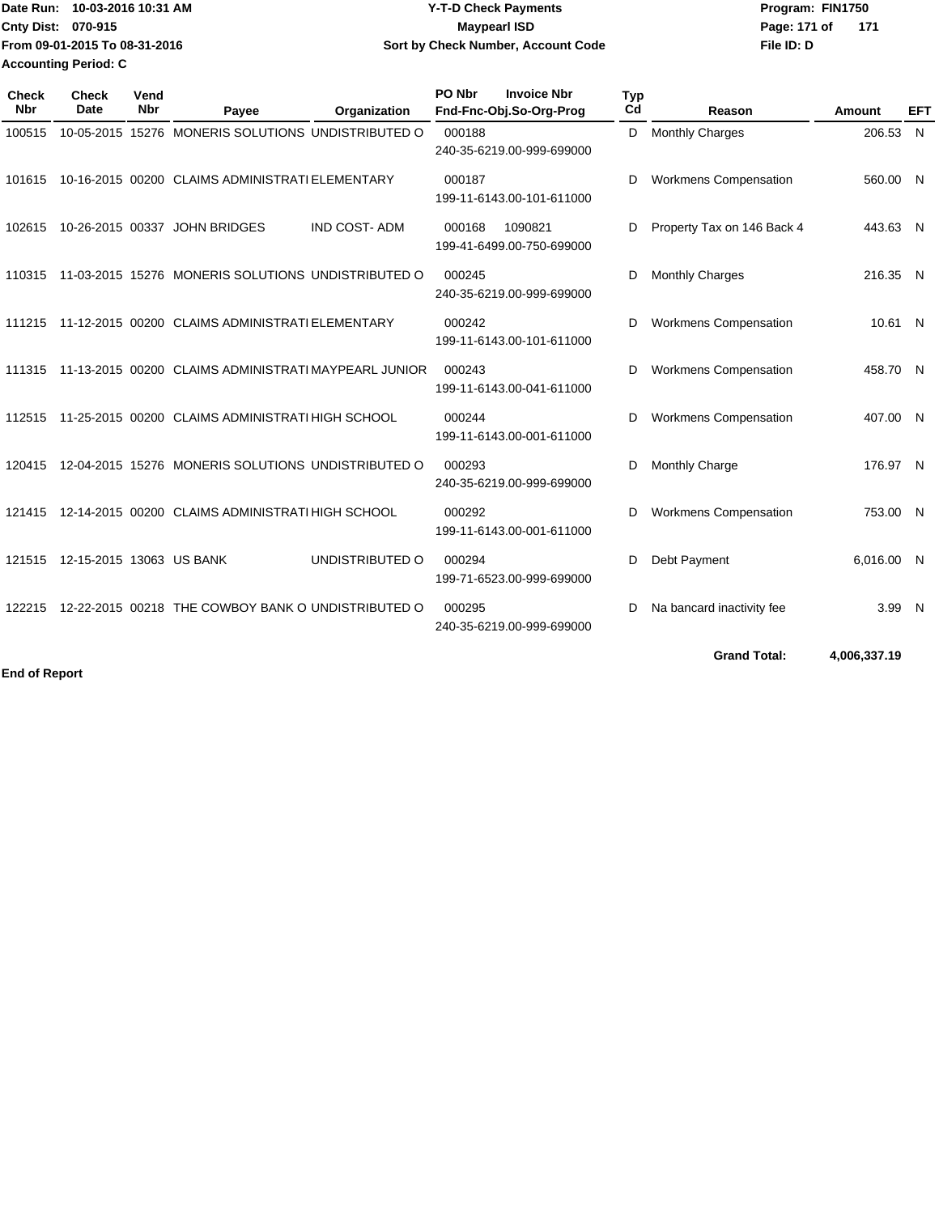Date Run: 10-03-2016 10:31 AM
Cnty Dist: 070-915
From 09-01-2015 To 08-31-2016
Accounting Period: C

**Y-T-D Check Payments**
**Maypearl ISD**
**Sort by Check Number, Account Code**

Program: FIN1750
File ID: D

| Check Nbr | Check Date | Vend Nbr | Payee | Organization | PO Nbr / Invoice Nbr / Fnd-Fnc-Obj.So-Org-Prog | Typ Cd | Reason | Amount | EFT |
|---|---|---|---|---|---|---|---|---|---|
| 100515 | 10-05-2015 | 15276 | MONERIS SOLUTIONS | UNDISTRIBUTED O | 000188 240-35-6219.00-999-699000 | D | Monthly Charges | 206.53 | N |
| 101615 | 10-16-2015 | 00200 | CLAIMS ADMINISTRATI | ELEMENTARY | 000187 199-11-6143.00-101-611000 | D | Workmens Compensation | 560.00 | N |
| 102615 | 10-26-2015 | 00337 | JOHN BRIDGES | IND COST- ADM | 000168 1090821 199-41-6499.00-750-699000 | D | Property Tax on 146 Back 4 | 443.63 | N |
| 110315 | 11-03-2015 | 15276 | MONERIS SOLUTIONS | UNDISTRIBUTED O | 000245 240-35-6219.00-999-699000 | D | Monthly Charges | 216.35 | N |
| 111215 | 11-12-2015 | 00200 | CLAIMS ADMINISTRATI | ELEMENTARY | 000242 199-11-6143.00-101-611000 | D | Workmens Compensation | 10.61 | N |
| 111315 | 11-13-2015 | 00200 | CLAIMS ADMINISTRATI | MAYPEARL JUNIOR | 000243 199-11-6143.00-041-611000 | D | Workmens Compensation | 458.70 | N |
| 112515 | 11-25-2015 | 00200 | CLAIMS ADMINISTRATI | HIGH SCHOOL | 000244 199-11-6143.00-001-611000 | D | Workmens Compensation | 407.00 | N |
| 120415 | 12-04-2015 | 15276 | MONERIS SOLUTIONS | UNDISTRIBUTED O | 000293 240-35-6219.00-999-699000 | D | Monthly Charge | 176.97 | N |
| 121415 | 12-14-2015 | 00200 | CLAIMS ADMINISTRATI | HIGH SCHOOL | 000292 199-11-6143.00-001-611000 | D | Workmens Compensation | 753.00 | N |
| 121515 | 12-15-2015 | 13063 | US BANK | UNDISTRIBUTED O | 000294 199-71-6523.00-999-699000 | D | Debt Payment | 6,016.00 | N |
| 122215 | 12-22-2015 | 00218 | THE COWBOY BANK O | UNDISTRIBUTED O | 000295 240-35-6219.00-999-699000 | D | Na bancard inactivity fee | 3.99 | N |
| | | | | | | | **Grand Total:** | **4,006,337.19** | |

**End of Report**